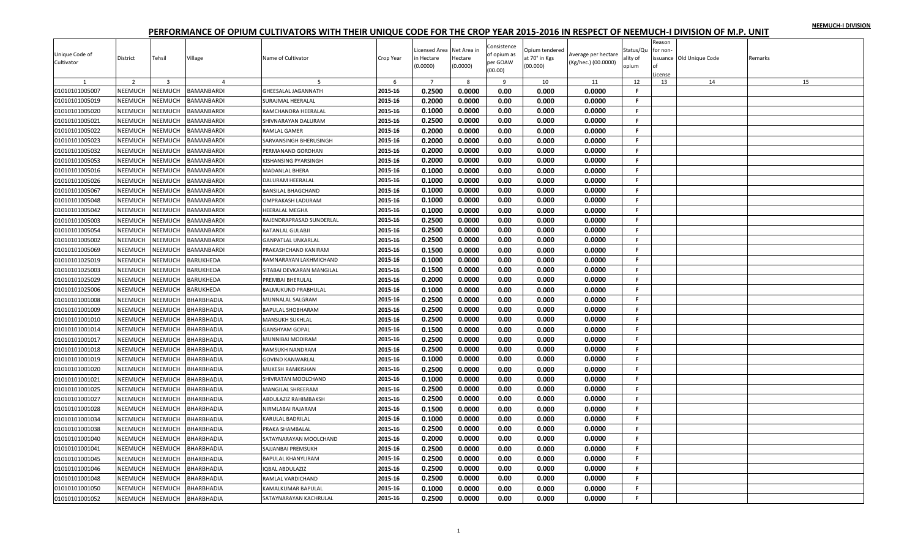NEEMUCH-I DIVISION

# PERFORMANCE OF OPIUM CULTIVATORS WITH THEIR UNIQUE CODE FOR THE CROP YEAR 2015-2016 IN RESPECT OF NEEMUCH-I DIVISION OF M.P. UNIT

| Unique Code of Cultivator | District | Tehsil | Village | Name of Cultivator | Crop Year | Licensed Area in Hectare (0.0000) | Net Area in Hectare (0.0000) | Consistence of opium as per GOAW (00.00) | Opium tendered at 70° in Kgs (00.000) | Average per hectare (Kg/hec.) (00.0000) | Status/Quality of opium | Reason for non-issuance of License | Old Unique Code | Remarks |
|---|---|---|---|---|---|---|---|---|---|---|---|---|---|---|
| 1 | 2 | 3 | 4 | 5 | 6 | 7 | 8 | 9 | 10 | 11 | 12 | 13 | 14 | 15 |
| 01010101005007 | NEEMUCH | NEEMUCH | BAMANBARDI | GHEESALAL JAGANNATH | 2015-16 | 0.2500 | 0.0000 | 0.00 | 0.000 | 0.0000 | F | | | |
| 01010101005019 | NEEMUCH | NEEMUCH | BAMANBARDI | SURAJMAL HEERALAL | 2015-16 | 0.2000 | 0.0000 | 0.00 | 0.000 | 0.0000 | F | | | |
| 01010101005020 | NEEMUCH | NEEMUCH | BAMANBARDI | RAMCHANDRA HEERALAL | 2015-16 | 0.1000 | 0.0000 | 0.00 | 0.000 | 0.0000 | F | | | |
| 01010101005021 | NEEMUCH | NEEMUCH | BAMANBARDI | SHIVNARAYAN DALURAM | 2015-16 | 0.2500 | 0.0000 | 0.00 | 0.000 | 0.0000 | F | | | |
| 01010101005022 | NEEMUCH | NEEMUCH | BAMANBARDI | RAMLAL GAMER | 2015-16 | 0.2000 | 0.0000 | 0.00 | 0.000 | 0.0000 | F | | | |
| 01010101005023 | NEEMUCH | NEEMUCH | BAMANBARDI | SARVANSINGH BHERUSINGH | 2015-16 | 0.2000 | 0.0000 | 0.00 | 0.000 | 0.0000 | F | | | |
| 01010101005032 | NEEMUCH | NEEMUCH | BAMANBARDI | PERMANAND GORDHAN | 2015-16 | 0.2000 | 0.0000 | 0.00 | 0.000 | 0.0000 | F | | | |
| 01010101005053 | NEEMUCH | NEEMUCH | BAMANBARDI | KISHANSING PYARSINGH | 2015-16 | 0.2000 | 0.0000 | 0.00 | 0.000 | 0.0000 | F | | | |
| 01010101005016 | NEEMUCH | NEEMUCH | BAMANBARDI | MADANLAL BHERA | 2015-16 | 0.1000 | 0.0000 | 0.00 | 0.000 | 0.0000 | F | | | |
| 01010101005026 | NEEMUCH | NEEMUCH | BAMANBARDI | DALURAM HEERALAL | 2015-16 | 0.1000 | 0.0000 | 0.00 | 0.000 | 0.0000 | F | | | |
| 01010101005067 | NEEMUCH | NEEMUCH | BAMANBARDI | BANSILAL BHAGCHAND | 2015-16 | 0.1000 | 0.0000 | 0.00 | 0.000 | 0.0000 | F | | | |
| 01010101005048 | NEEMUCH | NEEMUCH | BAMANBARDI | OMPRAKASH LADURAM | 2015-16 | 0.1000 | 0.0000 | 0.00 | 0.000 | 0.0000 | F | | | |
| 01010101005042 | NEEMUCH | NEEMUCH | BAMANBARDI | HEERALAL MEGHA | 2015-16 | 0.1000 | 0.0000 | 0.00 | 0.000 | 0.0000 | F | | | |
| 01010101005003 | NEEMUCH | NEEMUCH | BAMANBARDI | RAJENDRAPRASAD SUNDERLAL | 2015-16 | 0.2500 | 0.0000 | 0.00 | 0.000 | 0.0000 | F | | | |
| 01010101005054 | NEEMUCH | NEEMUCH | BAMANBARDI | RATANLAL GULABJI | 2015-16 | 0.2500 | 0.0000 | 0.00 | 0.000 | 0.0000 | F | | | |
| 01010101005002 | NEEMUCH | NEEMUCH | BAMANBARDI | GANPATLAL UNKARLAL | 2015-16 | 0.2500 | 0.0000 | 0.00 | 0.000 | 0.0000 | F | | | |
| 01010101005069 | NEEMUCH | NEEMUCH | BAMANBARDI | PRAKASHCHAND KANIRAM | 2015-16 | 0.1500 | 0.0000 | 0.00 | 0.000 | 0.0000 | F | | | |
| 01010101025019 | NEEMUCH | NEEMUCH | BARUKHEDA | RAMNARAYAN LAKHMICHAND | 2015-16 | 0.1000 | 0.0000 | 0.00 | 0.000 | 0.0000 | F | | | |
| 01010101025003 | NEEMUCH | NEEMUCH | BARUKHEDA | SITABAI DEVKARAN MANGILAL | 2015-16 | 0.1500 | 0.0000 | 0.00 | 0.000 | 0.0000 | F | | | |
| 01010101025029 | NEEMUCH | NEEMUCH | BARUKHEDA | PREMBAI BHERULAL | 2015-16 | 0.2000 | 0.0000 | 0.00 | 0.000 | 0.0000 | F | | | |
| 01010101025006 | NEEMUCH | NEEMUCH | BARUKHEDA | BALMUKUND PRABHULAL | 2015-16 | 0.1000 | 0.0000 | 0.00 | 0.000 | 0.0000 | F | | | |
| 01010101001008 | NEEMUCH | NEEMUCH | BHARBHADIA | MUNNALAL SALGRAM | 2015-16 | 0.2500 | 0.0000 | 0.00 | 0.000 | 0.0000 | F | | | |
| 01010101001009 | NEEMUCH | NEEMUCH | BHARBHADIA | BAPULAL SHOBHARAM | 2015-16 | 0.2500 | 0.0000 | 0.00 | 0.000 | 0.0000 | F | | | |
| 01010101001010 | NEEMUCH | NEEMUCH | BHARBHADIA | MANSUKH SUKHLAL | 2015-16 | 0.2500 | 0.0000 | 0.00 | 0.000 | 0.0000 | F | | | |
| 01010101001014 | NEEMUCH | NEEMUCH | BHARBHADIA | GANSHYAM GOPAL | 2015-16 | 0.1500 | 0.0000 | 0.00 | 0.000 | 0.0000 | F | | | |
| 01010101001017 | NEEMUCH | NEEMUCH | BHARBHADIA | MUNNIBAI MODIRAM | 2015-16 | 0.2500 | 0.0000 | 0.00 | 0.000 | 0.0000 | F | | | |
| 01010101001018 | NEEMUCH | NEEMUCH | BHARBHADIA | RAMSUKH NANDRAM | 2015-16 | 0.2500 | 0.0000 | 0.00 | 0.000 | 0.0000 | F | | | |
| 01010101001019 | NEEMUCH | NEEMUCH | BHARBHADIA | GOVIND KANWARLAL | 2015-16 | 0.1000 | 0.0000 | 0.00 | 0.000 | 0.0000 | F | | | |
| 01010101001020 | NEEMUCH | NEEMUCH | BHARBHADIA | MUKESH RAMKISHAN | 2015-16 | 0.2500 | 0.0000 | 0.00 | 0.000 | 0.0000 | F | | | |
| 01010101001021 | NEEMUCH | NEEMUCH | BHARBHADIA | SHIVRATAN MOOLCHAND | 2015-16 | 0.1000 | 0.0000 | 0.00 | 0.000 | 0.0000 | F | | | |
| 01010101001025 | NEEMUCH | NEEMUCH | BHARBHADIA | MANGILAL SHREERAM | 2015-16 | 0.2500 | 0.0000 | 0.00 | 0.000 | 0.0000 | F | | | |
| 01010101001027 | NEEMUCH | NEEMUCH | BHARBHADIA | ABDULAZIZ RAHIMBAKSH | 2015-16 | 0.2500 | 0.0000 | 0.00 | 0.000 | 0.0000 | F | | | |
| 01010101001028 | NEEMUCH | NEEMUCH | BHARBHADIA | NIRMLABAI RAJARAM | 2015-16 | 0.1500 | 0.0000 | 0.00 | 0.000 | 0.0000 | F | | | |
| 01010101001034 | NEEMUCH | NEEMUCH | BHARBHADIA | KARULAL BADRILAL | 2015-16 | 0.1000 | 0.0000 | 0.00 | 0.000 | 0.0000 | F | | | |
| 01010101001038 | NEEMUCH | NEEMUCH | BHARBHADIA | PRAKA SHAMBALAL | 2015-16 | 0.2500 | 0.0000 | 0.00 | 0.000 | 0.0000 | F | | | |
| 01010101001040 | NEEMUCH | NEEMUCH | BHARBHADIA | SATAYNARAYAN MOOLCHAND | 2015-16 | 0.2000 | 0.0000 | 0.00 | 0.000 | 0.0000 | F | | | |
| 01010101001041 | NEEMUCH | NEEMUCH | BHARBHADIA | SAJJANBAI PREMSUKH | 2015-16 | 0.2500 | 0.0000 | 0.00 | 0.000 | 0.0000 | F | | | |
| 01010101001045 | NEEMUCH | NEEMUCH | BHARBHADIA | BAPULAL KHANYLIRAM | 2015-16 | 0.2500 | 0.0000 | 0.00 | 0.000 | 0.0000 | F | | | |
| 01010101001046 | NEEMUCH | NEEMUCH | BHARBHADIA | IQBAL ABDULAZIZ | 2015-16 | 0.2500 | 0.0000 | 0.00 | 0.000 | 0.0000 | F | | | |
| 01010101001048 | NEEMUCH | NEEMUCH | BHARBHADIA | RAMLAL VARDICHAND | 2015-16 | 0.2500 | 0.0000 | 0.00 | 0.000 | 0.0000 | F | | | |
| 01010101001050 | NEEMUCH | NEEMUCH | BHARBHADIA | KAMALKUMAR BAPULAL | 2015-16 | 0.1000 | 0.0000 | 0.00 | 0.000 | 0.0000 | F | | | |
| 01010101001052 | NEEMUCH | NEEMUCH | BHARBHADIA | SATAYNARAYAN KACHRULAL | 2015-16 | 0.2500 | 0.0000 | 0.00 | 0.000 | 0.0000 | F | | | |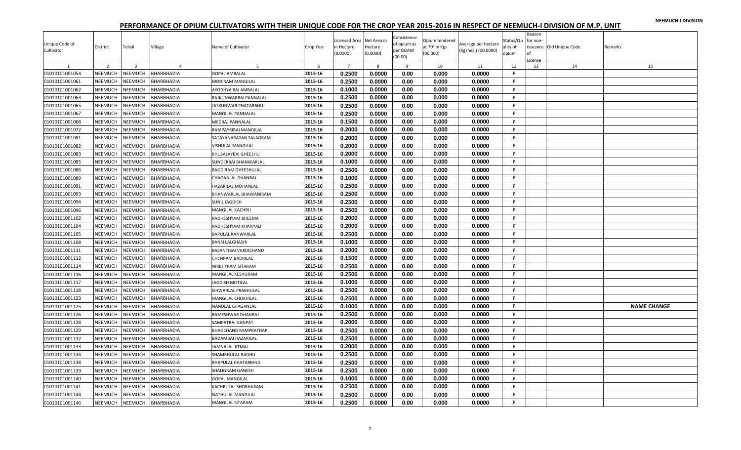# PERFORMANCE OF OPIUM CULTIVATORS WITH THEIR UNIQUE CODE FOR THE CROP YEAR 2015-2016 IN RESPECT OF NEEMUCH-I DIVISION OF M.P. UNIT

| Unique Code of Cultivator | District | Tehsil | Village | Name of Cultivator | Crop Year | Licensed Area in Hectare (0.0000) | Net Area in Hectare (0.0000) | Consistence of opium as per GOAW (00.00) | Opium tendered at 70° in Kgs (00.000) | Average per hectare (Kg/hec.) (00.0000) | Status/Quality of opium | Reason for non-issuance of License | Old Unique Code | Remarks |
|---|---|---|---|---|---|---|---|---|---|---|---|---|---|---|
| 1 | 2 | 3 | 4 | 5 | 6 | 7 | 8 | 9 | 10 | 11 | 12 | 13 | 14 | 15 |
| 01010101001054 | NEEMUCH | NEEMUCH | BHARBHADIA | GOPAL AMBALAL | 2015-16 | 0.2500 | 0.0000 | 0.00 | 0.000 | 0.0000 | F | | | |
| 01010101001061 | NEEMUCH | NEEMUCH | BHARBHADIA | MODIRAM MANGILAL | 2015-16 | 0.2500 | 0.0000 | 0.00 | 0.000 | 0.0000 | F | | | |
| 01010101001062 | NEEMUCH | NEEMUCH | BHARBHADIA | AYODHYA BAI AMBALAL | 2015-16 | 0.1000 | 0.0000 | 0.00 | 0.000 | 0.0000 | F | | | |
| 01010101001063 | NEEMUCH | NEEMUCH | BHARBHADIA | RAJKUNWARBAI PANNALAL | 2015-16 | 0.2500 | 0.0000 | 0.00 | 0.000 | 0.0000 | F | | | |
| 01010101001065 | NEEMUCH | NEEMUCH | BHARBHADIA | JASKUNWAR CHATARBHUJ | 2015-16 | 0.2500 | 0.0000 | 0.00 | 0.000 | 0.0000 | F | | | |
| 01010101001067 | NEEMUCH | NEEMUCH | BHARBHADIA | MANGILAL PANNALAL | 2015-16 | 0.2500 | 0.0000 | 0.00 | 0.000 | 0.0000 | F | | | |
| 01010101001068 | NEEMUCH | NEEMUCH | BHARBHADIA | MEGRAJ PANNALAL | 2015-16 | 0.1500 | 0.0000 | 0.00 | 0.000 | 0.0000 | F | | | |
| 01010101001072 | NEEMUCH | NEEMUCH | BHARBHADIA | RAMPAYRIBAI MANGILAL | 2015-16 | 0.2000 | 0.0000 | 0.00 | 0.000 | 0.0000 | F | | | |
| 01010101001081 | NEEMUCH | NEEMUCH | BHARBHADIA | SATAYANARAYAN SALAGRAM | 2015-16 | 0.2000 | 0.0000 | 0.00 | 0.000 | 0.0000 | F | | | |
| 01010101001082 | NEEMUCH | NEEMUCH | BHARBHADIA | VISHULAL MANGILAL | 2015-16 | 0.2000 | 0.0000 | 0.00 | 0.000 | 0.0000 | F | | | |
| 01010101001083 | NEEMUCH | NEEMUCH | BHARBHADIA | KHUSALAYBAI GHEESHU | 2015-16 | 0.2000 | 0.0000 | 0.00 | 0.000 | 0.0000 | F | | | |
| 01010101001085 | NEEMUCH | NEEMUCH | BHARBHADIA | SUNDERBAI BHANWARLAL | 2015-16 | 0.1000 | 0.0000 | 0.00 | 0.000 | 0.0000 | F | | | |
| 01010101001086 | NEEMUCH | NEEMUCH | BHARBHADIA | BAGDIRAM GHEESHULAL | 2015-16 | 0.2500 | 0.0000 | 0.00 | 0.000 | 0.0000 | F | | | |
| 01010101001089 | NEEMUCH | NEEMUCH | BHARBHADIA | CHAGANLAL DHANRAJ | 2015-16 | 0.1000 | 0.0000 | 0.00 | 0.000 | 0.0000 | F | | | |
| 01010101001091 | NEEMUCH | NEEMUCH | BHARBHADIA | HAZARILAL MOHANLAL | 2015-16 | 0.2500 | 0.0000 | 0.00 | 0.000 | 0.0000 | F | | | |
| 01010101001093 | NEEMUCH | NEEMUCH | BHARBHADIA | BHANWARLAL BHAWANIRAM | 2015-16 | 0.2500 | 0.0000 | 0.00 | 0.000 | 0.0000 | F | | | |
| 01010101001094 | NEEMUCH | NEEMUCH | BHARBHADIA | SUNIL JAGDISH | 2015-16 | 0.2500 | 0.0000 | 0.00 | 0.000 | 0.0000 | F | | | |
| 01010101001096 | NEEMUCH | NEEMUCH | BHARBHADIA | MANGILAL KACHRU | 2015-16 | 0.2500 | 0.0000 | 0.00 | 0.000 | 0.0000 | F | | | |
| 01010101001102 | NEEMUCH | NEEMUCH | BHARBHADIA | RADHESHYAM BHEEMA | 2015-16 | 0.2000 | 0.0000 | 0.00 | 0.000 | 0.0000 | F | | | |
| 01010101001104 | NEEMUCH | NEEMUCH | BHARBHADIA | RADHESHYAM KHANYALI | 2015-16 | 0.2000 | 0.0000 | 0.00 | 0.000 | 0.0000 | F | | | |
| 01010101001105 | NEEMUCH | NEEMUCH | BHARBHADIA | BAPULAL KANWARLAL | 2015-16 | 0.2500 | 0.0000 | 0.00 | 0.000 | 0.0000 | F | | | |
| 01010101001108 | NEEMUCH | NEEMUCH | BHARBHADIA | BANSI LALGHASHI | 2015-16 | 0.1000 | 0.0000 | 0.00 | 0.000 | 0.0000 | F | | | |
| 01010101001111 | NEEMUCH | NEEMUCH | BHARBHADIA | BASANTIBAI VARDICHAND | 2015-16 | 0.2000 | 0.0000 | 0.00 | 0.000 | 0.0000 | F | | | |
| 01010101001112 | NEEMUCH | NEEMUCH | BHARBHADIA | CHENRAM BADRILAL | 2015-16 | 0.1500 | 0.0000 | 0.00 | 0.000 | 0.0000 | F | | | |
| 01010101001114 | NEEMUCH | NEEMUCH | BHARBHADIA | NIRBHYRAM SITARAM | 2015-16 | 0.2500 | 0.0000 | 0.00 | 0.000 | 0.0000 | F | | | |
| 01010101001116 | NEEMUCH | NEEMUCH | BHARBHADIA | MANGILAL KESHURAM | 2015-16 | 0.2500 | 0.0000 | 0.00 | 0.000 | 0.0000 | F | | | |
| 01010101001117 | NEEMUCH | NEEMUCH | BHARBHADIA | JAGDISH MOTILAL | 2015-16 | 0.1000 | 0.0000 | 0.00 | 0.000 | 0.0000 | F | | | |
| 01010101001118 | NEEMUCH | NEEMUCH | BHARBHADIA | ISHWARLAL PRABHULAL | 2015-16 | 0.2500 | 0.0000 | 0.00 | 0.000 | 0.0000 | F | | | |
| 01010101001123 | NEEMUCH | NEEMUCH | BHARBHADIA | MANGILAL CHOKHILAL | 2015-16 | 0.2500 | 0.0000 | 0.00 | 0.000 | 0.0000 | F | | | |
| 01010101001125 | NEEMUCH | NEEMUCH | BHARBHADIA | NANDLAL CHAGANLAL | 2015-16 | 0.1000 | 0.0000 | 0.00 | 0.000 | 0.0000 | F | | | NAME CHANGE |
| 01010101001126 | NEEMUCH | NEEMUCH | BHARBHADIA | RAMESHWAR DHANRAJ | 2015-16 | 0.2500 | 0.0000 | 0.00 | 0.000 | 0.0000 | F | | | |
| 01010101001128 | NEEMUCH | NEEMUCH | BHARBHADIA | SAMPATBAI GANPAT | 2015-16 | 0.2000 | 0.0000 | 0.00 | 0.000 | 0.0000 | F | | | |
| 01010101001129 | NEEMUCH | NEEMUCH | BHARBHADIA | BHAGCHAND RAMPRATHAP | 2015-16 | 0.2500 | 0.0000 | 0.00 | 0.000 | 0.0000 | F | | | |
| 01010101001132 | NEEMUCH | NEEMUCH | BHARBHADIA | BADAMBAI HAZARILAL | 2015-16 | 0.2500 | 0.0000 | 0.00 | 0.000 | 0.0000 | F | | | |
| 01010101001133 | NEEMUCH | NEEMUCH | BHARBHADIA | JAMNALAL JITMAL | 2015-16 | 0.2000 | 0.0000 | 0.00 | 0.000 | 0.0000 | F | | | |
| 01010101001134 | NEEMUCH | NEEMUCH | BHARBHADIA | SHAMBHULAL RADHU | 2015-16 | 0.2500 | 0.0000 | 0.00 | 0.000 | 0.0000 | F | | | |
| 01010101001138 | NEEMUCH | NEEMUCH | BHARBHADIA | BHAPULAL CHATARBHUJ | 2015-16 | 0.2500 | 0.0000 | 0.00 | 0.000 | 0.0000 | F | | | |
| 01010101001139 | NEEMUCH | NEEMUCH | BHARBHADIA | SHALIGRAM GANESH | 2015-16 | 0.2500 | 0.0000 | 0.00 | 0.000 | 0.0000 | F | | | |
| 01010101001140 | NEEMUCH | NEEMUCH | BHARBHADIA | GOPAL MANGILAL | 2015-16 | 0.1000 | 0.0000 | 0.00 | 0.000 | 0.0000 | F | | | |
| 01010101001141 | NEEMUCH | NEEMUCH | BHARBHADIA | KACHRULAL SHOBHARAM | 2015-16 | 0.2500 | 0.0000 | 0.00 | 0.000 | 0.0000 | F | | | |
| 01010101001144 | NEEMUCH | NEEMUCH | BHARBHADIA | NATHULAL MANGILAL | 2015-16 | 0.2500 | 0.0000 | 0.00 | 0.000 | 0.0000 | F | | | |
| 01010101001146 | NEEMUCH | NEEMUCH | BHARBHADIA | MANGILAL SITARAM | 2015-16 | 0.2500 | 0.0000 | 0.00 | 0.000 | 0.0000 | F | | | |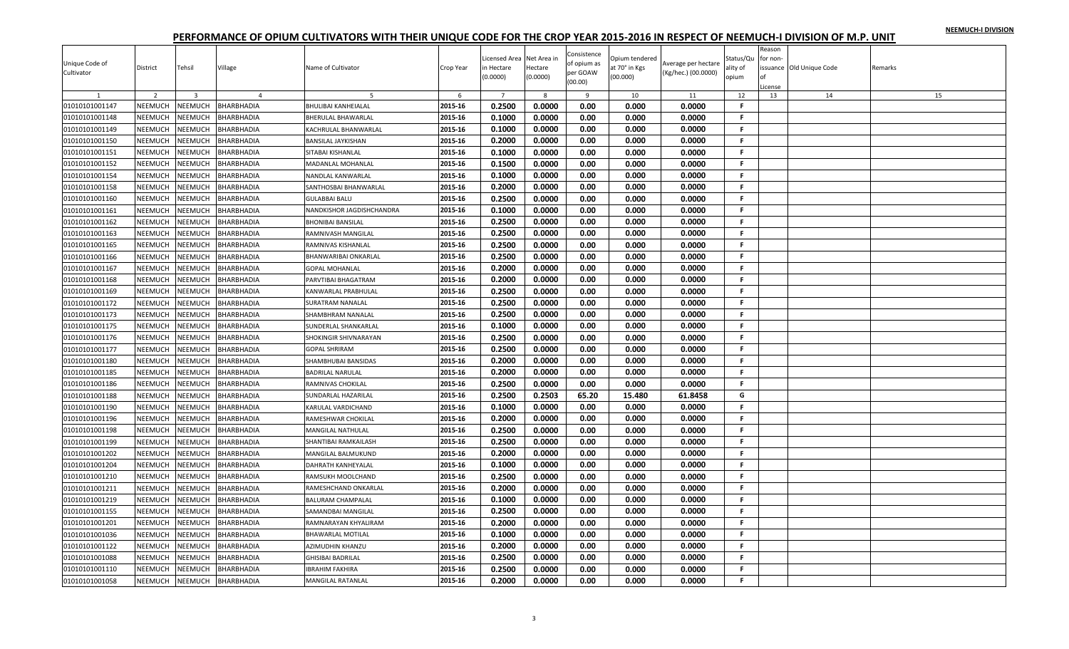# PERFORMANCE OF OPIUM CULTIVATORS WITH THEIR UNIQUE CODE FOR THE CROP YEAR 2015-2016 IN RESPECT OF NEEMUCH-I DIVISION OF M.P. UNIT

NEEMUCH-I DIVISION

| Unique Code of Cultivator | District | Tehsil | Village | Name of Cultivator | Crop Year | Licensed Area in Hectare (0.0000) | Net Area in Hectare (0.0000) | Consistence of opium as per GOAW (00.00) | Opium tendered at 70° in Kgs (00.000) | Average per hectare (Kg/hec.) (00.0000) | Status/Quality of opium | Reason for non-issuance of License | Old Unique Code | Remarks |
|---|---|---|---|---|---|---|---|---|---|---|---|---|---|---|
| 1 | 2 | 3 | 4 | 5 | 6 | 7 | 8 | 9 | 10 | 11 | 12 | 13 | 14 | 15 |
| 01010101001147 | NEEMUCH | NEEMUCH | BHARBHADIA | BHULIBAI KANHEIALAL | 2015-16 | 0.2500 | 0.0000 | 0.00 | 0.000 | 0.0000 | F | | | |
| 01010101001148 | NEEMUCH | NEEMUCH | BHARBHADIA | BHERULAL BHAWARLAL | 2015-16 | 0.1000 | 0.0000 | 0.00 | 0.000 | 0.0000 | F | | | |
| 01010101001149 | NEEMUCH | NEEMUCH | BHARBHADIA | KACHRULAL BHANWARLAL | 2015-16 | 0.1000 | 0.0000 | 0.00 | 0.000 | 0.0000 | F | | | |
| 01010101001150 | NEEMUCH | NEEMUCH | BHARBHADIA | BANSILAL JAYKISHAN | 2015-16 | 0.2000 | 0.0000 | 0.00 | 0.000 | 0.0000 | F | | | |
| 01010101001151 | NEEMUCH | NEEMUCH | BHARBHADIA | SITABAI KISHANLAL | 2015-16 | 0.1000 | 0.0000 | 0.00 | 0.000 | 0.0000 | F | | | |
| 01010101001152 | NEEMUCH | NEEMUCH | BHARBHADIA | MADANLAL MOHANLAL | 2015-16 | 0.1500 | 0.0000 | 0.00 | 0.000 | 0.0000 | F | | | |
| 01010101001154 | NEEMUCH | NEEMUCH | BHARBHADIA | NANDLAL KANWARLAL | 2015-16 | 0.1000 | 0.0000 | 0.00 | 0.000 | 0.0000 | F | | | |
| 01010101001158 | NEEMUCH | NEEMUCH | BHARBHADIA | SANTHOSBAI BHANWARLAL | 2015-16 | 0.2000 | 0.0000 | 0.00 | 0.000 | 0.0000 | F | | | |
| 01010101001160 | NEEMUCH | NEEMUCH | BHARBHADIA | GULABBAI BALU | 2015-16 | 0.2500 | 0.0000 | 0.00 | 0.000 | 0.0000 | F | | | |
| 01010101001161 | NEEMUCH | NEEMUCH | BHARBHADIA | NANDKISHOR JAGDISHCHANDRA | 2015-16 | 0.1000 | 0.0000 | 0.00 | 0.000 | 0.0000 | F | | | |
| 01010101001162 | NEEMUCH | NEEMUCH | BHARBHADIA | BHONIBAI BANSILAL | 2015-16 | 0.2500 | 0.0000 | 0.00 | 0.000 | 0.0000 | F | | | |
| 01010101001163 | NEEMUCH | NEEMUCH | BHARBHADIA | RAMNIVASH MANGILAL | 2015-16 | 0.2500 | 0.0000 | 0.00 | 0.000 | 0.0000 | F | | | |
| 01010101001165 | NEEMUCH | NEEMUCH | BHARBHADIA | RAMNIVAS KISHANLAL | 2015-16 | 0.2500 | 0.0000 | 0.00 | 0.000 | 0.0000 | F | | | |
| 01010101001166 | NEEMUCH | NEEMUCH | BHARBHADIA | BHANWARIBAI ONKARLAL | 2015-16 | 0.2500 | 0.0000 | 0.00 | 0.000 | 0.0000 | F | | | |
| 01010101001167 | NEEMUCH | NEEMUCH | BHARBHADIA | GOPAL MOHANLAL | 2015-16 | 0.2000 | 0.0000 | 0.00 | 0.000 | 0.0000 | F | | | |
| 01010101001168 | NEEMUCH | NEEMUCH | BHARBHADIA | PARVTIBAI BHAGATRAM | 2015-16 | 0.2000 | 0.0000 | 0.00 | 0.000 | 0.0000 | F | | | |
| 01010101001169 | NEEMUCH | NEEMUCH | BHARBHADIA | KANWARLAL PRABHULAL | 2015-16 | 0.2500 | 0.0000 | 0.00 | 0.000 | 0.0000 | F | | | |
| 01010101001172 | NEEMUCH | NEEMUCH | BHARBHADIA | SURATRAM NANALAL | 2015-16 | 0.2500 | 0.0000 | 0.00 | 0.000 | 0.0000 | F | | | |
| 01010101001173 | NEEMUCH | NEEMUCH | BHARBHADIA | SHAMBHRAM NANALAL | 2015-16 | 0.2500 | 0.0000 | 0.00 | 0.000 | 0.0000 | F | | | |
| 01010101001175 | NEEMUCH | NEEMUCH | BHARBHADIA | SUNDERLAL SHANKARLAL | 2015-16 | 0.1000 | 0.0000 | 0.00 | 0.000 | 0.0000 | F | | | |
| 01010101001176 | NEEMUCH | NEEMUCH | BHARBHADIA | SHOKINGIR SHIVNARAYAN | 2015-16 | 0.2500 | 0.0000 | 0.00 | 0.000 | 0.0000 | F | | | |
| 01010101001177 | NEEMUCH | NEEMUCH | BHARBHADIA | GOPAL SHRIRAM | 2015-16 | 0.2500 | 0.0000 | 0.00 | 0.000 | 0.0000 | F | | | |
| 01010101001180 | NEEMUCH | NEEMUCH | BHARBHADIA | SHAMBHUBAI BANSIDAS | 2015-16 | 0.2000 | 0.0000 | 0.00 | 0.000 | 0.0000 | F | | | |
| 01010101001185 | NEEMUCH | NEEMUCH | BHARBHADIA | BADRILAL NARULAL | 2015-16 | 0.2000 | 0.0000 | 0.00 | 0.000 | 0.0000 | F | | | |
| 01010101001186 | NEEMUCH | NEEMUCH | BHARBHADIA | RAMNIVAS CHOKILAL | 2015-16 | 0.2500 | 0.0000 | 0.00 | 0.000 | 0.0000 | F | | | |
| 01010101001188 | NEEMUCH | NEEMUCH | BHARBHADIA | SUNDARLAL HAZARILAL | 2015-16 | 0.2500 | 0.2503 | 65.20 | 15.480 | 61.8458 | G | | | |
| 01010101001190 | NEEMUCH | NEEMUCH | BHARBHADIA | KARULAL VARDICHAND | 2015-16 | 0.1000 | 0.0000 | 0.00 | 0.000 | 0.0000 | F | | | |
| 01010101001196 | NEEMUCH | NEEMUCH | BHARBHADIA | RAMESHWAR CHOKILAL | 2015-16 | 0.2000 | 0.0000 | 0.00 | 0.000 | 0.0000 | F | | | |
| 01010101001198 | NEEMUCH | NEEMUCH | BHARBHADIA | MANGILAL NATHULAL | 2015-16 | 0.2500 | 0.0000 | 0.00 | 0.000 | 0.0000 | F | | | |
| 01010101001199 | NEEMUCH | NEEMUCH | BHARBHADIA | SHANTIBAI RAMKAILASH | 2015-16 | 0.2500 | 0.0000 | 0.00 | 0.000 | 0.0000 | F | | | |
| 01010101001202 | NEEMUCH | NEEMUCH | BHARBHADIA | MANGILAL BALMUKUND | 2015-16 | 0.2000 | 0.0000 | 0.00 | 0.000 | 0.0000 | F | | | |
| 01010101001204 | NEEMUCH | NEEMUCH | BHARBHADIA | DAHRATH KANHEYALAL | 2015-16 | 0.1000 | 0.0000 | 0.00 | 0.000 | 0.0000 | F | | | |
| 01010101001210 | NEEMUCH | NEEMUCH | BHARBHADIA | RAMSUKH MOOLCHAND | 2015-16 | 0.2500 | 0.0000 | 0.00 | 0.000 | 0.0000 | F | | | |
| 01010101001211 | NEEMUCH | NEEMUCH | BHARBHADIA | RAMESHCHAND ONKARLAL | 2015-16 | 0.2000 | 0.0000 | 0.00 | 0.000 | 0.0000 | F | | | |
| 01010101001219 | NEEMUCH | NEEMUCH | BHARBHADIA | BALURAM CHAMPALAL | 2015-16 | 0.1000 | 0.0000 | 0.00 | 0.000 | 0.0000 | F | | | |
| 01010101001155 | NEEMUCH | NEEMUCH | BHARBHADIA | SAMANDBAI MANGILAL | 2015-16 | 0.2500 | 0.0000 | 0.00 | 0.000 | 0.0000 | F | | | |
| 01010101001201 | NEEMUCH | NEEMUCH | BHARBHADIA | RAMNARAYAN KHYALIRAM | 2015-16 | 0.2000 | 0.0000 | 0.00 | 0.000 | 0.0000 | F | | | |
| 01010101001036 | NEEMUCH | NEEMUCH | BHARBHADIA | BHAWARLAL MOTILAL | 2015-16 | 0.1000 | 0.0000 | 0.00 | 0.000 | 0.0000 | F | | | |
| 01010101001122 | NEEMUCH | NEEMUCH | BHARBHADIA | AZIMUDHIN KHANZU | 2015-16 | 0.2000 | 0.0000 | 0.00 | 0.000 | 0.0000 | F | | | |
| 01010101001088 | NEEMUCH | NEEMUCH | BHARBHADIA | GHISIBAI BADRILAL | 2015-16 | 0.2500 | 0.0000 | 0.00 | 0.000 | 0.0000 | F | | | |
| 01010101001110 | NEEMUCH | NEEMUCH | BHARBHADIA | IBRAHIM FAKHIRA | 2015-16 | 0.2500 | 0.0000 | 0.00 | 0.000 | 0.0000 | F | | | |
| 01010101001058 | NEEMUCH | NEEMUCH | BHARBHADIA | MANGILAL RATANLAL | 2015-16 | 0.2000 | 0.0000 | 0.00 | 0.000 | 0.0000 | F | | | |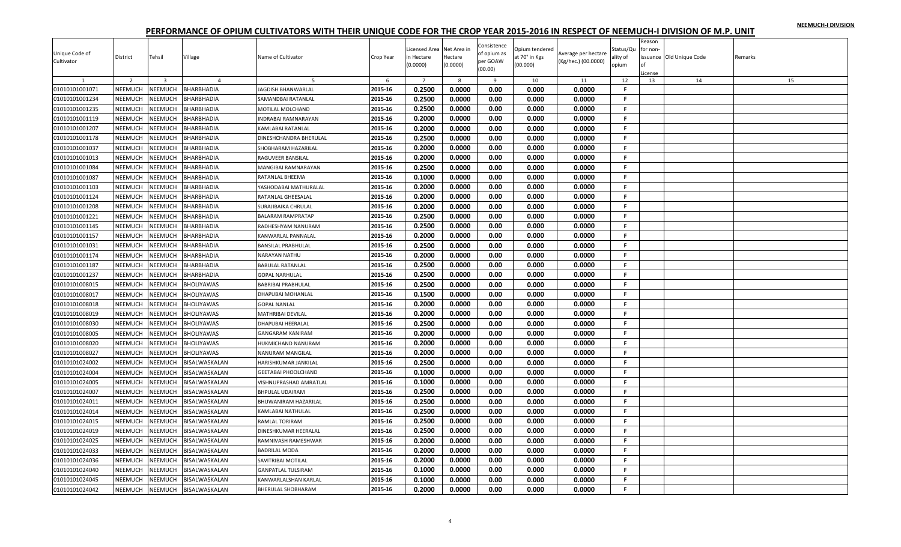# PERFORMANCE OF OPIUM CULTIVATORS WITH THEIR UNIQUE CODE FOR THE CROP YEAR 2015-2016 IN RESPECT OF NEEMUCH-I DIVISION OF M.P. UNIT

| Unique Code of Cultivator | District | Tehsil | Village | Name of Cultivator | Crop Year | Licensed Area in Hectare (0.0000) | Net Area in Hectare (0.0000) | Consistence of opium as per GOAW (00.00) | Opium tendered at 70° in Kgs (00.000) | Average per hectare (Kg/hec.) (00.0000) | Status/Quality of opium | Reason for non-issuance of License | Old Unique Code | Remarks |
|---|---|---|---|---|---|---|---|---|---|---|---|---|---|---|
| 1 | 2 | 3 | 4 | 5 | 6 | 7 | 8 | 9 | 10 | 11 | 12 | 13 | 14 | 15 |
| 01010101001071 | NEEMUCH | NEEMUCH | BHARBHADIA | JAGDISH BHANWARLAL | 2015-16 | 0.2500 | 0.0000 | 0.00 | 0.000 | 0.0000 | F | | | |
| 01010101001234 | NEEMUCH | NEEMUCH | BHARBHADIA | SAMANDBAI RATANLAL | 2015-16 | 0.2500 | 0.0000 | 0.00 | 0.000 | 0.0000 | F | | | |
| 01010101001235 | NEEMUCH | NEEMUCH | BHARBHADIA | MOTILAL MOLCHAND | 2015-16 | 0.2500 | 0.0000 | 0.00 | 0.000 | 0.0000 | F | | | |
| 01010101001119 | NEEMUCH | NEEMUCH | BHARBHADIA | INDRABAI RAMNARAYAN | 2015-16 | 0.2000 | 0.0000 | 0.00 | 0.000 | 0.0000 | F | | | |
| 01010101001207 | NEEMUCH | NEEMUCH | BHARBHADIA | KAMLABAI RATANLAL | 2015-16 | 0.2000 | 0.0000 | 0.00 | 0.000 | 0.0000 | F | | | |
| 01010101001178 | NEEMUCH | NEEMUCH | BHARBHADIA | DINESHCHANDRA BHERULAL | 2015-16 | 0.2500 | 0.0000 | 0.00 | 0.000 | 0.0000 | F | | | |
| 01010101001037 | NEEMUCH | NEEMUCH | BHARBHADIA | SHOBHARAM HAZARILAL | 2015-16 | 0.2000 | 0.0000 | 0.00 | 0.000 | 0.0000 | F | | | |
| 01010101001013 | NEEMUCH | NEEMUCH | BHARBHADIA | RAGUVEER BANSILAL | 2015-16 | 0.2000 | 0.0000 | 0.00 | 0.000 | 0.0000 | F | | | |
| 01010101001084 | NEEMUCH | NEEMUCH | BHARBHADIA | MANGIBAI RAMNARAYAN | 2015-16 | 0.2500 | 0.0000 | 0.00 | 0.000 | 0.0000 | F | | | |
| 01010101001087 | NEEMUCH | NEEMUCH | BHARBHADIA | RATANLAL BHEEMA | 2015-16 | 0.1000 | 0.0000 | 0.00 | 0.000 | 0.0000 | F | | | |
| 01010101001103 | NEEMUCH | NEEMUCH | BHARBHADIA | YASHODABAI MATHURALAL | 2015-16 | 0.2000 | 0.0000 | 0.00 | 0.000 | 0.0000 | F | | | |
| 01010101001124 | NEEMUCH | NEEMUCH | BHARBHADIA | RATANLAL GHEESALAL | 2015-16 | 0.2000 | 0.0000 | 0.00 | 0.000 | 0.0000 | F | | | |
| 01010101001208 | NEEMUCH | NEEMUCH | BHARBHADIA | SURAJIBAIKA CHRULAL | 2015-16 | 0.2000 | 0.0000 | 0.00 | 0.000 | 0.0000 | F | | | |
| 01010101001221 | NEEMUCH | NEEMUCH | BHARBHADIA | BALARAM RAMPRATAP | 2015-16 | 0.2500 | 0.0000 | 0.00 | 0.000 | 0.0000 | F | | | |
| 01010101001145 | NEEMUCH | NEEMUCH | BHARBHADIA | RADHESHYAM NANURAM | 2015-16 | 0.2500 | 0.0000 | 0.00 | 0.000 | 0.0000 | F | | | |
| 01010101001157 | NEEMUCH | NEEMUCH | BHARBHADIA | KANWARLAL PANNALAL | 2015-16 | 0.2000 | 0.0000 | 0.00 | 0.000 | 0.0000 | F | | | |
| 01010101001031 | NEEMUCH | NEEMUCH | BHARBHADIA | BANSILAL PRABHULAL | 2015-16 | 0.2500 | 0.0000 | 0.00 | 0.000 | 0.0000 | F | | | |
| 01010101001174 | NEEMUCH | NEEMUCH | BHARBHADIA | NARAYAN NATHU | 2015-16 | 0.2000 | 0.0000 | 0.00 | 0.000 | 0.0000 | F | | | |
| 01010101001187 | NEEMUCH | NEEMUCH | BHARBHADIA | BABULAL RATANLAL | 2015-16 | 0.2500 | 0.0000 | 0.00 | 0.000 | 0.0000 | F | | | |
| 01010101001237 | NEEMUCH | NEEMUCH | BHARBHADIA | GOPAL NARHULAL | 2015-16 | 0.2500 | 0.0000 | 0.00 | 0.000 | 0.0000 | F | | | |
| 01010101008015 | NEEMUCH | NEEMUCH | BHOLIYAWAS | BABRIBAI PRABHULAL | 2015-16 | 0.2500 | 0.0000 | 0.00 | 0.000 | 0.0000 | F | | | |
| 01010101008017 | NEEMUCH | NEEMUCH | BHOLIYAWAS | DHAPUBAI MOHANLAL | 2015-16 | 0.1500 | 0.0000 | 0.00 | 0.000 | 0.0000 | F | | | |
| 01010101008018 | NEEMUCH | NEEMUCH | BHOLIYAWAS | GOPAL NANLAL | 2015-16 | 0.2000 | 0.0000 | 0.00 | 0.000 | 0.0000 | F | | | |
| 01010101008019 | NEEMUCH | NEEMUCH | BHOLIYAWAS | MATHRIBAI DEVILAL | 2015-16 | 0.2000 | 0.0000 | 0.00 | 0.000 | 0.0000 | F | | | |
| 01010101008030 | NEEMUCH | NEEMUCH | BHOLIYAWAS | DHAPUBAI HEERALAL | 2015-16 | 0.2500 | 0.0000 | 0.00 | 0.000 | 0.0000 | F | | | |
| 01010101008005 | NEEMUCH | NEEMUCH | BHOLIYAWAS | GANGARAM KANIRAM | 2015-16 | 0.2000 | 0.0000 | 0.00 | 0.000 | 0.0000 | F | | | |
| 01010101008020 | NEEMUCH | NEEMUCH | BHOLIYAWAS | HUKMICHAND NANURAM | 2015-16 | 0.2000 | 0.0000 | 0.00 | 0.000 | 0.0000 | F | | | |
| 01010101008027 | NEEMUCH | NEEMUCH | BHOLIYAWAS | NANURAM MANGILAL | 2015-16 | 0.2000 | 0.0000 | 0.00 | 0.000 | 0.0000 | F | | | |
| 01010101024002 | NEEMUCH | NEEMUCH | BISALWASKALAN | HARISHKUMAR JANKILAL | 2015-16 | 0.2500 | 0.0000 | 0.00 | 0.000 | 0.0000 | F | | | |
| 01010101024004 | NEEMUCH | NEEMUCH | BISALWASKALAN | GEETABAI PHOOLCHAND | 2015-16 | 0.1000 | 0.0000 | 0.00 | 0.000 | 0.0000 | F | | | |
| 01010101024005 | NEEMUCH | NEEMUCH | BISALWASKALAN | VISHNUPRASHAD AMRATLAL | 2015-16 | 0.1000 | 0.0000 | 0.00 | 0.000 | 0.0000 | F | | | |
| 01010101024007 | NEEMUCH | NEEMUCH | BISALWASKALAN | BHPULAL UDAIRAM | 2015-16 | 0.2500 | 0.0000 | 0.00 | 0.000 | 0.0000 | F | | | |
| 01010101024011 | NEEMUCH | NEEMUCH | BISALWASKALAN | BHUWANIRAM HAZARILAL | 2015-16 | 0.2500 | 0.0000 | 0.00 | 0.000 | 0.0000 | F | | | |
| 01010101024014 | NEEMUCH | NEEMUCH | BISALWASKALAN | KAMLABAI NATHULAL | 2015-16 | 0.2500 | 0.0000 | 0.00 | 0.000 | 0.0000 | F | | | |
| 01010101024015 | NEEMUCH | NEEMUCH | BISALWASKALAN | RAMLAL TORIRAM | 2015-16 | 0.2500 | 0.0000 | 0.00 | 0.000 | 0.0000 | F | | | |
| 01010101024019 | NEEMUCH | NEEMUCH | BISALWASKALAN | DINESHKUMAR HEERALAL | 2015-16 | 0.2500 | 0.0000 | 0.00 | 0.000 | 0.0000 | F | | | |
| 01010101024025 | NEEMUCH | NEEMUCH | BISALWASKALAN | RAMNIVASH RAMESHWAR | 2015-16 | 0.2000 | 0.0000 | 0.00 | 0.000 | 0.0000 | F | | | |
| 01010101024033 | NEEMUCH | NEEMUCH | BISALWASKALAN | BADRILAL MODA | 2015-16 | 0.2000 | 0.0000 | 0.00 | 0.000 | 0.0000 | F | | | |
| 01010101024036 | NEEMUCH | NEEMUCH | BISALWASKALAN | SAVITRIBAI MOTILAL | 2015-16 | 0.2000 | 0.0000 | 0.00 | 0.000 | 0.0000 | F | | | |
| 01010101024040 | NEEMUCH | NEEMUCH | BISALWASKALAN | GANPATLAL TULSIRAM | 2015-16 | 0.1000 | 0.0000 | 0.00 | 0.000 | 0.0000 | F | | | |
| 01010101024045 | NEEMUCH | NEEMUCH | BISALWASKALAN | KANWARLALSHAN KARLAL | 2015-16 | 0.1000 | 0.0000 | 0.00 | 0.000 | 0.0000 | F | | | |
| 01010101024042 | NEEMUCH | NEEMUCH | BISALWASKALAN | BHERULAL SHOBHARAM | 2015-16 | 0.2000 | 0.0000 | 0.00 | 0.000 | 0.0000 | F | | | |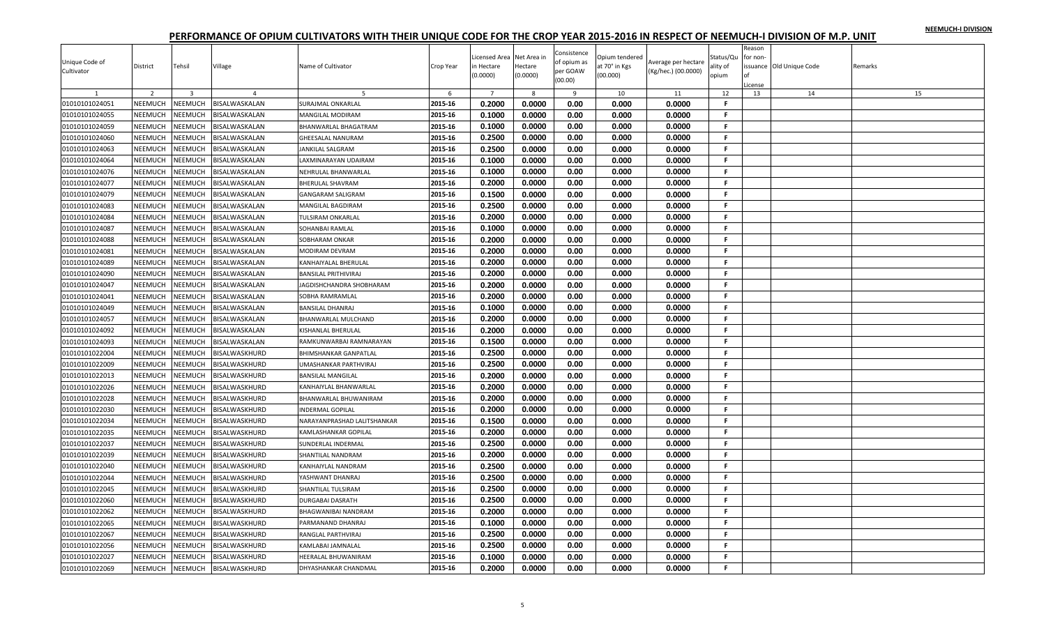## PERFORMANCE OF OPIUM CULTIVATORS WITH THEIR UNIQUE CODE FOR THE CROP YEAR 2015-2016 IN RESPECT OF NEEMUCH-I DIVISION OF M.P. UNIT

| Unique Code of Cultivator | District | Tehsil | Village | Name of Cultivator | Crop Year | Licensed Area in Hectare (0.0000) | Net Area in Hectare (0.0000) | Consistence of opium as per GOAW (00.00) | Opium tendered at 70° in Kgs (00.000) | Average per hectare (Kg/hec.) (00.0000) | Status/Quality of opium | Reason for non-issuance of License | Old Unique Code | Remarks |
|---|---|---|---|---|---|---|---|---|---|---|---|---|---|---|
| 1 | 2 | 3 | 4 | 5 | 6 | 7 | 8 | 9 | 10 | 11 | 12 | 13 | 14 | 15 |
| 01010101024051 | NEEMUCH | NEEMUCH | BISALWASKALAN | SURAJMAL ONKARLAL | 2015-16 | 0.2000 | 0.0000 | 0.00 | 0.000 | 0.0000 | F | | | |
| 01010101024055 | NEEMUCH | NEEMUCH | BISALWASKALAN | MANGILAL MODIRAM | 2015-16 | 0.1000 | 0.0000 | 0.00 | 0.000 | 0.0000 | F | | | |
| 01010101024059 | NEEMUCH | NEEMUCH | BISALWASKALAN | BHANWARLAL BHAGATRAM | 2015-16 | 0.1000 | 0.0000 | 0.00 | 0.000 | 0.0000 | F | | | |
| 01010101024060 | NEEMUCH | NEEMUCH | BISALWASKALAN | GHEESALAL NANURAM | 2015-16 | 0.2500 | 0.0000 | 0.00 | 0.000 | 0.0000 | F | | | |
| 01010101024063 | NEEMUCH | NEEMUCH | BISALWASKALAN | JANKILAL SALGRAM | 2015-16 | 0.2500 | 0.0000 | 0.00 | 0.000 | 0.0000 | F | | | |
| 01010101024064 | NEEMUCH | NEEMUCH | BISALWASKALAN | LAXMINARAYAN UDAIRAM | 2015-16 | 0.1000 | 0.0000 | 0.00 | 0.000 | 0.0000 | F | | | |
| 01010101024076 | NEEMUCH | NEEMUCH | BISALWASKALAN | NEHRULAL BHANWARLAL | 2015-16 | 0.1000 | 0.0000 | 0.00 | 0.000 | 0.0000 | F | | | |
| 01010101024077 | NEEMUCH | NEEMUCH | BISALWASKALAN | BHERULAL SHAVRAM | 2015-16 | 0.2000 | 0.0000 | 0.00 | 0.000 | 0.0000 | F | | | |
| 01010101024079 | NEEMUCH | NEEMUCH | BISALWASKALAN | GANGARAM SALIGRAM | 2015-16 | 0.1500 | 0.0000 | 0.00 | 0.000 | 0.0000 | F | | | |
| 01010101024083 | NEEMUCH | NEEMUCH | BISALWASKALAN | MANGILAL BAGDIRAM | 2015-16 | 0.2500 | 0.0000 | 0.00 | 0.000 | 0.0000 | F | | | |
| 01010101024084 | NEEMUCH | NEEMUCH | BISALWASKALAN | TULSIRAM ONKARLAL | 2015-16 | 0.2000 | 0.0000 | 0.00 | 0.000 | 0.0000 | F | | | |
| 01010101024087 | NEEMUCH | NEEMUCH | BISALWASKALAN | SOHANBAI RAMLAL | 2015-16 | 0.1000 | 0.0000 | 0.00 | 0.000 | 0.0000 | F | | | |
| 01010101024088 | NEEMUCH | NEEMUCH | BISALWASKALAN | SOBHARAM ONKAR | 2015-16 | 0.2000 | 0.0000 | 0.00 | 0.000 | 0.0000 | F | | | |
| 01010101024081 | NEEMUCH | NEEMUCH | BISALWASKALAN | MODIRAM DEVRAM | 2015-16 | 0.2000 | 0.0000 | 0.00 | 0.000 | 0.0000 | F | | | |
| 01010101024089 | NEEMUCH | NEEMUCH | BISALWASKALAN | KANHAIYALAL BHERULAL | 2015-16 | 0.2000 | 0.0000 | 0.00 | 0.000 | 0.0000 | F | | | |
| 01010101024090 | NEEMUCH | NEEMUCH | BISALWASKALAN | BANSILAL PRITHIVIRAJ | 2015-16 | 0.2000 | 0.0000 | 0.00 | 0.000 | 0.0000 | F | | | |
| 01010101024047 | NEEMUCH | NEEMUCH | BISALWASKALAN | JAGDISHCHANDRA SHOBHARAM | 2015-16 | 0.2000 | 0.0000 | 0.00 | 0.000 | 0.0000 | F | | | |
| 01010101024041 | NEEMUCH | NEEMUCH | BISALWASKALAN | SOBHA RAMRAMLAL | 2015-16 | 0.2000 | 0.0000 | 0.00 | 0.000 | 0.0000 | F | | | |
| 01010101024049 | NEEMUCH | NEEMUCH | BISALWASKALAN | BANSILAL DHANRAJ | 2015-16 | 0.1000 | 0.0000 | 0.00 | 0.000 | 0.0000 | F | | | |
| 01010101024057 | NEEMUCH | NEEMUCH | BISALWASKALAN | BHANWARLAL MULCHAND | 2015-16 | 0.2000 | 0.0000 | 0.00 | 0.000 | 0.0000 | F | | | |
| 01010101024092 | NEEMUCH | NEEMUCH | BISALWASKALAN | KISHANLAL BHERULAL | 2015-16 | 0.2000 | 0.0000 | 0.00 | 0.000 | 0.0000 | F | | | |
| 01010101024093 | NEEMUCH | NEEMUCH | BISALWASKALAN | RAMKUNWARBAI RAMNARAYAN | 2015-16 | 0.1500 | 0.0000 | 0.00 | 0.000 | 0.0000 | F | | | |
| 01010101022004 | NEEMUCH | NEEMUCH | BISALWASKHURD | BHIMSHANKAR GANPATLAL | 2015-16 | 0.2500 | 0.0000 | 0.00 | 0.000 | 0.0000 | F | | | |
| 01010101022009 | NEEMUCH | NEEMUCH | BISALWASKHURD | UMASHANKAR PARTHVIRAJ | 2015-16 | 0.2500 | 0.0000 | 0.00 | 0.000 | 0.0000 | F | | | |
| 01010101022013 | NEEMUCH | NEEMUCH | BISALWASKHURD | BANSILAL MANGILAL | 2015-16 | 0.2000 | 0.0000 | 0.00 | 0.000 | 0.0000 | F | | | |
| 01010101022026 | NEEMUCH | NEEMUCH | BISALWASKHURD | KANHAIYLAL BHANWARLAL | 2015-16 | 0.2000 | 0.0000 | 0.00 | 0.000 | 0.0000 | F | | | |
| 01010101022028 | NEEMUCH | NEEMUCH | BISALWASKHURD | BHANWARLAL BHUWANIRAM | 2015-16 | 0.2000 | 0.0000 | 0.00 | 0.000 | 0.0000 | F | | | |
| 01010101022030 | NEEMUCH | NEEMUCH | BISALWASKHURD | INDERMAL GOPILAL | 2015-16 | 0.2000 | 0.0000 | 0.00 | 0.000 | 0.0000 | F | | | |
| 01010101022034 | NEEMUCH | NEEMUCH | BISALWASKHURD | NARAYANPRASHAD LALITSHANKAR | 2015-16 | 0.1500 | 0.0000 | 0.00 | 0.000 | 0.0000 | F | | | |
| 01010101022035 | NEEMUCH | NEEMUCH | BISALWASKHURD | KAMLASHANKAR GOPILAL | 2015-16 | 0.2000 | 0.0000 | 0.00 | 0.000 | 0.0000 | F | | | |
| 01010101022037 | NEEMUCH | NEEMUCH | BISALWASKHURD | SUNDERLAL INDERMAL | 2015-16 | 0.2500 | 0.0000 | 0.00 | 0.000 | 0.0000 | F | | | |
| 01010101022039 | NEEMUCH | NEEMUCH | BISALWASKHURD | SHANTILAL NANDRAM | 2015-16 | 0.2000 | 0.0000 | 0.00 | 0.000 | 0.0000 | F | | | |
| 01010101022040 | NEEMUCH | NEEMUCH | BISALWASKHURD | KANHAIYLAL NANDRAM | 2015-16 | 0.2500 | 0.0000 | 0.00 | 0.000 | 0.0000 | F | | | |
| 01010101022044 | NEEMUCH | NEEMUCH | BISALWASKHURD | YASHWANT DHANRAJ | 2015-16 | 0.2500 | 0.0000 | 0.00 | 0.000 | 0.0000 | F | | | |
| 01010101022045 | NEEMUCH | NEEMUCH | BISALWASKHURD | SHANTILAL TULSIRAM | 2015-16 | 0.2500 | 0.0000 | 0.00 | 0.000 | 0.0000 | F | | | |
| 01010101022060 | NEEMUCH | NEEMUCH | BISALWASKHURD | DURGABAI DASRATH | 2015-16 | 0.2500 | 0.0000 | 0.00 | 0.000 | 0.0000 | F | | | |
| 01010101022062 | NEEMUCH | NEEMUCH | BISALWASKHURD | BHAGWANIBAI NANDRAM | 2015-16 | 0.2000 | 0.0000 | 0.00 | 0.000 | 0.0000 | F | | | |
| 01010101022065 | NEEMUCH | NEEMUCH | BISALWASKHURD | PARMANAND DHANRAJ | 2015-16 | 0.1000 | 0.0000 | 0.00 | 0.000 | 0.0000 | F | | | |
| 01010101022067 | NEEMUCH | NEEMUCH | BISALWASKHURD | RANGLAL PARTHVIRAJ | 2015-16 | 0.2500 | 0.0000 | 0.00 | 0.000 | 0.0000 | F | | | |
| 01010101022056 | NEEMUCH | NEEMUCH | BISALWASKHURD | KAMLABAI JAMNALAL | 2015-16 | 0.2500 | 0.0000 | 0.00 | 0.000 | 0.0000 | F | | | |
| 01010101022027 | NEEMUCH | NEEMUCH | BISALWASKHURD | HEERALAL BHUWANIRAM | 2015-16 | 0.1000 | 0.0000 | 0.00 | 0.000 | 0.0000 | F | | | |
| 01010101022069 | NEEMUCH | NEEMUCH | BISALWASKHURD | DHYASHANKAR CHANDMAL | 2015-16 | 0.2000 | 0.0000 | 0.00 | 0.000 | 0.0000 | F | | | |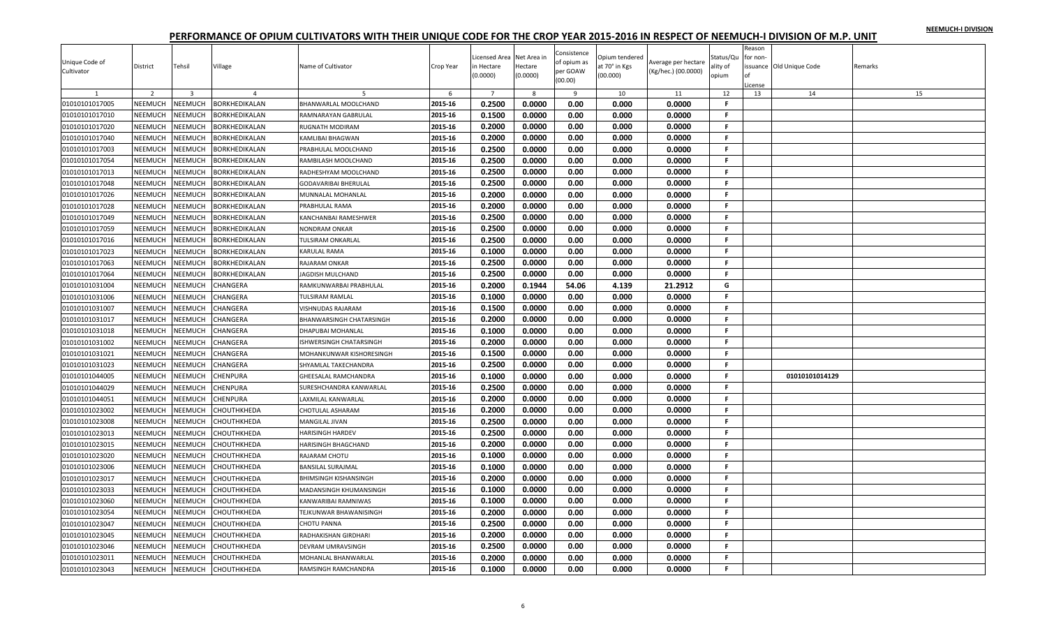NEEMUCH-I DIVISION

# PERFORMANCE OF OPIUM CULTIVATORS WITH THEIR UNIQUE CODE FOR THE CROP YEAR 2015-2016 IN RESPECT OF NEEMUCH-I DIVISION OF M.P. UNIT

| Unique Code of Cultivator | District | Tehsil | Village | Name of Cultivator | Crop Year | Licensed Area in Hectare (0.0000) | Net Area in Hectare (0.0000) | Consistence of opium as per GOAW (00.00) | Opium tendered at 70° in Kgs (00.000) | Average per hectare (Kg/hec.) (00.0000) | Status/Quality of opium | Reason for non-issuance of License | Old Unique Code | Remarks |
|---|---|---|---|---|---|---|---|---|---|---|---|---|---|---|
| 1 | 2 | 3 | 4 | 5 | 6 | 7 | 8 | 9 | 10 | 11 | 12 | 13 | 14 | 15 |
| 01010101017005 | NEEMUCH | NEEMUCH | BORKHEDIKALAN | BHANWARLAL MOOLCHAND | 2015-16 | 0.2500 | 0.0000 | 0.00 | 0.000 | 0.0000 | F | | | |
| 01010101017010 | NEEMUCH | NEEMUCH | BORKHEDIKALAN | RAMNARAYAN GABRULAL | 2015-16 | 0.1500 | 0.0000 | 0.00 | 0.000 | 0.0000 | F | | | |
| 01010101017020 | NEEMUCH | NEEMUCH | BORKHEDIKALAN | RUGNATH MODIRAM | 2015-16 | 0.2000 | 0.0000 | 0.00 | 0.000 | 0.0000 | F | | | |
| 01010101017040 | NEEMUCH | NEEMUCH | BORKHEDIKALAN | KAMLIBAI BHAGWAN | 2015-16 | 0.2000 | 0.0000 | 0.00 | 0.000 | 0.0000 | F | | | |
| 01010101017003 | NEEMUCH | NEEMUCH | BORKHEDIKALAN | PRABHULAL MOOLCHAND | 2015-16 | 0.2500 | 0.0000 | 0.00 | 0.000 | 0.0000 | F | | | |
| 01010101017054 | NEEMUCH | NEEMUCH | BORKHEDIKALAN | RAMBILASH MOOLCHAND | 2015-16 | 0.2500 | 0.0000 | 0.00 | 0.000 | 0.0000 | F | | | |
| 01010101017013 | NEEMUCH | NEEMUCH | BORKHEDIKALAN | RADHESHYAM MOOLCHAND | 2015-16 | 0.2500 | 0.0000 | 0.00 | 0.000 | 0.0000 | F | | | |
| 01010101017048 | NEEMUCH | NEEMUCH | BORKHEDIKALAN | GODAVARIBAI BHERULAL | 2015-16 | 0.2500 | 0.0000 | 0.00 | 0.000 | 0.0000 | F | | | |
| 01010101017026 | NEEMUCH | NEEMUCH | BORKHEDIKALAN | MUNNALAL MOHANLAL | 2015-16 | 0.2000 | 0.0000 | 0.00 | 0.000 | 0.0000 | F | | | |
| 01010101017028 | NEEMUCH | NEEMUCH | BORKHEDIKALAN | PRABHULAL RAMA | 2015-16 | 0.2000 | 0.0000 | 0.00 | 0.000 | 0.0000 | F | | | |
| 01010101017049 | NEEMUCH | NEEMUCH | BORKHEDIKALAN | KANCHANBAI RAMESHWER | 2015-16 | 0.2500 | 0.0000 | 0.00 | 0.000 | 0.0000 | F | | | |
| 01010101017059 | NEEMUCH | NEEMUCH | BORKHEDIKALAN | NONDRAM ONKAR | 2015-16 | 0.2500 | 0.0000 | 0.00 | 0.000 | 0.0000 | F | | | |
| 01010101017016 | NEEMUCH | NEEMUCH | BORKHEDIKALAN | TULSIRAM ONKARLAL | 2015-16 | 0.2500 | 0.0000 | 0.00 | 0.000 | 0.0000 | F | | | |
| 01010101017023 | NEEMUCH | NEEMUCH | BORKHEDIKALAN | KARULAL RAMA | 2015-16 | 0.1000 | 0.0000 | 0.00 | 0.000 | 0.0000 | F | | | |
| 01010101017063 | NEEMUCH | NEEMUCH | BORKHEDIKALAN | RAJARAM ONKAR | 2015-16 | 0.2500 | 0.0000 | 0.00 | 0.000 | 0.0000 | F | | | |
| 01010101017064 | NEEMUCH | NEEMUCH | BORKHEDIKALAN | JAGDISH MULCHAND | 2015-16 | 0.2500 | 0.0000 | 0.00 | 0.000 | 0.0000 | F | | | |
| 01010101031004 | NEEMUCH | NEEMUCH | CHANGERA | RAMKUNWARBAI PRABHULAL | 2015-16 | 0.2000 | 0.1944 | 54.06 | 4.139 | 21.2912 | G | | | |
| 01010101031006 | NEEMUCH | NEEMUCH | CHANGERA | TULSIRAM RAMLAL | 2015-16 | 0.1000 | 0.0000 | 0.00 | 0.000 | 0.0000 | F | | | |
| 01010101031007 | NEEMUCH | NEEMUCH | CHANGERA | VISHNUDAS RAJARAM | 2015-16 | 0.1500 | 0.0000 | 0.00 | 0.000 | 0.0000 | F | | | |
| 01010101031017 | NEEMUCH | NEEMUCH | CHANGERA | BHANWARSINGH CHATARSINGH | 2015-16 | 0.2000 | 0.0000 | 0.00 | 0.000 | 0.0000 | F | | | |
| 01010101031018 | NEEMUCH | NEEMUCH | CHANGERA | DHAPUBAI MOHANLAL | 2015-16 | 0.1000 | 0.0000 | 0.00 | 0.000 | 0.0000 | F | | | |
| 01010101031002 | NEEMUCH | NEEMUCH | CHANGERA | ISHWERSINGH CHATARSINGH | 2015-16 | 0.2000 | 0.0000 | 0.00 | 0.000 | 0.0000 | F | | | |
| 01010101031021 | NEEMUCH | NEEMUCH | CHANGERA | MOHANKUNWAR KISHORESINGH | 2015-16 | 0.1500 | 0.0000 | 0.00 | 0.000 | 0.0000 | F | | | |
| 01010101031023 | NEEMUCH | NEEMUCH | CHANGERA | SHYAMLAL TAKECHANDRA | 2015-16 | 0.2500 | 0.0000 | 0.00 | 0.000 | 0.0000 | F | | | |
| 01010101044005 | NEEMUCH | NEEMUCH | CHENPURA | GHEESALAL RAMCHANDRA | 2015-16 | 0.1000 | 0.0000 | 0.00 | 0.000 | 0.0000 | F | | 01010101014129 | |
| 01010101044029 | NEEMUCH | NEEMUCH | CHENPURA | SURESHCHANDRA KANWARLAL | 2015-16 | 0.2500 | 0.0000 | 0.00 | 0.000 | 0.0000 | F | | | |
| 01010101044051 | NEEMUCH | NEEMUCH | CHENPURA | LAXMILAL KANWARLAL | 2015-16 | 0.2000 | 0.0000 | 0.00 | 0.000 | 0.0000 | F | | | |
| 01010101023002 | NEEMUCH | NEEMUCH | CHOUTHKHEDA | CHOTULAL ASHARAM | 2015-16 | 0.2000 | 0.0000 | 0.00 | 0.000 | 0.0000 | F | | | |
| 01010101023008 | NEEMUCH | NEEMUCH | CHOUTHKHEDA | MANGILAL JIVAN | 2015-16 | 0.2500 | 0.0000 | 0.00 | 0.000 | 0.0000 | F | | | |
| 01010101023013 | NEEMUCH | NEEMUCH | CHOUTHKHEDA | HARISINGH HARDEV | 2015-16 | 0.2500 | 0.0000 | 0.00 | 0.000 | 0.0000 | F | | | |
| 01010101023015 | NEEMUCH | NEEMUCH | CHOUTHKHEDA | HARISINGH BHAGCHAND | 2015-16 | 0.2000 | 0.0000 | 0.00 | 0.000 | 0.0000 | F | | | |
| 01010101023020 | NEEMUCH | NEEMUCH | CHOUTHKHEDA | RAJARAM CHOTU | 2015-16 | 0.1000 | 0.0000 | 0.00 | 0.000 | 0.0000 | F | | | |
| 01010101023006 | NEEMUCH | NEEMUCH | CHOUTHKHEDA | BANSILAL SURAJMAL | 2015-16 | 0.1000 | 0.0000 | 0.00 | 0.000 | 0.0000 | F | | | |
| 01010101023017 | NEEMUCH | NEEMUCH | CHOUTHKHEDA | BHIMSINGH KISHANSINGH | 2015-16 | 0.2000 | 0.0000 | 0.00 | 0.000 | 0.0000 | F | | | |
| 01010101023033 | NEEMUCH | NEEMUCH | CHOUTHKHEDA | MADANSINGH KHUMANSINGH | 2015-16 | 0.1000 | 0.0000 | 0.00 | 0.000 | 0.0000 | F | | | |
| 01010101023060 | NEEMUCH | NEEMUCH | CHOUTHKHEDA | KANWARIBAI RAMNIWAS | 2015-16 | 0.1000 | 0.0000 | 0.00 | 0.000 | 0.0000 | F | | | |
| 01010101023054 | NEEMUCH | NEEMUCH | CHOUTHKHEDA | TEJKUNWAR BHAWANISINGH | 2015-16 | 0.2000 | 0.0000 | 0.00 | 0.000 | 0.0000 | F | | | |
| 01010101023047 | NEEMUCH | NEEMUCH | CHOUTHKHEDA | CHOTU PANNA | 2015-16 | 0.2500 | 0.0000 | 0.00 | 0.000 | 0.0000 | F | | | |
| 01010101023045 | NEEMUCH | NEEMUCH | CHOUTHKHEDA | RADHAKISHAN GIRDHARI | 2015-16 | 0.2000 | 0.0000 | 0.00 | 0.000 | 0.0000 | F | | | |
| 01010101023046 | NEEMUCH | NEEMUCH | CHOUTHKHEDA | DEVRAM UMRAVSINGH | 2015-16 | 0.2500 | 0.0000 | 0.00 | 0.000 | 0.0000 | F | | | |
| 01010101023011 | NEEMUCH | NEEMUCH | CHOUTHKHEDA | MOHANLAL BHANWARLAL | 2015-16 | 0.2000 | 0.0000 | 0.00 | 0.000 | 0.0000 | F | | | |
| 01010101023043 | NEEMUCH | NEEMUCH | CHOUTHKHEDA | RAMSINGH RAMCHANDRA | 2015-16 | 0.1000 | 0.0000 | 0.00 | 0.000 | 0.0000 | F | | | |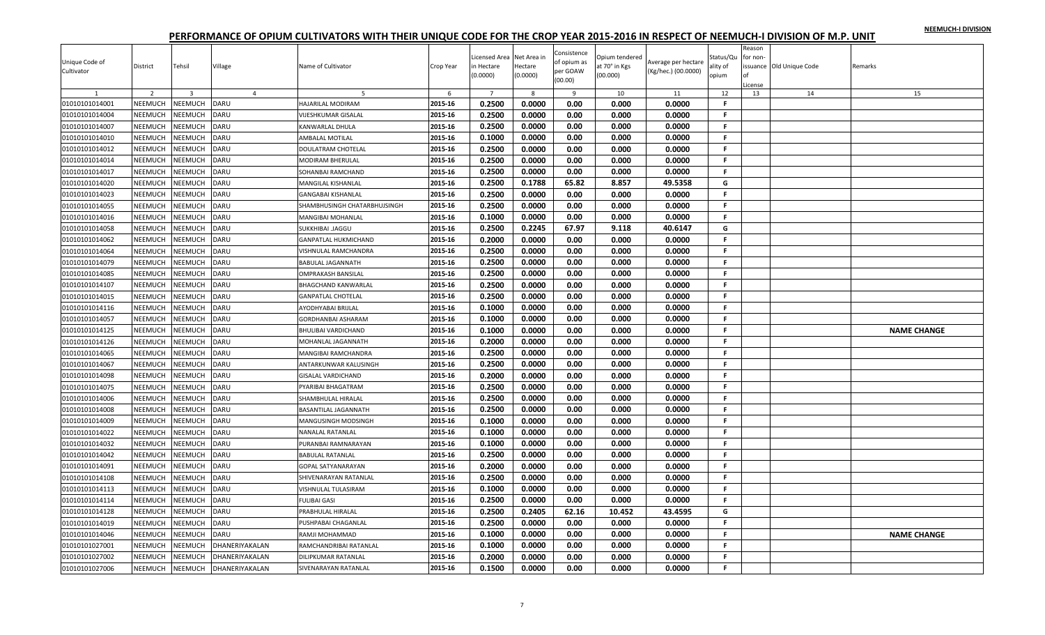# PERFORMANCE OF OPIUM CULTIVATORS WITH THEIR UNIQUE CODE FOR THE CROP YEAR 2015-2016 IN RESPECT OF NEEMUCH-I DIVISION OF M.P. UNIT

| Unique Code of Cultivator | District | Tehsil | Village | Name of Cultivator | Crop Year | Licensed Area in Hectare (0.0000) | Net Area in Hectare (0.0000) | Consistence of opium as per GOAW (00.00) | Opium tendered at 70° in Kgs (00.000) | Average per hectare (Kg/hec.) (00.0000) | Status/Quality of opium | Reason for non-issuance of License | Old Unique Code | Remarks |
|---|---|---|---|---|---|---|---|---|---|---|---|---|---|---|
| 1 | 2 | 3 | 4 | 5 | 6 | 7 | 8 | 9 | 10 | 11 | 12 | 13 | 14 | 15 |
| 01010101014001 | NEEMUCH | NEEMUCH | DARU | HAJARILAL MODIRAM | 2015-16 | 0.2500 | 0.0000 | 0.00 | 0.000 | 0.0000 | F | | | |
| 01010101014004 | NEEMUCH | NEEMUCH | DARU | VIJESHKUMAR GISALAL | 2015-16 | 0.2500 | 0.0000 | 0.00 | 0.000 | 0.0000 | F | | | |
| 01010101014007 | NEEMUCH | NEEMUCH | DARU | KANWARLAL DHULA | 2015-16 | 0.2500 | 0.0000 | 0.00 | 0.000 | 0.0000 | F | | | |
| 01010101014010 | NEEMUCH | NEEMUCH | DARU | AMBALAL MOTILAL | 2015-16 | 0.1000 | 0.0000 | 0.00 | 0.000 | 0.0000 | F | | | |
| 01010101014012 | NEEMUCH | NEEMUCH | DARU | DOULATRAM CHOTELAL | 2015-16 | 0.2500 | 0.0000 | 0.00 | 0.000 | 0.0000 | F | | | |
| 01010101014014 | NEEMUCH | NEEMUCH | DARU | MODIRAM BHERULAL | 2015-16 | 0.2500 | 0.0000 | 0.00 | 0.000 | 0.0000 | F | | | |
| 01010101014017 | NEEMUCH | NEEMUCH | DARU | SOHANBAI RAMCHAND | 2015-16 | 0.2500 | 0.0000 | 0.00 | 0.000 | 0.0000 | F | | | |
| 01010101014020 | NEEMUCH | NEEMUCH | DARU | MANGILAL KISHANLAL | 2015-16 | 0.2500 | 0.1788 | 65.82 | 8.857 | 49.5358 | G | | | |
| 01010101014023 | NEEMUCH | NEEMUCH | DARU | GANGABAI KISHANLAL | 2015-16 | 0.2500 | 0.0000 | 0.00 | 0.000 | 0.0000 | F | | | |
| 01010101014055 | NEEMUCH | NEEMUCH | DARU | SHAMBHUSINGH CHATARBHUJSINGH | 2015-16 | 0.2500 | 0.0000 | 0.00 | 0.000 | 0.0000 | F | | | |
| 01010101014016 | NEEMUCH | NEEMUCH | DARU | MANGIBAI MOHANLAL | 2015-16 | 0.1000 | 0.0000 | 0.00 | 0.000 | 0.0000 | F | | | |
| 01010101014058 | NEEMUCH | NEEMUCH | DARU | SUKKHIBAI JAGGU | 2015-16 | 0.2500 | 0.2245 | 67.97 | 9.118 | 40.6147 | G | | | |
| 01010101014062 | NEEMUCH | NEEMUCH | DARU | GANPATLAL HUKMICHAND | 2015-16 | 0.2000 | 0.0000 | 0.00 | 0.000 | 0.0000 | F | | | |
| 01010101014064 | NEEMUCH | NEEMUCH | DARU | VISHNULAL RAMCHANDRA | 2015-16 | 0.2500 | 0.0000 | 0.00 | 0.000 | 0.0000 | F | | | |
| 01010101014079 | NEEMUCH | NEEMUCH | DARU | BABULAL JAGANNATH | 2015-16 | 0.2500 | 0.0000 | 0.00 | 0.000 | 0.0000 | F | | | |
| 01010101014085 | NEEMUCH | NEEMUCH | DARU | OMPRAKASH BANSILAL | 2015-16 | 0.2500 | 0.0000 | 0.00 | 0.000 | 0.0000 | F | | | |
| 01010101014107 | NEEMUCH | NEEMUCH | DARU | BHAGCHAND KANWARLAL | 2015-16 | 0.2500 | 0.0000 | 0.00 | 0.000 | 0.0000 | F | | | |
| 01010101014015 | NEEMUCH | NEEMUCH | DARU | GANPATLAL CHOTELAL | 2015-16 | 0.2500 | 0.0000 | 0.00 | 0.000 | 0.0000 | F | | | |
| 01010101014116 | NEEMUCH | NEEMUCH | DARU | AYODHYABAI BRIJLAL | 2015-16 | 0.1000 | 0.0000 | 0.00 | 0.000 | 0.0000 | F | | | |
| 01010101014057 | NEEMUCH | NEEMUCH | DARU | GORDHANBAI ASHARAM | 2015-16 | 0.1000 | 0.0000 | 0.00 | 0.000 | 0.0000 | F | | | |
| 01010101014125 | NEEMUCH | NEEMUCH | DARU | BHULIBAI VARDICHAND | 2015-16 | 0.1000 | 0.0000 | 0.00 | 0.000 | 0.0000 | F | | | NAME CHANGE |
| 01010101014126 | NEEMUCH | NEEMUCH | DARU | MOHANLAL JAGANNATH | 2015-16 | 0.2000 | 0.0000 | 0.00 | 0.000 | 0.0000 | F | | | |
| 01010101014065 | NEEMUCH | NEEMUCH | DARU | MANGIBAI RAMCHANDRA | 2015-16 | 0.2500 | 0.0000 | 0.00 | 0.000 | 0.0000 | F | | | |
| 01010101014067 | NEEMUCH | NEEMUCH | DARU | ANTARKUNWAR KALUSINGH | 2015-16 | 0.2500 | 0.0000 | 0.00 | 0.000 | 0.0000 | F | | | |
| 01010101014098 | NEEMUCH | NEEMUCH | DARU | GISALAL VARDICHAND | 2015-16 | 0.2000 | 0.0000 | 0.00 | 0.000 | 0.0000 | F | | | |
| 01010101014075 | NEEMUCH | NEEMUCH | DARU | PYARIBAI BHAGATRAM | 2015-16 | 0.2500 | 0.0000 | 0.00 | 0.000 | 0.0000 | F | | | |
| 01010101014006 | NEEMUCH | NEEMUCH | DARU | SHAMBHULAL HIRALAL | 2015-16 | 0.2500 | 0.0000 | 0.00 | 0.000 | 0.0000 | F | | | |
| 01010101014008 | NEEMUCH | NEEMUCH | DARU | BASANTILAL JAGANNATH | 2015-16 | 0.2500 | 0.0000 | 0.00 | 0.000 | 0.0000 | F | | | |
| 01010101014009 | NEEMUCH | NEEMUCH | DARU | MANGUSINGH MODSINGH | 2015-16 | 0.1000 | 0.0000 | 0.00 | 0.000 | 0.0000 | F | | | |
| 01010101014022 | NEEMUCH | NEEMUCH | DARU | NANALAL RATANLAL | 2015-16 | 0.1000 | 0.0000 | 0.00 | 0.000 | 0.0000 | F | | | |
| 01010101014032 | NEEMUCH | NEEMUCH | DARU | PURANBAI RAMNARAYAN | 2015-16 | 0.1000 | 0.0000 | 0.00 | 0.000 | 0.0000 | F | | | |
| 01010101014042 | NEEMUCH | NEEMUCH | DARU | BABULAL RATANLAL | 2015-16 | 0.2500 | 0.0000 | 0.00 | 0.000 | 0.0000 | F | | | |
| 01010101014091 | NEEMUCH | NEEMUCH | DARU | GOPAL SATYANARAYAN | 2015-16 | 0.2000 | 0.0000 | 0.00 | 0.000 | 0.0000 | F | | | |
| 01010101014108 | NEEMUCH | NEEMUCH | DARU | SHIVENARAYAN RATANLAL | 2015-16 | 0.2500 | 0.0000 | 0.00 | 0.000 | 0.0000 | F | | | |
| 01010101014113 | NEEMUCH | NEEMUCH | DARU | VISHNULAL TULASIRAM | 2015-16 | 0.1000 | 0.0000 | 0.00 | 0.000 | 0.0000 | F | | | |
| 01010101014114 | NEEMUCH | NEEMUCH | DARU | FULIBAI GASI | 2015-16 | 0.2500 | 0.0000 | 0.00 | 0.000 | 0.0000 | F | | | |
| 01010101014128 | NEEMUCH | NEEMUCH | DARU | PRABHULAL HIRALAL | 2015-16 | 0.2500 | 0.2405 | 62.16 | 10.452 | 43.4595 | G | | | |
| 01010101014019 | NEEMUCH | NEEMUCH | DARU | PUSHPABAI CHAGANLAL | 2015-16 | 0.2500 | 0.0000 | 0.00 | 0.000 | 0.0000 | F | | | |
| 01010101014046 | NEEMUCH | NEEMUCH | DARU | RAMJI MOHAMMAD | 2015-16 | 0.1000 | 0.0000 | 0.00 | 0.000 | 0.0000 | F | | | NAME CHANGE |
| 01010101027001 | NEEMUCH | NEEMUCH | DHANERIYAKALAN | RAMCHANDRIBAI RATANLAL | 2015-16 | 0.1000 | 0.0000 | 0.00 | 0.000 | 0.0000 | F | | | |
| 01010101027002 | NEEMUCH | NEEMUCH | DHANERIYAKALAN | DILIPKUMAR RATANLAL | 2015-16 | 0.2000 | 0.0000 | 0.00 | 0.000 | 0.0000 | F | | | |
| 01010101027006 | NEEMUCH | NEEMUCH | DHANERIYAKALAN | SIVENARAYAN RATANLAL | 2015-16 | 0.1500 | 0.0000 | 0.00 | 0.000 | 0.0000 | F | | | |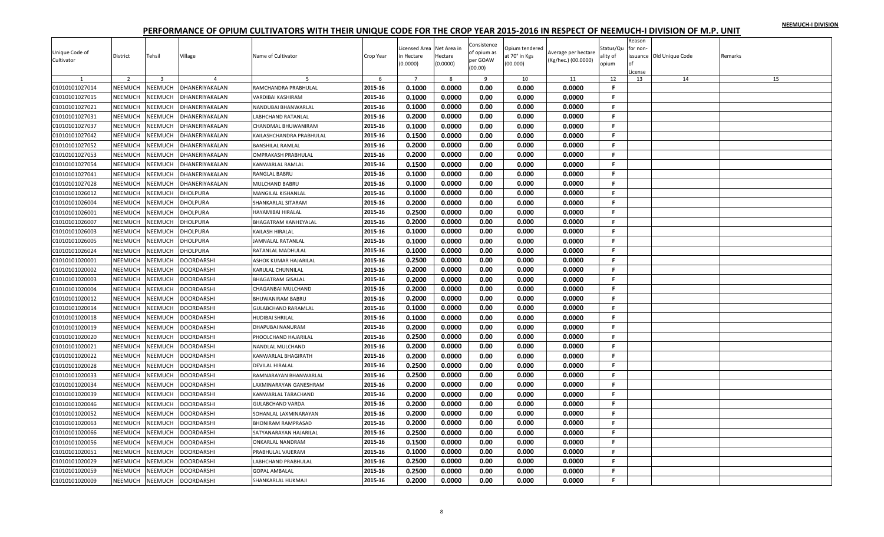# PERFORMANCE OF OPIUM CULTIVATORS WITH THEIR UNIQUE CODE FOR THE CROP YEAR 2015-2016 IN RESPECT OF NEEMUCH-I DIVISION OF M.P. UNIT

| Unique Code of Cultivator | District | Tehsil | Village | Name of Cultivator | Crop Year | Licensed Area in Hectare (0.0000) | Net Area in Hectare (0.0000) | Consistence of opium as per GOAW (00.00) | Opium tendered at 70° in Kgs (00.000) | Average per hectare (Kg/hec.) (00.0000) | Status/Quality of opium | Reason for non-issuance of License | Old Unique Code | Remarks |
|---|---|---|---|---|---|---|---|---|---|---|---|---|---|---|
| 1 | 2 | 3 | 4 | 5 | 6 | 7 | 8 | 9 | 10 | 11 | 12 | 13 | 14 | 15 |
| 01010101027014 | NEEMUCH | NEEMUCH | DHANERIYAKALAN | RAMCHANDRA PRABHULAL | 2015-16 | 0.1000 | 0.0000 | 0.00 | 0.000 | 0.0000 | F | | | |
| 01010101027015 | NEEMUCH | NEEMUCH | DHANERIYAKALAN | VARDIBAI KASHIRAM | 2015-16 | 0.1000 | 0.0000 | 0.00 | 0.000 | 0.0000 | F | | | |
| 01010101027021 | NEEMUCH | NEEMUCH | DHANERIYAKALAN | NANDUBAI BHANWARLAL | 2015-16 | 0.1000 | 0.0000 | 0.00 | 0.000 | 0.0000 | F | | | |
| 01010101027031 | NEEMUCH | NEEMUCH | DHANERIYAKALAN | LABHCHAND RATANLAL | 2015-16 | 0.2000 | 0.0000 | 0.00 | 0.000 | 0.0000 | F | | | |
| 01010101027037 | NEEMUCH | NEEMUCH | DHANERIYAKALAN | CHANDMAL BHUWANIRAM | 2015-16 | 0.1000 | 0.0000 | 0.00 | 0.000 | 0.0000 | F | | | |
| 01010101027042 | NEEMUCH | NEEMUCH | DHANERIYAKALAN | KAILASHCHANDRA PRABHULAL | 2015-16 | 0.1500 | 0.0000 | 0.00 | 0.000 | 0.0000 | F | | | |
| 01010101027052 | NEEMUCH | NEEMUCH | DHANERIYAKALAN | BANSHILAL RAMLAL | 2015-16 | 0.2000 | 0.0000 | 0.00 | 0.000 | 0.0000 | F | | | |
| 01010101027053 | NEEMUCH | NEEMUCH | DHANERIYAKALAN | OMPRAKASH PRABHULAL | 2015-16 | 0.2000 | 0.0000 | 0.00 | 0.000 | 0.0000 | F | | | |
| 01010101027054 | NEEMUCH | NEEMUCH | DHANERIYAKALAN | KANWARLAL RAMLAL | 2015-16 | 0.1500 | 0.0000 | 0.00 | 0.000 | 0.0000 | F | | | |
| 01010101027041 | NEEMUCH | NEEMUCH | DHANERIYAKALAN | RANGLAL BABRU | 2015-16 | 0.1000 | 0.0000 | 0.00 | 0.000 | 0.0000 | F | | | |
| 01010101027028 | NEEMUCH | NEEMUCH | DHANERIYAKALAN | MULCHAND BABRU | 2015-16 | 0.1000 | 0.0000 | 0.00 | 0.000 | 0.0000 | F | | | |
| 01010101026012 | NEEMUCH | NEEMUCH | DHOLPURA | MANGILAL KISHANLAL | 2015-16 | 0.1000 | 0.0000 | 0.00 | 0.000 | 0.0000 | F | | | |
| 01010101026004 | NEEMUCH | NEEMUCH | DHOLPURA | SHANKARLAL SITARAM | 2015-16 | 0.2000 | 0.0000 | 0.00 | 0.000 | 0.0000 | F | | | |
| 01010101026001 | NEEMUCH | NEEMUCH | DHOLPURA | HAYAMIBAI HIRALAL | 2015-16 | 0.2500 | 0.0000 | 0.00 | 0.000 | 0.0000 | F | | | |
| 01010101026007 | NEEMUCH | NEEMUCH | DHOLPURA | BHAGATRAM KANHEYALAL | 2015-16 | 0.2000 | 0.0000 | 0.00 | 0.000 | 0.0000 | F | | | |
| 01010101026003 | NEEMUCH | NEEMUCH | DHOLPURA | KAILASH HIRALAL | 2015-16 | 0.1000 | 0.0000 | 0.00 | 0.000 | 0.0000 | F | | | |
| 01010101026005 | NEEMUCH | NEEMUCH | DHOLPURA | JAMNALAL RATANLAL | 2015-16 | 0.1000 | 0.0000 | 0.00 | 0.000 | 0.0000 | F | | | |
| 01010101026024 | NEEMUCH | NEEMUCH | DHOLPURA | RATANLAL MADHULAL | 2015-16 | 0.1000 | 0.0000 | 0.00 | 0.000 | 0.0000 | F | | | |
| 01010101020001 | NEEMUCH | NEEMUCH | DOORDARSHI | ASHOK KUMAR HAJARILAL | 2015-16 | 0.2500 | 0.0000 | 0.00 | 0.000 | 0.0000 | F | | | |
| 01010101020002 | NEEMUCH | NEEMUCH | DOORDARSHI | KARULAL CHUNNILAL | 2015-16 | 0.2000 | 0.0000 | 0.00 | 0.000 | 0.0000 | F | | | |
| 01010101020003 | NEEMUCH | NEEMUCH | DOORDARSHI | BHAGATRAM GISALAL | 2015-16 | 0.2000 | 0.0000 | 0.00 | 0.000 | 0.0000 | F | | | |
| 01010101020004 | NEEMUCH | NEEMUCH | DOORDARSHI | CHAGANBAI MULCHAND | 2015-16 | 0.2000 | 0.0000 | 0.00 | 0.000 | 0.0000 | F | | | |
| 01010101020012 | NEEMUCH | NEEMUCH | DOORDARSHI | BHUWANIRAM BABRU | 2015-16 | 0.2000 | 0.0000 | 0.00 | 0.000 | 0.0000 | F | | | |
| 01010101020014 | NEEMUCH | NEEMUCH | DOORDARSHI | GULABCHAND RARAMLAL | 2015-16 | 0.1000 | 0.0000 | 0.00 | 0.000 | 0.0000 | F | | | |
| 01010101020018 | NEEMUCH | NEEMUCH | DOORDARSHI | HUDIBAI SHRILAL | 2015-16 | 0.1000 | 0.0000 | 0.00 | 0.000 | 0.0000 | F | | | |
| 01010101020019 | NEEMUCH | NEEMUCH | DOORDARSHI | DHAPUBAI NANURAM | 2015-16 | 0.2000 | 0.0000 | 0.00 | 0.000 | 0.0000 | F | | | |
| 01010101020020 | NEEMUCH | NEEMUCH | DOORDARSHI | PHOOLCHAND HAJARILAL | 2015-16 | 0.2500 | 0.0000 | 0.00 | 0.000 | 0.0000 | F | | | |
| 01010101020021 | NEEMUCH | NEEMUCH | DOORDARSHI | NANDLAL MULCHAND | 2015-16 | 0.2000 | 0.0000 | 0.00 | 0.000 | 0.0000 | F | | | |
| 01010101020022 | NEEMUCH | NEEMUCH | DOORDARSHI | KANWARLAL BHAGIRATH | 2015-16 | 0.2000 | 0.0000 | 0.00 | 0.000 | 0.0000 | F | | | |
| 01010101020028 | NEEMUCH | NEEMUCH | DOORDARSHI | DEVILAL HIRALAL | 2015-16 | 0.2500 | 0.0000 | 0.00 | 0.000 | 0.0000 | F | | | |
| 01010101020033 | NEEMUCH | NEEMUCH | DOORDARSHI | RAMNARAYAN BHANWARLAL | 2015-16 | 0.2500 | 0.0000 | 0.00 | 0.000 | 0.0000 | F | | | |
| 01010101020034 | NEEMUCH | NEEMUCH | DOORDARSHI | LAXMINARAYAN GANESHRAM | 2015-16 | 0.2000 | 0.0000 | 0.00 | 0.000 | 0.0000 | F | | | |
| 01010101020039 | NEEMUCH | NEEMUCH | DOORDARSHI | KANWARLAL TARACHAND | 2015-16 | 0.2000 | 0.0000 | 0.00 | 0.000 | 0.0000 | F | | | |
| 01010101020046 | NEEMUCH | NEEMUCH | DOORDARSHI | GULABCHAND VARDA | 2015-16 | 0.2000 | 0.0000 | 0.00 | 0.000 | 0.0000 | F | | | |
| 01010101020052 | NEEMUCH | NEEMUCH | DOORDARSHI | SOHANLAL LAXMINARAYAN | 2015-16 | 0.2000 | 0.0000 | 0.00 | 0.000 | 0.0000 | F | | | |
| 01010101020063 | NEEMUCH | NEEMUCH | DOORDARSHI | BHONIRAM RAMPRASAD | 2015-16 | 0.2000 | 0.0000 | 0.00 | 0.000 | 0.0000 | F | | | |
| 01010101020066 | NEEMUCH | NEEMUCH | DOORDARSHI | SATYANARAYAN HAJARILAL | 2015-16 | 0.2500 | 0.0000 | 0.00 | 0.000 | 0.0000 | F | | | |
| 01010101020056 | NEEMUCH | NEEMUCH | DOORDARSHI | ONKARLAL NANDRAM | 2015-16 | 0.1500 | 0.0000 | 0.00 | 0.000 | 0.0000 | F | | | |
| 01010101020051 | NEEMUCH | NEEMUCH | DOORDARSHI | PRABHULAL VAJERAM | 2015-16 | 0.1000 | 0.0000 | 0.00 | 0.000 | 0.0000 | F | | | |
| 01010101020029 | NEEMUCH | NEEMUCH | DOORDARSHI | LABHCHAND PRABHULAL | 2015-16 | 0.2500 | 0.0000 | 0.00 | 0.000 | 0.0000 | F | | | |
| 01010101020059 | NEEMUCH | NEEMUCH | DOORDARSHI | GOPAL AMBALAL | 2015-16 | 0.2500 | 0.0000 | 0.00 | 0.000 | 0.0000 | F | | | |
| 01010101020009 | NEEMUCH | NEEMUCH | DOORDARSHI | SHANKARLAL HUKMAJI | 2015-16 | 0.2000 | 0.0000 | 0.00 | 0.000 | 0.0000 | F | | | |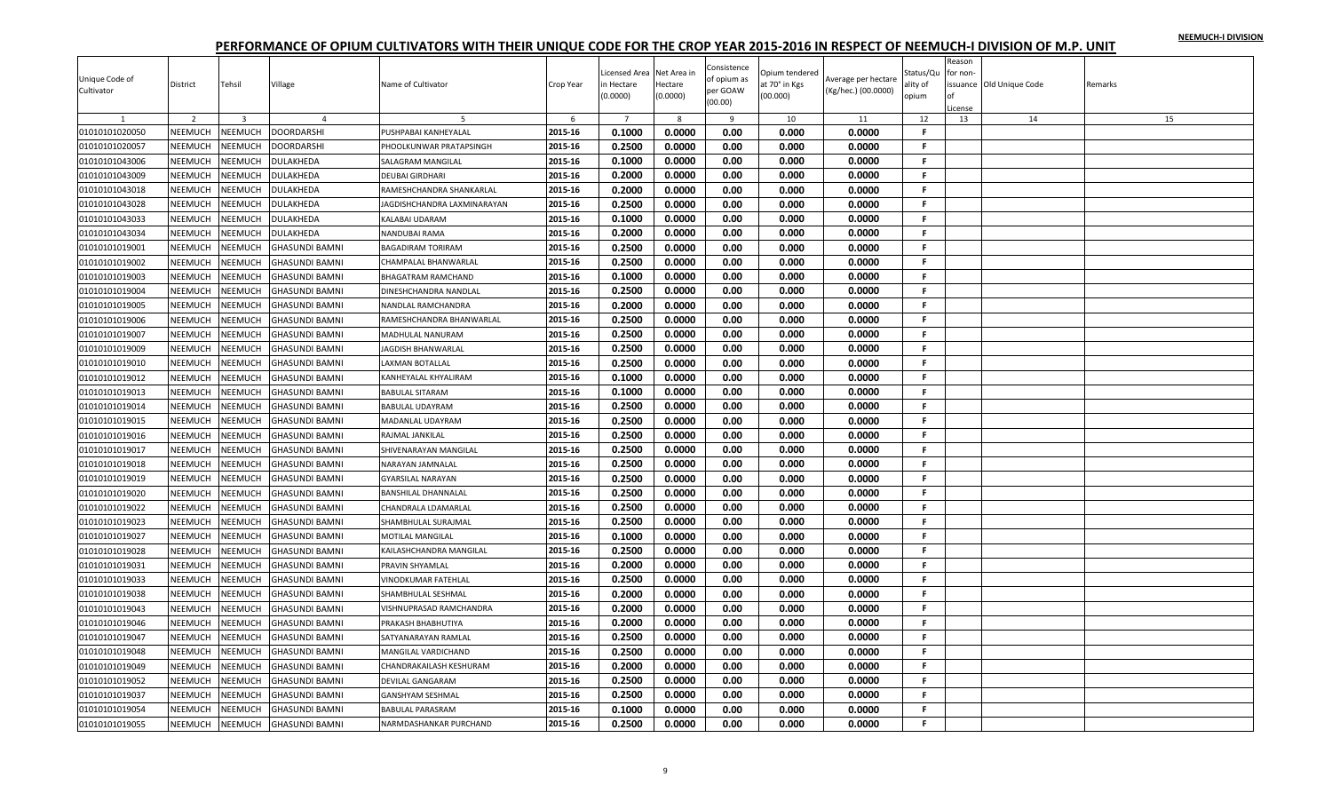# PERFORMANCE OF OPIUM CULTIVATORS WITH THEIR UNIQUE CODE FOR THE CROP YEAR 2015-2016 IN RESPECT OF NEEMUCH-I DIVISION OF M.P. UNIT

| Unique Code of Cultivator | District | Tehsil | Village | Name of Cultivator | Crop Year | Licensed Area in Hectare (0.0000) | Net Area in Hectare (0.0000) | Consistence of opium as per GOAW (00.00) | Opium tendered at 70° in Kgs (00.000) | Average per hectare (Kg/hec.) (00.0000) | Status/Quality of opium | Reason for non-issuance of License | Old Unique Code | Remarks |
|---|---|---|---|---|---|---|---|---|---|---|---|---|---|---|
| 1 | 2 | 3 | 4 | 5 | 6 | 7 | 8 | 9 | 10 | 11 | 12 | 13 | 14 | 15 |
| 01010101020050 | NEEMUCH | NEEMUCH | DOORDARSHI | PUSHPABAI KANHEYALAL | 2015-16 | 0.1000 | 0.0000 | 0.00 | 0.000 | 0.0000 | F | | | |
| 01010101020057 | NEEMUCH | NEEMUCH | DOORDARSHI | PHOOLKUNWAR PRATAPSINGH | 2015-16 | 0.2500 | 0.0000 | 0.00 | 0.000 | 0.0000 | F | | | |
| 01010101043006 | NEEMUCH | NEEMUCH | DULAKHEDA | SALAGRAM MANGILAL | 2015-16 | 0.1000 | 0.0000 | 0.00 | 0.000 | 0.0000 | F | | | |
| 01010101043009 | NEEMUCH | NEEMUCH | DULAKHEDA | DEUBAI GIRDHARI | 2015-16 | 0.2000 | 0.0000 | 0.00 | 0.000 | 0.0000 | F | | | |
| 01010101043018 | NEEMUCH | NEEMUCH | DULAKHEDA | RAMESHCHANDRA SHANKARLAL | 2015-16 | 0.2000 | 0.0000 | 0.00 | 0.000 | 0.0000 | F | | | |
| 01010101043028 | NEEMUCH | NEEMUCH | DULAKHEDA | JAGDISHCHANDRA LAXMINARAYAN | 2015-16 | 0.2500 | 0.0000 | 0.00 | 0.000 | 0.0000 | F | | | |
| 01010101043033 | NEEMUCH | NEEMUCH | DULAKHEDA | KALABAI UDARAM | 2015-16 | 0.1000 | 0.0000 | 0.00 | 0.000 | 0.0000 | F | | | |
| 01010101043034 | NEEMUCH | NEEMUCH | DULAKHEDA | NANDUBAI RAMA | 2015-16 | 0.2000 | 0.0000 | 0.00 | 0.000 | 0.0000 | F | | | |
| 01010101019001 | NEEMUCH | NEEMUCH | GHASUNDI BAMNI | BAGADIRAM TORIRAM | 2015-16 | 0.2500 | 0.0000 | 0.00 | 0.000 | 0.0000 | F | | | |
| 01010101019002 | NEEMUCH | NEEMUCH | GHASUNDI BAMNI | CHAMPALAL BHANWARLAL | 2015-16 | 0.2500 | 0.0000 | 0.00 | 0.000 | 0.0000 | F | | | |
| 01010101019003 | NEEMUCH | NEEMUCH | GHASUNDI BAMNI | BHAGATRAM RAMCHAND | 2015-16 | 0.1000 | 0.0000 | 0.00 | 0.000 | 0.0000 | F | | | |
| 01010101019004 | NEEMUCH | NEEMUCH | GHASUNDI BAMNI | DINESHCHANDRA NANDLAL | 2015-16 | 0.2500 | 0.0000 | 0.00 | 0.000 | 0.0000 | F | | | |
| 01010101019005 | NEEMUCH | NEEMUCH | GHASUNDI BAMNI | NANDLAL RAMCHANDRA | 2015-16 | 0.2000 | 0.0000 | 0.00 | 0.000 | 0.0000 | F | | | |
| 01010101019006 | NEEMUCH | NEEMUCH | GHASUNDI BAMNI | RAMESHCHANDRA BHANWARLAL | 2015-16 | 0.2500 | 0.0000 | 0.00 | 0.000 | 0.0000 | F | | | |
| 01010101019007 | NEEMUCH | NEEMUCH | GHASUNDI BAMNI | MADHULAL NANURAM | 2015-16 | 0.2500 | 0.0000 | 0.00 | 0.000 | 0.0000 | F | | | |
| 01010101019009 | NEEMUCH | NEEMUCH | GHASUNDI BAMNI | JAGDISH BHANWARLAL | 2015-16 | 0.2500 | 0.0000 | 0.00 | 0.000 | 0.0000 | F | | | |
| 01010101019010 | NEEMUCH | NEEMUCH | GHASUNDI BAMNI | LAXMAN BOTALLAL | 2015-16 | 0.2500 | 0.0000 | 0.00 | 0.000 | 0.0000 | F | | | |
| 01010101019012 | NEEMUCH | NEEMUCH | GHASUNDI BAMNI | KANHEYALAL KHYALIRAM | 2015-16 | 0.1000 | 0.0000 | 0.00 | 0.000 | 0.0000 | F | | | |
| 01010101019013 | NEEMUCH | NEEMUCH | GHASUNDI BAMNI | BABULAL SITARAM | 2015-16 | 0.1000 | 0.0000 | 0.00 | 0.000 | 0.0000 | F | | | |
| 01010101019014 | NEEMUCH | NEEMUCH | GHASUNDI BAMNI | BABULAL UDAYRAM | 2015-16 | 0.2500 | 0.0000 | 0.00 | 0.000 | 0.0000 | F | | | |
| 01010101019015 | NEEMUCH | NEEMUCH | GHASUNDI BAMNI | MADANLAL UDAYRAM | 2015-16 | 0.2500 | 0.0000 | 0.00 | 0.000 | 0.0000 | F | | | |
| 01010101019016 | NEEMUCH | NEEMUCH | GHASUNDI BAMNI | RAJMAL JANKILAL | 2015-16 | 0.2500 | 0.0000 | 0.00 | 0.000 | 0.0000 | F | | | |
| 01010101019017 | NEEMUCH | NEEMUCH | GHASUNDI BAMNI | SHIVENARAYAN MANGILAL | 2015-16 | 0.2500 | 0.0000 | 0.00 | 0.000 | 0.0000 | F | | | |
| 01010101019018 | NEEMUCH | NEEMUCH | GHASUNDI BAMNI | NARAYAN JAMNALAL | 2015-16 | 0.2500 | 0.0000 | 0.00 | 0.000 | 0.0000 | F | | | |
| 01010101019019 | NEEMUCH | NEEMUCH | GHASUNDI BAMNI | GYARSILAL NARAYAN | 2015-16 | 0.2500 | 0.0000 | 0.00 | 0.000 | 0.0000 | F | | | |
| 01010101019020 | NEEMUCH | NEEMUCH | GHASUNDI BAMNI | BANSHILAL DHANNALAL | 2015-16 | 0.2500 | 0.0000 | 0.00 | 0.000 | 0.0000 | F | | | |
| 01010101019022 | NEEMUCH | NEEMUCH | GHASUNDI BAMNI | CHANDRALA LDAMARLAL | 2015-16 | 0.2500 | 0.0000 | 0.00 | 0.000 | 0.0000 | F | | | |
| 01010101019023 | NEEMUCH | NEEMUCH | GHASUNDI BAMNI | SHAMBHULAL SURAJMAL | 2015-16 | 0.2500 | 0.0000 | 0.00 | 0.000 | 0.0000 | F | | | |
| 01010101019027 | NEEMUCH | NEEMUCH | GHASUNDI BAMNI | MOTILAL MANGILAL | 2015-16 | 0.1000 | 0.0000 | 0.00 | 0.000 | 0.0000 | F | | | |
| 01010101019028 | NEEMUCH | NEEMUCH | GHASUNDI BAMNI | KAILASHCHANDRA MANGILAL | 2015-16 | 0.2500 | 0.0000 | 0.00 | 0.000 | 0.0000 | F | | | |
| 01010101019031 | NEEMUCH | NEEMUCH | GHASUNDI BAMNI | PRAVIN SHYAMLAL | 2015-16 | 0.2000 | 0.0000 | 0.00 | 0.000 | 0.0000 | F | | | |
| 01010101019033 | NEEMUCH | NEEMUCH | GHASUNDI BAMNI | VINODKUMAR FATEHLAL | 2015-16 | 0.2500 | 0.0000 | 0.00 | 0.000 | 0.0000 | F | | | |
| 01010101019038 | NEEMUCH | NEEMUCH | GHASUNDI BAMNI | SHAMBHULAL SESHMAL | 2015-16 | 0.2000 | 0.0000 | 0.00 | 0.000 | 0.0000 | F | | | |
| 01010101019043 | NEEMUCH | NEEMUCH | GHASUNDI BAMNI | VISHNUPRASAD RAMCHANDRA | 2015-16 | 0.2000 | 0.0000 | 0.00 | 0.000 | 0.0000 | F | | | |
| 01010101019046 | NEEMUCH | NEEMUCH | GHASUNDI BAMNI | PRAKASH BHABHUTIYA | 2015-16 | 0.2000 | 0.0000 | 0.00 | 0.000 | 0.0000 | F | | | |
| 01010101019047 | NEEMUCH | NEEMUCH | GHASUNDI BAMNI | SATYANARAYAN RAMLAL | 2015-16 | 0.2500 | 0.0000 | 0.00 | 0.000 | 0.0000 | F | | | |
| 01010101019048 | NEEMUCH | NEEMUCH | GHASUNDI BAMNI | MANGILAL VARDICHAND | 2015-16 | 0.2500 | 0.0000 | 0.00 | 0.000 | 0.0000 | F | | | |
| 01010101019049 | NEEMUCH | NEEMUCH | GHASUNDI BAMNI | CHANDRAKAILASH KESHURAM | 2015-16 | 0.2000 | 0.0000 | 0.00 | 0.000 | 0.0000 | F | | | |
| 01010101019052 | NEEMUCH | NEEMUCH | GHASUNDI BAMNI | DEVILAL GANGARAM | 2015-16 | 0.2500 | 0.0000 | 0.00 | 0.000 | 0.0000 | F | | | |
| 01010101019037 | NEEMUCH | NEEMUCH | GHASUNDI BAMNI | GANSHYAM SESHMAL | 2015-16 | 0.2500 | 0.0000 | 0.00 | 0.000 | 0.0000 | F | | | |
| 01010101019054 | NEEMUCH | NEEMUCH | GHASUNDI BAMNI | BABULAL PARASRAM | 2015-16 | 0.1000 | 0.0000 | 0.00 | 0.000 | 0.0000 | F | | | |
| 01010101019055 | NEEMUCH | NEEMUCH | GHASUNDI BAMNI | NARMDASHANKAR PURCHAND | 2015-16 | 0.2500 | 0.0000 | 0.00 | 0.000 | 0.0000 | F | | | |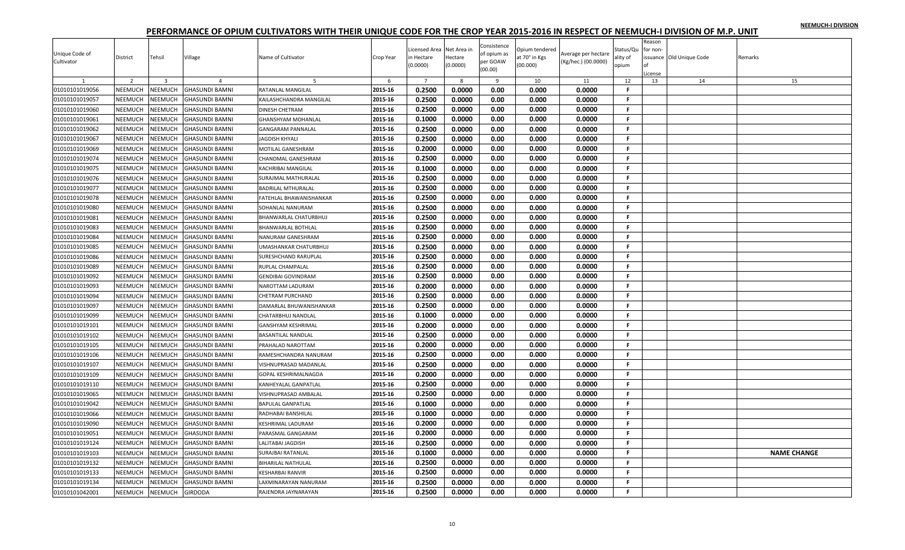NEEMUCH-I DIVISION

# PERFORMANCE OF OPIUM CULTIVATORS WITH THEIR UNIQUE CODE FOR THE CROP YEAR 2015-2016 IN RESPECT OF NEEMUCH-I DIVISION OF M.P. UNIT

| Unique Code of Cultivator | District | Tehsil | Village | Name of Cultivator | Crop Year | Licensed Area in Hectare (0.0000) | Net Area in Hectare (0.0000) | Consistence of opium as per GOAW (00.00) | Opium tendered at 70° in Kgs (00.000) | Average per hectare (Kg/hec.) (00.0000) | Status/Quality of opium | Reason for non-issuance of License | Old Unique Code | Remarks |
|---|---|---|---|---|---|---|---|---|---|---|---|---|---|---|
| 1 | 2 | 3 | 4 | 5 | 6 | 7 | 8 | 9 | 10 | 11 | 12 | 13 | 14 | 15 |
| 01010101019056 | NEEMUCH | NEEMUCH | GHASUNDI BAMNI | RATANLAL MANGILAL | 2015-16 | 0.2500 | 0.0000 | 0.00 | 0.000 | 0.0000 | F | | | |
| 01010101019057 | NEEMUCH | NEEMUCH | GHASUNDI BAMNI | KAILASHCHANDRA MANGILAL | 2015-16 | 0.2500 | 0.0000 | 0.00 | 0.000 | 0.0000 | F | | | |
| 01010101019060 | NEEMUCH | NEEMUCH | GHASUNDI BAMNI | DINESH CHETRAM | 2015-16 | 0.2500 | 0.0000 | 0.00 | 0.000 | 0.0000 | F | | | |
| 01010101019061 | NEEMUCH | NEEMUCH | GHASUNDI BAMNI | GHANSHYAM MOHANLAL | 2015-16 | 0.1000 | 0.0000 | 0.00 | 0.000 | 0.0000 | F | | | |
| 01010101019062 | NEEMUCH | NEEMUCH | GHASUNDI BAMNI | GANGARAM PANNALAL | 2015-16 | 0.2500 | 0.0000 | 0.00 | 0.000 | 0.0000 | F | | | |
| 01010101019067 | NEEMUCH | NEEMUCH | GHASUNDI BAMNI | JAGDISH KHYALI | 2015-16 | 0.2500 | 0.0000 | 0.00 | 0.000 | 0.0000 | F | | | |
| 01010101019069 | NEEMUCH | NEEMUCH | GHASUNDI BAMNI | MOTILAL GANESHRAM | 2015-16 | 0.2000 | 0.0000 | 0.00 | 0.000 | 0.0000 | F | | | |
| 01010101019074 | NEEMUCH | NEEMUCH | GHASUNDI BAMNI | CHANDMAL GANESHRAM | 2015-16 | 0.2500 | 0.0000 | 0.00 | 0.000 | 0.0000 | F | | | |
| 01010101019075 | NEEMUCH | NEEMUCH | GHASUNDI BAMNI | KACHRIBAI MANGILAL | 2015-16 | 0.1000 | 0.0000 | 0.00 | 0.000 | 0.0000 | F | | | |
| 01010101019076 | NEEMUCH | NEEMUCH | GHASUNDI BAMNI | SURAJMAL MATHURALAL | 2015-16 | 0.2500 | 0.0000 | 0.00 | 0.000 | 0.0000 | F | | | |
| 01010101019077 | NEEMUCH | NEEMUCH | GHASUNDI BAMNI | BADRILAL MTHURALAL | 2015-16 | 0.2500 | 0.0000 | 0.00 | 0.000 | 0.0000 | F | | | |
| 01010101019078 | NEEMUCH | NEEMUCH | GHASUNDI BAMNI | FATEHLAL BHAWANISHANKAR | 2015-16 | 0.2500 | 0.0000 | 0.00 | 0.000 | 0.0000 | F | | | |
| 01010101019080 | NEEMUCH | NEEMUCH | GHASUNDI BAMNI | SOHANLAL NANURAM | 2015-16 | 0.2500 | 0.0000 | 0.00 | 0.000 | 0.0000 | F | | | |
| 01010101019081 | NEEMUCH | NEEMUCH | GHASUNDI BAMNI | BHANWARLAL CHATURBHUJ | 2015-16 | 0.2500 | 0.0000 | 0.00 | 0.000 | 0.0000 | F | | | |
| 01010101019083 | NEEMUCH | NEEMUCH | GHASUNDI BAMNI | BHANWARLAL BOTHLAL | 2015-16 | 0.2500 | 0.0000 | 0.00 | 0.000 | 0.0000 | F | | | |
| 01010101019084 | NEEMUCH | NEEMUCH | GHASUNDI BAMNI | NANURAM GANESHRAM | 2015-16 | 0.2500 | 0.0000 | 0.00 | 0.000 | 0.0000 | F | | | |
| 01010101019085 | NEEMUCH | NEEMUCH | GHASUNDI BAMNI | UMASHANKAR CHATURBHUJ | 2015-16 | 0.2500 | 0.0000 | 0.00 | 0.000 | 0.0000 | F | | | |
| 01010101019086 | NEEMUCH | NEEMUCH | GHASUNDI BAMNI | SURESHCHAND RARUPLAL | 2015-16 | 0.2500 | 0.0000 | 0.00 | 0.000 | 0.0000 | F | | | |
| 01010101019089 | NEEMUCH | NEEMUCH | GHASUNDI BAMNI | RUPLAL CHAMPALAL | 2015-16 | 0.2500 | 0.0000 | 0.00 | 0.000 | 0.0000 | F | | | |
| 01010101019092 | NEEMUCH | NEEMUCH | GHASUNDI BAMNI | GENDIBAI GOVINDRAM | 2015-16 | 0.2500 | 0.0000 | 0.00 | 0.000 | 0.0000 | F | | | |
| 01010101019093 | NEEMUCH | NEEMUCH | GHASUNDI BAMNI | NAROTTAM LADURAM | 2015-16 | 0.2000 | 0.0000 | 0.00 | 0.000 | 0.0000 | F | | | |
| 01010101019094 | NEEMUCH | NEEMUCH | GHASUNDI BAMNI | CHETRAM PURCHAND | 2015-16 | 0.2500 | 0.0000 | 0.00 | 0.000 | 0.0000 | F | | | |
| 01010101019097 | NEEMUCH | NEEMUCH | GHASUNDI BAMNI | DAMARLAL BHUWANISHANKAR | 2015-16 | 0.2500 | 0.0000 | 0.00 | 0.000 | 0.0000 | F | | | |
| 01010101019099 | NEEMUCH | NEEMUCH | GHASUNDI BAMNI | CHATARBHUJ NANDLAL | 2015-16 | 0.1000 | 0.0000 | 0.00 | 0.000 | 0.0000 | F | | | |
| 01010101019101 | NEEMUCH | NEEMUCH | GHASUNDI BAMNI | GANSHYAM KESHRIMAL | 2015-16 | 0.2000 | 0.0000 | 0.00 | 0.000 | 0.0000 | F | | | |
| 01010101019102 | NEEMUCH | NEEMUCH | GHASUNDI BAMNI | BASANTILAL NANDLAL | 2015-16 | 0.2500 | 0.0000 | 0.00 | 0.000 | 0.0000 | F | | | |
| 01010101019105 | NEEMUCH | NEEMUCH | GHASUNDI BAMNI | PRAHALAD NAROTTAM | 2015-16 | 0.2000 | 0.0000 | 0.00 | 0.000 | 0.0000 | F | | | |
| 01010101019106 | NEEMUCH | NEEMUCH | GHASUNDI BAMNI | RAMESHCHANDRA NANURAM | 2015-16 | 0.2500 | 0.0000 | 0.00 | 0.000 | 0.0000 | F | | | |
| 01010101019107 | NEEMUCH | NEEMUCH | GHASUNDI BAMNI | VISHNUPRASAD MADANLAL | 2015-16 | 0.2500 | 0.0000 | 0.00 | 0.000 | 0.0000 | F | | | |
| 01010101019109 | NEEMUCH | NEEMUCH | GHASUNDI BAMNI | GOPAL KESHRIMALNAGDA | 2015-16 | 0.2000 | 0.0000 | 0.00 | 0.000 | 0.0000 | F | | | |
| 01010101019110 | NEEMUCH | NEEMUCH | GHASUNDI BAMNI | KANHEYALAL GANPATLAL | 2015-16 | 0.2500 | 0.0000 | 0.00 | 0.000 | 0.0000 | F | | | |
| 01010101019065 | NEEMUCH | NEEMUCH | GHASUNDI BAMNI | VISHNUPRASAD AMBALAL | 2015-16 | 0.2500 | 0.0000 | 0.00 | 0.000 | 0.0000 | F | | | |
| 01010101019042 | NEEMUCH | NEEMUCH | GHASUNDI BAMNI | BAPULAL GANPATLAL | 2015-16 | 0.1000 | 0.0000 | 0.00 | 0.000 | 0.0000 | F | | | |
| 01010101019066 | NEEMUCH | NEEMUCH | GHASUNDI BAMNI | RADHABAI BANSHILAL | 2015-16 | 0.1000 | 0.0000 | 0.00 | 0.000 | 0.0000 | F | | | |
| 01010101019090 | NEEMUCH | NEEMUCH | GHASUNDI BAMNI | KESHRIMAL LADURAM | 2015-16 | 0.2000 | 0.0000 | 0.00 | 0.000 | 0.0000 | F | | | |
| 01010101019051 | NEEMUCH | NEEMUCH | GHASUNDI BAMNI | PARASMAL GANGARAM | 2015-16 | 0.2000 | 0.0000 | 0.00 | 0.000 | 0.0000 | F | | | |
| 01010101019124 | NEEMUCH | NEEMUCH | GHASUNDI BAMNI | LALITABAI JAGDISH | 2015-16 | 0.2500 | 0.0000 | 0.00 | 0.000 | 0.0000 | F | | | |
| 01010101019103 | NEEMUCH | NEEMUCH | GHASUNDI BAMNI | SURAJBAI RATANLAL | 2015-16 | 0.1000 | 0.0000 | 0.00 | 0.000 | 0.0000 | F | | | NAME CHANGE |
| 01010101019132 | NEEMUCH | NEEMUCH | GHASUNDI BAMNI | BIHARILAL NATHULAL | 2015-16 | 0.2500 | 0.0000 | 0.00 | 0.000 | 0.0000 | F | | | |
| 01010101019133 | NEEMUCH | NEEMUCH | GHASUNDI BAMNI | KESHARBAI RANVIR | 2015-16 | 0.2500 | 0.0000 | 0.00 | 0.000 | 0.0000 | F | | | |
| 01010101019134 | NEEMUCH | NEEMUCH | GHASUNDI BAMNI | LAXMINARAYAN NANURAM | 2015-16 | 0.2500 | 0.0000 | 0.00 | 0.000 | 0.0000 | F | | | |
| 01010101042001 | NEEMUCH | NEEMUCH | GIRDODA | RAJENDRA JAYNARAYAN | 2015-16 | 0.2500 | 0.0000 | 0.00 | 0.000 | 0.0000 | F | | | |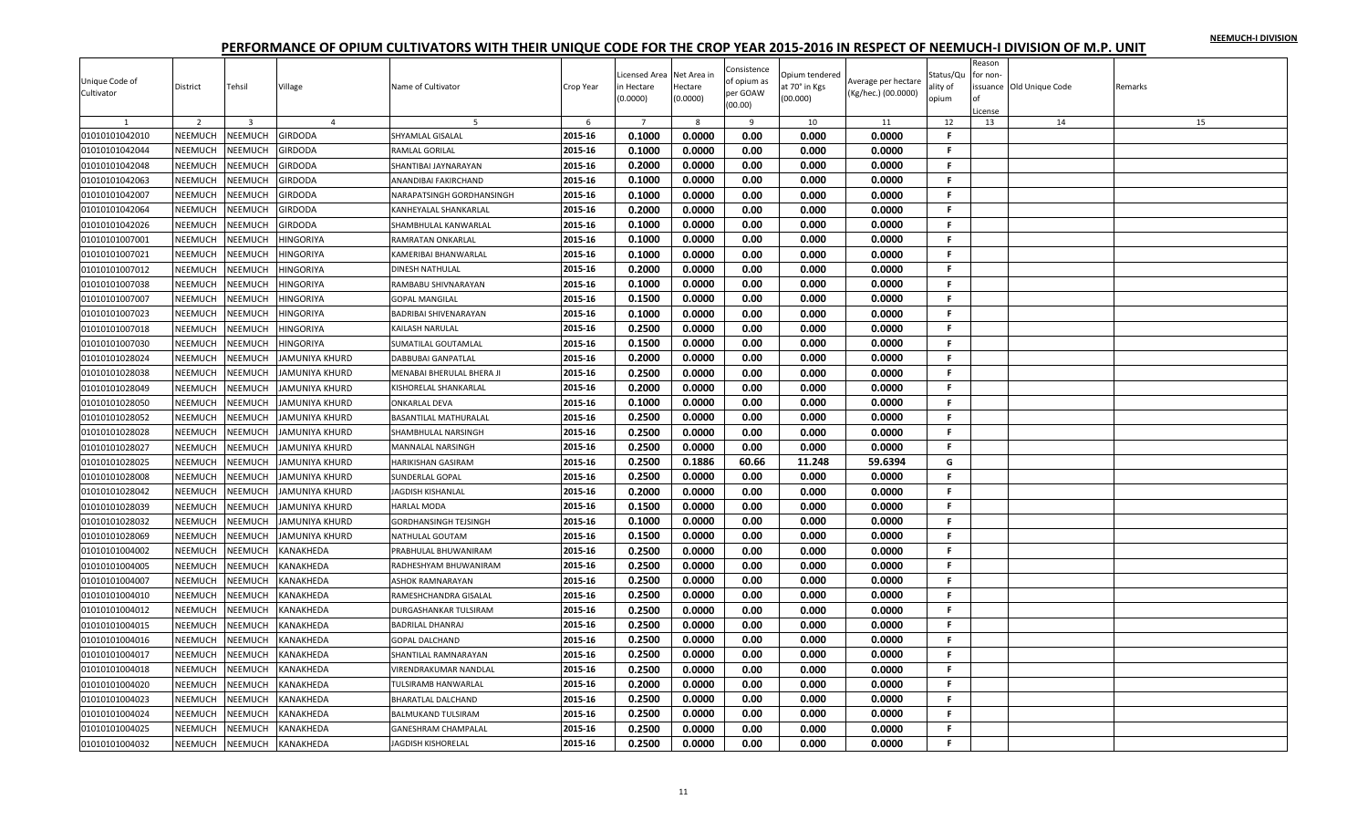# PERFORMANCE OF OPIUM CULTIVATORS WITH THEIR UNIQUE CODE FOR THE CROP YEAR 2015-2016 IN RESPECT OF NEEMUCH-I DIVISION OF M.P. UNIT

| Unique Code of Cultivator | District | Tehsil | Village | Name of Cultivator | Crop Year | Licensed Area in Hectare (0.0000) | Net Area in Hectare (0.0000) | Consistence of opium as per GOAW (00.00) | Opium tendered at 70° in Kgs (00.000) | Average per hectare (Kg/hec.) (00.0000) | Status/Quality of opium | Reason for non-issuance of License | Old Unique Code | Remarks |
|---|---|---|---|---|---|---|---|---|---|---|---|---|---|---|
| 1 | 2 | 3 | 4 | 5 | 6 | 7 | 8 | 9 | 10 | 11 | 12 | 13 | 14 | 15 |
| 01010101042010 | NEEMUCH | NEEMUCH | GIRDODA | SHYAMLAL GISALAL | 2015-16 | 0.1000 | 0.0000 | 0.00 | 0.000 | 0.0000 | F | | | |
| 01010101042044 | NEEMUCH | NEEMUCH | GIRDODA | RAMLAL GORILAL | 2015-16 | 0.1000 | 0.0000 | 0.00 | 0.000 | 0.0000 | F | | | |
| 01010101042048 | NEEMUCH | NEEMUCH | GIRDODA | SHANTIBAI JAYNARAYAN | 2015-16 | 0.2000 | 0.0000 | 0.00 | 0.000 | 0.0000 | F | | | |
| 01010101042063 | NEEMUCH | NEEMUCH | GIRDODA | ANANDIBAI FAKIRCHAND | 2015-16 | 0.1000 | 0.0000 | 0.00 | 0.000 | 0.0000 | F | | | |
| 01010101042007 | NEEMUCH | NEEMUCH | GIRDODA | NARAPATSINGH GORDHANSINGH | 2015-16 | 0.1000 | 0.0000 | 0.00 | 0.000 | 0.0000 | F | | | |
| 01010101042064 | NEEMUCH | NEEMUCH | GIRDODA | KANHEYALAL SHANKARLAL | 2015-16 | 0.2000 | 0.0000 | 0.00 | 0.000 | 0.0000 | F | | | |
| 01010101042026 | NEEMUCH | NEEMUCH | GIRDODA | SHAMBHULAL KANWARLAL | 2015-16 | 0.1000 | 0.0000 | 0.00 | 0.000 | 0.0000 | F | | | |
| 01010101007001 | NEEMUCH | NEEMUCH | HINGORIYA | RAMRATAN ONKARLAL | 2015-16 | 0.1000 | 0.0000 | 0.00 | 0.000 | 0.0000 | F | | | |
| 01010101007021 | NEEMUCH | NEEMUCH | HINGORIYA | KAMERIBAI BHANWARLAL | 2015-16 | 0.1000 | 0.0000 | 0.00 | 0.000 | 0.0000 | F | | | |
| 01010101007012 | NEEMUCH | NEEMUCH | HINGORIYA | DINESH NATHULAL | 2015-16 | 0.2000 | 0.0000 | 0.00 | 0.000 | 0.0000 | F | | | |
| 01010101007038 | NEEMUCH | NEEMUCH | HINGORIYA | RAMBABU SHIVNARAYAN | 2015-16 | 0.1000 | 0.0000 | 0.00 | 0.000 | 0.0000 | F | | | |
| 01010101007007 | NEEMUCH | NEEMUCH | HINGORIYA | GOPAL MANGILAL | 2015-16 | 0.1500 | 0.0000 | 0.00 | 0.000 | 0.0000 | F | | | |
| 01010101007023 | NEEMUCH | NEEMUCH | HINGORIYA | BADRIBAI SHIVENARAYAN | 2015-16 | 0.1000 | 0.0000 | 0.00 | 0.000 | 0.0000 | F | | | |
| 01010101007018 | NEEMUCH | NEEMUCH | HINGORIYA | KAILASH NARULAL | 2015-16 | 0.2500 | 0.0000 | 0.00 | 0.000 | 0.0000 | F | | | |
| 01010101007030 | NEEMUCH | NEEMUCH | HINGORIYA | SUMATILAL GOUTAMLAL | 2015-16 | 0.1500 | 0.0000 | 0.00 | 0.000 | 0.0000 | F | | | |
| 01010101028024 | NEEMUCH | NEEMUCH | JAMUNIYA KHURD | DABBUBAI GANPATLAL | 2015-16 | 0.2000 | 0.0000 | 0.00 | 0.000 | 0.0000 | F | | | |
| 01010101028038 | NEEMUCH | NEEMUCH | JAMUNIYA KHURD | MENABAI BHERULAL BHERA JI | 2015-16 | 0.2500 | 0.0000 | 0.00 | 0.000 | 0.0000 | F | | | |
| 01010101028049 | NEEMUCH | NEEMUCH | JAMUNIYA KHURD | KISHORELAL SHANKARLAL | 2015-16 | 0.2000 | 0.0000 | 0.00 | 0.000 | 0.0000 | F | | | |
| 01010101028050 | NEEMUCH | NEEMUCH | JAMUNIYA KHURD | ONKARLAL DEVA | 2015-16 | 0.1000 | 0.0000 | 0.00 | 0.000 | 0.0000 | F | | | |
| 01010101028052 | NEEMUCH | NEEMUCH | JAMUNIYA KHURD | BASANTILAL MATHURALAL | 2015-16 | 0.2500 | 0.0000 | 0.00 | 0.000 | 0.0000 | F | | | |
| 01010101028028 | NEEMUCH | NEEMUCH | JAMUNIYA KHURD | SHAMBHULAL NARSINGH | 2015-16 | 0.2500 | 0.0000 | 0.00 | 0.000 | 0.0000 | F | | | |
| 01010101028027 | NEEMUCH | NEEMUCH | JAMUNIYA KHURD | MANNALAL NARSINGH | 2015-16 | 0.2500 | 0.0000 | 0.00 | 0.000 | 0.0000 | F | | | |
| 01010101028025 | NEEMUCH | NEEMUCH | JAMUNIYA KHURD | HARIKISHAN GASIRAM | 2015-16 | 0.2500 | 0.1886 | 60.66 | 11.248 | 59.6394 | G | | | |
| 01010101028008 | NEEMUCH | NEEMUCH | JAMUNIYA KHURD | SUNDERLAL GOPAL | 2015-16 | 0.2500 | 0.0000 | 0.00 | 0.000 | 0.0000 | F | | | |
| 01010101028042 | NEEMUCH | NEEMUCH | JAMUNIYA KHURD | JAGDISH KISHANLAL | 2015-16 | 0.2000 | 0.0000 | 0.00 | 0.000 | 0.0000 | F | | | |
| 01010101028039 | NEEMUCH | NEEMUCH | JAMUNIYA KHURD | HARLAL MODA | 2015-16 | 0.1500 | 0.0000 | 0.00 | 0.000 | 0.0000 | F | | | |
| 01010101028032 | NEEMUCH | NEEMUCH | JAMUNIYA KHURD | GORDHANSINGH TEJSINGH | 2015-16 | 0.1000 | 0.0000 | 0.00 | 0.000 | 0.0000 | F | | | |
| 01010101028069 | NEEMUCH | NEEMUCH | JAMUNIYA KHURD | NATHULAL GOUTAM | 2015-16 | 0.1500 | 0.0000 | 0.00 | 0.000 | 0.0000 | F | | | |
| 01010101004002 | NEEMUCH | NEEMUCH | KANAKHEDA | PRABHULAL BHUWANIRAM | 2015-16 | 0.2500 | 0.0000 | 0.00 | 0.000 | 0.0000 | F | | | |
| 01010101004005 | NEEMUCH | NEEMUCH | KANAKHEDA | RADHESHYAM BHUWANIRAM | 2015-16 | 0.2500 | 0.0000 | 0.00 | 0.000 | 0.0000 | F | | | |
| 01010101004007 | NEEMUCH | NEEMUCH | KANAKHEDA | ASHOK RAMNARAYAN | 2015-16 | 0.2500 | 0.0000 | 0.00 | 0.000 | 0.0000 | F | | | |
| 01010101004010 | NEEMUCH | NEEMUCH | KANAKHEDA | RAMESHCHANDRA GISALAL | 2015-16 | 0.2500 | 0.0000 | 0.00 | 0.000 | 0.0000 | F | | | |
| 01010101004012 | NEEMUCH | NEEMUCH | KANAKHEDA | DURGASHANKAR TULSIRAM | 2015-16 | 0.2500 | 0.0000 | 0.00 | 0.000 | 0.0000 | F | | | |
| 01010101004015 | NEEMUCH | NEEMUCH | KANAKHEDA | BADRILAL DHANRAJ | 2015-16 | 0.2500 | 0.0000 | 0.00 | 0.000 | 0.0000 | F | | | |
| 01010101004016 | NEEMUCH | NEEMUCH | KANAKHEDA | GOPAL DALCHAND | 2015-16 | 0.2500 | 0.0000 | 0.00 | 0.000 | 0.0000 | F | | | |
| 01010101004017 | NEEMUCH | NEEMUCH | KANAKHEDA | SHANTILAL RAMNARAYAN | 2015-16 | 0.2500 | 0.0000 | 0.00 | 0.000 | 0.0000 | F | | | |
| 01010101004018 | NEEMUCH | NEEMUCH | KANAKHEDA | VIRENDRAKUMAR NANDLAL | 2015-16 | 0.2500 | 0.0000 | 0.00 | 0.000 | 0.0000 | F | | | |
| 01010101004020 | NEEMUCH | NEEMUCH | KANAKHEDA | TULSIRAMB HANWARLAL | 2015-16 | 0.2000 | 0.0000 | 0.00 | 0.000 | 0.0000 | F | | | |
| 01010101004023 | NEEMUCH | NEEMUCH | KANAKHEDA | BHARATLAL DALCHAND | 2015-16 | 0.2500 | 0.0000 | 0.00 | 0.000 | 0.0000 | F | | | |
| 01010101004024 | NEEMUCH | NEEMUCH | KANAKHEDA | BALMUKAND TULSIRAM | 2015-16 | 0.2500 | 0.0000 | 0.00 | 0.000 | 0.0000 | F | | | |
| 01010101004025 | NEEMUCH | NEEMUCH | KANAKHEDA | GANESHRAM CHAMPALAL | 2015-16 | 0.2500 | 0.0000 | 0.00 | 0.000 | 0.0000 | F | | | |
| 01010101004032 | NEEMUCH | NEEMUCH | KANAKHEDA | JAGDISH KISHORELAL | 2015-16 | 0.2500 | 0.0000 | 0.00 | 0.000 | 0.0000 | F | | | |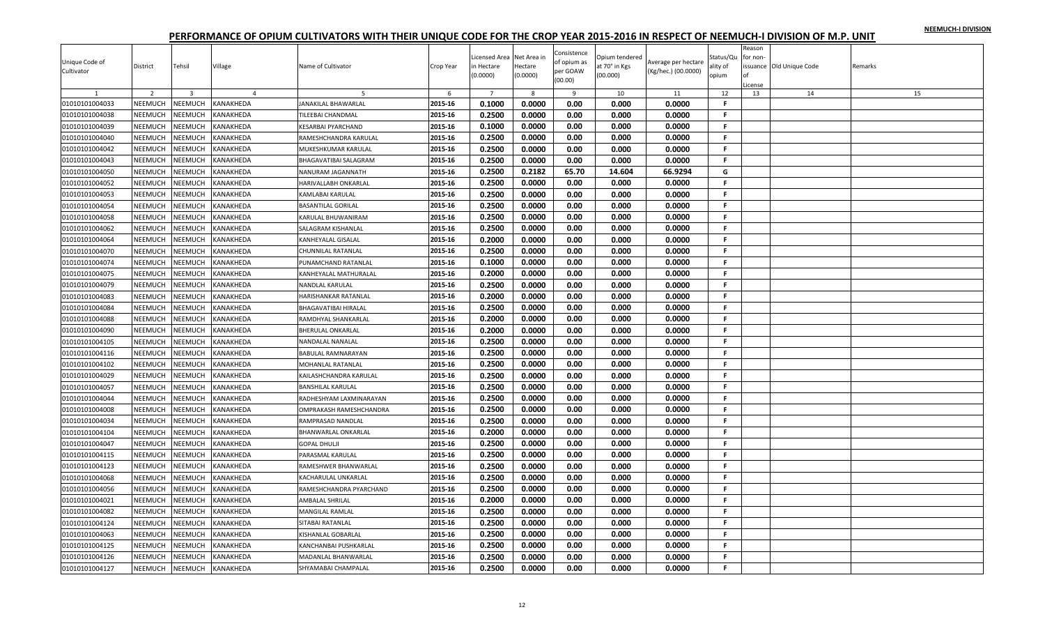# PERFORMANCE OF OPIUM CULTIVATORS WITH THEIR UNIQUE CODE FOR THE CROP YEAR 2015-2016 IN RESPECT OF NEEMUCH-I DIVISION OF M.P. UNIT

| Unique Code of Cultivator | District | Tehsil | Village | Name of Cultivator | Crop Year | Licensed Area in Hectare (0.0000) | Net Area in Hectare (0.0000) | Consistence of opium as per GOAW (00.00) | Opium tendered at 70° in Kgs (00.000) | Average per hectare (Kg/hec.) (00.0000) | Status/Quality of opium | Reason for non-issuance of License | Old Unique Code | Remarks |
|---|---|---|---|---|---|---|---|---|---|---|---|---|---|---|
| 1 | 2 | 3 | 4 | 5 | 6 | 7 | 8 | 9 | 10 | 11 | 12 | 13 | 14 | 15 |
| 01010101004033 | NEEMUCH | NEEMUCH | KANAKHEDA | JANAKILAL BHAWARLAL | 2015-16 | 0.1000 | 0.0000 | 0.00 | 0.000 | 0.0000 | F | | | |
| 01010101004038 | NEEMUCH | NEEMUCH | KANAKHEDA | TILEEBAI CHANDMAL | 2015-16 | 0.2500 | 0.0000 | 0.00 | 0.000 | 0.0000 | F | | | |
| 01010101004039 | NEEMUCH | NEEMUCH | KANAKHEDA | KESARBAI PYARCHAND | 2015-16 | 0.1000 | 0.0000 | 0.00 | 0.000 | 0.0000 | F | | | |
| 01010101004040 | NEEMUCH | NEEMUCH | KANAKHEDA | RAMESHCHANDRA KARULAL | 2015-16 | 0.2500 | 0.0000 | 0.00 | 0.000 | 0.0000 | F | | | |
| 01010101004042 | NEEMUCH | NEEMUCH | KANAKHEDA | MUKESHKUMAR KARULAL | 2015-16 | 0.2500 | 0.0000 | 0.00 | 0.000 | 0.0000 | F | | | |
| 01010101004043 | NEEMUCH | NEEMUCH | KANAKHEDA | BHAGAVATIBAI SALAGRAM | 2015-16 | 0.2500 | 0.0000 | 0.00 | 0.000 | 0.0000 | F | | | |
| 01010101004050 | NEEMUCH | NEEMUCH | KANAKHEDA | NANURAM JAGANNATH | 2015-16 | 0.2500 | 0.2182 | 65.70 | 14.604 | 66.9294 | G | | | |
| 01010101004052 | NEEMUCH | NEEMUCH | KANAKHEDA | HARIVALLABH ONKARLAL | 2015-16 | 0.2500 | 0.0000 | 0.00 | 0.000 | 0.0000 | F | | | |
| 01010101004053 | NEEMUCH | NEEMUCH | KANAKHEDA | KAMLABAI KARULAL | 2015-16 | 0.2500 | 0.0000 | 0.00 | 0.000 | 0.0000 | F | | | |
| 01010101004054 | NEEMUCH | NEEMUCH | KANAKHEDA | BASANTILAL GORILAL | 2015-16 | 0.2500 | 0.0000 | 0.00 | 0.000 | 0.0000 | F | | | |
| 01010101004058 | NEEMUCH | NEEMUCH | KANAKHEDA | KARULAL BHUWANIRAM | 2015-16 | 0.2500 | 0.0000 | 0.00 | 0.000 | 0.0000 | F | | | |
| 01010101004062 | NEEMUCH | NEEMUCH | KANAKHEDA | SALAGRAM KISHANLAL | 2015-16 | 0.2500 | 0.0000 | 0.00 | 0.000 | 0.0000 | F | | | |
| 01010101004064 | NEEMUCH | NEEMUCH | KANAKHEDA | KANHEYALAL GISALAL | 2015-16 | 0.2000 | 0.0000 | 0.00 | 0.000 | 0.0000 | F | | | |
| 01010101004070 | NEEMUCH | NEEMUCH | KANAKHEDA | CHUNNILAL RATANLAL | 2015-16 | 0.2500 | 0.0000 | 0.00 | 0.000 | 0.0000 | F | | | |
| 01010101004074 | NEEMUCH | NEEMUCH | KANAKHEDA | PUNAMCHAND RATANLAL | 2015-16 | 0.1000 | 0.0000 | 0.00 | 0.000 | 0.0000 | F | | | |
| 01010101004075 | NEEMUCH | NEEMUCH | KANAKHEDA | KANHEYALAL MATHURALAL | 2015-16 | 0.2000 | 0.0000 | 0.00 | 0.000 | 0.0000 | F | | | |
| 01010101004079 | NEEMUCH | NEEMUCH | KANAKHEDA | NANDLAL KARULAL | 2015-16 | 0.2500 | 0.0000 | 0.00 | 0.000 | 0.0000 | F | | | |
| 01010101004083 | NEEMUCH | NEEMUCH | KANAKHEDA | HARISHANKAR RATANLAL | 2015-16 | 0.2000 | 0.0000 | 0.00 | 0.000 | 0.0000 | F | | | |
| 01010101004084 | NEEMUCH | NEEMUCH | KANAKHEDA | BHAGAVATIBAI HIRALAL | 2015-16 | 0.2500 | 0.0000 | 0.00 | 0.000 | 0.0000 | F | | | |
| 01010101004088 | NEEMUCH | NEEMUCH | KANAKHEDA | RAMDHYAL SHANKARLAL | 2015-16 | 0.2000 | 0.0000 | 0.00 | 0.000 | 0.0000 | F | | | |
| 01010101004090 | NEEMUCH | NEEMUCH | KANAKHEDA | BHERULAL ONKARLAL | 2015-16 | 0.2000 | 0.0000 | 0.00 | 0.000 | 0.0000 | F | | | |
| 01010101004105 | NEEMUCH | NEEMUCH | KANAKHEDA | NANDALAL NANALAL | 2015-16 | 0.2500 | 0.0000 | 0.00 | 0.000 | 0.0000 | F | | | |
| 01010101004116 | NEEMUCH | NEEMUCH | KANAKHEDA | BABULAL RAMNARAYAN | 2015-16 | 0.2500 | 0.0000 | 0.00 | 0.000 | 0.0000 | F | | | |
| 01010101004102 | NEEMUCH | NEEMUCH | KANAKHEDA | MOHANLAL RATANLAL | 2015-16 | 0.2500 | 0.0000 | 0.00 | 0.000 | 0.0000 | F | | | |
| 01010101004029 | NEEMUCH | NEEMUCH | KANAKHEDA | KAILASHCHANDRA KARULAL | 2015-16 | 0.2500 | 0.0000 | 0.00 | 0.000 | 0.0000 | F | | | |
| 01010101004057 | NEEMUCH | NEEMUCH | KANAKHEDA | BANSHILAL KARULAL | 2015-16 | 0.2500 | 0.0000 | 0.00 | 0.000 | 0.0000 | F | | | |
| 01010101004044 | NEEMUCH | NEEMUCH | KANAKHEDA | RADHESHYAM LAXMINARAYAN | 2015-16 | 0.2500 | 0.0000 | 0.00 | 0.000 | 0.0000 | F | | | |
| 01010101004008 | NEEMUCH | NEEMUCH | KANAKHEDA | OMPRAKASH RAMESHCHANDRA | 2015-16 | 0.2500 | 0.0000 | 0.00 | 0.000 | 0.0000 | F | | | |
| 01010101004034 | NEEMUCH | NEEMUCH | KANAKHEDA | RAMPRASAD NANDLAL | 2015-16 | 0.2500 | 0.0000 | 0.00 | 0.000 | 0.0000 | F | | | |
| 01010101004104 | NEEMUCH | NEEMUCH | KANAKHEDA | BHANWARLAL ONKARLAL | 2015-16 | 0.2000 | 0.0000 | 0.00 | 0.000 | 0.0000 | F | | | |
| 01010101004047 | NEEMUCH | NEEMUCH | KANAKHEDA | GOPAL DHULJI | 2015-16 | 0.2500 | 0.0000 | 0.00 | 0.000 | 0.0000 | F | | | |
| 01010101004115 | NEEMUCH | NEEMUCH | KANAKHEDA | PARASMAL KARULAL | 2015-16 | 0.2500 | 0.0000 | 0.00 | 0.000 | 0.0000 | F | | | |
| 01010101004123 | NEEMUCH | NEEMUCH | KANAKHEDA | RAMESHWER BHANWARLAL | 2015-16 | 0.2500 | 0.0000 | 0.00 | 0.000 | 0.0000 | F | | | |
| 01010101004068 | NEEMUCH | NEEMUCH | KANAKHEDA | KACHARULAL UNKARLAL | 2015-16 | 0.2500 | 0.0000 | 0.00 | 0.000 | 0.0000 | F | | | |
| 01010101004056 | NEEMUCH | NEEMUCH | KANAKHEDA | RAMESHCHANDRA PYARCHAND | 2015-16 | 0.2500 | 0.0000 | 0.00 | 0.000 | 0.0000 | F | | | |
| 01010101004021 | NEEMUCH | NEEMUCH | KANAKHEDA | AMBALAL SHRILAL | 2015-16 | 0.2000 | 0.0000 | 0.00 | 0.000 | 0.0000 | F | | | |
| 01010101004082 | NEEMUCH | NEEMUCH | KANAKHEDA | MANGILAL RAMLAL | 2015-16 | 0.2500 | 0.0000 | 0.00 | 0.000 | 0.0000 | F | | | |
| 01010101004124 | NEEMUCH | NEEMUCH | KANAKHEDA | SITABAI RATANLAL | 2015-16 | 0.2500 | 0.0000 | 0.00 | 0.000 | 0.0000 | F | | | |
| 01010101004063 | NEEMUCH | NEEMUCH | KANAKHEDA | KISHANLAL GOBARLAL | 2015-16 | 0.2500 | 0.0000 | 0.00 | 0.000 | 0.0000 | F | | | |
| 01010101004125 | NEEMUCH | NEEMUCH | KANAKHEDA | KANCHANBAI PUSHKARLAL | 2015-16 | 0.2500 | 0.0000 | 0.00 | 0.000 | 0.0000 | F | | | |
| 01010101004126 | NEEMUCH | NEEMUCH | KANAKHEDA | MADANLAL BHANWARLAL | 2015-16 | 0.2500 | 0.0000 | 0.00 | 0.000 | 0.0000 | F | | | |
| 01010101004127 | NEEMUCH | NEEMUCH | KANAKHEDA | SHYAMABAI CHAMPALAL | 2015-16 | 0.2500 | 0.0000 | 0.00 | 0.000 | 0.0000 | F | | | |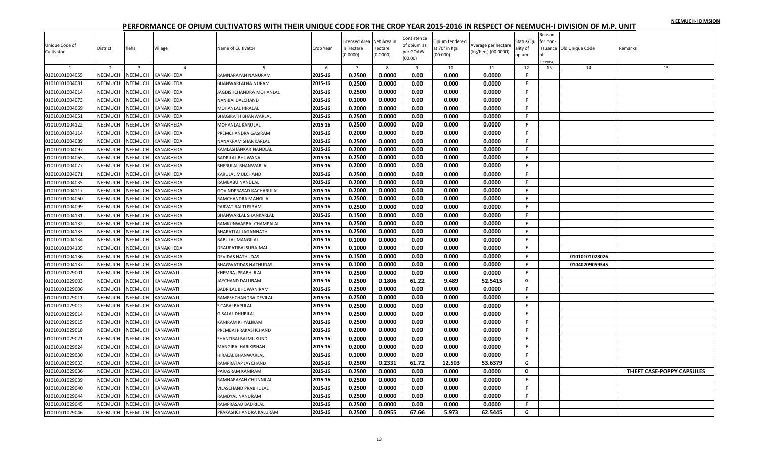# PERFORMANCE OF OPIUM CULTIVATORS WITH THEIR UNIQUE CODE FOR THE CROP YEAR 2015-2016 IN RESPECT OF NEEMUCH-I DIVISION OF M.P. UNIT

NEEMUCH-I DIVISION

| Unique Code of Cultivator | District | Tehsil | Village | Name of Cultivator | Crop Year | Licensed Area in Hectare (0.0000) | Net Area in Hectare (0.0000) | Consistence of opium as per GOAW (00.00) | Opium tendered at 70° in Kgs (00.000) | Average per hectare (Kg/hec.) (00.0000) | Status/Quality of opium | Reason for non-issuance of License | Old Unique Code | Remarks |
|---|---|---|---|---|---|---|---|---|---|---|---|---|---|---|
| 1 | 2 | 3 | 4 | 5 | 6 | 7 | 8 | 9 | 10 | 11 | 12 | 13 | 14 | 15 |
| 01010101004055 | NEEMUCH | NEEMUCH | KANAKHEDA | RAMNARAYAN NANURAM | 2015-16 | 0.2500 | 0.0000 | 0.00 | 0.000 | 0.0000 | F | | | |
| 01010101004081 | NEEMUCH | NEEMUCH | KANAKHEDA | BHANWARLALNA NURAM | 2015-16 | 0.2500 | 0.0000 | 0.00 | 0.000 | 0.0000 | F | | | |
| 01010101004014 | NEEMUCH | NEEMUCH | KANAKHEDA | JAGDISHCHANDRA MOHANLAL | 2015-16 | 0.2500 | 0.0000 | 0.00 | 0.000 | 0.0000 | F | | | |
| 01010101004073 | NEEMUCH | NEEMUCH | KANAKHEDA | NANIBAI DALCHAND | 2015-16 | 0.1000 | 0.0000 | 0.00 | 0.000 | 0.0000 | F | | | |
| 01010101004069 | NEEMUCH | NEEMUCH | KANAKHEDA | MOHANLAL HIRALAL | 2015-16 | 0.2000 | 0.0000 | 0.00 | 0.000 | 0.0000 | F | | | |
| 01010101004051 | NEEMUCH | NEEMUCH | KANAKHEDA | BHAGIRATH BHANWARLAL | 2015-16 | 0.2500 | 0.0000 | 0.00 | 0.000 | 0.0000 | F | | | |
| 01010101004122 | NEEMUCH | NEEMUCH | KANAKHEDA | MOHANLAL KARULAL | 2015-16 | 0.2500 | 0.0000 | 0.00 | 0.000 | 0.0000 | F | | | |
| 01010101004114 | NEEMUCH | NEEMUCH | KANAKHEDA | PREMCHANDRA GASIRAM | 2015-16 | 0.2000 | 0.0000 | 0.00 | 0.000 | 0.0000 | F | | | |
| 01010101004089 | NEEMUCH | NEEMUCH | KANAKHEDA | NANAKRAM SHANKARLAL | 2015-16 | 0.2500 | 0.0000 | 0.00 | 0.000 | 0.0000 | F | | | |
| 01010101004097 | NEEMUCH | NEEMUCH | KANAKHEDA | KAMLASHANKAR NANDLAL | 2015-16 | 0.2000 | 0.0000 | 0.00 | 0.000 | 0.0000 | F | | | |
| 01010101004065 | NEEMUCH | NEEMUCH | KANAKHEDA | BADRILAL BHUWANA | 2015-16 | 0.2500 | 0.0000 | 0.00 | 0.000 | 0.0000 | F | | | |
| 01010101004077 | NEEMUCH | NEEMUCH | KANAKHEDA | BHERULAL BHANWARLAL | 2015-16 | 0.2000 | 0.0000 | 0.00 | 0.000 | 0.0000 | F | | | |
| 01010101004071 | NEEMUCH | NEEMUCH | KANAKHEDA | KARULAL MULCHAND | 2015-16 | 0.2500 | 0.0000 | 0.00 | 0.000 | 0.0000 | F | | | |
| 01010101004035 | NEEMUCH | NEEMUCH | KANAKHEDA | RAMBABU NANDLAL | 2015-16 | 0.2000 | 0.0000 | 0.00 | 0.000 | 0.0000 | F | | | |
| 01010101004117 | NEEMUCH | NEEMUCH | KANAKHEDA | GOVINDPRASAD KACHARULAL | 2015-16 | 0.2000 | 0.0000 | 0.00 | 0.000 | 0.0000 | F | | | |
| 01010101004060 | NEEMUCH | NEEMUCH | KANAKHEDA | RAMCHANDRA MANGILAL | 2015-16 | 0.2500 | 0.0000 | 0.00 | 0.000 | 0.0000 | F | | | |
| 01010101004099 | NEEMUCH | NEEMUCH | KANAKHEDA | PARVATIBAI TUSIRAM | 2015-16 | 0.2500 | 0.0000 | 0.00 | 0.000 | 0.0000 | F | | | |
| 01010101004131 | NEEMUCH | NEEMUCH | KANAKHEDA | BHANWARLAL SHANKARLAL | 2015-16 | 0.1500 | 0.0000 | 0.00 | 0.000 | 0.0000 | F | | | |
| 01010101004132 | NEEMUCH | NEEMUCH | KANAKHEDA | RAMKUNWARBAI CHAMPALAL | 2015-16 | 0.2500 | 0.0000 | 0.00 | 0.000 | 0.0000 | F | | | |
| 01010101004133 | NEEMUCH | NEEMUCH | KANAKHEDA | BHARATLAL JAGANNATH | 2015-16 | 0.2500 | 0.0000 | 0.00 | 0.000 | 0.0000 | F | | | |
| 01010101004134 | NEEMUCH | NEEMUCH | KANAKHEDA | BABULAL MANGILAL | 2015-16 | 0.1000 | 0.0000 | 0.00 | 0.000 | 0.0000 | F | | | |
| 01010101004135 | NEEMUCH | NEEMUCH | KANAKHEDA | DRAUPATIBAI SURAJMAL | 2015-16 | 0.1000 | 0.0000 | 0.00 | 0.000 | 0.0000 | F | | | |
| 01010101004136 | NEEMUCH | NEEMUCH | KANAKHEDA | DEVIDAS NATHUDAS | 2015-16 | 0.1500 | 0.0000 | 0.00 | 0.000 | 0.0000 | F | | 01010101028026 | |
| 01010101004137 | NEEMUCH | NEEMUCH | KANAKHEDA | BHAGWATIDAS NATHUDAS | 2015-16 | 0.1000 | 0.0000 | 0.00 | 0.000 | 0.0000 | F | | 01040209059345 | |
| 01010101029001 | NEEMUCH | NEEMUCH | KANAWATI | KHEMRAJ PRABHULAL | 2015-16 | 0.2500 | 0.0000 | 0.00 | 0.000 | 0.0000 | F | | | |
| 01010101029003 | NEEMUCH | NEEMUCH | KANAWATI | JAYCHAND DALURAM | 2015-16 | 0.2500 | 0.1806 | 61.22 | 9.489 | 52.5415 | G | | | |
| 01010101029006 | NEEMUCH | NEEMUCH | KANAWATI | BADRILAL BHUWANIRAM | 2015-16 | 0.2500 | 0.0000 | 0.00 | 0.000 | 0.0000 | F | | | |
| 01010101029011 | NEEMUCH | NEEMUCH | KANAWATI | RAMESHCHANDRA DEVILAL | 2015-16 | 0.2500 | 0.0000 | 0.00 | 0.000 | 0.0000 | F | | | |
| 01010101029012 | NEEMUCH | NEEMUCH | KANAWATI | SITABAI BAPULAL | 2015-16 | 0.2500 | 0.0000 | 0.00 | 0.000 | 0.0000 | F | | | |
| 01010101029014 | NEEMUCH | NEEMUCH | KANAWATI | GISALAL DHURILAL | 2015-16 | 0.2500 | 0.0000 | 0.00 | 0.000 | 0.0000 | F | | | |
| 01010101029015 | NEEMUCH | NEEMUCH | KANAWATI | KANIRAM KHYALIRAM | 2015-16 | 0.2500 | 0.0000 | 0.00 | 0.000 | 0.0000 | F | | | |
| 01010101029018 | NEEMUCH | NEEMUCH | KANAWATI | PREMBAI PRAKASHCHAND | 2015-16 | 0.2000 | 0.0000 | 0.00 | 0.000 | 0.0000 | F | | | |
| 01010101029021 | NEEMUCH | NEEMUCH | KANAWATI | SHANTIBAI BALMUKUND | 2015-16 | 0.2000 | 0.0000 | 0.00 | 0.000 | 0.0000 | F | | | |
| 01010101029024 | NEEMUCH | NEEMUCH | KANAWATI | MANGIBAI HARIKISHAN | 2015-16 | 0.2000 | 0.0000 | 0.00 | 0.000 | 0.0000 | F | | | |
| 01010101029030 | NEEMUCH | NEEMUCH | KANAWATI | HIRALAL BHANWARLAL | 2015-16 | 0.1000 | 0.0000 | 0.00 | 0.000 | 0.0000 | F | | | |
| 01010101029033 | NEEMUCH | NEEMUCH | KANAWATI | RAMPRATAP JAYCHAND | 2015-16 | 0.2500 | 0.2331 | 61.72 | 12.503 | 53.6379 | G | | | |
| 01010101029036 | NEEMUCH | NEEMUCH | KANAWATI | PARASRAM KANIRAM | 2015-16 | 0.2500 | 0.0000 | 0.00 | 0.000 | 0.0000 | O | | | THEFT CASE-POPPY CAPSULES |
| 01010101029039 | NEEMUCH | NEEMUCH | KANAWATI | RAMNARAYAN CHUNNILAL | 2015-16 | 0.2500 | 0.0000 | 0.00 | 0.000 | 0.0000 | F | | | |
| 01010101029040 | NEEMUCH | NEEMUCH | KANAWATI | VILASCHAND PRABHULAL | 2015-16 | 0.2500 | 0.0000 | 0.00 | 0.000 | 0.0000 | F | | | |
| 01010101029044 | NEEMUCH | NEEMUCH | KANAWATI | RAMDYAL NANURAM | 2015-16 | 0.2500 | 0.0000 | 0.00 | 0.000 | 0.0000 | F | | | |
| 01010101029045 | NEEMUCH | NEEMUCH | KANAWATI | RAMPRASAD BADRILAL | 2015-16 | 0.2500 | 0.0000 | 0.00 | 0.000 | 0.0000 | F | | | |
| 01010101029046 | NEEMUCH | NEEMUCH | KANAWATI | PRAKASHCHANDRA KALURAM | 2015-16 | 0.2500 | 0.0955 | 67.66 | 5.973 | 62.5445 | G | | | |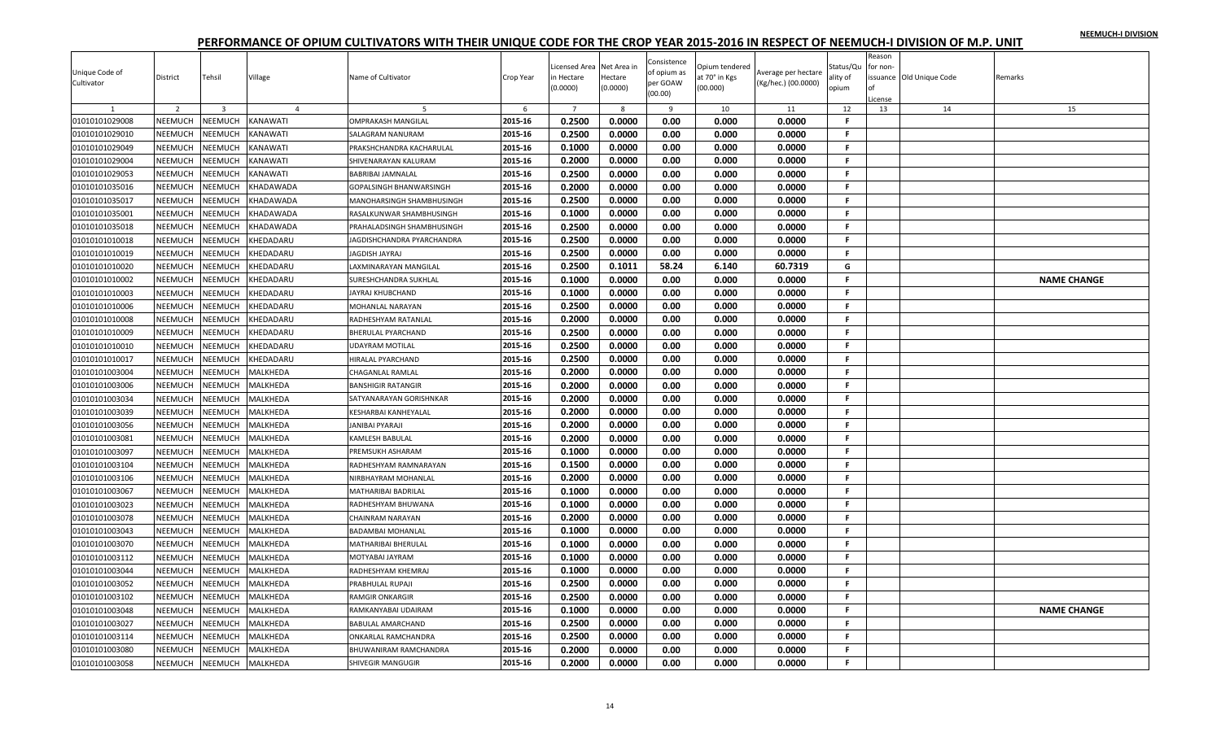NEEMUCH-I DIVISION

# PERFORMANCE OF OPIUM CULTIVATORS WITH THEIR UNIQUE CODE FOR THE CROP YEAR 2015-2016 IN RESPECT OF NEEMUCH-I DIVISION OF M.P. UNIT

| Unique Code of Cultivator | District | Tehsil | Village | Name of Cultivator | Crop Year | Licensed Area in Hectare (0.0000) | Net Area in Hectare (0.0000) | Consistence of opium as per GOAW (00.00) | Opium tendered at 70° in Kgs (00.000) | Average per hectare (Kg/hec.) (00.0000) | Status/Quality of opium | Reason for non-issuance of License | Old Unique Code | Remarks |
|---|---|---|---|---|---|---|---|---|---|---|---|---|---|---|
| 1 | 2 | 3 | 4 | 5 | 6 | 7 | 8 | 9 | 10 | 11 | 12 | 13 | 14 | 15 |
| 01010101029008 | NEEMUCH | NEEMUCH | KANAWATI | OMPRAKASH MANGILAL | 2015-16 | 0.2500 | 0.0000 | 0.00 | 0.000 | 0.0000 | F | | | |
| 01010101029010 | NEEMUCH | NEEMUCH | KANAWATI | SALAGRAM NANURAM | 2015-16 | 0.2500 | 0.0000 | 0.00 | 0.000 | 0.0000 | F | | | |
| 01010101029049 | NEEMUCH | NEEMUCH | KANAWATI | PRAKSHCHANDRA KACHARULAL | 2015-16 | 0.1000 | 0.0000 | 0.00 | 0.000 | 0.0000 | F | | | |
| 01010101029004 | NEEMUCH | NEEMUCH | KANAWATI | SHIVENARAYAN KALURAM | 2015-16 | 0.2000 | 0.0000 | 0.00 | 0.000 | 0.0000 | F | | | |
| 01010101029053 | NEEMUCH | NEEMUCH | KANAWATI | BABRIBAI JAMNALAL | 2015-16 | 0.2500 | 0.0000 | 0.00 | 0.000 | 0.0000 | F | | | |
| 01010101035016 | NEEMUCH | NEEMUCH | KHADAWADA | GOPALSINGH BHANWARSINGH | 2015-16 | 0.2000 | 0.0000 | 0.00 | 0.000 | 0.0000 | F | | | |
| 01010101035017 | NEEMUCH | NEEMUCH | KHADAWADA | MANOHARSINGH SHAMBHUSINGH | 2015-16 | 0.2500 | 0.0000 | 0.00 | 0.000 | 0.0000 | F | | | |
| 01010101035001 | NEEMUCH | NEEMUCH | KHADAWADA | RASALKUNWAR SHAMBHUSINGH | 2015-16 | 0.1000 | 0.0000 | 0.00 | 0.000 | 0.0000 | F | | | |
| 01010101035018 | NEEMUCH | NEEMUCH | KHADAWADA | PRAHALADSINGH SHAMBHUSINGH | 2015-16 | 0.2500 | 0.0000 | 0.00 | 0.000 | 0.0000 | F | | | |
| 01010101010018 | NEEMUCH | NEEMUCH | KHEDADARU | JAGDISHCHANDRA PYARCHANDRA | 2015-16 | 0.2500 | 0.0000 | 0.00 | 0.000 | 0.0000 | F | | | |
| 01010101010019 | NEEMUCH | NEEMUCH | KHEDADARU | JAGDISH JAYRAJ | 2015-16 | 0.2500 | 0.0000 | 0.00 | 0.000 | 0.0000 | F | | | |
| 01010101010020 | NEEMUCH | NEEMUCH | KHEDADARU | LAXMINARAYAN MANGILAL | 2015-16 | 0.2500 | 0.1011 | 58.24 | 6.140 | 60.7319 | G | | | |
| 01010101010002 | NEEMUCH | NEEMUCH | KHEDADARU | SURESHCHANDRA SUKHLAL | 2015-16 | 0.1000 | 0.0000 | 0.00 | 0.000 | 0.0000 | F | | | NAME CHANGE |
| 01010101010003 | NEEMUCH | NEEMUCH | KHEDADARU | JAYRAJ KHUBCHAND | 2015-16 | 0.1000 | 0.0000 | 0.00 | 0.000 | 0.0000 | F | | | |
| 01010101010006 | NEEMUCH | NEEMUCH | KHEDADARU | MOHANLAL NARAYAN | 2015-16 | 0.2500 | 0.0000 | 0.00 | 0.000 | 0.0000 | F | | | |
| 01010101010008 | NEEMUCH | NEEMUCH | KHEDADARU | RADHESHYAM RATANLAL | 2015-16 | 0.2000 | 0.0000 | 0.00 | 0.000 | 0.0000 | F | | | |
| 01010101010009 | NEEMUCH | NEEMUCH | KHEDADARU | BHERULAL PYARCHAND | 2015-16 | 0.2500 | 0.0000 | 0.00 | 0.000 | 0.0000 | F | | | |
| 01010101010010 | NEEMUCH | NEEMUCH | KHEDADARU | UDAYRAM MOTILAL | 2015-16 | 0.2500 | 0.0000 | 0.00 | 0.000 | 0.0000 | F | | | |
| 01010101010017 | NEEMUCH | NEEMUCH | KHEDADARU | HIRALAL PYARCHAND | 2015-16 | 0.2500 | 0.0000 | 0.00 | 0.000 | 0.0000 | F | | | |
| 01010101003004 | NEEMUCH | NEEMUCH | MALKHEDA | CHAGANLAL RAMLAL | 2015-16 | 0.2000 | 0.0000 | 0.00 | 0.000 | 0.0000 | F | | | |
| 01010101003006 | NEEMUCH | NEEMUCH | MALKHEDA | BANSHIGIR RATANGIR | 2015-16 | 0.2000 | 0.0000 | 0.00 | 0.000 | 0.0000 | F | | | |
| 01010101003034 | NEEMUCH | NEEMUCH | MALKHEDA | SATYANARAYAN GORISHNKAR | 2015-16 | 0.2000 | 0.0000 | 0.00 | 0.000 | 0.0000 | F | | | |
| 01010101003039 | NEEMUCH | NEEMUCH | MALKHEDA | KESHARBAI KANHEYALAL | 2015-16 | 0.2000 | 0.0000 | 0.00 | 0.000 | 0.0000 | F | | | |
| 01010101003056 | NEEMUCH | NEEMUCH | MALKHEDA | JANIBAI PYARAJI | 2015-16 | 0.2000 | 0.0000 | 0.00 | 0.000 | 0.0000 | F | | | |
| 01010101003081 | NEEMUCH | NEEMUCH | MALKHEDA | KAMLESH BABULAL | 2015-16 | 0.2000 | 0.0000 | 0.00 | 0.000 | 0.0000 | F | | | |
| 01010101003097 | NEEMUCH | NEEMUCH | MALKHEDA | PREMSUKH ASHARAM | 2015-16 | 0.1000 | 0.0000 | 0.00 | 0.000 | 0.0000 | F | | | |
| 01010101003104 | NEEMUCH | NEEMUCH | MALKHEDA | RADHESHYAM RAMNARAYAN | 2015-16 | 0.1500 | 0.0000 | 0.00 | 0.000 | 0.0000 | F | | | |
| 01010101003106 | NEEMUCH | NEEMUCH | MALKHEDA | NIRBHAYRAM MOHANLAL | 2015-16 | 0.2000 | 0.0000 | 0.00 | 0.000 | 0.0000 | F | | | |
| 01010101003067 | NEEMUCH | NEEMUCH | MALKHEDA | MATHARIBAI BADRILAL | 2015-16 | 0.1000 | 0.0000 | 0.00 | 0.000 | 0.0000 | F | | | |
| 01010101003023 | NEEMUCH | NEEMUCH | MALKHEDA | RADHESHYAM BHUWANA | 2015-16 | 0.1000 | 0.0000 | 0.00 | 0.000 | 0.0000 | F | | | |
| 01010101003078 | NEEMUCH | NEEMUCH | MALKHEDA | CHAINRAM NARAYAN | 2015-16 | 0.2000 | 0.0000 | 0.00 | 0.000 | 0.0000 | F | | | |
| 01010101003043 | NEEMUCH | NEEMUCH | MALKHEDA | BADAMBAI MOHANLAL | 2015-16 | 0.1000 | 0.0000 | 0.00 | 0.000 | 0.0000 | F | | | |
| 01010101003070 | NEEMUCH | NEEMUCH | MALKHEDA | MATHARIBAI BHERULAL | 2015-16 | 0.1000 | 0.0000 | 0.00 | 0.000 | 0.0000 | F | | | |
| 01010101003112 | NEEMUCH | NEEMUCH | MALKHEDA | MOTYABAI JAYRAM | 2015-16 | 0.1000 | 0.0000 | 0.00 | 0.000 | 0.0000 | F | | | |
| 01010101003044 | NEEMUCH | NEEMUCH | MALKHEDA | RADHESHYAM KHEMRAJ | 2015-16 | 0.1000 | 0.0000 | 0.00 | 0.000 | 0.0000 | F | | | |
| 01010101003052 | NEEMUCH | NEEMUCH | MALKHEDA | PRABHULAL RUPAJI | 2015-16 | 0.2500 | 0.0000 | 0.00 | 0.000 | 0.0000 | F | | | |
| 01010101003102 | NEEMUCH | NEEMUCH | MALKHEDA | RAMGIR ONKARGIR | 2015-16 | 0.2500 | 0.0000 | 0.00 | 0.000 | 0.0000 | F | | | |
| 01010101003048 | NEEMUCH | NEEMUCH | MALKHEDA | RAMKANYABAI UDAIRAM | 2015-16 | 0.1000 | 0.0000 | 0.00 | 0.000 | 0.0000 | F | | | NAME CHANGE |
| 01010101003027 | NEEMUCH | NEEMUCH | MALKHEDA | BABULAL AMARCHAND | 2015-16 | 0.2500 | 0.0000 | 0.00 | 0.000 | 0.0000 | F | | | |
| 01010101003114 | NEEMUCH | NEEMUCH | MALKHEDA | ONKARLAL RAMCHANDRA | 2015-16 | 0.2500 | 0.0000 | 0.00 | 0.000 | 0.0000 | F | | | |
| 01010101003080 | NEEMUCH | NEEMUCH | MALKHEDA | BHUWANIRAM RAMCHANDRA | 2015-16 | 0.2000 | 0.0000 | 0.00 | 0.000 | 0.0000 | F | | | |
| 01010101003058 | NEEMUCH | NEEMUCH | MALKHEDA | SHIVEGIR MANGUGIR | 2015-16 | 0.2000 | 0.0000 | 0.00 | 0.000 | 0.0000 | F | | | |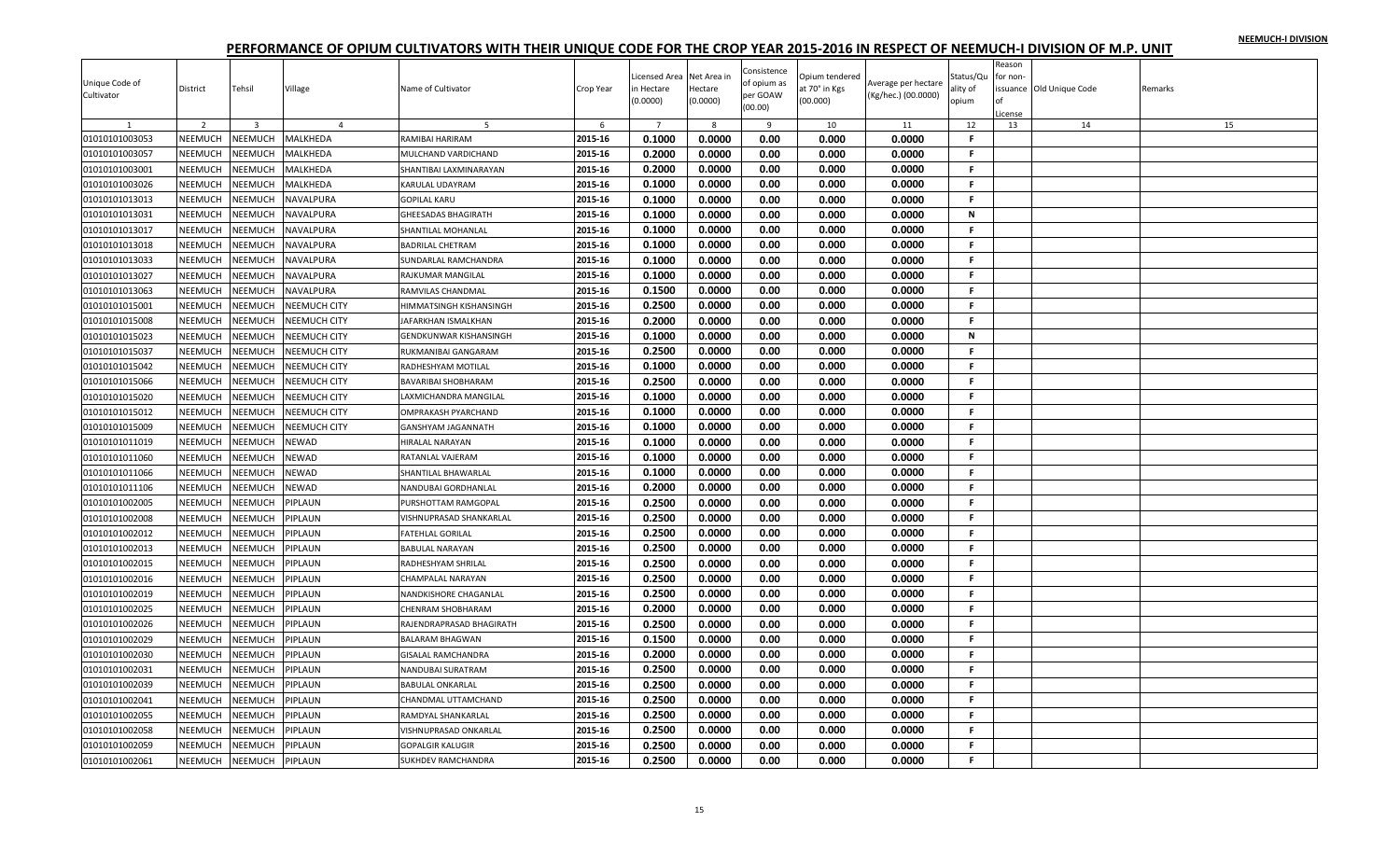# PERFORMANCE OF OPIUM CULTIVATORS WITH THEIR UNIQUE CODE FOR THE CROP YEAR 2015-2016 IN RESPECT OF NEEMUCH-I DIVISION OF M.P. UNIT

| Unique Code of Cultivator | District | Tehsil | Village | Name of Cultivator | Crop Year | Licensed Area in Hectare (0.0000) | Net Area in Hectare (0.0000) | Consistence of opium as per GOAW (00.00) | Opium tendered at 70° in Kgs (00.000) | Average per hectare (Kg/hec.) (00.0000) | Status/Quality of opium | Reason for non-issuance of License | Old Unique Code | Remarks |
|---|---|---|---|---|---|---|---|---|---|---|---|---|---|---|
| 1 | 2 | 3 | 4 | 5 | 6 | 7 | 8 | 9 | 10 | 11 | 12 | 13 | 14 | 15 |
| 01010101003053 | NEEMUCH | NEEMUCH | MALKHEDA | RAMIBAI HARIRAM | 2015-16 | 0.1000 | 0.0000 | 0.00 | 0.000 | 0.0000 | F | | | |
| 01010101003057 | NEEMUCH | NEEMUCH | MALKHEDA | MULCHAND VARDICHAND | 2015-16 | 0.2000 | 0.0000 | 0.00 | 0.000 | 0.0000 | F | | | |
| 01010101003001 | NEEMUCH | NEEMUCH | MALKHEDA | SHANTIBAI LAXMINARAYAN | 2015-16 | 0.2000 | 0.0000 | 0.00 | 0.000 | 0.0000 | F | | | |
| 01010101003026 | NEEMUCH | NEEMUCH | MALKHEDA | KARULAL UDAYRAM | 2015-16 | 0.1000 | 0.0000 | 0.00 | 0.000 | 0.0000 | F | | | |
| 01010101013013 | NEEMUCH | NEEMUCH | NAVALPURA | GOPILAL KARU | 2015-16 | 0.1000 | 0.0000 | 0.00 | 0.000 | 0.0000 | F | | | |
| 01010101013031 | NEEMUCH | NEEMUCH | NAVALPURA | GHEESADAS BHAGIRATH | 2015-16 | 0.1000 | 0.0000 | 0.00 | 0.000 | 0.0000 | N | | | |
| 01010101013017 | NEEMUCH | NEEMUCH | NAVALPURA | SHANTILAL MOHANLAL | 2015-16 | 0.1000 | 0.0000 | 0.00 | 0.000 | 0.0000 | F | | | |
| 01010101013018 | NEEMUCH | NEEMUCH | NAVALPURA | BADRILAL CHETRAM | 2015-16 | 0.1000 | 0.0000 | 0.00 | 0.000 | 0.0000 | F | | | |
| 01010101013033 | NEEMUCH | NEEMUCH | NAVALPURA | SUNDARLAL RAMCHANDRA | 2015-16 | 0.1000 | 0.0000 | 0.00 | 0.000 | 0.0000 | F | | | |
| 01010101013027 | NEEMUCH | NEEMUCH | NAVALPURA | RAJKUMAR MANGILAL | 2015-16 | 0.1000 | 0.0000 | 0.00 | 0.000 | 0.0000 | F | | | |
| 01010101013063 | NEEMUCH | NEEMUCH | NAVALPURA | RAMVILAS CHANDMAL | 2015-16 | 0.1500 | 0.0000 | 0.00 | 0.000 | 0.0000 | F | | | |
| 01010101015001 | NEEMUCH | NEEMUCH | NEEMUCH CITY | HIMMATSINGH KISHANSINGH | 2015-16 | 0.2500 | 0.0000 | 0.00 | 0.000 | 0.0000 | F | | | |
| 01010101015008 | NEEMUCH | NEEMUCH | NEEMUCH CITY | JAFARKHAN ISMALKHAN | 2015-16 | 0.2000 | 0.0000 | 0.00 | 0.000 | 0.0000 | F | | | |
| 01010101015023 | NEEMUCH | NEEMUCH | NEEMUCH CITY | GENDKUNWAR KISHANSINGH | 2015-16 | 0.1000 | 0.0000 | 0.00 | 0.000 | 0.0000 | N | | | |
| 01010101015037 | NEEMUCH | NEEMUCH | NEEMUCH CITY | RUKMANIBAI GANGARAM | 2015-16 | 0.2500 | 0.0000 | 0.00 | 0.000 | 0.0000 | F | | | |
| 01010101015042 | NEEMUCH | NEEMUCH | NEEMUCH CITY | RADHESHYAM MOTILAL | 2015-16 | 0.1000 | 0.0000 | 0.00 | 0.000 | 0.0000 | F | | | |
| 01010101015066 | NEEMUCH | NEEMUCH | NEEMUCH CITY | BAVARIBAI SHOBHARAM | 2015-16 | 0.2500 | 0.0000 | 0.00 | 0.000 | 0.0000 | F | | | |
| 01010101015020 | NEEMUCH | NEEMUCH | NEEMUCH CITY | LAXMICHANDRA MANGILAL | 2015-16 | 0.1000 | 0.0000 | 0.00 | 0.000 | 0.0000 | F | | | |
| 01010101015012 | NEEMUCH | NEEMUCH | NEEMUCH CITY | OMPRAKASH PYARCHAND | 2015-16 | 0.1000 | 0.0000 | 0.00 | 0.000 | 0.0000 | F | | | |
| 01010101015009 | NEEMUCH | NEEMUCH | NEEMUCH CITY | GANSHYAM JAGANNATH | 2015-16 | 0.1000 | 0.0000 | 0.00 | 0.000 | 0.0000 | F | | | |
| 01010101011019 | NEEMUCH | NEEMUCH | NEWAD | HIRALAL NARAYAN | 2015-16 | 0.1000 | 0.0000 | 0.00 | 0.000 | 0.0000 | F | | | |
| 01010101011060 | NEEMUCH | NEEMUCH | NEWAD | RATANLAL VAJERAM | 2015-16 | 0.1000 | 0.0000 | 0.00 | 0.000 | 0.0000 | F | | | |
| 01010101011066 | NEEMUCH | NEEMUCH | NEWAD | SHANTILAL BHAWARLAL | 2015-16 | 0.1000 | 0.0000 | 0.00 | 0.000 | 0.0000 | F | | | |
| 01010101011106 | NEEMUCH | NEEMUCH | NEWAD | NANDUBAI GORDHANLAL | 2015-16 | 0.2000 | 0.0000 | 0.00 | 0.000 | 0.0000 | F | | | |
| 01010101002005 | NEEMUCH | NEEMUCH | PIPLAUN | PURSHOTTAM RAMGOPAL | 2015-16 | 0.2500 | 0.0000 | 0.00 | 0.000 | 0.0000 | F | | | |
| 01010101002008 | NEEMUCH | NEEMUCH | PIPLAUN | VISHNUPRASAD SHANKARLAL | 2015-16 | 0.2500 | 0.0000 | 0.00 | 0.000 | 0.0000 | F | | | |
| 01010101002012 | NEEMUCH | NEEMUCH | PIPLAUN | FATEHLAL GORILAL | 2015-16 | 0.2500 | 0.0000 | 0.00 | 0.000 | 0.0000 | F | | | |
| 01010101002013 | NEEMUCH | NEEMUCH | PIPLAUN | BABULAL NARAYAN | 2015-16 | 0.2500 | 0.0000 | 0.00 | 0.000 | 0.0000 | F | | | |
| 01010101002015 | NEEMUCH | NEEMUCH | PIPLAUN | RADHESHYAM SHRILAL | 2015-16 | 0.2500 | 0.0000 | 0.00 | 0.000 | 0.0000 | F | | | |
| 01010101002016 | NEEMUCH | NEEMUCH | PIPLAUN | CHAMPALAL NARAYAN | 2015-16 | 0.2500 | 0.0000 | 0.00 | 0.000 | 0.0000 | F | | | |
| 01010101002019 | NEEMUCH | NEEMUCH | PIPLAUN | NANDKISHORE CHAGANLAL | 2015-16 | 0.2500 | 0.0000 | 0.00 | 0.000 | 0.0000 | F | | | |
| 01010101002025 | NEEMUCH | NEEMUCH | PIPLAUN | CHENRAM SHOBHARAM | 2015-16 | 0.2000 | 0.0000 | 0.00 | 0.000 | 0.0000 | F | | | |
| 01010101002026 | NEEMUCH | NEEMUCH | PIPLAUN | RAJENDRAPRASAD BHAGIRATH | 2015-16 | 0.2500 | 0.0000 | 0.00 | 0.000 | 0.0000 | F | | | |
| 01010101002029 | NEEMUCH | NEEMUCH | PIPLAUN | BALARAM BHAGWAN | 2015-16 | 0.1500 | 0.0000 | 0.00 | 0.000 | 0.0000 | F | | | |
| 01010101002030 | NEEMUCH | NEEMUCH | PIPLAUN | GISALAL RAMCHANDRA | 2015-16 | 0.2000 | 0.0000 | 0.00 | 0.000 | 0.0000 | F | | | |
| 01010101002031 | NEEMUCH | NEEMUCH | PIPLAUN | NANDUBAI SURATRAM | 2015-16 | 0.2500 | 0.0000 | 0.00 | 0.000 | 0.0000 | F | | | |
| 01010101002039 | NEEMUCH | NEEMUCH | PIPLAUN | BABULAL ONKARLAL | 2015-16 | 0.2500 | 0.0000 | 0.00 | 0.000 | 0.0000 | F | | | |
| 01010101002041 | NEEMUCH | NEEMUCH | PIPLAUN | CHANDMAL UTTAMCHAND | 2015-16 | 0.2500 | 0.0000 | 0.00 | 0.000 | 0.0000 | F | | | |
| 01010101002055 | NEEMUCH | NEEMUCH | PIPLAUN | RAMDYAL SHANKARLAL | 2015-16 | 0.2500 | 0.0000 | 0.00 | 0.000 | 0.0000 | F | | | |
| 01010101002058 | NEEMUCH | NEEMUCH | PIPLAUN | VISHNUPRASAD ONKARLAL | 2015-16 | 0.2500 | 0.0000 | 0.00 | 0.000 | 0.0000 | F | | | |
| 01010101002059 | NEEMUCH | NEEMUCH | PIPLAUN | GOPALGIR KALUGIR | 2015-16 | 0.2500 | 0.0000 | 0.00 | 0.000 | 0.0000 | F | | | |
| 01010101002061 | NEEMUCH | NEEMUCH | PIPLAUN | SUKHDEV RAMCHANDRA | 2015-16 | 0.2500 | 0.0000 | 0.00 | 0.000 | 0.0000 | F | | | |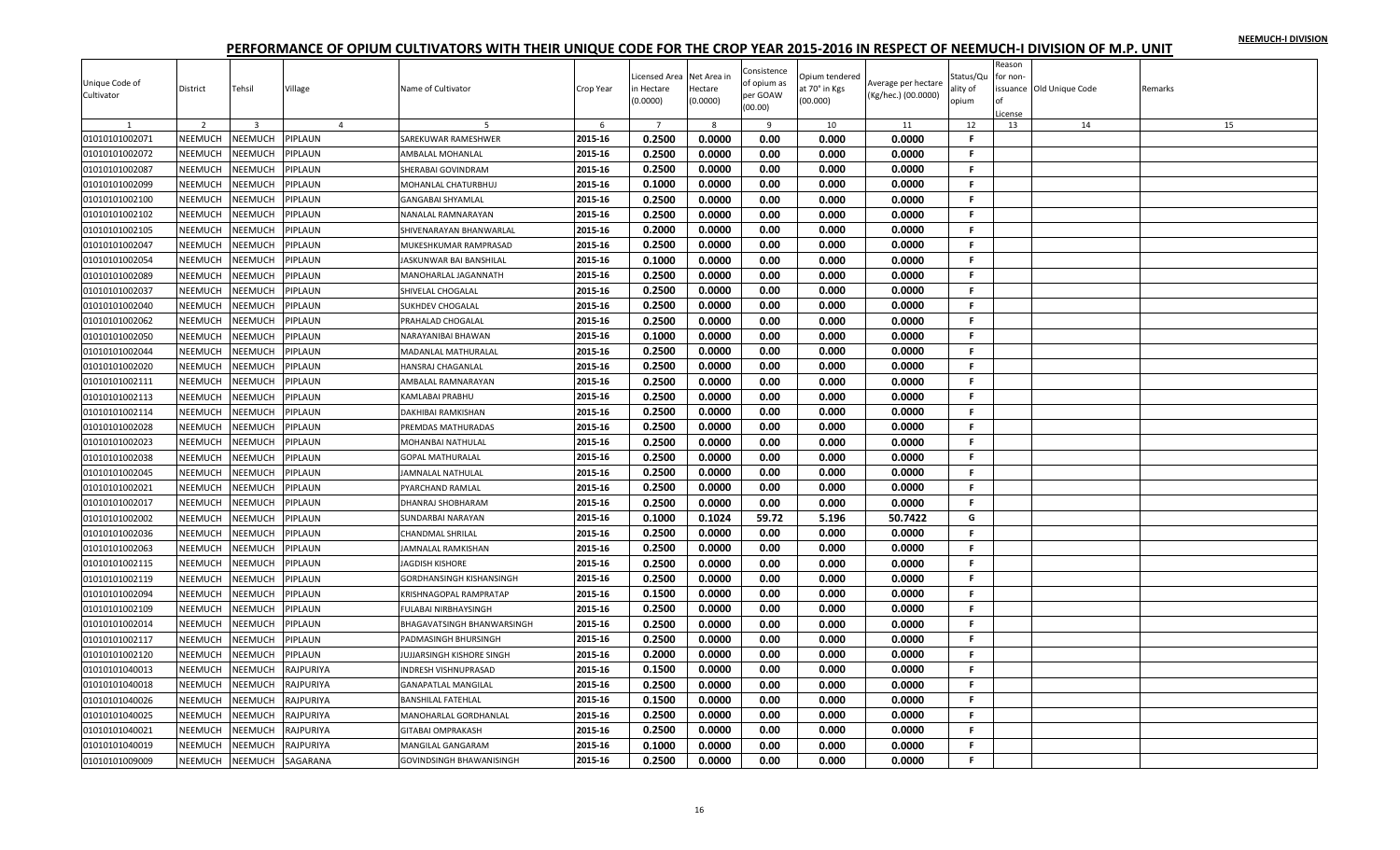NEEMUCH-I DIVISION

## PERFORMANCE OF OPIUM CULTIVATORS WITH THEIR UNIQUE CODE FOR THE CROP YEAR 2015-2016 IN RESPECT OF NEEMUCH-I DIVISION OF M.P. UNIT

| Unique Code of Cultivator | District | Tehsil | Village | Name of Cultivator | Crop Year | Licensed Area in Hectare (0.0000) | Net Area in Hectare (0.0000) | Consistence of opium as per GOAW (00.00) | Opium tendered at 70° in Kgs (00.000) | Average per hectare (Kg/hec.) (00.0000) | Status/Quality of opium | Reason for non-issuance of License | Old Unique Code | Remarks |
|---|---|---|---|---|---|---|---|---|---|---|---|---|---|---|
| 1 | 2 | 3 | 4 | 5 | 6 | 7 | 8 | 9 | 10 | 11 | 12 | 13 | 14 | 15 |
| 01010101002071 | NEEMUCH | NEEMUCH | PIPLAUN | SAREKUWAR RAMESHWER | 2015-16 | 0.2500 | 0.0000 | 0.00 | 0.000 | 0.0000 | F | | | |
| 01010101002072 | NEEMUCH | NEEMUCH | PIPLAUN | AMBALAL MOHANLAL | 2015-16 | 0.2500 | 0.0000 | 0.00 | 0.000 | 0.0000 | F | | | |
| 01010101002087 | NEEMUCH | NEEMUCH | PIPLAUN | SHERABAI GOVINDRAM | 2015-16 | 0.2500 | 0.0000 | 0.00 | 0.000 | 0.0000 | F | | | |
| 01010101002099 | NEEMUCH | NEEMUCH | PIPLAUN | MOHANLAL CHATURBHUJ | 2015-16 | 0.1000 | 0.0000 | 0.00 | 0.000 | 0.0000 | F | | | |
| 01010101002100 | NEEMUCH | NEEMUCH | PIPLAUN | GANGABAI SHYAMLAL | 2015-16 | 0.2500 | 0.0000 | 0.00 | 0.000 | 0.0000 | F | | | |
| 01010101002102 | NEEMUCH | NEEMUCH | PIPLAUN | NANALAL RAMNARAYAN | 2015-16 | 0.2500 | 0.0000 | 0.00 | 0.000 | 0.0000 | F | | | |
| 01010101002105 | NEEMUCH | NEEMUCH | PIPLAUN | SHIVENARAYAN BHANWARLAL | 2015-16 | 0.2000 | 0.0000 | 0.00 | 0.000 | 0.0000 | F | | | |
| 01010101002047 | NEEMUCH | NEEMUCH | PIPLAUN | MUKESHKUMAR RAMPRASAD | 2015-16 | 0.2500 | 0.0000 | 0.00 | 0.000 | 0.0000 | F | | | |
| 01010101002054 | NEEMUCH | NEEMUCH | PIPLAUN | JASKUNWAR BAI BANSHILAL | 2015-16 | 0.1000 | 0.0000 | 0.00 | 0.000 | 0.0000 | F | | | |
| 01010101002089 | NEEMUCH | NEEMUCH | PIPLAUN | MANOHARLAL JAGANNATH | 2015-16 | 0.2500 | 0.0000 | 0.00 | 0.000 | 0.0000 | F | | | |
| 01010101002037 | NEEMUCH | NEEMUCH | PIPLAUN | SHIVELAL CHOGALAL | 2015-16 | 0.2500 | 0.0000 | 0.00 | 0.000 | 0.0000 | F | | | |
| 01010101002040 | NEEMUCH | NEEMUCH | PIPLAUN | SUKHDEV CHOGALAL | 2015-16 | 0.2500 | 0.0000 | 0.00 | 0.000 | 0.0000 | F | | | |
| 01010101002062 | NEEMUCH | NEEMUCH | PIPLAUN | PRAHALAD CHOGALAL | 2015-16 | 0.2500 | 0.0000 | 0.00 | 0.000 | 0.0000 | F | | | |
| 01010101002050 | NEEMUCH | NEEMUCH | PIPLAUN | NARAYANIBAI BHAWAN | 2015-16 | 0.1000 | 0.0000 | 0.00 | 0.000 | 0.0000 | F | | | |
| 01010101002044 | NEEMUCH | NEEMUCH | PIPLAUN | MADANLAL MATHURALAL | 2015-16 | 0.2500 | 0.0000 | 0.00 | 0.000 | 0.0000 | F | | | |
| 01010101002020 | NEEMUCH | NEEMUCH | PIPLAUN | HANSRAJ CHAGANLAL | 2015-16 | 0.2500 | 0.0000 | 0.00 | 0.000 | 0.0000 | F | | | |
| 01010101002111 | NEEMUCH | NEEMUCH | PIPLAUN | AMBALAL RAMNARAYAN | 2015-16 | 0.2500 | 0.0000 | 0.00 | 0.000 | 0.0000 | F | | | |
| 01010101002113 | NEEMUCH | NEEMUCH | PIPLAUN | KAMLABAI PRABHU | 2015-16 | 0.2500 | 0.0000 | 0.00 | 0.000 | 0.0000 | F | | | |
| 01010101002114 | NEEMUCH | NEEMUCH | PIPLAUN | DAKHIBAI RAMKISHAN | 2015-16 | 0.2500 | 0.0000 | 0.00 | 0.000 | 0.0000 | F | | | |
| 01010101002028 | NEEMUCH | NEEMUCH | PIPLAUN | PREMDAS MATHURADAS | 2015-16 | 0.2500 | 0.0000 | 0.00 | 0.000 | 0.0000 | F | | | |
| 01010101002023 | NEEMUCH | NEEMUCH | PIPLAUN | MOHANBAI NATHULAL | 2015-16 | 0.2500 | 0.0000 | 0.00 | 0.000 | 0.0000 | F | | | |
| 01010101002038 | NEEMUCH | NEEMUCH | PIPLAUN | GOPAL MATHURALAL | 2015-16 | 0.2500 | 0.0000 | 0.00 | 0.000 | 0.0000 | F | | | |
| 01010101002045 | NEEMUCH | NEEMUCH | PIPLAUN | JAMNALAL NATHULAL | 2015-16 | 0.2500 | 0.0000 | 0.00 | 0.000 | 0.0000 | F | | | |
| 01010101002021 | NEEMUCH | NEEMUCH | PIPLAUN | PYARCHAND RAMLAL | 2015-16 | 0.2500 | 0.0000 | 0.00 | 0.000 | 0.0000 | F | | | |
| 01010101002017 | NEEMUCH | NEEMUCH | PIPLAUN | DHANRAJ SHOBHARAM | 2015-16 | 0.2500 | 0.0000 | 0.00 | 0.000 | 0.0000 | F | | | |
| 01010101002002 | NEEMUCH | NEEMUCH | PIPLAUN | SUNDARBAI NARAYAN | 2015-16 | 0.1000 | 0.1024 | 59.72 | 5.196 | 50.7422 | G | | | |
| 01010101002036 | NEEMUCH | NEEMUCH | PIPLAUN | CHANDMAL SHRILAL | 2015-16 | 0.2500 | 0.0000 | 0.00 | 0.000 | 0.0000 | F | | | |
| 01010101002063 | NEEMUCH | NEEMUCH | PIPLAUN | JAMNALAL RAMKISHAN | 2015-16 | 0.2500 | 0.0000 | 0.00 | 0.000 | 0.0000 | F | | | |
| 01010101002115 | NEEMUCH | NEEMUCH | PIPLAUN | JAGDISH KISHORE | 2015-16 | 0.2500 | 0.0000 | 0.00 | 0.000 | 0.0000 | F | | | |
| 01010101002119 | NEEMUCH | NEEMUCH | PIPLAUN | GORDHANSINGH KISHANSINGH | 2015-16 | 0.2500 | 0.0000 | 0.00 | 0.000 | 0.0000 | F | | | |
| 01010101002094 | NEEMUCH | NEEMUCH | PIPLAUN | KRISHNAGOPAL RAMPRATAP | 2015-16 | 0.1500 | 0.0000 | 0.00 | 0.000 | 0.0000 | F | | | |
| 01010101002109 | NEEMUCH | NEEMUCH | PIPLAUN | FULABAI NIRBHAYSINGH | 2015-16 | 0.2500 | 0.0000 | 0.00 | 0.000 | 0.0000 | F | | | |
| 01010101002014 | NEEMUCH | NEEMUCH | PIPLAUN | BHAGAVATSINGH BHANWARSINGH | 2015-16 | 0.2500 | 0.0000 | 0.00 | 0.000 | 0.0000 | F | | | |
| 01010101002117 | NEEMUCH | NEEMUCH | PIPLAUN | PADMASINGH BHURSINGH | 2015-16 | 0.2500 | 0.0000 | 0.00 | 0.000 | 0.0000 | F | | | |
| 01010101002120 | NEEMUCH | NEEMUCH | PIPLAUN | JUJJARSINGH KISHORE SINGH | 2015-16 | 0.2000 | 0.0000 | 0.00 | 0.000 | 0.0000 | F | | | |
| 01010101040013 | NEEMUCH | NEEMUCH | RAJPURIYA | INDRESH VISHNUPRASAD | 2015-16 | 0.1500 | 0.0000 | 0.00 | 0.000 | 0.0000 | F | | | |
| 01010101040018 | NEEMUCH | NEEMUCH | RAJPURIYA | GANAPATLAL MANGILAL | 2015-16 | 0.2500 | 0.0000 | 0.00 | 0.000 | 0.0000 | F | | | |
| 01010101040026 | NEEMUCH | NEEMUCH | RAJPURIYA | BANSHILAL FATEHLAL | 2015-16 | 0.1500 | 0.0000 | 0.00 | 0.000 | 0.0000 | F | | | |
| 01010101040025 | NEEMUCH | NEEMUCH | RAJPURIYA | MANOHARLAL GORDHANLAL | 2015-16 | 0.2500 | 0.0000 | 0.00 | 0.000 | 0.0000 | F | | | |
| 01010101040021 | NEEMUCH | NEEMUCH | RAJPURIYA | GITABAI OMPRAKASH | 2015-16 | 0.2500 | 0.0000 | 0.00 | 0.000 | 0.0000 | F | | | |
| 01010101040019 | NEEMUCH | NEEMUCH | RAJPURIYA | MANGILAL GANGARAM | 2015-16 | 0.1000 | 0.0000 | 0.00 | 0.000 | 0.0000 | F | | | |
| 01010101009009 | NEEMUCH | NEEMUCH | SAGARANA | GOVINDSINGH BHAWANISINGH | 2015-16 | 0.2500 | 0.0000 | 0.00 | 0.000 | 0.0000 | F | | | |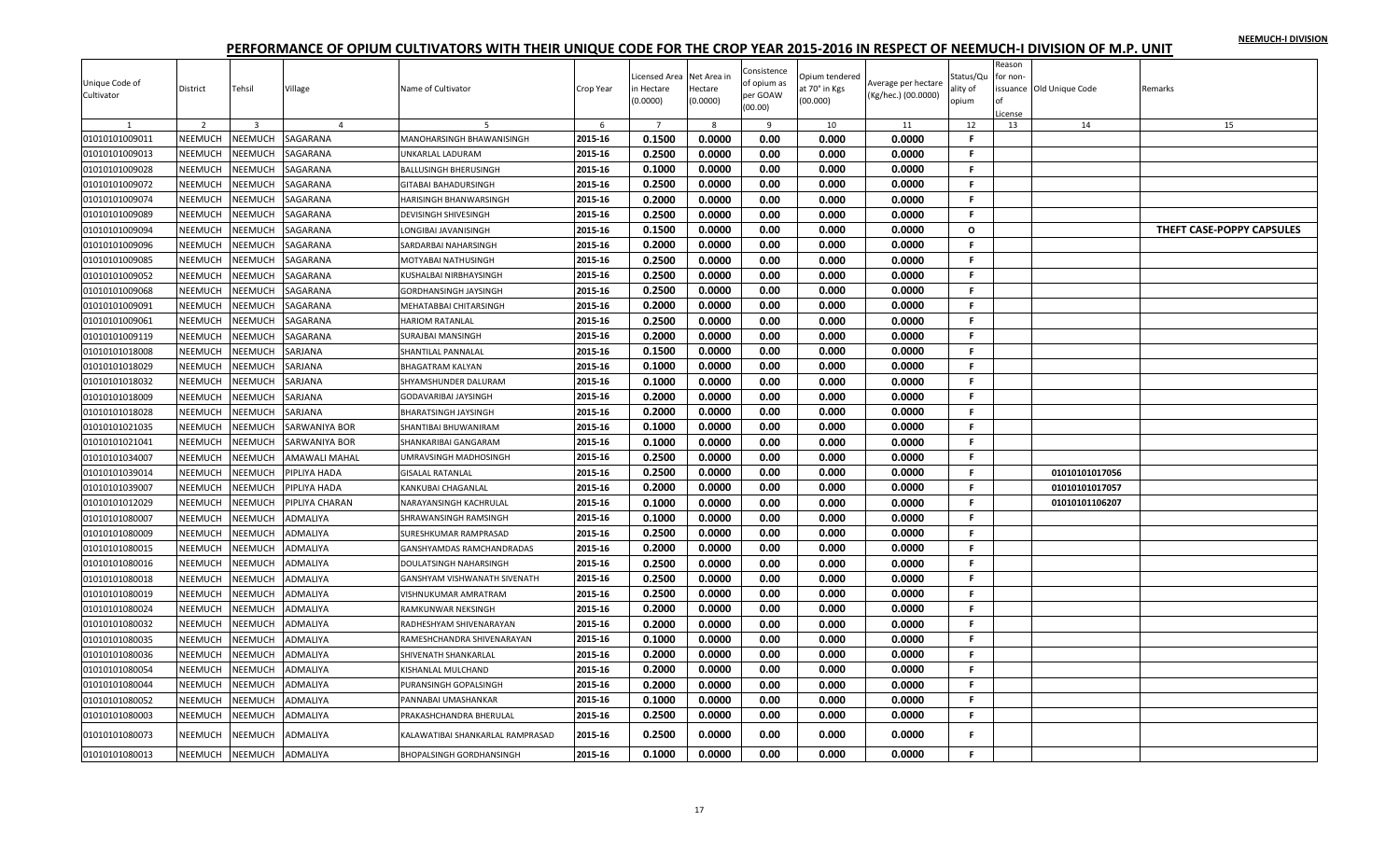# PERFORMANCE OF OPIUM CULTIVATORS WITH THEIR UNIQUE CODE FOR THE CROP YEAR 2015-2016 IN RESPECT OF NEEMUCH-I DIVISION OF M.P. UNIT

| Unique Code of Cultivator | District | Tehsil | Village | Name of Cultivator | Crop Year | Licensed Area in Hectare (0.0000) | Net Area in Hectare (0.0000) | Consistence of opium as per GOAW (00.00) | Opium tendered at 70° in Kgs (00.000) | Average per hectare (Kg/hec.) (00.0000) | Status/Quality of opium | Reason for non-issuance of License | Old Unique Code | Remarks |
|---|---|---|---|---|---|---|---|---|---|---|---|---|---|---|
| 1 | 2 | 3 | 4 | 5 | 6 | 7 | 8 | 9 | 10 | 11 | 12 | 13 | 14 | 15 |
| 01010101009011 | NEEMUCH | NEEMUCH | SAGARANA | MANOHARSINGH BHAWANISINGH | 2015-16 | 0.1500 | 0.0000 | 0.00 | 0.000 | 0.0000 | F | | | |
| 01010101009013 | NEEMUCH | NEEMUCH | SAGARANA | UNKARLAL LADURAM | 2015-16 | 0.2500 | 0.0000 | 0.00 | 0.000 | 0.0000 | F | | | |
| 01010101009028 | NEEMUCH | NEEMUCH | SAGARANA | BALLUSINGH BHERUSINGH | 2015-16 | 0.1000 | 0.0000 | 0.00 | 0.000 | 0.0000 | F | | | |
| 01010101009072 | NEEMUCH | NEEMUCH | SAGARANA | GITABAI BAHADURSINGH | 2015-16 | 0.2500 | 0.0000 | 0.00 | 0.000 | 0.0000 | F | | | |
| 01010101009074 | NEEMUCH | NEEMUCH | SAGARANA | HARISINGH BHANWARSINGH | 2015-16 | 0.2000 | 0.0000 | 0.00 | 0.000 | 0.0000 | F | | | |
| 01010101009089 | NEEMUCH | NEEMUCH | SAGARANA | DEVISINGH SHIVESINGH | 2015-16 | 0.2500 | 0.0000 | 0.00 | 0.000 | 0.0000 | F | | | |
| 01010101009094 | NEEMUCH | NEEMUCH | SAGARANA | LONGIBAI JAVANISINGH | 2015-16 | 0.1500 | 0.0000 | 0.00 | 0.000 | 0.0000 | O | | | THEFT CASE-POPPY CAPSULES |
| 01010101009096 | NEEMUCH | NEEMUCH | SAGARANA | SARDARBAI NAHARSINGH | 2015-16 | 0.2000 | 0.0000 | 0.00 | 0.000 | 0.0000 | F | | | |
| 01010101009085 | NEEMUCH | NEEMUCH | SAGARANA | MOTYABAI NATHUSINGH | 2015-16 | 0.2500 | 0.0000 | 0.00 | 0.000 | 0.0000 | F | | | |
| 01010101009052 | NEEMUCH | NEEMUCH | SAGARANA | KUSHALBAI NIRBHAYSINGH | 2015-16 | 0.2500 | 0.0000 | 0.00 | 0.000 | 0.0000 | F | | | |
| 01010101009068 | NEEMUCH | NEEMUCH | SAGARANA | GORDHANSINGH JAYSINGH | 2015-16 | 0.2500 | 0.0000 | 0.00 | 0.000 | 0.0000 | F | | | |
| 01010101009091 | NEEMUCH | NEEMUCH | SAGARANA | MEHATABBAI CHITARSINGH | 2015-16 | 0.2000 | 0.0000 | 0.00 | 0.000 | 0.0000 | F | | | |
| 01010101009061 | NEEMUCH | NEEMUCH | SAGARANA | HARIOM RATANLAL | 2015-16 | 0.2500 | 0.0000 | 0.00 | 0.000 | 0.0000 | F | | | |
| 01010101009119 | NEEMUCH | NEEMUCH | SAGARANA | SURAJBAI MANSINGH | 2015-16 | 0.2000 | 0.0000 | 0.00 | 0.000 | 0.0000 | F | | | |
| 01010101018008 | NEEMUCH | NEEMUCH | SARJANA | SHANTILAL PANNALAL | 2015-16 | 0.1500 | 0.0000 | 0.00 | 0.000 | 0.0000 | F | | | |
| 01010101018029 | NEEMUCH | NEEMUCH | SARJANA | BHAGATRAM KALYAN | 2015-16 | 0.1000 | 0.0000 | 0.00 | 0.000 | 0.0000 | F | | | |
| 01010101018032 | NEEMUCH | NEEMUCH | SARJANA | SHYAMSHUNDER DALURAM | 2015-16 | 0.1000 | 0.0000 | 0.00 | 0.000 | 0.0000 | F | | | |
| 01010101018009 | NEEMUCH | NEEMUCH | SARJANA | GODAVARIBAI JAYSINGH | 2015-16 | 0.2000 | 0.0000 | 0.00 | 0.000 | 0.0000 | F | | | |
| 01010101018028 | NEEMUCH | NEEMUCH | SARJANA | BHARATSINGH JAYSINGH | 2015-16 | 0.2000 | 0.0000 | 0.00 | 0.000 | 0.0000 | F | | | |
| 01010101021035 | NEEMUCH | NEEMUCH | SARWANIYA BOR | SHANTIBAI BHUWANIRAM | 2015-16 | 0.1000 | 0.0000 | 0.00 | 0.000 | 0.0000 | F | | | |
| 01010101021041 | NEEMUCH | NEEMUCH | SARWANIYA BOR | SHANKARIBAI GANGARAM | 2015-16 | 0.1000 | 0.0000 | 0.00 | 0.000 | 0.0000 | F | | | |
| 01010101034007 | NEEMUCH | NEEMUCH | AMAWALI MAHAL | UMRAVSINGH MADHOSINGH | 2015-16 | 0.2500 | 0.0000 | 0.00 | 0.000 | 0.0000 | F | | | |
| 01010101039014 | NEEMUCH | NEEMUCH | PIPLIYA HADA | GISALAL RATANLAL | 2015-16 | 0.2500 | 0.0000 | 0.00 | 0.000 | 0.0000 | F | | 01010101017056 | |
| 01010101039007 | NEEMUCH | NEEMUCH | PIPLIYA HADA | KANKUBAI CHAGANLAL | 2015-16 | 0.2000 | 0.0000 | 0.00 | 0.000 | 0.0000 | F | | 01010101017057 | |
| 01010101012029 | NEEMUCH | NEEMUCH | PIPLIYA CHARAN | NARAYANSINGH KACHRULAL | 2015-16 | 0.1000 | 0.0000 | 0.00 | 0.000 | 0.0000 | F | | 01010101106207 | |
| 01010101080007 | NEEMUCH | NEEMUCH | ADMALIYA | SHRAWANSINGH RAMSINGH | 2015-16 | 0.1000 | 0.0000 | 0.00 | 0.000 | 0.0000 | F | | | |
| 01010101080009 | NEEMUCH | NEEMUCH | ADMALIYA | SURESHKUMAR RAMPRASAD | 2015-16 | 0.2500 | 0.0000 | 0.00 | 0.000 | 0.0000 | F | | | |
| 01010101080015 | NEEMUCH | NEEMUCH | ADMALIYA | GANSHYAMDAS RAMCHANDRADAS | 2015-16 | 0.2000 | 0.0000 | 0.00 | 0.000 | 0.0000 | F | | | |
| 01010101080016 | NEEMUCH | NEEMUCH | ADMALIYA | DOULATSINGH NAHARSINGH | 2015-16 | 0.2500 | 0.0000 | 0.00 | 0.000 | 0.0000 | F | | | |
| 01010101080018 | NEEMUCH | NEEMUCH | ADMALIYA | GANSHYAM VISHWANATH SIVENATH | 2015-16 | 0.2500 | 0.0000 | 0.00 | 0.000 | 0.0000 | F | | | |
| 01010101080019 | NEEMUCH | NEEMUCH | ADMALIYA | VISHNUKUMAR AMRATRAM | 2015-16 | 0.2500 | 0.0000 | 0.00 | 0.000 | 0.0000 | F | | | |
| 01010101080024 | NEEMUCH | NEEMUCH | ADMALIYA | RAMKUNWAR NEKSINGH | 2015-16 | 0.2000 | 0.0000 | 0.00 | 0.000 | 0.0000 | F | | | |
| 01010101080032 | NEEMUCH | NEEMUCH | ADMALIYA | RADHESHYAM SHIVENARAYAN | 2015-16 | 0.2000 | 0.0000 | 0.00 | 0.000 | 0.0000 | F | | | |
| 01010101080035 | NEEMUCH | NEEMUCH | ADMALIYA | RAMESHCHANDRA SHIVENARAYAN | 2015-16 | 0.1000 | 0.0000 | 0.00 | 0.000 | 0.0000 | F | | | |
| 01010101080036 | NEEMUCH | NEEMUCH | ADMALIYA | SHIVENATH SHANKARLAL | 2015-16 | 0.2000 | 0.0000 | 0.00 | 0.000 | 0.0000 | F | | | |
| 01010101080054 | NEEMUCH | NEEMUCH | ADMALIYA | KISHANLAL MULCHAND | 2015-16 | 0.2000 | 0.0000 | 0.00 | 0.000 | 0.0000 | F | | | |
| 01010101080044 | NEEMUCH | NEEMUCH | ADMALIYA | PURANSINGH GOPALSINGH | 2015-16 | 0.2000 | 0.0000 | 0.00 | 0.000 | 0.0000 | F | | | |
| 01010101080052 | NEEMUCH | NEEMUCH | ADMALIYA | PANNABAI UMASHANKAR | 2015-16 | 0.1000 | 0.0000 | 0.00 | 0.000 | 0.0000 | F | | | |
| 01010101080003 | NEEMUCH | NEEMUCH | ADMALIYA | PRAKASHCHANDRA BHERULAL | 2015-16 | 0.2500 | 0.0000 | 0.00 | 0.000 | 0.0000 | F | | | |
| 01010101080073 | NEEMUCH | NEEMUCH | ADMALIYA | KALAWATIBAI SHANKARLAL RAMPRASAD | 2015-16 | 0.2500 | 0.0000 | 0.00 | 0.000 | 0.0000 | F | | | |
| 01010101080013 | NEEMUCH | NEEMUCH | ADMALIYA | BHOPALSINGH GORDHANSINGH | 2015-16 | 0.1000 | 0.0000 | 0.00 | 0.000 | 0.0000 | F | | | |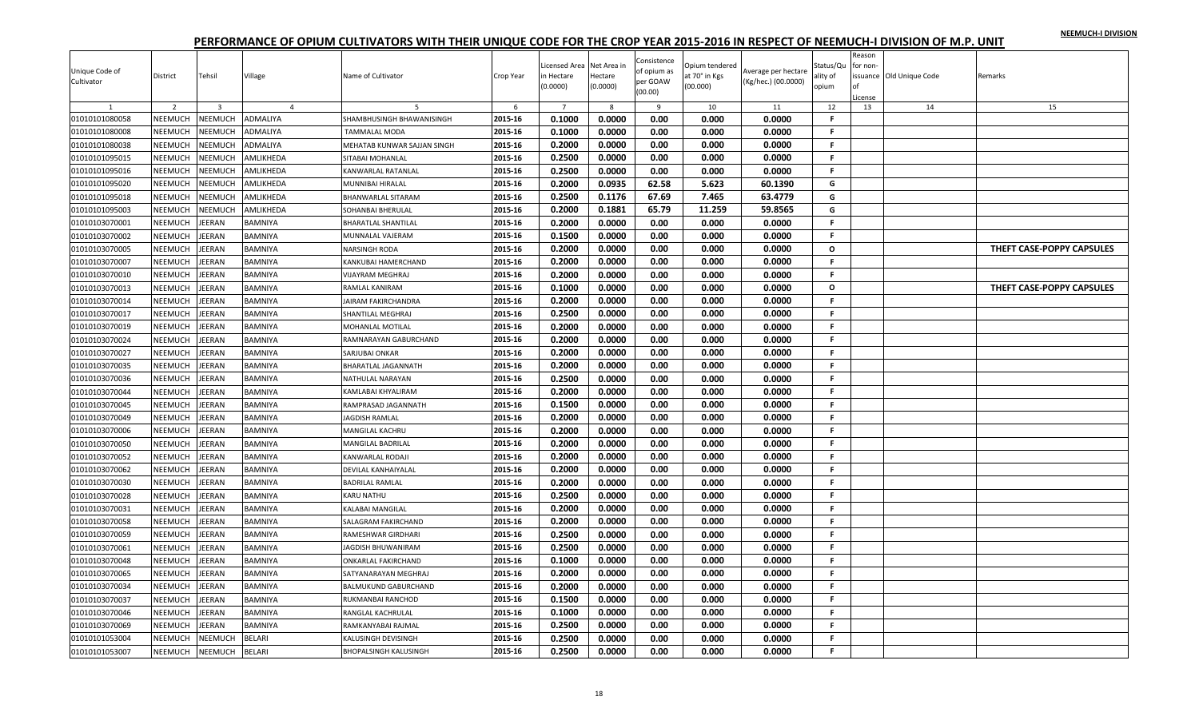# PERFORMANCE OF OPIUM CULTIVATORS WITH THEIR UNIQUE CODE FOR THE CROP YEAR 2015-2016 IN RESPECT OF NEEMUCH-I DIVISION OF M.P. UNIT

| Unique Code of Cultivator | District | Tehsil | Village | Name of Cultivator | Crop Year | Licensed Area in Hectare (0.0000) | Net Area in Hectare (0.0000) | Consistence of opium as per GOAW (00.00) | Opium tendered at 70° in Kgs (00.000) | Average per hectare (Kg/hec.) (00.0000) | Status/Quality of opium | Reason for non-issuance of License | Old Unique Code | Remarks |
|---|---|---|---|---|---|---|---|---|---|---|---|---|---|---|
| 1 | 2 | 3 | 4 | 5 | 6 | 7 | 8 | 9 | 10 | 11 | 12 | 13 | 14 | 15 |
| 01010101080058 | NEEMUCH | NEEMUCH | ADMALIYA | SHAMBHUSINGH BHAWANISINGH | 2015-16 | 0.1000 | 0.0000 | 0.00 | 0.000 | 0.0000 | F | | | |
| 01010101080008 | NEEMUCH | NEEMUCH | ADMALIYA | TAMMALAL MODA | 2015-16 | 0.1000 | 0.0000 | 0.00 | 0.000 | 0.0000 | F | | | |
| 01010101080038 | NEEMUCH | NEEMUCH | ADMALIYA | MEHATAB KUNWAR SAJJAN SINGH | 2015-16 | 0.2000 | 0.0000 | 0.00 | 0.000 | 0.0000 | F | | | |
| 01010101095015 | NEEMUCH | NEEMUCH | AMLIKHEDA | SITABAI MOHANLAL | 2015-16 | 0.2500 | 0.0000 | 0.00 | 0.000 | 0.0000 | F | | | |
| 01010101095016 | NEEMUCH | NEEMUCH | AMLIKHEDA | KANWARLAL RATANLAL | 2015-16 | 0.2500 | 0.0000 | 0.00 | 0.000 | 0.0000 | F | | | |
| 01010101095020 | NEEMUCH | NEEMUCH | AMLIKHEDA | MUNNIBAI HIRALAL | 2015-16 | 0.2000 | 0.0935 | 62.58 | 5.623 | 60.1390 | G | | | |
| 01010101095018 | NEEMUCH | NEEMUCH | AMLIKHEDA | BHANWARLAL SITARAM | 2015-16 | 0.2500 | 0.1176 | 67.69 | 7.465 | 63.4779 | G | | | |
| 01010101095003 | NEEMUCH | NEEMUCH | AMLIKHEDA | SOHANBAI BHERULAL | 2015-16 | 0.2000 | 0.1881 | 65.79 | 11.259 | 59.8565 | G | | | |
| 01010103070001 | NEEMUCH | JEERAN | BAMNIYA | BHARATLAL SHANTILAL | 2015-16 | 0.2000 | 0.0000 | 0.00 | 0.000 | 0.0000 | F | | | |
| 01010103070002 | NEEMUCH | JEERAN | BAMNIYA | MUNNALAL VAJERAM | 2015-16 | 0.1500 | 0.0000 | 0.00 | 0.000 | 0.0000 | F | | | |
| 01010103070005 | NEEMUCH | JEERAN | BAMNIYA | NARSINGH RODA | 2015-16 | 0.2000 | 0.0000 | 0.00 | 0.000 | 0.0000 | O | | | THEFT CASE-POPPY CAPSULES |
| 01010103070007 | NEEMUCH | JEERAN | BAMNIYA | KANKUBAI HAMERCHAND | 2015-16 | 0.2000 | 0.0000 | 0.00 | 0.000 | 0.0000 | F | | | |
| 01010103070010 | NEEMUCH | JEERAN | BAMNIYA | VIJAYRAM MEGHRAJ | 2015-16 | 0.2000 | 0.0000 | 0.00 | 0.000 | 0.0000 | F | | | |
| 01010103070013 | NEEMUCH | JEERAN | BAMNIYA | RAMLAL KANIRAM | 2015-16 | 0.1000 | 0.0000 | 0.00 | 0.000 | 0.0000 | O | | | THEFT CASE-POPPY CAPSULES |
| 01010103070014 | NEEMUCH | JEERAN | BAMNIYA | JAIRAM FAKIRCHANDRA | 2015-16 | 0.2000 | 0.0000 | 0.00 | 0.000 | 0.0000 | F | | | |
| 01010103070017 | NEEMUCH | JEERAN | BAMNIYA | SHANTILAL MEGHRAJ | 2015-16 | 0.2500 | 0.0000 | 0.00 | 0.000 | 0.0000 | F | | | |
| 01010103070019 | NEEMUCH | JEERAN | BAMNIYA | MOHANLAL MOTILAL | 2015-16 | 0.2000 | 0.0000 | 0.00 | 0.000 | 0.0000 | F | | | |
| 01010103070024 | NEEMUCH | JEERAN | BAMNIYA | RAMNARAYAN GABURCHAND | 2015-16 | 0.2000 | 0.0000 | 0.00 | 0.000 | 0.0000 | F | | | |
| 01010103070027 | NEEMUCH | JEERAN | BAMNIYA | SARJUBAI ONKAR | 2015-16 | 0.2000 | 0.0000 | 0.00 | 0.000 | 0.0000 | F | | | |
| 01010103070035 | NEEMUCH | JEERAN | BAMNIYA | BHARATLAL JAGANNATH | 2015-16 | 0.2000 | 0.0000 | 0.00 | 0.000 | 0.0000 | F | | | |
| 01010103070036 | NEEMUCH | JEERAN | BAMNIYA | NATHULAL NARAYAN | 2015-16 | 0.2500 | 0.0000 | 0.00 | 0.000 | 0.0000 | F | | | |
| 01010103070044 | NEEMUCH | JEERAN | BAMNIYA | KAMLABAI KHYALIRAM | 2015-16 | 0.2000 | 0.0000 | 0.00 | 0.000 | 0.0000 | F | | | |
| 01010103070045 | NEEMUCH | JEERAN | BAMNIYA | RAMPRASAD JAGANNATH | 2015-16 | 0.1500 | 0.0000 | 0.00 | 0.000 | 0.0000 | F | | | |
| 01010103070049 | NEEMUCH | JEERAN | BAMNIYA | JAGDISH RAMLAL | 2015-16 | 0.2000 | 0.0000 | 0.00 | 0.000 | 0.0000 | F | | | |
| 01010103070006 | NEEMUCH | JEERAN | BAMNIYA | MANGILAL KACHRU | 2015-16 | 0.2000 | 0.0000 | 0.00 | 0.000 | 0.0000 | F | | | |
| 01010103070050 | NEEMUCH | JEERAN | BAMNIYA | MANGILAL BADRILAL | 2015-16 | 0.2000 | 0.0000 | 0.00 | 0.000 | 0.0000 | F | | | |
| 01010103070052 | NEEMUCH | JEERAN | BAMNIYA | KANWARLAL RODAJI | 2015-16 | 0.2000 | 0.0000 | 0.00 | 0.000 | 0.0000 | F | | | |
| 01010103070062 | NEEMUCH | JEERAN | BAMNIYA | DEVILAL KANHAIYALAL | 2015-16 | 0.2000 | 0.0000 | 0.00 | 0.000 | 0.0000 | F | | | |
| 01010103070030 | NEEMUCH | JEERAN | BAMNIYA | BADRILAL RAMLAL | 2015-16 | 0.2000 | 0.0000 | 0.00 | 0.000 | 0.0000 | F | | | |
| 01010103070028 | NEEMUCH | JEERAN | BAMNIYA | KARU NATHU | 2015-16 | 0.2500 | 0.0000 | 0.00 | 0.000 | 0.0000 | F | | | |
| 01010103070031 | NEEMUCH | JEERAN | BAMNIYA | KALABAI MANGILAL | 2015-16 | 0.2000 | 0.0000 | 0.00 | 0.000 | 0.0000 | F | | | |
| 01010103070058 | NEEMUCH | JEERAN | BAMNIYA | SALAGRAM FAKIRCHAND | 2015-16 | 0.2000 | 0.0000 | 0.00 | 0.000 | 0.0000 | F | | | |
| 01010103070059 | NEEMUCH | JEERAN | BAMNIYA | RAMESHWAR GIRDHARI | 2015-16 | 0.2500 | 0.0000 | 0.00 | 0.000 | 0.0000 | F | | | |
| 01010103070061 | NEEMUCH | JEERAN | BAMNIYA | JAGDISH BHUWANIRAM | 2015-16 | 0.2500 | 0.0000 | 0.00 | 0.000 | 0.0000 | F | | | |
| 01010103070048 | NEEMUCH | JEERAN | BAMNIYA | ONKARLAL FAKIRCHAND | 2015-16 | 0.1000 | 0.0000 | 0.00 | 0.000 | 0.0000 | F | | | |
| 01010103070065 | NEEMUCH | JEERAN | BAMNIYA | SATYANARAYAN MEGHRAJ | 2015-16 | 0.2000 | 0.0000 | 0.00 | 0.000 | 0.0000 | F | | | |
| 01010103070034 | NEEMUCH | JEERAN | BAMNIYA | BALMUKUND GABURCHAND | 2015-16 | 0.2000 | 0.0000 | 0.00 | 0.000 | 0.0000 | F | | | |
| 01010103070037 | NEEMUCH | JEERAN | BAMNIYA | RUKMANBAI RANCHOD | 2015-16 | 0.1500 | 0.0000 | 0.00 | 0.000 | 0.0000 | F | | | |
| 01010103070046 | NEEMUCH | JEERAN | BAMNIYA | RANGLAL KACHRULAL | 2015-16 | 0.1000 | 0.0000 | 0.00 | 0.000 | 0.0000 | F | | | |
| 01010103070069 | NEEMUCH | JEERAN | BAMNIYA | RAMKANYABAI RAJMAL | 2015-16 | 0.2500 | 0.0000 | 0.00 | 0.000 | 0.0000 | F | | | |
| 01010101053004 | NEEMUCH | NEEMUCH | BELARI | KALUSINGH DEVISINGH | 2015-16 | 0.2500 | 0.0000 | 0.00 | 0.000 | 0.0000 | F | | | |
| 01010101053007 | NEEMUCH | NEEMUCH | BELARI | BHOPALSINGH KALUSINGH | 2015-16 | 0.2500 | 0.0000 | 0.00 | 0.000 | 0.0000 | F | | | |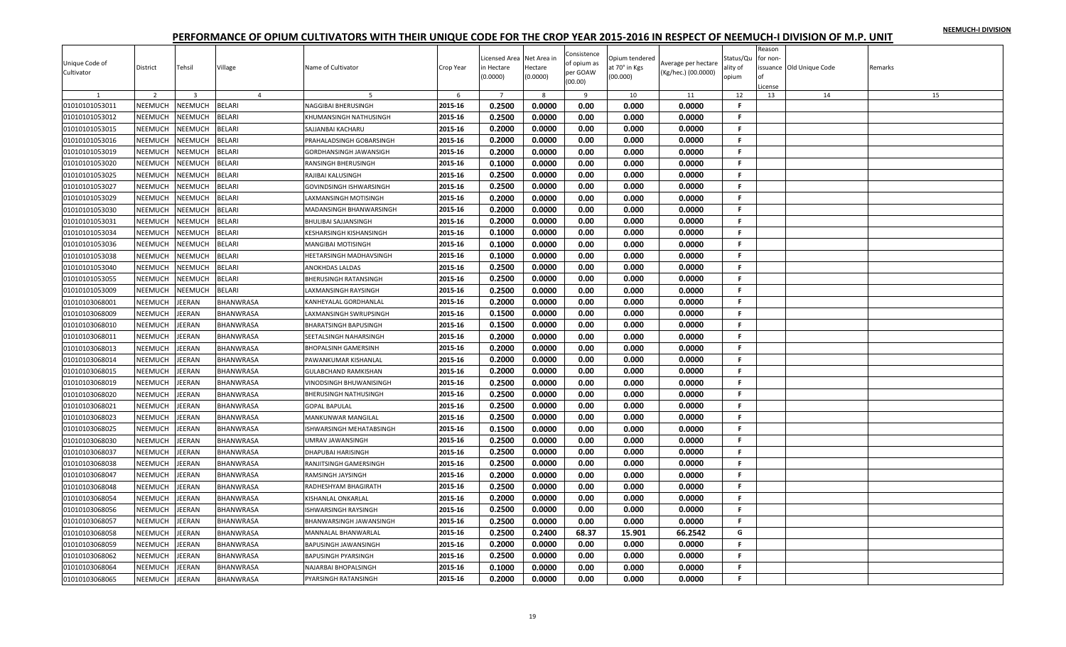NEEMUCH-I DIVISION

# PERFORMANCE OF OPIUM CULTIVATORS WITH THEIR UNIQUE CODE FOR THE CROP YEAR 2015-2016 IN RESPECT OF NEEMUCH-I DIVISION OF M.P. UNIT

| Unique Code of Cultivator | District | Tehsil | Village | Name of Cultivator | Crop Year | Licensed Area in Hectare (0.0000) | Net Area in Hectare (0.0000) | Consistence of opium as per GOAW (00.00) | Opium tendered at 70° in Kgs (00.000) | Average per hectare (Kg/hec.) (00.0000) | Status/Quality of opium | Reason for non-issuance of License | Old Unique Code | Remarks |
|---|---|---|---|---|---|---|---|---|---|---|---|---|---|---|
| 1 | 2 | 3 | 4 | 5 | 6 | 7 | 8 | 9 | 10 | 11 | 12 | 13 | 14 | 15 |
| 01010101053011 | NEEMUCH | NEEMUCH | BELARI | NAGGIBAI BHERUSINGH | 2015-16 | 0.2500 | 0.0000 | 0.00 | 0.000 | 0.0000 | F | | | |
| 01010101053012 | NEEMUCH | NEEMUCH | BELARI | KHUMANSINGH NATHUSINGH | 2015-16 | 0.2500 | 0.0000 | 0.00 | 0.000 | 0.0000 | F | | | |
| 01010101053015 | NEEMUCH | NEEMUCH | BELARI | SAJJANBAI KACHARU | 2015-16 | 0.2000 | 0.0000 | 0.00 | 0.000 | 0.0000 | F | | | |
| 01010101053016 | NEEMUCH | NEEMUCH | BELARI | PRAHALADSINGH GOBARSINGH | 2015-16 | 0.2000 | 0.0000 | 0.00 | 0.000 | 0.0000 | F | | | |
| 01010101053019 | NEEMUCH | NEEMUCH | BELARI | GORDHANSINGH JAWANSIGH | 2015-16 | 0.2000 | 0.0000 | 0.00 | 0.000 | 0.0000 | F | | | |
| 01010101053020 | NEEMUCH | NEEMUCH | BELARI | RANSINGH BHERUSINGH | 2015-16 | 0.1000 | 0.0000 | 0.00 | 0.000 | 0.0000 | F | | | |
| 01010101053025 | NEEMUCH | NEEMUCH | BELARI | RAJIBAI KALUSINGH | 2015-16 | 0.2500 | 0.0000 | 0.00 | 0.000 | 0.0000 | F | | | |
| 01010101053027 | NEEMUCH | NEEMUCH | BELARI | GOVINDSINGH ISHWARSINGH | 2015-16 | 0.2500 | 0.0000 | 0.00 | 0.000 | 0.0000 | F | | | |
| 01010101053029 | NEEMUCH | NEEMUCH | BELARI | LAXMANSINGH MOTISINGH | 2015-16 | 0.2000 | 0.0000 | 0.00 | 0.000 | 0.0000 | F | | | |
| 01010101053030 | NEEMUCH | NEEMUCH | BELARI | MADANSINGH BHANWARSINGH | 2015-16 | 0.2000 | 0.0000 | 0.00 | 0.000 | 0.0000 | F | | | |
| 01010101053031 | NEEMUCH | NEEMUCH | BELARI | BHULIBAI SAJJANSINGH | 2015-16 | 0.2000 | 0.0000 | 0.00 | 0.000 | 0.0000 | F | | | |
| 01010101053034 | NEEMUCH | NEEMUCH | BELARI | KESHARSINGH KISHANSINGH | 2015-16 | 0.1000 | 0.0000 | 0.00 | 0.000 | 0.0000 | F | | | |
| 01010101053036 | NEEMUCH | NEEMUCH | BELARI | MANGIBAI MOTISINGH | 2015-16 | 0.1000 | 0.0000 | 0.00 | 0.000 | 0.0000 | F | | | |
| 01010101053038 | NEEMUCH | NEEMUCH | BELARI | HEETARSINGH MADHAVSINGH | 2015-16 | 0.1000 | 0.0000 | 0.00 | 0.000 | 0.0000 | F | | | |
| 01010101053040 | NEEMUCH | NEEMUCH | BELARI | ANOKHDAS LALDAS | 2015-16 | 0.2500 | 0.0000 | 0.00 | 0.000 | 0.0000 | F | | | |
| 01010101053055 | NEEMUCH | NEEMUCH | BELARI | BHERUSINGH RATANSINGH | 2015-16 | 0.2500 | 0.0000 | 0.00 | 0.000 | 0.0000 | F | | | |
| 01010101053009 | NEEMUCH | NEEMUCH | BELARI | LAXMANSINGH RAYSINGH | 2015-16 | 0.2500 | 0.0000 | 0.00 | 0.000 | 0.0000 | F | | | |
| 01010103068001 | NEEMUCH | JEERAN | BHANWRASA | KANHEYALAL GORDHANLAL | 2015-16 | 0.2000 | 0.0000 | 0.00 | 0.000 | 0.0000 | F | | | |
| 01010103068009 | NEEMUCH | JEERAN | BHANWRASA | LAXMANSINGH SWRUPSINGH | 2015-16 | 0.1500 | 0.0000 | 0.00 | 0.000 | 0.0000 | F | | | |
| 01010103068010 | NEEMUCH | JEERAN | BHANWRASA | BHARATSINGH BAPUSINGH | 2015-16 | 0.1500 | 0.0000 | 0.00 | 0.000 | 0.0000 | F | | | |
| 01010103068011 | NEEMUCH | JEERAN | BHANWRASA | SEETALSINGH NAHARSINGH | 2015-16 | 0.2000 | 0.0000 | 0.00 | 0.000 | 0.0000 | F | | | |
| 01010103068013 | NEEMUCH | JEERAN | BHANWRASA | BHOPALSINH GAMERSINH | 2015-16 | 0.2000 | 0.0000 | 0.00 | 0.000 | 0.0000 | F | | | |
| 01010103068014 | NEEMUCH | JEERAN | BHANWRASA | PAWANKUMAR KISHANLAL | 2015-16 | 0.2000 | 0.0000 | 0.00 | 0.000 | 0.0000 | F | | | |
| 01010103068015 | NEEMUCH | JEERAN | BHANWRASA | GULABCHAND RAMKISHAN | 2015-16 | 0.2000 | 0.0000 | 0.00 | 0.000 | 0.0000 | F | | | |
| 01010103068019 | NEEMUCH | JEERAN | BHANWRASA | VINODSINGH BHUWANISINGH | 2015-16 | 0.2500 | 0.0000 | 0.00 | 0.000 | 0.0000 | F | | | |
| 01010103068020 | NEEMUCH | JEERAN | BHANWRASA | BHERUSINGH NATHUSINGH | 2015-16 | 0.2500 | 0.0000 | 0.00 | 0.000 | 0.0000 | F | | | |
| 01010103068021 | NEEMUCH | JEERAN | BHANWRASA | GOPAL BAPULAL | 2015-16 | 0.2500 | 0.0000 | 0.00 | 0.000 | 0.0000 | F | | | |
| 01010103068023 | NEEMUCH | JEERAN | BHANWRASA | MANKUNWAR MANGILAL | 2015-16 | 0.2500 | 0.0000 | 0.00 | 0.000 | 0.0000 | F | | | |
| 01010103068025 | NEEMUCH | JEERAN | BHANWRASA | ISHWARSINGH MEHATABSINGH | 2015-16 | 0.1500 | 0.0000 | 0.00 | 0.000 | 0.0000 | F | | | |
| 01010103068030 | NEEMUCH | JEERAN | BHANWRASA | UMRAV JAWANSINGH | 2015-16 | 0.2500 | 0.0000 | 0.00 | 0.000 | 0.0000 | F | | | |
| 01010103068037 | NEEMUCH | JEERAN | BHANWRASA | DHAPUBAI HARISINGH | 2015-16 | 0.2500 | 0.0000 | 0.00 | 0.000 | 0.0000 | F | | | |
| 01010103068038 | NEEMUCH | JEERAN | BHANWRASA | RANJITSINGH GAMERSINGH | 2015-16 | 0.2500 | 0.0000 | 0.00 | 0.000 | 0.0000 | F | | | |
| 01010103068047 | NEEMUCH | JEERAN | BHANWRASA | RAMSINGH JAYSINGH | 2015-16 | 0.2000 | 0.0000 | 0.00 | 0.000 | 0.0000 | F | | | |
| 01010103068048 | NEEMUCH | JEERAN | BHANWRASA | RADHESHYAM BHAGIRATH | 2015-16 | 0.2500 | 0.0000 | 0.00 | 0.000 | 0.0000 | F | | | |
| 01010103068054 | NEEMUCH | JEERAN | BHANWRASA | KISHANLAL ONKARLAL | 2015-16 | 0.2000 | 0.0000 | 0.00 | 0.000 | 0.0000 | F | | | |
| 01010103068056 | NEEMUCH | JEERAN | BHANWRASA | ISHWARSINGH RAYSINGH | 2015-16 | 0.2500 | 0.0000 | 0.00 | 0.000 | 0.0000 | F | | | |
| 01010103068057 | NEEMUCH | JEERAN | BHANWRASA | BHANWARSINGH JAWANSINGH | 2015-16 | 0.2500 | 0.0000 | 0.00 | 0.000 | 0.0000 | F | | | |
| 01010103068058 | NEEMUCH | JEERAN | BHANWRASA | MANNALAL BHANWARLAL | 2015-16 | 0.2500 | 0.2400 | 68.37 | 15.901 | 66.2542 | G | | | |
| 01010103068059 | NEEMUCH | JEERAN | BHANWRASA | BAPUSINGH JAWANSINGH | 2015-16 | 0.2000 | 0.0000 | 0.00 | 0.000 | 0.0000 | F | | | |
| 01010103068062 | NEEMUCH | JEERAN | BHANWRASA | BAPUSINGH PYARSINGH | 2015-16 | 0.2500 | 0.0000 | 0.00 | 0.000 | 0.0000 | F | | | |
| 01010103068064 | NEEMUCH | JEERAN | BHANWRASA | NAJARBAI BHOPALSINGH | 2015-16 | 0.1000 | 0.0000 | 0.00 | 0.000 | 0.0000 | F | | | |
| 01010103068065 | NEEMUCH | JEERAN | BHANWRASA | PYARSINGH RATANSINGH | 2015-16 | 0.2000 | 0.0000 | 0.00 | 0.000 | 0.0000 | F | | | |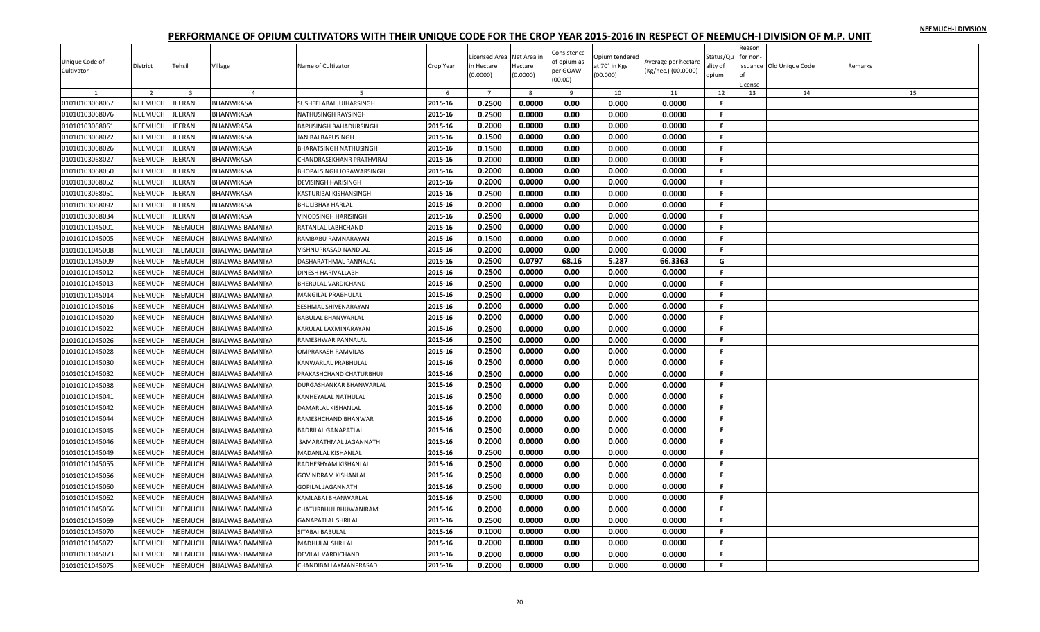NEEMUCH-I DIVISION

# PERFORMANCE OF OPIUM CULTIVATORS WITH THEIR UNIQUE CODE FOR THE CROP YEAR 2015-2016 IN RESPECT OF NEEMUCH-I DIVISION OF M.P. UNIT

| Unique Code of Cultivator | District | Tehsil | Village | Name of Cultivator | Crop Year | Licensed Area in Hectare (0.0000) | Net Area in Hectare (0.0000) | Consistence of opium as per GOAW (00.00) | Opium tendered at 70° in Kgs (00.000) | Average per hectare (Kg/hec.) (00.0000) | Status/Quality of opium | Reason for non-issuance of License | Old Unique Code | Remarks |
|---|---|---|---|---|---|---|---|---|---|---|---|---|---|---|
| 1 | 2 | 3 | 4 | 5 | 6 | 7 | 8 | 9 | 10 | 11 | 12 | 13 | 14 | 15 |
| 01010103068067 | NEEMUCH | JEERAN | BHANWRASA | SUSHEELABAI JUJHARSINGH | 2015-16 | 0.2500 | 0.0000 | 0.00 | 0.000 | 0.0000 | F | | | |
| 01010103068076 | NEEMUCH | JEERAN | BHANWRASA | NATHUSINGH RAYSINGH | 2015-16 | 0.2500 | 0.0000 | 0.00 | 0.000 | 0.0000 | F | | | |
| 01010103068061 | NEEMUCH | JEERAN | BHANWRASA | BAPUSINGH BAHADURSINGH | 2015-16 | 0.2000 | 0.0000 | 0.00 | 0.000 | 0.0000 | F | | | |
| 01010103068022 | NEEMUCH | JEERAN | BHANWRASA | JANIBAI BAPUSINGH | 2015-16 | 0.1500 | 0.0000 | 0.00 | 0.000 | 0.0000 | F | | | |
| 01010103068026 | NEEMUCH | JEERAN | BHANWRASA | BHARATSINGH NATHUSINGH | 2015-16 | 0.1500 | 0.0000 | 0.00 | 0.000 | 0.0000 | F | | | |
| 01010103068027 | NEEMUCH | JEERAN | BHANWRASA | CHANDRASEKHANR PRATHVIRAJ | 2015-16 | 0.2000 | 0.0000 | 0.00 | 0.000 | 0.0000 | F | | | |
| 01010103068050 | NEEMUCH | JEERAN | BHANWRASA | BHOPALSINGH JORAWARSINGH | 2015-16 | 0.2000 | 0.0000 | 0.00 | 0.000 | 0.0000 | F | | | |
| 01010103068052 | NEEMUCH | JEERAN | BHANWRASA | DEVISINGH HARISINGH | 2015-16 | 0.2000 | 0.0000 | 0.00 | 0.000 | 0.0000 | F | | | |
| 01010103068051 | NEEMUCH | JEERAN | BHANWRASA | KASTURIBAI KISHANSINGH | 2015-16 | 0.2500 | 0.0000 | 0.00 | 0.000 | 0.0000 | F | | | |
| 01010103068092 | NEEMUCH | JEERAN | BHANWRASA | BHULIBHAY HARLAL | 2015-16 | 0.2000 | 0.0000 | 0.00 | 0.000 | 0.0000 | F | | | |
| 01010103068034 | NEEMUCH | JEERAN | BHANWRASA | VINODSINGH HARISINGH | 2015-16 | 0.2500 | 0.0000 | 0.00 | 0.000 | 0.0000 | F | | | |
| 01010101045001 | NEEMUCH | NEEMUCH | BIJALWAS BAMNIYA | RATANLAL LABHCHAND | 2015-16 | 0.2500 | 0.0000 | 0.00 | 0.000 | 0.0000 | F | | | |
| 01010101045005 | NEEMUCH | NEEMUCH | BIJALWAS BAMNIYA | RAMBABU RAMNARAYAN | 2015-16 | 0.1500 | 0.0000 | 0.00 | 0.000 | 0.0000 | F | | | |
| 01010101045008 | NEEMUCH | NEEMUCH | BIJALWAS BAMNIYA | VISHNUPRASAD NANDLAL | 2015-16 | 0.2000 | 0.0000 | 0.00 | 0.000 | 0.0000 | F | | | |
| 01010101045009 | NEEMUCH | NEEMUCH | BIJALWAS BAMNIYA | DASHARATHMAL PANNALAL | 2015-16 | 0.2500 | 0.0797 | 68.16 | 5.287 | 66.3363 | G | | | |
| 01010101045012 | NEEMUCH | NEEMUCH | BIJALWAS BAMNIYA | DINESH HARIVALLABH | 2015-16 | 0.2500 | 0.0000 | 0.00 | 0.000 | 0.0000 | F | | | |
| 01010101045013 | NEEMUCH | NEEMUCH | BIJALWAS BAMNIYA | BHERULAL VARDICHAND | 2015-16 | 0.2500 | 0.0000 | 0.00 | 0.000 | 0.0000 | F | | | |
| 01010101045014 | NEEMUCH | NEEMUCH | BIJALWAS BAMNIYA | MANGILAL PRABHULAL | 2015-16 | 0.2500 | 0.0000 | 0.00 | 0.000 | 0.0000 | F | | | |
| 01010101045016 | NEEMUCH | NEEMUCH | BIJALWAS BAMNIYA | SESHMAL SHIVENARAYAN | 2015-16 | 0.2000 | 0.0000 | 0.00 | 0.000 | 0.0000 | F | | | |
| 01010101045020 | NEEMUCH | NEEMUCH | BIJALWAS BAMNIYA | BABULAL BHANWARLAL | 2015-16 | 0.2000 | 0.0000 | 0.00 | 0.000 | 0.0000 | F | | | |
| 01010101045022 | NEEMUCH | NEEMUCH | BIJALWAS BAMNIYA | KARULAL LAXMINARAYAN | 2015-16 | 0.2500 | 0.0000 | 0.00 | 0.000 | 0.0000 | F | | | |
| 01010101045026 | NEEMUCH | NEEMUCH | BIJALWAS BAMNIYA | RAMESHWAR PANNALAL | 2015-16 | 0.2500 | 0.0000 | 0.00 | 0.000 | 0.0000 | F | | | |
| 01010101045028 | NEEMUCH | NEEMUCH | BIJALWAS BAMNIYA | OMPRAKASH RAMVILAS | 2015-16 | 0.2500 | 0.0000 | 0.00 | 0.000 | 0.0000 | F | | | |
| 01010101045030 | NEEMUCH | NEEMUCH | BIJALWAS BAMNIYA | KANWARLAL PRABHULAL | 2015-16 | 0.2500 | 0.0000 | 0.00 | 0.000 | 0.0000 | F | | | |
| 01010101045032 | NEEMUCH | NEEMUCH | BIJALWAS BAMNIYA | PRAKASHCHAND CHATURBHUJ | 2015-16 | 0.2500 | 0.0000 | 0.00 | 0.000 | 0.0000 | F | | | |
| 01010101045038 | NEEMUCH | NEEMUCH | BIJALWAS BAMNIYA | DURGASHANKAR BHANWARLAL | 2015-16 | 0.2500 | 0.0000 | 0.00 | 0.000 | 0.0000 | F | | | |
| 01010101045041 | NEEMUCH | NEEMUCH | BIJALWAS BAMNIYA | KANHEYALAL NATHULAL | 2015-16 | 0.2500 | 0.0000 | 0.00 | 0.000 | 0.0000 | F | | | |
| 01010101045042 | NEEMUCH | NEEMUCH | BIJALWAS BAMNIYA | DAMARLAL KISHANLAL | 2015-16 | 0.2000 | 0.0000 | 0.00 | 0.000 | 0.0000 | F | | | |
| 01010101045044 | NEEMUCH | NEEMUCH | BIJALWAS BAMNIYA | RAMESHCHAND BHANWAR | 2015-16 | 0.2000 | 0.0000 | 0.00 | 0.000 | 0.0000 | F | | | |
| 01010101045045 | NEEMUCH | NEEMUCH | BIJALWAS BAMNIYA | BADRILAL GANAPATLAL | 2015-16 | 0.2500 | 0.0000 | 0.00 | 0.000 | 0.0000 | F | | | |
| 01010101045046 | NEEMUCH | NEEMUCH | BIJALWAS BAMNIYA | SAMARATHMAL JAGANNATH | 2015-16 | 0.2000 | 0.0000 | 0.00 | 0.000 | 0.0000 | F | | | |
| 01010101045049 | NEEMUCH | NEEMUCH | BIJALWAS BAMNIYA | MADANLAL KISHANLAL | 2015-16 | 0.2500 | 0.0000 | 0.00 | 0.000 | 0.0000 | F | | | |
| 01010101045055 | NEEMUCH | NEEMUCH | BIJALWAS BAMNIYA | RADHESHYAM KISHANLAL | 2015-16 | 0.2500 | 0.0000 | 0.00 | 0.000 | 0.0000 | F | | | |
| 01010101045056 | NEEMUCH | NEEMUCH | BIJALWAS BAMNIYA | GOVINDRAM KISHANLAL | 2015-16 | 0.2500 | 0.0000 | 0.00 | 0.000 | 0.0000 | F | | | |
| 01010101045060 | NEEMUCH | NEEMUCH | BIJALWAS BAMNIYA | GOPILAL JAGANNATH | 2015-16 | 0.2500 | 0.0000 | 0.00 | 0.000 | 0.0000 | F | | | |
| 01010101045062 | NEEMUCH | NEEMUCH | BIJALWAS BAMNIYA | KAMLABAI BHANWARLAL | 2015-16 | 0.2500 | 0.0000 | 0.00 | 0.000 | 0.0000 | F | | | |
| 01010101045066 | NEEMUCH | NEEMUCH | BIJALWAS BAMNIYA | CHATURBHUJ BHUWANIRAM | 2015-16 | 0.2000 | 0.0000 | 0.00 | 0.000 | 0.0000 | F | | | |
| 01010101045069 | NEEMUCH | NEEMUCH | BIJALWAS BAMNIYA | GANAPATLAL SHRILAL | 2015-16 | 0.2500 | 0.0000 | 0.00 | 0.000 | 0.0000 | F | | | |
| 01010101045070 | NEEMUCH | NEEMUCH | BIJALWAS BAMNIYA | SITABAI BABULAL | 2015-16 | 0.1000 | 0.0000 | 0.00 | 0.000 | 0.0000 | F | | | |
| 01010101045072 | NEEMUCH | NEEMUCH | BIJALWAS BAMNIYA | MADHULAL SHRILAL | 2015-16 | 0.2000 | 0.0000 | 0.00 | 0.000 | 0.0000 | F | | | |
| 01010101045073 | NEEMUCH | NEEMUCH | BIJALWAS BAMNIYA | DEVILAL VARDICHAND | 2015-16 | 0.2000 | 0.0000 | 0.00 | 0.000 | 0.0000 | F | | | |
| 01010101045075 | NEEMUCH | NEEMUCH | BIJALWAS BAMNIYA | CHANDIBAI LAXMANPRASAD | 2015-16 | 0.2000 | 0.0000 | 0.00 | 0.000 | 0.0000 | F | | | |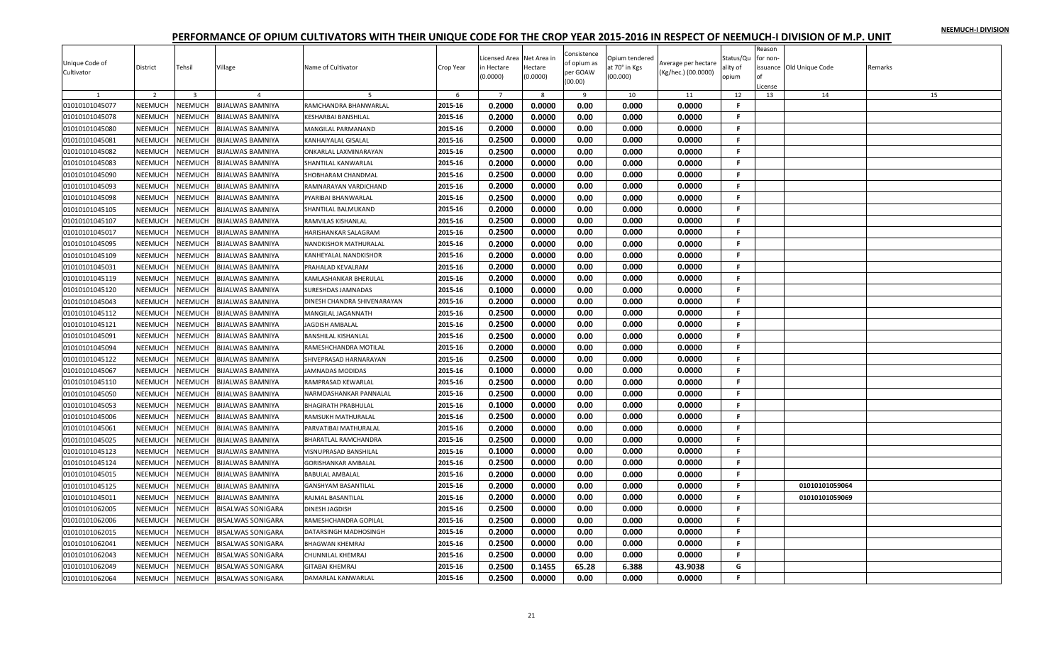# PERFORMANCE OF OPIUM CULTIVATORS WITH THEIR UNIQUE CODE FOR THE CROP YEAR 2015-2016 IN RESPECT OF NEEMUCH-I DIVISION OF M.P. UNIT

| Unique Code of Cultivator | District | Tehsil | Village | Name of Cultivator | Crop Year | Licensed Area in Hectare (0.0000) | Net Area in Hectare (0.0000) | Consistence of opium as per GOAW (00.00) | Opium tendered at 70° in Kgs (00.000) | Average per hectare (Kg/hec.) (00.0000) | Status/Quality of opium | Reason for non-issuance of License | Old Unique Code | Remarks |
|---|---|---|---|---|---|---|---|---|---|---|---|---|---|---|
| 1 | 2 | 3 | 4 | 5 | 6 | 7 | 8 | 9 | 10 | 11 | 12 | 13 | 14 | 15 |
| 01010101045077 | NEEMUCH | NEEMUCH | BIJALWAS BAMNIYA | RAMCHANDRA BHANWARLAL | 2015-16 | 0.2000 | 0.0000 | 0.00 | 0.000 | 0.0000 | F | | | |
| 01010101045078 | NEEMUCH | NEEMUCH | BIJALWAS BAMNIYA | KESHARBAI BANSHILAL | 2015-16 | 0.2000 | 0.0000 | 0.00 | 0.000 | 0.0000 | F | | | |
| 01010101045080 | NEEMUCH | NEEMUCH | BIJALWAS BAMNIYA | MANGILAL PARMANAND | 2015-16 | 0.2000 | 0.0000 | 0.00 | 0.000 | 0.0000 | F | | | |
| 01010101045081 | NEEMUCH | NEEMUCH | BIJALWAS BAMNIYA | KANHAIYALAL GISALAL | 2015-16 | 0.2500 | 0.0000 | 0.00 | 0.000 | 0.0000 | F | | | |
| 01010101045082 | NEEMUCH | NEEMUCH | BIJALWAS BAMNIYA | ONKARLAL LAXMINARAYAN | 2015-16 | 0.2500 | 0.0000 | 0.00 | 0.000 | 0.0000 | F | | | |
| 01010101045083 | NEEMUCH | NEEMUCH | BIJALWAS BAMNIYA | SHANTILAL KANWARLAL | 2015-16 | 0.2000 | 0.0000 | 0.00 | 0.000 | 0.0000 | F | | | |
| 01010101045090 | NEEMUCH | NEEMUCH | BIJALWAS BAMNIYA | SHOBHARAM CHANDMAL | 2015-16 | 0.2500 | 0.0000 | 0.00 | 0.000 | 0.0000 | F | | | |
| 01010101045093 | NEEMUCH | NEEMUCH | BIJALWAS BAMNIYA | RAMNARAYAN VARDICHAND | 2015-16 | 0.2000 | 0.0000 | 0.00 | 0.000 | 0.0000 | F | | | |
| 01010101045098 | NEEMUCH | NEEMUCH | BIJALWAS BAMNIYA | PYARIBAI BHANWARLAL | 2015-16 | 0.2500 | 0.0000 | 0.00 | 0.000 | 0.0000 | F | | | |
| 01010101045105 | NEEMUCH | NEEMUCH | BIJALWAS BAMNIYA | SHANTILAL BALMUKAND | 2015-16 | 0.2000 | 0.0000 | 0.00 | 0.000 | 0.0000 | F | | | |
| 01010101045107 | NEEMUCH | NEEMUCH | BIJALWAS BAMNIYA | RAMVILAS KISHANLAL | 2015-16 | 0.2500 | 0.0000 | 0.00 | 0.000 | 0.0000 | F | | | |
| 01010101045017 | NEEMUCH | NEEMUCH | BIJALWAS BAMNIYA | HARISHANKAR SALAGRAM | 2015-16 | 0.2500 | 0.0000 | 0.00 | 0.000 | 0.0000 | F | | | |
| 01010101045095 | NEEMUCH | NEEMUCH | BIJALWAS BAMNIYA | NANDKISHOR MATHURALAL | 2015-16 | 0.2000 | 0.0000 | 0.00 | 0.000 | 0.0000 | F | | | |
| 01010101045109 | NEEMUCH | NEEMUCH | BIJALWAS BAMNIYA | KANHEYALAL NANDKISHOR | 2015-16 | 0.2000 | 0.0000 | 0.00 | 0.000 | 0.0000 | F | | | |
| 01010101045031 | NEEMUCH | NEEMUCH | BIJALWAS BAMNIYA | PRAHALAD KEVALRAM | 2015-16 | 0.2000 | 0.0000 | 0.00 | 0.000 | 0.0000 | F | | | |
| 01010101045119 | NEEMUCH | NEEMUCH | BIJALWAS BAMNIYA | KAMLASHANKAR BHERULAL | 2015-16 | 0.2000 | 0.0000 | 0.00 | 0.000 | 0.0000 | F | | | |
| 01010101045120 | NEEMUCH | NEEMUCH | BIJALWAS BAMNIYA | SURESHDAS JAMNADAS | 2015-16 | 0.1000 | 0.0000 | 0.00 | 0.000 | 0.0000 | F | | | |
| 01010101045043 | NEEMUCH | NEEMUCH | BIJALWAS BAMNIYA | DINESH CHANDRA SHIVENARAYAN | 2015-16 | 0.2000 | 0.0000 | 0.00 | 0.000 | 0.0000 | F | | | |
| 01010101045112 | NEEMUCH | NEEMUCH | BIJALWAS BAMNIYA | MANGILAL JAGANNATH | 2015-16 | 0.2500 | 0.0000 | 0.00 | 0.000 | 0.0000 | F | | | |
| 01010101045121 | NEEMUCH | NEEMUCH | BIJALWAS BAMNIYA | JAGDISH AMBALAL | 2015-16 | 0.2500 | 0.0000 | 0.00 | 0.000 | 0.0000 | F | | | |
| 01010101045091 | NEEMUCH | NEEMUCH | BIJALWAS BAMNIYA | BANSHILAL KISHANLAL | 2015-16 | 0.2500 | 0.0000 | 0.00 | 0.000 | 0.0000 | F | | | |
| 01010101045094 | NEEMUCH | NEEMUCH | BIJALWAS BAMNIYA | RAMESHCHANDRA MOTILAL | 2015-16 | 0.2000 | 0.0000 | 0.00 | 0.000 | 0.0000 | F | | | |
| 01010101045122 | NEEMUCH | NEEMUCH | BIJALWAS BAMNIYA | SHIVEPRASAD HARNARAYAN | 2015-16 | 0.2500 | 0.0000 | 0.00 | 0.000 | 0.0000 | F | | | |
| 01010101045067 | NEEMUCH | NEEMUCH | BIJALWAS BAMNIYA | JAMNADAS MODIDAS | 2015-16 | 0.1000 | 0.0000 | 0.00 | 0.000 | 0.0000 | F | | | |
| 01010101045110 | NEEMUCH | NEEMUCH | BIJALWAS BAMNIYA | RAMPRASAD KEWARLAL | 2015-16 | 0.2500 | 0.0000 | 0.00 | 0.000 | 0.0000 | F | | | |
| 01010101045050 | NEEMUCH | NEEMUCH | BIJALWAS BAMNIYA | NARMDASHANKAR PANNALAL | 2015-16 | 0.2500 | 0.0000 | 0.00 | 0.000 | 0.0000 | F | | | |
| 01010101045053 | NEEMUCH | NEEMUCH | BIJALWAS BAMNIYA | BHAGIRATH PRABHULAL | 2015-16 | 0.1000 | 0.0000 | 0.00 | 0.000 | 0.0000 | F | | | |
| 01010101045006 | NEEMUCH | NEEMUCH | BIJALWAS BAMNIYA | RAMSUKH MATHURALAL | 2015-16 | 0.2500 | 0.0000 | 0.00 | 0.000 | 0.0000 | F | | | |
| 01010101045061 | NEEMUCH | NEEMUCH | BIJALWAS BAMNIYA | PARVATIBAI MATHURALAL | 2015-16 | 0.2000 | 0.0000 | 0.00 | 0.000 | 0.0000 | F | | | |
| 01010101045025 | NEEMUCH | NEEMUCH | BIJALWAS BAMNIYA | BHARATLAL RAMCHANDRA | 2015-16 | 0.2500 | 0.0000 | 0.00 | 0.000 | 0.0000 | F | | | |
| 01010101045123 | NEEMUCH | NEEMUCH | BIJALWAS BAMNIYA | VISNUPRASAD BANSHILAL | 2015-16 | 0.1000 | 0.0000 | 0.00 | 0.000 | 0.0000 | F | | | |
| 01010101045124 | NEEMUCH | NEEMUCH | BIJALWAS BAMNIYA | GORISHANKAR AMBALAL | 2015-16 | 0.2500 | 0.0000 | 0.00 | 0.000 | 0.0000 | F | | | |
| 01010101045015 | NEEMUCH | NEEMUCH | BIJALWAS BAMNIYA | BABULAL AMBALAL | 2015-16 | 0.2000 | 0.0000 | 0.00 | 0.000 | 0.0000 | F | | | |
| 01010101045125 | NEEMUCH | NEEMUCH | BIJALWAS BAMNIYA | GANSHYAM BASANTILAL | 2015-16 | 0.2000 | 0.0000 | 0.00 | 0.000 | 0.0000 | F | | 01010101059064 | |
| 01010101045011 | NEEMUCH | NEEMUCH | BIJALWAS BAMNIYA | RAJMAL BASANTILAL | 2015-16 | 0.2000 | 0.0000 | 0.00 | 0.000 | 0.0000 | F | | 01010101059069 | |
| 01010101062005 | NEEMUCH | NEEMUCH | BISALWAS SONIGARA | DINESH JAGDISH | 2015-16 | 0.2500 | 0.0000 | 0.00 | 0.000 | 0.0000 | F | | | |
| 01010101062006 | NEEMUCH | NEEMUCH | BISALWAS SONIGARA | RAMESHCHANDRA GOPILAL | 2015-16 | 0.2500 | 0.0000 | 0.00 | 0.000 | 0.0000 | F | | | |
| 01010101062015 | NEEMUCH | NEEMUCH | BISALWAS SONIGARA | DATARSINGH MADHOSINGH | 2015-16 | 0.2000 | 0.0000 | 0.00 | 0.000 | 0.0000 | F | | | |
| 01010101062041 | NEEMUCH | NEEMUCH | BISALWAS SONIGARA | BHAGWAN KHEMRAJ | 2015-16 | 0.2500 | 0.0000 | 0.00 | 0.000 | 0.0000 | F | | | |
| 01010101062043 | NEEMUCH | NEEMUCH | BISALWAS SONIGARA | CHUNNILAL KHEMRAJ | 2015-16 | 0.2500 | 0.0000 | 0.00 | 0.000 | 0.0000 | F | | | |
| 01010101062049 | NEEMUCH | NEEMUCH | BISALWAS SONIGARA | GITABAI KHEMRAJ | 2015-16 | 0.2500 | 0.1455 | 65.28 | 6.388 | 43.9038 | G | | | |
| 01010101062064 | NEEMUCH | NEEMUCH | BISALWAS SONIGARA | DAMARLAL KANWARLAL | 2015-16 | 0.2500 | 0.0000 | 0.00 | 0.000 | 0.0000 | F | | | |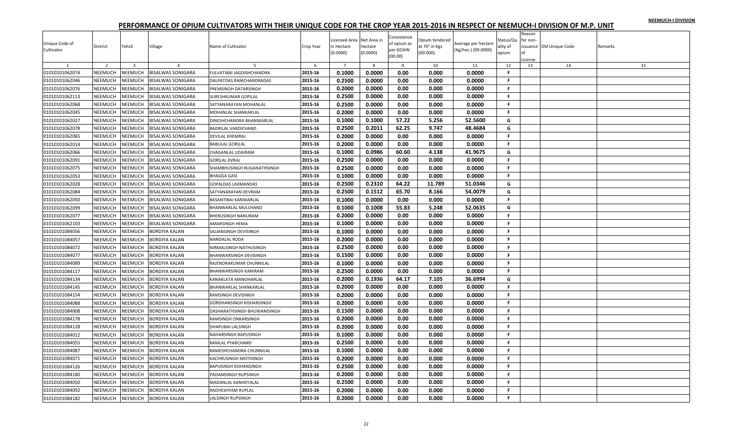# PERFORMANCE OF OPIUM CULTIVATORS WITH THEIR UNIQUE CODE FOR THE CROP YEAR 2015-2016 IN RESPECT OF NEEMUCH-I DIVISION OF M.P. UNIT

NEEMUCH-I DIVISION

| Unique Code of Cultivator | District | Tehsil | Village | Name of Cultivator | Crop Year | Licensed Area in Hectare (0.0000) | Net Area in Hectare (0.0000) | Consistence of opium as per GOAW (00.00) | Opium tendered at 70° in Kgs (00.000) | Average per hectare (Kg/hec.) (00.0000) | Status/Quality of opium | Reason for non-issuance of License | Old Unique Code | Remarks |
|---|---|---|---|---|---|---|---|---|---|---|---|---|---|---|
| 1 | 2 | 3 | 4 | 5 | 6 | 7 | 8 | 9 | 10 | 11 | 12 | 13 | 14 | 15 |
| 01010101062074 | NEEMUCH | NEEMUCH | BISALWAS SONIGARA | FULVATIBAI JAGDISHCHANDRA | 2015-16 | 0.1000 | 0.0000 | 0.00 | 0.000 | 0.0000 | F | | | |
| 01010101062046 | NEEMUCH | NEEMUCH | BISALWAS SONIGARA | DALPATDAS RAMCHANDRADAS | 2015-16 | 0.2500 | 0.0000 | 0.00 | 0.000 | 0.0000 | F | | | |
| 01010101062076 | NEEMUCH | NEEMUCH | BISALWAS SONIGARA | PREMSINGH DATARSINGH | 2015-16 | 0.2000 | 0.0000 | 0.00 | 0.000 | 0.0000 | F | | | |
| 01010101062113 | NEEMUCH | NEEMUCH | BISALWAS SONIGARA | SURESHKUMAR GOPILAL | 2015-16 | 0.2500 | 0.0000 | 0.00 | 0.000 | 0.0000 | F | | | |
| 01010101062068 | NEEMUCH | NEEMUCH | BISALWAS SONIGARA | SATYANARAYAN MOHANLAL | 2015-16 | 0.2500 | 0.0000 | 0.00 | 0.000 | 0.0000 | F | | | |
| 01010101062045 | NEEMUCH | NEEMUCH | BISALWAS SONIGARA | MOHANLAL SHANKARLAL | 2015-16 | 0.2000 | 0.0000 | 0.00 | 0.000 | 0.0000 | F | | | |
| 01010101062027 | NEEMUCH | NEEMUCH | BISALWAS SONIGARA | DINESHCHANDRA BHANWARLAL | 2015-16 | 0.1000 | 0.1000 | 57.22 | 5.256 | 52.5600 | G | | | |
| 01010101062078 | NEEMUCH | NEEMUCH | BISALWAS SONIGARA | BADRILAL VARDICHAND | 2015-16 | 0.2500 | 0.2011 | 62.25 | 9.747 | 48.4684 | G | | | |
| 01010101062065 | NEEMUCH | NEEMUCH | BISALWAS SONIGARA | DEVILAL KHEMRAJ | 2015-16 | 0.2000 | 0.0000 | 0.00 | 0.000 | 0.0000 | F | | | |
| 01010101062014 | NEEMUCH | NEEMUCH | BISALWAS SONIGARA | BABULAL GORILAL | 2015-16 | 0.2000 | 0.0000 | 0.00 | 0.000 | 0.0000 | F | | | |
| 01010101062066 | NEEMUCH | NEEMUCH | BISALWAS SONIGARA | CHAGANLAL UDAIRAM | 2015-16 | 0.1000 | 0.0986 | 60.60 | 4.138 | 41.9675 | G | | | |
| 01010101062091 | NEEMUCH | NEEMUCH | BISALWAS SONIGARA | GORILAL JIVRAJ | 2015-16 | 0.2500 | 0.0000 | 0.00 | 0.000 | 0.0000 | F | | | |
| 01010101062075 | NEEMUCH | NEEMUCH | BISALWAS SONIGARA | SHAMBHUSINGH RUGANATHSINGH | 2015-16 | 0.2500 | 0.0000 | 0.00 | 0.000 | 0.0000 | F | | | |
| 01010101062053 | NEEMUCH | NEEMUCH | BISALWAS SONIGARA | BHAGGA GASI | 2015-16 | 0.1000 | 0.0000 | 0.00 | 0.000 | 0.0000 | F | | | |
| 01010101062028 | NEEMUCH | NEEMUCH | BISALWAS SONIGARA | GOPALDAS LAXMANDAS | 2015-16 | 0.2500 | 0.2310 | 64.22 | 11.789 | 51.0346 | G | | | |
| 01010101062084 | NEEMUCH | NEEMUCH | BISALWAS SONIGARA | SATYANARAYAN DEVRAM | 2015-16 | 0.2500 | 0.1512 | 65.70 | 8.166 | 54.0079 | G | | | |
| 01010101062050 | NEEMUCH | NEEMUCH | BISALWAS SONIGARA | BASANTIBAI KANWARLAL | 2015-16 | 0.1000 | 0.0000 | 0.00 | 0.000 | 0.0000 | F | | | |
| 01010101062099 | NEEMUCH | NEEMUCH | BISALWAS SONIGARA | BHANWARLAL MULCHAND | 2015-16 | 0.1000 | 0.1008 | 55.83 | 5.248 | 52.0635 | G | | | |
| 01010101062077 | NEEMUCH | NEEMUCH | BISALWAS SONIGARA | BHERUSINGH NANURAM | 2015-16 | 0.2000 | 0.0000 | 0.00 | 0.000 | 0.0000 | F | | | |
| 01010101062103 | NEEMUCH | NEEMUCH | BISALWAS SONIGARA | AMARSINGH HEMA | 2015-16 | 0.1000 | 0.0000 | 0.00 | 0.000 | 0.0000 | F | | | |
| 01010101084056 | NEEMUCH | NEEMUCH | BORDIYA KALAN | SAJJANSINGH DEVISINGH | 2015-16 | 0.1000 | 0.0000 | 0.00 | 0.000 | 0.0000 | F | | | |
| 01010101084057 | NEEMUCH | NEEMUCH | BORDIYA KALAN | NANDALAL RODA | 2015-16 | 0.2000 | 0.0000 | 0.00 | 0.000 | 0.0000 | F | | | |
| 01010101084072 | NEEMUCH | NEEMUCH | BORDIYA KALAN | NIRMALSINGH NATHUSINGH | 2015-16 | 0.2500 | 0.0000 | 0.00 | 0.000 | 0.0000 | F | | | |
| 01010101084077 | NEEMUCH | NEEMUCH | BORDIYA KALAN | BHANWARSINGH DEVISINGH | 2015-16 | 0.1500 | 0.0000 | 0.00 | 0.000 | 0.0000 | F | | | |
| 01010101084089 | NEEMUCH | NEEMUCH | BORDIYA KALAN | RAJENDRAKUMAR CHUNNILAL | 2015-16 | 0.1000 | 0.0000 | 0.00 | 0.000 | 0.0000 | F | | | |
| 01010101084117 | NEEMUCH | NEEMUCH | BORDIYA KALAN | BHANWARSINGH KANIRAM | 2015-16 | 0.2500 | 0.0000 | 0.00 | 0.000 | 0.0000 | F | | | |
| 01010101084134 | NEEMUCH | NEEMUCH | BORDIYA KALAN | KANAKLATA MANOHARLAL | 2015-16 | 0.2000 | 0.1936 | 64.17 | 7.105 | 36.6994 | G | | | |
| 01010101084145 | NEEMUCH | NEEMUCH | BORDIYA KALAN | BHANWARLAL SHANKARLAL | 2015-16 | 0.2000 | 0.0000 | 0.00 | 0.000 | 0.0000 | F | | | |
| 01010101084154 | NEEMUCH | NEEMUCH | BORDIYA KALAN | RAMSINGH DEVISINGH | 2015-16 | 0.2000 | 0.0000 | 0.00 | 0.000 | 0.0000 | F | | | |
| 01010101084088 | NEEMUCH | NEEMUCH | BORDIYA KALAN | GORDHANSINGH KISHANSINGH | 2015-16 | 0.2000 | 0.0000 | 0.00 | 0.000 | 0.0000 | F | | | |
| 01010101084008 | NEEMUCH | NEEMUCH | BORDIYA KALAN | DASHARATHSINGH BHUWANISINGH | 2015-16 | 0.1500 | 0.0000 | 0.00 | 0.000 | 0.0000 | F | | | |
| 01010101084178 | NEEMUCH | NEEMUCH | BORDIYA KALAN | RAMSINGH ONKARSINGH | 2015-16 | 0.2000 | 0.0000 | 0.00 | 0.000 | 0.0000 | F | | | |
| 01010101084128 | NEEMUCH | NEEMUCH | BORDIYA KALAN | DHAPUBAI LALSINGH | 2015-16 | 0.2000 | 0.0000 | 0.00 | 0.000 | 0.0000 | F | | | |
| 01010101084012 | NEEMUCH | NEEMUCH | BORDIYA KALAN | NAHARSINGH BAPUSINGH | 2015-16 | 0.1000 | 0.0000 | 0.00 | 0.000 | 0.0000 | F | | | |
| 01010101084055 | NEEMUCH | NEEMUCH | BORDIYA KALAN | RAMLAL PYARCHAND | 2015-16 | 0.2500 | 0.0000 | 0.00 | 0.000 | 0.0000 | F | | | |
| 01010101084087 | NEEMUCH | NEEMUCH | BORDIYA KALAN | RAMESHCHANDRA CHUNNILAL | 2015-16 | 0.1000 | 0.0000 | 0.00 | 0.000 | 0.0000 | F | | | |
| 01010101084071 | NEEMUCH | NEEMUCH | BORDIYA KALAN | KACHRUSINGH MOTISINGH | 2015-16 | 0.2000 | 0.0000 | 0.00 | 0.000 | 0.0000 | F | | | |
| 01010101084126 | NEEMUCH | NEEMUCH | BORDIYA KALAN | BAPUSINGH KISHANSINGH | 2015-16 | 0.2500 | 0.0000 | 0.00 | 0.000 | 0.0000 | F | | | |
| 01010101084180 | NEEMUCH | NEEMUCH | BORDIYA KALAN | PADAMSINGH RUPSINGH | 2015-16 | 0.2000 | 0.0000 | 0.00 | 0.000 | 0.0000 | F | | | |
| 01010101084050 | NEEMUCH | NEEMUCH | BORDIYA KALAN | MADANLAL KANHEYALAL | 2015-16 | 0.2500 | 0.0000 | 0.00 | 0.000 | 0.0000 | F | | | |
| 01010101084092 | NEEMUCH | NEEMUCH | BORDIYA KALAN | RADHESHYAM RUPLAL | 2015-16 | 0.2000 | 0.0000 | 0.00 | 0.000 | 0.0000 | F | | | |
| 01010101084182 | NEEMUCH | NEEMUCH | BORDIYA KALAN | LALSINGH RUPSINGH | 2015-16 | 0.2000 | 0.0000 | 0.00 | 0.000 | 0.0000 | F | | | |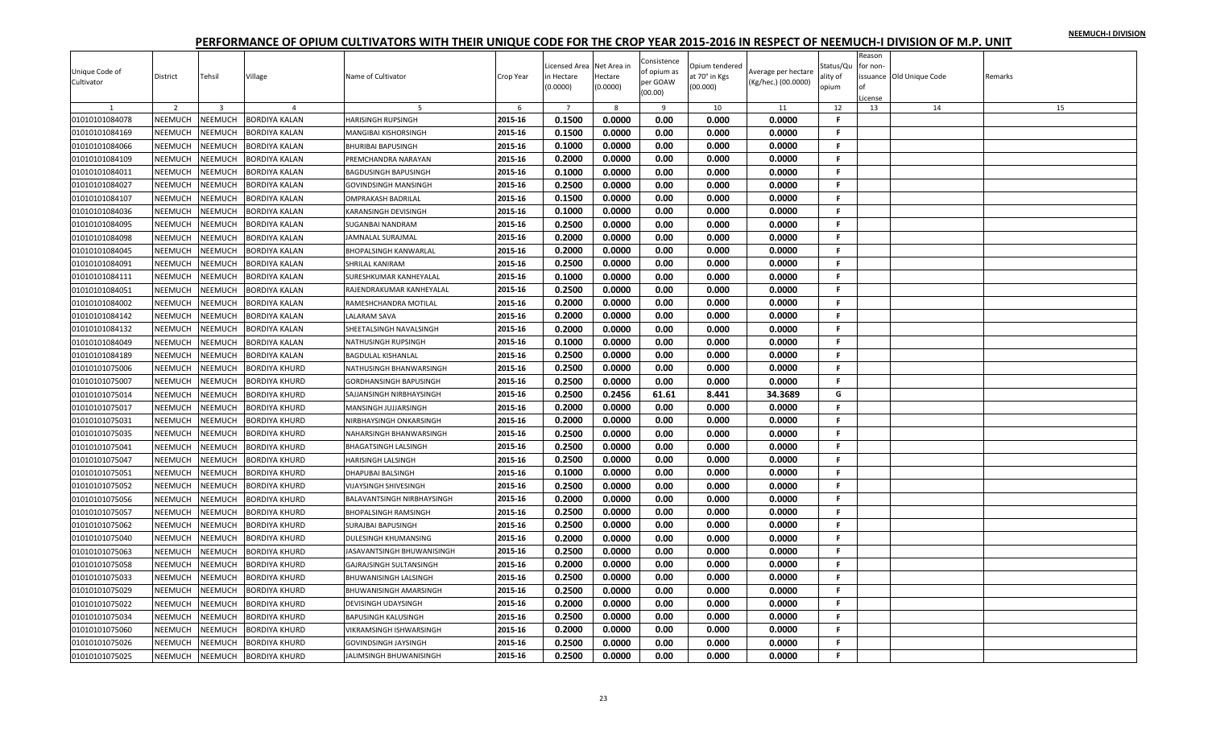# PERFORMANCE OF OPIUM CULTIVATORS WITH THEIR UNIQUE CODE FOR THE CROP YEAR 2015-2016 IN RESPECT OF NEEMUCH-I DIVISION OF M.P. UNIT

NEEMUCH-I DIVISION

| Unique Code of Cultivator | District | Tehsil | Village | Name of Cultivator | Crop Year | Licensed Area in Hectare (0.0000) | Net Area in Hectare (0.0000) | Consistence of opium as per GOAW (00.00) | Opium tendered at 70° in Kgs (00.000) | Average per hectare (Kg/hec.) (00.0000) | Status/Quality of opium | Reason for non-issuance of License | Old Unique Code | Remarks |
|---|---|---|---|---|---|---|---|---|---|---|---|---|---|---|
| 1 | 2 | 3 | 4 | 5 | 6 | 7 | 8 | 9 | 10 | 11 | 12 | 13 | 14 | 15 |
| 01010101084078 | NEEMUCH | NEEMUCH | BORDIYA KALAN | HARISINGH RUPSINGH | 2015-16 | 0.1500 | 0.0000 | 0.00 | 0.000 | 0.0000 | F | | | |
| 01010101084169 | NEEMUCH | NEEMUCH | BORDIYA KALAN | MANGIBAI KISHORSINGH | 2015-16 | 0.1500 | 0.0000 | 0.00 | 0.000 | 0.0000 | F | | | |
| 01010101084066 | NEEMUCH | NEEMUCH | BORDIYA KALAN | BHURIBAI BAPUSINGH | 2015-16 | 0.1000 | 0.0000 | 0.00 | 0.000 | 0.0000 | F | | | |
| 01010101084109 | NEEMUCH | NEEMUCH | BORDIYA KALAN | PREMCHANDRA NARAYAN | 2015-16 | 0.2000 | 0.0000 | 0.00 | 0.000 | 0.0000 | F | | | |
| 01010101084011 | NEEMUCH | NEEMUCH | BORDIYA KALAN | BAGDUSINGH BAPUSINGH | 2015-16 | 0.1000 | 0.0000 | 0.00 | 0.000 | 0.0000 | F | | | |
| 01010101084027 | NEEMUCH | NEEMUCH | BORDIYA KALAN | GOVINDSINGH MANSINGH | 2015-16 | 0.2500 | 0.0000 | 0.00 | 0.000 | 0.0000 | F | | | |
| 01010101084107 | NEEMUCH | NEEMUCH | BORDIYA KALAN | OMPRAKASH BADRILAL | 2015-16 | 0.1500 | 0.0000 | 0.00 | 0.000 | 0.0000 | F | | | |
| 01010101084036 | NEEMUCH | NEEMUCH | BORDIYA KALAN | KARANSINGH DEVISINGH | 2015-16 | 0.1000 | 0.0000 | 0.00 | 0.000 | 0.0000 | F | | | |
| 01010101084095 | NEEMUCH | NEEMUCH | BORDIYA KALAN | SUGANBAI NANDRAM | 2015-16 | 0.2500 | 0.0000 | 0.00 | 0.000 | 0.0000 | F | | | |
| 01010101084098 | NEEMUCH | NEEMUCH | BORDIYA KALAN | JAMNALAL SURAJMAL | 2015-16 | 0.2000 | 0.0000 | 0.00 | 0.000 | 0.0000 | F | | | |
| 01010101084045 | NEEMUCH | NEEMUCH | BORDIYA KALAN | BHOPALSINGH KANWARLAL | 2015-16 | 0.2000 | 0.0000 | 0.00 | 0.000 | 0.0000 | F | | | |
| 01010101084091 | NEEMUCH | NEEMUCH | BORDIYA KALAN | SHRILAL KANIRAM | 2015-16 | 0.2500 | 0.0000 | 0.00 | 0.000 | 0.0000 | F | | | |
| 01010101084111 | NEEMUCH | NEEMUCH | BORDIYA KALAN | SURESHKUMAR KANHEYALAL | 2015-16 | 0.1000 | 0.0000 | 0.00 | 0.000 | 0.0000 | F | | | |
| 01010101084051 | NEEMUCH | NEEMUCH | BORDIYA KALAN | RAJENDRAKUMAR KANHEYALAL | 2015-16 | 0.2500 | 0.0000 | 0.00 | 0.000 | 0.0000 | F | | | |
| 01010101084002 | NEEMUCH | NEEMUCH | BORDIYA KALAN | RAMESHCHANDRA MOTILAL | 2015-16 | 0.2000 | 0.0000 | 0.00 | 0.000 | 0.0000 | F | | | |
| 01010101084142 | NEEMUCH | NEEMUCH | BORDIYA KALAN | LALARAM SAVA | 2015-16 | 0.2000 | 0.0000 | 0.00 | 0.000 | 0.0000 | F | | | |
| 01010101084132 | NEEMUCH | NEEMUCH | BORDIYA KALAN | SHEETALSINGH NAVALSINGH | 2015-16 | 0.2000 | 0.0000 | 0.00 | 0.000 | 0.0000 | F | | | |
| 01010101084049 | NEEMUCH | NEEMUCH | BORDIYA KALAN | NATHUSINGH RUPSINGH | 2015-16 | 0.1000 | 0.0000 | 0.00 | 0.000 | 0.0000 | F | | | |
| 01010101084189 | NEEMUCH | NEEMUCH | BORDIYA KALAN | BAGDULAL KISHANLAL | 2015-16 | 0.2500 | 0.0000 | 0.00 | 0.000 | 0.0000 | F | | | |
| 01010101075006 | NEEMUCH | NEEMUCH | BORDIYA KHURD | NATHUSINGH BHANWARSINGH | 2015-16 | 0.2500 | 0.0000 | 0.00 | 0.000 | 0.0000 | F | | | |
| 01010101075007 | NEEMUCH | NEEMUCH | BORDIYA KHURD | GORDHANSINGH BAPUSINGH | 2015-16 | 0.2500 | 0.0000 | 0.00 | 0.000 | 0.0000 | F | | | |
| 01010101075014 | NEEMUCH | NEEMUCH | BORDIYA KHURD | SAJJANSINGH NIRBHAYSINGH | 2015-16 | 0.2500 | 0.2456 | 61.61 | 8.441 | 34.3689 | G | | | |
| 01010101075017 | NEEMUCH | NEEMUCH | BORDIYA KHURD | MANSINGH JUJJARSINGH | 2015-16 | 0.2000 | 0.0000 | 0.00 | 0.000 | 0.0000 | F | | | |
| 01010101075031 | NEEMUCH | NEEMUCH | BORDIYA KHURD | NIRBHAYSINGH ONKARSINGH | 2015-16 | 0.2000 | 0.0000 | 0.00 | 0.000 | 0.0000 | F | | | |
| 01010101075035 | NEEMUCH | NEEMUCH | BORDIYA KHURD | NAHARSINGH BHANWARSINGH | 2015-16 | 0.2500 | 0.0000 | 0.00 | 0.000 | 0.0000 | F | | | |
| 01010101075041 | NEEMUCH | NEEMUCH | BORDIYA KHURD | BHAGATSINGH LALSINGH | 2015-16 | 0.2500 | 0.0000 | 0.00 | 0.000 | 0.0000 | F | | | |
| 01010101075047 | NEEMUCH | NEEMUCH | BORDIYA KHURD | HARISINGH LALSINGH | 2015-16 | 0.2500 | 0.0000 | 0.00 | 0.000 | 0.0000 | F | | | |
| 01010101075051 | NEEMUCH | NEEMUCH | BORDIYA KHURD | DHAPUBAI BALSINGH | 2015-16 | 0.1000 | 0.0000 | 0.00 | 0.000 | 0.0000 | F | | | |
| 01010101075052 | NEEMUCH | NEEMUCH | BORDIYA KHURD | VIJAYSINGH SHIVESINGH | 2015-16 | 0.2500 | 0.0000 | 0.00 | 0.000 | 0.0000 | F | | | |
| 01010101075056 | NEEMUCH | NEEMUCH | BORDIYA KHURD | BALAVANTSINGH NIRBHAYSINGH | 2015-16 | 0.2000 | 0.0000 | 0.00 | 0.000 | 0.0000 | F | | | |
| 01010101075057 | NEEMUCH | NEEMUCH | BORDIYA KHURD | BHOPALSINGH RAMSINGH | 2015-16 | 0.2500 | 0.0000 | 0.00 | 0.000 | 0.0000 | F | | | |
| 01010101075062 | NEEMUCH | NEEMUCH | BORDIYA KHURD | SURAJBAI BAPUSINGH | 2015-16 | 0.2500 | 0.0000 | 0.00 | 0.000 | 0.0000 | F | | | |
| 01010101075040 | NEEMUCH | NEEMUCH | BORDIYA KHURD | DULESINGH KHUMANSING | 2015-16 | 0.2000 | 0.0000 | 0.00 | 0.000 | 0.0000 | F | | | |
| 01010101075063 | NEEMUCH | NEEMUCH | BORDIYA KHURD | JASAVANTSINGH BHUWANISINGH | 2015-16 | 0.2500 | 0.0000 | 0.00 | 0.000 | 0.0000 | F | | | |
| 01010101075058 | NEEMUCH | NEEMUCH | BORDIYA KHURD | GAJRAJSINGH SULTANSINGH | 2015-16 | 0.2000 | 0.0000 | 0.00 | 0.000 | 0.0000 | F | | | |
| 01010101075033 | NEEMUCH | NEEMUCH | BORDIYA KHURD | BHUWANISINGH LALSINGH | 2015-16 | 0.2500 | 0.0000 | 0.00 | 0.000 | 0.0000 | F | | | |
| 01010101075029 | NEEMUCH | NEEMUCH | BORDIYA KHURD | BHUWANISINGH AMARSINGH | 2015-16 | 0.2500 | 0.0000 | 0.00 | 0.000 | 0.0000 | F | | | |
| 01010101075022 | NEEMUCH | NEEMUCH | BORDIYA KHURD | DEVISINGH UDAYSINGH | 2015-16 | 0.2000 | 0.0000 | 0.00 | 0.000 | 0.0000 | F | | | |
| 01010101075034 | NEEMUCH | NEEMUCH | BORDIYA KHURD | BAPUSINGH KALUSINGH | 2015-16 | 0.2500 | 0.0000 | 0.00 | 0.000 | 0.0000 | F | | | |
| 01010101075060 | NEEMUCH | NEEMUCH | BORDIYA KHURD | VIKRAMSINGH ISHWARSINGH | 2015-16 | 0.2000 | 0.0000 | 0.00 | 0.000 | 0.0000 | F | | | |
| 01010101075026 | NEEMUCH | NEEMUCH | BORDIYA KHURD | GOVINDSINGH JAYSINGH | 2015-16 | 0.2500 | 0.0000 | 0.00 | 0.000 | 0.0000 | F | | | |
| 01010101075025 | NEEMUCH | NEEMUCH | BORDIYA KHURD | JALIMSINGH BHUWANISINGH | 2015-16 | 0.2500 | 0.0000 | 0.00 | 0.000 | 0.0000 | F | | | |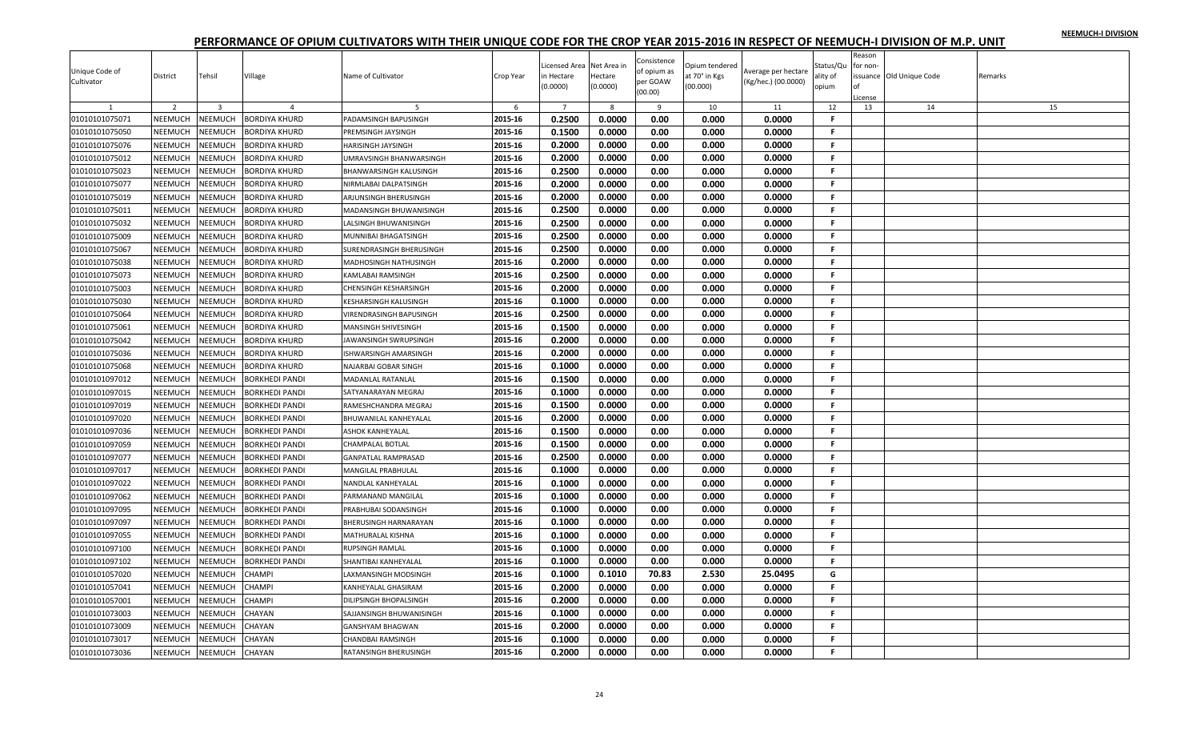# PERFORMANCE OF OPIUM CULTIVATORS WITH THEIR UNIQUE CODE FOR THE CROP YEAR 2015-2016 IN RESPECT OF NEEMUCH-I DIVISION OF M.P. UNIT

NEEMUCH-I DIVISION

| Unique Code of Cultivator | District | Tehsil | Village | Name of Cultivator | Crop Year | Licensed Area in Hectare (0.0000) | Net Area in Hectare (0.0000) | Consistence of opium as per GOAW (00.00) | Opium tendered at 70° in Kgs (00.000) | Average per hectare (Kg/hec.) (00.0000) | Status/Quality of opium | Reason for non-issuance of License | Old Unique Code | Remarks |
|---|---|---|---|---|---|---|---|---|---|---|---|---|---|---|
| 1 | 2 | 3 | 4 | 5 | 6 | 7 | 8 | 9 | 10 | 11 | 12 | 13 | 14 | 15 |
| 01010101075071 | NEEMUCH | NEEMUCH | BORDIYA KHURD | PADAMSINGH BAPUSINGH | 2015-16 | 0.2500 | 0.0000 | 0.00 | 0.000 | 0.0000 | F | | | |
| 01010101075050 | NEEMUCH | NEEMUCH | BORDIYA KHURD | PREMSINGH JAYSINGH | 2015-16 | 0.1500 | 0.0000 | 0.00 | 0.000 | 0.0000 | F | | | |
| 01010101075076 | NEEMUCH | NEEMUCH | BORDIYA KHURD | HARISINGH JAYSINGH | 2015-16 | 0.2000 | 0.0000 | 0.00 | 0.000 | 0.0000 | F | | | |
| 01010101075012 | NEEMUCH | NEEMUCH | BORDIYA KHURD | UMRAVSINGH BHANWARSINGH | 2015-16 | 0.2000 | 0.0000 | 0.00 | 0.000 | 0.0000 | F | | | |
| 01010101075023 | NEEMUCH | NEEMUCH | BORDIYA KHURD | BHANWARSINGH KALUSINGH | 2015-16 | 0.2500 | 0.0000 | 0.00 | 0.000 | 0.0000 | F | | | |
| 01010101075077 | NEEMUCH | NEEMUCH | BORDIYA KHURD | NIRMLABAI DALPATSINGH | 2015-16 | 0.2000 | 0.0000 | 0.00 | 0.000 | 0.0000 | F | | | |
| 01010101075019 | NEEMUCH | NEEMUCH | BORDIYA KHURD | ARJUNSINGH BHERUSINGH | 2015-16 | 0.2000 | 0.0000 | 0.00 | 0.000 | 0.0000 | F | | | |
| 01010101075011 | NEEMUCH | NEEMUCH | BORDIYA KHURD | MADANSINGH BHUWANISINGH | 2015-16 | 0.2500 | 0.0000 | 0.00 | 0.000 | 0.0000 | F | | | |
| 01010101075032 | NEEMUCH | NEEMUCH | BORDIYA KHURD | LALSINGH BHUWANISINGH | 2015-16 | 0.2500 | 0.0000 | 0.00 | 0.000 | 0.0000 | F | | | |
| 01010101075009 | NEEMUCH | NEEMUCH | BORDIYA KHURD | MUNNIBAI BHAGATSINGH | 2015-16 | 0.2500 | 0.0000 | 0.00 | 0.000 | 0.0000 | F | | | |
| 01010101075067 | NEEMUCH | NEEMUCH | BORDIYA KHURD | SURENDRASINGH BHERUSINGH | 2015-16 | 0.2500 | 0.0000 | 0.00 | 0.000 | 0.0000 | F | | | |
| 01010101075038 | NEEMUCH | NEEMUCH | BORDIYA KHURD | MADHOSINGH NATHUSINGH | 2015-16 | 0.2000 | 0.0000 | 0.00 | 0.000 | 0.0000 | F | | | |
| 01010101075073 | NEEMUCH | NEEMUCH | BORDIYA KHURD | KAMLABAI RAMSINGH | 2015-16 | 0.2500 | 0.0000 | 0.00 | 0.000 | 0.0000 | F | | | |
| 01010101075003 | NEEMUCH | NEEMUCH | BORDIYA KHURD | CHENSINGH KESHARSINGH | 2015-16 | 0.2000 | 0.0000 | 0.00 | 0.000 | 0.0000 | F | | | |
| 01010101075030 | NEEMUCH | NEEMUCH | BORDIYA KHURD | KESHARSINGH KALUSINGH | 2015-16 | 0.1000 | 0.0000 | 0.00 | 0.000 | 0.0000 | F | | | |
| 01010101075064 | NEEMUCH | NEEMUCH | BORDIYA KHURD | VIRENDRASINGH BAPUSINGH | 2015-16 | 0.2500 | 0.0000 | 0.00 | 0.000 | 0.0000 | F | | | |
| 01010101075061 | NEEMUCH | NEEMUCH | BORDIYA KHURD | MANSINGH SHIVESINGH | 2015-16 | 0.1500 | 0.0000 | 0.00 | 0.000 | 0.0000 | F | | | |
| 01010101075042 | NEEMUCH | NEEMUCH | BORDIYA KHURD | JAWANSINGH SWRUPSINGH | 2015-16 | 0.2000 | 0.0000 | 0.00 | 0.000 | 0.0000 | F | | | |
| 01010101075036 | NEEMUCH | NEEMUCH | BORDIYA KHURD | ISHWARSINGH AMARSINGH | 2015-16 | 0.2000 | 0.0000 | 0.00 | 0.000 | 0.0000 | F | | | |
| 01010101075068 | NEEMUCH | NEEMUCH | BORDIYA KHURD | NAJARBAI GOBAR SINGH | 2015-16 | 0.1000 | 0.0000 | 0.00 | 0.000 | 0.0000 | F | | | |
| 01010101097012 | NEEMUCH | NEEMUCH | BORKHEDI PANDI | MADANLAL RATANLAL | 2015-16 | 0.1500 | 0.0000 | 0.00 | 0.000 | 0.0000 | F | | | |
| 01010101097015 | NEEMUCH | NEEMUCH | BORKHEDI PANDI | SATYANARAYAN MEGRAJ | 2015-16 | 0.1000 | 0.0000 | 0.00 | 0.000 | 0.0000 | F | | | |
| 01010101097019 | NEEMUCH | NEEMUCH | BORKHEDI PANDI | RAMESHCHANDRA MEGRAJ | 2015-16 | 0.1500 | 0.0000 | 0.00 | 0.000 | 0.0000 | F | | | |
| 01010101097020 | NEEMUCH | NEEMUCH | BORKHEDI PANDI | BHUWANILAL KANHEYALAL | 2015-16 | 0.2000 | 0.0000 | 0.00 | 0.000 | 0.0000 | F | | | |
| 01010101097036 | NEEMUCH | NEEMUCH | BORKHEDI PANDI | ASHOK KANHEYALAL | 2015-16 | 0.1500 | 0.0000 | 0.00 | 0.000 | 0.0000 | F | | | |
| 01010101097059 | NEEMUCH | NEEMUCH | BORKHEDI PANDI | CHAMPALAL BOTLAL | 2015-16 | 0.1500 | 0.0000 | 0.00 | 0.000 | 0.0000 | F | | | |
| 01010101097077 | NEEMUCH | NEEMUCH | BORKHEDI PANDI | GANPATLAL RAMPRASAD | 2015-16 | 0.2500 | 0.0000 | 0.00 | 0.000 | 0.0000 | F | | | |
| 01010101097017 | NEEMUCH | NEEMUCH | BORKHEDI PANDI | MANGILAL PRABHULAL | 2015-16 | 0.1000 | 0.0000 | 0.00 | 0.000 | 0.0000 | F | | | |
| 01010101097022 | NEEMUCH | NEEMUCH | BORKHEDI PANDI | NANDLAL KANHEYALAL | 2015-16 | 0.1000 | 0.0000 | 0.00 | 0.000 | 0.0000 | F | | | |
| 01010101097062 | NEEMUCH | NEEMUCH | BORKHEDI PANDI | PARMANAND MANGILAL | 2015-16 | 0.1000 | 0.0000 | 0.00 | 0.000 | 0.0000 | F | | | |
| 01010101097095 | NEEMUCH | NEEMUCH | BORKHEDI PANDI | PRABHUBAI SODANSINGH | 2015-16 | 0.1000 | 0.0000 | 0.00 | 0.000 | 0.0000 | F | | | |
| 01010101097097 | NEEMUCH | NEEMUCH | BORKHEDI PANDI | BHERUSINGH HARNARAYAN | 2015-16 | 0.1000 | 0.0000 | 0.00 | 0.000 | 0.0000 | F | | | |
| 01010101097055 | NEEMUCH | NEEMUCH | BORKHEDI PANDI | MATHURALAL KISHNA | 2015-16 | 0.1000 | 0.0000 | 0.00 | 0.000 | 0.0000 | F | | | |
| 01010101097100 | NEEMUCH | NEEMUCH | BORKHEDI PANDI | RUPSINGH RAMLAL | 2015-16 | 0.1000 | 0.0000 | 0.00 | 0.000 | 0.0000 | F | | | |
| 01010101097102 | NEEMUCH | NEEMUCH | BORKHEDI PANDI | SHANTIBAI KANHEYALAL | 2015-16 | 0.1000 | 0.0000 | 0.00 | 0.000 | 0.0000 | F | | | |
| 01010101057020 | NEEMUCH | NEEMUCH | CHAMPI | LAXMANSINGH MODSINGH | 2015-16 | 0.1000 | 0.1010 | 70.83 | 2.530 | 25.0495 | G | | | |
| 01010101057041 | NEEMUCH | NEEMUCH | CHAMPI | KANHEYALAL GHASIRAM | 2015-16 | 0.2000 | 0.0000 | 0.00 | 0.000 | 0.0000 | F | | | |
| 01010101057001 | NEEMUCH | NEEMUCH | CHAMPI | DILIPSINGH BHOPALSINGH | 2015-16 | 0.2000 | 0.0000 | 0.00 | 0.000 | 0.0000 | F | | | |
| 01010101073003 | NEEMUCH | NEEMUCH | CHAYAN | SAJJANSINGH BHUWANISINGH | 2015-16 | 0.1000 | 0.0000 | 0.00 | 0.000 | 0.0000 | F | | | |
| 01010101073009 | NEEMUCH | NEEMUCH | CHAYAN | GANSHYAM BHAGWAN | 2015-16 | 0.2000 | 0.0000 | 0.00 | 0.000 | 0.0000 | F | | | |
| 01010101073017 | NEEMUCH | NEEMUCH | CHAYAN | CHANDBAI RAMSINGH | 2015-16 | 0.1000 | 0.0000 | 0.00 | 0.000 | 0.0000 | F | | | |
| 01010101073036 | NEEMUCH | NEEMUCH | CHAYAN | RATANSINGH BHERUSINGH | 2015-16 | 0.2000 | 0.0000 | 0.00 | 0.000 | 0.0000 | F | | | |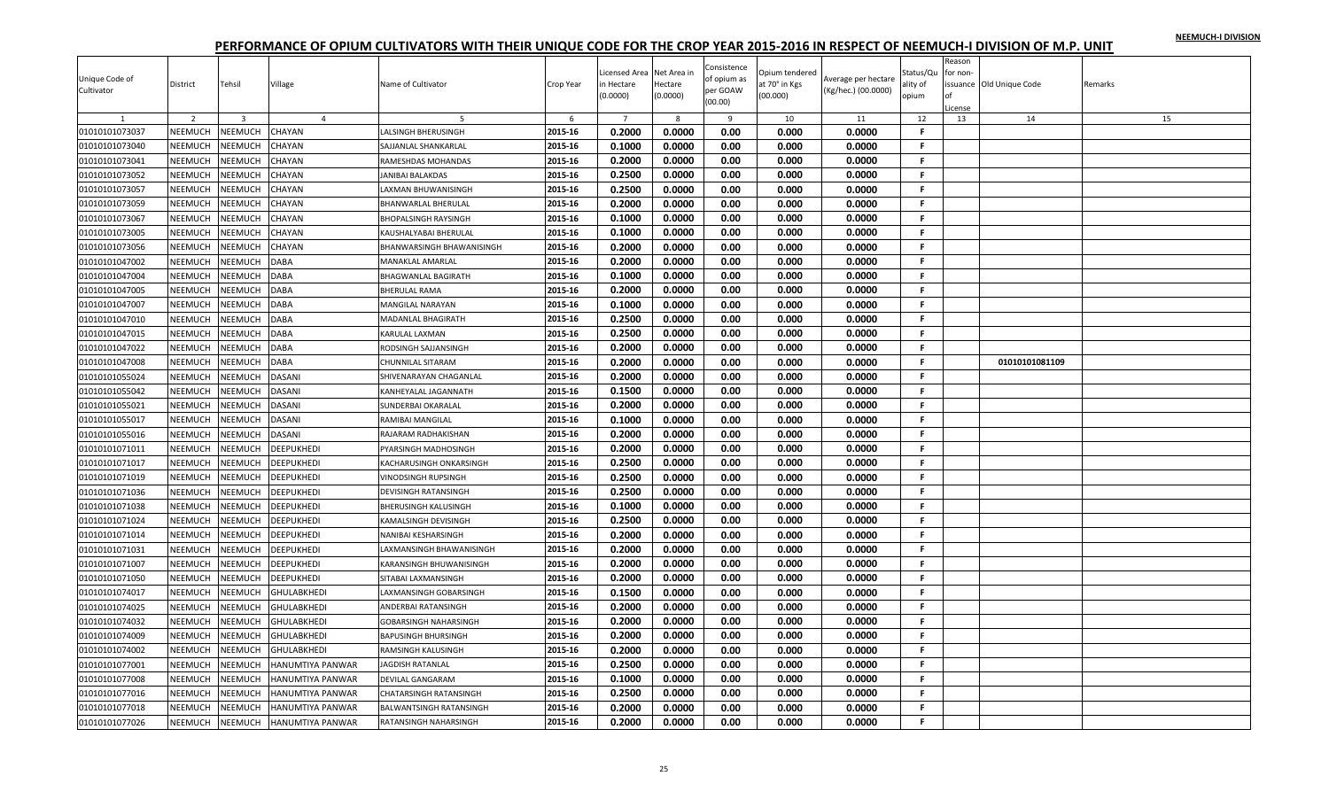## PERFORMANCE OF OPIUM CULTIVATORS WITH THEIR UNIQUE CODE FOR THE CROP YEAR 2015-2016 IN RESPECT OF NEEMUCH-I DIVISION OF M.P. UNIT

| Unique Code of Cultivator | District | Tehsil | Village | Name of Cultivator | Crop Year | Licensed Area in Hectare (0.0000) | Net Area in Hectare (0.0000) | Consistence of opium as per GOAW (00.00) | Opium tendered at 70° in Kgs (00.000) | Average per hectare (Kg/hec.) (00.0000) | Status/Quality of opium | Reason for non-issuance of License | Old Unique Code | Remarks |
|---|---|---|---|---|---|---|---|---|---|---|---|---|---|---|
| 1 | 2 | 3 | 4 | 5 | 6 | 7 | 8 | 9 | 10 | 11 | 12 | 13 | 14 | 15 |
| 01010101073037 | NEEMUCH | NEEMUCH | CHAYAN | LALSINGH BHERUSINGH | 2015-16 | 0.2000 | 0.0000 | 0.00 | 0.000 | 0.0000 | F | | | |
| 01010101073040 | NEEMUCH | NEEMUCH | CHAYAN | SAJJANLAL SHANKARLAL | 2015-16 | 0.1000 | 0.0000 | 0.00 | 0.000 | 0.0000 | F | | | |
| 01010101073041 | NEEMUCH | NEEMUCH | CHAYAN | RAMESHDAS MOHANDAS | 2015-16 | 0.2000 | 0.0000 | 0.00 | 0.000 | 0.0000 | F | | | |
| 01010101073052 | NEEMUCH | NEEMUCH | CHAYAN | JANIBAI BALAKDAS | 2015-16 | 0.2500 | 0.0000 | 0.00 | 0.000 | 0.0000 | F | | | |
| 01010101073057 | NEEMUCH | NEEMUCH | CHAYAN | LAXMAN BHUWANISINGH | 2015-16 | 0.2500 | 0.0000 | 0.00 | 0.000 | 0.0000 | F | | | |
| 01010101073059 | NEEMUCH | NEEMUCH | CHAYAN | BHANWARLAL BHERULAL | 2015-16 | 0.2000 | 0.0000 | 0.00 | 0.000 | 0.0000 | F | | | |
| 01010101073067 | NEEMUCH | NEEMUCH | CHAYAN | BHOPALSINGH RAYSINGH | 2015-16 | 0.1000 | 0.0000 | 0.00 | 0.000 | 0.0000 | F | | | |
| 01010101073005 | NEEMUCH | NEEMUCH | CHAYAN | KAUSHALYABAI BHERULAL | 2015-16 | 0.1000 | 0.0000 | 0.00 | 0.000 | 0.0000 | F | | | |
| 01010101073056 | NEEMUCH | NEEMUCH | CHAYAN | BHANWARSINGH BHAWANISINGH | 2015-16 | 0.2000 | 0.0000 | 0.00 | 0.000 | 0.0000 | F | | | |
| 01010101047002 | NEEMUCH | NEEMUCH | DABA | MANAKLAL AMARLAL | 2015-16 | 0.2000 | 0.0000 | 0.00 | 0.000 | 0.0000 | F | | | |
| 01010101047004 | NEEMUCH | NEEMUCH | DABA | BHAGWANLAL BAGIRATH | 2015-16 | 0.1000 | 0.0000 | 0.00 | 0.000 | 0.0000 | F | | | |
| 01010101047005 | NEEMUCH | NEEMUCH | DABA | BHERULAL RAMA | 2015-16 | 0.2000 | 0.0000 | 0.00 | 0.000 | 0.0000 | F | | | |
| 01010101047007 | NEEMUCH | NEEMUCH | DABA | MANGILAL NARAYAN | 2015-16 | 0.1000 | 0.0000 | 0.00 | 0.000 | 0.0000 | F | | | |
| 01010101047010 | NEEMUCH | NEEMUCH | DABA | MADANLAL BHAGIRATH | 2015-16 | 0.2500 | 0.0000 | 0.00 | 0.000 | 0.0000 | F | | | |
| 01010101047015 | NEEMUCH | NEEMUCH | DABA | KARULAL LAXMAN | 2015-16 | 0.2500 | 0.0000 | 0.00 | 0.000 | 0.0000 | F | | | |
| 01010101047022 | NEEMUCH | NEEMUCH | DABA | RODSINGH SAJJANSINGH | 2015-16 | 0.2000 | 0.0000 | 0.00 | 0.000 | 0.0000 | F | | | |
| 01010101047008 | NEEMUCH | NEEMUCH | DABA | CHUNNILAL SITARAM | 2015-16 | 0.2000 | 0.0000 | 0.00 | 0.000 | 0.0000 | F | | 01010101081109 | |
| 01010101055024 | NEEMUCH | NEEMUCH | DASANI | SHIVENARAYAN CHAGANLAL | 2015-16 | 0.2000 | 0.0000 | 0.00 | 0.000 | 0.0000 | F | | | |
| 01010101055042 | NEEMUCH | NEEMUCH | DASANI | KANHEYALAL JAGANNATH | 2015-16 | 0.1500 | 0.0000 | 0.00 | 0.000 | 0.0000 | F | | | |
| 01010101055021 | NEEMUCH | NEEMUCH | DASANI | SUNDERBAI OKARALAL | 2015-16 | 0.2000 | 0.0000 | 0.00 | 0.000 | 0.0000 | F | | | |
| 01010101055017 | NEEMUCH | NEEMUCH | DASANI | RAMIBAI MANGILAL | 2015-16 | 0.1000 | 0.0000 | 0.00 | 0.000 | 0.0000 | F | | | |
| 01010101055016 | NEEMUCH | NEEMUCH | DASANI | RAJARAM RADHAKISHAN | 2015-16 | 0.2000 | 0.0000 | 0.00 | 0.000 | 0.0000 | F | | | |
| 01010101071011 | NEEMUCH | NEEMUCH | DEEPUKHEDI | PYARSINGH MADHOSINGH | 2015-16 | 0.2000 | 0.0000 | 0.00 | 0.000 | 0.0000 | F | | | |
| 01010101071017 | NEEMUCH | NEEMUCH | DEEPUKHEDI | KACHARUSINGH ONKARSINGH | 2015-16 | 0.2500 | 0.0000 | 0.00 | 0.000 | 0.0000 | F | | | |
| 01010101071019 | NEEMUCH | NEEMUCH | DEEPUKHEDI | VINODSINGH RUPSINGH | 2015-16 | 0.2500 | 0.0000 | 0.00 | 0.000 | 0.0000 | F | | | |
| 01010101071036 | NEEMUCH | NEEMUCH | DEEPUKHEDI | DEVISINGH RATANSINGH | 2015-16 | 0.2500 | 0.0000 | 0.00 | 0.000 | 0.0000 | F | | | |
| 01010101071038 | NEEMUCH | NEEMUCH | DEEPUKHEDI | BHERUSINGH KALUSINGH | 2015-16 | 0.1000 | 0.0000 | 0.00 | 0.000 | 0.0000 | F | | | |
| 01010101071024 | NEEMUCH | NEEMUCH | DEEPUKHEDI | KAMALSINGH DEVISINGH | 2015-16 | 0.2500 | 0.0000 | 0.00 | 0.000 | 0.0000 | F | | | |
| 01010101071014 | NEEMUCH | NEEMUCH | DEEPUKHEDI | NANIBAI KESHARSINGH | 2015-16 | 0.2000 | 0.0000 | 0.00 | 0.000 | 0.0000 | F | | | |
| 01010101071031 | NEEMUCH | NEEMUCH | DEEPUKHEDI | LAXMANSINGH BHAWANISINGH | 2015-16 | 0.2000 | 0.0000 | 0.00 | 0.000 | 0.0000 | F | | | |
| 01010101071007 | NEEMUCH | NEEMUCH | DEEPUKHEDI | KARANSINGH BHUWANISINGH | 2015-16 | 0.2000 | 0.0000 | 0.00 | 0.000 | 0.0000 | F | | | |
| 01010101071050 | NEEMUCH | NEEMUCH | DEEPUKHEDI | SITABAI LAXMANSINGH | 2015-16 | 0.2000 | 0.0000 | 0.00 | 0.000 | 0.0000 | F | | | |
| 01010101074017 | NEEMUCH | NEEMUCH | GHULABKHEDI | LAXMANSINGH GOBARSINGH | 2015-16 | 0.1500 | 0.0000 | 0.00 | 0.000 | 0.0000 | F | | | |
| 01010101074025 | NEEMUCH | NEEMUCH | GHULABKHEDI | ANDERBAI RATANSINGH | 2015-16 | 0.2000 | 0.0000 | 0.00 | 0.000 | 0.0000 | F | | | |
| 01010101074032 | NEEMUCH | NEEMUCH | GHULABKHEDI | GOBARSINGH NAHARSINGH | 2015-16 | 0.2000 | 0.0000 | 0.00 | 0.000 | 0.0000 | F | | | |
| 01010101074009 | NEEMUCH | NEEMUCH | GHULABKHEDI | BAPUSINGH BHURSINGH | 2015-16 | 0.2000 | 0.0000 | 0.00 | 0.000 | 0.0000 | F | | | |
| 01010101074002 | NEEMUCH | NEEMUCH | GHULABKHEDI | RAMSINGH KALUSINGH | 2015-16 | 0.2000 | 0.0000 | 0.00 | 0.000 | 0.0000 | F | | | |
| 01010101077001 | NEEMUCH | NEEMUCH | HANUMTIYA PANWAR | JAGDISH RATANLAL | 2015-16 | 0.2500 | 0.0000 | 0.00 | 0.000 | 0.0000 | F | | | |
| 01010101077008 | NEEMUCH | NEEMUCH | HANUMTIYA PANWAR | DEVILAL GANGARAM | 2015-16 | 0.1000 | 0.0000 | 0.00 | 0.000 | 0.0000 | F | | | |
| 01010101077016 | NEEMUCH | NEEMUCH | HANUMTIYA PANWAR | CHATARSINGH RATANSINGH | 2015-16 | 0.2500 | 0.0000 | 0.00 | 0.000 | 0.0000 | F | | | |
| 01010101077018 | NEEMUCH | NEEMUCH | HANUMTIYA PANWAR | BALWANTSINGH RATANSINGH | 2015-16 | 0.2000 | 0.0000 | 0.00 | 0.000 | 0.0000 | F | | | |
| 01010101077026 | NEEMUCH | NEEMUCH | HANUMTIYA PANWAR | RATANSINGH NAHARSINGH | 2015-16 | 0.2000 | 0.0000 | 0.00 | 0.000 | 0.0000 | F | | | |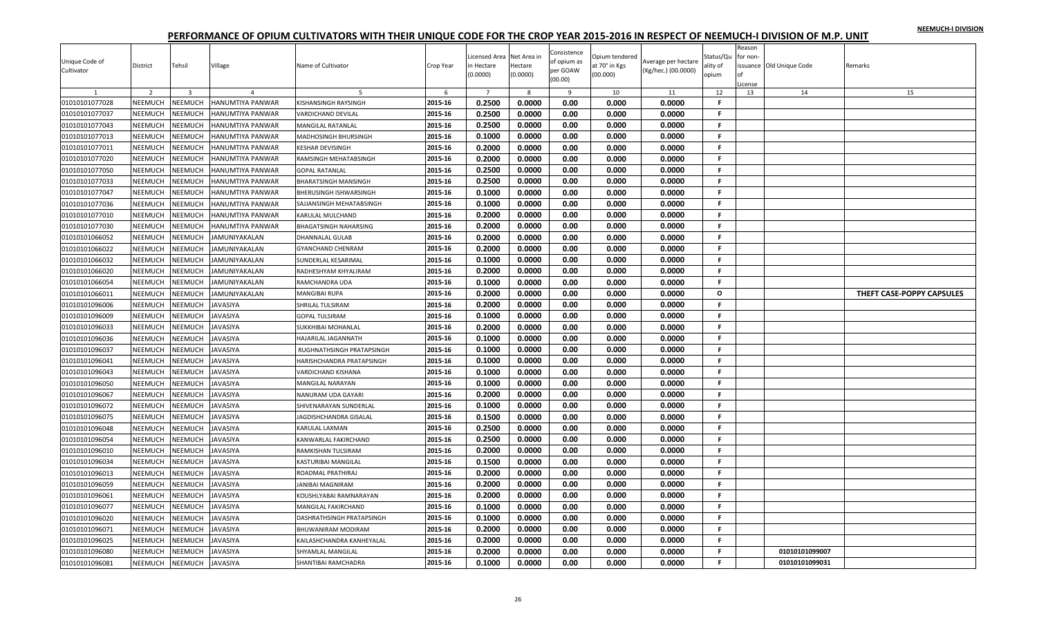# PERFORMANCE OF OPIUM CULTIVATORS WITH THEIR UNIQUE CODE FOR THE CROP YEAR 2015-2016 IN RESPECT OF NEEMUCH-I DIVISION OF M.P. UNIT

| Unique Code of Cultivator | District | Tehsil | Village | Name of Cultivator | Crop Year | Licensed Area in Hectare (0.0000) | Net Area in Hectare (0.0000) | Consistence of opium as per GOAW (00.00) | Opium tendered at 70° in Kgs (00.000) | Average per hectare (Kg/hec.) (00.0000) | Status/Quality of opium | Reason for non-issuance of License | Old Unique Code | Remarks |
|---|---|---|---|---|---|---|---|---|---|---|---|---|---|---|
| 1 | 2 | 3 | 4 | 5 | 6 | 7 | 8 | 9 | 10 | 11 | 12 | 13 | 14 | 15 |
| 01010101077028 | NEEMUCH | NEEMUCH | HANUMTIYA PANWAR | KISHANSINGH RAYSINGH | 2015-16 | 0.2500 | 0.0000 | 0.00 | 0.000 | 0.0000 | F | | | |
| 01010101077037 | NEEMUCH | NEEMUCH | HANUMTIYA PANWAR | VARDICHAND DEVILAL | 2015-16 | 0.2500 | 0.0000 | 0.00 | 0.000 | 0.0000 | F | | | |
| 01010101077043 | NEEMUCH | NEEMUCH | HANUMTIYA PANWAR | MANGILAL RATANLAL | 2015-16 | 0.2500 | 0.0000 | 0.00 | 0.000 | 0.0000 | F | | | |
| 01010101077013 | NEEMUCH | NEEMUCH | HANUMTIYA PANWAR | MADHOSINGH BHURSINGH | 2015-16 | 0.1000 | 0.0000 | 0.00 | 0.000 | 0.0000 | F | | | |
| 01010101077011 | NEEMUCH | NEEMUCH | HANUMTIYA PANWAR | KESHAR DEVISINGH | 2015-16 | 0.2000 | 0.0000 | 0.00 | 0.000 | 0.0000 | F | | | |
| 01010101077020 | NEEMUCH | NEEMUCH | HANUMTIYA PANWAR | RAMSINGH MEHATABSINGH | 2015-16 | 0.2000 | 0.0000 | 0.00 | 0.000 | 0.0000 | F | | | |
| 01010101077050 | NEEMUCH | NEEMUCH | HANUMTIYA PANWAR | GOPAL RATANLAL | 2015-16 | 0.2500 | 0.0000 | 0.00 | 0.000 | 0.0000 | F | | | |
| 01010101077033 | NEEMUCH | NEEMUCH | HANUMTIYA PANWAR | BHARATSINGH MANSINGH | 2015-16 | 0.2500 | 0.0000 | 0.00 | 0.000 | 0.0000 | F | | | |
| 01010101077047 | NEEMUCH | NEEMUCH | HANUMTIYA PANWAR | BHERUSINGH ISHWARSINGH | 2015-16 | 0.1000 | 0.0000 | 0.00 | 0.000 | 0.0000 | F | | | |
| 01010101077036 | NEEMUCH | NEEMUCH | HANUMTIYA PANWAR | SAJJANSINGH MEHATABSINGH | 2015-16 | 0.1000 | 0.0000 | 0.00 | 0.000 | 0.0000 | F | | | |
| 01010101077010 | NEEMUCH | NEEMUCH | HANUMTIYA PANWAR | KARULAL MULCHAND | 2015-16 | 0.2000 | 0.0000 | 0.00 | 0.000 | 0.0000 | F | | | |
| 01010101077030 | NEEMUCH | NEEMUCH | HANUMTIYA PANWAR | BHAGATSINGH NAHARSING | 2015-16 | 0.2000 | 0.0000 | 0.00 | 0.000 | 0.0000 | F | | | |
| 01010101066052 | NEEMUCH | NEEMUCH | JAMUNIYAKALAN | DHANNALAL GULAB | 2015-16 | 0.2000 | 0.0000 | 0.00 | 0.000 | 0.0000 | F | | | |
| 01010101066022 | NEEMUCH | NEEMUCH | JAMUNIYAKALAN | GYANCHAND CHENRAM | 2015-16 | 0.2000 | 0.0000 | 0.00 | 0.000 | 0.0000 | F | | | |
| 01010101066032 | NEEMUCH | NEEMUCH | JAMUNIYAKALAN | SUNDERLAL KESARIMAL | 2015-16 | 0.1000 | 0.0000 | 0.00 | 0.000 | 0.0000 | F | | | |
| 01010101066020 | NEEMUCH | NEEMUCH | JAMUNIYAKALAN | RADHESHYAM KHYALIRAM | 2015-16 | 0.2000 | 0.0000 | 0.00 | 0.000 | 0.0000 | F | | | |
| 01010101066054 | NEEMUCH | NEEMUCH | JAMUNIYAKALAN | RAMCHANDRA UDA | 2015-16 | 0.1000 | 0.0000 | 0.00 | 0.000 | 0.0000 | F | | | |
| 01010101066011 | NEEMUCH | NEEMUCH | JAMUNIYAKALAN | MANGIBAI RUPA | 2015-16 | 0.2000 | 0.0000 | 0.00 | 0.000 | 0.0000 | O | | | THEFT CASE-POPPY CAPSULES |
| 01010101096006 | NEEMUCH | NEEMUCH | JAVASIYA | SHRILAL TULSIRAM | 2015-16 | 0.2000 | 0.0000 | 0.00 | 0.000 | 0.0000 | F | | | |
| 01010101096009 | NEEMUCH | NEEMUCH | JAVASIYA | GOPAL TULSIRAM | 2015-16 | 0.1000 | 0.0000 | 0.00 | 0.000 | 0.0000 | F | | | |
| 01010101096033 | NEEMUCH | NEEMUCH | JAVASIYA | SUKKHIBAI MOHANLAL | 2015-16 | 0.2000 | 0.0000 | 0.00 | 0.000 | 0.0000 | F | | | |
| 01010101096036 | NEEMUCH | NEEMUCH | JAVASIYA | HAJARILAL JAGANNATH | 2015-16 | 0.1000 | 0.0000 | 0.00 | 0.000 | 0.0000 | F | | | |
| 01010101096037 | NEEMUCH | NEEMUCH | JAVASIYA | RUGHNATHSINGH PRATAPSINGH | 2015-16 | 0.1000 | 0.0000 | 0.00 | 0.000 | 0.0000 | F | | | |
| 01010101096041 | NEEMUCH | NEEMUCH | JAVASIYA | HARISHCHANDRA PRATAPSINGH | 2015-16 | 0.1000 | 0.0000 | 0.00 | 0.000 | 0.0000 | F | | | |
| 01010101096043 | NEEMUCH | NEEMUCH | JAVASIYA | VARDICHAND KISHANA | 2015-16 | 0.1000 | 0.0000 | 0.00 | 0.000 | 0.0000 | F | | | |
| 01010101096050 | NEEMUCH | NEEMUCH | JAVASIYA | MANGILAL NARAYAN | 2015-16 | 0.1000 | 0.0000 | 0.00 | 0.000 | 0.0000 | F | | | |
| 01010101096067 | NEEMUCH | NEEMUCH | JAVASIYA | NANURAM UDA GAYARI | 2015-16 | 0.2000 | 0.0000 | 0.00 | 0.000 | 0.0000 | F | | | |
| 01010101096072 | NEEMUCH | NEEMUCH | JAVASIYA | SHIVENARAYAN SUNDERLAL | 2015-16 | 0.1000 | 0.0000 | 0.00 | 0.000 | 0.0000 | F | | | |
| 01010101096075 | NEEMUCH | NEEMUCH | JAVASIYA | JAGDISHCHANDRA GISALAL | 2015-16 | 0.1500 | 0.0000 | 0.00 | 0.000 | 0.0000 | F | | | |
| 01010101096048 | NEEMUCH | NEEMUCH | JAVASIYA | KARULAL LAXMAN | 2015-16 | 0.2500 | 0.0000 | 0.00 | 0.000 | 0.0000 | F | | | |
| 01010101096054 | NEEMUCH | NEEMUCH | JAVASIYA | KANWARLAL FAKIRCHAND | 2015-16 | 0.2500 | 0.0000 | 0.00 | 0.000 | 0.0000 | F | | | |
| 01010101096010 | NEEMUCH | NEEMUCH | JAVASIYA | RAMKISHAN TULSIRAM | 2015-16 | 0.2000 | 0.0000 | 0.00 | 0.000 | 0.0000 | F | | | |
| 01010101096034 | NEEMUCH | NEEMUCH | JAVASIYA | KASTURIBAI MANGILAL | 2015-16 | 0.1500 | 0.0000 | 0.00 | 0.000 | 0.0000 | F | | | |
| 01010101096013 | NEEMUCH | NEEMUCH | JAVASIYA | ROADMAL PRATHIRAJ | 2015-16 | 0.2000 | 0.0000 | 0.00 | 0.000 | 0.0000 | F | | | |
| 01010101096059 | NEEMUCH | NEEMUCH | JAVASIYA | JANIBAI MAGNIRAM | 2015-16 | 0.2000 | 0.0000 | 0.00 | 0.000 | 0.0000 | F | | | |
| 01010101096061 | NEEMUCH | NEEMUCH | JAVASIYA | KOUSHLYABAI RAMNARAYAN | 2015-16 | 0.2000 | 0.0000 | 0.00 | 0.000 | 0.0000 | F | | | |
| 01010101096077 | NEEMUCH | NEEMUCH | JAVASIYA | MANGILAL FAKIRCHAND | 2015-16 | 0.1000 | 0.0000 | 0.00 | 0.000 | 0.0000 | F | | | |
| 01010101096020 | NEEMUCH | NEEMUCH | JAVASIYA | DASHRATHSINGH PRATAPSINGH | 2015-16 | 0.1000 | 0.0000 | 0.00 | 0.000 | 0.0000 | F | | | |
| 01010101096071 | NEEMUCH | NEEMUCH | JAVASIYA | BHUWANIRAM MODIRAM | 2015-16 | 0.2000 | 0.0000 | 0.00 | 0.000 | 0.0000 | F | | | |
| 01010101096025 | NEEMUCH | NEEMUCH | JAVASIYA | KAILASHCHANDRA KANHEYALAL | 2015-16 | 0.2000 | 0.0000 | 0.00 | 0.000 | 0.0000 | F | | | |
| 01010101096080 | NEEMUCH | NEEMUCH | JAVASIYA | SHYAMLAL MANGILAL | 2015-16 | 0.2000 | 0.0000 | 0.00 | 0.000 | 0.0000 | F | | 01010101099007 | |
| 01010101096081 | NEEMUCH | NEEMUCH | JAVASIYA | SHANTIBAI RAMCHADRA | 2015-16 | 0.1000 | 0.0000 | 0.00 | 0.000 | 0.0000 | F | | 01010101099031 | |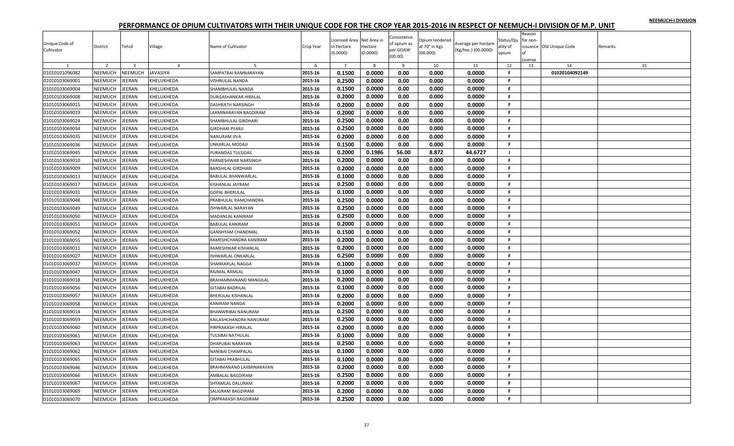# PERFORMANCE OF OPIUM CULTIVATORS WITH THEIR UNIQUE CODE FOR THE CROP YEAR 2015-2016 IN RESPECT OF NEEMUCH-I DIVISION OF M.P. UNIT

NEEMUCH-I DIVISION

| Unique Code of Cultivator | District | Tehsil | Village | Name of Cultivator | Crop Year | Licensed Area in Hectare (0.0000) | Net Area in Hectare (0.0000) | Consistence of opium as per GOAW (00.00) | Opium tendered at 70° in Kgs (00.000) | Average per hectare (Kg/hec.) (00.0000) | Status/Quality of opium | Reason for non-issuance of License | Old Unique Code | Remarks |
|---|---|---|---|---|---|---|---|---|---|---|---|---|---|---|
| 1 | 2 | 3 | 4 | 5 | 6 | 7 | 8 | 9 | 10 | 11 | 12 | 13 | 14 | 15 |
| 01010101096082 | NEEMUCH | NEEMUCH | JAVASIYA | SAMPATBAI RAMNARAYAN | 2015-16 | 0.1500 | 0.0000 | 0.00 | 0.000 | 0.0000 | F | | 01020104092149 | |
| 01010103069001 | NEEMUCH | JEERAN | KHELUKHEDA | VISHNULAL NANDA | 2015-16 | 0.2500 | 0.0000 | 0.00 | 0.000 | 0.0000 | F | | | |
| 01010103069004 | NEEMUCH | JEERAN | KHELUKHEDA | SHAMBHULAL NANDA | 2015-16 | 0.1500 | 0.0000 | 0.00 | 0.000 | 0.0000 | F | | | |
| 01010103069008 | NEEMUCH | JEERAN | KHELUKHEDA | DURGASHANKAR HIRALAL | 2015-16 | 0.2000 | 0.0000 | 0.00 | 0.000 | 0.0000 | F | | | |
| 01010103069015 | NEEMUCH | JEERAN | KHELUKHEDA | DASHRATH NARSINGH | 2015-16 | 0.2000 | 0.0000 | 0.00 | 0.000 | 0.0000 | F | | | |
| 01010103069019 | NEEMUCH | JEERAN | KHELUKHEDA | LAXMINARAYAN BAGDIRAM | 2015-16 | 0.2000 | 0.0000 | 0.00 | 0.000 | 0.0000 | F | | | |
| 01010103069024 | NEEMUCH | JEERAN | KHELUKHEDA | SHAMBHULAL GIRDHARI | 2015-16 | 0.2500 | 0.0000 | 0.00 | 0.000 | 0.0000 | F | | | |
| 01010103069034 | NEEMUCH | JEERAN | KHELUKHEDA | GIRDHARI PYARJI | 2015-16 | 0.2500 | 0.0000 | 0.00 | 0.000 | 0.0000 | F | | | |
| 01010103069035 | NEEMUCH | JEERAN | KHELUKHEDA | NANURAM JIVA | 2015-16 | 0.2000 | 0.0000 | 0.00 | 0.000 | 0.0000 | F | | | |
| 01010103069036 | NEEMUCH | JEERAN | KHELUKHEDA | UNKARLAL MODAJI | 2015-16 | 0.1500 | 0.0000 | 0.00 | 0.000 | 0.0000 | F | | | |
| 01010103069045 | NEEMUCH | JEERAN | KHELUKHEDA | PURANDAS TULSIDAS | 2015-16 | 0.2000 | 0.1986 | 56.00 | 8.872 | 44.6727 | I | | | |
| 01010103069010 | NEEMUCH | JEERAN | KHELUKHEDA | PARMESHWAR NARSINGH | 2015-16 | 0.2000 | 0.0000 | 0.00 | 0.000 | 0.0000 | F | | | |
| 01010103069009 | NEEMUCH | JEERAN | KHELUKHEDA | BANSHILAL GIRDHARI | 2015-16 | 0.2000 | 0.0000 | 0.00 | 0.000 | 0.0000 | F | | | |
| 01010103069013 | NEEMUCH | JEERAN | KHELUKHEDA | BABULAL BHANWARLAL | 2015-16 | 0.1000 | 0.0000 | 0.00 | 0.000 | 0.0000 | F | | | |
| 01010103069017 | NEEMUCH | JEERAN | KHELUKHEDA | KISHANLAL JAYRAM | 2015-16 | 0.2500 | 0.0000 | 0.00 | 0.000 | 0.0000 | F | | | |
| 01010103069031 | NEEMUCH | JEERAN | KHELUKHEDA | GOPAL BHERULAL | 2015-16 | 0.1000 | 0.0000 | 0.00 | 0.000 | 0.0000 | F | | | |
| 01010103069048 | NEEMUCH | JEERAN | KHELUKHEDA | PRABHULAL RAMCHANDRA | 2015-16 | 0.2500 | 0.0000 | 0.00 | 0.000 | 0.0000 | F | | | |
| 01010103069049 | NEEMUCH | JEERAN | KHELUKHEDA | ISHWARLAL NARAYAN | 2015-16 | 0.2500 | 0.0000 | 0.00 | 0.000 | 0.0000 | F | | | |
| 01010103069050 | NEEMUCH | JEERAN | KHELUKHEDA | MADANLAL KANIRAM | 2015-16 | 0.2500 | 0.0000 | 0.00 | 0.000 | 0.0000 | F | | | |
| 01010103069051 | NEEMUCH | JEERAN | KHELUKHEDA | BABULAL KANIRAM | 2015-16 | 0.2000 | 0.0000 | 0.00 | 0.000 | 0.0000 | F | | | |
| 01010103069052 | NEEMUCH | JEERAN | KHELUKHEDA | GANSHYAM CHANDMAL | 2015-16 | 0.1500 | 0.0000 | 0.00 | 0.000 | 0.0000 | F | | | |
| 01010103069055 | NEEMUCH | JEERAN | KHELUKHEDA | RAMESHCHANDRA KANIRAM | 2015-16 | 0.2000 | 0.0000 | 0.00 | 0.000 | 0.0000 | F | | | |
| 01010103069011 | NEEMUCH | JEERAN | KHELUKHEDA | RAMESHWAR KISHANLAL | 2015-16 | 0.2000 | 0.0000 | 0.00 | 0.000 | 0.0000 | F | | | |
| 01010103069027 | NEEMUCH | JEERAN | KHELUKHEDA | ISHWARLAL ONKARLAL | 2015-16 | 0.2500 | 0.0000 | 0.00 | 0.000 | 0.0000 | F | | | |
| 01010103069037 | NEEMUCH | JEERAN | KHELUKHEDA | SHANKARLAL NAGGA | 2015-16 | 0.1000 | 0.0000 | 0.00 | 0.000 | 0.0000 | F | | | |
| 01010103069047 | NEEMUCH | JEERAN | KHELUKHEDA | RAJMAL RAMLAL | 2015-16 | 0.1000 | 0.0000 | 0.00 | 0.000 | 0.0000 | F | | | |
| 01010103069018 | NEEMUCH | JEERAN | KHELUKHEDA | BRAHAMMANAND MANGILAL | 2015-16 | 0.2000 | 0.0000 | 0.00 | 0.000 | 0.0000 | F | | | |
| 01010103069056 | NEEMUCH | JEERAN | KHELUKHEDA | GITABAI BADRILAL | 2015-16 | 0.1000 | 0.0000 | 0.00 | 0.000 | 0.0000 | F | | | |
| 01010103069057 | NEEMUCH | JEERAN | KHELUKHEDA | BHERULAL KISHANLAL | 2015-16 | 0.2000 | 0.0000 | 0.00 | 0.000 | 0.0000 | F | | | |
| 01010103069058 | NEEMUCH | JEERAN | KHELUKHEDA | KANIRAM NANDA | 2015-16 | 0.2000 | 0.0000 | 0.00 | 0.000 | 0.0000 | F | | | |
| 01010103069014 | NEEMUCH | JEERAN | KHELUKHEDA | BHANWRIBAI NANURAM | 2015-16 | 0.2500 | 0.0000 | 0.00 | 0.000 | 0.0000 | F | | | |
| 01010103069059 | NEEMUCH | JEERAN | KHELUKHEDA | KAILASHCHANDRA NANURAM | 2015-16 | 0.2500 | 0.0000 | 0.00 | 0.000 | 0.0000 | F | | | |
| 01010103069060 | NEEMUCH | JEERAN | KHELUKHEDA | PIRPRAKASH HIRALAL | 2015-16 | 0.2000 | 0.0000 | 0.00 | 0.000 | 0.0000 | F | | | |
| 01010103069061 | NEEMUCH | JEERAN | KHELUKHEDA | TULSIBAI NATHULAL | 2015-16 | 0.1000 | 0.0000 | 0.00 | 0.000 | 0.0000 | F | | | |
| 01010103069063 | NEEMUCH | JEERAN | KHELUKHEDA | DHAPUBAI NARAYAN | 2015-16 | 0.2500 | 0.0000 | 0.00 | 0.000 | 0.0000 | F | | | |
| 01010103069062 | NEEMUCH | JEERAN | KHELUKHEDA | NANIBAI CHAMPALAL | 2015-16 | 0.1000 | 0.0000 | 0.00 | 0.000 | 0.0000 | F | | | |
| 01010103069065 | NEEMUCH | JEERAN | KHELUKHEDA | GITABAI PRABHULAL | 2015-16 | 0.1000 | 0.0000 | 0.00 | 0.000 | 0.0000 | F | | | |
| 01010103069046 | NEEMUCH | JEERAN | KHELUKHEDA | BRAHMANAND LAXMINARAYAN | 2015-16 | 0.2000 | 0.0000 | 0.00 | 0.000 | 0.0000 | F | | | |
| 01010103069066 | NEEMUCH | JEERAN | KHELUKHEDA | AMBALAL BAGDIRAM | 2015-16 | 0.2500 | 0.0000 | 0.00 | 0.000 | 0.0000 | F | | | |
| 01010103069067 | NEEMUCH | JEERAN | KHELUKHEDA | SHYAMLAL DALURAM | 2015-16 | 0.2000 | 0.0000 | 0.00 | 0.000 | 0.0000 | F | | | |
| 01010103069069 | NEEMUCH | JEERAN | KHELUKHEDA | SALIGRAM BAGDIRAM | 2015-16 | 0.2000 | 0.0000 | 0.00 | 0.000 | 0.0000 | F | | | |
| 01010103069070 | NEEMUCH | JEERAN | KHELUKHEDA | OMPRAKASH BAGDIRAM | 2015-16 | 0.2500 | 0.0000 | 0.00 | 0.000 | 0.0000 | F | | | |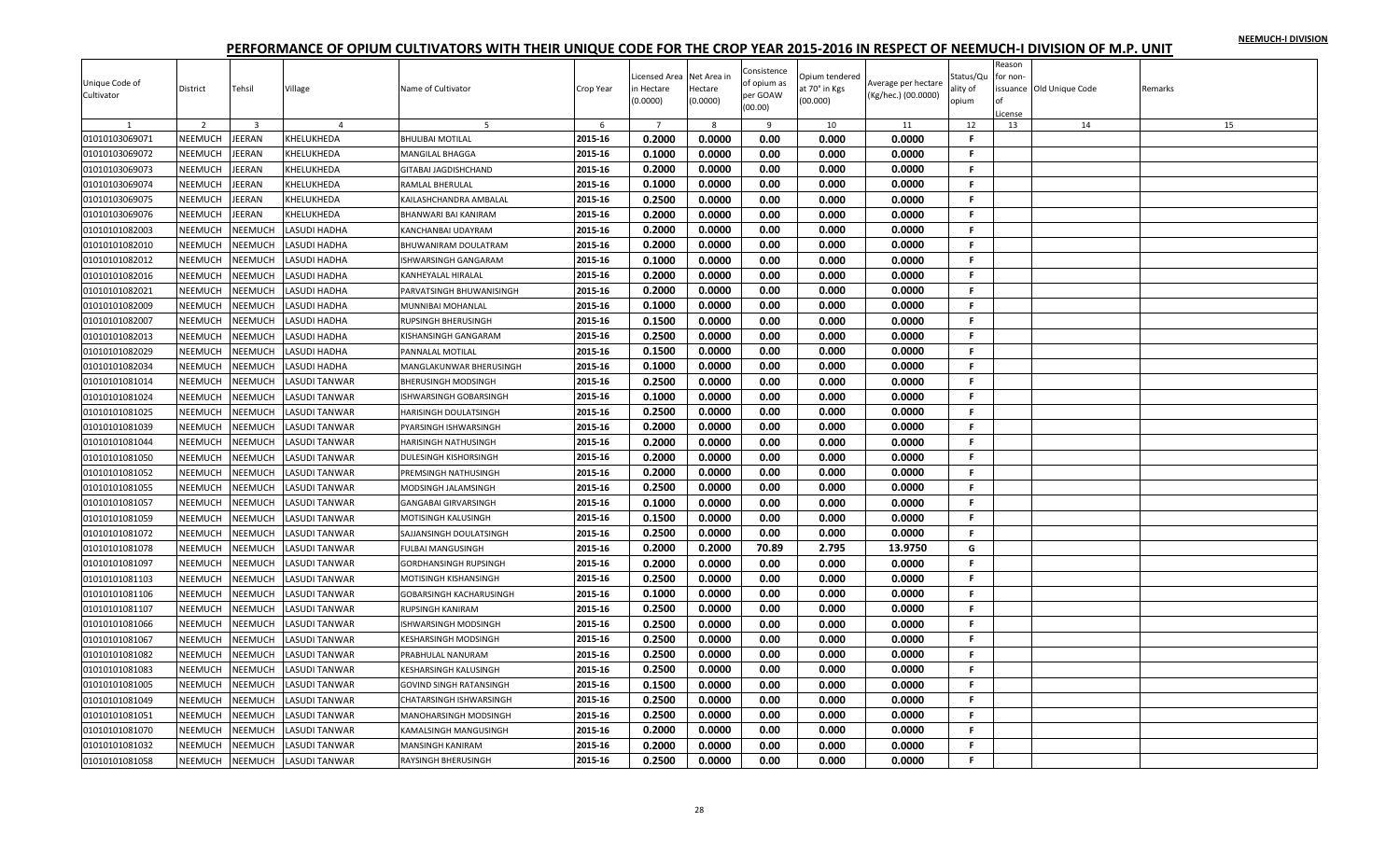# PERFORMANCE OF OPIUM CULTIVATORS WITH THEIR UNIQUE CODE FOR THE CROP YEAR 2015-2016 IN RESPECT OF NEEMUCH-I DIVISION OF M.P. UNIT

| Unique Code of Cultivator | District | Tehsil | Village | Name of Cultivator | Crop Year | Licensed Area in Hectare (0.0000) | Net Area in Hectare (0.0000) | Consistence of opium as per GOAW (00.00) | Opium tendered at 70° in Kgs (00.000) | Average per hectare (Kg/hec.) (00.0000) | Status/Quality of opium | Reason for non-issuance of License | Old Unique Code | Remarks |
|---|---|---|---|---|---|---|---|---|---|---|---|---|---|---|
| 1 | 2 | 3 | 4 | 5 | 6 | 7 | 8 | 9 | 10 | 11 | 12 | 13 | 14 | 15 |
| 01010103069071 | NEEMUCH | JEERAN | KHELUKHEDA | BHULIBAI MOTILAL | 2015-16 | 0.2000 | 0.0000 | 0.00 | 0.000 | 0.0000 | F | | | |
| 01010103069072 | NEEMUCH | JEERAN | KHELUKHEDA | MANGILAL BHAGGA | 2015-16 | 0.1000 | 0.0000 | 0.00 | 0.000 | 0.0000 | F | | | |
| 01010103069073 | NEEMUCH | JEERAN | KHELUKHEDA | GITABAI JAGDISHCHAND | 2015-16 | 0.2000 | 0.0000 | 0.00 | 0.000 | 0.0000 | F | | | |
| 01010103069074 | NEEMUCH | JEERAN | KHELUKHEDA | RAMLAL BHERULAL | 2015-16 | 0.1000 | 0.0000 | 0.00 | 0.000 | 0.0000 | F | | | |
| 01010103069075 | NEEMUCH | JEERAN | KHELUKHEDA | KAILASHCHANDRA AMBALAL | 2015-16 | 0.2500 | 0.0000 | 0.00 | 0.000 | 0.0000 | F | | | |
| 01010103069076 | NEEMUCH | JEERAN | KHELUKHEDA | BHANWARI BAI KANIRAM | 2015-16 | 0.2000 | 0.0000 | 0.00 | 0.000 | 0.0000 | F | | | |
| 01010101082003 | NEEMUCH | NEEMUCH | LASUDI HADHA | KANCHANBAI UDAYRAM | 2015-16 | 0.2000 | 0.0000 | 0.00 | 0.000 | 0.0000 | F | | | |
| 01010101082010 | NEEMUCH | NEEMUCH | LASUDI HADHA | BHUWANIRAM DOULATRAM | 2015-16 | 0.2000 | 0.0000 | 0.00 | 0.000 | 0.0000 | F | | | |
| 01010101082012 | NEEMUCH | NEEMUCH | LASUDI HADHA | ISHWARSINGH GANGARAM | 2015-16 | 0.1000 | 0.0000 | 0.00 | 0.000 | 0.0000 | F | | | |
| 01010101082016 | NEEMUCH | NEEMUCH | LASUDI HADHA | KANHEYALAL HIRALAL | 2015-16 | 0.2000 | 0.0000 | 0.00 | 0.000 | 0.0000 | F | | | |
| 01010101082021 | NEEMUCH | NEEMUCH | LASUDI HADHA | PARVATSINGH BHUWANISINGH | 2015-16 | 0.2000 | 0.0000 | 0.00 | 0.000 | 0.0000 | F | | | |
| 01010101082009 | NEEMUCH | NEEMUCH | LASUDI HADHA | MUNNIBAI MOHANLAL | 2015-16 | 0.1000 | 0.0000 | 0.00 | 0.000 | 0.0000 | F | | | |
| 01010101082007 | NEEMUCH | NEEMUCH | LASUDI HADHA | RUPSINGH BHERUSINGH | 2015-16 | 0.1500 | 0.0000 | 0.00 | 0.000 | 0.0000 | F | | | |
| 01010101082013 | NEEMUCH | NEEMUCH | LASUDI HADHA | KISHANSINGH GANGARAM | 2015-16 | 0.2500 | 0.0000 | 0.00 | 0.000 | 0.0000 | F | | | |
| 01010101082029 | NEEMUCH | NEEMUCH | LASUDI HADHA | PANNALAL MOTILAL | 2015-16 | 0.1500 | 0.0000 | 0.00 | 0.000 | 0.0000 | F | | | |
| 01010101082034 | NEEMUCH | NEEMUCH | LASUDI HADHA | MANGLAKUNWAR BHERUSINGH | 2015-16 | 0.1000 | 0.0000 | 0.00 | 0.000 | 0.0000 | F | | | |
| 01010101081014 | NEEMUCH | NEEMUCH | LASUDI TANWAR | BHERUSINGH MODSINGH | 2015-16 | 0.2500 | 0.0000 | 0.00 | 0.000 | 0.0000 | F | | | |
| 01010101081024 | NEEMUCH | NEEMUCH | LASUDI TANWAR | ISHWARSINGH GOBARSINGH | 2015-16 | 0.1000 | 0.0000 | 0.00 | 0.000 | 0.0000 | F | | | |
| 01010101081025 | NEEMUCH | NEEMUCH | LASUDI TANWAR | HARISINGH DOULATSINGH | 2015-16 | 0.2500 | 0.0000 | 0.00 | 0.000 | 0.0000 | F | | | |
| 01010101081039 | NEEMUCH | NEEMUCH | LASUDI TANWAR | PYARSINGH ISHWARSINGH | 2015-16 | 0.2000 | 0.0000 | 0.00 | 0.000 | 0.0000 | F | | | |
| 01010101081044 | NEEMUCH | NEEMUCH | LASUDI TANWAR | HARISINGH NATHUSINGH | 2015-16 | 0.2000 | 0.0000 | 0.00 | 0.000 | 0.0000 | F | | | |
| 01010101081050 | NEEMUCH | NEEMUCH | LASUDI TANWAR | DULESINGH KISHORSINGH | 2015-16 | 0.2000 | 0.0000 | 0.00 | 0.000 | 0.0000 | F | | | |
| 01010101081052 | NEEMUCH | NEEMUCH | LASUDI TANWAR | PREMSINGH NATHUSINGH | 2015-16 | 0.2000 | 0.0000 | 0.00 | 0.000 | 0.0000 | F | | | |
| 01010101081055 | NEEMUCH | NEEMUCH | LASUDI TANWAR | MODSINGH JALAMSINGH | 2015-16 | 0.2500 | 0.0000 | 0.00 | 0.000 | 0.0000 | F | | | |
| 01010101081057 | NEEMUCH | NEEMUCH | LASUDI TANWAR | GANGABAI GIRVARSINGH | 2015-16 | 0.1000 | 0.0000 | 0.00 | 0.000 | 0.0000 | F | | | |
| 01010101081059 | NEEMUCH | NEEMUCH | LASUDI TANWAR | MOTISINGH KALUSINGH | 2015-16 | 0.1500 | 0.0000 | 0.00 | 0.000 | 0.0000 | F | | | |
| 01010101081072 | NEEMUCH | NEEMUCH | LASUDI TANWAR | SAJJANSINGH DOULATSINGH | 2015-16 | 0.2500 | 0.0000 | 0.00 | 0.000 | 0.0000 | F | | | |
| 01010101081078 | NEEMUCH | NEEMUCH | LASUDI TANWAR | FULBAI MANGUSINGH | 2015-16 | 0.2000 | 0.2000 | 70.89 | 2.795 | 13.9750 | G | | | |
| 01010101081097 | NEEMUCH | NEEMUCH | LASUDI TANWAR | GORDHANSINGH RUPSINGH | 2015-16 | 0.2000 | 0.0000 | 0.00 | 0.000 | 0.0000 | F | | | |
| 01010101081103 | NEEMUCH | NEEMUCH | LASUDI TANWAR | MOTISINGH KISHANSINGH | 2015-16 | 0.2500 | 0.0000 | 0.00 | 0.000 | 0.0000 | F | | | |
| 01010101081106 | NEEMUCH | NEEMUCH | LASUDI TANWAR | GOBARSINGH KACHARUSINGH | 2015-16 | 0.1000 | 0.0000 | 0.00 | 0.000 | 0.0000 | F | | | |
| 01010101081107 | NEEMUCH | NEEMUCH | LASUDI TANWAR | RUPSINGH KANIRAM | 2015-16 | 0.2500 | 0.0000 | 0.00 | 0.000 | 0.0000 | F | | | |
| 01010101081066 | NEEMUCH | NEEMUCH | LASUDI TANWAR | ISHWARSINGH MODSINGH | 2015-16 | 0.2500 | 0.0000 | 0.00 | 0.000 | 0.0000 | F | | | |
| 01010101081067 | NEEMUCH | NEEMUCH | LASUDI TANWAR | KESHARSINGH MODSINGH | 2015-16 | 0.2500 | 0.0000 | 0.00 | 0.000 | 0.0000 | F | | | |
| 01010101081082 | NEEMUCH | NEEMUCH | LASUDI TANWAR | PRABHULAL NANURAM | 2015-16 | 0.2500 | 0.0000 | 0.00 | 0.000 | 0.0000 | F | | | |
| 01010101081083 | NEEMUCH | NEEMUCH | LASUDI TANWAR | KESHARSINGH KALUSINGH | 2015-16 | 0.2500 | 0.0000 | 0.00 | 0.000 | 0.0000 | F | | | |
| 01010101081005 | NEEMUCH | NEEMUCH | LASUDI TANWAR | GOVIND SINGH RATANSINGH | 2015-16 | 0.1500 | 0.0000 | 0.00 | 0.000 | 0.0000 | F | | | |
| 01010101081049 | NEEMUCH | NEEMUCH | LASUDI TANWAR | CHATARSINGH ISHWARSINGH | 2015-16 | 0.2500 | 0.0000 | 0.00 | 0.000 | 0.0000 | F | | | |
| 01010101081051 | NEEMUCH | NEEMUCH | LASUDI TANWAR | MANOHARSINGH MODSINGH | 2015-16 | 0.2500 | 0.0000 | 0.00 | 0.000 | 0.0000 | F | | | |
| 01010101081070 | NEEMUCH | NEEMUCH | LASUDI TANWAR | KAMALSINGH MANGUSINGH | 2015-16 | 0.2000 | 0.0000 | 0.00 | 0.000 | 0.0000 | F | | | |
| 01010101081032 | NEEMUCH | NEEMUCH | LASUDI TANWAR | MANSINGH KANIRAM | 2015-16 | 0.2000 | 0.0000 | 0.00 | 0.000 | 0.0000 | F | | | |
| 01010101081058 | NEEMUCH | NEEMUCH | LASUDI TANWAR | RAYSINGH BHERUSINGH | 2015-16 | 0.2500 | 0.0000 | 0.00 | 0.000 | 0.0000 | F | | | |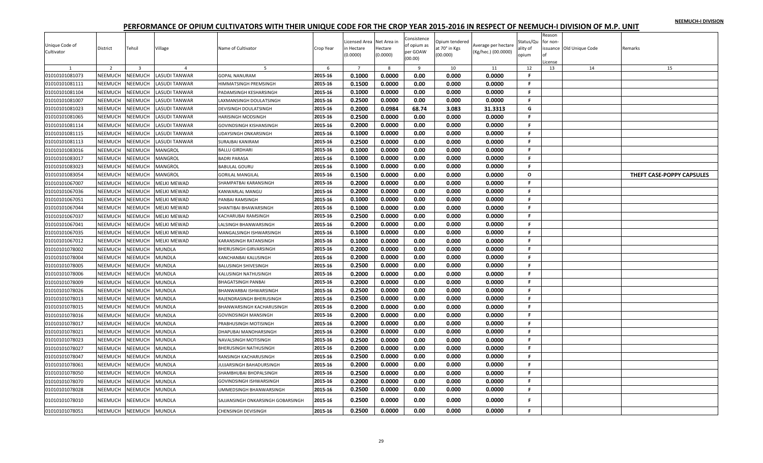# PERFORMANCE OF OPIUM CULTIVATORS WITH THEIR UNIQUE CODE FOR THE CROP YEAR 2015-2016 IN RESPECT OF NEEMUCH-I DIVISION OF M.P. UNIT

| Unique Code of Cultivator | District | Tehsil | Village | Name of Cultivator | Crop Year | Licensed Area in Hectare (0.0000) | Net Area in Hectare (0.0000) | Consistence of opium as per GOAW (00.00) | Opium tendered at 70° in Kgs (00.000) | Average per hectare (Kg/hec.) (00.0000) | Status/Quality of opium | Reason for non-issuance of License | Old Unique Code | Remarks |
|---|---|---|---|---|---|---|---|---|---|---|---|---|---|---|
| 1 | 2 | 3 | 4 | 5 | 6 | 7 | 8 | 9 | 10 | 11 | 12 | 13 | 14 | 15 |
| 01010101081073 | NEEMUCH | NEEMUCH | LASUDI TANWAR | GOPAL NANURAM | 2015-16 | 0.1000 | 0.0000 | 0.00 | 0.000 | 0.0000 | F | | | |
| 01010101081111 | NEEMUCH | NEEMUCH | LASUDI TANWAR | HIMMATSINGH PREMSINGH | 2015-16 | 0.1500 | 0.0000 | 0.00 | 0.000 | 0.0000 | F | | | |
| 01010101081104 | NEEMUCH | NEEMUCH | LASUDI TANWAR | PADAMSINGH KESHARSINGH | 2015-16 | 0.1000 | 0.0000 | 0.00 | 0.000 | 0.0000 | F | | | |
| 01010101081007 | NEEMUCH | NEEMUCH | LASUDI TANWAR | LAXMANSINGH DOULATSINGH | 2015-16 | 0.2500 | 0.0000 | 0.00 | 0.000 | 0.0000 | F | | | |
| 01010101081023 | NEEMUCH | NEEMUCH | LASUDI TANWAR | DEVISINGH DOULATSINGH | 2015-16 | 0.2000 | 0.0984 | 68.74 | 3.083 | 31.3313 | G | | | |
| 01010101081065 | NEEMUCH | NEEMUCH | LASUDI TANWAR | HARISINGH MODSINGH | 2015-16 | 0.2500 | 0.0000 | 0.00 | 0.000 | 0.0000 | F | | | |
| 01010101081114 | NEEMUCH | NEEMUCH | LASUDI TANWAR | GOVINDSINGH KISHANSINGH | 2015-16 | 0.2000 | 0.0000 | 0.00 | 0.000 | 0.0000 | F | | | |
| 01010101081115 | NEEMUCH | NEEMUCH | LASUDI TANWAR | UDAYSINGH ONKARSINGH | 2015-16 | 0.1000 | 0.0000 | 0.00 | 0.000 | 0.0000 | F | | | |
| 01010101081113 | NEEMUCH | NEEMUCH | LASUDI TANWAR | SURAJBAI KANIRAM | 2015-16 | 0.2500 | 0.0000 | 0.00 | 0.000 | 0.0000 | F | | | |
| 01010101083016 | NEEMUCH | NEEMUCH | MANGROL | BALLU GIRDHARI | 2015-16 | 0.1000 | 0.0000 | 0.00 | 0.000 | 0.0000 | F | | | |
| 01010101083017 | NEEMUCH | NEEMUCH | MANGROL | BADRI PARASA | 2015-16 | 0.1000 | 0.0000 | 0.00 | 0.000 | 0.0000 | F | | | |
| 01010101083023 | NEEMUCH | NEEMUCH | MANGROL | BABULAL GOURU | 2015-16 | 0.1000 | 0.0000 | 0.00 | 0.000 | 0.0000 | F | | | |
| 01010101083054 | NEEMUCH | NEEMUCH | MANGROL | GORILAL MANGILAL | 2015-16 | 0.1500 | 0.0000 | 0.00 | 0.000 | 0.0000 | O | | | THEFT CASE-POPPY CAPSULES |
| 01010101067007 | NEEMUCH | NEEMUCH | MELKI MEWAD | SHAMPATBAI KARANSINGH | 2015-16 | 0.2000 | 0.0000 | 0.00 | 0.000 | 0.0000 | F | | | |
| 01010101067036 | NEEMUCH | NEEMUCH | MELKI MEWAD | KANWARLAL MANGU | 2015-16 | 0.2000 | 0.0000 | 0.00 | 0.000 | 0.0000 | F | | | |
| 01010101067051 | NEEMUCH | NEEMUCH | MELKI MEWAD | PANBAI RAMSINGH | 2015-16 | 0.1000 | 0.0000 | 0.00 | 0.000 | 0.0000 | F | | | |
| 01010101067044 | NEEMUCH | NEEMUCH | MELKI MEWAD | SHANTIBAI BHAWARSINGH | 2015-16 | 0.1000 | 0.0000 | 0.00 | 0.000 | 0.0000 | F | | | |
| 01010101067037 | NEEMUCH | NEEMUCH | MELKI MEWAD | KACHARUBAI RAMSINGH | 2015-16 | 0.2500 | 0.0000 | 0.00 | 0.000 | 0.0000 | F | | | |
| 01010101067041 | NEEMUCH | NEEMUCH | MELKI MEWAD | LALSINGH BHANWARSINGH | 2015-16 | 0.2000 | 0.0000 | 0.00 | 0.000 | 0.0000 | F | | | |
| 01010101067035 | NEEMUCH | NEEMUCH | MELKI MEWAD | MANGALSINGH ISHWARSINGH | 2015-16 | 0.1000 | 0.0000 | 0.00 | 0.000 | 0.0000 | F | | | |
| 01010101067012 | NEEMUCH | NEEMUCH | MELKI MEWAD | KARANSINGH RATANSINGH | 2015-16 | 0.1000 | 0.0000 | 0.00 | 0.000 | 0.0000 | F | | | |
| 01010101078002 | NEEMUCH | NEEMUCH | MUNDLA | BHERUSINGH GIRVARSINGH | 2015-16 | 0.2000 | 0.0000 | 0.00 | 0.000 | 0.0000 | F | | | |
| 01010101078004 | NEEMUCH | NEEMUCH | MUNDLA | KANCHANBAI KALUSINGH | 2015-16 | 0.2000 | 0.0000 | 0.00 | 0.000 | 0.0000 | F | | | |
| 01010101078005 | NEEMUCH | NEEMUCH | MUNDLA | BALUSINGH SHIVESINGH | 2015-16 | 0.2500 | 0.0000 | 0.00 | 0.000 | 0.0000 | F | | | |
| 01010101078006 | NEEMUCH | NEEMUCH | MUNDLA | KALUSINGH NATHUSINGH | 2015-16 | 0.2000 | 0.0000 | 0.00 | 0.000 | 0.0000 | F | | | |
| 01010101078009 | NEEMUCH | NEEMUCH | MUNDLA | BHAGATSINGH PANBAI | 2015-16 | 0.2000 | 0.0000 | 0.00 | 0.000 | 0.0000 | F | | | |
| 01010101078026 | NEEMUCH | NEEMUCH | MUNDLA | BHANWARBAI ISHWARSINGH | 2015-16 | 0.2500 | 0.0000 | 0.00 | 0.000 | 0.0000 | F | | | |
| 01010101078013 | NEEMUCH | NEEMUCH | MUNDLA | RAJENDRASINGH BHERUSINGH | 2015-16 | 0.2500 | 0.0000 | 0.00 | 0.000 | 0.0000 | F | | | |
| 01010101078015 | NEEMUCH | NEEMUCH | MUNDLA | BHANWARSINGH KACHARUSINGH | 2015-16 | 0.2000 | 0.0000 | 0.00 | 0.000 | 0.0000 | F | | | |
| 01010101078016 | NEEMUCH | NEEMUCH | MUNDLA | GOVINDSINGH MANSINGH | 2015-16 | 0.2000 | 0.0000 | 0.00 | 0.000 | 0.0000 | F | | | |
| 01010101078017 | NEEMUCH | NEEMUCH | MUNDLA | PRABHUSINGH MOTISINGH | 2015-16 | 0.2000 | 0.0000 | 0.00 | 0.000 | 0.0000 | F | | | |
| 01010101078021 | NEEMUCH | NEEMUCH | MUNDLA | DHAPUBAI MANOHARSINGH | 2015-16 | 0.2000 | 0.0000 | 0.00 | 0.000 | 0.0000 | F | | | |
| 01010101078023 | NEEMUCH | NEEMUCH | MUNDLA | NAVALSINGH MOTISINGH | 2015-16 | 0.2500 | 0.0000 | 0.00 | 0.000 | 0.0000 | F | | | |
| 01010101078027 | NEEMUCH | NEEMUCH | MUNDLA | BHERUSINGH NATHUSINGH | 2015-16 | 0.2000 | 0.0000 | 0.00 | 0.000 | 0.0000 | F | | | |
| 01010101078047 | NEEMUCH | NEEMUCH | MUNDLA | RANSINGH KACHARUSINGH | 2015-16 | 0.2500 | 0.0000 | 0.00 | 0.000 | 0.0000 | F | | | |
| 01010101078061 | NEEMUCH | NEEMUCH | MUNDLA | JUJJARSINGH BAHADURSINGH | 2015-16 | 0.2000 | 0.0000 | 0.00 | 0.000 | 0.0000 | F | | | |
| 01010101078050 | NEEMUCH | NEEMUCH | MUNDLA | SHAMBHUBAI BHOPALSINGH | 2015-16 | 0.2500 | 0.0000 | 0.00 | 0.000 | 0.0000 | F | | | |
| 01010101078070 | NEEMUCH | NEEMUCH | MUNDLA | GOVINDSINGH ISHWARSINGH | 2015-16 | 0.2000 | 0.0000 | 0.00 | 0.000 | 0.0000 | F | | | |
| 01010101078028 | NEEMUCH | NEEMUCH | MUNDLA | UMMEDSINGH BHANWARSINGH | 2015-16 | 0.2500 | 0.0000 | 0.00 | 0.000 | 0.0000 | F | | | |
| 01010101078010 | NEEMUCH | NEEMUCH | MUNDLA | SAJJANSINGH ONKARSINGH GOBARSINGH | 2015-16 | 0.2500 | 0.0000 | 0.00 | 0.000 | 0.0000 | F | | | |
| 01010101078051 | NEEMUCH | NEEMUCH | MUNDLA | CHENSINGH DEVISINGH | 2015-16 | 0.2500 | 0.0000 | 0.00 | 0.000 | 0.0000 | F | | | |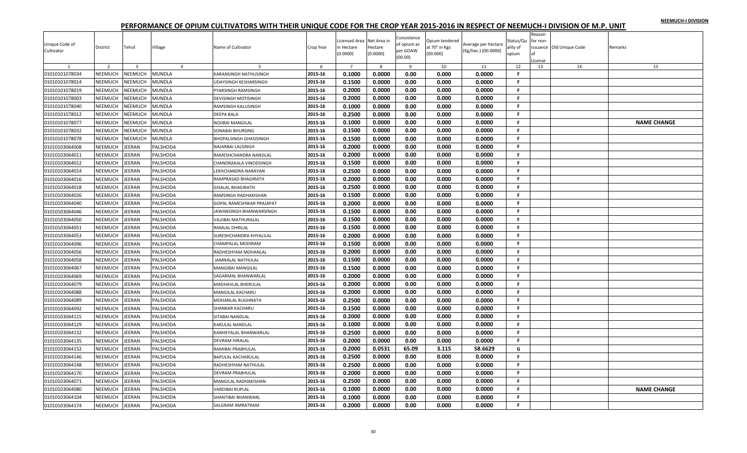# PERFORMANCE OF OPIUM CULTIVATORS WITH THEIR UNIQUE CODE FOR THE CROP YEAR 2015-2016 IN RESPECT OF NEEMUCH-I DIVISION OF M.P. UNIT

NEEMUCH-I DIVISION

| Unique Code of Cultivator | District | Tehsil | Village | Name of Cultivator | Crop Year | Licensed Area in Hectare (0.0000) | Net Area in Hectare (0.0000) | Consistence of opium as per GOAW (00.00) | Opium tendered at 70° in Kgs (00.000) | Average per hectare (Kg/hec.) (00.0000) | Status/Quality of opium | Reason for non-issuance of License | Old Unique Code | Remarks |
|---|---|---|---|---|---|---|---|---|---|---|---|---|---|---|
| 1 | 2 | 3 | 4 | 5 | 6 | 7 | 8 | 9 | 10 | 11 | 12 | 13 | 14 | 15 |
| 01010101078034 | NEEMUCH | NEEMUCH | MUNDLA | KARANSINGH NATHUSINGH | 2015-16 | 0.1000 | 0.0000 | 0.00 | 0.000 | 0.0000 | F | | | |
| 01010101078014 | NEEMUCH | NEEMUCH | MUNDLA | UDAYSINGH KESHARSINGH | 2015-16 | 0.1500 | 0.0000 | 0.00 | 0.000 | 0.0000 | F | | | |
| 01010101078019 | NEEMUCH | NEEMUCH | MUNDLA | PYARSINGH RAMSINGH | 2015-16 | 0.2000 | 0.0000 | 0.00 | 0.000 | 0.0000 | F | | | |
| 01010101078003 | NEEMUCH | NEEMUCH | MUNDLA | DEVISINGH MOTISINGH | 2015-16 | 0.2000 | 0.0000 | 0.00 | 0.000 | 0.0000 | F | | | |
| 01010101078040 | NEEMUCH | NEEMUCH | MUNDLA | RAMSINGH KALUSINGH | 2015-16 | 0.1000 | 0.0000 | 0.00 | 0.000 | 0.0000 | F | | | |
| 01010101078012 | NEEMUCH | NEEMUCH | MUNDLA | DEEPA BALA | 2015-16 | 0.2500 | 0.0000 | 0.00 | 0.000 | 0.0000 | F | | | |
| 01010101078077 | NEEMUCH | NEEMUCH | MUNDLA | NOJIBAI MANGILAL | 2015-16 | 0.1000 | 0.0000 | 0.00 | 0.000 | 0.0000 | F | | | NAME CHANGE |
| 01010101078032 | NEEMUCH | NEEMUCH | MUNDLA | SONABAI BHURSING | 2015-16 | 0.1500 | 0.0000 | 0.00 | 0.000 | 0.0000 | F | | | |
| 01010101078078 | NEEMUCH | NEEMUCH | MUNDLA | BHOPALSINGH GHASISINGH | 2015-16 | 0.1500 | 0.0000 | 0.00 | 0.000 | 0.0000 | F | | | |
| 01010103064008 | NEEMUCH | JEERAN | PALSHODA | NAJARBAI LALSINGH | 2015-16 | 0.2000 | 0.0000 | 0.00 | 0.000 | 0.0000 | F | | | |
| 01010103064011 | NEEMUCH | JEERAN | PALSHODA | RAMESHCHANDRA NANDLAL | 2015-16 | 0.2000 | 0.0000 | 0.00 | 0.000 | 0.0000 | F | | | |
| 01010103064012 | NEEMUCH | JEERAN | PALSHODA | CHANDRAKALA VINODSINGH | 2015-16 | 0.1500 | 0.0000 | 0.00 | 0.000 | 0.0000 | F | | | |
| 01010103064014 | NEEMUCH | JEERAN | PALSHODA | LEKHCHANDRA NARAYAN | 2015-16 | 0.2500 | 0.0000 | 0.00 | 0.000 | 0.0000 | F | | | |
| 01010103064016 | NEEMUCH | JEERAN | PALSHODA | RAMPRASAD BHAGIRATH | 2015-16 | 0.2000 | 0.0000 | 0.00 | 0.000 | 0.0000 | F | | | |
| 01010103064018 | NEEMUCH | JEERAN | PALSHODA | GISALAL BHAGIRATH | 2015-16 | 0.2500 | 0.0000 | 0.00 | 0.000 | 0.0000 | F | | | |
| 01010103064026 | NEEMUCH | JEERAN | PALSHODA | RAMSINGH RADHAKISHAN | 2015-16 | 0.1500 | 0.0000 | 0.00 | 0.000 | 0.0000 | F | | | |
| 01010103064040 | NEEMUCH | JEERAN | PALSHODA | GOPAL RAMESHWAR PRAJAPAT | 2015-16 | 0.2000 | 0.0000 | 0.00 | 0.000 | 0.0000 | F | | | |
| 01010103064046 | NEEMUCH | JEERAN | PALSHODA | JAWANSINGH BHANWARSINGH | 2015-16 | 0.1500 | 0.0000 | 0.00 | 0.000 | 0.0000 | F | | | |
| 01010103064050 | NEEMUCH | JEERAN | PALSHODA | VAJJIBAI MATHURALAL | 2015-16 | 0.1500 | 0.0000 | 0.00 | 0.000 | 0.0000 | F | | | |
| 01010103064051 | NEEMUCH | JEERAN | PALSHODA | RAMLAL DHRILAL | 2015-16 | 0.1500 | 0.0000 | 0.00 | 0.000 | 0.0000 | F | | | |
| 01010103064053 | NEEMUCH | JEERAN | PALSHODA | SURESHCHANDRA KHYALILAL | 2015-16 | 0.2000 | 0.0000 | 0.00 | 0.000 | 0.0000 | F | | | |
| 01010103064096 | NEEMUCH | JEERAN | PALSHODA | CHAMPALAL MODIRAM | 2015-16 | 0.1500 | 0.0000 | 0.00 | 0.000 | 0.0000 | F | | | |
| 01010103064056 | NEEMUCH | JEERAN | PALSHODA | RADHESHYAM MOHANLAL | 2015-16 | 0.2000 | 0.0000 | 0.00 | 0.000 | 0.0000 | F | | | |
| 01010103064058 | NEEMUCH | JEERAN | PALSHODA | JAMNALAL NATHULAL | 2015-16 | 0.1500 | 0.0000 | 0.00 | 0.000 | 0.0000 | F | | | |
| 01010103064067 | NEEMUCH | JEERAN | PALSHODA | MANGIBAI MANGILAL | 2015-16 | 0.1500 | 0.0000 | 0.00 | 0.000 | 0.0000 | F | | | |
| 01010103064069 | NEEMUCH | JEERAN | PALSHODA | SAGARMAL BHANWARLAL | 2015-16 | 0.2000 | 0.0000 | 0.00 | 0.000 | 0.0000 | F | | | |
| 01010103064079 | NEEMUCH | JEERAN | PALSHODA | MADHAVLAL BHERULAL | 2015-16 | 0.2000 | 0.0000 | 0.00 | 0.000 | 0.0000 | F | | | |
| 01010103064088 | NEEMUCH | JEERAN | PALSHODA | MANGILAL KACHARU | 2015-16 | 0.2000 | 0.0000 | 0.00 | 0.000 | 0.0000 | F | | | |
| 01010103064089 | NEEMUCH | JEERAN | PALSHODA | MOHANLAL RUGHNATH | 2015-16 | 0.2500 | 0.0000 | 0.00 | 0.000 | 0.0000 | F | | | |
| 01010103064092 | NEEMUCH | JEERAN | PALSHODA | SHANKAR KACHARU | 2015-16 | 0.1500 | 0.0000 | 0.00 | 0.000 | 0.0000 | F | | | |
| 01010103064115 | NEEMUCH | JEERAN | PALSHODA | SITABAI NANDLAL | 2015-16 | 0.2000 | 0.0000 | 0.00 | 0.000 | 0.0000 | F | | | |
| 01010103064129 | NEEMUCH | JEERAN | PALSHODA | KARULAL NANDLAL | 2015-16 | 0.1000 | 0.0000 | 0.00 | 0.000 | 0.0000 | F | | | |
| 01010103064132 | NEEMUCH | JEERAN | PALSHODA | KANHEYALAL BHANWARLAL | 2015-16 | 0.2500 | 0.0000 | 0.00 | 0.000 | 0.0000 | F | | | |
| 01010103064135 | NEEMUCH | JEERAN | PALSHODA | DEVRAM HIRALAL | 2015-16 | 0.2000 | 0.0000 | 0.00 | 0.000 | 0.0000 | F | | | |
| 01010103064152 | NEEMUCH | JEERAN | PALSHODA | RAMIBAI PRABHULAL | 2015-16 | 0.2000 | 0.0531 | 65.09 | 3.115 | 58.6629 | G | | | |
| 01010103064146 | NEEMUCH | JEERAN | PALSHODA | BAPULAL KACHARULAL | 2015-16 | 0.2500 | 0.0000 | 0.00 | 0.000 | 0.0000 | F | | | |
| 01010103064148 | NEEMUCH | JEERAN | PALSHODA | RADHESHYAM NATHULAL | 2015-16 | 0.2500 | 0.0000 | 0.00 | 0.000 | 0.0000 | F | | | |
| 01010103064170 | NEEMUCH | JEERAN | PALSHODA | DEVRAM PRABHULAL | 2015-16 | 0.2000 | 0.0000 | 0.00 | 0.000 | 0.0000 | F | | | |
| 01010103064071 | NEEMUCH | JEERAN | PALSHODA | MANGILAL RADHAKISHAN | 2015-16 | 0.2500 | 0.0000 | 0.00 | 0.000 | 0.0000 | F | | | |
| 01010103064080 | NEEMUCH | JEERAN | PALSHODA | VARDIBAI RUPLAL | 2015-16 | 0.1000 | 0.0000 | 0.00 | 0.000 | 0.0000 | F | | | NAME CHANGE |
| 01010103064104 | NEEMUCH | JEERAN | PALSHODA | SHANTIBAI BHANWARL | 2015-16 | 0.1000 | 0.0000 | 0.00 | 0.000 | 0.0000 | F | | | |
| 01010103064174 | NEEMUCH | JEERAN | PALSHODA | SALGRAM AMRATRAM | 2015-16 | 0.2000 | 0.0000 | 0.00 | 0.000 | 0.0000 | F | | | |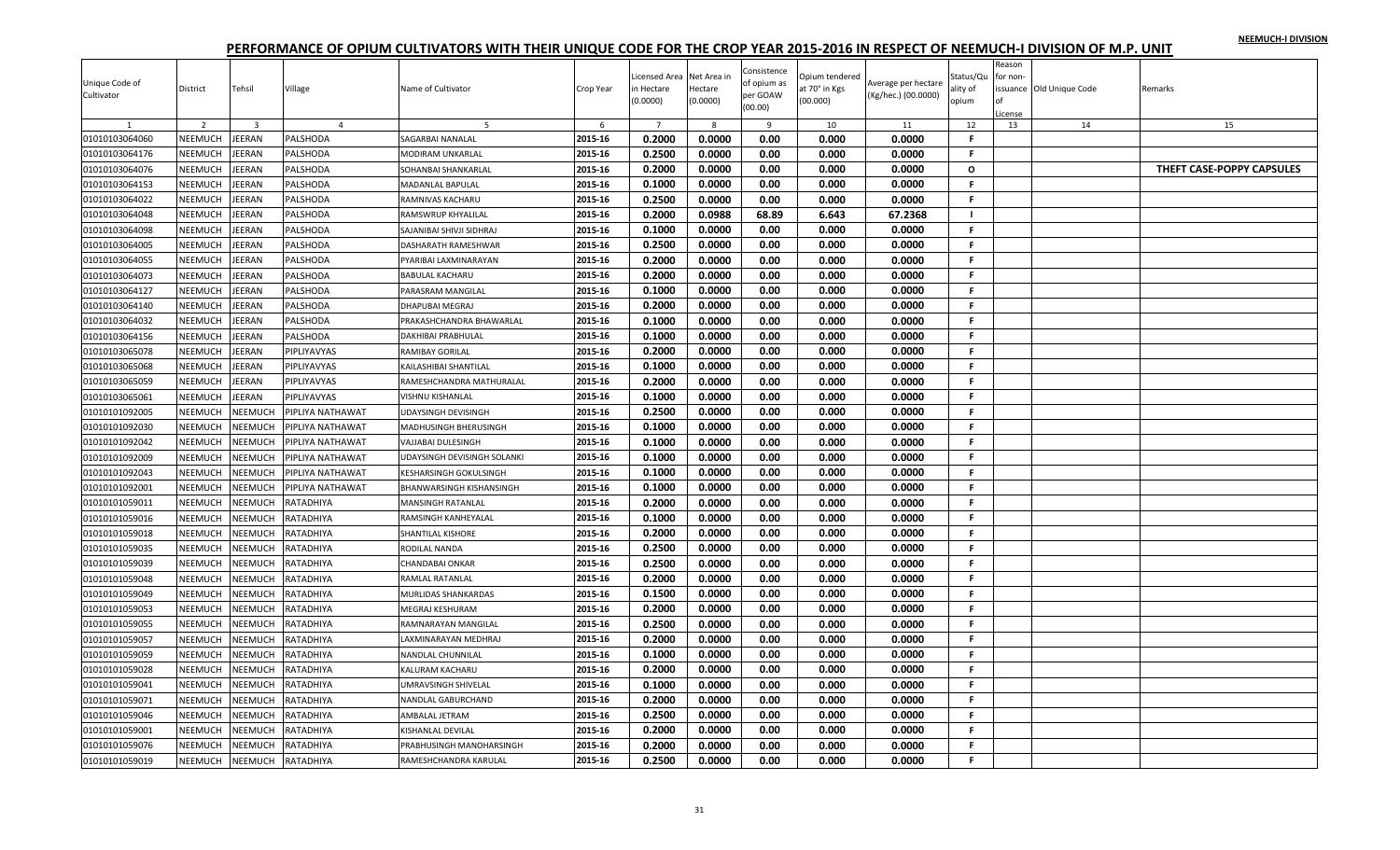## PERFORMANCE OF OPIUM CULTIVATORS WITH THEIR UNIQUE CODE FOR THE CROP YEAR 2015-2016 IN RESPECT OF NEEMUCH-I DIVISION OF M.P. UNIT

| Unique Code of Cultivator | District | Tehsil | Village | Name of Cultivator | Crop Year | Licensed Area in Hectare (0.0000) | Net Area in Hectare (0.0000) | Consistence of opium as per GOAW (00.00) | Opium tendered at 70° in Kgs (00.000) | Average per hectare (Kg/hec.) (00.0000) | Status/Quality of opium | Reason for non-issuance of License | Old Unique Code | Remarks |
|---|---|---|---|---|---|---|---|---|---|---|---|---|---|---|
| 1 | 2 | 3 | 4 | 5 | 6 | 7 | 8 | 9 | 10 | 11 | 12 | 13 | 14 | 15 |
| 01010103064060 | NEEMUCH | JEERAN | PALSHODA | SAGARBAI NANALAL | 2015-16 | 0.2000 | 0.0000 | 0.00 | 0.000 | 0.0000 | F | | | |
| 01010103064176 | NEEMUCH | JEERAN | PALSHODA | MODIRAM UNKARLAL | 2015-16 | 0.2500 | 0.0000 | 0.00 | 0.000 | 0.0000 | F | | | |
| 01010103064076 | NEEMUCH | JEERAN | PALSHODA | SOHANBAI SHANKARLAL | 2015-16 | 0.2000 | 0.0000 | 0.00 | 0.000 | 0.0000 | O | | | THEFT CASE-POPPY CAPSULES |
| 01010103064153 | NEEMUCH | JEERAN | PALSHODA | MADANLAL BAPULAL | 2015-16 | 0.1000 | 0.0000 | 0.00 | 0.000 | 0.0000 | F | | | |
| 01010103064022 | NEEMUCH | JEERAN | PALSHODA | RAMNIVAS KACHARU | 2015-16 | 0.2500 | 0.0000 | 0.00 | 0.000 | 0.0000 | F | | | |
| 01010103064048 | NEEMUCH | JEERAN | PALSHODA | RAMSWRUP KHYALILAL | 2015-16 | 0.2000 | 0.0988 | 68.89 | 6.643 | 67.2368 | I | | | |
| 01010103064098 | NEEMUCH | JEERAN | PALSHODA | SAJANIBAI SHIVJI SIDHRAJ | 2015-16 | 0.1000 | 0.0000 | 0.00 | 0.000 | 0.0000 | F | | | |
| 01010103064005 | NEEMUCH | JEERAN | PALSHODA | DASHARATH RAMESHWAR | 2015-16 | 0.2500 | 0.0000 | 0.00 | 0.000 | 0.0000 | F | | | |
| 01010103064055 | NEEMUCH | JEERAN | PALSHODA | PYARIBAI LAXMINARAYAN | 2015-16 | 0.2000 | 0.0000 | 0.00 | 0.000 | 0.0000 | F | | | |
| 01010103064073 | NEEMUCH | JEERAN | PALSHODA | BABULAL KACHARU | 2015-16 | 0.2000 | 0.0000 | 0.00 | 0.000 | 0.0000 | F | | | |
| 01010103064127 | NEEMUCH | JEERAN | PALSHODA | PARASRAM MANGILAL | 2015-16 | 0.1000 | 0.0000 | 0.00 | 0.000 | 0.0000 | F | | | |
| 01010103064140 | NEEMUCH | JEERAN | PALSHODA | DHAPUBAI MEGRAJ | 2015-16 | 0.2000 | 0.0000 | 0.00 | 0.000 | 0.0000 | F | | | |
| 01010103064032 | NEEMUCH | JEERAN | PALSHODA | PRAKASHCHANDRA BHAWARLAL | 2015-16 | 0.1000 | 0.0000 | 0.00 | 0.000 | 0.0000 | F | | | |
| 01010103064156 | NEEMUCH | JEERAN | PALSHODA | DAKHIBAI PRABHULAL | 2015-16 | 0.1000 | 0.0000 | 0.00 | 0.000 | 0.0000 | F | | | |
| 01010103065078 | NEEMUCH | JEERAN | PIPLIYAVYAS | RAMIBAY GORILAL | 2015-16 | 0.2000 | 0.0000 | 0.00 | 0.000 | 0.0000 | F | | | |
| 01010103065068 | NEEMUCH | JEERAN | PIPLIYAVYAS | KAILASHIBAI SHANTILAL | 2015-16 | 0.1000 | 0.0000 | 0.00 | 0.000 | 0.0000 | F | | | |
| 01010103065059 | NEEMUCH | JEERAN | PIPLIYAVYAS | RAMESHCHANDRA MATHURALAL | 2015-16 | 0.2000 | 0.0000 | 0.00 | 0.000 | 0.0000 | F | | | |
| 01010103065061 | NEEMUCH | JEERAN | PIPLIYAVYAS | VISHNU KISHANLAL | 2015-16 | 0.1000 | 0.0000 | 0.00 | 0.000 | 0.0000 | F | | | |
| 01010101092005 | NEEMUCH | NEEMUCH | PIPLIYA NATHAWAT | UDAYSINGH DEVISINGH | 2015-16 | 0.2500 | 0.0000 | 0.00 | 0.000 | 0.0000 | F | | | |
| 01010101092030 | NEEMUCH | NEEMUCH | PIPLIYA NATHAWAT | MADHUSINGH BHERUSINGH | 2015-16 | 0.1000 | 0.0000 | 0.00 | 0.000 | 0.0000 | F | | | |
| 01010101092042 | NEEMUCH | NEEMUCH | PIPLIYA NATHAWAT | VAJJABAI DULESINGH | 2015-16 | 0.1000 | 0.0000 | 0.00 | 0.000 | 0.0000 | F | | | |
| 01010101092009 | NEEMUCH | NEEMUCH | PIPLIYA NATHAWAT | UDAYSINGH DEVISINGH SOLANKI | 2015-16 | 0.1000 | 0.0000 | 0.00 | 0.000 | 0.0000 | F | | | |
| 01010101092043 | NEEMUCH | NEEMUCH | PIPLIYA NATHAWAT | KESHARSINGH GOKULSINGH | 2015-16 | 0.1000 | 0.0000 | 0.00 | 0.000 | 0.0000 | F | | | |
| 01010101092001 | NEEMUCH | NEEMUCH | PIPLIYA NATHAWAT | BHANWARSINGH KISHANSINGH | 2015-16 | 0.1000 | 0.0000 | 0.00 | 0.000 | 0.0000 | F | | | |
| 01010101059011 | NEEMUCH | NEEMUCH | RATADHIYA | MANSINGH RATANLAL | 2015-16 | 0.2000 | 0.0000 | 0.00 | 0.000 | 0.0000 | F | | | |
| 01010101059016 | NEEMUCH | NEEMUCH | RATADHIYA | RAMSINGH KANHEYALAL | 2015-16 | 0.1000 | 0.0000 | 0.00 | 0.000 | 0.0000 | F | | | |
| 01010101059018 | NEEMUCH | NEEMUCH | RATADHIYA | SHANTILAL KISHORE | 2015-16 | 0.2000 | 0.0000 | 0.00 | 0.000 | 0.0000 | F | | | |
| 01010101059035 | NEEMUCH | NEEMUCH | RATADHIYA | RODILAL NANDA | 2015-16 | 0.2500 | 0.0000 | 0.00 | 0.000 | 0.0000 | F | | | |
| 01010101059039 | NEEMUCH | NEEMUCH | RATADHIYA | CHANDABAI ONKAR | 2015-16 | 0.2500 | 0.0000 | 0.00 | 0.000 | 0.0000 | F | | | |
| 01010101059048 | NEEMUCH | NEEMUCH | RATADHIYA | RAMLAL RATANLAL | 2015-16 | 0.2000 | 0.0000 | 0.00 | 0.000 | 0.0000 | F | | | |
| 01010101059049 | NEEMUCH | NEEMUCH | RATADHIYA | MURLIDAS SHANKARDAS | 2015-16 | 0.1500 | 0.0000 | 0.00 | 0.000 | 0.0000 | F | | | |
| 01010101059053 | NEEMUCH | NEEMUCH | RATADHIYA | MEGRAJ KESHURAM | 2015-16 | 0.2000 | 0.0000 | 0.00 | 0.000 | 0.0000 | F | | | |
| 01010101059055 | NEEMUCH | NEEMUCH | RATADHIYA | RAMNARAYAN MANGILAL | 2015-16 | 0.2500 | 0.0000 | 0.00 | 0.000 | 0.0000 | F | | | |
| 01010101059057 | NEEMUCH | NEEMUCH | RATADHIYA | LAXMINARAYAN MEDHRAJ | 2015-16 | 0.2000 | 0.0000 | 0.00 | 0.000 | 0.0000 | F | | | |
| 01010101059059 | NEEMUCH | NEEMUCH | RATADHIYA | NANDLAL CHUNNILAL | 2015-16 | 0.1000 | 0.0000 | 0.00 | 0.000 | 0.0000 | F | | | |
| 01010101059028 | NEEMUCH | NEEMUCH | RATADHIYA | KALURAM KACHARU | 2015-16 | 0.2000 | 0.0000 | 0.00 | 0.000 | 0.0000 | F | | | |
| 01010101059041 | NEEMUCH | NEEMUCH | RATADHIYA | UMRAVSINGH SHIVELAL | 2015-16 | 0.1000 | 0.0000 | 0.00 | 0.000 | 0.0000 | F | | | |
| 01010101059071 | NEEMUCH | NEEMUCH | RATADHIYA | NANDLAL GABURCHAND | 2015-16 | 0.2000 | 0.0000 | 0.00 | 0.000 | 0.0000 | F | | | |
| 01010101059046 | NEEMUCH | NEEMUCH | RATADHIYA | AMBALAL JETRAM | 2015-16 | 0.2500 | 0.0000 | 0.00 | 0.000 | 0.0000 | F | | | |
| 01010101059001 | NEEMUCH | NEEMUCH | RATADHIYA | KISHANLAL DEVILAL | 2015-16 | 0.2000 | 0.0000 | 0.00 | 0.000 | 0.0000 | F | | | |
| 01010101059076 | NEEMUCH | NEEMUCH | RATADHIYA | PRABHUSINGH MANOHARSINGH | 2015-16 | 0.2000 | 0.0000 | 0.00 | 0.000 | 0.0000 | F | | | |
| 01010101059019 | NEEMUCH | NEEMUCH | RATADHIYA | RAMESHCHANDRA KARULAL | 2015-16 | 0.2500 | 0.0000 | 0.00 | 0.000 | 0.0000 | F | | | |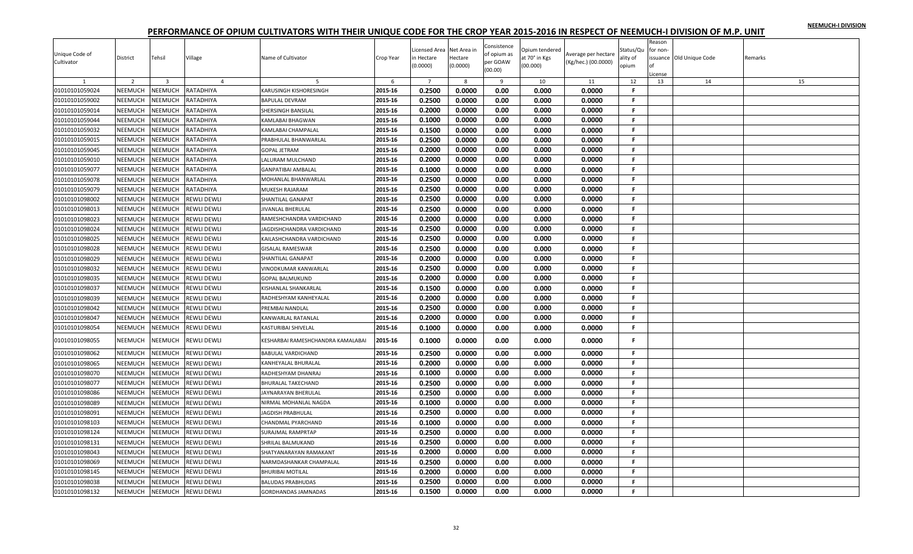# PERFORMANCE OF OPIUM CULTIVATORS WITH THEIR UNIQUE CODE FOR THE CROP YEAR 2015-2016 IN RESPECT OF NEEMUCH-I DIVISION OF M.P. UNIT

NEEMUCH-I DIVISION

| Unique Code of Cultivator | District | Tehsil | Village | Name of Cultivator | Crop Year | Licensed Area in Hectare (0.0000) | Net Area in Hectare (0.0000) | Consistence of opium as per GOAW (00.00) | Opium tendered at 70° in Kgs (00.000) | Average per hectare (Kg/hec.) (00.0000) | Status/Quality of opium | Reason for non-issuance of License | Old Unique Code | Remarks |
|---|---|---|---|---|---|---|---|---|---|---|---|---|---|---|
| 1 | 2 | 3 | 4 | 5 | 6 | 7 | 8 | 9 | 10 | 11 | 12 | 13 | 14 | 15 |
| 01010101059024 | NEEMUCH | NEEMUCH | RATADHIYA | KARUSINGH KISHORESINGH | 2015-16 | 0.2500 | 0.0000 | 0.00 | 0.000 | 0.0000 | F | | | |
| 01010101059002 | NEEMUCH | NEEMUCH | RATADHIYA | BAPULAL DEVRAM | 2015-16 | 0.2500 | 0.0000 | 0.00 | 0.000 | 0.0000 | F | | | |
| 01010101059014 | NEEMUCH | NEEMUCH | RATADHIYA | SHERSINGH BANSILAL | 2015-16 | 0.2000 | 0.0000 | 0.00 | 0.000 | 0.0000 | F | | | |
| 01010101059044 | NEEMUCH | NEEMUCH | RATADHIYA | KAMLABAI BHAGWAN | 2015-16 | 0.1000 | 0.0000 | 0.00 | 0.000 | 0.0000 | F | | | |
| 01010101059032 | NEEMUCH | NEEMUCH | RATADHIYA | KAMLABAI CHAMPALAL | 2015-16 | 0.1500 | 0.0000 | 0.00 | 0.000 | 0.0000 | F | | | |
| 01010101059015 | NEEMUCH | NEEMUCH | RATADHIYA | PRABHULAL BHANWARLAL | 2015-16 | 0.2500 | 0.0000 | 0.00 | 0.000 | 0.0000 | F | | | |
| 01010101059045 | NEEMUCH | NEEMUCH | RATADHIYA | GOPAL JETRAM | 2015-16 | 0.2000 | 0.0000 | 0.00 | 0.000 | 0.0000 | F | | | |
| 01010101059010 | NEEMUCH | NEEMUCH | RATADHIYA | LALURAM MULCHAND | 2015-16 | 0.2000 | 0.0000 | 0.00 | 0.000 | 0.0000 | F | | | |
| 01010101059077 | NEEMUCH | NEEMUCH | RATADHIYA | GANPATIBAI AMBALAL | 2015-16 | 0.1000 | 0.0000 | 0.00 | 0.000 | 0.0000 | F | | | |
| 01010101059078 | NEEMUCH | NEEMUCH | RATADHIYA | MOHANLAL BHANWARLAL | 2015-16 | 0.2500 | 0.0000 | 0.00 | 0.000 | 0.0000 | F | | | |
| 01010101059079 | NEEMUCH | NEEMUCH | RATADHIYA | MUKESH RAJARAM | 2015-16 | 0.2500 | 0.0000 | 0.00 | 0.000 | 0.0000 | F | | | |
| 01010101098002 | NEEMUCH | NEEMUCH | REWLI DEWLI | SHANTILAL GANAPAT | 2015-16 | 0.2500 | 0.0000 | 0.00 | 0.000 | 0.0000 | F | | | |
| 01010101098013 | NEEMUCH | NEEMUCH | REWLI DEWLI | JIVANLAL BHERULAL | 2015-16 | 0.2500 | 0.0000 | 0.00 | 0.000 | 0.0000 | F | | | |
| 01010101098023 | NEEMUCH | NEEMUCH | REWLI DEWLI | RAMESHCHANDRA VARDICHAND | 2015-16 | 0.2000 | 0.0000 | 0.00 | 0.000 | 0.0000 | F | | | |
| 01010101098024 | NEEMUCH | NEEMUCH | REWLI DEWLI | JAGDISHCHANDRA VARDICHAND | 2015-16 | 0.2500 | 0.0000 | 0.00 | 0.000 | 0.0000 | F | | | |
| 01010101098025 | NEEMUCH | NEEMUCH | REWLI DEWLI | KAILASHCHANDRA VARDICHAND | 2015-16 | 0.2500 | 0.0000 | 0.00 | 0.000 | 0.0000 | F | | | |
| 01010101098028 | NEEMUCH | NEEMUCH | REWLI DEWLI | GISALAL RAMESWAR | 2015-16 | 0.2500 | 0.0000 | 0.00 | 0.000 | 0.0000 | F | | | |
| 01010101098029 | NEEMUCH | NEEMUCH | REWLI DEWLI | SHANTILAL GANAPAT | 2015-16 | 0.2000 | 0.0000 | 0.00 | 0.000 | 0.0000 | F | | | |
| 01010101098032 | NEEMUCH | NEEMUCH | REWLI DEWLI | VINODKUMAR KANWARLAL | 2015-16 | 0.2500 | 0.0000 | 0.00 | 0.000 | 0.0000 | F | | | |
| 01010101098035 | NEEMUCH | NEEMUCH | REWLI DEWLI | GOPAL BALMUKUND | 2015-16 | 0.2000 | 0.0000 | 0.00 | 0.000 | 0.0000 | F | | | |
| 01010101098037 | NEEMUCH | NEEMUCH | REWLI DEWLI | KISHANLAL SHANKARLAL | 2015-16 | 0.1500 | 0.0000 | 0.00 | 0.000 | 0.0000 | F | | | |
| 01010101098039 | NEEMUCH | NEEMUCH | REWLI DEWLI | RADHESHYAM KANHEYALAL | 2015-16 | 0.2000 | 0.0000 | 0.00 | 0.000 | 0.0000 | F | | | |
| 01010101098042 | NEEMUCH | NEEMUCH | REWLI DEWLI | PREMBAI NANDLAL | 2015-16 | 0.2500 | 0.0000 | 0.00 | 0.000 | 0.0000 | F | | | |
| 01010101098047 | NEEMUCH | NEEMUCH | REWLI DEWLI | KANWARLAL RATANLAL | 2015-16 | 0.2000 | 0.0000 | 0.00 | 0.000 | 0.0000 | F | | | |
| 01010101098054 | NEEMUCH | NEEMUCH | REWLI DEWLI | KASTURIBAI SHIVELAL | 2015-16 | 0.1000 | 0.0000 | 0.00 | 0.000 | 0.0000 | F | | | |
| 01010101098055 | NEEMUCH | NEEMUCH | REWLI DEWLI | KESHARBAI RAMESHCHANDRA KAMALABAI | 2015-16 | 0.1000 | 0.0000 | 0.00 | 0.000 | 0.0000 | F | | | |
| 01010101098062 | NEEMUCH | NEEMUCH | REWLI DEWLI | BABULAL VARDICHAND | 2015-16 | 0.2500 | 0.0000 | 0.00 | 0.000 | 0.0000 | F | | | |
| 01010101098065 | NEEMUCH | NEEMUCH | REWLI DEWLI | KANHEYALAL BHURALAL | 2015-16 | 0.2000 | 0.0000 | 0.00 | 0.000 | 0.0000 | F | | | |
| 01010101098070 | NEEMUCH | NEEMUCH | REWLI DEWLI | RADHESHYAM DHANRAJ | 2015-16 | 0.1000 | 0.0000 | 0.00 | 0.000 | 0.0000 | F | | | |
| 01010101098077 | NEEMUCH | NEEMUCH | REWLI DEWLI | BHURALAL TAKECHAND | 2015-16 | 0.2500 | 0.0000 | 0.00 | 0.000 | 0.0000 | F | | | |
| 01010101098086 | NEEMUCH | NEEMUCH | REWLI DEWLI | JAYNARAYAN BHERULAL | 2015-16 | 0.2500 | 0.0000 | 0.00 | 0.000 | 0.0000 | F | | | |
| 01010101098089 | NEEMUCH | NEEMUCH | REWLI DEWLI | NIRMAL MOHANLAL NAGDA | 2015-16 | 0.1000 | 0.0000 | 0.00 | 0.000 | 0.0000 | F | | | |
| 01010101098091 | NEEMUCH | NEEMUCH | REWLI DEWLI | JAGDISH PRABHULAL | 2015-16 | 0.2500 | 0.0000 | 0.00 | 0.000 | 0.0000 | F | | | |
| 01010101098103 | NEEMUCH | NEEMUCH | REWLI DEWLI | CHANDMAL PYARCHAND | 2015-16 | 0.1000 | 0.0000 | 0.00 | 0.000 | 0.0000 | F | | | |
| 01010101098124 | NEEMUCH | NEEMUCH | REWLI DEWLI | SURAJMAL RAMPRTAP | 2015-16 | 0.2500 | 0.0000 | 0.00 | 0.000 | 0.0000 | F | | | |
| 01010101098131 | NEEMUCH | NEEMUCH | REWLI DEWLI | SHRILAL BALMUKAND | 2015-16 | 0.2500 | 0.0000 | 0.00 | 0.000 | 0.0000 | F | | | |
| 01010101098043 | NEEMUCH | NEEMUCH | REWLI DEWLI | SHATYANARAYAN RAMAKANT | 2015-16 | 0.2000 | 0.0000 | 0.00 | 0.000 | 0.0000 | F | | | |
| 01010101098069 | NEEMUCH | NEEMUCH | REWLI DEWLI | NARMDASHANKAR CHAMPALAL | 2015-16 | 0.2500 | 0.0000 | 0.00 | 0.000 | 0.0000 | F | | | |
| 01010101098145 | NEEMUCH | NEEMUCH | REWLI DEWLI | BHURIBAI MOTILAL | 2015-16 | 0.2000 | 0.0000 | 0.00 | 0.000 | 0.0000 | F | | | |
| 01010101098038 | NEEMUCH | NEEMUCH | REWLI DEWLI | BALUDAS PRABHUDAS | 2015-16 | 0.2500 | 0.0000 | 0.00 | 0.000 | 0.0000 | F | | | |
| 01010101098132 | NEEMUCH | NEEMUCH | REWLI DEWLI | GORDHANDAS JAMNADAS | 2015-16 | 0.1500 | 0.0000 | 0.00 | 0.000 | 0.0000 | F | | | |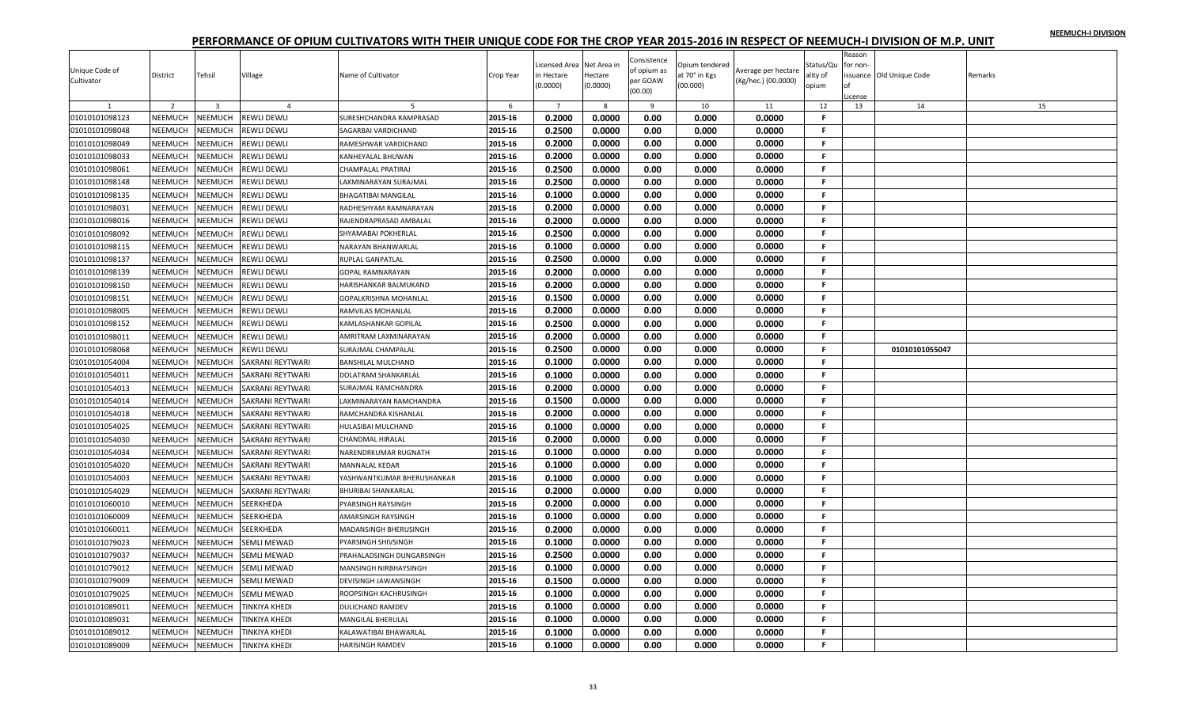# PERFORMANCE OF OPIUM CULTIVATORS WITH THEIR UNIQUE CODE FOR THE CROP YEAR 2015-2016 IN RESPECT OF NEEMUCH-I DIVISION OF M.P. UNIT

| Unique Code of Cultivator | District | Tehsil | Village | Name of Cultivator | Crop Year | Licensed Area in Hectare (0.0000) | Net Area in Hectare (0.0000) | Consistence of opium as per GOAW (00.00) | Opium tendered at 70° in Kgs (00.000) | Average per hectare (Kg/hec.) (00.0000) | Status/Quality of opium | Reason for non-issuance of License | Old Unique Code | Remarks |
|---|---|---|---|---|---|---|---|---|---|---|---|---|---|---|
| 1 | 2 | 3 | 4 | 5 | 6 | 7 | 8 | 9 | 10 | 11 | 12 | 13 | 14 | 15 |
| 01010101098123 | NEEMUCH | NEEMUCH | REWLI DEWLI | SURESHCHANDRA RAMPRASAD | 2015-16 | 0.2000 | 0.0000 | 0.00 | 0.000 | 0.0000 | F | | | |
| 01010101098048 | NEEMUCH | NEEMUCH | REWLI DEWLI | SAGARBAI VARDICHAND | 2015-16 | 0.2500 | 0.0000 | 0.00 | 0.000 | 0.0000 | F | | | |
| 01010101098049 | NEEMUCH | NEEMUCH | REWLI DEWLI | RAMESHWAR VARDICHAND | 2015-16 | 0.2000 | 0.0000 | 0.00 | 0.000 | 0.0000 | F | | | |
| 01010101098033 | NEEMUCH | NEEMUCH | REWLI DEWLI | KANHEYALAL BHUWAN | 2015-16 | 0.2000 | 0.0000 | 0.00 | 0.000 | 0.0000 | F | | | |
| 01010101098061 | NEEMUCH | NEEMUCH | REWLI DEWLI | CHAMPALAL PRATIRAJ | 2015-16 | 0.2500 | 0.0000 | 0.00 | 0.000 | 0.0000 | F | | | |
| 01010101098148 | NEEMUCH | NEEMUCH | REWLI DEWLI | LAXMINARAYAN SURAJMAL | 2015-16 | 0.2500 | 0.0000 | 0.00 | 0.000 | 0.0000 | F | | | |
| 01010101098135 | NEEMUCH | NEEMUCH | REWLI DEWLI | BHAGATIBAI MANGILAL | 2015-16 | 0.1000 | 0.0000 | 0.00 | 0.000 | 0.0000 | F | | | |
| 01010101098031 | NEEMUCH | NEEMUCH | REWLI DEWLI | RADHESHYAM RAMNARAYAN | 2015-16 | 0.2000 | 0.0000 | 0.00 | 0.000 | 0.0000 | F | | | |
| 01010101098016 | NEEMUCH | NEEMUCH | REWLI DEWLI | RAJENDRAPRASAD AMBALAL | 2015-16 | 0.2000 | 0.0000 | 0.00 | 0.000 | 0.0000 | F | | | |
| 01010101098092 | NEEMUCH | NEEMUCH | REWLI DEWLI | SHYAMABAI POKHERLAL | 2015-16 | 0.2500 | 0.0000 | 0.00 | 0.000 | 0.0000 | F | | | |
| 01010101098115 | NEEMUCH | NEEMUCH | REWLI DEWLI | NARAYAN BHANWARLAL | 2015-16 | 0.1000 | 0.0000 | 0.00 | 0.000 | 0.0000 | F | | | |
| 01010101098137 | NEEMUCH | NEEMUCH | REWLI DEWLI | RUPLAL GANPATLAL | 2015-16 | 0.2500 | 0.0000 | 0.00 | 0.000 | 0.0000 | F | | | |
| 01010101098139 | NEEMUCH | NEEMUCH | REWLI DEWLI | GOPAL RAMNARAYAN | 2015-16 | 0.2000 | 0.0000 | 0.00 | 0.000 | 0.0000 | F | | | |
| 01010101098150 | NEEMUCH | NEEMUCH | REWLI DEWLI | HARISHANKAR BALMUKAND | 2015-16 | 0.2000 | 0.0000 | 0.00 | 0.000 | 0.0000 | F | | | |
| 01010101098151 | NEEMUCH | NEEMUCH | REWLI DEWLI | GOPALKRISHNA MOHANLAL | 2015-16 | 0.1500 | 0.0000 | 0.00 | 0.000 | 0.0000 | F | | | |
| 01010101098005 | NEEMUCH | NEEMUCH | REWLI DEWLI | RAMVILAS MOHANLAL | 2015-16 | 0.2000 | 0.0000 | 0.00 | 0.000 | 0.0000 | F | | | |
| 01010101098152 | NEEMUCH | NEEMUCH | REWLI DEWLI | KAMLASHANKAR GOPILAL | 2015-16 | 0.2500 | 0.0000 | 0.00 | 0.000 | 0.0000 | F | | | |
| 01010101098011 | NEEMUCH | NEEMUCH | REWLI DEWLI | AMRITRAM LAXMINARAYAN | 2015-16 | 0.2000 | 0.0000 | 0.00 | 0.000 | 0.0000 | F | | | |
| 01010101098068 | NEEMUCH | NEEMUCH | REWLI DEWLI | SURAJMAL CHAMPALAL | 2015-16 | 0.2500 | 0.0000 | 0.00 | 0.000 | 0.0000 | F | | 01010101055047 | |
| 01010101054004 | NEEMUCH | NEEMUCH | SAKRANI REYTWARI | BANSHILAL MULCHAND | 2015-16 | 0.1000 | 0.0000 | 0.00 | 0.000 | 0.0000 | F | | | |
| 01010101054011 | NEEMUCH | NEEMUCH | SAKRANI REYTWARI | DOLATRAM SHANKARLAL | 2015-16 | 0.1000 | 0.0000 | 0.00 | 0.000 | 0.0000 | F | | | |
| 01010101054013 | NEEMUCH | NEEMUCH | SAKRANI REYTWARI | SURAJMAL RAMCHANDRA | 2015-16 | 0.2000 | 0.0000 | 0.00 | 0.000 | 0.0000 | F | | | |
| 01010101054014 | NEEMUCH | NEEMUCH | SAKRANI REYTWARI | LAXMINARAYAN RAMCHANDRA | 2015-16 | 0.1500 | 0.0000 | 0.00 | 0.000 | 0.0000 | F | | | |
| 01010101054018 | NEEMUCH | NEEMUCH | SAKRANI REYTWARI | RAMCHANDRA KISHANLAL | 2015-16 | 0.2000 | 0.0000 | 0.00 | 0.000 | 0.0000 | F | | | |
| 01010101054025 | NEEMUCH | NEEMUCH | SAKRANI REYTWARI | HULASIBAI MULCHAND | 2015-16 | 0.1000 | 0.0000 | 0.00 | 0.000 | 0.0000 | F | | | |
| 01010101054030 | NEEMUCH | NEEMUCH | SAKRANI REYTWARI | CHANDMAL HIRALAL | 2015-16 | 0.2000 | 0.0000 | 0.00 | 0.000 | 0.0000 | F | | | |
| 01010101054034 | NEEMUCH | NEEMUCH | SAKRANI REYTWARI | NARENDRKUMAR RUGNATH | 2015-16 | 0.1000 | 0.0000 | 0.00 | 0.000 | 0.0000 | F | | | |
| 01010101054020 | NEEMUCH | NEEMUCH | SAKRANI REYTWARI | MANNALAL KEDAR | 2015-16 | 0.1000 | 0.0000 | 0.00 | 0.000 | 0.0000 | F | | | |
| 01010101054003 | NEEMUCH | NEEMUCH | SAKRANI REYTWARI | YASHWANTKUMAR BHERUSHANKAR | 2015-16 | 0.1000 | 0.0000 | 0.00 | 0.000 | 0.0000 | F | | | |
| 01010101054029 | NEEMUCH | NEEMUCH | SAKRANI REYTWARI | BHURIBAI SHANKARLAL | 2015-16 | 0.2000 | 0.0000 | 0.00 | 0.000 | 0.0000 | F | | | |
| 01010101060010 | NEEMUCH | NEEMUCH | SEERKHEDA | PYARSINGH RAYSINGH | 2015-16 | 0.2000 | 0.0000 | 0.00 | 0.000 | 0.0000 | F | | | |
| 01010101060009 | NEEMUCH | NEEMUCH | SEERKHEDA | AMARSINGH RAYSINGH | 2015-16 | 0.1000 | 0.0000 | 0.00 | 0.000 | 0.0000 | F | | | |
| 01010101060011 | NEEMUCH | NEEMUCH | SEERKHEDA | MADANSINGH BHERUSINGH | 2015-16 | 0.2000 | 0.0000 | 0.00 | 0.000 | 0.0000 | F | | | |
| 01010101079023 | NEEMUCH | NEEMUCH | SEMLI MEWAD | PYARSINGH SHIVSINGH | 2015-16 | 0.1000 | 0.0000 | 0.00 | 0.000 | 0.0000 | F | | | |
| 01010101079037 | NEEMUCH | NEEMUCH | SEMLI MEWAD | PRAHALADSINGH DUNGARSINGH | 2015-16 | 0.2500 | 0.0000 | 0.00 | 0.000 | 0.0000 | F | | | |
| 01010101079012 | NEEMUCH | NEEMUCH | SEMLI MEWAD | MANSINGH NIRBHAYSINGH | 2015-16 | 0.1000 | 0.0000 | 0.00 | 0.000 | 0.0000 | F | | | |
| 01010101079009 | NEEMUCH | NEEMUCH | SEMLI MEWAD | DEVISINGH JAWANSINGH | 2015-16 | 0.1500 | 0.0000 | 0.00 | 0.000 | 0.0000 | F | | | |
| 01010101079025 | NEEMUCH | NEEMUCH | SEMLI MEWAD | ROOPSINGH KACHRUSINGH | 2015-16 | 0.1000 | 0.0000 | 0.00 | 0.000 | 0.0000 | F | | | |
| 01010101089011 | NEEMUCH | NEEMUCH | TINKIYA KHEDI | DULICHAND RAMDEV | 2015-16 | 0.1000 | 0.0000 | 0.00 | 0.000 | 0.0000 | F | | | |
| 01010101089031 | NEEMUCH | NEEMUCH | TINKIYA KHEDI | MANGILAL BHERULAL | 2015-16 | 0.1000 | 0.0000 | 0.00 | 0.000 | 0.0000 | F | | | |
| 01010101089012 | NEEMUCH | NEEMUCH | TINKIYA KHEDI | KALAWATIBAI BHAWARLAL | 2015-16 | 0.1000 | 0.0000 | 0.00 | 0.000 | 0.0000 | F | | | |
| 01010101089009 | NEEMUCH | NEEMUCH | TINKIYA KHEDI | HARISINGH RAMDEV | 2015-16 | 0.1000 | 0.0000 | 0.00 | 0.000 | 0.0000 | F | | | |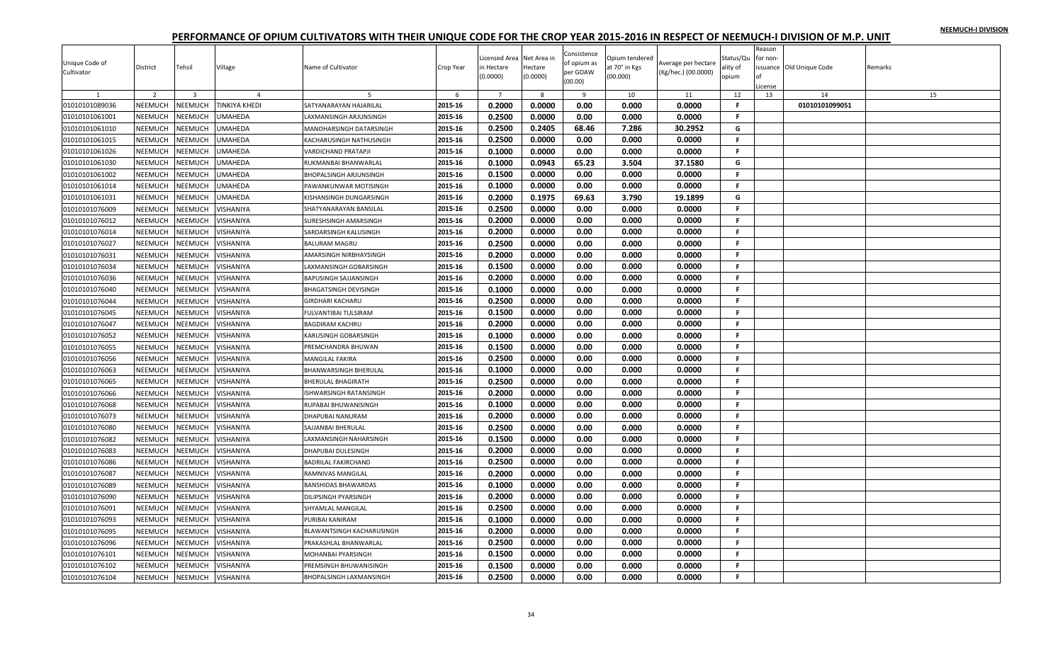# PERFORMANCE OF OPIUM CULTIVATORS WITH THEIR UNIQUE CODE FOR THE CROP YEAR 2015-2016 IN RESPECT OF NEEMUCH-I DIVISION OF M.P. UNIT

| Unique Code of Cultivator | District | Tehsil | Village | Name of Cultivator | Crop Year | Licensed Area in Hectare (0.0000) | Net Area in Hectare (0.0000) | Consistence of opium as per GOAW (00.00) | Opium tendered at 70° in Kgs (00.000) | Average per hectare (Kg/hec.) (00.0000) | Status/Quality of opium | Reason for non-issuance of License | Old Unique Code | Remarks |
|---|---|---|---|---|---|---|---|---|---|---|---|---|---|---|
| 1 | 2 | 3 | 4 | 5 | 6 | 7 | 8 | 9 | 10 | 11 | 12 | 13 | 14 | 15 |
| 01010101089036 | NEEMUCH | NEEMUCH | TINKIYA KHEDI | SATYANARAYAN HAJARILAL | 2015-16 | 0.2000 | 0.0000 | 0.00 | 0.000 | 0.0000 | F | | 01010101099051 | |
| 01010101061001 | NEEMUCH | NEEMUCH | UMAHEDA | LAXMANSINGH ARJUNSINGH | 2015-16 | 0.2500 | 0.0000 | 0.00 | 0.000 | 0.0000 | F | | | |
| 01010101061010 | NEEMUCH | NEEMUCH | UMAHEDA | MANOHARSINGH DATARSINGH | 2015-16 | 0.2500 | 0.2405 | 68.46 | 7.286 | 30.2952 | G | | | |
| 01010101061015 | NEEMUCH | NEEMUCH | UMAHEDA | KACHARUSINGH NATHUSINGH | 2015-16 | 0.2500 | 0.0000 | 0.00 | 0.000 | 0.0000 | F | | | |
| 01010101061026 | NEEMUCH | NEEMUCH | UMAHEDA | VARDICHAND PRATAPJI | 2015-16 | 0.1000 | 0.0000 | 0.00 | 0.000 | 0.0000 | F | | | |
| 01010101061030 | NEEMUCH | NEEMUCH | UMAHEDA | RUKMANBAI BHANWARLAL | 2015-16 | 0.1000 | 0.0943 | 65.23 | 3.504 | 37.1580 | G | | | |
| 01010101061002 | NEEMUCH | NEEMUCH | UMAHEDA | BHOPALSINGH ARJUNSINGH | 2015-16 | 0.1500 | 0.0000 | 0.00 | 0.000 | 0.0000 | F | | | |
| 01010101061014 | NEEMUCH | NEEMUCH | UMAHEDA | PAWANKUNWAR MOTISINGH | 2015-16 | 0.1000 | 0.0000 | 0.00 | 0.000 | 0.0000 | F | | | |
| 01010101061031 | NEEMUCH | NEEMUCH | UMAHEDA | KISHANSINGH DUNGARSINGH | 2015-16 | 0.2000 | 0.1975 | 69.63 | 3.790 | 19.1899 | G | | | |
| 01010101076009 | NEEMUCH | NEEMUCH | VISHANIYA | SHATYANARAYAN BANSILAL | 2015-16 | 0.2500 | 0.0000 | 0.00 | 0.000 | 0.0000 | F | | | |
| 01010101076012 | NEEMUCH | NEEMUCH | VISHANIYA | SURESHSINGH AMARSINGH | 2015-16 | 0.2000 | 0.0000 | 0.00 | 0.000 | 0.0000 | F | | | |
| 01010101076014 | NEEMUCH | NEEMUCH | VISHANIYA | SARDARSINGH KALUSINGH | 2015-16 | 0.2000 | 0.0000 | 0.00 | 0.000 | 0.0000 | F | | | |
| 01010101076027 | NEEMUCH | NEEMUCH | VISHANIYA | BALURAM MAGRU | 2015-16 | 0.2500 | 0.0000 | 0.00 | 0.000 | 0.0000 | F | | | |
| 01010101076031 | NEEMUCH | NEEMUCH | VISHANIYA | AMARSINGH NIRBHAYSINGH | 2015-16 | 0.2000 | 0.0000 | 0.00 | 0.000 | 0.0000 | F | | | |
| 01010101076034 | NEEMUCH | NEEMUCH | VISHANIYA | LAXMANSINGH GOBARSINGH | 2015-16 | 0.1500 | 0.0000 | 0.00 | 0.000 | 0.0000 | F | | | |
| 01010101076036 | NEEMUCH | NEEMUCH | VISHANIYA | BAPUSINGH SAJJANSINGH | 2015-16 | 0.2000 | 0.0000 | 0.00 | 0.000 | 0.0000 | F | | | |
| 01010101076040 | NEEMUCH | NEEMUCH | VISHANIYA | BHAGATSINGH DEVISINGH | 2015-16 | 0.1000 | 0.0000 | 0.00 | 0.000 | 0.0000 | F | | | |
| 01010101076044 | NEEMUCH | NEEMUCH | VISHANIYA | GIRDHARI KACHARU | 2015-16 | 0.2500 | 0.0000 | 0.00 | 0.000 | 0.0000 | F | | | |
| 01010101076045 | NEEMUCH | NEEMUCH | VISHANIYA | FULVANTIBAI TULSIRAM | 2015-16 | 0.1500 | 0.0000 | 0.00 | 0.000 | 0.0000 | F | | | |
| 01010101076047 | NEEMUCH | NEEMUCH | VISHANIYA | BAGDIRAM KACHRU | 2015-16 | 0.2000 | 0.0000 | 0.00 | 0.000 | 0.0000 | F | | | |
| 01010101076052 | NEEMUCH | NEEMUCH | VISHANIYA | KARUSINGH GOBARSINGH | 2015-16 | 0.1000 | 0.0000 | 0.00 | 0.000 | 0.0000 | F | | | |
| 01010101076055 | NEEMUCH | NEEMUCH | VISHANIYA | PREMCHANDRA BHUWAN | 2015-16 | 0.1500 | 0.0000 | 0.00 | 0.000 | 0.0000 | F | | | |
| 01010101076056 | NEEMUCH | NEEMUCH | VISHANIYA | MANGILAL FAKIRA | 2015-16 | 0.2500 | 0.0000 | 0.00 | 0.000 | 0.0000 | F | | | |
| 01010101076063 | NEEMUCH | NEEMUCH | VISHANIYA | BHANWARSINGH BHERULAL | 2015-16 | 0.1000 | 0.0000 | 0.00 | 0.000 | 0.0000 | F | | | |
| 01010101076065 | NEEMUCH | NEEMUCH | VISHANIYA | BHERULAL BHAGIRATH | 2015-16 | 0.2500 | 0.0000 | 0.00 | 0.000 | 0.0000 | F | | | |
| 01010101076066 | NEEMUCH | NEEMUCH | VISHANIYA | ISHWARSINGH RATANSINGH | 2015-16 | 0.2000 | 0.0000 | 0.00 | 0.000 | 0.0000 | F | | | |
| 01010101076068 | NEEMUCH | NEEMUCH | VISHANIYA | RUPABAI BHUWANISINGH | 2015-16 | 0.1000 | 0.0000 | 0.00 | 0.000 | 0.0000 | F | | | |
| 01010101076073 | NEEMUCH | NEEMUCH | VISHANIYA | DHAPUBAI NANURAM | 2015-16 | 0.2000 | 0.0000 | 0.00 | 0.000 | 0.0000 | F | | | |
| 01010101076080 | NEEMUCH | NEEMUCH | VISHANIYA | SAJJANBAI BHERULAL | 2015-16 | 0.2500 | 0.0000 | 0.00 | 0.000 | 0.0000 | F | | | |
| 01010101076082 | NEEMUCH | NEEMUCH | VISHANIYA | LAXMANSINGH NAHARSINGH | 2015-16 | 0.1500 | 0.0000 | 0.00 | 0.000 | 0.0000 | F | | | |
| 01010101076083 | NEEMUCH | NEEMUCH | VISHANIYA | DHAPUBAI DULESINGH | 2015-16 | 0.2000 | 0.0000 | 0.00 | 0.000 | 0.0000 | F | | | |
| 01010101076086 | NEEMUCH | NEEMUCH | VISHANIYA | BADRILAL FAKIRCHAND | 2015-16 | 0.2500 | 0.0000 | 0.00 | 0.000 | 0.0000 | F | | | |
| 01010101076087 | NEEMUCH | NEEMUCH | VISHANIYA | RAMNIVAS MANGILAL | 2015-16 | 0.2000 | 0.0000 | 0.00 | 0.000 | 0.0000 | F | | | |
| 01010101076089 | NEEMUCH | NEEMUCH | VISHANIYA | BANSHIDAS BHAWARDAS | 2015-16 | 0.1000 | 0.0000 | 0.00 | 0.000 | 0.0000 | F | | | |
| 01010101076090 | NEEMUCH | NEEMUCH | VISHANIYA | DILIPSINGH PYARSINGH | 2015-16 | 0.2000 | 0.0000 | 0.00 | 0.000 | 0.0000 | F | | | |
| 01010101076091 | NEEMUCH | NEEMUCH | VISHANIYA | SHYAMLAL MANGILAL | 2015-16 | 0.2500 | 0.0000 | 0.00 | 0.000 | 0.0000 | F | | | |
| 01010101076093 | NEEMUCH | NEEMUCH | VISHANIYA | PURIBAI KANIRAM | 2015-16 | 0.1000 | 0.0000 | 0.00 | 0.000 | 0.0000 | F | | | |
| 01010101076095 | NEEMUCH | NEEMUCH | VISHANIYA | BLAWANTSINGH KACHARUSINGH | 2015-16 | 0.2000 | 0.0000 | 0.00 | 0.000 | 0.0000 | F | | | |
| 01010101076096 | NEEMUCH | NEEMUCH | VISHANIYA | PRAKASHLAL BHANWARLAL | 2015-16 | 0.2500 | 0.0000 | 0.00 | 0.000 | 0.0000 | F | | | |
| 01010101076101 | NEEMUCH | NEEMUCH | VISHANIYA | MOHANBAI PYARSINGH | 2015-16 | 0.1500 | 0.0000 | 0.00 | 0.000 | 0.0000 | F | | | |
| 01010101076102 | NEEMUCH | NEEMUCH | VISHANIYA | PREMSINGH BHUWANISINGH | 2015-16 | 0.1500 | 0.0000 | 0.00 | 0.000 | 0.0000 | F | | | |
| 01010101076104 | NEEMUCH | NEEMUCH | VISHANIYA | BHOPALSINGH LAXMANSINGH | 2015-16 | 0.2500 | 0.0000 | 0.00 | 0.000 | 0.0000 | F | | | |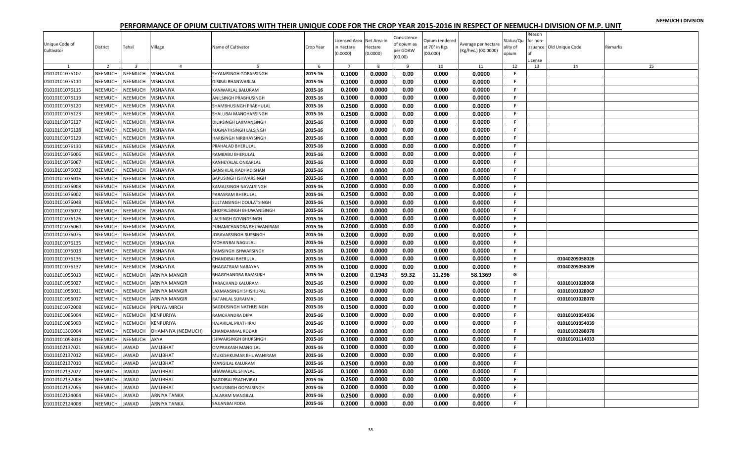NEEMUCH-I DIVISION

# PERFORMANCE OF OPIUM CULTIVATORS WITH THEIR UNIQUE CODE FOR THE CROP YEAR 2015-2016 IN RESPECT OF NEEMUCH-I DIVISION OF M.P. UNIT

| Unique Code of Cultivator | District | Tehsil | Village | Name of Cultivator | Crop Year | Licensed Area in Hectare (0.0000) | Net Area in Hectare (0.0000) | Consistence of opium as per GOAW (00.00) | Opium tendered at 70° in Kgs (00.000) | Average per hectare (Kg/hec.) (00.0000) | Status/Quality of opium | Reason for non-issuance of License | Old Unique Code | Remarks |
|---|---|---|---|---|---|---|---|---|---|---|---|---|---|---|
| 1 | 2 | 3 | 4 | 5 | 6 | 7 | 8 | 9 | 10 | 11 | 12 | 13 | 14 | 15 |
| 01010101076107 | NEEMUCH | NEEMUCH | VISHANIYA | SHYAMSINGH GOBARSINGH | 2015-16 | 0.1000 | 0.0000 | 0.00 | 0.000 | 0.0000 | F | | | |
| 01010101076110 | NEEMUCH | NEEMUCH | VISHANIYA | GISIBAI BHANWARLAL | 2015-16 | 0.1000 | 0.0000 | 0.00 | 0.000 | 0.0000 | F | | | |
| 01010101076115 | NEEMUCH | NEEMUCH | VISHANIYA | KANWARLAL BALURAM | 2015-16 | 0.2000 | 0.0000 | 0.00 | 0.000 | 0.0000 | F | | | |
| 01010101076119 | NEEMUCH | NEEMUCH | VISHANIYA | ANILSINGH PRABHUSINGH | 2015-16 | 0.1000 | 0.0000 | 0.00 | 0.000 | 0.0000 | F | | | |
| 01010101076120 | NEEMUCH | NEEMUCH | VISHANIYA | SHAMBHUSINGH PRABHULAL | 2015-16 | 0.2500 | 0.0000 | 0.00 | 0.000 | 0.0000 | F | | | |
| 01010101076123 | NEEMUCH | NEEMUCH | VISHANIYA | SHALUBAI MANOHARSINGH | 2015-16 | 0.2500 | 0.0000 | 0.00 | 0.000 | 0.0000 | F | | | |
| 01010101076127 | NEEMUCH | NEEMUCH | VISHANIYA | DILIPSINGH LAXMANSINGH | 2015-16 | 0.1000 | 0.0000 | 0.00 | 0.000 | 0.0000 | F | | | |
| 01010101076128 | NEEMUCH | NEEMUCH | VISHANIYA | RUGNATHSINGH LALSINGH | 2015-16 | 0.2000 | 0.0000 | 0.00 | 0.000 | 0.0000 | F | | | |
| 01010101076129 | NEEMUCH | NEEMUCH | VISHANIYA | HARISINGH NIRBHAYSINGH | 2015-16 | 0.1000 | 0.0000 | 0.00 | 0.000 | 0.0000 | F | | | |
| 01010101076130 | NEEMUCH | NEEMUCH | VISHANIYA | PRAHALAD BHERULAL | 2015-16 | 0.2000 | 0.0000 | 0.00 | 0.000 | 0.0000 | F | | | |
| 01010101076006 | NEEMUCH | NEEMUCH | VISHANIYA | RAMBABU BHERULAL | 2015-16 | 0.2000 | 0.0000 | 0.00 | 0.000 | 0.0000 | F | | | |
| 01010101076067 | NEEMUCH | NEEMUCH | VISHANIYA | KANHEYALAL ONKARLAL | 2015-16 | 0.1000 | 0.0000 | 0.00 | 0.000 | 0.0000 | F | | | |
| 01010101076032 | NEEMUCH | NEEMUCH | VISHANIYA | BANSHILAL RADHADISHAN | 2015-16 | 0.1000 | 0.0000 | 0.00 | 0.000 | 0.0000 | F | | | |
| 01010101076016 | NEEMUCH | NEEMUCH | VISHANIYA | BAPUSINGH ISHWARSINGH | 2015-16 | 0.2000 | 0.0000 | 0.00 | 0.000 | 0.0000 | F | | | |
| 01010101076008 | NEEMUCH | NEEMUCH | VISHANIYA | KAMALSINGH NAVALSINGH | 2015-16 | 0.2000 | 0.0000 | 0.00 | 0.000 | 0.0000 | F | | | |
| 01010101076002 | NEEMUCH | NEEMUCH | VISHANIYA | PARASRAM BHERULAL | 2015-16 | 0.2500 | 0.0000 | 0.00 | 0.000 | 0.0000 | F | | | |
| 01010101076048 | NEEMUCH | NEEMUCH | VISHANIYA | SULTANSINGH DOULATSINGH | 2015-16 | 0.1500 | 0.0000 | 0.00 | 0.000 | 0.0000 | F | | | |
| 01010101076072 | NEEMUCH | NEEMUCH | VISHANIYA | BHOPALSINGH BHUWANISINGH | 2015-16 | 0.1000 | 0.0000 | 0.00 | 0.000 | 0.0000 | F | | | |
| 01010101076126 | NEEMUCH | NEEMUCH | VISHANIYA | LALSINGH GOVINDSINGH | 2015-16 | 0.2000 | 0.0000 | 0.00 | 0.000 | 0.0000 | F | | | |
| 01010101076060 | NEEMUCH | NEEMUCH | VISHANIYA | PUNAMCHANDRA BHUWANIRAM | 2015-16 | 0.2000 | 0.0000 | 0.00 | 0.000 | 0.0000 | F | | | |
| 01010101076075 | NEEMUCH | NEEMUCH | VISHANIYA | JORAVARSINGH RUPSINGH | 2015-16 | 0.2000 | 0.0000 | 0.00 | 0.000 | 0.0000 | F | | | |
| 01010101076135 | NEEMUCH | NEEMUCH | VISHANIYA | MOHANBAI NAGULAL | 2015-16 | 0.2500 | 0.0000 | 0.00 | 0.000 | 0.0000 | F | | | |
| 01010101076013 | NEEMUCH | NEEMUCH | VISHANIYA | RAMSINGH ISHWARSINGH | 2015-16 | 0.1000 | 0.0000 | 0.00 | 0.000 | 0.0000 | F | | | |
| 01010101076136 | NEEMUCH | NEEMUCH | VISHANIYA | CHANDIBAI BHERULAL | 2015-16 | 0.2000 | 0.0000 | 0.00 | 0.000 | 0.0000 | F | | 01040209058026 | |
| 01010101076137 | NEEMUCH | NEEMUCH | VISHANIYA | BHAGATRAM NARAYAN | 2015-16 | 0.1000 | 0.0000 | 0.00 | 0.000 | 0.0000 | F | | 01040209058009 | |
| 01010101056013 | NEEMUCH | NEEMUCH | ARNIYA MANGIR | BHAGCHANDRA RAMSUKH | 2015-16 | 0.2000 | 0.1943 | 59.32 | 11.296 | 58.1369 | G | | | |
| 01010101056027 | NEEMUCH | NEEMUCH | ARNIYA MANGIR | TARACHAND KALURAM | 2015-16 | 0.2500 | 0.0000 | 0.00 | 0.000 | 0.0000 | F | | 01010101028068 | |
| 01010101056011 | NEEMUCH | NEEMUCH | ARNIYA MANGIR | LAXMANSINGH SHISHUPAL | 2015-16 | 0.2500 | 0.0000 | 0.00 | 0.000 | 0.0000 | F | | 01010101028067 | |
| 01010101056017 | NEEMUCH | NEEMUCH | ARNIYA MANGIR | RATANLAL SURAJMAL | 2015-16 | 0.1000 | 0.0000 | 0.00 | 0.000 | 0.0000 | F | | 01010101028070 | |
| 01010101072008 | NEEMUCH | NEEMUCH | PIPLIYA MIRCH | BAGDUSINGH NATHUSINGH | 2015-16 | 0.1500 | 0.0000 | 0.00 | 0.000 | 0.0000 | F | | | |
| 01010101085004 | NEEMUCH | NEEMUCH | KENPURIYA | RAMCHANDRA DIPA | 2015-16 | 0.1000 | 0.0000 | 0.00 | 0.000 | 0.0000 | F | | 01010101054036 | |
| 01010101085003 | NEEMUCH | NEEMUCH | KENPURIYA | HAJARILAL PRATHIRAJ | 2015-16 | 0.1000 | 0.0000 | 0.00 | 0.000 | 0.0000 | F | | 01010101054039 | |
| 01010101306004 | NEEMUCH | NEEMUCH | DHAMNIYA (NEEMUCH) | CHANDANMAL RODAJI | 2015-16 | 0.2000 | 0.0000 | 0.00 | 0.000 | 0.0000 | F | | 01010103288078 | |
| 01010101093013 | NEEMUCH | NEEMUCH | AKYA | ISHWARSINGH BHURSINGH | 2015-16 | 0.1000 | 0.0000 | 0.00 | 0.000 | 0.0000 | F | | 01010101114033 | |
| 01010102137021 | NEEMUCH | JAWAD | AMLIBHAT | OMPRAKASH MANGILAL | 2015-16 | 0.1000 | 0.0000 | 0.00 | 0.000 | 0.0000 | F | | | |
| 01010102137012 | NEEMUCH | JAWAD | AMLIBHAT | MUKESHKUMAR BHUWANIRAM | 2015-16 | 0.2000 | 0.0000 | 0.00 | 0.000 | 0.0000 | F | | | |
| 01010102137010 | NEEMUCH | JAWAD | AMLIBHAT | MANGILAL KALURAM | 2015-16 | 0.2500 | 0.0000 | 0.00 | 0.000 | 0.0000 | F | | | |
| 01010102137027 | NEEMUCH | JAWAD | AMLIBHAT | BHAWARLAL SHIVLAL | 2015-16 | 0.1000 | 0.0000 | 0.00 | 0.000 | 0.0000 | F | | | |
| 01010102137008 | NEEMUCH | JAWAD | AMLIBHAT | BAGDIBAI PRATHVIRAJ | 2015-16 | 0.2500 | 0.0000 | 0.00 | 0.000 | 0.0000 | F | | | |
| 01010102137055 | NEEMUCH | JAWAD | AMLIBHAT | NAGUSINGH GOPALSINGH | 2015-16 | 0.2000 | 0.0000 | 0.00 | 0.000 | 0.0000 | F | | | |
| 01010102124004 | NEEMUCH | JAWAD | ARNIYA TANKA | LALARAM MANGILAL | 2015-16 | 0.2500 | 0.0000 | 0.00 | 0.000 | 0.0000 | F | | | |
| 01010102124008 | NEEMUCH | JAWAD | ARNIYA TANKA | SAJJANBAI RODA | 2015-16 | 0.2000 | 0.0000 | 0.00 | 0.000 | 0.0000 | F | | | |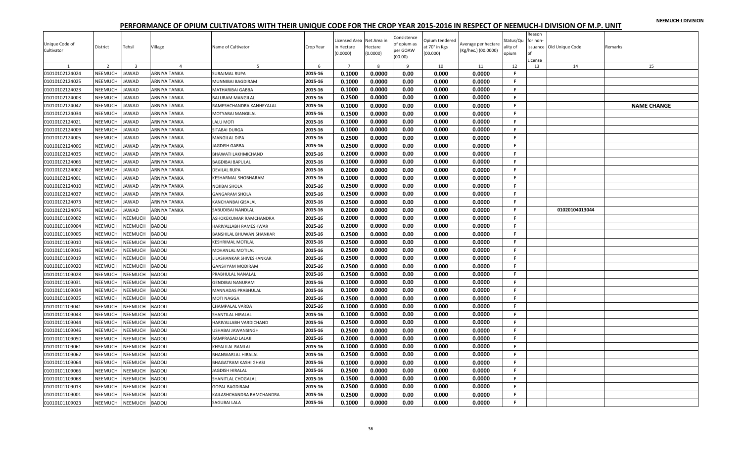# PERFORMANCE OF OPIUM CULTIVATORS WITH THEIR UNIQUE CODE FOR THE CROP YEAR 2015-2016 IN RESPECT OF NEEMUCH-I DIVISION OF M.P. UNIT

| Unique Code of Cultivator | District | Tehsil | Village | Name of Cultivator | Crop Year | Licensed Area in Hectare (0.0000) | Net Area in Hectare (0.0000) | Consistence of opium as per GOAW (00.00) | Opium tendered at 70° in Kgs (00.000) | Average per hectare (Kg/hec.) (00.0000) | Status/Quality of opium | Reason for non-issuance of License | Old Unique Code | Remarks |
|---|---|---|---|---|---|---|---|---|---|---|---|---|---|---|
| 1 | 2 | 3 | 4 | 5 | 6 | 7 | 8 | 9 | 10 | 11 | 12 | 13 | 14 | 15 |
| 01010102124024 | NEEMUCH | JAWAD | ARNIYA TANKA | SURAJMAL RUPA | 2015-16 | 0.1000 | 0.0000 | 0.00 | 0.000 | 0.0000 | F | | | |
| 01010102124025 | NEEMUCH | JAWAD | ARNIYA TANKA | MUNNIBAI BAGDIRAM | 2015-16 | 0.1000 | 0.0000 | 0.00 | 0.000 | 0.0000 | F | | | |
| 01010102124023 | NEEMUCH | JAWAD | ARNIYA TANKA | MATHARIBAI GABBA | 2015-16 | 0.1000 | 0.0000 | 0.00 | 0.000 | 0.0000 | F | | | |
| 01010102124003 | NEEMUCH | JAWAD | ARNIYA TANKA | BALURAM MANGILAL | 2015-16 | 0.2500 | 0.0000 | 0.00 | 0.000 | 0.0000 | F | | | |
| 01010102124042 | NEEMUCH | JAWAD | ARNIYA TANKA | RAMESHCHANDRA KANHEYALAL | 2015-16 | 0.1000 | 0.0000 | 0.00 | 0.000 | 0.0000 | F | | | NAME CHANGE |
| 01010102124034 | NEEMUCH | JAWAD | ARNIYA TANKA | MOTYABAI MANGILAL | 2015-16 | 0.1500 | 0.0000 | 0.00 | 0.000 | 0.0000 | F | | | |
| 01010102124021 | NEEMUCH | JAWAD | ARNIYA TANKA | LALU MOTI | 2015-16 | 0.1000 | 0.0000 | 0.00 | 0.000 | 0.0000 | F | | | |
| 01010102124009 | NEEMUCH | JAWAD | ARNIYA TANKA | SITABAI DURGA | 2015-16 | 0.1000 | 0.0000 | 0.00 | 0.000 | 0.0000 | F | | | |
| 01010102124005 | NEEMUCH | JAWAD | ARNIYA TANKA | MANGILAL DIPA | 2015-16 | 0.2500 | 0.0000 | 0.00 | 0.000 | 0.0000 | F | | | |
| 01010102124006 | NEEMUCH | JAWAD | ARNIYA TANKA | JAGDISH GABBA | 2015-16 | 0.2500 | 0.0000 | 0.00 | 0.000 | 0.0000 | F | | | |
| 01010102124035 | NEEMUCH | JAWAD | ARNIYA TANKA | BHAWATI LAKHMICHAND | 2015-16 | 0.2000 | 0.0000 | 0.00 | 0.000 | 0.0000 | F | | | |
| 01010102124066 | NEEMUCH | JAWAD | ARNIYA TANKA | BAGDIBAI BAPULAL | 2015-16 | 0.1000 | 0.0000 | 0.00 | 0.000 | 0.0000 | F | | | |
| 01010102124002 | NEEMUCH | JAWAD | ARNIYA TANKA | DEVILAL RUPA | 2015-16 | 0.2000 | 0.0000 | 0.00 | 0.000 | 0.0000 | F | | | |
| 01010102124001 | NEEMUCH | JAWAD | ARNIYA TANKA | KESHARMAL SHOBHARAM | 2015-16 | 0.1000 | 0.0000 | 0.00 | 0.000 | 0.0000 | F | | | |
| 01010102124010 | NEEMUCH | JAWAD | ARNIYA TANKA | NOJIBAI SHOLA | 2015-16 | 0.2500 | 0.0000 | 0.00 | 0.000 | 0.0000 | F | | | |
| 01010102124037 | NEEMUCH | JAWAD | ARNIYA TANKA | GANGARAM SHOLA | 2015-16 | 0.2500 | 0.0000 | 0.00 | 0.000 | 0.0000 | F | | | |
| 01010102124073 | NEEMUCH | JAWAD | ARNIYA TANKA | KANCHANBAI GISALAL | 2015-16 | 0.2500 | 0.0000 | 0.00 | 0.000 | 0.0000 | F | | | |
| 01010102124076 | NEEMUCH | JAWAD | ARNIYA TANKA | SABUDIBAI NANDLAL | 2015-16 | 0.2000 | 0.0000 | 0.00 | 0.000 | 0.0000 | F | | 01020104013044 | |
| 01010101109002 | NEEMUCH | NEEMUCH | BADOLI | ASHOKEKUMAR RAMCHANDRA | 2015-16 | 0.2000 | 0.0000 | 0.00 | 0.000 | 0.0000 | F | | | |
| 01010101109004 | NEEMUCH | NEEMUCH | BADOLI | HARIVALLABH RAMESHWAR | 2015-16 | 0.2000 | 0.0000 | 0.00 | 0.000 | 0.0000 | F | | | |
| 01010101109005 | NEEMUCH | NEEMUCH | BADOLI | BANSHILAL BHUWANISHANKAR | 2015-16 | 0.2500 | 0.0000 | 0.00 | 0.000 | 0.0000 | F | | | |
| 01010101109010 | NEEMUCH | NEEMUCH | BADOLI | KESHRIMAL MOTILAL | 2015-16 | 0.2500 | 0.0000 | 0.00 | 0.000 | 0.0000 | F | | | |
| 01010101109016 | NEEMUCH | NEEMUCH | BADOLI | MOHANLAL MOTILAL | 2015-16 | 0.2500 | 0.0000 | 0.00 | 0.000 | 0.0000 | F | | | |
| 01010101109019 | NEEMUCH | NEEMUCH | BADOLI | LILASHANKAR SHIVESHANKAR | 2015-16 | 0.2500 | 0.0000 | 0.00 | 0.000 | 0.0000 | F | | | |
| 01010101109020 | NEEMUCH | NEEMUCH | BADOLI | GANSHYAM MODIRAM | 2015-16 | 0.2500 | 0.0000 | 0.00 | 0.000 | 0.0000 | F | | | |
| 01010101109028 | NEEMUCH | NEEMUCH | BADOLI | PRABHULAL NANALAL | 2015-16 | 0.2500 | 0.0000 | 0.00 | 0.000 | 0.0000 | F | | | |
| 01010101109031 | NEEMUCH | NEEMUCH | BADOLI | GENDIBAI NANURAM | 2015-16 | 0.1000 | 0.0000 | 0.00 | 0.000 | 0.0000 | F | | | |
| 01010101109034 | NEEMUCH | NEEMUCH | BADOLI | MANNADAS PRABHULAL | 2015-16 | 0.1000 | 0.0000 | 0.00 | 0.000 | 0.0000 | F | | | |
| 01010101109035 | NEEMUCH | NEEMUCH | BADOLI | MOTI NAGGA | 2015-16 | 0.2500 | 0.0000 | 0.00 | 0.000 | 0.0000 | F | | | |
| 01010101109041 | NEEMUCH | NEEMUCH | BADOLI | CHAMPALAL VARDA | 2015-16 | 0.1000 | 0.0000 | 0.00 | 0.000 | 0.0000 | F | | | |
| 01010101109043 | NEEMUCH | NEEMUCH | BADOLI | SHANTILAL HIRALAL | 2015-16 | 0.1000 | 0.0000 | 0.00 | 0.000 | 0.0000 | F | | | |
| 01010101109044 | NEEMUCH | NEEMUCH | BADOLI | HARIVALLABH VARDICHAND | 2015-16 | 0.2500 | 0.0000 | 0.00 | 0.000 | 0.0000 | F | | | |
| 01010101109046 | NEEMUCH | NEEMUCH | BADOLI | USHABAI JAWANSINGH | 2015-16 | 0.2500 | 0.0000 | 0.00 | 0.000 | 0.0000 | F | | | |
| 01010101109050 | NEEMUCH | NEEMUCH | BADOLI | RAMPRASAD LALAJI | 2015-16 | 0.2000 | 0.0000 | 0.00 | 0.000 | 0.0000 | F | | | |
| 01010101109061 | NEEMUCH | NEEMUCH | BADOLI | KHYALILAL RAMLAL | 2015-16 | 0.1000 | 0.0000 | 0.00 | 0.000 | 0.0000 | F | | | |
| 01010101109062 | NEEMUCH | NEEMUCH | BADOLI | BHANWARLAL HIRALAL | 2015-16 | 0.2500 | 0.0000 | 0.00 | 0.000 | 0.0000 | F | | | |
| 01010101109064 | NEEMUCH | NEEMUCH | BADOLI | BHAGATRAM KASHI GHASI | 2015-16 | 0.1000 | 0.0000 | 0.00 | 0.000 | 0.0000 | F | | | |
| 01010101109066 | NEEMUCH | NEEMUCH | BADOLI | JAGDISH HIRALAL | 2015-16 | 0.2500 | 0.0000 | 0.00 | 0.000 | 0.0000 | F | | | |
| 01010101109068 | NEEMUCH | NEEMUCH | BADOLI | SHANITLAL CHOGALAL | 2015-16 | 0.1500 | 0.0000 | 0.00 | 0.000 | 0.0000 | F | | | |
| 01010101109013 | NEEMUCH | NEEMUCH | BADOLI | GOPAL BAGDIRAM | 2015-16 | 0.2500 | 0.0000 | 0.00 | 0.000 | 0.0000 | F | | | |
| 01010101109001 | NEEMUCH | NEEMUCH | BADOLI | KAILASHCHANDRA RAMCHANDRA | 2015-16 | 0.2500 | 0.0000 | 0.00 | 0.000 | 0.0000 | F | | | |
| 01010101109023 | NEEMUCH | NEEMUCH | BADOLI | SAGUBAI LALA | 2015-16 | 0.1000 | 0.0000 | 0.00 | 0.000 | 0.0000 | F | | | |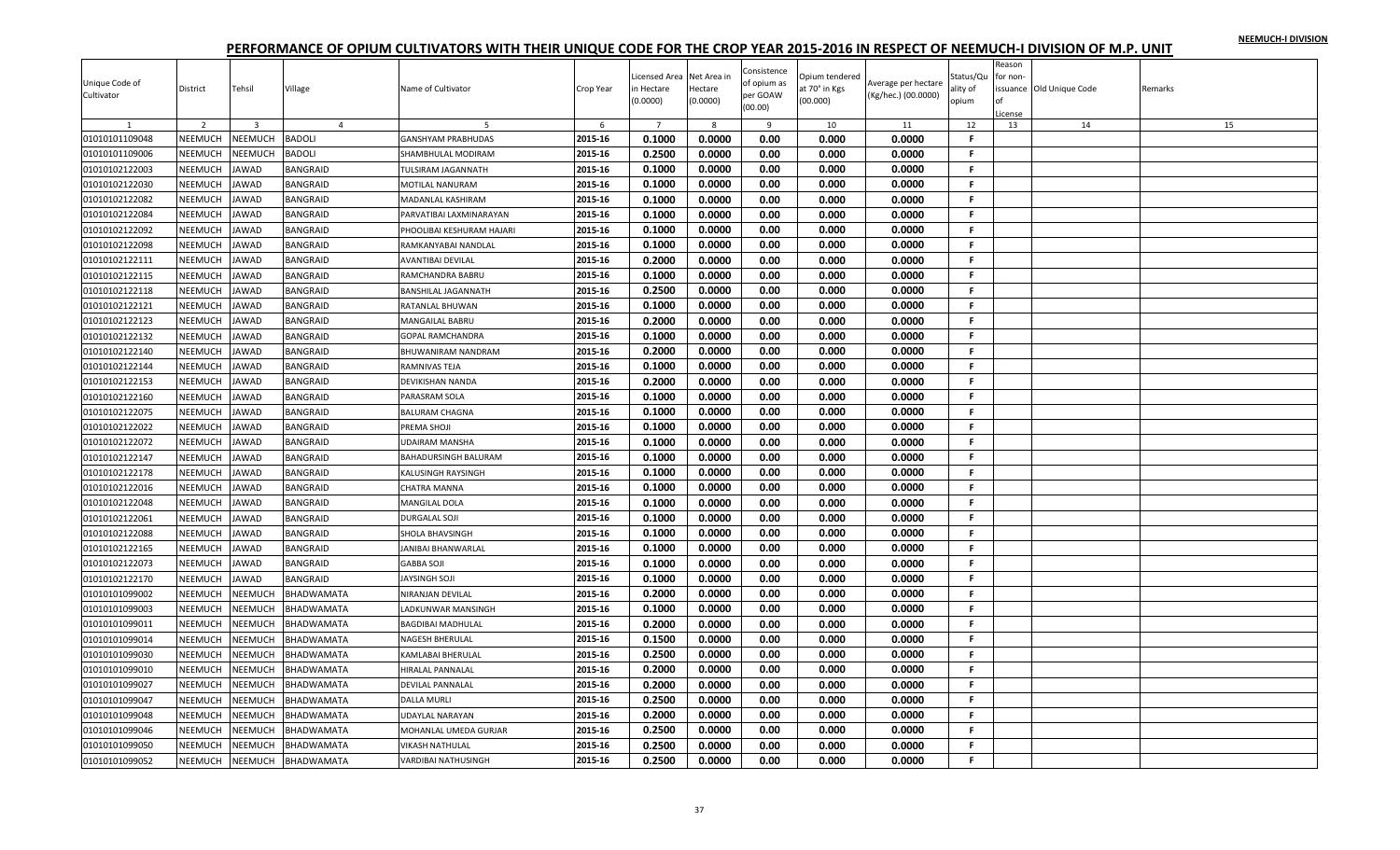# PERFORMANCE OF OPIUM CULTIVATORS WITH THEIR UNIQUE CODE FOR THE CROP YEAR 2015-2016 IN RESPECT OF NEEMUCH-I DIVISION OF M.P. UNIT

| Unique Code of Cultivator | District | Tehsil | Village | Name of Cultivator | Crop Year | Licensed Area in Hectare (0.0000) | Net Area in Hectare (0.0000) | Consistence of opium as per GOAW (00.00) | Opium tendered at 70° in Kgs (00.000) | Average per hectare (Kg/hec.) (00.0000) | Status/Quality of opium | Reason for non-issuance of License | Old Unique Code | Remarks |
|---|---|---|---|---|---|---|---|---|---|---|---|---|---|---|
| 1 | 2 | 3 | 4 | 5 | 6 | 7 | 8 | 9 | 10 | 11 | 12 | 13 | 14 | 15 |
| 01010101109048 | NEEMUCH | NEEMUCH | BADOLI | GANSHYAM PRABHUDAS | 2015-16 | 0.1000 | 0.0000 | 0.00 | 0.000 | 0.0000 | F | | | |
| 01010101109006 | NEEMUCH | NEEMUCH | BADOLI | SHAMBHULAL MODIRAM | 2015-16 | 0.2500 | 0.0000 | 0.00 | 0.000 | 0.0000 | F | | | |
| 01010102122003 | NEEMUCH | JAWAD | BANGRAID | TULSIRAM JAGANNATH | 2015-16 | 0.1000 | 0.0000 | 0.00 | 0.000 | 0.0000 | F | | | |
| 01010102122030 | NEEMUCH | JAWAD | BANGRAID | MOTILAL NANURAM | 2015-16 | 0.1000 | 0.0000 | 0.00 | 0.000 | 0.0000 | F | | | |
| 01010102122082 | NEEMUCH | JAWAD | BANGRAID | MADANLAL KASHIRAM | 2015-16 | 0.1000 | 0.0000 | 0.00 | 0.000 | 0.0000 | F | | | |
| 01010102122084 | NEEMUCH | JAWAD | BANGRAID | PARVATIBAI LAXMINARAYAN | 2015-16 | 0.1000 | 0.0000 | 0.00 | 0.000 | 0.0000 | F | | | |
| 01010102122092 | NEEMUCH | JAWAD | BANGRAID | PHOOLIBAI KESHURAM HAJARI | 2015-16 | 0.1000 | 0.0000 | 0.00 | 0.000 | 0.0000 | F | | | |
| 01010102122098 | NEEMUCH | JAWAD | BANGRAID | RAMKANYABAI NANDLAL | 2015-16 | 0.1000 | 0.0000 | 0.00 | 0.000 | 0.0000 | F | | | |
| 01010102122111 | NEEMUCH | JAWAD | BANGRAID | AVANTIBAI DEVILAL | 2015-16 | 0.2000 | 0.0000 | 0.00 | 0.000 | 0.0000 | F | | | |
| 01010102122115 | NEEMUCH | JAWAD | BANGRAID | RAMCHANDRA BABRU | 2015-16 | 0.1000 | 0.0000 | 0.00 | 0.000 | 0.0000 | F | | | |
| 01010102122118 | NEEMUCH | JAWAD | BANGRAID | BANSHILAL JAGANNATH | 2015-16 | 0.2500 | 0.0000 | 0.00 | 0.000 | 0.0000 | F | | | |
| 01010102122121 | NEEMUCH | JAWAD | BANGRAID | RATANLAL BHUWAN | 2015-16 | 0.1000 | 0.0000 | 0.00 | 0.000 | 0.0000 | F | | | |
| 01010102122123 | NEEMUCH | JAWAD | BANGRAID | MANGAILAL BABRU | 2015-16 | 0.2000 | 0.0000 | 0.00 | 0.000 | 0.0000 | F | | | |
| 01010102122132 | NEEMUCH | JAWAD | BANGRAID | GOPAL RAMCHANDRA | 2015-16 | 0.1000 | 0.0000 | 0.00 | 0.000 | 0.0000 | F | | | |
| 01010102122140 | NEEMUCH | JAWAD | BANGRAID | BHUWANIRAM NANDRAM | 2015-16 | 0.2000 | 0.0000 | 0.00 | 0.000 | 0.0000 | F | | | |
| 01010102122144 | NEEMUCH | JAWAD | BANGRAID | RAMNIVAS TEJA | 2015-16 | 0.1000 | 0.0000 | 0.00 | 0.000 | 0.0000 | F | | | |
| 01010102122153 | NEEMUCH | JAWAD | BANGRAID | DEVIKISHAN NANDA | 2015-16 | 0.2000 | 0.0000 | 0.00 | 0.000 | 0.0000 | F | | | |
| 01010102122160 | NEEMUCH | JAWAD | BANGRAID | PARASRAM SOLA | 2015-16 | 0.1000 | 0.0000 | 0.00 | 0.000 | 0.0000 | F | | | |
| 01010102122075 | NEEMUCH | JAWAD | BANGRAID | BALURAM CHAGNA | 2015-16 | 0.1000 | 0.0000 | 0.00 | 0.000 | 0.0000 | F | | | |
| 01010102122022 | NEEMUCH | JAWAD | BANGRAID | PREMA SHOJI | 2015-16 | 0.1000 | 0.0000 | 0.00 | 0.000 | 0.0000 | F | | | |
| 01010102122072 | NEEMUCH | JAWAD | BANGRAID | UDAIRAM MANSHA | 2015-16 | 0.1000 | 0.0000 | 0.00 | 0.000 | 0.0000 | F | | | |
| 01010102122147 | NEEMUCH | JAWAD | BANGRAID | BAHADURSINGH BALURAM | 2015-16 | 0.1000 | 0.0000 | 0.00 | 0.000 | 0.0000 | F | | | |
| 01010102122178 | NEEMUCH | JAWAD | BANGRAID | KALUSINGH RAYSINGH | 2015-16 | 0.1000 | 0.0000 | 0.00 | 0.000 | 0.0000 | F | | | |
| 01010102122016 | NEEMUCH | JAWAD | BANGRAID | CHATRA MANNA | 2015-16 | 0.1000 | 0.0000 | 0.00 | 0.000 | 0.0000 | F | | | |
| 01010102122048 | NEEMUCH | JAWAD | BANGRAID | MANGILAL DOLA | 2015-16 | 0.1000 | 0.0000 | 0.00 | 0.000 | 0.0000 | F | | | |
| 01010102122061 | NEEMUCH | JAWAD | BANGRAID | DURGALAL SOJI | 2015-16 | 0.1000 | 0.0000 | 0.00 | 0.000 | 0.0000 | F | | | |
| 01010102122088 | NEEMUCH | JAWAD | BANGRAID | SHOLA BHAVSINGH | 2015-16 | 0.1000 | 0.0000 | 0.00 | 0.000 | 0.0000 | F | | | |
| 01010102122165 | NEEMUCH | JAWAD | BANGRAID | JANIBAI BHANWARLAL | 2015-16 | 0.1000 | 0.0000 | 0.00 | 0.000 | 0.0000 | F | | | |
| 01010102122073 | NEEMUCH | JAWAD | BANGRAID | GABBA SOJI | 2015-16 | 0.1000 | 0.0000 | 0.00 | 0.000 | 0.0000 | F | | | |
| 01010102122170 | NEEMUCH | JAWAD | BANGRAID | JAYSINGH SOJI | 2015-16 | 0.1000 | 0.0000 | 0.00 | 0.000 | 0.0000 | F | | | |
| 01010101099002 | NEEMUCH | NEEMUCH | BHADWAMATA | NIRANJAN DEVILAL | 2015-16 | 0.2000 | 0.0000 | 0.00 | 0.000 | 0.0000 | F | | | |
| 01010101099003 | NEEMUCH | NEEMUCH | BHADWAMATA | LADKUNWAR MANSINGH | 2015-16 | 0.1000 | 0.0000 | 0.00 | 0.000 | 0.0000 | F | | | |
| 01010101099011 | NEEMUCH | NEEMUCH | BHADWAMATA | BAGDIBAI MADHULAL | 2015-16 | 0.2000 | 0.0000 | 0.00 | 0.000 | 0.0000 | F | | | |
| 01010101099014 | NEEMUCH | NEEMUCH | BHADWAMATA | NAGESH BHERULAL | 2015-16 | 0.1500 | 0.0000 | 0.00 | 0.000 | 0.0000 | F | | | |
| 01010101099030 | NEEMUCH | NEEMUCH | BHADWAMATA | KAMLABAI BHERULAL | 2015-16 | 0.2500 | 0.0000 | 0.00 | 0.000 | 0.0000 | F | | | |
| 01010101099010 | NEEMUCH | NEEMUCH | BHADWAMATA | HIRALAL PANNALAL | 2015-16 | 0.2000 | 0.0000 | 0.00 | 0.000 | 0.0000 | F | | | |
| 01010101099027 | NEEMUCH | NEEMUCH | BHADWAMATA | DEVILAL PANNALAL | 2015-16 | 0.2000 | 0.0000 | 0.00 | 0.000 | 0.0000 | F | | | |
| 01010101099047 | NEEMUCH | NEEMUCH | BHADWAMATA | DALLA MURLI | 2015-16 | 0.2500 | 0.0000 | 0.00 | 0.000 | 0.0000 | F | | | |
| 01010101099048 | NEEMUCH | NEEMUCH | BHADWAMATA | UDAYLAL NARAYAN | 2015-16 | 0.2000 | 0.0000 | 0.00 | 0.000 | 0.0000 | F | | | |
| 01010101099046 | NEEMUCH | NEEMUCH | BHADWAMATA | MOHANLAL UMEDA GURJAR | 2015-16 | 0.2500 | 0.0000 | 0.00 | 0.000 | 0.0000 | F | | | |
| 01010101099050 | NEEMUCH | NEEMUCH | BHADWAMATA | VIKASH NATHULAL | 2015-16 | 0.2500 | 0.0000 | 0.00 | 0.000 | 0.0000 | F | | | |
| 01010101099052 | NEEMUCH | NEEMUCH | BHADWAMATA | VARDIBAI NATHUSINGH | 2015-16 | 0.2500 | 0.0000 | 0.00 | 0.000 | 0.0000 | F | | | |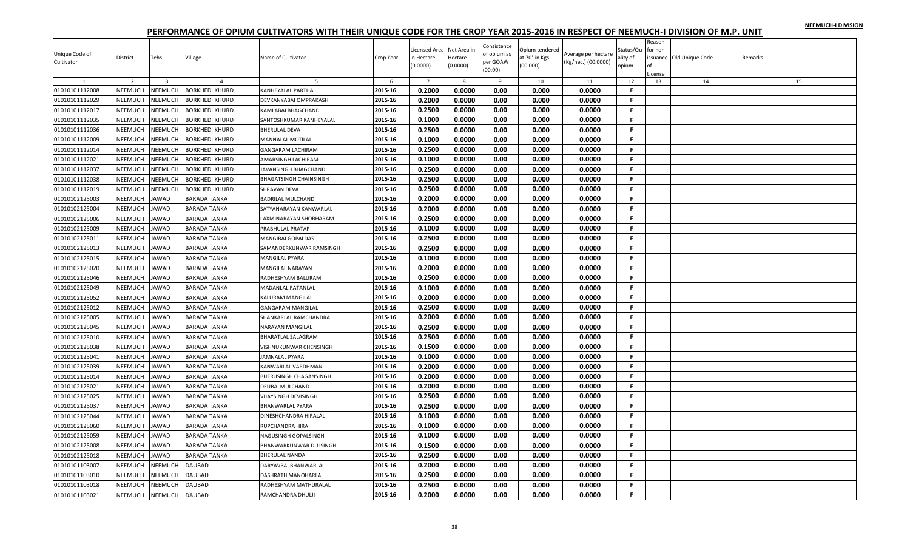# PERFORMANCE OF OPIUM CULTIVATORS WITH THEIR UNIQUE CODE FOR THE CROP YEAR 2015-2016 IN RESPECT OF NEEMUCH-I DIVISION OF M.P. UNIT

| Unique Code of Cultivator | District | Tehsil | Village | Name of Cultivator | Crop Year | Licensed Area in Hectare (0.0000) | Net Area in Hectare (0.0000) | Consistence of opium as per GOAW (00.00) | Opium tendered at 70° in Kgs (00.000) | Average per hectare (Kg/hec.) (00.0000) | Status/Quality of opium | Reason for non-issuance of License | Old Unique Code | Remarks |
|---|---|---|---|---|---|---|---|---|---|---|---|---|---|---|
| 1 | 2 | 3 | 4 | 5 | 6 | 7 | 8 | 9 | 10 | 11 | 12 | 13 | 14 | 15 |
| 01010101112008 | NEEMUCH | NEEMUCH | BORKHEDI KHURD | KANHEYALAL PARTHA | 2015-16 | 0.2000 | 0.0000 | 0.00 | 0.000 | 0.0000 | F | | | |
| 01010101112029 | NEEMUCH | NEEMUCH | BORKHEDI KHURD | DEVKANYABAI OMPRAKASH | 2015-16 | 0.2000 | 0.0000 | 0.00 | 0.000 | 0.0000 | F | | | |
| 01010101112017 | NEEMUCH | NEEMUCH | BORKHEDI KHURD | KAMLABAI BHAGCHAND | 2015-16 | 0.2500 | 0.0000 | 0.00 | 0.000 | 0.0000 | F | | | |
| 01010101112035 | NEEMUCH | NEEMUCH | BORKHEDI KHURD | SANTOSHKUMAR KANHEYALAL | 2015-16 | 0.1000 | 0.0000 | 0.00 | 0.000 | 0.0000 | F | | | |
| 01010101112036 | NEEMUCH | NEEMUCH | BORKHEDI KHURD | BHERULAL DEVA | 2015-16 | 0.2500 | 0.0000 | 0.00 | 0.000 | 0.0000 | F | | | |
| 01010101112009 | NEEMUCH | NEEMUCH | BORKHEDI KHURD | MANNALAL MOTILAL | 2015-16 | 0.1000 | 0.0000 | 0.00 | 0.000 | 0.0000 | F | | | |
| 01010101112014 | NEEMUCH | NEEMUCH | BORKHEDI KHURD | GANGARAM LACHIRAM | 2015-16 | 0.2500 | 0.0000 | 0.00 | 0.000 | 0.0000 | F | | | |
| 01010101112021 | NEEMUCH | NEEMUCH | BORKHEDI KHURD | AMARSINGH LACHIRAM | 2015-16 | 0.1000 | 0.0000 | 0.00 | 0.000 | 0.0000 | F | | | |
| 01010101112037 | NEEMUCH | NEEMUCH | BORKHEDI KHURD | JAVANSINGH BHAGCHAND | 2015-16 | 0.2500 | 0.0000 | 0.00 | 0.000 | 0.0000 | F | | | |
| 01010101112038 | NEEMUCH | NEEMUCH | BORKHEDI KHURD | BHAGATSINGH CHAINSINGH | 2015-16 | 0.2500 | 0.0000 | 0.00 | 0.000 | 0.0000 | F | | | |
| 01010101112019 | NEEMUCH | NEEMUCH | BORKHEDI KHURD | SHRAVAN DEVA | 2015-16 | 0.2500 | 0.0000 | 0.00 | 0.000 | 0.0000 | F | | | |
| 01010102125003 | NEEMUCH | JAWAD | BARADA TANKA | BADRILAL MULCHAND | 2015-16 | 0.2000 | 0.0000 | 0.00 | 0.000 | 0.0000 | F | | | |
| 01010102125004 | NEEMUCH | JAWAD | BARADA TANKA | SATYANARAYAN KANWARLAL | 2015-16 | 0.2000 | 0.0000 | 0.00 | 0.000 | 0.0000 | F | | | |
| 01010102125006 | NEEMUCH | JAWAD | BARADA TANKA | LAXMINARAYAN SHOBHARAM | 2015-16 | 0.2500 | 0.0000 | 0.00 | 0.000 | 0.0000 | F | | | |
| 01010102125009 | NEEMUCH | JAWAD | BARADA TANKA | PRABHULAL PRATAP | 2015-16 | 0.1000 | 0.0000 | 0.00 | 0.000 | 0.0000 | F | | | |
| 01010102125011 | NEEMUCH | JAWAD | BARADA TANKA | MANGIBAI GOPALDAS | 2015-16 | 0.2500 | 0.0000 | 0.00 | 0.000 | 0.0000 | F | | | |
| 01010102125013 | NEEMUCH | JAWAD | BARADA TANKA | SAMANDERKUNWAR RAMSINGH | 2015-16 | 0.2500 | 0.0000 | 0.00 | 0.000 | 0.0000 | F | | | |
| 01010102125015 | NEEMUCH | JAWAD | BARADA TANKA | MANGILAL PYARA | 2015-16 | 0.1000 | 0.0000 | 0.00 | 0.000 | 0.0000 | F | | | |
| 01010102125020 | NEEMUCH | JAWAD | BARADA TANKA | MANGILAL NARAYAN | 2015-16 | 0.2000 | 0.0000 | 0.00 | 0.000 | 0.0000 | F | | | |
| 01010102125046 | NEEMUCH | JAWAD | BARADA TANKA | RADHESHYAM BALURAM | 2015-16 | 0.2500 | 0.0000 | 0.00 | 0.000 | 0.0000 | F | | | |
| 01010102125049 | NEEMUCH | JAWAD | BARADA TANKA | MADANLAL RATANLAL | 2015-16 | 0.1000 | 0.0000 | 0.00 | 0.000 | 0.0000 | F | | | |
| 01010102125052 | NEEMUCH | JAWAD | BARADA TANKA | KALURAM MANGILAL | 2015-16 | 0.2000 | 0.0000 | 0.00 | 0.000 | 0.0000 | F | | | |
| 01010102125012 | NEEMUCH | JAWAD | BARADA TANKA | GANGARAM MANGILAL | 2015-16 | 0.2500 | 0.0000 | 0.00 | 0.000 | 0.0000 | F | | | |
| 01010102125005 | NEEMUCH | JAWAD | BARADA TANKA | SHANKARLAL RAMCHANDRA | 2015-16 | 0.2000 | 0.0000 | 0.00 | 0.000 | 0.0000 | F | | | |
| 01010102125045 | NEEMUCH | JAWAD | BARADA TANKA | NARAYAN MANGILAL | 2015-16 | 0.2500 | 0.0000 | 0.00 | 0.000 | 0.0000 | F | | | |
| 01010102125010 | NEEMUCH | JAWAD | BARADA TANKA | BHARATLAL SALAGRAM | 2015-16 | 0.2500 | 0.0000 | 0.00 | 0.000 | 0.0000 | F | | | |
| 01010102125038 | NEEMUCH | JAWAD | BARADA TANKA | VISHNUKUNWAR CHENSINGH | 2015-16 | 0.1500 | 0.0000 | 0.00 | 0.000 | 0.0000 | F | | | |
| 01010102125041 | NEEMUCH | JAWAD | BARADA TANKA | JAMNALAL PYARA | 2015-16 | 0.1000 | 0.0000 | 0.00 | 0.000 | 0.0000 | F | | | |
| 01010102125039 | NEEMUCH | JAWAD | BARADA TANKA | KANWARLAL VARDHMAN | 2015-16 | 0.2000 | 0.0000 | 0.00 | 0.000 | 0.0000 | F | | | |
| 01010102125014 | NEEMUCH | JAWAD | BARADA TANKA | BHERUSINGH CHAGANSINGH | 2015-16 | 0.2000 | 0.0000 | 0.00 | 0.000 | 0.0000 | F | | | |
| 01010102125021 | NEEMUCH | JAWAD | BARADA TANKA | DEUBAI MULCHAND | 2015-16 | 0.2000 | 0.0000 | 0.00 | 0.000 | 0.0000 | F | | | |
| 01010102125025 | NEEMUCH | JAWAD | BARADA TANKA | VIJAYSINGH DEVISINGH | 2015-16 | 0.2500 | 0.0000 | 0.00 | 0.000 | 0.0000 | F | | | |
| 01010102125037 | NEEMUCH | JAWAD | BARADA TANKA | BHANWARLAL PYARA | 2015-16 | 0.2500 | 0.0000 | 0.00 | 0.000 | 0.0000 | F | | | |
| 01010102125044 | NEEMUCH | JAWAD | BARADA TANKA | DINESHCHANDRA HIRALAL | 2015-16 | 0.1000 | 0.0000 | 0.00 | 0.000 | 0.0000 | F | | | |
| 01010102125060 | NEEMUCH | JAWAD | BARADA TANKA | RUPCHANDRA HIRA | 2015-16 | 0.1000 | 0.0000 | 0.00 | 0.000 | 0.0000 | F | | | |
| 01010102125059 | NEEMUCH | JAWAD | BARADA TANKA | NAGUSINGH GOPALSINGH | 2015-16 | 0.1000 | 0.0000 | 0.00 | 0.000 | 0.0000 | F | | | |
| 01010102125008 | NEEMUCH | JAWAD | BARADA TANKA | BHANWARKUNWAR DULSINGH | 2015-16 | 0.1500 | 0.0000 | 0.00 | 0.000 | 0.0000 | F | | | |
| 01010102125018 | NEEMUCH | JAWAD | BARADA TANKA | BHERULAL NANDA | 2015-16 | 0.2500 | 0.0000 | 0.00 | 0.000 | 0.0000 | F | | | |
| 01010101103007 | NEEMUCH | NEEMUCH | DAUBAD | DARYAVBAI BHANWARLAL | 2015-16 | 0.2000 | 0.0000 | 0.00 | 0.000 | 0.0000 | F | | | |
| 01010101103010 | NEEMUCH | NEEMUCH | DAUBAD | DASHRATH MANOHARLAL | 2015-16 | 0.2500 | 0.0000 | 0.00 | 0.000 | 0.0000 | F | | | |
| 01010101103018 | NEEMUCH | NEEMUCH | DAUBAD | RADHESHYAM MATHURALAL | 2015-16 | 0.2500 | 0.0000 | 0.00 | 0.000 | 0.0000 | F | | | |
| 01010101103021 | NEEMUCH | NEEMUCH | DAUBAD | RAMCHANDRA DHULJI | 2015-16 | 0.2000 | 0.0000 | 0.00 | 0.000 | 0.0000 | F | | | |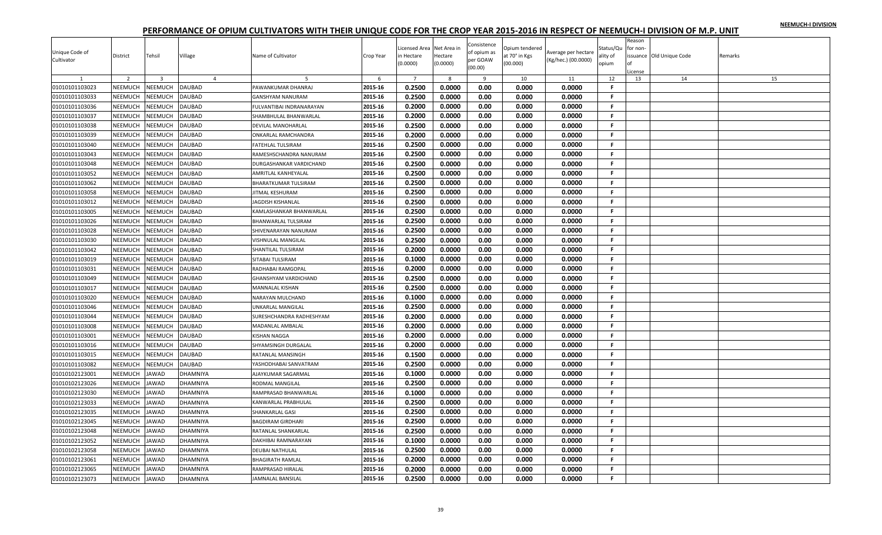# PERFORMANCE OF OPIUM CULTIVATORS WITH THEIR UNIQUE CODE FOR THE CROP YEAR 2015-2016 IN RESPECT OF NEEMUCH-I DIVISION OF M.P. UNIT

NEEMUCH-I DIVISION

| Unique Code of Cultivator | District | Tehsil | Village | Name of Cultivator | Crop Year | Licensed Area in Hectare (0.0000) | Net Area in Hectare (0.0000) | Consistence of opium as per GOAW (00.00) | Opium tendered at 70° in Kgs (00.000) | Average per hectare (Kg/hec.) (00.0000) | Status/Quality of opium | Reason for non-issuance of License | Old Unique Code | Remarks |
|---|---|---|---|---|---|---|---|---|---|---|---|---|---|---|
| 1 | 2 | 3 | 4 | 5 | 6 | 7 | 8 | 9 | 10 | 11 | 12 | 13 | 14 | 15 |
| 01010101103023 | NEEMUCH | NEEMUCH | DAUBAD | PAWANKUMAR DHANRAJ | 2015-16 | 0.2500 | 0.0000 | 0.00 | 0.000 | 0.0000 | F | | | |
| 01010101103033 | NEEMUCH | NEEMUCH | DAUBAD | GANSHYAM NANURAM | 2015-16 | 0.2500 | 0.0000 | 0.00 | 0.000 | 0.0000 | F | | | |
| 01010101103036 | NEEMUCH | NEEMUCH | DAUBAD | FULVANTIBAI INDRANARAYAN | 2015-16 | 0.2000 | 0.0000 | 0.00 | 0.000 | 0.0000 | F | | | |
| 01010101103037 | NEEMUCH | NEEMUCH | DAUBAD | SHAMBHULAL BHANWARLAL | 2015-16 | 0.2000 | 0.0000 | 0.00 | 0.000 | 0.0000 | F | | | |
| 01010101103038 | NEEMUCH | NEEMUCH | DAUBAD | DEVILAL MANOHARLAL | 2015-16 | 0.2500 | 0.0000 | 0.00 | 0.000 | 0.0000 | F | | | |
| 01010101103039 | NEEMUCH | NEEMUCH | DAUBAD | ONKARLAL RAMCHANDRA | 2015-16 | 0.2000 | 0.0000 | 0.00 | 0.000 | 0.0000 | F | | | |
| 01010101103040 | NEEMUCH | NEEMUCH | DAUBAD | FATEHLAL TULSIRAM | 2015-16 | 0.2500 | 0.0000 | 0.00 | 0.000 | 0.0000 | F | | | |
| 01010101103043 | NEEMUCH | NEEMUCH | DAUBAD | RAMESHSCHANDRA NANURAM | 2015-16 | 0.2500 | 0.0000 | 0.00 | 0.000 | 0.0000 | F | | | |
| 01010101103048 | NEEMUCH | NEEMUCH | DAUBAD | DURGASHANKAR VARDICHAND | 2015-16 | 0.2500 | 0.0000 | 0.00 | 0.000 | 0.0000 | F | | | |
| 01010101103052 | NEEMUCH | NEEMUCH | DAUBAD | AMRITLAL KANHEYALAL | 2015-16 | 0.2500 | 0.0000 | 0.00 | 0.000 | 0.0000 | F | | | |
| 01010101103062 | NEEMUCH | NEEMUCH | DAUBAD | BHARATKUMAR TULSIRAM | 2015-16 | 0.2500 | 0.0000 | 0.00 | 0.000 | 0.0000 | F | | | |
| 01010101103058 | NEEMUCH | NEEMUCH | DAUBAD | JITMAL KESHURAM | 2015-16 | 0.2500 | 0.0000 | 0.00 | 0.000 | 0.0000 | F | | | |
| 01010101103012 | NEEMUCH | NEEMUCH | DAUBAD | JAGDISH KISHANLAL | 2015-16 | 0.2500 | 0.0000 | 0.00 | 0.000 | 0.0000 | F | | | |
| 01010101103005 | NEEMUCH | NEEMUCH | DAUBAD | KAMLASHANKAR BHANWARLAL | 2015-16 | 0.2500 | 0.0000 | 0.00 | 0.000 | 0.0000 | F | | | |
| 01010101103026 | NEEMUCH | NEEMUCH | DAUBAD | BHANWARLAL TULSIRAM | 2015-16 | 0.2500 | 0.0000 | 0.00 | 0.000 | 0.0000 | F | | | |
| 01010101103028 | NEEMUCH | NEEMUCH | DAUBAD | SHIVENARAYAN NANURAM | 2015-16 | 0.2500 | 0.0000 | 0.00 | 0.000 | 0.0000 | F | | | |
| 01010101103030 | NEEMUCH | NEEMUCH | DAUBAD | VISHNULAL MANGILAL | 2015-16 | 0.2500 | 0.0000 | 0.00 | 0.000 | 0.0000 | F | | | |
| 01010101103042 | NEEMUCH | NEEMUCH | DAUBAD | SHANTILAL TULSIRAM | 2015-16 | 0.2000 | 0.0000 | 0.00 | 0.000 | 0.0000 | F | | | |
| 01010101103019 | NEEMUCH | NEEMUCH | DAUBAD | SITABAI TULSIRAM | 2015-16 | 0.1000 | 0.0000 | 0.00 | 0.000 | 0.0000 | F | | | |
| 01010101103031 | NEEMUCH | NEEMUCH | DAUBAD | RADHABAI RAMGOPAL | 2015-16 | 0.2000 | 0.0000 | 0.00 | 0.000 | 0.0000 | F | | | |
| 01010101103049 | NEEMUCH | NEEMUCH | DAUBAD | GHANSHYAM VARDICHAND | 2015-16 | 0.2500 | 0.0000 | 0.00 | 0.000 | 0.0000 | F | | | |
| 01010101103017 | NEEMUCH | NEEMUCH | DAUBAD | MANNALAL KISHAN | 2015-16 | 0.2500 | 0.0000 | 0.00 | 0.000 | 0.0000 | F | | | |
| 01010101103020 | NEEMUCH | NEEMUCH | DAUBAD | NARAYAN MULCHAND | 2015-16 | 0.1000 | 0.0000 | 0.00 | 0.000 | 0.0000 | F | | | |
| 01010101103046 | NEEMUCH | NEEMUCH | DAUBAD | UNKARLAL MANGILAL | 2015-16 | 0.2500 | 0.0000 | 0.00 | 0.000 | 0.0000 | F | | | |
| 01010101103044 | NEEMUCH | NEEMUCH | DAUBAD | SURESHCHANDRA RADHESHYAM | 2015-16 | 0.2000 | 0.0000 | 0.00 | 0.000 | 0.0000 | F | | | |
| 01010101103008 | NEEMUCH | NEEMUCH | DAUBAD | MADANLAL AMBALAL | 2015-16 | 0.2000 | 0.0000 | 0.00 | 0.000 | 0.0000 | F | | | |
| 01010101103001 | NEEMUCH | NEEMUCH | DAUBAD | KISHAN NAGGA | 2015-16 | 0.2000 | 0.0000 | 0.00 | 0.000 | 0.0000 | F | | | |
| 01010101103016 | NEEMUCH | NEEMUCH | DAUBAD | SHYAMSINGH DURGALAL | 2015-16 | 0.2000 | 0.0000 | 0.00 | 0.000 | 0.0000 | F | | | |
| 01010101103015 | NEEMUCH | NEEMUCH | DAUBAD | RATANLAL MANSINGH | 2015-16 | 0.1500 | 0.0000 | 0.00 | 0.000 | 0.0000 | F | | | |
| 01010101103082 | NEEMUCH | NEEMUCH | DAUBAD | YASHODHABAI SANVATRAM | 2015-16 | 0.2500 | 0.0000 | 0.00 | 0.000 | 0.0000 | F | | | |
| 01010102123001 | NEEMUCH | JAWAD | DHAMNIYA | AJAYKUMAR SAGARMAL | 2015-16 | 0.1000 | 0.0000 | 0.00 | 0.000 | 0.0000 | F | | | |
| 01010102123026 | NEEMUCH | JAWAD | DHAMNIYA | RODMAL MANGILAL | 2015-16 | 0.2500 | 0.0000 | 0.00 | 0.000 | 0.0000 | F | | | |
| 01010102123030 | NEEMUCH | JAWAD | DHAMNIYA | RAMPRASAD BHANWARLAL | 2015-16 | 0.1000 | 0.0000 | 0.00 | 0.000 | 0.0000 | F | | | |
| 01010102123033 | NEEMUCH | JAWAD | DHAMNIYA | KANWARLAL PRABHULAL | 2015-16 | 0.2500 | 0.0000 | 0.00 | 0.000 | 0.0000 | F | | | |
| 01010102123035 | NEEMUCH | JAWAD | DHAMNIYA | SHANKARLAL GASI | 2015-16 | 0.2500 | 0.0000 | 0.00 | 0.000 | 0.0000 | F | | | |
| 01010102123045 | NEEMUCH | JAWAD | DHAMNIYA | BAGDIRAM GIRDHARI | 2015-16 | 0.2500 | 0.0000 | 0.00 | 0.000 | 0.0000 | F | | | |
| 01010102123048 | NEEMUCH | JAWAD | DHAMNIYA | RATANLAL SHANKARLAL | 2015-16 | 0.2500 | 0.0000 | 0.00 | 0.000 | 0.0000 | F | | | |
| 01010102123052 | NEEMUCH | JAWAD | DHAMNIYA | DAKHIBAI RAMNARAYAN | 2015-16 | 0.1000 | 0.0000 | 0.00 | 0.000 | 0.0000 | F | | | |
| 01010102123058 | NEEMUCH | JAWAD | DHAMNIYA | DEUBAI NATHULAL | 2015-16 | 0.2500 | 0.0000 | 0.00 | 0.000 | 0.0000 | F | | | |
| 01010102123061 | NEEMUCH | JAWAD | DHAMNIYA | BHAGIRATH RAMLAL | 2015-16 | 0.2000 | 0.0000 | 0.00 | 0.000 | 0.0000 | F | | | |
| 01010102123065 | NEEMUCH | JAWAD | DHAMNIYA | RAMPRASAD HIRALAL | 2015-16 | 0.2000 | 0.0000 | 0.00 | 0.000 | 0.0000 | F | | | |
| 01010102123073 | NEEMUCH | JAWAD | DHAMNIYA | JAMNALAL BANSILAL | 2015-16 | 0.2500 | 0.0000 | 0.00 | 0.000 | 0.0000 | F | | | |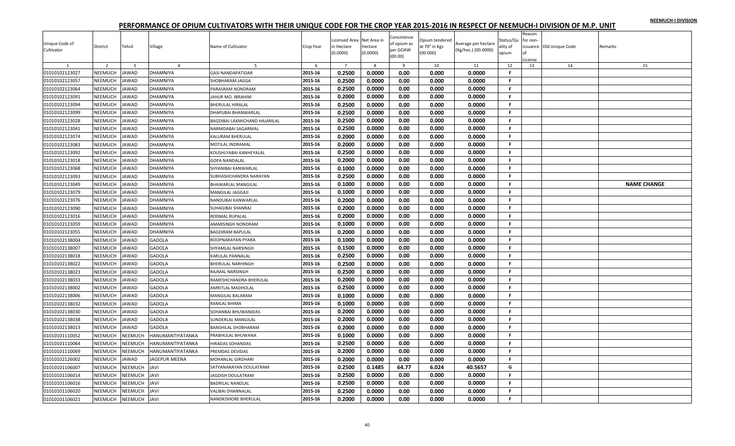NEEMUCH-I DIVISION

# PERFORMANCE OF OPIUM CULTIVATORS WITH THEIR UNIQUE CODE FOR THE CROP YEAR 2015-2016 IN RESPECT OF NEEMUCH-I DIVISION OF M.P. UNIT

| Unique Code of Cultivator | District | Tehsil | Village | Name of Cultivator | Crop Year | Licensed Area in Hectare (0.0000) | Net Area in Hectare (0.0000) | Consistence of opium as per GOAW (00.00) | Opium tendered at 70° in Kgs (00.000) | Average per hectare (Kg/hec.) (00.0000) | Status/Quality of opium | Reason for non-issuance of License | Old Unique Code | Remarks |
|---|---|---|---|---|---|---|---|---|---|---|---|---|---|---|
| 1 | 2 | 3 | 4 | 5 | 6 | 7 | 8 | 9 | 10 | 11 | 12 | 13 | 14 | 15 |
| 01010102123027 | NEEMUCH | JAWAD | DHAMNIYA | GASI NANDAPATIDAR | 2015-16 | 0.2500 | 0.0000 | 0.00 | 0.000 | 0.0000 | F | | | |
| 01010102123057 | NEEMUCH | JAWAD | DHAMNIYA | SHOBHARAM JAGGA | 2015-16 | 0.2500 | 0.0000 | 0.00 | 0.000 | 0.0000 | F | | | |
| 01010102123064 | NEEMUCH | JAWAD | DHAMNIYA | PARASRAM NONDRAM | 2015-16 | 0.2500 | 0.0000 | 0.00 | 0.000 | 0.0000 | F | | | |
| 01010102123091 | NEEMUCH | JAWAD | DHAMNIYA | JAHUR MO. IBRAHIM | 2015-16 | 0.2000 | 0.0000 | 0.00 | 0.000 | 0.0000 | F | | | |
| 01010102123094 | NEEMUCH | JAWAD | DHAMNIYA | BHERULAL HIRALAL | 2015-16 | 0.2500 | 0.0000 | 0.00 | 0.000 | 0.0000 | F | | | |
| 01010102123099 | NEEMUCH | JAWAD | DHAMNIYA | DHAPUBAI BHANWARLAL | 2015-16 | 0.2500 | 0.0000 | 0.00 | 0.000 | 0.0000 | F | | | |
| 01010102123028 | NEEMUCH | JAWAD | DHAMNIYA | BAGDIBAI LAXMICHAND HAJARILAL | 2015-16 | 0.2500 | 0.0000 | 0.00 | 0.000 | 0.0000 | F | | | |
| 01010102123041 | NEEMUCH | JAWAD | DHAMNIYA | NARMDABAI SAGARMAL | 2015-16 | 0.2500 | 0.0000 | 0.00 | 0.000 | 0.0000 | F | | | |
| 01010102123074 | NEEMUCH | JAWAD | DHAMNIYA | KALURAM BHERULAL | 2015-16 | 0.2000 | 0.0000 | 0.00 | 0.000 | 0.0000 | F | | | |
| 01010102123083 | NEEMUCH | JAWAD | DHAMNIYA | MOTILAL INDRAMAL | 2015-16 | 0.2000 | 0.0000 | 0.00 | 0.000 | 0.0000 | F | | | |
| 01010102123092 | NEEMUCH | JAWAD | DHAMNIYA | KOUSHLYABAI KANHEYALAL | 2015-16 | 0.2500 | 0.0000 | 0.00 | 0.000 | 0.0000 | F | | | |
| 01010102123018 | NEEMUCH | JAWAD | DHAMNIYA | GOPA NANDALAL | 2015-16 | 0.2000 | 0.0000 | 0.00 | 0.000 | 0.0000 | F | | | |
| 01010102123068 | NEEMUCH | JAWAD | DHAMNIYA | SHYANIBAI KANWARLAL | 2015-16 | 0.1000 | 0.0000 | 0.00 | 0.000 | 0.0000 | F | | | |
| 01010102123093 | NEEMUCH | JAWAD | DHAMNIYA | SUBHASHCHANDRA NARAYAN | 2015-16 | 0.2500 | 0.0000 | 0.00 | 0.000 | 0.0000 | F | | | |
| 01010102123049 | NEEMUCH | JAWAD | DHAMNIYA | BHAWARLAL MANGILAL | 2015-16 | 0.1000 | 0.0000 | 0.00 | 0.000 | 0.0000 | F | | | NAME CHANGE |
| 01010102123079 | NEEMUCH | JAWAD | DHAMNIYA | MANGILAL JAGGAJI | 2015-16 | 0.1000 | 0.0000 | 0.00 | 0.000 | 0.0000 | F | | | |
| 01010102123076 | NEEMUCH | JAWAD | DHAMNIYA | NANDUBAI KANWARLAL | 2015-16 | 0.2000 | 0.0000 | 0.00 | 0.000 | 0.0000 | F | | | |
| 01010102123090 | NEEMUCH | JAWAD | DHAMNIYA | SUHAGIBAI SHANRAJ | 2015-16 | 0.2000 | 0.0000 | 0.00 | 0.000 | 0.0000 | F | | | |
| 01010102123016 | NEEMUCH | JAWAD | DHAMNIYA | RODMAL RUPALAL | 2015-16 | 0.2000 | 0.0000 | 0.00 | 0.000 | 0.0000 | F | | | |
| 01010102123059 | NEEMUCH | JAWAD | DHAMNIYA | AMARSINGH NONDRAM | 2015-16 | 0.1000 | 0.0000 | 0.00 | 0.000 | 0.0000 | F | | | |
| 01010102123055 | NEEMUCH | JAWAD | DHAMNIYA | BAGDIRAM BAPULAL | 2015-16 | 0.2000 | 0.0000 | 0.00 | 0.000 | 0.0000 | F | | | |
| 01010102138004 | NEEMUCH | JAWAD | GADOLA | ROOPNARAYAN PYARA | 2015-16 | 0.1000 | 0.0000 | 0.00 | 0.000 | 0.0000 | F | | | |
| 01010102138007 | NEEMUCH | JAWAD | GADOLA | SHYAMLAL NARSINGH | 2015-16 | 0.1500 | 0.0000 | 0.00 | 0.000 | 0.0000 | F | | | |
| 01010102138018 | NEEMUCH | JAWAD | GADOLA | KARULAL PANNALAL | 2015-16 | 0.2500 | 0.0000 | 0.00 | 0.000 | 0.0000 | F | | | |
| 01010102138022 | NEEMUCH | JAWAD | GADOLA | BHERULAL NARHINGH | 2015-16 | 0.2500 | 0.0000 | 0.00 | 0.000 | 0.0000 | F | | | |
| 01010102138023 | NEEMUCH | JAWAD | GADOLA | RAJMAL NARSINGH | 2015-16 | 0.2500 | 0.0000 | 0.00 | 0.000 | 0.0000 | F | | | |
| 01010102138033 | NEEMUCH | JAWAD | GADOLA | RAMESHCHANDRA BHERULAL | 2015-16 | 0.2000 | 0.0000 | 0.00 | 0.000 | 0.0000 | F | | | |
| 01010102138002 | NEEMUCH | JAWAD | GADOLA | AMRITLAL MADHOLAL | 2015-16 | 0.2500 | 0.0000 | 0.00 | 0.000 | 0.0000 | F | | | |
| 01010102138006 | NEEMUCH | JAWAD | GADOLA | MANGILAL BALARAM | 2015-16 | 0.1000 | 0.0000 | 0.00 | 0.000 | 0.0000 | F | | | |
| 01010102138032 | NEEMUCH | JAWAD | GADOLA | RAMLAL BHIMA | 2015-16 | 0.1000 | 0.0000 | 0.00 | 0.000 | 0.0000 | F | | | |
| 01010102138030 | NEEMUCH | JAWAD | GADOLA | SOHANBAI BHUWANIDAS | 2015-16 | 0.2000 | 0.0000 | 0.00 | 0.000 | 0.0000 | F | | | |
| 01010102138038 | NEEMUCH | JAWAD | GADOLA | SUNDERLAL MANGILAL | 2015-16 | 0.2000 | 0.0000 | 0.00 | 0.000 | 0.0000 | F | | | |
| 01010102138013 | NEEMUCH | JAWAD | GADOLA | BANSHILAL SHOBHARAM | 2015-16 | 0.2000 | 0.0000 | 0.00 | 0.000 | 0.0000 | F | | | |
| 01010101110052 | NEEMUCH | NEEMUCH | HANUMANTIYATANKA | PRABHULAL BHUWANA | 2015-16 | 0.1000 | 0.0000 | 0.00 | 0.000 | 0.0000 | F | | | |
| 01010101110064 | NEEMUCH | NEEMUCH | HANUMANTIYATANKA | HIRADAS SOHANDAS | 2015-16 | 0.2500 | 0.0000 | 0.00 | 0.000 | 0.0000 | F | | | |
| 01010101110069 | NEEMUCH | NEEMUCH | HANUMANTIYATANKA | PREMDAS DEVIDAS | 2015-16 | 0.2000 | 0.0000 | 0.00 | 0.000 | 0.0000 | F | | | |
| 01010102126002 | NEEMUCH | JAWAD | JAGEPUR MEENA | MOHANLAL GIRDHARI | 2015-16 | 0.2000 | 0.0000 | 0.00 | 0.000 | 0.0000 | F | | | |
| 01010101106007 | NEEMUCH | NEEMUCH | JAVI | SATYANARAYAN DOULATRAM | 2015-16 | 0.2500 | 0.1485 | 64.77 | 6.024 | 40.5657 | G | | | |
| 01010101106014 | NEEMUCH | NEEMUCH | JAVI | JAGDISH DOULATRAM | 2015-16 | 0.2500 | 0.0000 | 0.00 | 0.000 | 0.0000 | F | | | |
| 01010101106016 | NEEMUCH | NEEMUCH | JAVI | BADRILAL NANDLAL | 2015-16 | 0.2500 | 0.0000 | 0.00 | 0.000 | 0.0000 | F | | | |
| 01010101106020 | NEEMUCH | NEEMUCH | JAVI | VALIBAI DHANNALAL | 2015-16 | 0.2500 | 0.0000 | 0.00 | 0.000 | 0.0000 | F | | | |
| 01010101106021 | NEEMUCH | NEEMUCH | JAVI | NANDKISHORE BHERULAL | 2015-16 | 0.2000 | 0.0000 | 0.00 | 0.000 | 0.0000 | F | | | |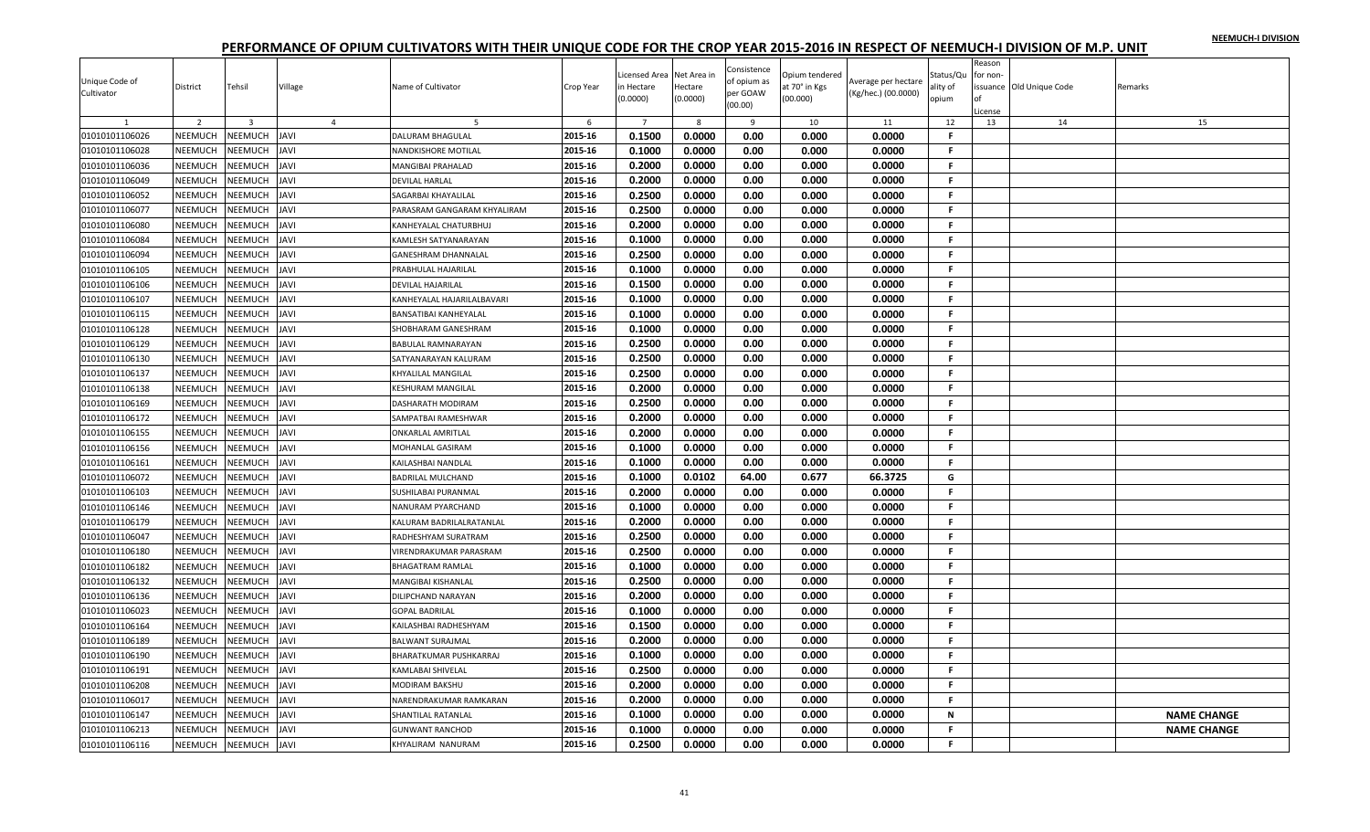# PERFORMANCE OF OPIUM CULTIVATORS WITH THEIR UNIQUE CODE FOR THE CROP YEAR 2015-2016 IN RESPECT OF NEEMUCH-I DIVISION OF M.P. UNIT

| Unique Code of Cultivator | District | Tehsil | Village | Name of Cultivator | Crop Year | Licensed Area in Hectare (0.0000) | Net Area in Hectare (0.0000) | Consistence of opium as per GOAW (00.00) | Opium tendered at 70° in Kgs (00.000) | Average per hectare (Kg/hec.) (00.0000) | Status/Quality of opium | Reason for non-issuance of License | Old Unique Code | Remarks |
|---|---|---|---|---|---|---|---|---|---|---|---|---|---|---|
| 1 | 2 | 3 | 4 | 5 | 6 | 7 | 8 | 9 | 10 | 11 | 12 | 13 | 14 | 15 |
| 01010101106026 | NEEMUCH | NEEMUCH | JAVI | DALURAM BHAGULAL | 2015-16 | 0.1500 | 0.0000 | 0.00 | 0.000 | 0.0000 | F | | | |
| 01010101106028 | NEEMUCH | NEEMUCH | JAVI | NANDKISHORE MOTILAL | 2015-16 | 0.1000 | 0.0000 | 0.00 | 0.000 | 0.0000 | F | | | |
| 01010101106036 | NEEMUCH | NEEMUCH | JAVI | MANGIBAI PRAHALAD | 2015-16 | 0.2000 | 0.0000 | 0.00 | 0.000 | 0.0000 | F | | | |
| 01010101106049 | NEEMUCH | NEEMUCH | JAVI | DEVILAL HARLAL | 2015-16 | 0.2000 | 0.0000 | 0.00 | 0.000 | 0.0000 | F | | | |
| 01010101106052 | NEEMUCH | NEEMUCH | JAVI | SAGARBAI KHAYALILAL | 2015-16 | 0.2500 | 0.0000 | 0.00 | 0.000 | 0.0000 | F | | | |
| 01010101106077 | NEEMUCH | NEEMUCH | JAVI | PARASRAM GANGARAM KHYALIRAM | 2015-16 | 0.2500 | 0.0000 | 0.00 | 0.000 | 0.0000 | F | | | |
| 01010101106080 | NEEMUCH | NEEMUCH | JAVI | KANHEYALAL CHATURBHUJ | 2015-16 | 0.2000 | 0.0000 | 0.00 | 0.000 | 0.0000 | F | | | |
| 01010101106084 | NEEMUCH | NEEMUCH | JAVI | KAMLESH SATYANARAYAN | 2015-16 | 0.1000 | 0.0000 | 0.00 | 0.000 | 0.0000 | F | | | |
| 01010101106094 | NEEMUCH | NEEMUCH | JAVI | GANESHRAM DHANNALAL | 2015-16 | 0.2500 | 0.0000 | 0.00 | 0.000 | 0.0000 | F | | | |
| 01010101106105 | NEEMUCH | NEEMUCH | JAVI | PRABHULAL HAJARILAL | 2015-16 | 0.1000 | 0.0000 | 0.00 | 0.000 | 0.0000 | F | | | |
| 01010101106106 | NEEMUCH | NEEMUCH | JAVI | DEVILAL HAJARILAL | 2015-16 | 0.1500 | 0.0000 | 0.00 | 0.000 | 0.0000 | F | | | |
| 01010101106107 | NEEMUCH | NEEMUCH | JAVI | KANHEYALAL HAJARILALBAVARI | 2015-16 | 0.1000 | 0.0000 | 0.00 | 0.000 | 0.0000 | F | | | |
| 01010101106115 | NEEMUCH | NEEMUCH | JAVI | BANSATIBAI KANHEYALAL | 2015-16 | 0.1000 | 0.0000 | 0.00 | 0.000 | 0.0000 | F | | | |
| 01010101106128 | NEEMUCH | NEEMUCH | JAVI | SHOBHARAM GANESHRAM | 2015-16 | 0.1000 | 0.0000 | 0.00 | 0.000 | 0.0000 | F | | | |
| 01010101106129 | NEEMUCH | NEEMUCH | JAVI | BABULAL RAMNARAYAN | 2015-16 | 0.2500 | 0.0000 | 0.00 | 0.000 | 0.0000 | F | | | |
| 01010101106130 | NEEMUCH | NEEMUCH | JAVI | SATYANARAYAN KALURAM | 2015-16 | 0.2500 | 0.0000 | 0.00 | 0.000 | 0.0000 | F | | | |
| 01010101106137 | NEEMUCH | NEEMUCH | JAVI | KHYALILAL MANGILAL | 2015-16 | 0.2500 | 0.0000 | 0.00 | 0.000 | 0.0000 | F | | | |
| 01010101106138 | NEEMUCH | NEEMUCH | JAVI | KESHURAM MANGILAL | 2015-16 | 0.2000 | 0.0000 | 0.00 | 0.000 | 0.0000 | F | | | |
| 01010101106169 | NEEMUCH | NEEMUCH | JAVI | DASHARATH MODIRAM | 2015-16 | 0.2500 | 0.0000 | 0.00 | 0.000 | 0.0000 | F | | | |
| 01010101106172 | NEEMUCH | NEEMUCH | JAVI | SAMPATBAI RAMESHWAR | 2015-16 | 0.2000 | 0.0000 | 0.00 | 0.000 | 0.0000 | F | | | |
| 01010101106155 | NEEMUCH | NEEMUCH | JAVI | ONKARLAL AMRITLAL | 2015-16 | 0.2000 | 0.0000 | 0.00 | 0.000 | 0.0000 | F | | | |
| 01010101106156 | NEEMUCH | NEEMUCH | JAVI | MOHANLAL GASIRAM | 2015-16 | 0.1000 | 0.0000 | 0.00 | 0.000 | 0.0000 | F | | | |
| 01010101106161 | NEEMUCH | NEEMUCH | JAVI | KAILASHBAI NANDLAL | 2015-16 | 0.1000 | 0.0000 | 0.00 | 0.000 | 0.0000 | F | | | |
| 01010101106072 | NEEMUCH | NEEMUCH | JAVI | BADRILAL MULCHAND | 2015-16 | 0.1000 | 0.0102 | 64.00 | 0.677 | 66.3725 | G | | | |
| 01010101106103 | NEEMUCH | NEEMUCH | JAVI | SUSHILABAI PURANMAL | 2015-16 | 0.2000 | 0.0000 | 0.00 | 0.000 | 0.0000 | F | | | |
| 01010101106146 | NEEMUCH | NEEMUCH | JAVI | NANURAM PYARCHAND | 2015-16 | 0.1000 | 0.0000 | 0.00 | 0.000 | 0.0000 | F | | | |
| 01010101106179 | NEEMUCH | NEEMUCH | JAVI | KALURAM BADRILALRATANLAL | 2015-16 | 0.2000 | 0.0000 | 0.00 | 0.000 | 0.0000 | F | | | |
| 01010101106047 | NEEMUCH | NEEMUCH | JAVI | RADHESHYAM SURATRAM | 2015-16 | 0.2500 | 0.0000 | 0.00 | 0.000 | 0.0000 | F | | | |
| 01010101106180 | NEEMUCH | NEEMUCH | JAVI | VIRENDRAKUMAR PARASRAM | 2015-16 | 0.2500 | 0.0000 | 0.00 | 0.000 | 0.0000 | F | | | |
| 01010101106182 | NEEMUCH | NEEMUCH | JAVI | BHAGATRAM RAMLAL | 2015-16 | 0.1000 | 0.0000 | 0.00 | 0.000 | 0.0000 | F | | | |
| 01010101106132 | NEEMUCH | NEEMUCH | JAVI | MANGIBAI KISHANLAL | 2015-16 | 0.2500 | 0.0000 | 0.00 | 0.000 | 0.0000 | F | | | |
| 01010101106136 | NEEMUCH | NEEMUCH | JAVI | DILIPCHAND NARAYAN | 2015-16 | 0.2000 | 0.0000 | 0.00 | 0.000 | 0.0000 | F | | | |
| 01010101106023 | NEEMUCH | NEEMUCH | JAVI | GOPAL BADRILAL | 2015-16 | 0.1000 | 0.0000 | 0.00 | 0.000 | 0.0000 | F | | | |
| 01010101106164 | NEEMUCH | NEEMUCH | JAVI | KAILASHBAI RADHESHYAM | 2015-16 | 0.1500 | 0.0000 | 0.00 | 0.000 | 0.0000 | F | | | |
| 01010101106189 | NEEMUCH | NEEMUCH | JAVI | BALWANT SURAJMAL | 2015-16 | 0.2000 | 0.0000 | 0.00 | 0.000 | 0.0000 | F | | | |
| 01010101106190 | NEEMUCH | NEEMUCH | JAVI | BHARATKUMAR PUSHKARRAJ | 2015-16 | 0.1000 | 0.0000 | 0.00 | 0.000 | 0.0000 | F | | | |
| 01010101106191 | NEEMUCH | NEEMUCH | JAVI | KAMLABAI SHIVELAL | 2015-16 | 0.2500 | 0.0000 | 0.00 | 0.000 | 0.0000 | F | | | |
| 01010101106208 | NEEMUCH | NEEMUCH | JAVI | MODIRAM BAKSHU | 2015-16 | 0.2000 | 0.0000 | 0.00 | 0.000 | 0.0000 | F | | | |
| 01010101106017 | NEEMUCH | NEEMUCH | JAVI | NARENDRAKUMAR RAMKARAN | 2015-16 | 0.2000 | 0.0000 | 0.00 | 0.000 | 0.0000 | F | | | |
| 01010101106147 | NEEMUCH | NEEMUCH | JAVI | SHANTILAL RATANLAL | 2015-16 | 0.1000 | 0.0000 | 0.00 | 0.000 | 0.0000 | N | | | NAME CHANGE |
| 01010101106213 | NEEMUCH | NEEMUCH | JAVI | GUNWANT RANCHOD | 2015-16 | 0.1000 | 0.0000 | 0.00 | 0.000 | 0.0000 | F | | | NAME CHANGE |
| 01010101106116 | NEEMUCH | NEEMUCH | JAVI | KHYALIRAM NANURAM | 2015-16 | 0.2500 | 0.0000 | 0.00 | 0.000 | 0.0000 | F | | | |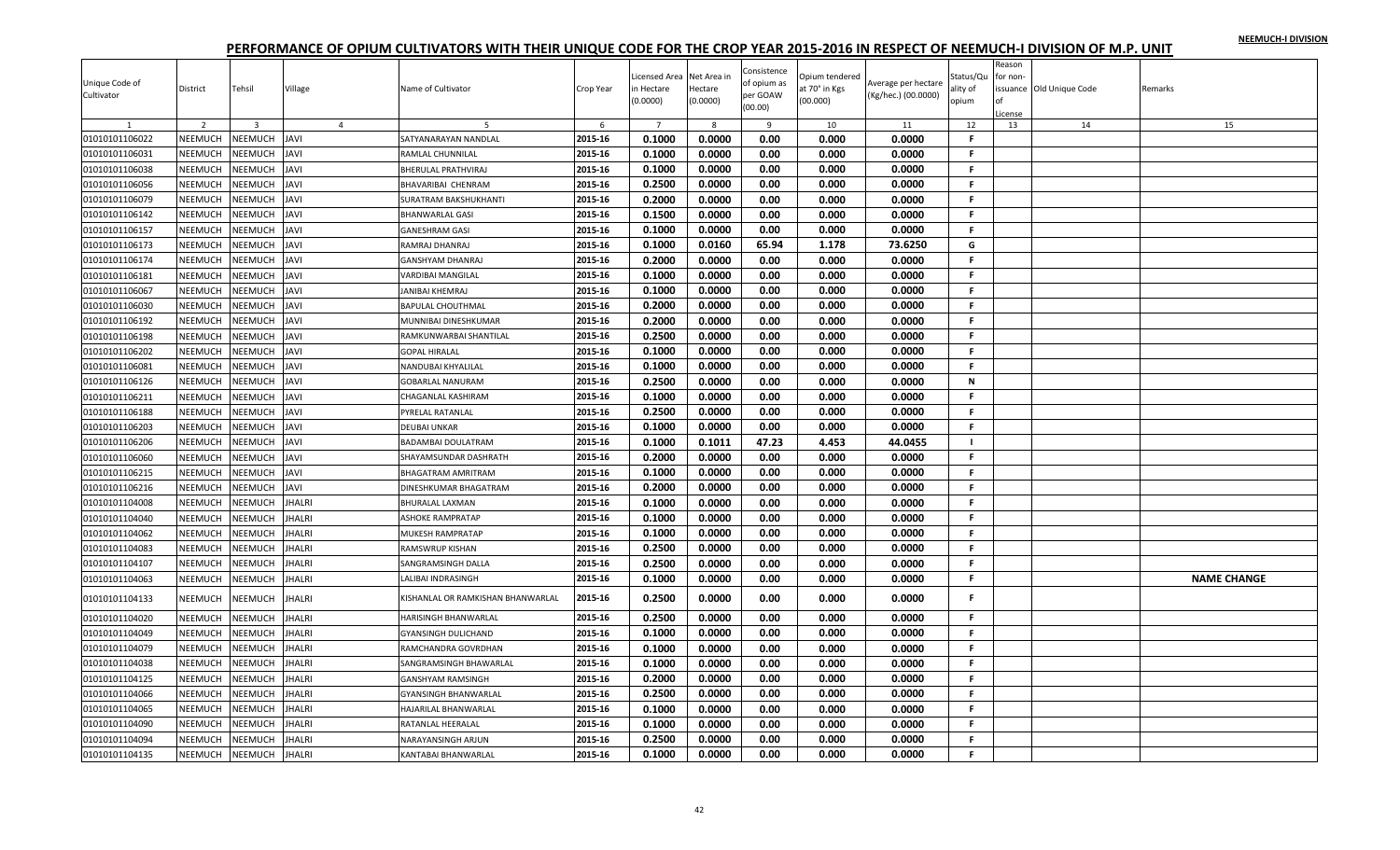# PERFORMANCE OF OPIUM CULTIVATORS WITH THEIR UNIQUE CODE FOR THE CROP YEAR 2015-2016 IN RESPECT OF NEEMUCH-I DIVISION OF M.P. UNIT

NEEMUCH-I DIVISION

| Unique Code of Cultivator | District | Tehsil | Village | Name of Cultivator | Crop Year | Licensed Area in Hectare (0.0000) | Net Area in Hectare (0.0000) | Consistence of opium as per GOAW (00.00) | Opium tendered at 70° in Kgs (00.000) | Average per hectare (Kg/hec.) (00.0000) | Status/Quality of opium | Reason for non-issuance of License | Old Unique Code | Remarks |
|---|---|---|---|---|---|---|---|---|---|---|---|---|---|---|
| 1 | 2 | 3 | 4 | 5 | 6 | 7 | 8 | 9 | 10 | 11 | 12 | 13 | 14 | 15 |
| 01010101106022 | NEEMUCH | NEEMUCH | JAVI | SATYANARAYAN NANDLAL | 2015-16 | 0.1000 | 0.0000 | 0.00 | 0.000 | 0.0000 | F | | | |
| 01010101106031 | NEEMUCH | NEEMUCH | JAVI | RAMLAL CHUNNILAL | 2015-16 | 0.1000 | 0.0000 | 0.00 | 0.000 | 0.0000 | F | | | |
| 01010101106038 | NEEMUCH | NEEMUCH | JAVI | BHERULAL PRATHVIRAJ | 2015-16 | 0.1000 | 0.0000 | 0.00 | 0.000 | 0.0000 | F | | | |
| 01010101106056 | NEEMUCH | NEEMUCH | JAVI | BHAVARIBAI CHENRAM | 2015-16 | 0.2500 | 0.0000 | 0.00 | 0.000 | 0.0000 | F | | | |
| 01010101106079 | NEEMUCH | NEEMUCH | JAVI | SURATRAM BAKSHUKHANTI | 2015-16 | 0.2000 | 0.0000 | 0.00 | 0.000 | 0.0000 | F | | | |
| 01010101106142 | NEEMUCH | NEEMUCH | JAVI | BHANWARLAL GASI | 2015-16 | 0.1500 | 0.0000 | 0.00 | 0.000 | 0.0000 | F | | | |
| 01010101106157 | NEEMUCH | NEEMUCH | JAVI | GANESHRAM GASI | 2015-16 | 0.1000 | 0.0000 | 0.00 | 0.000 | 0.0000 | F | | | |
| 01010101106173 | NEEMUCH | NEEMUCH | JAVI | RAMRAJ DHANRAJ | 2015-16 | 0.1000 | 0.0160 | 65.94 | 1.178 | 73.6250 | G | | | |
| 01010101106174 | NEEMUCH | NEEMUCH | JAVI | GANSHYAM DHANRAJ | 2015-16 | 0.2000 | 0.0000 | 0.00 | 0.000 | 0.0000 | F | | | |
| 01010101106181 | NEEMUCH | NEEMUCH | JAVI | VARDIBAI MANGILAL | 2015-16 | 0.1000 | 0.0000 | 0.00 | 0.000 | 0.0000 | F | | | |
| 01010101106067 | NEEMUCH | NEEMUCH | JAVI | JANIBAI KHEMRAJ | 2015-16 | 0.1000 | 0.0000 | 0.00 | 0.000 | 0.0000 | F | | | |
| 01010101106030 | NEEMUCH | NEEMUCH | JAVI | BAPULAL CHOUTHMAL | 2015-16 | 0.2000 | 0.0000 | 0.00 | 0.000 | 0.0000 | F | | | |
| 01010101106192 | NEEMUCH | NEEMUCH | JAVI | MUNNIBAI DINESHKUMAR | 2015-16 | 0.2000 | 0.0000 | 0.00 | 0.000 | 0.0000 | F | | | |
| 01010101106198 | NEEMUCH | NEEMUCH | JAVI | RAMKUNWARBAI SHANTILAL | 2015-16 | 0.2500 | 0.0000 | 0.00 | 0.000 | 0.0000 | F | | | |
| 01010101106202 | NEEMUCH | NEEMUCH | JAVI | GOPAL HIRALAL | 2015-16 | 0.1000 | 0.0000 | 0.00 | 0.000 | 0.0000 | F | | | |
| 01010101106081 | NEEMUCH | NEEMUCH | JAVI | NANDUBAI KHYALILAL | 2015-16 | 0.1000 | 0.0000 | 0.00 | 0.000 | 0.0000 | F | | | |
| 01010101106126 | NEEMUCH | NEEMUCH | JAVI | GOBARLAL NANURAM | 2015-16 | 0.2500 | 0.0000 | 0.00 | 0.000 | 0.0000 | N | | | |
| 01010101106211 | NEEMUCH | NEEMUCH | JAVI | CHAGANLAL KASHIRAM | 2015-16 | 0.1000 | 0.0000 | 0.00 | 0.000 | 0.0000 | F | | | |
| 01010101106188 | NEEMUCH | NEEMUCH | JAVI | PYRELAL RATANLAL | 2015-16 | 0.2500 | 0.0000 | 0.00 | 0.000 | 0.0000 | F | | | |
| 01010101106203 | NEEMUCH | NEEMUCH | JAVI | DEUBAI UNKAR | 2015-16 | 0.1000 | 0.0000 | 0.00 | 0.000 | 0.0000 | F | | | |
| 01010101106206 | NEEMUCH | NEEMUCH | JAVI | BADAMBAI DOULATRAM | 2015-16 | 0.1000 | 0.1011 | 47.23 | 4.453 | 44.0455 | I | | | |
| 01010101106060 | NEEMUCH | NEEMUCH | JAVI | SHAYAMSUNDAR DASHRATH | 2015-16 | 0.2000 | 0.0000 | 0.00 | 0.000 | 0.0000 | F | | | |
| 01010101106215 | NEEMUCH | NEEMUCH | JAVI | BHAGATRAM AMRITRAM | 2015-16 | 0.1000 | 0.0000 | 0.00 | 0.000 | 0.0000 | F | | | |
| 01010101106216 | NEEMUCH | NEEMUCH | JAVI | DINESHKUMAR BHAGATRAM | 2015-16 | 0.2000 | 0.0000 | 0.00 | 0.000 | 0.0000 | F | | | |
| 01010101104008 | NEEMUCH | NEEMUCH | JHALRI | BHURALAL LAXMAN | 2015-16 | 0.1000 | 0.0000 | 0.00 | 0.000 | 0.0000 | F | | | |
| 01010101104040 | NEEMUCH | NEEMUCH | JHALRI | ASHOKE RAMPRATAP | 2015-16 | 0.1000 | 0.0000 | 0.00 | 0.000 | 0.0000 | F | | | |
| 01010101104062 | NEEMUCH | NEEMUCH | JHALRI | MUKESH RAMPRATAP | 2015-16 | 0.1000 | 0.0000 | 0.00 | 0.000 | 0.0000 | F | | | |
| 01010101104083 | NEEMUCH | NEEMUCH | JHALRI | RAMSWRUP KISHAN | 2015-16 | 0.2500 | 0.0000 | 0.00 | 0.000 | 0.0000 | F | | | |
| 01010101104107 | NEEMUCH | NEEMUCH | JHALRI | SANGRAMSINGH DALLA | 2015-16 | 0.2500 | 0.0000 | 0.00 | 0.000 | 0.0000 | F | | | |
| 01010101104063 | NEEMUCH | NEEMUCH | JHALRI | LALIBAI INDRASINGH | 2015-16 | 0.1000 | 0.0000 | 0.00 | 0.000 | 0.0000 | F | | | NAME CHANGE |
| 01010101104133 | NEEMUCH | NEEMUCH | JHALRI | KISHANLAL OR RAMKISHAN BHANWARLAL | 2015-16 | 0.2500 | 0.0000 | 0.00 | 0.000 | 0.0000 | F | | | |
| 01010101104020 | NEEMUCH | NEEMUCH | JHALRI | HARISINGH BHANWARLAL | 2015-16 | 0.2500 | 0.0000 | 0.00 | 0.000 | 0.0000 | F | | | |
| 01010101104049 | NEEMUCH | NEEMUCH | JHALRI | GYANSINGH DULICHAND | 2015-16 | 0.1000 | 0.0000 | 0.00 | 0.000 | 0.0000 | F | | | |
| 01010101104079 | NEEMUCH | NEEMUCH | JHALRI | RAMCHANDRA GOVRDHAN | 2015-16 | 0.1000 | 0.0000 | 0.00 | 0.000 | 0.0000 | F | | | |
| 01010101104038 | NEEMUCH | NEEMUCH | JHALRI | SANGRAMSINGH BHAWARLAL | 2015-16 | 0.1000 | 0.0000 | 0.00 | 0.000 | 0.0000 | F | | | |
| 01010101104125 | NEEMUCH | NEEMUCH | JHALRI | GANSHYAM RAMSINGH | 2015-16 | 0.2000 | 0.0000 | 0.00 | 0.000 | 0.0000 | F | | | |
| 01010101104066 | NEEMUCH | NEEMUCH | JHALRI | GYANSINGH BHANWARLAL | 2015-16 | 0.2500 | 0.0000 | 0.00 | 0.000 | 0.0000 | F | | | |
| 01010101104065 | NEEMUCH | NEEMUCH | JHALRI | HAJARILAL BHANWARLAL | 2015-16 | 0.1000 | 0.0000 | 0.00 | 0.000 | 0.0000 | F | | | |
| 01010101104090 | NEEMUCH | NEEMUCH | JHALRI | RATANLAL HEERALAL | 2015-16 | 0.1000 | 0.0000 | 0.00 | 0.000 | 0.0000 | F | | | |
| 01010101104094 | NEEMUCH | NEEMUCH | JHALRI | NARAYANSINGH ARJUN | 2015-16 | 0.2500 | 0.0000 | 0.00 | 0.000 | 0.0000 | F | | | |
| 01010101104135 | NEEMUCH | NEEMUCH | JHALRI | KANTABAI BHANWARLAL | 2015-16 | 0.1000 | 0.0000 | 0.00 | 0.000 | 0.0000 | F | | | |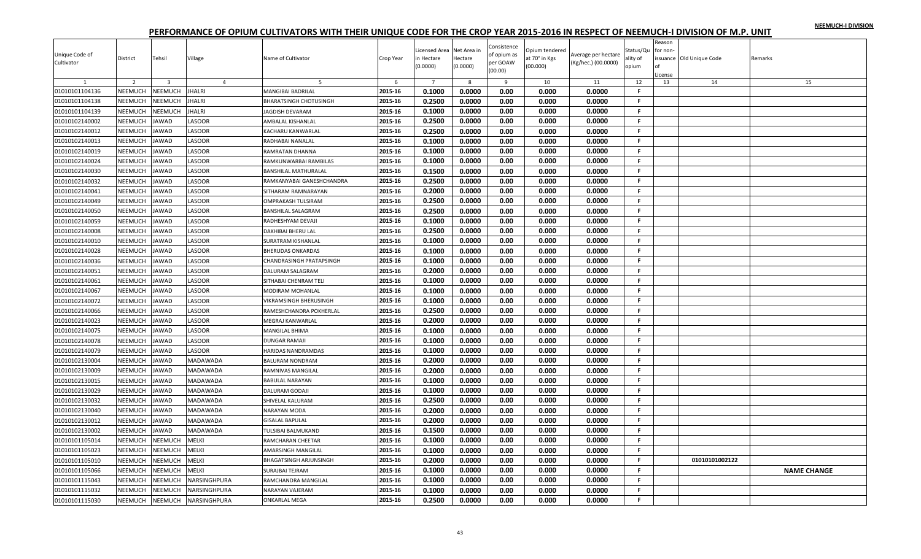NEEMUCH-I DIVISION

# PERFORMANCE OF OPIUM CULTIVATORS WITH THEIR UNIQUE CODE FOR THE CROP YEAR 2015-2016 IN RESPECT OF NEEMUCH-I DIVISION OF M.P. UNIT

| Unique Code of Cultivator | District | Tehsil | Village | Name of Cultivator | Crop Year | Licensed Area in Hectare (0.0000) | Net Area in Hectare (0.0000) | Consistence of opium as per GOAW (00.00) | Opium tendered at 70° in Kgs (00.000) | Average per hectare (Kg/hec.) (00.0000) | Status/Quality of opium | Reason for non-issuance of License | Old Unique Code | Remarks |
|---|---|---|---|---|---|---|---|---|---|---|---|---|---|---|
| 1 | 2 | 3 | 4 | 5 | 6 | 7 | 8 | 9 | 10 | 11 | 12 | 13 | 14 | 15 |
| 01010101104136 | NEEMUCH | NEEMUCH | JHALRI | MANGIBAI BADRILAL | 2015-16 | 0.1000 | 0.0000 | 0.00 | 0.000 | 0.0000 | F | | | |
| 01010101104138 | NEEMUCH | NEEMUCH | JHALRI | BHARATSINGH CHOTUSINGH | 2015-16 | 0.2500 | 0.0000 | 0.00 | 0.000 | 0.0000 | F | | | |
| 01010101104139 | NEEMUCH | NEEMUCH | JHALRI | JAGDISH DEVARAM | 2015-16 | 0.1000 | 0.0000 | 0.00 | 0.000 | 0.0000 | F | | | |
| 01010102140002 | NEEMUCH | JAWAD | LASOOR | AMBALAL KISHANLAL | 2015-16 | 0.2500 | 0.0000 | 0.00 | 0.000 | 0.0000 | F | | | |
| 01010102140012 | NEEMUCH | JAWAD | LASOOR | KACHARU KANWARLAL | 2015-16 | 0.2500 | 0.0000 | 0.00 | 0.000 | 0.0000 | F | | | |
| 01010102140013 | NEEMUCH | JAWAD | LASOOR | RADHABAI NANALAL | 2015-16 | 0.1000 | 0.0000 | 0.00 | 0.000 | 0.0000 | F | | | |
| 01010102140019 | NEEMUCH | JAWAD | LASOOR | RAMRATAN DHANNA | 2015-16 | 0.1000 | 0.0000 | 0.00 | 0.000 | 0.0000 | F | | | |
| 01010102140024 | NEEMUCH | JAWAD | LASOOR | RAMKUNWARBAI RAMBILAS | 2015-16 | 0.1000 | 0.0000 | 0.00 | 0.000 | 0.0000 | F | | | |
| 01010102140030 | NEEMUCH | JAWAD | LASOOR | BANSHILAL MATHURALAL | 2015-16 | 0.1500 | 0.0000 | 0.00 | 0.000 | 0.0000 | F | | | |
| 01010102140032 | NEEMUCH | JAWAD | LASOOR | RAMKANYABAI GANESHCHANDRA | 2015-16 | 0.2500 | 0.0000 | 0.00 | 0.000 | 0.0000 | F | | | |
| 01010102140041 | NEEMUCH | JAWAD | LASOOR | SITHARAM RAMNARAYAN | 2015-16 | 0.2000 | 0.0000 | 0.00 | 0.000 | 0.0000 | F | | | |
| 01010102140049 | NEEMUCH | JAWAD | LASOOR | OMPRAKASH TULSIRAM | 2015-16 | 0.2500 | 0.0000 | 0.00 | 0.000 | 0.0000 | F | | | |
| 01010102140050 | NEEMUCH | JAWAD | LASOOR | BANSHILAL SALAGRAM | 2015-16 | 0.2500 | 0.0000 | 0.00 | 0.000 | 0.0000 | F | | | |
| 01010102140059 | NEEMUCH | JAWAD | LASOOR | RADHESHYAM DEVAJI | 2015-16 | 0.1000 | 0.0000 | 0.00 | 0.000 | 0.0000 | F | | | |
| 01010102140008 | NEEMUCH | JAWAD | LASOOR | DAKHIBAI BHERU LAL | 2015-16 | 0.2500 | 0.0000 | 0.00 | 0.000 | 0.0000 | F | | | |
| 01010102140010 | NEEMUCH | JAWAD | LASOOR | SURATRAM KISHANLAL | 2015-16 | 0.1000 | 0.0000 | 0.00 | 0.000 | 0.0000 | F | | | |
| 01010102140028 | NEEMUCH | JAWAD | LASOOR | BHERUDAS ONKARDAS | 2015-16 | 0.1000 | 0.0000 | 0.00 | 0.000 | 0.0000 | F | | | |
| 01010102140036 | NEEMUCH | JAWAD | LASOOR | CHANDRASINGH PRATAPSINGH | 2015-16 | 0.1000 | 0.0000 | 0.00 | 0.000 | 0.0000 | F | | | |
| 01010102140051 | NEEMUCH | JAWAD | LASOOR | DALURAM SALAGRAM | 2015-16 | 0.2000 | 0.0000 | 0.00 | 0.000 | 0.0000 | F | | | |
| 01010102140061 | NEEMUCH | JAWAD | LASOOR | SITHABAI CHENRAM TELI | 2015-16 | 0.1000 | 0.0000 | 0.00 | 0.000 | 0.0000 | F | | | |
| 01010102140067 | NEEMUCH | JAWAD | LASOOR | MODIRAM MOHANLAL | 2015-16 | 0.1000 | 0.0000 | 0.00 | 0.000 | 0.0000 | F | | | |
| 01010102140072 | NEEMUCH | JAWAD | LASOOR | VIKRAMSINGH BHERUSINGH | 2015-16 | 0.1000 | 0.0000 | 0.00 | 0.000 | 0.0000 | F | | | |
| 01010102140066 | NEEMUCH | JAWAD | LASOOR | RAMESHCHANDRA POKHERLAL | 2015-16 | 0.2500 | 0.0000 | 0.00 | 0.000 | 0.0000 | F | | | |
| 01010102140023 | NEEMUCH | JAWAD | LASOOR | MEGRAJ KANWARLAL | 2015-16 | 0.2000 | 0.0000 | 0.00 | 0.000 | 0.0000 | F | | | |
| 01010102140075 | NEEMUCH | JAWAD | LASOOR | MANGILAL BHIMA | 2015-16 | 0.1000 | 0.0000 | 0.00 | 0.000 | 0.0000 | F | | | |
| 01010102140078 | NEEMUCH | JAWAD | LASOOR | DUNGAR RAMAJI | 2015-16 | 0.1000 | 0.0000 | 0.00 | 0.000 | 0.0000 | F | | | |
| 01010102140079 | NEEMUCH | JAWAD | LASOOR | HARIDAS NANDRAMDAS | 2015-16 | 0.1000 | 0.0000 | 0.00 | 0.000 | 0.0000 | F | | | |
| 01010102130004 | NEEMUCH | JAWAD | MADAWADA | BALURAM NONDRAM | 2015-16 | 0.2000 | 0.0000 | 0.00 | 0.000 | 0.0000 | F | | | |
| 01010102130009 | NEEMUCH | JAWAD | MADAWADA | RAMNIVAS MANGILAL | 2015-16 | 0.2000 | 0.0000 | 0.00 | 0.000 | 0.0000 | F | | | |
| 01010102130015 | NEEMUCH | JAWAD | MADAWADA | BABULAL NARAYAN | 2015-16 | 0.1000 | 0.0000 | 0.00 | 0.000 | 0.0000 | F | | | |
| 01010102130029 | NEEMUCH | JAWAD | MADAWADA | DALURAM GODAJI | 2015-16 | 0.1000 | 0.0000 | 0.00 | 0.000 | 0.0000 | F | | | |
| 01010102130032 | NEEMUCH | JAWAD | MADAWADA | SHIVELAL KALURAM | 2015-16 | 0.2500 | 0.0000 | 0.00 | 0.000 | 0.0000 | F | | | |
| 01010102130040 | NEEMUCH | JAWAD | MADAWADA | NARAYAN MODA | 2015-16 | 0.2000 | 0.0000 | 0.00 | 0.000 | 0.0000 | F | | | |
| 01010102130012 | NEEMUCH | JAWAD | MADAWADA | GISALAL BAPULAL | 2015-16 | 0.2000 | 0.0000 | 0.00 | 0.000 | 0.0000 | F | | | |
| 01010102130002 | NEEMUCH | JAWAD | MADAWADA | TULSIBAI BALMUKAND | 2015-16 | 0.1500 | 0.0000 | 0.00 | 0.000 | 0.0000 | F | | | |
| 01010101105014 | NEEMUCH | NEEMUCH | MELKI | RAMCHARAN CHEETAR | 2015-16 | 0.1000 | 0.0000 | 0.00 | 0.000 | 0.0000 | F | | | |
| 01010101105023 | NEEMUCH | NEEMUCH | MELKI | AMARSINGH MANGILAL | 2015-16 | 0.1000 | 0.0000 | 0.00 | 0.000 | 0.0000 | F | | | |
| 01010101105010 | NEEMUCH | NEEMUCH | MELKI | BHAGATSINGH ARJUNSINGH | 2015-16 | 0.2000 | 0.0000 | 0.00 | 0.000 | 0.0000 | F | | 01010101002122 | |
| 01010101105066 | NEEMUCH | NEEMUCH | MELKI | SURAJBAI TEJRAM | 2015-16 | 0.1000 | 0.0000 | 0.00 | 0.000 | 0.0000 | F | | | NAME CHANGE |
| 01010101115043 | NEEMUCH | NEEMUCH | NARSINGHPURA | RAMCHANDRA MANGILAL | 2015-16 | 0.1000 | 0.0000 | 0.00 | 0.000 | 0.0000 | F | | | |
| 01010101115032 | NEEMUCH | NEEMUCH | NARSINGHPURA | NARAYAN VAJERAM | 2015-16 | 0.1000 | 0.0000 | 0.00 | 0.000 | 0.0000 | F | | | |
| 01010101115030 | NEEMUCH | NEEMUCH | NARSINGHPURA | ONKARLAL MEGA | 2015-16 | 0.2500 | 0.0000 | 0.00 | 0.000 | 0.0000 | F | | | |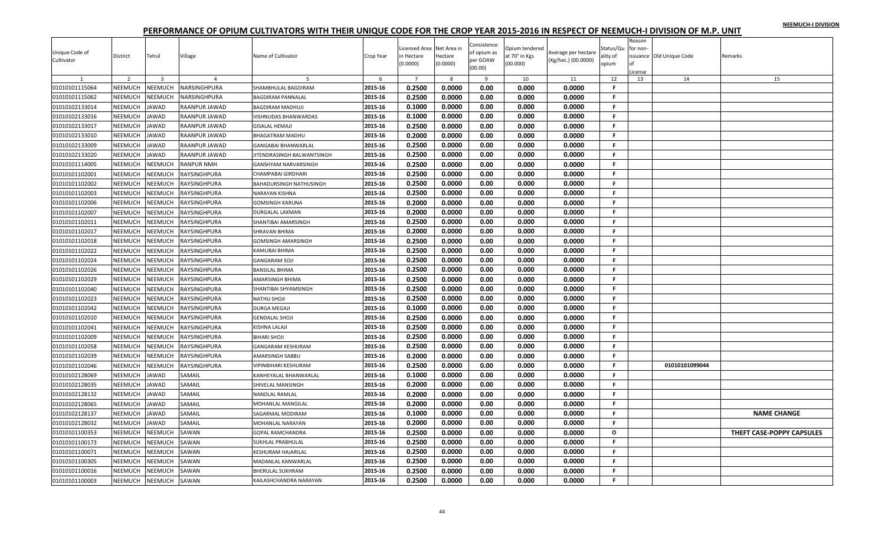## PERFORMANCE OF OPIUM CULTIVATORS WITH THEIR UNIQUE CODE FOR THE CROP YEAR 2015-2016 IN RESPECT OF NEEMUCH-I DIVISION OF M.P. UNIT

| Unique Code of Cultivator | District | Tehsil | Village | Name of Cultivator | Crop Year | Licensed Area in Hectare (0.0000) | Net Area in Hectare (0.0000) | Consistence of opium as per GOAW (00.00) | Opium tendered at 70° in Kgs (00.000) | Average per hectare (Kg/hec.) (00.0000) | Status/Quality of opium | Reason for non-issuance of License | Old Unique Code | Remarks |
|---|---|---|---|---|---|---|---|---|---|---|---|---|---|---|
| 1 | 2 | 3 | 4 | 5 | 6 | 7 | 8 | 9 | 10 | 11 | 12 | 13 | 14 | 15 |
| 01010101115064 | NEEMUCH | NEEMUCH | NARSINGHPURA | SHAMBHULAL BAGDIRAM | 2015-16 | 0.2500 | 0.0000 | 0.00 | 0.000 | 0.0000 | F | | | |
| 01010101115062 | NEEMUCH | NEEMUCH | NARSINGHPURA | BAGDIRAM PANNALAL | 2015-16 | 0.2500 | 0.0000 | 0.00 | 0.000 | 0.0000 | F | | | |
| 01010102133014 | NEEMUCH | JAWAD | RAANPUR JAWAD | BAGDIRAM MADHUJI | 2015-16 | 0.1000 | 0.0000 | 0.00 | 0.000 | 0.0000 | F | | | |
| 01010102133016 | NEEMUCH | JAWAD | RAANPUR JAWAD | VISHNUDAS BHANWARDAS | 2015-16 | 0.1000 | 0.0000 | 0.00 | 0.000 | 0.0000 | F | | | |
| 01010102133017 | NEEMUCH | JAWAD | RAANPUR JAWAD | GISALAL HEMAJI | 2015-16 | 0.2500 | 0.0000 | 0.00 | 0.000 | 0.0000 | F | | | |
| 01010102133010 | NEEMUCH | JAWAD | RAANPUR JAWAD | BHAGATRAM MADHU | 2015-16 | 0.2000 | 0.0000 | 0.00 | 0.000 | 0.0000 | F | | | |
| 01010102133009 | NEEMUCH | JAWAD | RAANPUR JAWAD | GANGABAI BHANWARLAL | 2015-16 | 0.2500 | 0.0000 | 0.00 | 0.000 | 0.0000 | F | | | |
| 01010102133020 | NEEMUCH | JAWAD | RAANPUR JAWAD | JITENDRASINGH BALWANTSINGH | 2015-16 | 0.2500 | 0.0000 | 0.00 | 0.000 | 0.0000 | F | | | |
| 01010101114005 | NEEMUCH | NEEMUCH | RANPUR NMH | GANSHYAM NARVARSINGH | 2015-16 | 0.2500 | 0.0000 | 0.00 | 0.000 | 0.0000 | F | | | |
| 01010101102001 | NEEMUCH | NEEMUCH | RAYSINGHPURA | CHAMPABAI GIRDHARI | 2015-16 | 0.2500 | 0.0000 | 0.00 | 0.000 | 0.0000 | F | | | |
| 01010101102002 | NEEMUCH | NEEMUCH | RAYSINGHPURA | BAHADURSINGH NATHUSINGH | 2015-16 | 0.2500 | 0.0000 | 0.00 | 0.000 | 0.0000 | F | | | |
| 01010101102003 | NEEMUCH | NEEMUCH | RAYSINGHPURA | NARAYAN KISHNA | 2015-16 | 0.2500 | 0.0000 | 0.00 | 0.000 | 0.0000 | F | | | |
| 01010101102006 | NEEMUCH | NEEMUCH | RAYSINGHPURA | GOMSINGH KARUNA | 2015-16 | 0.2000 | 0.0000 | 0.00 | 0.000 | 0.0000 | F | | | |
| 01010101102007 | NEEMUCH | NEEMUCH | RAYSINGHPURA | DURGALAL LAXMAN | 2015-16 | 0.2000 | 0.0000 | 0.00 | 0.000 | 0.0000 | F | | | |
| 01010101102011 | NEEMUCH | NEEMUCH | RAYSINGHPURA | SHANTIBAI AMARSINGH | 2015-16 | 0.2500 | 0.0000 | 0.00 | 0.000 | 0.0000 | F | | | |
| 01010101102017 | NEEMUCH | NEEMUCH | RAYSINGHPURA | SHRAVAN BHIMA | 2015-16 | 0.2000 | 0.0000 | 0.00 | 0.000 | 0.0000 | F | | | |
| 01010101102018 | NEEMUCH | NEEMUCH | RAYSINGHPURA | GOMSINGH AMARSINGH | 2015-16 | 0.2500 | 0.0000 | 0.00 | 0.000 | 0.0000 | F | | | |
| 01010101102022 | NEEMUCH | NEEMUCH | RAYSINGHPURA | KAMLIBAI BHIMA | 2015-16 | 0.2500 | 0.0000 | 0.00 | 0.000 | 0.0000 | F | | | |
| 01010101102024 | NEEMUCH | NEEMUCH | RAYSINGHPURA | GANGARAM SOJI | 2015-16 | 0.2500 | 0.0000 | 0.00 | 0.000 | 0.0000 | F | | | |
| 01010101102026 | NEEMUCH | NEEMUCH | RAYSINGHPURA | BANSILAL BHIMA | 2015-16 | 0.2500 | 0.0000 | 0.00 | 0.000 | 0.0000 | F | | | |
| 01010101102029 | NEEMUCH | NEEMUCH | RAYSINGHPURA | AMARSINGH BHIMA | 2015-16 | 0.2500 | 0.0000 | 0.00 | 0.000 | 0.0000 | F | | | |
| 01010101102040 | NEEMUCH | NEEMUCH | RAYSINGHPURA | SHANTIBAI SHYAMSINGH | 2015-16 | 0.2500 | 0.0000 | 0.00 | 0.000 | 0.0000 | F | | | |
| 01010101102023 | NEEMUCH | NEEMUCH | RAYSINGHPURA | NATHU SHOJI | 2015-16 | 0.2500 | 0.0000 | 0.00 | 0.000 | 0.0000 | F | | | |
| 01010101102042 | NEEMUCH | NEEMUCH | RAYSINGHPURA | DURGA MEGAJI | 2015-16 | 0.1000 | 0.0000 | 0.00 | 0.000 | 0.0000 | F | | | |
| 01010101102010 | NEEMUCH | NEEMUCH | RAYSINGHPURA | GENDALAL SHOJI | 2015-16 | 0.2500 | 0.0000 | 0.00 | 0.000 | 0.0000 | F | | | |
| 01010101102041 | NEEMUCH | NEEMUCH | RAYSINGHPURA | KISHNA LALAJI | 2015-16 | 0.2500 | 0.0000 | 0.00 | 0.000 | 0.0000 | F | | | |
| 01010101102009 | NEEMUCH | NEEMUCH | RAYSINGHPURA | BIHARI SHOJI | 2015-16 | 0.2500 | 0.0000 | 0.00 | 0.000 | 0.0000 | F | | | |
| 01010101102058 | NEEMUCH | NEEMUCH | RAYSINGHPURA | GANGARAM KESHURAM | 2015-16 | 0.2500 | 0.0000 | 0.00 | 0.000 | 0.0000 | F | | | |
| 01010101102039 | NEEMUCH | NEEMUCH | RAYSINGHPURA | AMARSINGH SABBU | 2015-16 | 0.2000 | 0.0000 | 0.00 | 0.000 | 0.0000 | F | | | |
| 01010101102046 | NEEMUCH | NEEMUCH | RAYSINGHPURA | VIPINBIHARI KESHURAM | 2015-16 | 0.2500 | 0.0000 | 0.00 | 0.000 | 0.0000 | F | | 01010101099044 | |
| 01010102128069 | NEEMUCH | JAWAD | SAMAIL | KANHEYALAL BHANWARLAL | 2015-16 | 0.1000 | 0.0000 | 0.00 | 0.000 | 0.0000 | F | | | |
| 01010102128035 | NEEMUCH | JAWAD | SAMAIL | SHIVELAL MANSINGH | 2015-16 | 0.2000 | 0.0000 | 0.00 | 0.000 | 0.0000 | F | | | |
| 01010102128132 | NEEMUCH | JAWAD | SAMAIL | NANDLAL RAMLAL | 2015-16 | 0.2000 | 0.0000 | 0.00 | 0.000 | 0.0000 | F | | | |
| 01010102128065 | NEEMUCH | JAWAD | SAMAIL | MOHANLAL MANGILAL | 2015-16 | 0.2000 | 0.0000 | 0.00 | 0.000 | 0.0000 | F | | | |
| 01010102128137 | NEEMUCH | JAWAD | SAMAIL | SAGARMAL MODIRAM | 2015-16 | 0.1000 | 0.0000 | 0.00 | 0.000 | 0.0000 | F | | | NAME CHANGE |
| 01010102128032 | NEEMUCH | JAWAD | SAMAIL | MOHANLAL NARAYAN | 2015-16 | 0.2000 | 0.0000 | 0.00 | 0.000 | 0.0000 | F | | | |
| 01010101100353 | NEEMUCH | NEEMUCH | SAWAN | GOPAL RAMCHANDRA | 2015-16 | 0.2500 | 0.0000 | 0.00 | 0.000 | 0.0000 | O | | | THEFT CASE-POPPY CAPSULES |
| 01010101100173 | NEEMUCH | NEEMUCH | SAWAN | SUKHLAL PRABHULAL | 2015-16 | 0.2500 | 0.0000 | 0.00 | 0.000 | 0.0000 | F | | | |
| 01010101100071 | NEEMUCH | NEEMUCH | SAWAN | KESHURAM HAJARILAL | 2015-16 | 0.2500 | 0.0000 | 0.00 | 0.000 | 0.0000 | F | | | |
| 01010101100305 | NEEMUCH | NEEMUCH | SAWAN | MADANLAL KANWARLAL | 2015-16 | 0.2500 | 0.0000 | 0.00 | 0.000 | 0.0000 | F | | | |
| 01010101100016 | NEEMUCH | NEEMUCH | SAWAN | BHERULAL SUKHRAM | 2015-16 | 0.2500 | 0.0000 | 0.00 | 0.000 | 0.0000 | F | | | |
| 01010101100003 | NEEMUCH | NEEMUCH | SAWAN | KAILASHCHANDRA NARAYAN | 2015-16 | 0.2500 | 0.0000 | 0.00 | 0.000 | 0.0000 | F | | | |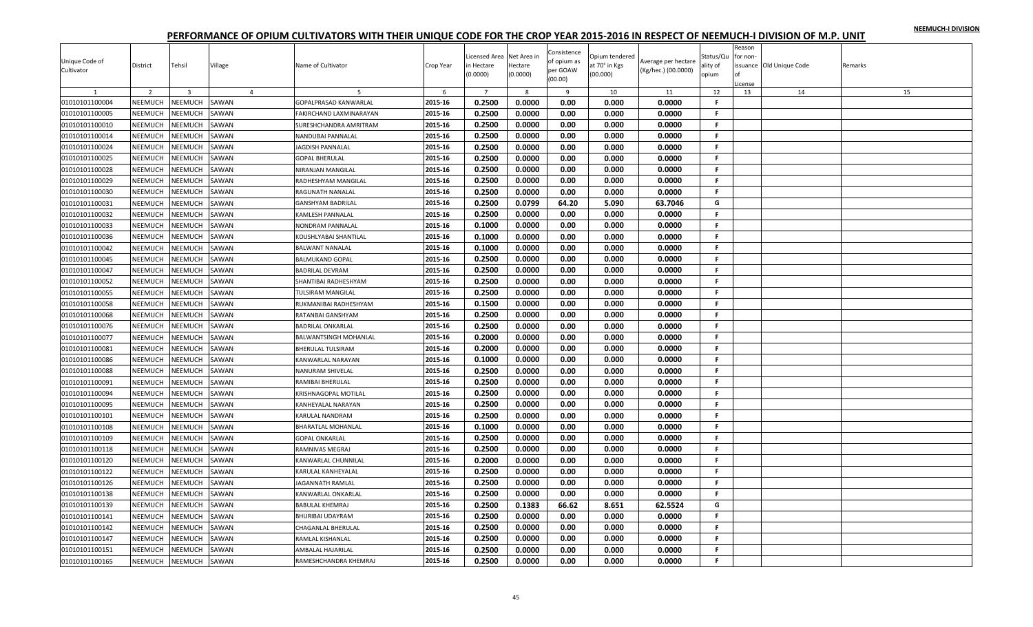# PERFORMANCE OF OPIUM CULTIVATORS WITH THEIR UNIQUE CODE FOR THE CROP YEAR 2015-2016 IN RESPECT OF NEEMUCH-I DIVISION OF M.P. UNIT

| Unique Code of Cultivator | District | Tehsil | Village | Name of Cultivator | Crop Year | Licensed Area in Hectare (0.0000) | Net Area in Hectare (0.0000) | Consistence of opium as per GOAW (00.00) | Opium tendered at 70° in Kgs (00.000) | Average per hectare (Kg/hec.) (00.0000) | Status/Quality of opium | Reason for non-issuance of License | Old Unique Code | Remarks |
|---|---|---|---|---|---|---|---|---|---|---|---|---|---|---|
| 1 | 2 | 3 | 4 | 5 | 6 | 7 | 8 | 9 | 10 | 11 | 12 | 13 | 14 | 15 |
| 01010101100004 | NEEMUCH | NEEMUCH | SAWAN | GOPALPRASAD KANWARLAL | 2015-16 | 0.2500 | 0.0000 | 0.00 | 0.000 | 0.0000 | F | | | |
| 01010101100005 | NEEMUCH | NEEMUCH | SAWAN | FAKIRCHAND LAXMINARAYAN | 2015-16 | 0.2500 | 0.0000 | 0.00 | 0.000 | 0.0000 | F | | | |
| 01010101100010 | NEEMUCH | NEEMUCH | SAWAN | SURESHCHANDRA AMRITRAM | 2015-16 | 0.2500 | 0.0000 | 0.00 | 0.000 | 0.0000 | F | | | |
| 01010101100014 | NEEMUCH | NEEMUCH | SAWAN | NANDUBAI PANNALAL | 2015-16 | 0.2500 | 0.0000 | 0.00 | 0.000 | 0.0000 | F | | | |
| 01010101100024 | NEEMUCH | NEEMUCH | SAWAN | JAGDISH PANNALAL | 2015-16 | 0.2500 | 0.0000 | 0.00 | 0.000 | 0.0000 | F | | | |
| 01010101100025 | NEEMUCH | NEEMUCH | SAWAN | GOPAL BHERULAL | 2015-16 | 0.2500 | 0.0000 | 0.00 | 0.000 | 0.0000 | F | | | |
| 01010101100028 | NEEMUCH | NEEMUCH | SAWAN | NIRANJAN MANGILAL | 2015-16 | 0.2500 | 0.0000 | 0.00 | 0.000 | 0.0000 | F | | | |
| 01010101100029 | NEEMUCH | NEEMUCH | SAWAN | RADHESHYAM MANGILAL | 2015-16 | 0.2500 | 0.0000 | 0.00 | 0.000 | 0.0000 | F | | | |
| 01010101100030 | NEEMUCH | NEEMUCH | SAWAN | RAGUNATH NANALAL | 2015-16 | 0.2500 | 0.0000 | 0.00 | 0.000 | 0.0000 | F | | | |
| 01010101100031 | NEEMUCH | NEEMUCH | SAWAN | GANSHYAM BADRILAL | 2015-16 | 0.2500 | 0.0799 | 64.20 | 5.090 | 63.7046 | G | | | |
| 01010101100032 | NEEMUCH | NEEMUCH | SAWAN | KAMLESH PANNALAL | 2015-16 | 0.2500 | 0.0000 | 0.00 | 0.000 | 0.0000 | F | | | |
| 01010101100033 | NEEMUCH | NEEMUCH | SAWAN | NONDRAM PANNALAL | 2015-16 | 0.1000 | 0.0000 | 0.00 | 0.000 | 0.0000 | F | | | |
| 01010101100036 | NEEMUCH | NEEMUCH | SAWAN | KOUSHLYABAI SHANTILAL | 2015-16 | 0.1000 | 0.0000 | 0.00 | 0.000 | 0.0000 | F | | | |
| 01010101100042 | NEEMUCH | NEEMUCH | SAWAN | BALWANT NANALAL | 2015-16 | 0.1000 | 0.0000 | 0.00 | 0.000 | 0.0000 | F | | | |
| 01010101100045 | NEEMUCH | NEEMUCH | SAWAN | BALMUKAND GOPAL | 2015-16 | 0.2500 | 0.0000 | 0.00 | 0.000 | 0.0000 | F | | | |
| 01010101100047 | NEEMUCH | NEEMUCH | SAWAN | BADRILAL DEVRAM | 2015-16 | 0.2500 | 0.0000 | 0.00 | 0.000 | 0.0000 | F | | | |
| 01010101100052 | NEEMUCH | NEEMUCH | SAWAN | SHANTIBAI RADHESHYAM | 2015-16 | 0.2500 | 0.0000 | 0.00 | 0.000 | 0.0000 | F | | | |
| 01010101100055 | NEEMUCH | NEEMUCH | SAWAN | TULSIRAM MANGILAL | 2015-16 | 0.2500 | 0.0000 | 0.00 | 0.000 | 0.0000 | F | | | |
| 01010101100058 | NEEMUCH | NEEMUCH | SAWAN | RUKMANIBAI RADHESHYAM | 2015-16 | 0.1500 | 0.0000 | 0.00 | 0.000 | 0.0000 | F | | | |
| 01010101100068 | NEEMUCH | NEEMUCH | SAWAN | RATANBAI GANSHYAM | 2015-16 | 0.2500 | 0.0000 | 0.00 | 0.000 | 0.0000 | F | | | |
| 01010101100076 | NEEMUCH | NEEMUCH | SAWAN | BADRILAL ONKARLAL | 2015-16 | 0.2500 | 0.0000 | 0.00 | 0.000 | 0.0000 | F | | | |
| 01010101100077 | NEEMUCH | NEEMUCH | SAWAN | BALWANTSINGH MOHANLAL | 2015-16 | 0.2000 | 0.0000 | 0.00 | 0.000 | 0.0000 | F | | | |
| 01010101100081 | NEEMUCH | NEEMUCH | SAWAN | BHERULAL TULSIRAM | 2015-16 | 0.2000 | 0.0000 | 0.00 | 0.000 | 0.0000 | F | | | |
| 01010101100086 | NEEMUCH | NEEMUCH | SAWAN | KANWARLAL NARAYAN | 2015-16 | 0.1000 | 0.0000 | 0.00 | 0.000 | 0.0000 | F | | | |
| 01010101100088 | NEEMUCH | NEEMUCH | SAWAN | NANURAM SHIVELAL | 2015-16 | 0.2500 | 0.0000 | 0.00 | 0.000 | 0.0000 | F | | | |
| 01010101100091 | NEEMUCH | NEEMUCH | SAWAN | RAMIBAI BHERULAL | 2015-16 | 0.2500 | 0.0000 | 0.00 | 0.000 | 0.0000 | F | | | |
| 01010101100094 | NEEMUCH | NEEMUCH | SAWAN | KRISHNAGOPAL MOTILAL | 2015-16 | 0.2500 | 0.0000 | 0.00 | 0.000 | 0.0000 | F | | | |
| 01010101100095 | NEEMUCH | NEEMUCH | SAWAN | KANHEYALAL NARAYAN | 2015-16 | 0.2500 | 0.0000 | 0.00 | 0.000 | 0.0000 | F | | | |
| 01010101100101 | NEEMUCH | NEEMUCH | SAWAN | KARULAL NANDRAM | 2015-16 | 0.2500 | 0.0000 | 0.00 | 0.000 | 0.0000 | F | | | |
| 01010101100108 | NEEMUCH | NEEMUCH | SAWAN | BHARATLAL MOHANLAL | 2015-16 | 0.1000 | 0.0000 | 0.00 | 0.000 | 0.0000 | F | | | |
| 01010101100109 | NEEMUCH | NEEMUCH | SAWAN | GOPAL ONKARLAL | 2015-16 | 0.2500 | 0.0000 | 0.00 | 0.000 | 0.0000 | F | | | |
| 01010101100118 | NEEMUCH | NEEMUCH | SAWAN | RAMNIVAS MEGRAJ | 2015-16 | 0.2500 | 0.0000 | 0.00 | 0.000 | 0.0000 | F | | | |
| 01010101100120 | NEEMUCH | NEEMUCH | SAWAN | KANWARLAL CHUNNILAL | 2015-16 | 0.2000 | 0.0000 | 0.00 | 0.000 | 0.0000 | F | | | |
| 01010101100122 | NEEMUCH | NEEMUCH | SAWAN | KARULAL KANHEYALAL | 2015-16 | 0.2500 | 0.0000 | 0.00 | 0.000 | 0.0000 | F | | | |
| 01010101100126 | NEEMUCH | NEEMUCH | SAWAN | JAGANNATH RAMLAL | 2015-16 | 0.2500 | 0.0000 | 0.00 | 0.000 | 0.0000 | F | | | |
| 01010101100138 | NEEMUCH | NEEMUCH | SAWAN | KANWARLAL ONKARLAL | 2015-16 | 0.2500 | 0.0000 | 0.00 | 0.000 | 0.0000 | F | | | |
| 01010101100139 | NEEMUCH | NEEMUCH | SAWAN | BABULAL KHEMRAJ | 2015-16 | 0.2500 | 0.1383 | 66.62 | 8.651 | 62.5524 | G | | | |
| 01010101100141 | NEEMUCH | NEEMUCH | SAWAN | BHURIBAI UDAYRAM | 2015-16 | 0.2500 | 0.0000 | 0.00 | 0.000 | 0.0000 | F | | | |
| 01010101100142 | NEEMUCH | NEEMUCH | SAWAN | CHAGANLAL BHERULAL | 2015-16 | 0.2500 | 0.0000 | 0.00 | 0.000 | 0.0000 | F | | | |
| 01010101100147 | NEEMUCH | NEEMUCH | SAWAN | RAMLAL KISHANLAL | 2015-16 | 0.2500 | 0.0000 | 0.00 | 0.000 | 0.0000 | F | | | |
| 01010101100151 | NEEMUCH | NEEMUCH | SAWAN | AMBALAL HAJARILAL | 2015-16 | 0.2500 | 0.0000 | 0.00 | 0.000 | 0.0000 | F | | | |
| 01010101100165 | NEEMUCH | NEEMUCH | SAWAN | RAMESHCHANDRA KHEMRAJ | 2015-16 | 0.2500 | 0.0000 | 0.00 | 0.000 | 0.0000 | F | | | |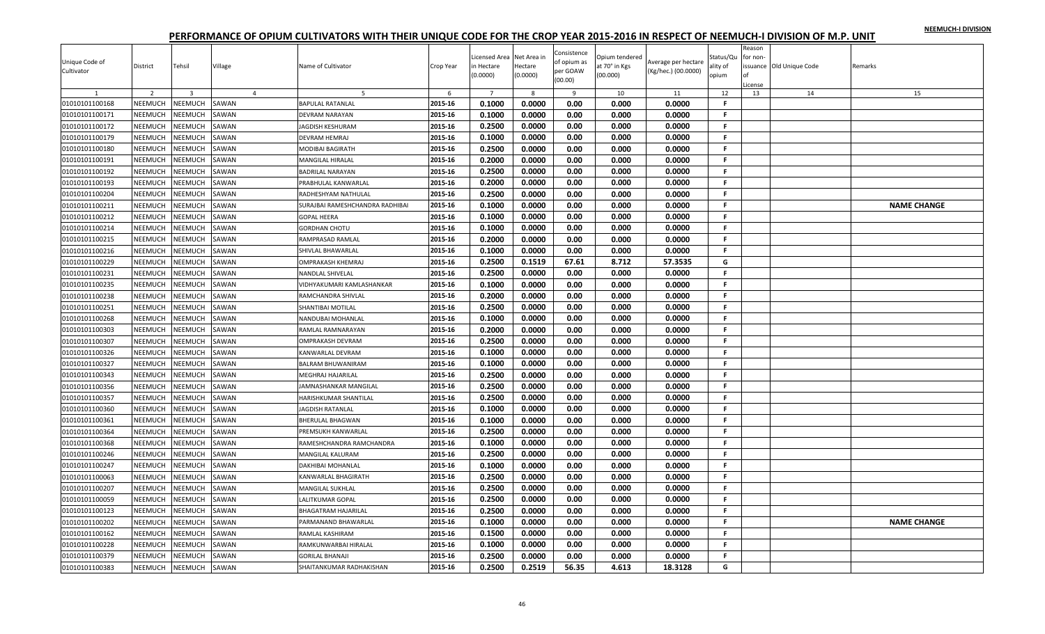# PERFORMANCE OF OPIUM CULTIVATORS WITH THEIR UNIQUE CODE FOR THE CROP YEAR 2015-2016 IN RESPECT OF NEEMUCH-I DIVISION OF M.P. UNIT

NEEMUCH-I DIVISION

| Unique Code of Cultivator | District | Tehsil | Village | Name of Cultivator | Crop Year | Licensed Area in Hectare (0.0000) | Net Area in Hectare (0.0000) | Consistence of opium as per GOAW (00.00) | Opium tendered at 70° in Kgs (00.000) | Average per hectare (Kg/hec.) (00.0000) | Status/Quality of opium | Reason for non-issuance of License | Old Unique Code | Remarks |
|---|---|---|---|---|---|---|---|---|---|---|---|---|---|---|
| 1 | 2 | 3 | 4 | 5 | 6 | 7 | 8 | 9 | 10 | 11 | 12 | 13 | 14 | 15 |
| 01010101100168 | NEEMUCH | NEEMUCH | SAWAN | BAPULAL RATANLAL | 2015-16 | 0.1000 | 0.0000 | 0.00 | 0.000 | 0.0000 | F | | | |
| 01010101100171 | NEEMUCH | NEEMUCH | SAWAN | DEVRAM NARAYAN | 2015-16 | 0.1000 | 0.0000 | 0.00 | 0.000 | 0.0000 | F | | | |
| 01010101100172 | NEEMUCH | NEEMUCH | SAWAN | JAGDISH KESHURAM | 2015-16 | 0.2500 | 0.0000 | 0.00 | 0.000 | 0.0000 | F | | | |
| 01010101100179 | NEEMUCH | NEEMUCH | SAWAN | DEVRAM HEMRAJ | 2015-16 | 0.1000 | 0.0000 | 0.00 | 0.000 | 0.0000 | F | | | |
| 01010101100180 | NEEMUCH | NEEMUCH | SAWAN | MODIBAI BAGIRATH | 2015-16 | 0.2500 | 0.0000 | 0.00 | 0.000 | 0.0000 | F | | | |
| 01010101100191 | NEEMUCH | NEEMUCH | SAWAN | MANGILAL HIRALAL | 2015-16 | 0.2000 | 0.0000 | 0.00 | 0.000 | 0.0000 | F | | | |
| 01010101100192 | NEEMUCH | NEEMUCH | SAWAN | BADRILAL NARAYAN | 2015-16 | 0.2500 | 0.0000 | 0.00 | 0.000 | 0.0000 | F | | | |
| 01010101100193 | NEEMUCH | NEEMUCH | SAWAN | PRABHULAL KANWARLAL | 2015-16 | 0.2000 | 0.0000 | 0.00 | 0.000 | 0.0000 | F | | | |
| 01010101100204 | NEEMUCH | NEEMUCH | SAWAN | RADHESHYAM NATHULAL | 2015-16 | 0.2500 | 0.0000 | 0.00 | 0.000 | 0.0000 | F | | | |
| 01010101100211 | NEEMUCH | NEEMUCH | SAWAN | SURAJBAI RAMESHCHANDRA RADHIBAI | 2015-16 | 0.1000 | 0.0000 | 0.00 | 0.000 | 0.0000 | F | | | NAME CHANGE |
| 01010101100212 | NEEMUCH | NEEMUCH | SAWAN | GOPAL HEERA | 2015-16 | 0.1000 | 0.0000 | 0.00 | 0.000 | 0.0000 | F | | | |
| 01010101100214 | NEEMUCH | NEEMUCH | SAWAN | GORDHAN CHOTU | 2015-16 | 0.1000 | 0.0000 | 0.00 | 0.000 | 0.0000 | F | | | |
| 01010101100215 | NEEMUCH | NEEMUCH | SAWAN | RAMPRASAD RAMLAL | 2015-16 | 0.2000 | 0.0000 | 0.00 | 0.000 | 0.0000 | F | | | |
| 01010101100216 | NEEMUCH | NEEMUCH | SAWAN | SHIVLAL BHAWARLAL | 2015-16 | 0.1000 | 0.0000 | 0.00 | 0.000 | 0.0000 | F | | | |
| 01010101100229 | NEEMUCH | NEEMUCH | SAWAN | OMPRAKASH KHEMRAJ | 2015-16 | 0.2500 | 0.1519 | 67.61 | 8.712 | 57.3535 | G | | | |
| 01010101100231 | NEEMUCH | NEEMUCH | SAWAN | NANDLAL SHIVELAL | 2015-16 | 0.2500 | 0.0000 | 0.00 | 0.000 | 0.0000 | F | | | |
| 01010101100235 | NEEMUCH | NEEMUCH | SAWAN | VIDHYAKUMARI KAMLASHANKAR | 2015-16 | 0.1000 | 0.0000 | 0.00 | 0.000 | 0.0000 | F | | | |
| 01010101100238 | NEEMUCH | NEEMUCH | SAWAN | RAMCHANDRA SHIVLAL | 2015-16 | 0.2000 | 0.0000 | 0.00 | 0.000 | 0.0000 | F | | | |
| 01010101100251 | NEEMUCH | NEEMUCH | SAWAN | SHANTIBAI MOTILAL | 2015-16 | 0.2500 | 0.0000 | 0.00 | 0.000 | 0.0000 | F | | | |
| 01010101100268 | NEEMUCH | NEEMUCH | SAWAN | NANDUBAI MOHANLAL | 2015-16 | 0.1000 | 0.0000 | 0.00 | 0.000 | 0.0000 | F | | | |
| 01010101100303 | NEEMUCH | NEEMUCH | SAWAN | RAMLAL RAMNARAYAN | 2015-16 | 0.2000 | 0.0000 | 0.00 | 0.000 | 0.0000 | F | | | |
| 01010101100307 | NEEMUCH | NEEMUCH | SAWAN | OMPRAKASH DEVRAM | 2015-16 | 0.2500 | 0.0000 | 0.00 | 0.000 | 0.0000 | F | | | |
| 01010101100326 | NEEMUCH | NEEMUCH | SAWAN | KANWARLAL DEVRAM | 2015-16 | 0.1000 | 0.0000 | 0.00 | 0.000 | 0.0000 | F | | | |
| 01010101100327 | NEEMUCH | NEEMUCH | SAWAN | BALRAM BHUWANIRAM | 2015-16 | 0.1000 | 0.0000 | 0.00 | 0.000 | 0.0000 | F | | | |
| 01010101100343 | NEEMUCH | NEEMUCH | SAWAN | MEGHRAJ HAJARILAL | 2015-16 | 0.2500 | 0.0000 | 0.00 | 0.000 | 0.0000 | F | | | |
| 01010101100356 | NEEMUCH | NEEMUCH | SAWAN | JAMNASHANKAR MANGILAL | 2015-16 | 0.2500 | 0.0000 | 0.00 | 0.000 | 0.0000 | F | | | |
| 01010101100357 | NEEMUCH | NEEMUCH | SAWAN | HARISHKUMAR SHANTILAL | 2015-16 | 0.2500 | 0.0000 | 0.00 | 0.000 | 0.0000 | F | | | |
| 01010101100360 | NEEMUCH | NEEMUCH | SAWAN | JAGDISH RATANLAL | 2015-16 | 0.1000 | 0.0000 | 0.00 | 0.000 | 0.0000 | F | | | |
| 01010101100361 | NEEMUCH | NEEMUCH | SAWAN | BHERULAL BHAGWAN | 2015-16 | 0.1000 | 0.0000 | 0.00 | 0.000 | 0.0000 | F | | | |
| 01010101100364 | NEEMUCH | NEEMUCH | SAWAN | PREMSUKH KANWARLAL | 2015-16 | 0.2500 | 0.0000 | 0.00 | 0.000 | 0.0000 | F | | | |
| 01010101100368 | NEEMUCH | NEEMUCH | SAWAN | RAMESHCHANDRA RAMCHANDRA | 2015-16 | 0.1000 | 0.0000 | 0.00 | 0.000 | 0.0000 | F | | | |
| 01010101100246 | NEEMUCH | NEEMUCH | SAWAN | MANGILAL KALURAM | 2015-16 | 0.2500 | 0.0000 | 0.00 | 0.000 | 0.0000 | F | | | |
| 01010101100247 | NEEMUCH | NEEMUCH | SAWAN | DAKHIBAI MOHANLAL | 2015-16 | 0.1000 | 0.0000 | 0.00 | 0.000 | 0.0000 | F | | | |
| 01010101100063 | NEEMUCH | NEEMUCH | SAWAN | KANWARLAL BHAGIRATH | 2015-16 | 0.2500 | 0.0000 | 0.00 | 0.000 | 0.0000 | F | | | |
| 01010101100207 | NEEMUCH | NEEMUCH | SAWAN | MANGILAL SUKHLAL | 2015-16 | 0.2500 | 0.0000 | 0.00 | 0.000 | 0.0000 | F | | | |
| 01010101100059 | NEEMUCH | NEEMUCH | SAWAN | LALITKUMAR GOPAL | 2015-16 | 0.2500 | 0.0000 | 0.00 | 0.000 | 0.0000 | F | | | |
| 01010101100123 | NEEMUCH | NEEMUCH | SAWAN | BHAGATRAM HAJARILAL | 2015-16 | 0.2500 | 0.0000 | 0.00 | 0.000 | 0.0000 | F | | | |
| 01010101100202 | NEEMUCH | NEEMUCH | SAWAN | PARMANAND BHAWARLAL | 2015-16 | 0.1000 | 0.0000 | 0.00 | 0.000 | 0.0000 | F | | | NAME CHANGE |
| 01010101100162 | NEEMUCH | NEEMUCH | SAWAN | RAMLAL KASHIRAM | 2015-16 | 0.1500 | 0.0000 | 0.00 | 0.000 | 0.0000 | F | | | |
| 01010101100228 | NEEMUCH | NEEMUCH | SAWAN | RAMKUNWARBAI HIRALAL | 2015-16 | 0.1000 | 0.0000 | 0.00 | 0.000 | 0.0000 | F | | | |
| 01010101100379 | NEEMUCH | NEEMUCH | SAWAN | GORILAL BHANAJI | 2015-16 | 0.2500 | 0.0000 | 0.00 | 0.000 | 0.0000 | F | | | |
| 01010101100383 | NEEMUCH | NEEMUCH | SAWAN | SHAITANKUMAR RADHAKISHAN | 2015-16 | 0.2500 | 0.2519 | 56.35 | 4.613 | 18.3128 | G | | | |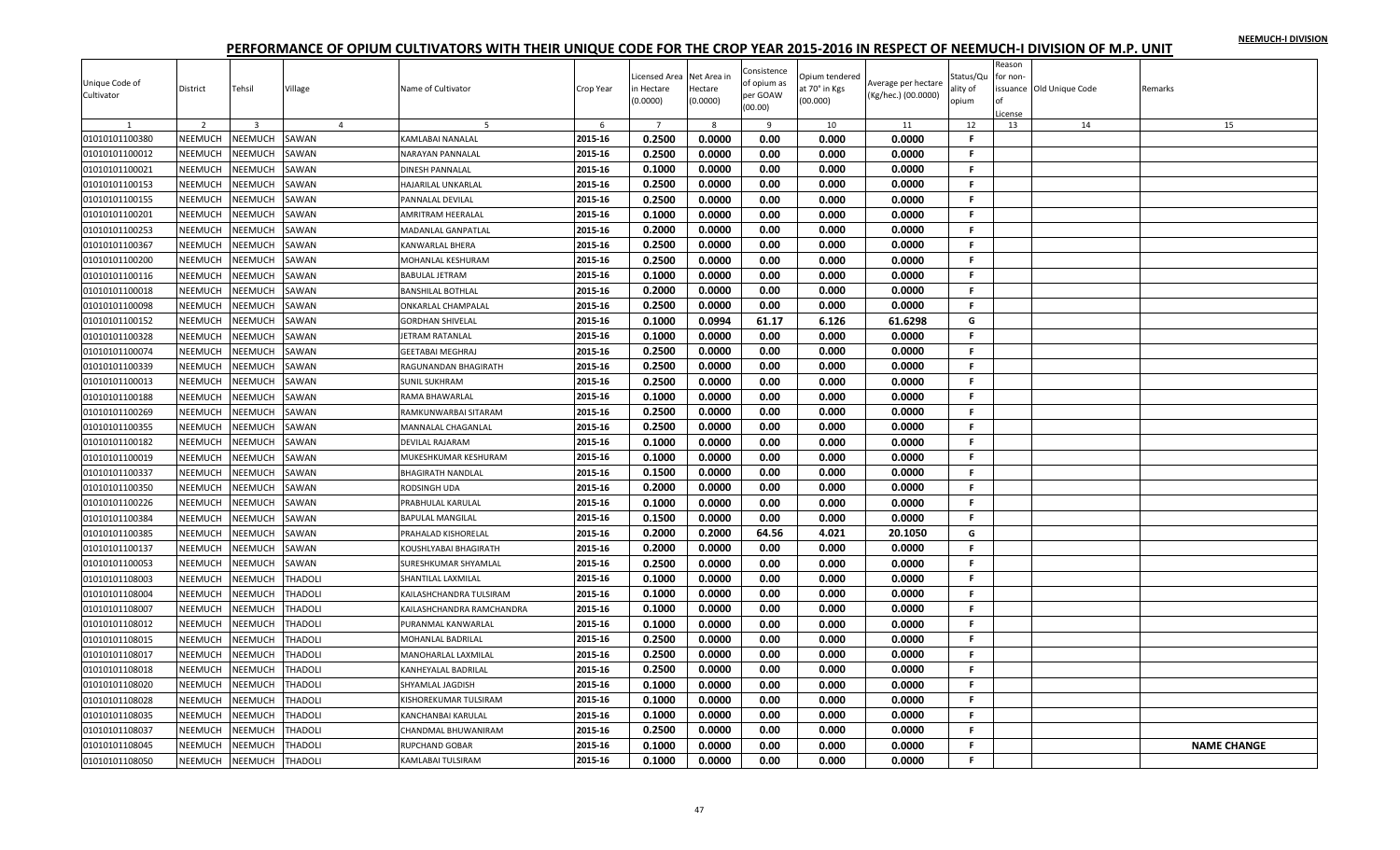# PERFORMANCE OF OPIUM CULTIVATORS WITH THEIR UNIQUE CODE FOR THE CROP YEAR 2015-2016 IN RESPECT OF NEEMUCH-I DIVISION OF M.P. UNIT

NEEMUCH-I DIVISION

| Unique Code of Cultivator | District | Tehsil | Village | Name of Cultivator | Crop Year | Licensed Area in Hectare (0.0000) | Net Area in Hectare (0.0000) | Consistence of opium as per GOAW (00.00) | Opium tendered at 70° in Kgs (00.000) | Average per hectare (Kg/hec.) (00.0000) | Status/Quality of opium | Reason for non-issuance of License | Old Unique Code | Remarks |
|---|---|---|---|---|---|---|---|---|---|---|---|---|---|---|
| 1 | 2 | 3 | 4 | 5 | 6 | 7 | 8 | 9 | 10 | 11 | 12 | 13 | 14 | 15 |
| 01010101100380 | NEEMUCH | NEEMUCH | SAWAN | KAMLABAI NANALAL | 2015-16 | 0.2500 | 0.0000 | 0.00 | 0.000 | 0.0000 | F | | | |
| 01010101100012 | NEEMUCH | NEEMUCH | SAWAN | NARAYAN PANNALAL | 2015-16 | 0.2500 | 0.0000 | 0.00 | 0.000 | 0.0000 | F | | | |
| 01010101100021 | NEEMUCH | NEEMUCH | SAWAN | DINESH PANNALAL | 2015-16 | 0.1000 | 0.0000 | 0.00 | 0.000 | 0.0000 | F | | | |
| 01010101100153 | NEEMUCH | NEEMUCH | SAWAN | HAJARILAL UNKARLAL | 2015-16 | 0.2500 | 0.0000 | 0.00 | 0.000 | 0.0000 | F | | | |
| 01010101100155 | NEEMUCH | NEEMUCH | SAWAN | PANNALAL DEVILAL | 2015-16 | 0.2500 | 0.0000 | 0.00 | 0.000 | 0.0000 | F | | | |
| 01010101100201 | NEEMUCH | NEEMUCH | SAWAN | AMRITRAM HEERALAL | 2015-16 | 0.1000 | 0.0000 | 0.00 | 0.000 | 0.0000 | F | | | |
| 01010101100253 | NEEMUCH | NEEMUCH | SAWAN | MADANLAL GANPATLAL | 2015-16 | 0.2000 | 0.0000 | 0.00 | 0.000 | 0.0000 | F | | | |
| 01010101100367 | NEEMUCH | NEEMUCH | SAWAN | KANWARLAL BHERA | 2015-16 | 0.2500 | 0.0000 | 0.00 | 0.000 | 0.0000 | F | | | |
| 01010101100200 | NEEMUCH | NEEMUCH | SAWAN | MOHANLAL KESHURAM | 2015-16 | 0.2500 | 0.0000 | 0.00 | 0.000 | 0.0000 | F | | | |
| 01010101100116 | NEEMUCH | NEEMUCH | SAWAN | BABULAL JETRAM | 2015-16 | 0.1000 | 0.0000 | 0.00 | 0.000 | 0.0000 | F | | | |
| 01010101100018 | NEEMUCH | NEEMUCH | SAWAN | BANSHILAL BOTHLAL | 2015-16 | 0.2000 | 0.0000 | 0.00 | 0.000 | 0.0000 | F | | | |
| 01010101100098 | NEEMUCH | NEEMUCH | SAWAN | ONKARLAL CHAMPALAL | 2015-16 | 0.2500 | 0.0000 | 0.00 | 0.000 | 0.0000 | F | | | |
| 01010101100152 | NEEMUCH | NEEMUCH | SAWAN | GORDHAN SHIVELAL | 2015-16 | 0.1000 | 0.0994 | 61.17 | 6.126 | 61.6298 | G | | | |
| 01010101100328 | NEEMUCH | NEEMUCH | SAWAN | JETRAM RATANLAL | 2015-16 | 0.1000 | 0.0000 | 0.00 | 0.000 | 0.0000 | F | | | |
| 01010101100074 | NEEMUCH | NEEMUCH | SAWAN | GEETABAI MEGHRAJ | 2015-16 | 0.2500 | 0.0000 | 0.00 | 0.000 | 0.0000 | F | | | |
| 01010101100339 | NEEMUCH | NEEMUCH | SAWAN | RAGUNANDAN BHAGIRATH | 2015-16 | 0.2500 | 0.0000 | 0.00 | 0.000 | 0.0000 | F | | | |
| 01010101100013 | NEEMUCH | NEEMUCH | SAWAN | SUNIL SUKHRAM | 2015-16 | 0.2500 | 0.0000 | 0.00 | 0.000 | 0.0000 | F | | | |
| 01010101100188 | NEEMUCH | NEEMUCH | SAWAN | RAMA BHAWARLAL | 2015-16 | 0.1000 | 0.0000 | 0.00 | 0.000 | 0.0000 | F | | | |
| 01010101100269 | NEEMUCH | NEEMUCH | SAWAN | RAMKUNWARBAI SITARAM | 2015-16 | 0.2500 | 0.0000 | 0.00 | 0.000 | 0.0000 | F | | | |
| 01010101100355 | NEEMUCH | NEEMUCH | SAWAN | MANNALAL CHAGANLAL | 2015-16 | 0.2500 | 0.0000 | 0.00 | 0.000 | 0.0000 | F | | | |
| 01010101100182 | NEEMUCH | NEEMUCH | SAWAN | DEVILAL RAJARAM | 2015-16 | 0.1000 | 0.0000 | 0.00 | 0.000 | 0.0000 | F | | | |
| 01010101100019 | NEEMUCH | NEEMUCH | SAWAN | MUKESHKUMAR KESHURAM | 2015-16 | 0.1000 | 0.0000 | 0.00 | 0.000 | 0.0000 | F | | | |
| 01010101100337 | NEEMUCH | NEEMUCH | SAWAN | BHAGIRATH NANDLAL | 2015-16 | 0.1500 | 0.0000 | 0.00 | 0.000 | 0.0000 | F | | | |
| 01010101100350 | NEEMUCH | NEEMUCH | SAWAN | RODSINGH UDA | 2015-16 | 0.2000 | 0.0000 | 0.00 | 0.000 | 0.0000 | F | | | |
| 01010101100226 | NEEMUCH | NEEMUCH | SAWAN | PRABHULAL KARULAL | 2015-16 | 0.1000 | 0.0000 | 0.00 | 0.000 | 0.0000 | F | | | |
| 01010101100384 | NEEMUCH | NEEMUCH | SAWAN | BAPULAL MANGILAL | 2015-16 | 0.1500 | 0.0000 | 0.00 | 0.000 | 0.0000 | F | | | |
| 01010101100385 | NEEMUCH | NEEMUCH | SAWAN | PRAHALAD KISHORELAL | 2015-16 | 0.2000 | 0.2000 | 64.56 | 4.021 | 20.1050 | G | | | |
| 01010101100137 | NEEMUCH | NEEMUCH | SAWAN | KOUSHLYABAI BHAGIRATH | 2015-16 | 0.2000 | 0.0000 | 0.00 | 0.000 | 0.0000 | F | | | |
| 01010101100053 | NEEMUCH | NEEMUCH | SAWAN | SURESHKUMAR SHYAMLAL | 2015-16 | 0.2500 | 0.0000 | 0.00 | 0.000 | 0.0000 | F | | | |
| 01010101108003 | NEEMUCH | NEEMUCH | THADOLI | SHANTILAL LAXMILAL | 2015-16 | 0.1000 | 0.0000 | 0.00 | 0.000 | 0.0000 | F | | | |
| 01010101108004 | NEEMUCH | NEEMUCH | THADOLI | KAILASHCHANDRA TULSIRAM | 2015-16 | 0.1000 | 0.0000 | 0.00 | 0.000 | 0.0000 | F | | | |
| 01010101108007 | NEEMUCH | NEEMUCH | THADOLI | KAILASHCHANDRA RAMCHANDRA | 2015-16 | 0.1000 | 0.0000 | 0.00 | 0.000 | 0.0000 | F | | | |
| 01010101108012 | NEEMUCH | NEEMUCH | THADOLI | PURANMAL KANWARLAL | 2015-16 | 0.1000 | 0.0000 | 0.00 | 0.000 | 0.0000 | F | | | |
| 01010101108015 | NEEMUCH | NEEMUCH | THADOLI | MOHANLAL BADRILAL | 2015-16 | 0.2500 | 0.0000 | 0.00 | 0.000 | 0.0000 | F | | | |
| 01010101108017 | NEEMUCH | NEEMUCH | THADOLI | MANOHARLAL LAXMILAL | 2015-16 | 0.2500 | 0.0000 | 0.00 | 0.000 | 0.0000 | F | | | |
| 01010101108018 | NEEMUCH | NEEMUCH | THADOLI | KANHEYALAL BADRILAL | 2015-16 | 0.2500 | 0.0000 | 0.00 | 0.000 | 0.0000 | F | | | |
| 01010101108020 | NEEMUCH | NEEMUCH | THADOLI | SHYAMLAL JAGDISH | 2015-16 | 0.1000 | 0.0000 | 0.00 | 0.000 | 0.0000 | F | | | |
| 01010101108028 | NEEMUCH | NEEMUCH | THADOLI | KISHOREKUMAR TULSIRAM | 2015-16 | 0.1000 | 0.0000 | 0.00 | 0.000 | 0.0000 | F | | | |
| 01010101108035 | NEEMUCH | NEEMUCH | THADOLI | KANCHANBAI KARULAL | 2015-16 | 0.1000 | 0.0000 | 0.00 | 0.000 | 0.0000 | F | | | |
| 01010101108037 | NEEMUCH | NEEMUCH | THADOLI | CHANDMAL BHUWANIRAM | 2015-16 | 0.2500 | 0.0000 | 0.00 | 0.000 | 0.0000 | F | | | |
| 01010101108045 | NEEMUCH | NEEMUCH | THADOLI | RUPCHAND GOBAR | 2015-16 | 0.1000 | 0.0000 | 0.00 | 0.000 | 0.0000 | F | | | NAME CHANGE |
| 01010101108050 | NEEMUCH | NEEMUCH | THADOLI | KAMLABAI TULSIRAM | 2015-16 | 0.1000 | 0.0000 | 0.00 | 0.000 | 0.0000 | F | | | |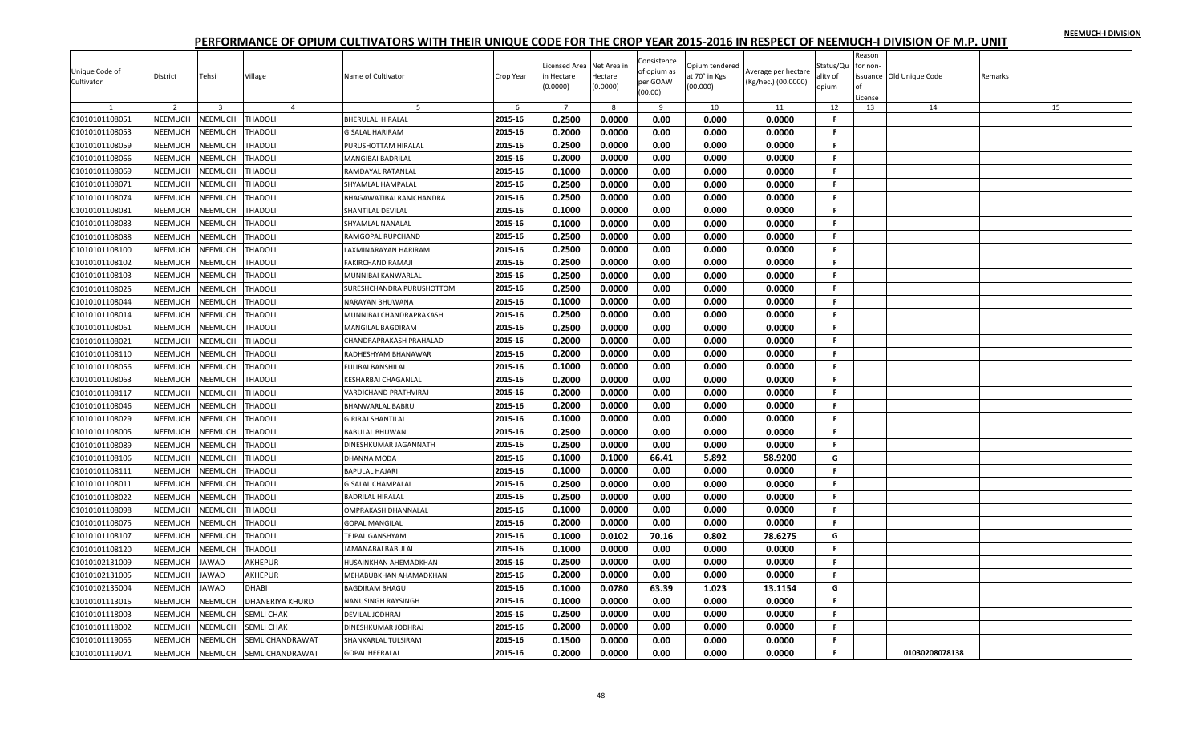## PERFORMANCE OF OPIUM CULTIVATORS WITH THEIR UNIQUE CODE FOR THE CROP YEAR 2015-2016 IN RESPECT OF NEEMUCH-I DIVISION OF M.P. UNIT

| Unique Code of Cultivator | District | Tehsil | Village | Name of Cultivator | Crop Year | Licensed Area in Hectare (0.0000) | Net Area in Hectare (0.0000) | Consistence of opium as per GOAW (00.00) | Opium tendered at 70° in Kgs (00.000) | Average per hectare (Kg/hec.) (00.0000) | Status/Quality of opium | Reason for non-issuance of License | Old Unique Code | Remarks |
|---|---|---|---|---|---|---|---|---|---|---|---|---|---|---|
| 1 | 2 | 3 | 4 | 5 | 6 | 7 | 8 | 9 | 10 | 11 | 12 | 13 | 14 | 15 |
| 01010101108051 | NEEMUCH | NEEMUCH | THADOLI | BHERULAL HIRALAL | 2015-16 | 0.2500 | 0.0000 | 0.00 | 0.000 | 0.0000 | F | | | |
| 01010101108053 | NEEMUCH | NEEMUCH | THADOLI | GISALAL HARIRAM | 2015-16 | 0.2000 | 0.0000 | 0.00 | 0.000 | 0.0000 | F | | | |
| 01010101108059 | NEEMUCH | NEEMUCH | THADOLI | PURUSHOTTAM HIRALAL | 2015-16 | 0.2500 | 0.0000 | 0.00 | 0.000 | 0.0000 | F | | | |
| 01010101108066 | NEEMUCH | NEEMUCH | THADOLI | MANGIBAI BADRILAL | 2015-16 | 0.2000 | 0.0000 | 0.00 | 0.000 | 0.0000 | F | | | |
| 01010101108069 | NEEMUCH | NEEMUCH | THADOLI | RAMDAYAL RATANLAL | 2015-16 | 0.1000 | 0.0000 | 0.00 | 0.000 | 0.0000 | F | | | |
| 01010101108071 | NEEMUCH | NEEMUCH | THADOLI | SHYAMLAL HAMPALAL | 2015-16 | 0.2500 | 0.0000 | 0.00 | 0.000 | 0.0000 | F | | | |
| 01010101108074 | NEEMUCH | NEEMUCH | THADOLI | BHAGAWATIBAI RAMCHANDRA | 2015-16 | 0.2500 | 0.0000 | 0.00 | 0.000 | 0.0000 | F | | | |
| 01010101108081 | NEEMUCH | NEEMUCH | THADOLI | SHANTILAL DEVILAL | 2015-16 | 0.1000 | 0.0000 | 0.00 | 0.000 | 0.0000 | F | | | |
| 01010101108083 | NEEMUCH | NEEMUCH | THADOLI | SHYAMLAL NANALAL | 2015-16 | 0.1000 | 0.0000 | 0.00 | 0.000 | 0.0000 | F | | | |
| 01010101108088 | NEEMUCH | NEEMUCH | THADOLI | RAMGOPAL RUPCHAND | 2015-16 | 0.2500 | 0.0000 | 0.00 | 0.000 | 0.0000 | F | | | |
| 01010101108100 | NEEMUCH | NEEMUCH | THADOLI | LAXMINARAYAN HARIRAM | 2015-16 | 0.2500 | 0.0000 | 0.00 | 0.000 | 0.0000 | F | | | |
| 01010101108102 | NEEMUCH | NEEMUCH | THADOLI | FAKIRCHAND RAMAJI | 2015-16 | 0.2500 | 0.0000 | 0.00 | 0.000 | 0.0000 | F | | | |
| 01010101108103 | NEEMUCH | NEEMUCH | THADOLI | MUNNIBAI KANWARLAL | 2015-16 | 0.2500 | 0.0000 | 0.00 | 0.000 | 0.0000 | F | | | |
| 01010101108025 | NEEMUCH | NEEMUCH | THADOLI | SURESHCHANDRA PURUSHOTTOM | 2015-16 | 0.2500 | 0.0000 | 0.00 | 0.000 | 0.0000 | F | | | |
| 01010101108044 | NEEMUCH | NEEMUCH | THADOLI | NARAYAN BHUWANA | 2015-16 | 0.1000 | 0.0000 | 0.00 | 0.000 | 0.0000 | F | | | |
| 01010101108014 | NEEMUCH | NEEMUCH | THADOLI | MUNNIBAI CHANDRAPRAKASH | 2015-16 | 0.2500 | 0.0000 | 0.00 | 0.000 | 0.0000 | F | | | |
| 01010101108061 | NEEMUCH | NEEMUCH | THADOLI | MANGILAL BAGDIRAM | 2015-16 | 0.2500 | 0.0000 | 0.00 | 0.000 | 0.0000 | F | | | |
| 01010101108021 | NEEMUCH | NEEMUCH | THADOLI | CHANDRAPRAKASH PRAHALAD | 2015-16 | 0.2000 | 0.0000 | 0.00 | 0.000 | 0.0000 | F | | | |
| 01010101108110 | NEEMUCH | NEEMUCH | THADOLI | RADHESHYAM BHANAWAR | 2015-16 | 0.2000 | 0.0000 | 0.00 | 0.000 | 0.0000 | F | | | |
| 01010101108056 | NEEMUCH | NEEMUCH | THADOLI | FULIBAI BANSHILAL | 2015-16 | 0.1000 | 0.0000 | 0.00 | 0.000 | 0.0000 | F | | | |
| 01010101108063 | NEEMUCH | NEEMUCH | THADOLI | KESHARBAI CHAGANLAL | 2015-16 | 0.2000 | 0.0000 | 0.00 | 0.000 | 0.0000 | F | | | |
| 01010101108117 | NEEMUCH | NEEMUCH | THADOLI | VARDICHAND PRATHVIRAJ | 2015-16 | 0.2000 | 0.0000 | 0.00 | 0.000 | 0.0000 | F | | | |
| 01010101108046 | NEEMUCH | NEEMUCH | THADOLI | BHANWARLAL BABRU | 2015-16 | 0.2000 | 0.0000 | 0.00 | 0.000 | 0.0000 | F | | | |
| 01010101108029 | NEEMUCH | NEEMUCH | THADOLI | GIRIRAJ SHANTILAL | 2015-16 | 0.1000 | 0.0000 | 0.00 | 0.000 | 0.0000 | F | | | |
| 01010101108005 | NEEMUCH | NEEMUCH | THADOLI | BABULAL BHUWANI | 2015-16 | 0.2500 | 0.0000 | 0.00 | 0.000 | 0.0000 | F | | | |
| 01010101108089 | NEEMUCH | NEEMUCH | THADOLI | DINESHKUMAR JAGANNATH | 2015-16 | 0.2500 | 0.0000 | 0.00 | 0.000 | 0.0000 | F | | | |
| 01010101108106 | NEEMUCH | NEEMUCH | THADOLI | DHANNA MODA | 2015-16 | 0.1000 | 0.1000 | 66.41 | 5.892 | 58.9200 | G | | | |
| 01010101108111 | NEEMUCH | NEEMUCH | THADOLI | BAPULAL HAJARI | 2015-16 | 0.1000 | 0.0000 | 0.00 | 0.000 | 0.0000 | F | | | |
| 01010101108011 | NEEMUCH | NEEMUCH | THADOLI | GISALAL CHAMPALAL | 2015-16 | 0.2500 | 0.0000 | 0.00 | 0.000 | 0.0000 | F | | | |
| 01010101108022 | NEEMUCH | NEEMUCH | THADOLI | BADRILAL HIRALAL | 2015-16 | 0.2500 | 0.0000 | 0.00 | 0.000 | 0.0000 | F | | | |
| 01010101108098 | NEEMUCH | NEEMUCH | THADOLI | OMPRAKASH DHANNALAL | 2015-16 | 0.1000 | 0.0000 | 0.00 | 0.000 | 0.0000 | F | | | |
| 01010101108075 | NEEMUCH | NEEMUCH | THADOLI | GOPAL MANGILAL | 2015-16 | 0.2000 | 0.0000 | 0.00 | 0.000 | 0.0000 | F | | | |
| 01010101108107 | NEEMUCH | NEEMUCH | THADOLI | TEJPAL GANSHYAM | 2015-16 | 0.1000 | 0.0102 | 70.16 | 0.802 | 78.6275 | G | | | |
| 01010101108120 | NEEMUCH | NEEMUCH | THADOLI | JAMANABAI BABULAL | 2015-16 | 0.1000 | 0.0000 | 0.00 | 0.000 | 0.0000 | F | | | |
| 01010102131009 | NEEMUCH | JAWAD | AKHEPUR | HUSAINKHAN AHEMADKHAN | 2015-16 | 0.2500 | 0.0000 | 0.00 | 0.000 | 0.0000 | F | | | |
| 01010102131005 | NEEMUCH | JAWAD | AKHEPUR | MEHABUBKHAN AHAMADKHAN | 2015-16 | 0.2000 | 0.0000 | 0.00 | 0.000 | 0.0000 | F | | | |
| 01010102135004 | NEEMUCH | JAWAD | DHABI | BAGDIRAM BHAGU | 2015-16 | 0.1000 | 0.0780 | 63.39 | 1.023 | 13.1154 | G | | | |
| 01010101113015 | NEEMUCH | NEEMUCH | DHANERIYA KHURD | NANUSINGH RAYSINGH | 2015-16 | 0.1000 | 0.0000 | 0.00 | 0.000 | 0.0000 | F | | | |
| 01010101118003 | NEEMUCH | NEEMUCH | SEMLI CHAK | DEVILAL JODHRAJ | 2015-16 | 0.2500 | 0.0000 | 0.00 | 0.000 | 0.0000 | F | | | |
| 01010101118002 | NEEMUCH | NEEMUCH | SEMLI CHAK | DINESHKUMAR JODHRAJ | 2015-16 | 0.2000 | 0.0000 | 0.00 | 0.000 | 0.0000 | F | | | |
| 01010101119065 | NEEMUCH | NEEMUCH | SEMLICHANDRAWAT | SHANKARLAL TULSIRAM | 2015-16 | 0.1500 | 0.0000 | 0.00 | 0.000 | 0.0000 | F | | | |
| 01010101119071 | NEEMUCH | NEEMUCH | SEMLICHANDRAWAT | GOPAL HEERALAL | 2015-16 | 0.2000 | 0.0000 | 0.00 | 0.000 | 0.0000 | F | | 01030208078138 | |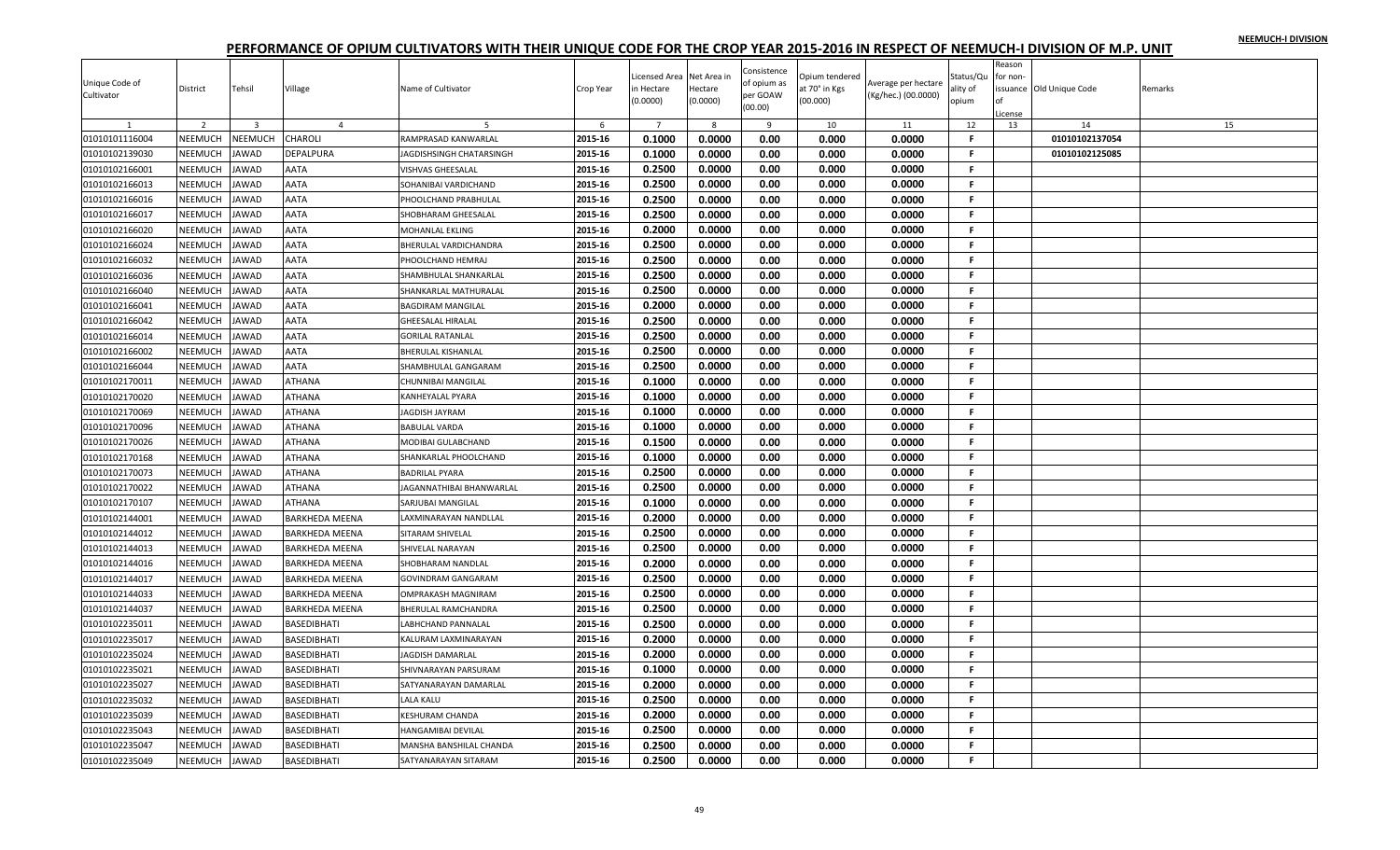# PERFORMANCE OF OPIUM CULTIVATORS WITH THEIR UNIQUE CODE FOR THE CROP YEAR 2015-2016 IN RESPECT OF NEEMUCH-I DIVISION OF M.P. UNIT

| Unique Code of Cultivator | District | Tehsil | Village | Name of Cultivator | Crop Year | Licensed Area in Hectare (0.0000) | Net Area in Hectare (0.0000) | Consistence of opium as per GOAW (00.00) | Opium tendered at 70° in Kgs (00.000) | Average per hectare (Kg/hec.) (00.0000) | Status/Quality of opium | Reason for non-issuance of License | Old Unique Code | Remarks |
|---|---|---|---|---|---|---|---|---|---|---|---|---|---|---|
| 1 | 2 | 3 | 4 | 5 | 6 | 7 | 8 | 9 | 10 | 11 | 12 | 13 | 14 | 15 |
| 01010101116004 | NEEMUCH | NEEMUCH | CHAROLI | RAMPRASAD KANWARLAL | 2015-16 | 0.1000 | 0.0000 | 0.00 | 0.000 | 0.0000 | F | | 01010102137054 | |
| 01010102139030 | NEEMUCH | JAWAD | DEPALPURA | JAGDISHSINGH CHATARSINGH | 2015-16 | 0.1000 | 0.0000 | 0.00 | 0.000 | 0.0000 | F | | 01010102125085 | |
| 01010102166001 | NEEMUCH | JAWAD | AATA | VISHVAS GHEESALAL | 2015-16 | 0.2500 | 0.0000 | 0.00 | 0.000 | 0.0000 | F | | | |
| 01010102166013 | NEEMUCH | JAWAD | AATA | SOHANIBAI VARDICHAND | 2015-16 | 0.2500 | 0.0000 | 0.00 | 0.000 | 0.0000 | F | | | |
| 01010102166016 | NEEMUCH | JAWAD | AATA | PHOOLCHAND PRABHULAL | 2015-16 | 0.2500 | 0.0000 | 0.00 | 0.000 | 0.0000 | F | | | |
| 01010102166017 | NEEMUCH | JAWAD | AATA | SHOBHARAM GHEESALAL | 2015-16 | 0.2500 | 0.0000 | 0.00 | 0.000 | 0.0000 | F | | | |
| 01010102166020 | NEEMUCH | JAWAD | AATA | MOHANLAL EKLING | 2015-16 | 0.2000 | 0.0000 | 0.00 | 0.000 | 0.0000 | F | | | |
| 01010102166024 | NEEMUCH | JAWAD | AATA | BHERULAL VARDICHANDRA | 2015-16 | 0.2500 | 0.0000 | 0.00 | 0.000 | 0.0000 | F | | | |
| 01010102166032 | NEEMUCH | JAWAD | AATA | PHOOLCHAND HEMRAJ | 2015-16 | 0.2500 | 0.0000 | 0.00 | 0.000 | 0.0000 | F | | | |
| 01010102166036 | NEEMUCH | JAWAD | AATA | SHAMBHULAL SHANKARLAL | 2015-16 | 0.2500 | 0.0000 | 0.00 | 0.000 | 0.0000 | F | | | |
| 01010102166040 | NEEMUCH | JAWAD | AATA | SHANKARLAL MATHURALAL | 2015-16 | 0.2500 | 0.0000 | 0.00 | 0.000 | 0.0000 | F | | | |
| 01010102166041 | NEEMUCH | JAWAD | AATA | BAGDIRAM MANGILAL | 2015-16 | 0.2000 | 0.0000 | 0.00 | 0.000 | 0.0000 | F | | | |
| 01010102166042 | NEEMUCH | JAWAD | AATA | GHEESALAL HIRALAL | 2015-16 | 0.2500 | 0.0000 | 0.00 | 0.000 | 0.0000 | F | | | |
| 01010102166014 | NEEMUCH | JAWAD | AATA | GORILAL RATANLAL | 2015-16 | 0.2500 | 0.0000 | 0.00 | 0.000 | 0.0000 | F | | | |
| 01010102166002 | NEEMUCH | JAWAD | AATA | BHERULAL KISHANLAL | 2015-16 | 0.2500 | 0.0000 | 0.00 | 0.000 | 0.0000 | F | | | |
| 01010102166044 | NEEMUCH | JAWAD | AATA | SHAMBHULAL GANGARAM | 2015-16 | 0.2500 | 0.0000 | 0.00 | 0.000 | 0.0000 | F | | | |
| 01010102170011 | NEEMUCH | JAWAD | ATHANA | CHUNNIBAI MANGILAL | 2015-16 | 0.1000 | 0.0000 | 0.00 | 0.000 | 0.0000 | F | | | |
| 01010102170020 | NEEMUCH | JAWAD | ATHANA | KANHEYALAL PYARA | 2015-16 | 0.1000 | 0.0000 | 0.00 | 0.000 | 0.0000 | F | | | |
| 01010102170069 | NEEMUCH | JAWAD | ATHANA | JAGDISH JAYRAM | 2015-16 | 0.1000 | 0.0000 | 0.00 | 0.000 | 0.0000 | F | | | |
| 01010102170096 | NEEMUCH | JAWAD | ATHANA | BABULAL VARDA | 2015-16 | 0.1000 | 0.0000 | 0.00 | 0.000 | 0.0000 | F | | | |
| 01010102170026 | NEEMUCH | JAWAD | ATHANA | MODIBAI GULABCHAND | 2015-16 | 0.1500 | 0.0000 | 0.00 | 0.000 | 0.0000 | F | | | |
| 01010102170168 | NEEMUCH | JAWAD | ATHANA | SHANKARLAL PHOOLCHAND | 2015-16 | 0.1000 | 0.0000 | 0.00 | 0.000 | 0.0000 | F | | | |
| 01010102170073 | NEEMUCH | JAWAD | ATHANA | BADRILAL PYARA | 2015-16 | 0.2500 | 0.0000 | 0.00 | 0.000 | 0.0000 | F | | | |
| 01010102170022 | NEEMUCH | JAWAD | ATHANA | JAGANNATHIBAI BHANWARLAL | 2015-16 | 0.2500 | 0.0000 | 0.00 | 0.000 | 0.0000 | F | | | |
| 01010102170107 | NEEMUCH | JAWAD | ATHANA | SARJUBAI MANGILAL | 2015-16 | 0.1000 | 0.0000 | 0.00 | 0.000 | 0.0000 | F | | | |
| 01010102144001 | NEEMUCH | JAWAD | BARKHEDA MEENA | LAXMINARAYAN NANDLLAL | 2015-16 | 0.2000 | 0.0000 | 0.00 | 0.000 | 0.0000 | F | | | |
| 01010102144012 | NEEMUCH | JAWAD | BARKHEDA MEENA | SITARAM SHIVELAL | 2015-16 | 0.2500 | 0.0000 | 0.00 | 0.000 | 0.0000 | F | | | |
| 01010102144013 | NEEMUCH | JAWAD | BARKHEDA MEENA | SHIVELAL NARAYAN | 2015-16 | 0.2500 | 0.0000 | 0.00 | 0.000 | 0.0000 | F | | | |
| 01010102144016 | NEEMUCH | JAWAD | BARKHEDA MEENA | SHOBHARAM NANDLAL | 2015-16 | 0.2000 | 0.0000 | 0.00 | 0.000 | 0.0000 | F | | | |
| 01010102144017 | NEEMUCH | JAWAD | BARKHEDA MEENA | GOVINDRAM GANGARAM | 2015-16 | 0.2500 | 0.0000 | 0.00 | 0.000 | 0.0000 | F | | | |
| 01010102144033 | NEEMUCH | JAWAD | BARKHEDA MEENA | OMPRAKASH MAGNIRAM | 2015-16 | 0.2500 | 0.0000 | 0.00 | 0.000 | 0.0000 | F | | | |
| 01010102144037 | NEEMUCH | JAWAD | BARKHEDA MEENA | BHERULAL RAMCHANDRA | 2015-16 | 0.2500 | 0.0000 | 0.00 | 0.000 | 0.0000 | F | | | |
| 01010102235011 | NEEMUCH | JAWAD | BASEDIBHATI | LABHCHAND PANNALAL | 2015-16 | 0.2500 | 0.0000 | 0.00 | 0.000 | 0.0000 | F | | | |
| 01010102235017 | NEEMUCH | JAWAD | BASEDIBHATI | KALURAM LAXMINARAYAN | 2015-16 | 0.2000 | 0.0000 | 0.00 | 0.000 | 0.0000 | F | | | |
| 01010102235024 | NEEMUCH | JAWAD | BASEDIBHATI | JAGDISH DAMARLAL | 2015-16 | 0.2000 | 0.0000 | 0.00 | 0.000 | 0.0000 | F | | | |
| 01010102235021 | NEEMUCH | JAWAD | BASEDIBHATI | SHIVNARAYAN PARSURAM | 2015-16 | 0.1000 | 0.0000 | 0.00 | 0.000 | 0.0000 | F | | | |
| 01010102235027 | NEEMUCH | JAWAD | BASEDIBHATI | SATYANARAYAN DAMARLAL | 2015-16 | 0.2000 | 0.0000 | 0.00 | 0.000 | 0.0000 | F | | | |
| 01010102235032 | NEEMUCH | JAWAD | BASEDIBHATI | LALA KALU | 2015-16 | 0.2500 | 0.0000 | 0.00 | 0.000 | 0.0000 | F | | | |
| 01010102235039 | NEEMUCH | JAWAD | BASEDIBHATI | KESHURAM CHANDA | 2015-16 | 0.2000 | 0.0000 | 0.00 | 0.000 | 0.0000 | F | | | |
| 01010102235043 | NEEMUCH | JAWAD | BASEDIBHATI | HANGAMIBAI DEVILAL | 2015-16 | 0.2500 | 0.0000 | 0.00 | 0.000 | 0.0000 | F | | | |
| 01010102235047 | NEEMUCH | JAWAD | BASEDIBHATI | MANSHA BANSHILAL CHANDA | 2015-16 | 0.2500 | 0.0000 | 0.00 | 0.000 | 0.0000 | F | | | |
| 01010102235049 | NEEMUCH | JAWAD | BASEDIBHATI | SATYANARAYAN SITARAM | 2015-16 | 0.2500 | 0.0000 | 0.00 | 0.000 | 0.0000 | F | | | |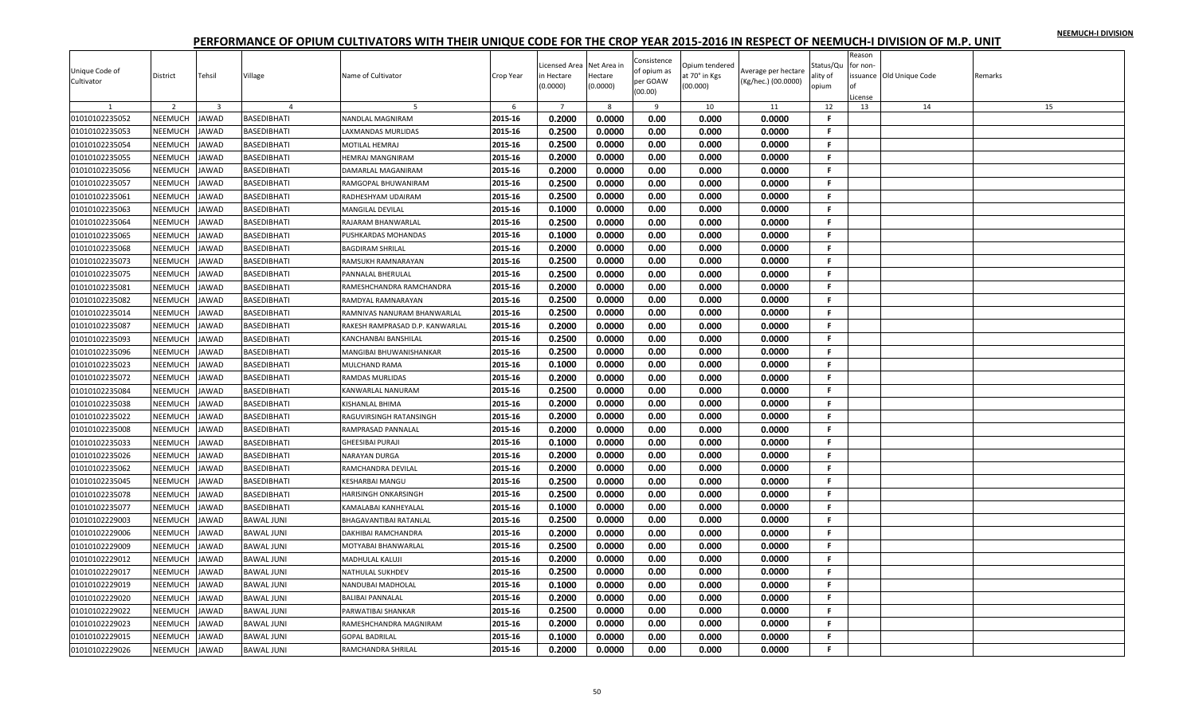# PERFORMANCE OF OPIUM CULTIVATORS WITH THEIR UNIQUE CODE FOR THE CROP YEAR 2015-2016 IN RESPECT OF NEEMUCH-I DIVISION OF M.P. UNIT

NEEMUCH-I DIVISION

| Unique Code of Cultivator | District | Tehsil | Village | Name of Cultivator | Crop Year | Licensed Area in Hectare (0.0000) | Net Area in Hectare (0.0000) | Consistence of opium as per GOAW (00.00) | Opium tendered at 70° in Kgs (00.000) | Average per hectare (Kg/hec.) (00.0000) | Status/Quality of opium | Reason for non-issuance of License | Old Unique Code | Remarks |
|---|---|---|---|---|---|---|---|---|---|---|---|---|---|---|
| 1 | 2 | 3 | 4 | 5 | 6 | 7 | 8 | 9 | 10 | 11 | 12 | 13 | 14 | 15 |
| 01010102235052 | NEEMUCH | JAWAD | BASEDIBHATI | NANDLAL MAGNIRAM | 2015-16 | 0.2000 | 0.0000 | 0.00 | 0.000 | 0.0000 | F | | | |
| 01010102235053 | NEEMUCH | JAWAD | BASEDIBHATI | LAXMANDAS MURLIDAS | 2015-16 | 0.2500 | 0.0000 | 0.00 | 0.000 | 0.0000 | F | | | |
| 01010102235054 | NEEMUCH | JAWAD | BASEDIBHATI | MOTILAL HEMRAJ | 2015-16 | 0.2500 | 0.0000 | 0.00 | 0.000 | 0.0000 | F | | | |
| 01010102235055 | NEEMUCH | JAWAD | BASEDIBHATI | HEMRAJ MANGNIRAM | 2015-16 | 0.2000 | 0.0000 | 0.00 | 0.000 | 0.0000 | F | | | |
| 01010102235056 | NEEMUCH | JAWAD | BASEDIBHATI | DAMARLAL MAGANIRAM | 2015-16 | 0.2000 | 0.0000 | 0.00 | 0.000 | 0.0000 | F | | | |
| 01010102235057 | NEEMUCH | JAWAD | BASEDIBHATI | RAMGOPAL BHUWANIRAM | 2015-16 | 0.2500 | 0.0000 | 0.00 | 0.000 | 0.0000 | F | | | |
| 01010102235061 | NEEMUCH | JAWAD | BASEDIBHATI | RADHESHYAM UDAIRAM | 2015-16 | 0.2500 | 0.0000 | 0.00 | 0.000 | 0.0000 | F | | | |
| 01010102235063 | NEEMUCH | JAWAD | BASEDIBHATI | MANGILAL DEVILAL | 2015-16 | 0.1000 | 0.0000 | 0.00 | 0.000 | 0.0000 | F | | | |
| 01010102235064 | NEEMUCH | JAWAD | BASEDIBHATI | RAJARAM BHANWARLAL | 2015-16 | 0.2500 | 0.0000 | 0.00 | 0.000 | 0.0000 | F | | | |
| 01010102235065 | NEEMUCH | JAWAD | BASEDIBHATI | PUSHKARDAS MOHANDAS | 2015-16 | 0.1000 | 0.0000 | 0.00 | 0.000 | 0.0000 | F | | | |
| 01010102235068 | NEEMUCH | JAWAD | BASEDIBHATI | BAGDIRAM SHRILAL | 2015-16 | 0.2000 | 0.0000 | 0.00 | 0.000 | 0.0000 | F | | | |
| 01010102235073 | NEEMUCH | JAWAD | BASEDIBHATI | RAMSUKH RAMNARAYAN | 2015-16 | 0.2500 | 0.0000 | 0.00 | 0.000 | 0.0000 | F | | | |
| 01010102235075 | NEEMUCH | JAWAD | BASEDIBHATI | PANNALAL BHERULAL | 2015-16 | 0.2500 | 0.0000 | 0.00 | 0.000 | 0.0000 | F | | | |
| 01010102235081 | NEEMUCH | JAWAD | BASEDIBHATI | RAMESHCHANDRA RAMCHANDRA | 2015-16 | 0.2000 | 0.0000 | 0.00 | 0.000 | 0.0000 | F | | | |
| 01010102235082 | NEEMUCH | JAWAD | BASEDIBHATI | RAMDYAL RAMNARAYAN | 2015-16 | 0.2500 | 0.0000 | 0.00 | 0.000 | 0.0000 | F | | | |
| 01010102235014 | NEEMUCH | JAWAD | BASEDIBHATI | RAMNIVAS NANURAM BHANWARLAL | 2015-16 | 0.2500 | 0.0000 | 0.00 | 0.000 | 0.0000 | F | | | |
| 01010102235087 | NEEMUCH | JAWAD | BASEDIBHATI | RAKESH RAMPRASAD D.P. KANWARLAL | 2015-16 | 0.2000 | 0.0000 | 0.00 | 0.000 | 0.0000 | F | | | |
| 01010102235093 | NEEMUCH | JAWAD | BASEDIBHATI | KANCHANBAI BANSHILAL | 2015-16 | 0.2500 | 0.0000 | 0.00 | 0.000 | 0.0000 | F | | | |
| 01010102235096 | NEEMUCH | JAWAD | BASEDIBHATI | MANGIBAI BHUWANISHANKAR | 2015-16 | 0.2500 | 0.0000 | 0.00 | 0.000 | 0.0000 | F | | | |
| 01010102235023 | NEEMUCH | JAWAD | BASEDIBHATI | MULCHAND RAMA | 2015-16 | 0.1000 | 0.0000 | 0.00 | 0.000 | 0.0000 | F | | | |
| 01010102235072 | NEEMUCH | JAWAD | BASEDIBHATI | RAMDAS MURLIDAS | 2015-16 | 0.2000 | 0.0000 | 0.00 | 0.000 | 0.0000 | F | | | |
| 01010102235084 | NEEMUCH | JAWAD | BASEDIBHATI | KANWARLAL NANURAM | 2015-16 | 0.2500 | 0.0000 | 0.00 | 0.000 | 0.0000 | F | | | |
| 01010102235038 | NEEMUCH | JAWAD | BASEDIBHATI | KISHANLAL BHIMA | 2015-16 | 0.2000 | 0.0000 | 0.00 | 0.000 | 0.0000 | F | | | |
| 01010102235022 | NEEMUCH | JAWAD | BASEDIBHATI | RAGUVIRSINGH RATANSINGH | 2015-16 | 0.2000 | 0.0000 | 0.00 | 0.000 | 0.0000 | F | | | |
| 01010102235008 | NEEMUCH | JAWAD | BASEDIBHATI | RAMPRASAD PANNALAL | 2015-16 | 0.2000 | 0.0000 | 0.00 | 0.000 | 0.0000 | F | | | |
| 01010102235033 | NEEMUCH | JAWAD | BASEDIBHATI | GHEESIBAI PURAJI | 2015-16 | 0.1000 | 0.0000 | 0.00 | 0.000 | 0.0000 | F | | | |
| 01010102235026 | NEEMUCH | JAWAD | BASEDIBHATI | NARAYAN DURGA | 2015-16 | 0.2000 | 0.0000 | 0.00 | 0.000 | 0.0000 | F | | | |
| 01010102235062 | NEEMUCH | JAWAD | BASEDIBHATI | RAMCHANDRA DEVILAL | 2015-16 | 0.2000 | 0.0000 | 0.00 | 0.000 | 0.0000 | F | | | |
| 01010102235045 | NEEMUCH | JAWAD | BASEDIBHATI | KESHARBAI MANGU | 2015-16 | 0.2500 | 0.0000 | 0.00 | 0.000 | 0.0000 | F | | | |
| 01010102235078 | NEEMUCH | JAWAD | BASEDIBHATI | HARISINGH ONKARSINGH | 2015-16 | 0.2500 | 0.0000 | 0.00 | 0.000 | 0.0000 | F | | | |
| 01010102235077 | NEEMUCH | JAWAD | BASEDIBHATI | KAMALABAI KANHEYALAL | 2015-16 | 0.1000 | 0.0000 | 0.00 | 0.000 | 0.0000 | F | | | |
| 01010102229003 | NEEMUCH | JAWAD | BAWAL JUNI | BHAGAVANTIBAI RATANLAL | 2015-16 | 0.2500 | 0.0000 | 0.00 | 0.000 | 0.0000 | F | | | |
| 01010102229006 | NEEMUCH | JAWAD | BAWAL JUNI | DAKHIBAI RAMCHANDRA | 2015-16 | 0.2000 | 0.0000 | 0.00 | 0.000 | 0.0000 | F | | | |
| 01010102229009 | NEEMUCH | JAWAD | BAWAL JUNI | MOTYABAI BHANWARLAL | 2015-16 | 0.2500 | 0.0000 | 0.00 | 0.000 | 0.0000 | F | | | |
| 01010102229012 | NEEMUCH | JAWAD | BAWAL JUNI | MADHULAL KALUJI | 2015-16 | 0.2000 | 0.0000 | 0.00 | 0.000 | 0.0000 | F | | | |
| 01010102229017 | NEEMUCH | JAWAD | BAWAL JUNI | NATHULAL SUKHDEV | 2015-16 | 0.2500 | 0.0000 | 0.00 | 0.000 | 0.0000 | F | | | |
| 01010102229019 | NEEMUCH | JAWAD | BAWAL JUNI | NANDUBAI MADHOLAL | 2015-16 | 0.1000 | 0.0000 | 0.00 | 0.000 | 0.0000 | F | | | |
| 01010102229020 | NEEMUCH | JAWAD | BAWAL JUNI | BALIBAI PANNALAL | 2015-16 | 0.2000 | 0.0000 | 0.00 | 0.000 | 0.0000 | F | | | |
| 01010102229022 | NEEMUCH | JAWAD | BAWAL JUNI | PARWATIBAI SHANKAR | 2015-16 | 0.2500 | 0.0000 | 0.00 | 0.000 | 0.0000 | F | | | |
| 01010102229023 | NEEMUCH | JAWAD | BAWAL JUNI | RAMESHCHANDRA MAGNIRAM | 2015-16 | 0.2000 | 0.0000 | 0.00 | 0.000 | 0.0000 | F | | | |
| 01010102229015 | NEEMUCH | JAWAD | BAWAL JUNI | GOPAL BADRILAL | 2015-16 | 0.1000 | 0.0000 | 0.00 | 0.000 | 0.0000 | F | | | |
| 01010102229026 | NEEMUCH | JAWAD | BAWAL JUNI | RAMCHANDRA SHRILAL | 2015-16 | 0.2000 | 0.0000 | 0.00 | 0.000 | 0.0000 | F | | | |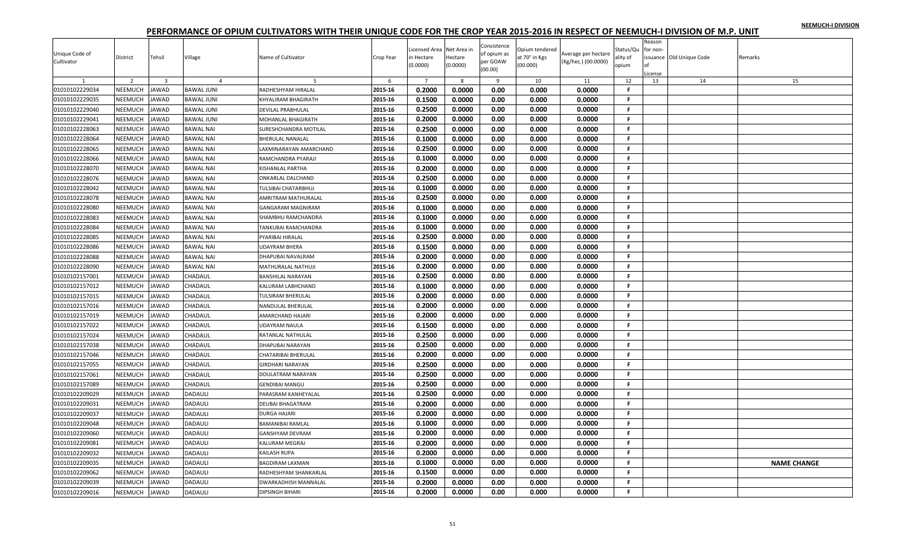# PERFORMANCE OF OPIUM CULTIVATORS WITH THEIR UNIQUE CODE FOR THE CROP YEAR 2015-2016 IN RESPECT OF NEEMUCH-I DIVISION OF M.P. UNIT

NEEMUCH-I DIVISION

| Unique Code of Cultivator | District | Tehsil | Village | Name of Cultivator | Crop Year | Licensed Area in Hectare (0.0000) | Net Area in Hectare (0.0000) | Consistence of opium as per GOAW (00.00) | Opium tendered at 70° in Kgs (00.000) | Average per hectare (Kg/hec.) (00.0000) | Status/Quality of opium | Reason for non-issuance of License | Old Unique Code | Remarks |
|---|---|---|---|---|---|---|---|---|---|---|---|---|---|---|
| 1 | 2 | 3 | 4 | 5 | 6 | 7 | 8 | 9 | 10 | 11 | 12 | 13 | 14 | 15 |
| 01010102229034 | NEEMUCH | JAWAD | BAWAL JUNI | RADHESHYAM HIRALAL | 2015-16 | 0.2000 | 0.0000 | 0.00 | 0.000 | 0.0000 | F | | | |
| 01010102229035 | NEEMUCH | JAWAD | BAWAL JUNI | KHYALIRAM BHAGIRATH | 2015-16 | 0.1500 | 0.0000 | 0.00 | 0.000 | 0.0000 | F | | | |
| 01010102229040 | NEEMUCH | JAWAD | BAWAL JUNI | DEVILAL PRABHULAL | 2015-16 | 0.2500 | 0.0000 | 0.00 | 0.000 | 0.0000 | F | | | |
| 01010102229041 | NEEMUCH | JAWAD | BAWAL JUNI | MOHANLAL BHAGIRATH | 2015-16 | 0.2000 | 0.0000 | 0.00 | 0.000 | 0.0000 | F | | | |
| 01010102228063 | NEEMUCH | JAWAD | BAWAL NAI | SURESHCHANDRA MOTILAL | 2015-16 | 0.2500 | 0.0000 | 0.00 | 0.000 | 0.0000 | F | | | |
| 01010102228064 | NEEMUCH | JAWAD | BAWAL NAI | BHERULAL NANALAL | 2015-16 | 0.1000 | 0.0000 | 0.00 | 0.000 | 0.0000 | F | | | |
| 01010102228065 | NEEMUCH | JAWAD | BAWAL NAI | LAXMINARAYAN AMARCHAND | 2015-16 | 0.2500 | 0.0000 | 0.00 | 0.000 | 0.0000 | F | | | |
| 01010102228066 | NEEMUCH | JAWAD | BAWAL NAI | RAMCHANDRA PYARAJI | 2015-16 | 0.1000 | 0.0000 | 0.00 | 0.000 | 0.0000 | F | | | |
| 01010102228070 | NEEMUCH | JAWAD | BAWAL NAI | KISHANLAL PARTHA | 2015-16 | 0.2000 | 0.0000 | 0.00 | 0.000 | 0.0000 | F | | | |
| 01010102228076 | NEEMUCH | JAWAD | BAWAL NAI | ONKARLAL DALCHAND | 2015-16 | 0.2500 | 0.0000 | 0.00 | 0.000 | 0.0000 | F | | | |
| 01010102228042 | NEEMUCH | JAWAD | BAWAL NAI | TULSIBAI CHATARBHUJ | 2015-16 | 0.1000 | 0.0000 | 0.00 | 0.000 | 0.0000 | F | | | |
| 01010102228078 | NEEMUCH | JAWAD | BAWAL NAI | AMRITRAM MATHURALAL | 2015-16 | 0.2500 | 0.0000 | 0.00 | 0.000 | 0.0000 | F | | | |
| 01010102228080 | NEEMUCH | JAWAD | BAWAL NAI | GANGARAM MAGNIRAM | 2015-16 | 0.1000 | 0.0000 | 0.00 | 0.000 | 0.0000 | F | | | |
| 01010102228083 | NEEMUCH | JAWAD | BAWAL NAI | SHAMBHU RAMCHANDRA | 2015-16 | 0.1000 | 0.0000 | 0.00 | 0.000 | 0.0000 | F | | | |
| 01010102228084 | NEEMUCH | JAWAD | BAWAL NAI | TANKUBAI RAMCHANDRA | 2015-16 | 0.1000 | 0.0000 | 0.00 | 0.000 | 0.0000 | F | | | |
| 01010102228085 | NEEMUCH | JAWAD | BAWAL NAI | PYARIBAI HIRALAL | 2015-16 | 0.2500 | 0.0000 | 0.00 | 0.000 | 0.0000 | F | | | |
| 01010102228086 | NEEMUCH | JAWAD | BAWAL NAI | UDAYRAM BHERA | 2015-16 | 0.1500 | 0.0000 | 0.00 | 0.000 | 0.0000 | F | | | |
| 01010102228088 | NEEMUCH | JAWAD | BAWAL NAI | DHAPUBAI NAVALRAM | 2015-16 | 0.2000 | 0.0000 | 0.00 | 0.000 | 0.0000 | F | | | |
| 01010102228090 | NEEMUCH | JAWAD | BAWAL NAI | MATHURALAL NATHUJI | 2015-16 | 0.2000 | 0.0000 | 0.00 | 0.000 | 0.0000 | F | | | |
| 01010102157001 | NEEMUCH | JAWAD | CHADAUL | BANSHILAL NARAYAN | 2015-16 | 0.2500 | 0.0000 | 0.00 | 0.000 | 0.0000 | F | | | |
| 01010102157012 | NEEMUCH | JAWAD | CHADAUL | KALURAM LABHCHAND | 2015-16 | 0.1000 | 0.0000 | 0.00 | 0.000 | 0.0000 | F | | | |
| 01010102157015 | NEEMUCH | JAWAD | CHADAUL | TULSIRAM BHERULAL | 2015-16 | 0.2000 | 0.0000 | 0.00 | 0.000 | 0.0000 | F | | | |
| 01010102157016 | NEEMUCH | JAWAD | CHADAUL | NANDULAL BHERULAL | 2015-16 | 0.2000 | 0.0000 | 0.00 | 0.000 | 0.0000 | F | | | |
| 01010102157019 | NEEMUCH | JAWAD | CHADAUL | AMARCHAND HAJARI | 2015-16 | 0.2000 | 0.0000 | 0.00 | 0.000 | 0.0000 | F | | | |
| 01010102157022 | NEEMUCH | JAWAD | CHADAUL | UDAYRAM NAULA | 2015-16 | 0.1500 | 0.0000 | 0.00 | 0.000 | 0.0000 | F | | | |
| 01010102157024 | NEEMUCH | JAWAD | CHADAUL | RATANLAL NATHULAL | 2015-16 | 0.2500 | 0.0000 | 0.00 | 0.000 | 0.0000 | F | | | |
| 01010102157038 | NEEMUCH | JAWAD | CHADAUL | DHAPUBAI NARAYAN | 2015-16 | 0.2500 | 0.0000 | 0.00 | 0.000 | 0.0000 | F | | | |
| 01010102157046 | NEEMUCH | JAWAD | CHADAUL | CHATARIBAI BHERULAL | 2015-16 | 0.2000 | 0.0000 | 0.00 | 0.000 | 0.0000 | F | | | |
| 01010102157055 | NEEMUCH | JAWAD | CHADAUL | GIRDHARI NARAYAN | 2015-16 | 0.2500 | 0.0000 | 0.00 | 0.000 | 0.0000 | F | | | |
| 01010102157061 | NEEMUCH | JAWAD | CHADAUL | DOULATRAM NARAYAN | 2015-16 | 0.2500 | 0.0000 | 0.00 | 0.000 | 0.0000 | F | | | |
| 01010102157089 | NEEMUCH | JAWAD | CHADAUL | GENDIBAI MANGU | 2015-16 | 0.2500 | 0.0000 | 0.00 | 0.000 | 0.0000 | F | | | |
| 01010102209029 | NEEMUCH | JAWAD | DADAULI | PARASRAM KANHEYALAL | 2015-16 | 0.2500 | 0.0000 | 0.00 | 0.000 | 0.0000 | F | | | |
| 01010102209031 | NEEMUCH | JAWAD | DADAULI | DEUBAI BHAGATRAM | 2015-16 | 0.2000 | 0.0000 | 0.00 | 0.000 | 0.0000 | F | | | |
| 01010102209037 | NEEMUCH | JAWAD | DADAULI | DURGA HAJARI | 2015-16 | 0.2000 | 0.0000 | 0.00 | 0.000 | 0.0000 | F | | | |
| 01010102209048 | NEEMUCH | JAWAD | DADAULI | BAMANIBAI RAMLAL | 2015-16 | 0.1000 | 0.0000 | 0.00 | 0.000 | 0.0000 | F | | | |
| 01010102209060 | NEEMUCH | JAWAD | DADAULI | GANSHYAM DEVRAM | 2015-16 | 0.2000 | 0.0000 | 0.00 | 0.000 | 0.0000 | F | | | |
| 01010102209081 | NEEMUCH | JAWAD | DADAULI | KALURAM MEGRAJ | 2015-16 | 0.2000 | 0.0000 | 0.00 | 0.000 | 0.0000 | F | | | |
| 01010102209032 | NEEMUCH | JAWAD | DADAULI | KAILASH RUPA | 2015-16 | 0.2000 | 0.0000 | 0.00 | 0.000 | 0.0000 | F | | | |
| 01010102209035 | NEEMUCH | JAWAD | DADAULI | BAGDIRAM LAXMAN | 2015-16 | 0.1000 | 0.0000 | 0.00 | 0.000 | 0.0000 | F | | | NAME CHANGE |
| 01010102209062 | NEEMUCH | JAWAD | DADAULI | RADHESHYAM SHANKARLAL | 2015-16 | 0.1500 | 0.0000 | 0.00 | 0.000 | 0.0000 | F | | | |
| 01010102209039 | NEEMUCH | JAWAD | DADAULI | DWARKADHISH MANNALAL | 2015-16 | 0.2000 | 0.0000 | 0.00 | 0.000 | 0.0000 | F | | | |
| 01010102209016 | NEEMUCH | JAWAD | DADAULI | DIPSINGH BIHARI | 2015-16 | 0.2000 | 0.0000 | 0.00 | 0.000 | 0.0000 | F | | | |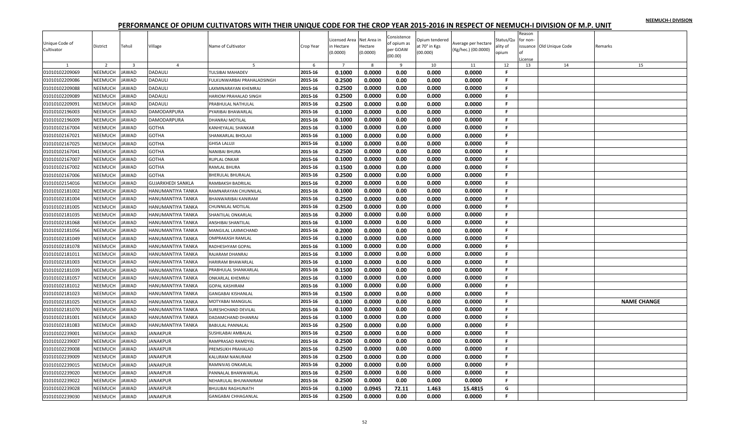## PERFORMANCE OF OPIUM CULTIVATORS WITH THEIR UNIQUE CODE FOR THE CROP YEAR 2015-2016 IN RESPECT OF NEEMUCH-I DIVISION OF M.P. UNIT

| Unique Code of Cultivator | District | Tehsil | Village | Name of Cultivator | Crop Year | Licensed Area in Hectare (0.0000) | Net Area in Hectare (0.0000) | Consistence of opium as per GOAW (00.00) | Opium tendered at 70° in Kgs (00.000) | Average per hectare (Kg/hec.) (00.0000) | Status/Quality of opium | Reason for non-issuance of License | Old Unique Code | Remarks |
|---|---|---|---|---|---|---|---|---|---|---|---|---|---|---|
| 1 | 2 | 3 | 4 | 5 | 6 | 7 | 8 | 9 | 10 | 11 | 12 | 13 | 14 | 15 |
| 01010102209069 | NEEMUCH | JAWAD | DADAULI | TULSIBAI MAHADEV | 2015-16 | 0.1000 | 0.0000 | 0.00 | 0.000 | 0.0000 | F | | | |
| 01010102209086 | NEEMUCH | JAWAD | DADAULI | FULKUNWARBAI PRAHALADSINGH | 2015-16 | 0.2500 | 0.0000 | 0.00 | 0.000 | 0.0000 | F | | | |
| 01010102209088 | NEEMUCH | JAWAD | DADAULI | LAXMINARAYAN KHEMRAJ | 2015-16 | 0.2500 | 0.0000 | 0.00 | 0.000 | 0.0000 | F | | | |
| 01010102209089 | NEEMUCH | JAWAD | DADAULI | HARIOM PRAHALAD SINGH | 2015-16 | 0.2500 | 0.0000 | 0.00 | 0.000 | 0.0000 | F | | | |
| 01010102209091 | NEEMUCH | JAWAD | DADAULI | PRABHULAL NATHULAL | 2015-16 | 0.2500 | 0.0000 | 0.00 | 0.000 | 0.0000 | F | | | |
| 01010102196003 | NEEMUCH | JAWAD | DAMODARPURA | PYARIBAI BHAWARLAL | 2015-16 | 0.1000 | 0.0000 | 0.00 | 0.000 | 0.0000 | F | | | |
| 01010102196009 | NEEMUCH | JAWAD | DAMODARPURA | DHANRAJ MOTILAL | 2015-16 | 0.1000 | 0.0000 | 0.00 | 0.000 | 0.0000 | F | | | |
| 01010102167004 | NEEMUCH | JAWAD | GOTHA | KANHEYALAL SHANKAR | 2015-16 | 0.1000 | 0.0000 | 0.00 | 0.000 | 0.0000 | F | | | |
| 01010102167021 | NEEMUCH | JAWAD | GOTHA | SHANKARLAL BHOLAJI | 2015-16 | 0.1000 | 0.0000 | 0.00 | 0.000 | 0.0000 | F | | | |
| 01010102167025 | NEEMUCH | JAWAD | GOTHA | GHISA LALUJI | 2015-16 | 0.1000 | 0.0000 | 0.00 | 0.000 | 0.0000 | F | | | |
| 01010102167041 | NEEMUCH | JAWAD | GOTHA | NANIBAI BHURA | 2015-16 | 0.2500 | 0.0000 | 0.00 | 0.000 | 0.0000 | F | | | |
| 01010102167007 | NEEMUCH | JAWAD | GOTHA | RUPLAL ONKAR | 2015-16 | 0.1000 | 0.0000 | 0.00 | 0.000 | 0.0000 | F | | | |
| 01010102167002 | NEEMUCH | JAWAD | GOTHA | RAMLAL BHURA | 2015-16 | 0.1500 | 0.0000 | 0.00 | 0.000 | 0.0000 | F | | | |
| 01010102167006 | NEEMUCH | JAWAD | GOTHA | BHERULAL BHURALAL | 2015-16 | 0.2500 | 0.0000 | 0.00 | 0.000 | 0.0000 | F | | | |
| 01010102154016 | NEEMUCH | JAWAD | GUJARKHEDI SANKLA | RAMBAKSH BADRILAL | 2015-16 | 0.2000 | 0.0000 | 0.00 | 0.000 | 0.0000 | F | | | |
| 01010102181002 | NEEMUCH | JAWAD | HANUMANTIYA TANKA | RAMNARAYAN CHUNNILAL | 2015-16 | 0.1000 | 0.0000 | 0.00 | 0.000 | 0.0000 | F | | | |
| 01010102181004 | NEEMUCH | JAWAD | HANUMANTIYA TANKA | BHANWARIBAI KANIRAM | 2015-16 | 0.2500 | 0.0000 | 0.00 | 0.000 | 0.0000 | F | | | |
| 01010102181005 | NEEMUCH | JAWAD | HANUMANTIYA TANKA | CHUNNILAL MOTILAL | 2015-16 | 0.2500 | 0.0000 | 0.00 | 0.000 | 0.0000 | F | | | |
| 01010102181035 | NEEMUCH | JAWAD | HANUMANTIYA TANKA | SHANTILAL ONKARLAL | 2015-16 | 0.2000 | 0.0000 | 0.00 | 0.000 | 0.0000 | F | | | |
| 01010102181068 | NEEMUCH | JAWAD | HANUMANTIYA TANKA | ANSHIBAI SHANTILAL | 2015-16 | 0.1000 | 0.0000 | 0.00 | 0.000 | 0.0000 | F | | | |
| 01010102181056 | NEEMUCH | JAWAD | HANUMANTIYA TANKA | MANGILAL LAXMICHAND | 2015-16 | 0.2000 | 0.0000 | 0.00 | 0.000 | 0.0000 | F | | | |
| 01010102181049 | NEEMUCH | JAWAD | HANUMANTIYA TANKA | OMPRAKASH RAMLAL | 2015-16 | 0.1000 | 0.0000 | 0.00 | 0.000 | 0.0000 | F | | | |
| 01010102181078 | NEEMUCH | JAWAD | HANUMANTIYA TANKA | RADHESHYAM GOPAL | 2015-16 | 0.1000 | 0.0000 | 0.00 | 0.000 | 0.0000 | F | | | |
| 01010102181011 | NEEMUCH | JAWAD | HANUMANTIYA TANKA | RAJARAM DHANRAJ | 2015-16 | 0.1000 | 0.0000 | 0.00 | 0.000 | 0.0000 | F | | | |
| 01010102181003 | NEEMUCH | JAWAD | HANUMANTIYA TANKA | HARIRAM BHAWARLAL | 2015-16 | 0.1000 | 0.0000 | 0.00 | 0.000 | 0.0000 | F | | | |
| 01010102181039 | NEEMUCH | JAWAD | HANUMANTIYA TANKA | PRABHULAL SHANKARLAL | 2015-16 | 0.1500 | 0.0000 | 0.00 | 0.000 | 0.0000 | F | | | |
| 01010102181057 | NEEMUCH | JAWAD | HANUMANTIYA TANKA | ONKARLAL KHEMRAJ | 2015-16 | 0.1000 | 0.0000 | 0.00 | 0.000 | 0.0000 | F | | | |
| 01010102181012 | NEEMUCH | JAWAD | HANUMANTIYA TANKA | GOPAL KASHIRAM | 2015-16 | 0.1000 | 0.0000 | 0.00 | 0.000 | 0.0000 | F | | | |
| 01010102181023 | NEEMUCH | JAWAD | HANUMANTIYA TANKA | GANGABAI KISHANLAL | 2015-16 | 0.1500 | 0.0000 | 0.00 | 0.000 | 0.0000 | F | | | |
| 01010102181025 | NEEMUCH | JAWAD | HANUMANTIYA TANKA | MOTYABAI MANGILAL | 2015-16 | 0.1000 | 0.0000 | 0.00 | 0.000 | 0.0000 | F | | | **NAME CHANGE** |
| 01010102181070 | NEEMUCH | JAWAD | HANUMANTIYA TANKA | SURESHCHAND DEVILAL | 2015-16 | 0.1000 | 0.0000 | 0.00 | 0.000 | 0.0000 | F | | | |
| 01010102181001 | NEEMUCH | JAWAD | HANUMANTIYA TANKA | DADAMCHAND DHANRAJ | 2015-16 | 0.1000 | 0.0000 | 0.00 | 0.000 | 0.0000 | F | | | |
| 01010102181083 | NEEMUCH | JAWAD | HANUMANTIYA TANKA | BABULAL PANNALAL | 2015-16 | 0.2500 | 0.0000 | 0.00 | 0.000 | 0.0000 | F | | | |
| 01010102239001 | NEEMUCH | JAWAD | JANAKPUR | SUSHILABAI AMBALAL | 2015-16 | 0.2500 | 0.0000 | 0.00 | 0.000 | 0.0000 | F | | | |
| 01010102239007 | NEEMUCH | JAWAD | JANAKPUR | RAMPRASAD RAMDYAL | 2015-16 | 0.2500 | 0.0000 | 0.00 | 0.000 | 0.0000 | F | | | |
| 01010102239008 | NEEMUCH | JAWAD | JANAKPUR | PREMSUKH PRAHALAD | 2015-16 | 0.2500 | 0.0000 | 0.00 | 0.000 | 0.0000 | F | | | |
| 01010102239009 | NEEMUCH | JAWAD | JANAKPUR | KALURAM NANURAM | 2015-16 | 0.2500 | 0.0000 | 0.00 | 0.000 | 0.0000 | F | | | |
| 01010102239015 | NEEMUCH | JAWAD | JANAKPUR | RAMNIVAS ONKARLAL | 2015-16 | 0.2000 | 0.0000 | 0.00 | 0.000 | 0.0000 | F | | | |
| 01010102239020 | NEEMUCH | JAWAD | JANAKPUR | PANNALAL BHANWARLAL | 2015-16 | 0.2500 | 0.0000 | 0.00 | 0.000 | 0.0000 | F | | | |
| 01010102239022 | NEEMUCH | JAWAD | JANAKPUR | NEHARULAL BHUWANIRAM | 2015-16 | 0.2500 | 0.0000 | 0.00 | 0.000 | 0.0000 | F | | | |
| 01010102239028 | NEEMUCH | JAWAD | JANAKPUR | BHULIBAI RAGHUNATH | 2015-16 | 0.1000 | 0.0945 | 72.11 | 1.463 | 15.4815 | G | | | |
| 01010102239030 | NEEMUCH | JAWAD | JANAKPUR | GANGABAI CHHAGANLAL | 2015-16 | 0.2500 | 0.0000 | 0.00 | 0.000 | 0.0000 | F | | | |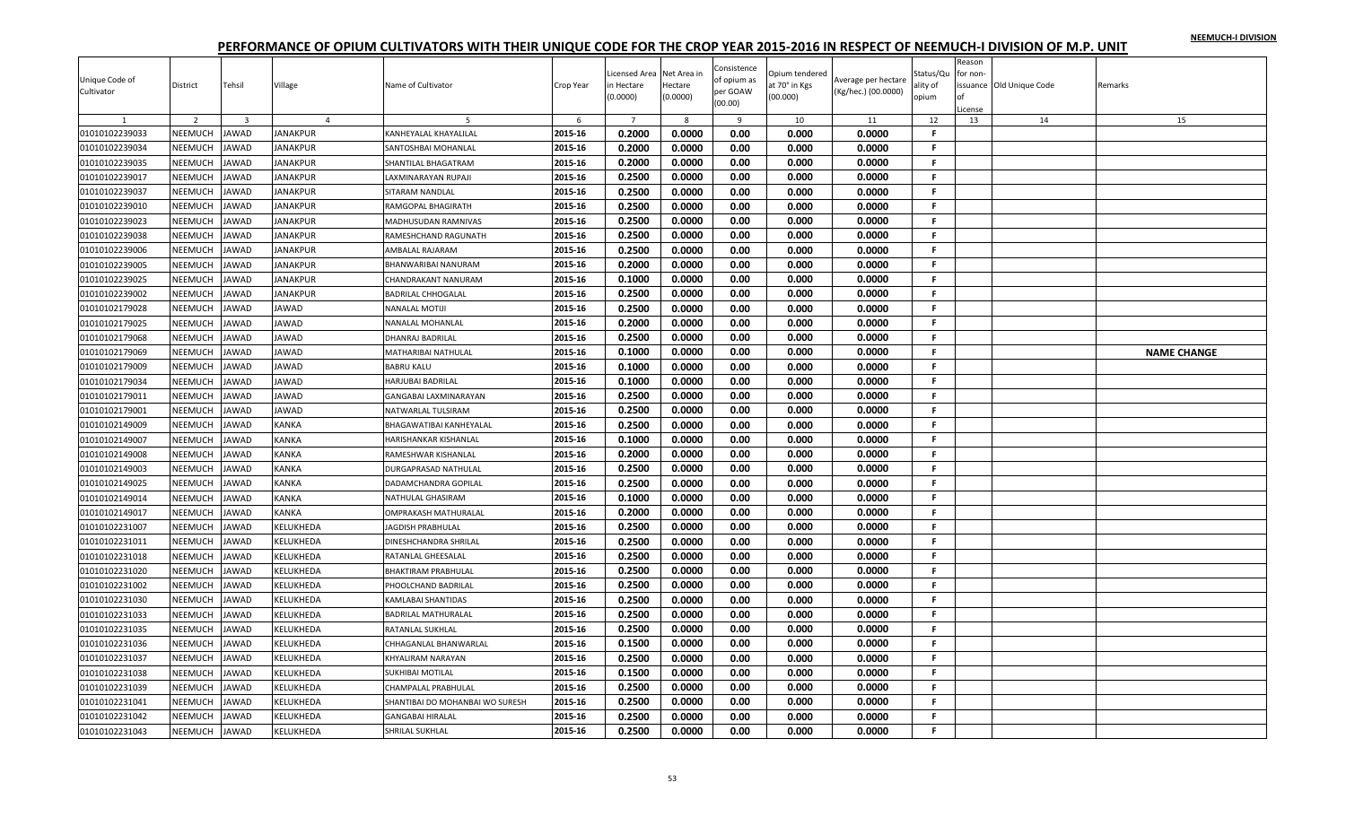# PERFORMANCE OF OPIUM CULTIVATORS WITH THEIR UNIQUE CODE FOR THE CROP YEAR 2015-2016 IN RESPECT OF NEEMUCH-I DIVISION OF M.P. UNIT

| Unique Code of Cultivator | District | Tehsil | Village | Name of Cultivator | Crop Year | Licensed Area in Hectare (0.0000) | Net Area in Hectare (0.0000) | Consistence of opium as per GOAW (00.00) | Opium tendered at 70° in Kgs (00.000) | Average per hectare (Kg/hec.) (00.0000) | Status/Quality of opium | Reason for non-issuance of License | Old Unique Code | Remarks |
|---|---|---|---|---|---|---|---|---|---|---|---|---|---|---|
| 1 | 2 | 3 | 4 | 5 | 6 | 7 | 8 | 9 | 10 | 11 | 12 | 13 | 14 | 15 |
| 01010102239033 | NEEMUCH | JAWAD | JANAKPUR | KANHEYALAL KHAYALILAL | 2015-16 | 0.2000 | 0.0000 | 0.00 | 0.000 | 0.0000 | F | | | |
| 01010102239034 | NEEMUCH | JAWAD | JANAKPUR | SANTOSHBAI MOHANLAL | 2015-16 | 0.2000 | 0.0000 | 0.00 | 0.000 | 0.0000 | F | | | |
| 01010102239035 | NEEMUCH | JAWAD | JANAKPUR | SHANTILAL BHAGATRAM | 2015-16 | 0.2000 | 0.0000 | 0.00 | 0.000 | 0.0000 | F | | | |
| 01010102239017 | NEEMUCH | JAWAD | JANAKPUR | LAXMINARAYAN RUPAJI | 2015-16 | 0.2500 | 0.0000 | 0.00 | 0.000 | 0.0000 | F | | | |
| 01010102239037 | NEEMUCH | JAWAD | JANAKPUR | SITARAM NANDLAL | 2015-16 | 0.2500 | 0.0000 | 0.00 | 0.000 | 0.0000 | F | | | |
| 01010102239010 | NEEMUCH | JAWAD | JANAKPUR | RAMGOPAL BHAGIRATH | 2015-16 | 0.2500 | 0.0000 | 0.00 | 0.000 | 0.0000 | F | | | |
| 01010102239023 | NEEMUCH | JAWAD | JANAKPUR | MADHUSUDAN RAMNIVAS | 2015-16 | 0.2500 | 0.0000 | 0.00 | 0.000 | 0.0000 | F | | | |
| 01010102239038 | NEEMUCH | JAWAD | JANAKPUR | RAMESHCHAND RAGUNATH | 2015-16 | 0.2500 | 0.0000 | 0.00 | 0.000 | 0.0000 | F | | | |
| 01010102239006 | NEEMUCH | JAWAD | JANAKPUR | AMBALAL RAJARAM | 2015-16 | 0.2500 | 0.0000 | 0.00 | 0.000 | 0.0000 | F | | | |
| 01010102239005 | NEEMUCH | JAWAD | JANAKPUR | BHANWARIBAI NANURAM | 2015-16 | 0.2000 | 0.0000 | 0.00 | 0.000 | 0.0000 | F | | | |
| 01010102239025 | NEEMUCH | JAWAD | JANAKPUR | CHANDRAKANT NANURAM | 2015-16 | 0.1000 | 0.0000 | 0.00 | 0.000 | 0.0000 | F | | | |
| 01010102239002 | NEEMUCH | JAWAD | JANAKPUR | BADRILAL CHHOGALAL | 2015-16 | 0.2500 | 0.0000 | 0.00 | 0.000 | 0.0000 | F | | | |
| 01010102179028 | NEEMUCH | JAWAD | JAWAD | NANALAL MOTIJI | 2015-16 | 0.2500 | 0.0000 | 0.00 | 0.000 | 0.0000 | F | | | |
| 01010102179025 | NEEMUCH | JAWAD | JAWAD | NANALAL MOHANLAL | 2015-16 | 0.2000 | 0.0000 | 0.00 | 0.000 | 0.0000 | F | | | |
| 01010102179068 | NEEMUCH | JAWAD | JAWAD | DHANRAJ BADRILAL | 2015-16 | 0.2500 | 0.0000 | 0.00 | 0.000 | 0.0000 | F | | | |
| 01010102179069 | NEEMUCH | JAWAD | JAWAD | MATHARIBAI NATHULAL | 2015-16 | 0.1000 | 0.0000 | 0.00 | 0.000 | 0.0000 | F | | | NAME CHANGE |
| 01010102179009 | NEEMUCH | JAWAD | JAWAD | BABRU KALU | 2015-16 | 0.1000 | 0.0000 | 0.00 | 0.000 | 0.0000 | F | | | |
| 01010102179034 | NEEMUCH | JAWAD | JAWAD | HARJUBAI BADRILAL | 2015-16 | 0.1000 | 0.0000 | 0.00 | 0.000 | 0.0000 | F | | | |
| 01010102179011 | NEEMUCH | JAWAD | JAWAD | GANGABAI LAXMINARAYAN | 2015-16 | 0.2500 | 0.0000 | 0.00 | 0.000 | 0.0000 | F | | | |
| 01010102179001 | NEEMUCH | JAWAD | JAWAD | NATWARLAL TULSIRAM | 2015-16 | 0.2500 | 0.0000 | 0.00 | 0.000 | 0.0000 | F | | | |
| 01010102149009 | NEEMUCH | JAWAD | KANKA | BHAGAWATIBAI KANHEYALAL | 2015-16 | 0.2500 | 0.0000 | 0.00 | 0.000 | 0.0000 | F | | | |
| 01010102149007 | NEEMUCH | JAWAD | KANKA | HARISHANKAR KISHANLAL | 2015-16 | 0.1000 | 0.0000 | 0.00 | 0.000 | 0.0000 | F | | | |
| 01010102149008 | NEEMUCH | JAWAD | KANKA | RAMESHWAR KISHANLAL | 2015-16 | 0.2000 | 0.0000 | 0.00 | 0.000 | 0.0000 | F | | | |
| 01010102149003 | NEEMUCH | JAWAD | KANKA | DURGAPRASAD NATHULAL | 2015-16 | 0.2500 | 0.0000 | 0.00 | 0.000 | 0.0000 | F | | | |
| 01010102149025 | NEEMUCH | JAWAD | KANKA | DADAMCHANDRA GOPILAL | 2015-16 | 0.2500 | 0.0000 | 0.00 | 0.000 | 0.0000 | F | | | |
| 01010102149014 | NEEMUCH | JAWAD | KANKA | NATHULAL GHASIRAM | 2015-16 | 0.1000 | 0.0000 | 0.00 | 0.000 | 0.0000 | F | | | |
| 01010102149017 | NEEMUCH | JAWAD | KANKA | OMPRAKASH MATHURALAL | 2015-16 | 0.2000 | 0.0000 | 0.00 | 0.000 | 0.0000 | F | | | |
| 01010102231007 | NEEMUCH | JAWAD | KELUKHEDA | JAGDISH PRABHULAL | 2015-16 | 0.2500 | 0.0000 | 0.00 | 0.000 | 0.0000 | F | | | |
| 01010102231011 | NEEMUCH | JAWAD | KELUKHEDA | DINESHCHANDRA SHRILAL | 2015-16 | 0.2500 | 0.0000 | 0.00 | 0.000 | 0.0000 | F | | | |
| 01010102231018 | NEEMUCH | JAWAD | KELUKHEDA | RATANLAL GHEESALAL | 2015-16 | 0.2500 | 0.0000 | 0.00 | 0.000 | 0.0000 | F | | | |
| 01010102231020 | NEEMUCH | JAWAD | KELUKHEDA | BHAKTIRAM PRABHULAL | 2015-16 | 0.2500 | 0.0000 | 0.00 | 0.000 | 0.0000 | F | | | |
| 01010102231002 | NEEMUCH | JAWAD | KELUKHEDA | PHOOLCHAND BADRILAL | 2015-16 | 0.2500 | 0.0000 | 0.00 | 0.000 | 0.0000 | F | | | |
| 01010102231030 | NEEMUCH | JAWAD | KELUKHEDA | KAMLABAI SHANTIDAS | 2015-16 | 0.2500 | 0.0000 | 0.00 | 0.000 | 0.0000 | F | | | |
| 01010102231033 | NEEMUCH | JAWAD | KELUKHEDA | BADRILAL MATHURALAL | 2015-16 | 0.2500 | 0.0000 | 0.00 | 0.000 | 0.0000 | F | | | |
| 01010102231035 | NEEMUCH | JAWAD | KELUKHEDA | RATANLAL SUKHLAL | 2015-16 | 0.2500 | 0.0000 | 0.00 | 0.000 | 0.0000 | F | | | |
| 01010102231036 | NEEMUCH | JAWAD | KELUKHEDA | CHHAGANLAL BHANWARLAL | 2015-16 | 0.1500 | 0.0000 | 0.00 | 0.000 | 0.0000 | F | | | |
| 01010102231037 | NEEMUCH | JAWAD | KELUKHEDA | KHYALIRAM NARAYAN | 2015-16 | 0.2500 | 0.0000 | 0.00 | 0.000 | 0.0000 | F | | | |
| 01010102231038 | NEEMUCH | JAWAD | KELUKHEDA | SUKHIBAI MOTILAL | 2015-16 | 0.1500 | 0.0000 | 0.00 | 0.000 | 0.0000 | F | | | |
| 01010102231039 | NEEMUCH | JAWAD | KELUKHEDA | CHAMPALAL PRABHULAL | 2015-16 | 0.2500 | 0.0000 | 0.00 | 0.000 | 0.0000 | F | | | |
| 01010102231041 | NEEMUCH | JAWAD | KELUKHEDA | SHANTIBAI DO MOHANBAI WO SURESH | 2015-16 | 0.2500 | 0.0000 | 0.00 | 0.000 | 0.0000 | F | | | |
| 01010102231042 | NEEMUCH | JAWAD | KELUKHEDA | GANGABAI HIRALAL | 2015-16 | 0.2500 | 0.0000 | 0.00 | 0.000 | 0.0000 | F | | | |
| 01010102231043 | NEEMUCH | JAWAD | KELUKHEDA | SHRILAL SUKHLAL | 2015-16 | 0.2500 | 0.0000 | 0.00 | 0.000 | 0.0000 | F | | | |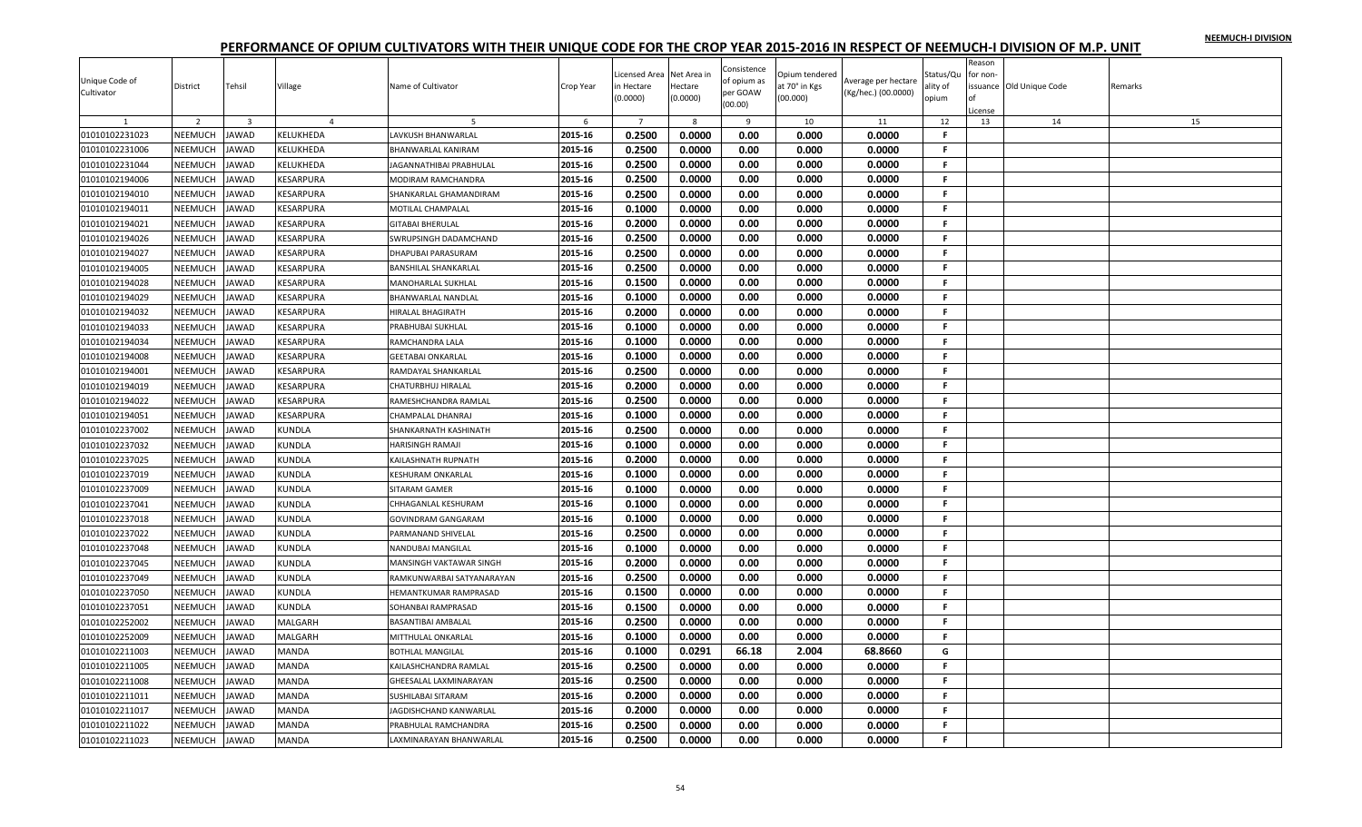# PERFORMANCE OF OPIUM CULTIVATORS WITH THEIR UNIQUE CODE FOR THE CROP YEAR 2015-2016 IN RESPECT OF NEEMUCH-I DIVISION OF M.P. UNIT

NEEMUCH-I DIVISION

| Unique Code of Cultivator | District | Tehsil | Village | Name of Cultivator | Crop Year | Licensed Area in Hectare (0.0000) | Net Area in Hectare (0.0000) | Consistence of opium as per GOAW (00.00) | Opium tendered at 70° in Kgs (00.000) | Average per hectare (Kg/hec.) (00.0000) | Status/Quality of opium | Reason for non-issuance of License | Old Unique Code | Remarks |
|---|---|---|---|---|---|---|---|---|---|---|---|---|---|---|
| 1 | 2 | 3 | 4 | 5 | 6 | 7 | 8 | 9 | 10 | 11 | 12 | 13 | 14 | 15 |
| 01010102231023 | NEEMUCH | JAWAD | KELUKHEDA | LAVKUSH BHANWARLAL | 2015-16 | 0.2500 | 0.0000 | 0.00 | 0.000 | 0.0000 | F | | | |
| 01010102231006 | NEEMUCH | JAWAD | KELUKHEDA | BHANWARLAL KANIRAM | 2015-16 | 0.2500 | 0.0000 | 0.00 | 0.000 | 0.0000 | F | | | |
| 01010102231044 | NEEMUCH | JAWAD | KELUKHEDA | JAGANNATHIBAI PRABHULAL | 2015-16 | 0.2500 | 0.0000 | 0.00 | 0.000 | 0.0000 | F | | | |
| 01010102194006 | NEEMUCH | JAWAD | KESARPURA | MODIRAM RAMCHANDRA | 2015-16 | 0.2500 | 0.0000 | 0.00 | 0.000 | 0.0000 | F | | | |
| 01010102194010 | NEEMUCH | JAWAD | KESARPURA | SHANKARLAL GHAMANDIRAM | 2015-16 | 0.2500 | 0.0000 | 0.00 | 0.000 | 0.0000 | F | | | |
| 01010102194011 | NEEMUCH | JAWAD | KESARPURA | MOTILAL CHAMPALAL | 2015-16 | 0.1000 | 0.0000 | 0.00 | 0.000 | 0.0000 | F | | | |
| 01010102194021 | NEEMUCH | JAWAD | KESARPURA | GITABAI BHERULAL | 2015-16 | 0.2000 | 0.0000 | 0.00 | 0.000 | 0.0000 | F | | | |
| 01010102194026 | NEEMUCH | JAWAD | KESARPURA | SWRUPSINGH DADAMCHAND | 2015-16 | 0.2500 | 0.0000 | 0.00 | 0.000 | 0.0000 | F | | | |
| 01010102194027 | NEEMUCH | JAWAD | KESARPURA | DHAPUBAI PARASURAM | 2015-16 | 0.2500 | 0.0000 | 0.00 | 0.000 | 0.0000 | F | | | |
| 01010102194005 | NEEMUCH | JAWAD | KESARPURA | BANSHILAL SHANKARLAL | 2015-16 | 0.2500 | 0.0000 | 0.00 | 0.000 | 0.0000 | F | | | |
| 01010102194028 | NEEMUCH | JAWAD | KESARPURA | MANOHARLAL SUKHLAL | 2015-16 | 0.1500 | 0.0000 | 0.00 | 0.000 | 0.0000 | F | | | |
| 01010102194029 | NEEMUCH | JAWAD | KESARPURA | BHANWARLAL NANDLAL | 2015-16 | 0.1000 | 0.0000 | 0.00 | 0.000 | 0.0000 | F | | | |
| 01010102194032 | NEEMUCH | JAWAD | KESARPURA | HIRALAL BHAGIRATH | 2015-16 | 0.2000 | 0.0000 | 0.00 | 0.000 | 0.0000 | F | | | |
| 01010102194033 | NEEMUCH | JAWAD | KESARPURA | PRABHUBAI SUKHLAL | 2015-16 | 0.1000 | 0.0000 | 0.00 | 0.000 | 0.0000 | F | | | |
| 01010102194034 | NEEMUCH | JAWAD | KESARPURA | RAMCHANDRA LALA | 2015-16 | 0.1000 | 0.0000 | 0.00 | 0.000 | 0.0000 | F | | | |
| 01010102194008 | NEEMUCH | JAWAD | KESARPURA | GEETABAI ONKARLAL | 2015-16 | 0.1000 | 0.0000 | 0.00 | 0.000 | 0.0000 | F | | | |
| 01010102194001 | NEEMUCH | JAWAD | KESARPURA | RAMDAYAL SHANKARLAL | 2015-16 | 0.2500 | 0.0000 | 0.00 | 0.000 | 0.0000 | F | | | |
| 01010102194019 | NEEMUCH | JAWAD | KESARPURA | CHATURBHUJ HIRALAL | 2015-16 | 0.2000 | 0.0000 | 0.00 | 0.000 | 0.0000 | F | | | |
| 01010102194022 | NEEMUCH | JAWAD | KESARPURA | RAMESHCHANDRA RAMLAL | 2015-16 | 0.2500 | 0.0000 | 0.00 | 0.000 | 0.0000 | F | | | |
| 01010102194051 | NEEMUCH | JAWAD | KESARPURA | CHAMPALAL DHANRAJ | 2015-16 | 0.1000 | 0.0000 | 0.00 | 0.000 | 0.0000 | F | | | |
| 01010102237002 | NEEMUCH | JAWAD | KUNDLA | SHANKARNATH KASHINATH | 2015-16 | 0.2500 | 0.0000 | 0.00 | 0.000 | 0.0000 | F | | | |
| 01010102237032 | NEEMUCH | JAWAD | KUNDLA | HARISINGH RAMAJI | 2015-16 | 0.1000 | 0.0000 | 0.00 | 0.000 | 0.0000 | F | | | |
| 01010102237025 | NEEMUCH | JAWAD | KUNDLA | KAILASHNATH RUPNATH | 2015-16 | 0.2000 | 0.0000 | 0.00 | 0.000 | 0.0000 | F | | | |
| 01010102237019 | NEEMUCH | JAWAD | KUNDLA | KESHURAM ONKARLAL | 2015-16 | 0.1000 | 0.0000 | 0.00 | 0.000 | 0.0000 | F | | | |
| 01010102237009 | NEEMUCH | JAWAD | KUNDLA | SITARAM GAMER | 2015-16 | 0.1000 | 0.0000 | 0.00 | 0.000 | 0.0000 | F | | | |
| 01010102237041 | NEEMUCH | JAWAD | KUNDLA | CHHAGANLAL KESHURAM | 2015-16 | 0.1000 | 0.0000 | 0.00 | 0.000 | 0.0000 | F | | | |
| 01010102237018 | NEEMUCH | JAWAD | KUNDLA | GOVINDRAM GANGARAM | 2015-16 | 0.1000 | 0.0000 | 0.00 | 0.000 | 0.0000 | F | | | |
| 01010102237022 | NEEMUCH | JAWAD | KUNDLA | PARMANAND SHIVELAL | 2015-16 | 0.2500 | 0.0000 | 0.00 | 0.000 | 0.0000 | F | | | |
| 01010102237048 | NEEMUCH | JAWAD | KUNDLA | NANDUBAI MANGILAL | 2015-16 | 0.1000 | 0.0000 | 0.00 | 0.000 | 0.0000 | F | | | |
| 01010102237045 | NEEMUCH | JAWAD | KUNDLA | MANSINGH VAKTAWAR SINGH | 2015-16 | 0.2000 | 0.0000 | 0.00 | 0.000 | 0.0000 | F | | | |
| 01010102237049 | NEEMUCH | JAWAD | KUNDLA | RAMKUNWARBAI SATYANARAYAN | 2015-16 | 0.2500 | 0.0000 | 0.00 | 0.000 | 0.0000 | F | | | |
| 01010102237050 | NEEMUCH | JAWAD | KUNDLA | HEMANTKUMAR RAMPRASAD | 2015-16 | 0.1500 | 0.0000 | 0.00 | 0.000 | 0.0000 | F | | | |
| 01010102237051 | NEEMUCH | JAWAD | KUNDLA | SOHANBAI RAMPRASAD | 2015-16 | 0.1500 | 0.0000 | 0.00 | 0.000 | 0.0000 | F | | | |
| 01010102252002 | NEEMUCH | JAWAD | MALGARH | BASANTIBAI AMBALAL | 2015-16 | 0.2500 | 0.0000 | 0.00 | 0.000 | 0.0000 | F | | | |
| 01010102252009 | NEEMUCH | JAWAD | MALGARH | MITTHULAL ONKARLAL | 2015-16 | 0.1000 | 0.0000 | 0.00 | 0.000 | 0.0000 | F | | | |
| 01010102211003 | NEEMUCH | JAWAD | MANDA | BOTHLAL MANGILAL | 2015-16 | 0.1000 | 0.0291 | 66.18 | 2.004 | 68.8660 | G | | | |
| 01010102211005 | NEEMUCH | JAWAD | MANDA | KAILASHCHANDRA RAMLAL | 2015-16 | 0.2500 | 0.0000 | 0.00 | 0.000 | 0.0000 | F | | | |
| 01010102211008 | NEEMUCH | JAWAD | MANDA | GHEESALAL LAXMINARAYAN | 2015-16 | 0.2500 | 0.0000 | 0.00 | 0.000 | 0.0000 | F | | | |
| 01010102211011 | NEEMUCH | JAWAD | MANDA | SUSHILABAI SITARAM | 2015-16 | 0.2000 | 0.0000 | 0.00 | 0.000 | 0.0000 | F | | | |
| 01010102211017 | NEEMUCH | JAWAD | MANDA | JAGDISHCHAND KANWARLAL | 2015-16 | 0.2000 | 0.0000 | 0.00 | 0.000 | 0.0000 | F | | | |
| 01010102211022 | NEEMUCH | JAWAD | MANDA | PRABHULAL RAMCHANDRA | 2015-16 | 0.2500 | 0.0000 | 0.00 | 0.000 | 0.0000 | F | | | |
| 01010102211023 | NEEMUCH | JAWAD | MANDA | LAXMINARAYAN BHANWARLAL | 2015-16 | 0.2500 | 0.0000 | 0.00 | 0.000 | 0.0000 | F | | | |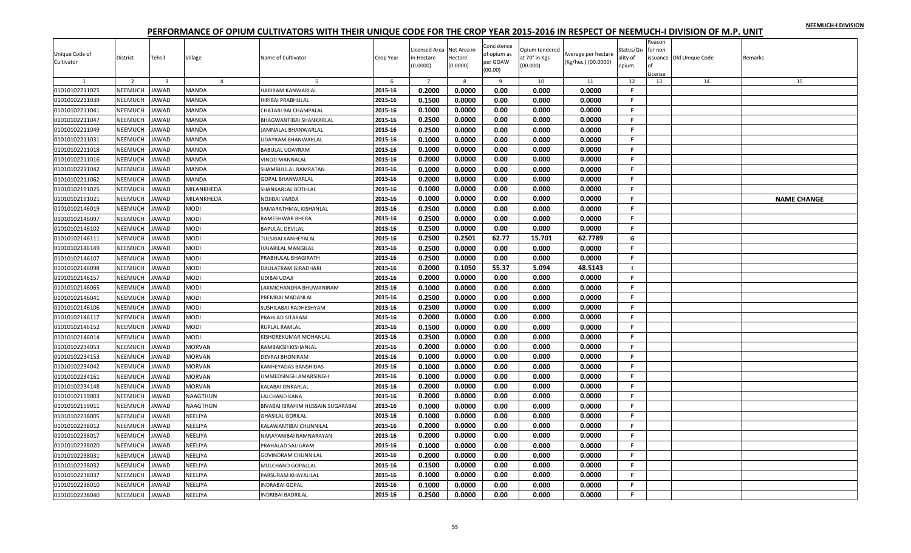# PERFORMANCE OF OPIUM CULTIVATORS WITH THEIR UNIQUE CODE FOR THE CROP YEAR 2015-2016 IN RESPECT OF NEEMUCH-I DIVISION OF M.P. UNIT

| Unique Code of Cultivator | District | Tehsil | Village | Name of Cultivator | Crop Year | Licensed Area in Hectare (0.0000) | Net Area in Hectare (0.0000) | Consistence of opium as per GOAW (00.00) | Opium tendered at 70° in Kgs (00.000) | Average per hectare (Kg/hec.) (00.0000) | Status/Quality of opium | Reason for non-issuance of License | Old Unique Code | Remarks |
|---|---|---|---|---|---|---|---|---|---|---|---|---|---|---|
| 1 | 2 | 3 | 4 | 5 | 6 | 7 | 8 | 9 | 10 | 11 | 12 | 13 | 14 | 15 |
| 01010102211025 | NEEMUCH | JAWAD | MANDA | HARIRAM KANWARLAL | 2015-16 | 0.2000 | 0.0000 | 0.00 | 0.000 | 0.0000 | F | | | |
| 01010102211039 | NEEMUCH | JAWAD | MANDA | HIRIBAI PRABHULAL | 2015-16 | 0.1500 | 0.0000 | 0.00 | 0.000 | 0.0000 | F | | | |
| 01010102211041 | NEEMUCH | JAWAD | MANDA | CHATARI BAI CHAMPALAL | 2015-16 | 0.1000 | 0.0000 | 0.00 | 0.000 | 0.0000 | F | | | |
| 01010102211047 | NEEMUCH | JAWAD | MANDA | BHAGWANTIBAI SHANKARLAL | 2015-16 | 0.2500 | 0.0000 | 0.00 | 0.000 | 0.0000 | F | | | |
| 01010102211049 | NEEMUCH | JAWAD | MANDA | JAMNALAL BHANWARLAL | 2015-16 | 0.2500 | 0.0000 | 0.00 | 0.000 | 0.0000 | F | | | |
| 01010102211031 | NEEMUCH | JAWAD | MANDA | UDAYRAM BHANWARLAL | 2015-16 | 0.1000 | 0.0000 | 0.00 | 0.000 | 0.0000 | F | | | |
| 01010102211018 | NEEMUCH | JAWAD | MANDA | BABULAL UDAYRAM | 2015-16 | 0.1000 | 0.0000 | 0.00 | 0.000 | 0.0000 | F | | | |
| 01010102211016 | NEEMUCH | JAWAD | MANDA | VINOD MANNALAL | 2015-16 | 0.2000 | 0.0000 | 0.00 | 0.000 | 0.0000 | F | | | |
| 01010102211042 | NEEMUCH | JAWAD | MANDA | SHAMBHULAL RAMRATAN | 2015-16 | 0.1000 | 0.0000 | 0.00 | 0.000 | 0.0000 | F | | | |
| 01010102211062 | NEEMUCH | JAWAD | MANDA | GOPAL BHANWARLAL | 2015-16 | 0.2000 | 0.0000 | 0.00 | 0.000 | 0.0000 | F | | | |
| 01010102191025 | NEEMUCH | JAWAD | MILANKHEDA | SHANKARLAL BOTHLAL | 2015-16 | 0.1000 | 0.0000 | 0.00 | 0.000 | 0.0000 | F | | | |
| 01010102191021 | NEEMUCH | JAWAD | MILANKHEDA | NOJIBAI VARDA | 2015-16 | 0.1000 | 0.0000 | 0.00 | 0.000 | 0.0000 | F | | | NAME CHANGE |
| 01010102146019 | NEEMUCH | JAWAD | MODI | SAMARATHMAL KISHANLAL | 2015-16 | 0.2500 | 0.0000 | 0.00 | 0.000 | 0.0000 | F | | | |
| 01010102146097 | NEEMUCH | JAWAD | MODI | RAMESHWAR BHERA | 2015-16 | 0.2500 | 0.0000 | 0.00 | 0.000 | 0.0000 | F | | | |
| 01010102146102 | NEEMUCH | JAWAD | MODI | BAPULAL DEVILAL | 2015-16 | 0.2500 | 0.0000 | 0.00 | 0.000 | 0.0000 | F | | | |
| 01010102146111 | NEEMUCH | JAWAD | MODI | TULSIBAI KANHEYALAL | 2015-16 | 0.2500 | 0.2501 | 62.77 | 15.701 | 62.7789 | G | | | |
| 01010102146149 | NEEMUCH | JAWAD | MODI | HAJARILAL MANGILAL | 2015-16 | 0.2500 | 0.0000 | 0.00 | 0.000 | 0.0000 | F | | | |
| 01010102146107 | NEEMUCH | JAWAD | MODI | PRABHULAL BHAGIRATH | 2015-16 | 0.2500 | 0.0000 | 0.00 | 0.000 | 0.0000 | F | | | |
| 01010102146098 | NEEMUCH | JAWAD | MODI | DAULATRAM GIRADHARI | 2015-16 | 0.2000 | 0.1050 | 55.37 | 5.094 | 48.5143 | I | | | |
| 01010102146157 | NEEMUCH | JAWAD | MODI | UDIBAI UDAJI | 2015-16 | 0.2000 | 0.0000 | 0.00 | 0.000 | 0.0000 | F | | | |
| 01010102146065 | NEEMUCH | JAWAD | MODI | LAXMICHANDRA BHUWANIRAM | 2015-16 | 0.1000 | 0.0000 | 0.00 | 0.000 | 0.0000 | F | | | |
| 01010102146041 | NEEMUCH | JAWAD | MODI | PREMBAI MADANLAL | 2015-16 | 0.2500 | 0.0000 | 0.00 | 0.000 | 0.0000 | F | | | |
| 01010102146106 | NEEMUCH | JAWAD | MODI | SUSHILABAI RADHESHYAM | 2015-16 | 0.2500 | 0.0000 | 0.00 | 0.000 | 0.0000 | F | | | |
| 01010102146117 | NEEMUCH | JAWAD | MODI | PRAHLAD SITARAM | 2015-16 | 0.2000 | 0.0000 | 0.00 | 0.000 | 0.0000 | F | | | |
| 01010102146152 | NEEMUCH | JAWAD | MODI | RUPLAL RAMLAL | 2015-16 | 0.1500 | 0.0000 | 0.00 | 0.000 | 0.0000 | F | | | |
| 01010102146014 | NEEMUCH | JAWAD | MODI | KISHOREKUMAR MOHANLAL | 2015-16 | 0.2500 | 0.0000 | 0.00 | 0.000 | 0.0000 | F | | | |
| 01010102234053 | NEEMUCH | JAWAD | MORVAN | RAMBAKSH KISHANLAL | 2015-16 | 0.2000 | 0.0000 | 0.00 | 0.000 | 0.0000 | F | | | |
| 01010102234153 | NEEMUCH | JAWAD | MORVAN | DEVRAJ BHONIRAM | 2015-16 | 0.1000 | 0.0000 | 0.00 | 0.000 | 0.0000 | F | | | |
| 01010102234042 | NEEMUCH | JAWAD | MORVAN | KANHEYADAS BANSHIDAS | 2015-16 | 0.1000 | 0.0000 | 0.00 | 0.000 | 0.0000 | F | | | |
| 01010102234161 | NEEMUCH | JAWAD | MORVAN | UMMEDSINGH AMARSINGH | 2015-16 | 0.1000 | 0.0000 | 0.00 | 0.000 | 0.0000 | F | | | |
| 01010102234148 | NEEMUCH | JAWAD | MORVAN | KALABAI ONKARLAL | 2015-16 | 0.2000 | 0.0000 | 0.00 | 0.000 | 0.0000 | F | | | |
| 01010102159003 | NEEMUCH | JAWAD | NAAGTHUN | LALCHAND KANA | 2015-16 | 0.2000 | 0.0000 | 0.00 | 0.000 | 0.0000 | F | | | |
| 01010102159011 | NEEMUCH | JAWAD | NAAGTHUN | BIVABAI IBRAHIM HUSSAIN SUGARABAI | 2015-16 | 0.1000 | 0.0000 | 0.00 | 0.000 | 0.0000 | F | | | |
| 01010102238005 | NEEMUCH | JAWAD | NEELIYA | GHASILAL GORILAL | 2015-16 | 0.1000 | 0.0000 | 0.00 | 0.000 | 0.0000 | F | | | |
| 01010102238012 | NEEMUCH | JAWAD | NEELIYA | KALAWANTIBAI CHUNNILAL | 2015-16 | 0.2000 | 0.0000 | 0.00 | 0.000 | 0.0000 | F | | | |
| 01010102238017 | NEEMUCH | JAWAD | NEELIYA | NARAYANIBAI RAMNARAYAN | 2015-16 | 0.2000 | 0.0000 | 0.00 | 0.000 | 0.0000 | F | | | |
| 01010102238020 | NEEMUCH | JAWAD | NEELIYA | PRAHALAD SALIGRAM | 2015-16 | 0.1000 | 0.0000 | 0.00 | 0.000 | 0.0000 | F | | | |
| 01010102238031 | NEEMUCH | JAWAD | NEELIYA | GOVINDRAM CHUNNILAL | 2015-16 | 0.2000 | 0.0000 | 0.00 | 0.000 | 0.0000 | F | | | |
| 01010102238032 | NEEMUCH | JAWAD | NEELIYA | MULCHAND GOPALLAL | 2015-16 | 0.1500 | 0.0000 | 0.00 | 0.000 | 0.0000 | F | | | |
| 01010102238037 | NEEMUCH | JAWAD | NEELIYA | PARSURAM KHAYALILAL | 2015-16 | 0.1000 | 0.0000 | 0.00 | 0.000 | 0.0000 | F | | | |
| 01010102238010 | NEEMUCH | JAWAD | NEELIYA | INDRABAI GOPAL | 2015-16 | 0.1000 | 0.0000 | 0.00 | 0.000 | 0.0000 | F | | | |
| 01010102238040 | NEEMUCH | JAWAD | NEELIYA | INDRIBAI BADRILAL | 2015-16 | 0.2500 | 0.0000 | 0.00 | 0.000 | 0.0000 | F | | | |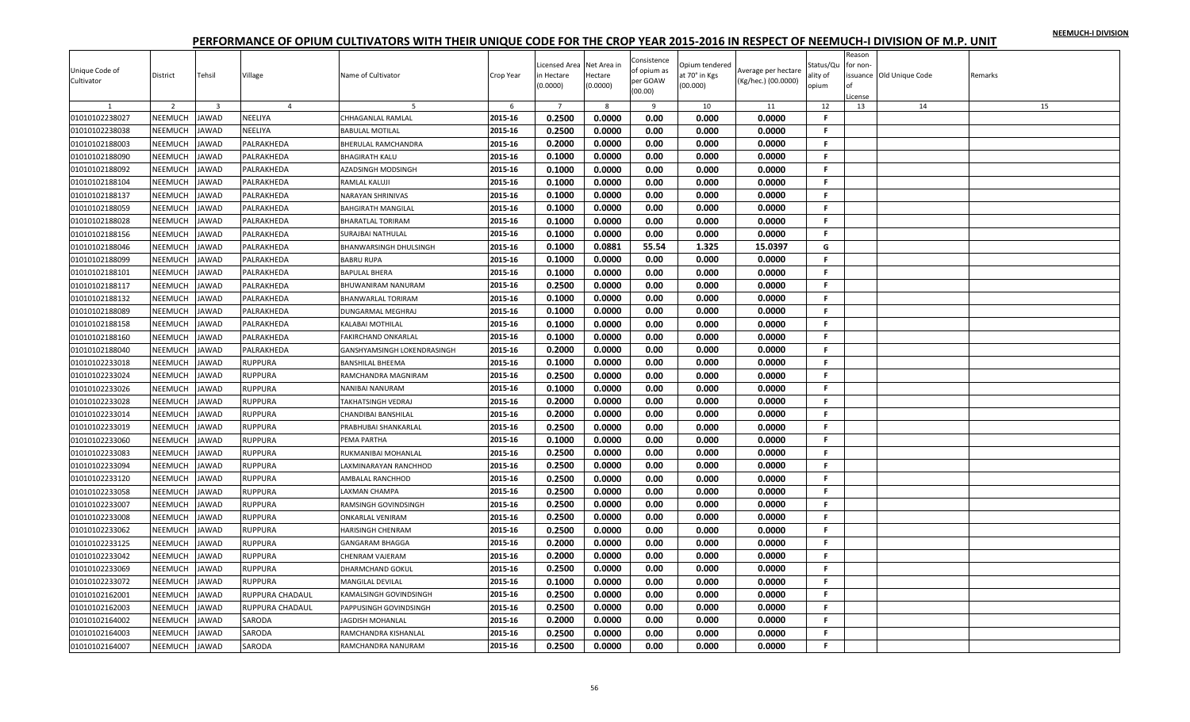NEEMUCH-I DIVISION

## PERFORMANCE OF OPIUM CULTIVATORS WITH THEIR UNIQUE CODE FOR THE CROP YEAR 2015-2016 IN RESPECT OF NEEMUCH-I DIVISION OF M.P. UNIT

| Unique Code of Cultivator | District | Tehsil | Village | Name of Cultivator | Crop Year | Licensed Area in Hectare (0.0000) | Net Area in Hectare (0.0000) | Consistence of opium as per GOAW (00.00) | Opium tendered at 70° in Kgs (00.000) | Average per hectare (Kg/hec.) (00.0000) | Status/Quality of opium | Reason for non-issuance of License | Old Unique Code | Remarks |
|---|---|---|---|---|---|---|---|---|---|---|---|---|---|---|
| 1 | 2 | 3 | 4 | 5 | 6 | 7 | 8 | 9 | 10 | 11 | 12 | 13 | 14 | 15 |
| 01010102238027 | NEEMUCH | JAWAD | NEELIYA | CHHAGANLAL RAMLAL | 2015-16 | 0.2500 | 0.0000 | 0.00 | 0.000 | 0.0000 | F | | | |
| 01010102238038 | NEEMUCH | JAWAD | NEELIYA | BABULAL MOTILAL | 2015-16 | 0.2500 | 0.0000 | 0.00 | 0.000 | 0.0000 | F | | | |
| 01010102188003 | NEEMUCH | JAWAD | PALRAKHEDA | BHERULAL RAMCHANDRA | 2015-16 | 0.2000 | 0.0000 | 0.00 | 0.000 | 0.0000 | F | | | |
| 01010102188090 | NEEMUCH | JAWAD | PALRAKHEDA | BHAGIRATH KALU | 2015-16 | 0.1000 | 0.0000 | 0.00 | 0.000 | 0.0000 | F | | | |
| 01010102188092 | NEEMUCH | JAWAD | PALRAKHEDA | AZADSINGH MODSINGH | 2015-16 | 0.1000 | 0.0000 | 0.00 | 0.000 | 0.0000 | F | | | |
| 01010102188104 | NEEMUCH | JAWAD | PALRAKHEDA | RAMLAL KALUJI | 2015-16 | 0.1000 | 0.0000 | 0.00 | 0.000 | 0.0000 | F | | | |
| 01010102188137 | NEEMUCH | JAWAD | PALRAKHEDA | NARAYAN SHRINIVAS | 2015-16 | 0.1000 | 0.0000 | 0.00 | 0.000 | 0.0000 | F | | | |
| 01010102188059 | NEEMUCH | JAWAD | PALRAKHEDA | BAHGIRATH MANGILAL | 2015-16 | 0.1000 | 0.0000 | 0.00 | 0.000 | 0.0000 | F | | | |
| 01010102188028 | NEEMUCH | JAWAD | PALRAKHEDA | BHARATLAL TORIRAM | 2015-16 | 0.1000 | 0.0000 | 0.00 | 0.000 | 0.0000 | F | | | |
| 01010102188156 | NEEMUCH | JAWAD | PALRAKHEDA | SURAJBAI NATHULAL | 2015-16 | 0.1000 | 0.0000 | 0.00 | 0.000 | 0.0000 | F | | | |
| 01010102188046 | NEEMUCH | JAWAD | PALRAKHEDA | BHANWARSINGH DHULSINGH | 2015-16 | 0.1000 | 0.0881 | 55.54 | 1.325 | 15.0397 | G | | | |
| 01010102188099 | NEEMUCH | JAWAD | PALRAKHEDA | BABRU RUPA | 2015-16 | 0.1000 | 0.0000 | 0.00 | 0.000 | 0.0000 | F | | | |
| 01010102188101 | NEEMUCH | JAWAD | PALRAKHEDA | BAPULAL BHERA | 2015-16 | 0.1000 | 0.0000 | 0.00 | 0.000 | 0.0000 | F | | | |
| 01010102188117 | NEEMUCH | JAWAD | PALRAKHEDA | BHUWANIRAM NANURAM | 2015-16 | 0.2500 | 0.0000 | 0.00 | 0.000 | 0.0000 | F | | | |
| 01010102188132 | NEEMUCH | JAWAD | PALRAKHEDA | BHANWARLAL TORIRAM | 2015-16 | 0.1000 | 0.0000 | 0.00 | 0.000 | 0.0000 | F | | | |
| 01010102188089 | NEEMUCH | JAWAD | PALRAKHEDA | DUNGARMAL MEGHRAJ | 2015-16 | 0.1000 | 0.0000 | 0.00 | 0.000 | 0.0000 | F | | | |
| 01010102188158 | NEEMUCH | JAWAD | PALRAKHEDA | KALABAI MOTHILAL | 2015-16 | 0.1000 | 0.0000 | 0.00 | 0.000 | 0.0000 | F | | | |
| 01010102188160 | NEEMUCH | JAWAD | PALRAKHEDA | FAKIRCHAND ONKARLAL | 2015-16 | 0.1000 | 0.0000 | 0.00 | 0.000 | 0.0000 | F | | | |
| 01010102188040 | NEEMUCH | JAWAD | PALRAKHEDA | GANSHYAMSINGH LOKENDRASINGH | 2015-16 | 0.2000 | 0.0000 | 0.00 | 0.000 | 0.0000 | F | | | |
| 01010102233018 | NEEMUCH | JAWAD | RUPPURA | BANSHILAL BHEEMA | 2015-16 | 0.1000 | 0.0000 | 0.00 | 0.000 | 0.0000 | F | | | |
| 01010102233024 | NEEMUCH | JAWAD | RUPPURA | RAMCHANDRA MAGNIRAM | 2015-16 | 0.2500 | 0.0000 | 0.00 | 0.000 | 0.0000 | F | | | |
| 01010102233026 | NEEMUCH | JAWAD | RUPPURA | NANIBAI NANURAM | 2015-16 | 0.1000 | 0.0000 | 0.00 | 0.000 | 0.0000 | F | | | |
| 01010102233028 | NEEMUCH | JAWAD | RUPPURA | TAKHATSINGH VEDRAJ | 2015-16 | 0.2000 | 0.0000 | 0.00 | 0.000 | 0.0000 | F | | | |
| 01010102233014 | NEEMUCH | JAWAD | RUPPURA | CHANDIBAI BANSHILAL | 2015-16 | 0.2000 | 0.0000 | 0.00 | 0.000 | 0.0000 | F | | | |
| 01010102233019 | NEEMUCH | JAWAD | RUPPURA | PRABHUBAI SHANKARLAL | 2015-16 | 0.2500 | 0.0000 | 0.00 | 0.000 | 0.0000 | F | | | |
| 01010102233060 | NEEMUCH | JAWAD | RUPPURA | PEMA PARTHA | 2015-16 | 0.1000 | 0.0000 | 0.00 | 0.000 | 0.0000 | F | | | |
| 01010102233083 | NEEMUCH | JAWAD | RUPPURA | RUKMANIBAI MOHANLAL | 2015-16 | 0.2500 | 0.0000 | 0.00 | 0.000 | 0.0000 | F | | | |
| 01010102233094 | NEEMUCH | JAWAD | RUPPURA | LAXMINARAYAN RANCHHOD | 2015-16 | 0.2500 | 0.0000 | 0.00 | 0.000 | 0.0000 | F | | | |
| 01010102233120 | NEEMUCH | JAWAD | RUPPURA | AMBALAL RANCHHOD | 2015-16 | 0.2500 | 0.0000 | 0.00 | 0.000 | 0.0000 | F | | | |
| 01010102233058 | NEEMUCH | JAWAD | RUPPURA | LAXMAN CHAMPA | 2015-16 | 0.2500 | 0.0000 | 0.00 | 0.000 | 0.0000 | F | | | |
| 01010102233007 | NEEMUCH | JAWAD | RUPPURA | RAMSINGH GOVINDSINGH | 2015-16 | 0.2500 | 0.0000 | 0.00 | 0.000 | 0.0000 | F | | | |
| 01010102233008 | NEEMUCH | JAWAD | RUPPURA | ONKARLAL VENIRAM | 2015-16 | 0.2500 | 0.0000 | 0.00 | 0.000 | 0.0000 | F | | | |
| 01010102233062 | NEEMUCH | JAWAD | RUPPURA | HARISINGH CHENRAM | 2015-16 | 0.2500 | 0.0000 | 0.00 | 0.000 | 0.0000 | F | | | |
| 01010102233125 | NEEMUCH | JAWAD | RUPPURA | GANGARAM BHAGGA | 2015-16 | 0.2000 | 0.0000 | 0.00 | 0.000 | 0.0000 | F | | | |
| 01010102233042 | NEEMUCH | JAWAD | RUPPURA | CHENRAM VAJERAM | 2015-16 | 0.2000 | 0.0000 | 0.00 | 0.000 | 0.0000 | F | | | |
| 01010102233069 | NEEMUCH | JAWAD | RUPPURA | DHARMCHAND GOKUL | 2015-16 | 0.2500 | 0.0000 | 0.00 | 0.000 | 0.0000 | F | | | |
| 01010102233072 | NEEMUCH | JAWAD | RUPPURA | MANGILAL DEVILAL | 2015-16 | 0.1000 | 0.0000 | 0.00 | 0.000 | 0.0000 | F | | | |
| 01010102162001 | NEEMUCH | JAWAD | RUPPURA CHADAUL | KAMALSINGH GOVINDSINGH | 2015-16 | 0.2500 | 0.0000 | 0.00 | 0.000 | 0.0000 | F | | | |
| 01010102162003 | NEEMUCH | JAWAD | RUPPURA CHADAUL | PAPPUSINGH GOVINDSINGH | 2015-16 | 0.2500 | 0.0000 | 0.00 | 0.000 | 0.0000 | F | | | |
| 01010102164002 | NEEMUCH | JAWAD | SARODA | JAGDISH MOHANLAL | 2015-16 | 0.2000 | 0.0000 | 0.00 | 0.000 | 0.0000 | F | | | |
| 01010102164003 | NEEMUCH | JAWAD | SARODA | RAMCHANDRA KISHANLAL | 2015-16 | 0.2500 | 0.0000 | 0.00 | 0.000 | 0.0000 | F | | | |
| 01010102164007 | NEEMUCH | JAWAD | SARODA | RAMCHANDRA NANURAM | 2015-16 | 0.2500 | 0.0000 | 0.00 | 0.000 | 0.0000 | F | | | |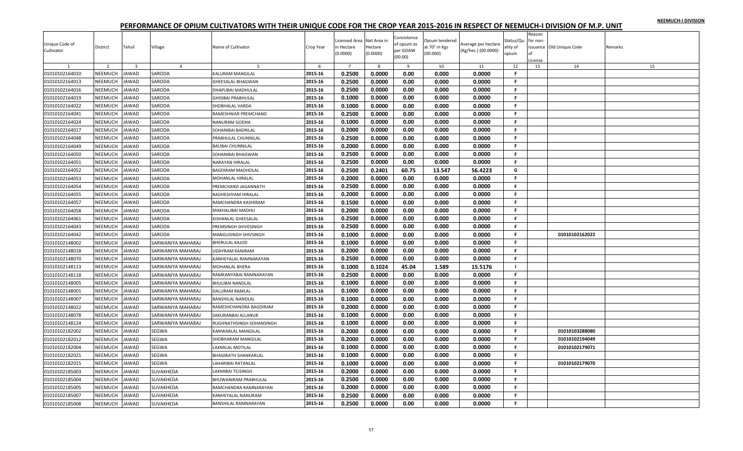# PERFORMANCE OF OPIUM CULTIVATORS WITH THEIR UNIQUE CODE FOR THE CROP YEAR 2015-2016 IN RESPECT OF NEEMUCH-I DIVISION OF M.P. UNIT

| Unique Code of Cultivator | District | Tehsil | Village | Name of Cultivator | Crop Year | Licensed Area in Hectare (0.0000) | Net Area in Hectare (0.0000) | Consistence of opium as per GOAW (00.00) | Opium tendered at 70° in Kgs (00.000) | Average per hectare (Kg/hec.) (00.0000) | Status/Quality of opium | Reason for non-issuance of License | Old Unique Code | Remarks |
|---|---|---|---|---|---|---|---|---|---|---|---|---|---|---|
| 1 | 2 | 3 | 4 | 5 | 6 | 7 | 8 | 9 | 10 | 11 | 12 | 13 | 14 | 15 |
| 01010102164010 | NEEMUCH | JAWAD | SARODA | KALURAM MANGILAL | 2015-16 | 0.2500 | 0.0000 | 0.00 | 0.000 | 0.0000 | F | | | |
| 01010102164013 | NEEMUCH | JAWAD | SARODA | GHEESALAL BHAGWAN | 2015-16 | 0.2500 | 0.0000 | 0.00 | 0.000 | 0.0000 | F | | | |
| 01010102164016 | NEEMUCH | JAWAD | SARODA | DHAPUBAI MADHULAL | 2015-16 | 0.2500 | 0.0000 | 0.00 | 0.000 | 0.0000 | F | | | |
| 01010102164019 | NEEMUCH | JAWAD | SARODA | GHISIBAI PRABHULAL | 2015-16 | 0.1000 | 0.0000 | 0.00 | 0.000 | 0.0000 | F | | | |
| 01010102164022 | NEEMUCH | JAWAD | SARODA | SHOBHALAL VARDA | 2015-16 | 0.1000 | 0.0000 | 0.00 | 0.000 | 0.0000 | F | | | |
| 01010102164041 | NEEMUCH | JAWAD | SARODA | RAMESHWAR PREMCHAND | 2015-16 | 0.2500 | 0.0000 | 0.00 | 0.000 | 0.0000 | F | | | |
| 01010102164024 | NEEMUCH | JAWAD | SARODA | NANURAM GODHA | 2015-16 | 0.1000 | 0.0000 | 0.00 | 0.000 | 0.0000 | F | | | |
| 01010102164017 | NEEMUCH | JAWAD | SARODA | SOHANIBAI BADRILAL | 2015-16 | 0.2000 | 0.0000 | 0.00 | 0.000 | 0.0000 | F | | | |
| 01010102164048 | NEEMUCH | JAWAD | SARODA | PRABHULAL CHUNNILAL | 2015-16 | 0.2500 | 0.0000 | 0.00 | 0.000 | 0.0000 | F | | | |
| 01010102164049 | NEEMUCH | JAWAD | SARODA | BALIBAI CHUNNILAL | 2015-16 | 0.2000 | 0.0000 | 0.00 | 0.000 | 0.0000 | F | | | |
| 01010102164050 | NEEMUCH | JAWAD | SARODA | SOHANIBAI BHAGWAN | 2015-16 | 0.2500 | 0.0000 | 0.00 | 0.000 | 0.0000 | F | | | |
| 01010102164051 | NEEMUCH | JAWAD | SARODA | NARAYAN HIRALAL | 2015-16 | 0.2500 | 0.0000 | 0.00 | 0.000 | 0.0000 | F | | | |
| 01010102164052 | NEEMUCH | JAWAD | SARODA | BAGDIRAM MADHOLAL | 2015-16 | 0.2500 | 0.2401 | 60.75 | 13.547 | 56.4223 | G | | | |
| 01010102164053 | NEEMUCH | JAWAD | SARODA | MOHANLAL HIRALAL | 2015-16 | 0.2000 | 0.0000 | 0.00 | 0.000 | 0.0000 | F | | | |
| 01010102164054 | NEEMUCH | JAWAD | SARODA | PREMCHAND JAGANNATH | 2015-16 | 0.2500 | 0.0000 | 0.00 | 0.000 | 0.0000 | F | | | |
| 01010102164055 | NEEMUCH | JAWAD | SARODA | RADHESHYAM HIRALAL | 2015-16 | 0.2000 | 0.0000 | 0.00 | 0.000 | 0.0000 | F | | | |
| 01010102164057 | NEEMUCH | JAWAD | SARODA | RAMCHANDRA KASHIRAM | 2015-16 | 0.1500 | 0.0000 | 0.00 | 0.000 | 0.0000 | F | | | |
| 01010102164058 | NEEMUCH | JAWAD | SARODA | MAKHALIBAI MADHU | 2015-16 | 0.2000 | 0.0000 | 0.00 | 0.000 | 0.0000 | F | | | |
| 01010102164061 | NEEMUCH | JAWAD | SARODA | KISHANLAL GHEESALAL | 2015-16 | 0.2500 | 0.0000 | 0.00 | 0.000 | 0.0000 | F | | | |
| 01010102164043 | NEEMUCH | JAWAD | SARODA | PREMSINGH SHIVESINGH | 2015-16 | 0.2500 | 0.0000 | 0.00 | 0.000 | 0.0000 | F | | | |
| 01010102164042 | NEEMUCH | JAWAD | SARODA | MANGUSINGH SHIVSINGH | 2015-16 | 0.1000 | 0.0000 | 0.00 | 0.000 | 0.0000 | F | | 01010102162022 | |
| 01010102148002 | NEEMUCH | JAWAD | SARWANIYA MAHARAJ | BHERULAL KAJOD | 2015-16 | 0.1000 | 0.0000 | 0.00 | 0.000 | 0.0000 | F | | | |
| 01010102148018 | NEEMUCH | JAWAD | SARWANIYA MAHARAJ | UDAYRAM KANIRAM | 2015-16 | 0.2000 | 0.0000 | 0.00 | 0.000 | 0.0000 | F | | | |
| 01010102148070 | NEEMUCH | JAWAD | SARWANIYA MAHARAJ | KANHEYALAL RAMNARAYAN | 2015-16 | 0.2500 | 0.0000 | 0.00 | 0.000 | 0.0000 | F | | | |
| 01010102148113 | NEEMUCH | JAWAD | SARWANIYA MAHARAJ | MOHANLAL BHERA | 2015-16 | 0.1000 | 0.1024 | 45.04 | 1.589 | 15.5176 | I | | | |
| 01010102148118 | NEEMUCH | JAWAD | SARWANIYA MAHARAJ | RAMKANYABAI RAMNARAYAN | 2015-16 | 0.2500 | 0.0000 | 0.00 | 0.000 | 0.0000 | F | | | |
| 01010102148005 | NEEMUCH | JAWAD | SARWANIYA MAHARAJ | BHULIBAI NANDLAL | 2015-16 | 0.1000 | 0.0000 | 0.00 | 0.000 | 0.0000 | F | | | |
| 01010102148001 | NEEMUCH | JAWAD | SARWANIYA MAHARAJ | DALURAM RAMLAL | 2015-16 | 0.1000 | 0.0000 | 0.00 | 0.000 | 0.0000 | F | | | |
| 01010102148007 | NEEMUCH | JAWAD | SARWANIYA MAHARAJ | BANSHILAL NANDLAL | 2015-16 | 0.1000 | 0.0000 | 0.00 | 0.000 | 0.0000 | F | | | |
| 01010102148022 | NEEMUCH | JAWAD | SARWANIYA MAHARAJ | RAMESHCHANDRA BAGDIRAM | 2015-16 | 0.2000 | 0.0000 | 0.00 | 0.000 | 0.0000 | F | | | |
| 01010102148078 | NEEMUCH | JAWAD | SARWANIYA MAHARAJ | SAKURANBAI ALLANUR | 2015-16 | 0.1000 | 0.0000 | 0.00 | 0.000 | 0.0000 | F | | | |
| 01010102148124 | NEEMUCH | JAWAD | SARWANIYA MAHARAJ | RUGHNATHSINGH SOHANSINGH | 2015-16 | 0.1000 | 0.0000 | 0.00 | 0.000 | 0.0000 | F | | | |
| 01010102182002 | NEEMUCH | JAWAD | SEGWA | KANWARLAL MANGILAL | 2015-16 | 0.2000 | 0.0000 | 0.00 | 0.000 | 0.0000 | F | | 01010103288080 | |
| 01010102182012 | NEEMUCH | JAWAD | SEGWA | SHOBHARAM MANGILAL | 2015-16 | 0.2000 | 0.0000 | 0.00 | 0.000 | 0.0000 | F | | 01010102194049 | |
| 01010102182004 | NEEMUCH | JAWAD | SEGWA | LAXMILAL MOTILAL | 2015-16 | 0.1000 | 0.0000 | 0.00 | 0.000 | 0.0000 | F | | 01010102179071 | |
| 01010102182021 | NEEMUCH | JAWAD | SEGWA | BHAGIRATH SHANKARLAL | 2015-16 | 0.1000 | 0.0000 | 0.00 | 0.000 | 0.0000 | F | | | |
| 01010102182015 | NEEMUCH | JAWAD | SEGWA | LAHARIBAI RATANLAL | 2015-16 | 0.1000 | 0.0000 | 0.00 | 0.000 | 0.0000 | F | | 01010102179070 | |
| 01010102185003 | NEEMUCH | JAWAD | SUVAKHEDA | LAXMIBAI TEJSINGH | 2015-16 | 0.2000 | 0.0000 | 0.00 | 0.000 | 0.0000 | F | | | |
| 01010102185004 | NEEMUCH | JAWAD | SUVAKHEDA | BHUWANIRAM PRABHULAL | 2015-16 | 0.2500 | 0.0000 | 0.00 | 0.000 | 0.0000 | F | | | |
| 01010102185005 | NEEMUCH | JAWAD | SUVAKHEDA | RAMCHANDRA RAMNARAYAN | 2015-16 | 0.2000 | 0.0000 | 0.00 | 0.000 | 0.0000 | F | | | |
| 01010102185007 | NEEMUCH | JAWAD | SUVAKHEDA | KANHEYALAL NANURAM | 2015-16 | 0.2500 | 0.0000 | 0.00 | 0.000 | 0.0000 | F | | | |
| 01010102185008 | NEEMUCH | JAWAD | SUVAKHEDA | BANSHILAL RAMNARAYAN | 2015-16 | 0.2500 | 0.0000 | 0.00 | 0.000 | 0.0000 | F | | | |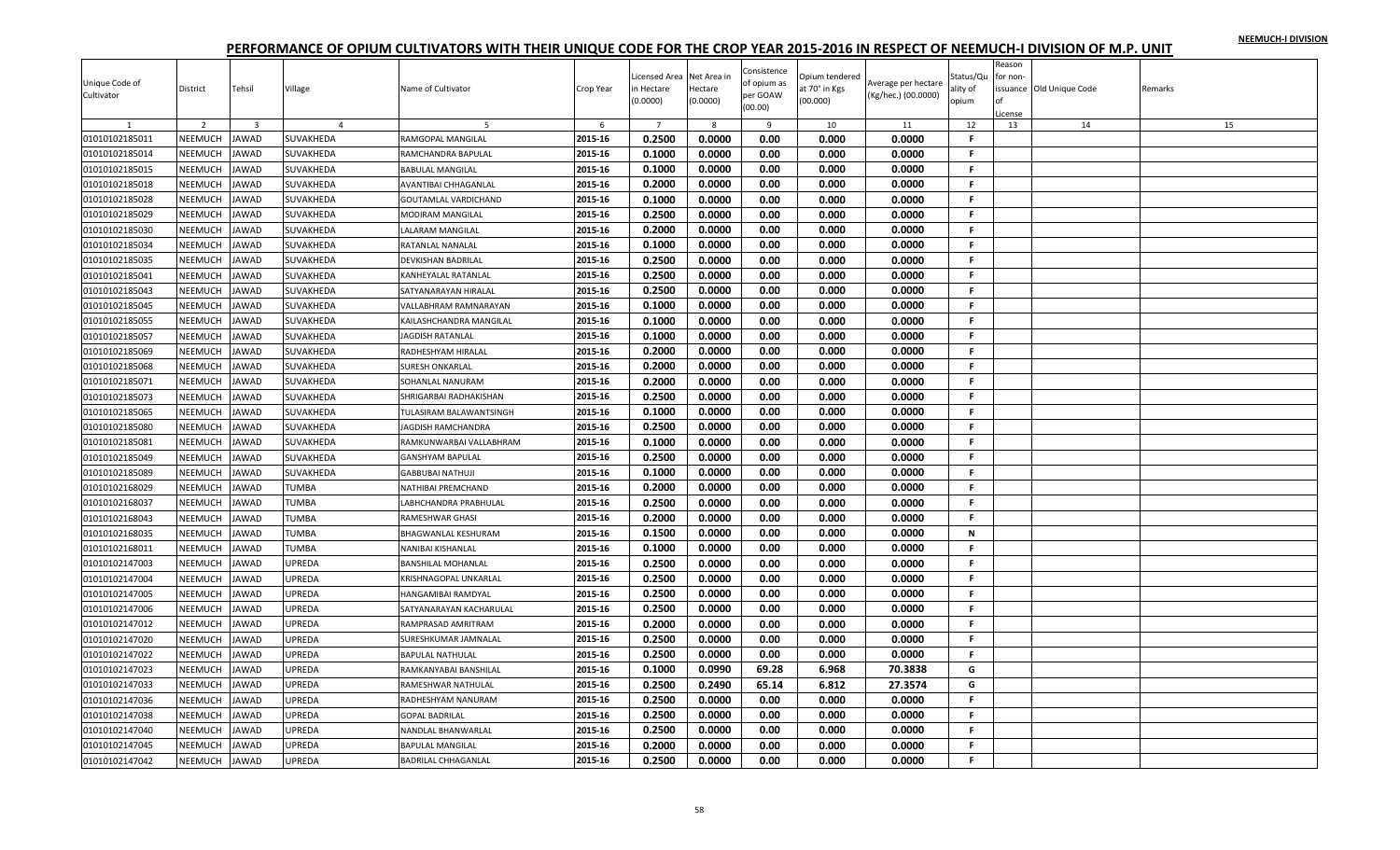# PERFORMANCE OF OPIUM CULTIVATORS WITH THEIR UNIQUE CODE FOR THE CROP YEAR 2015-2016 IN RESPECT OF NEEMUCH-I DIVISION OF M.P. UNIT

| Unique Code of Cultivator | District | Tehsil | Village | Name of Cultivator | Crop Year | Licensed Area in Hectare (0.0000) | Net Area in Hectare (0.0000) | Consistence of opium as per GOAW (00.00) | Opium tendered at 70° in Kgs (00.000) | Average per hectare (Kg/hec.) (00.0000) | Status/Quality of opium | Reason for non-issuance of License | Old Unique Code | Remarks |
|---|---|---|---|---|---|---|---|---|---|---|---|---|---|---|
| 1 | 2 | 3 | 4 | 5 | 6 | 7 | 8 | 9 | 10 | 11 | 12 | 13 | 14 | 15 |
| 01010102185011 | NEEMUCH | JAWAD | SUVAKHEDA | RAMGOPAL MANGILAL | 2015-16 | 0.2500 | 0.0000 | 0.00 | 0.000 | 0.0000 | F | | | |
| 01010102185014 | NEEMUCH | JAWAD | SUVAKHEDA | RAMCHANDRA BAPULAL | 2015-16 | 0.1000 | 0.0000 | 0.00 | 0.000 | 0.0000 | F | | | |
| 01010102185015 | NEEMUCH | JAWAD | SUVAKHEDA | BABULAL MANGILAL | 2015-16 | 0.1000 | 0.0000 | 0.00 | 0.000 | 0.0000 | F | | | |
| 01010102185018 | NEEMUCH | JAWAD | SUVAKHEDA | AVANTIBAI CHHAGANLAL | 2015-16 | 0.2000 | 0.0000 | 0.00 | 0.000 | 0.0000 | F | | | |
| 01010102185028 | NEEMUCH | JAWAD | SUVAKHEDA | GOUTAMLAL VARDICHAND | 2015-16 | 0.1000 | 0.0000 | 0.00 | 0.000 | 0.0000 | F | | | |
| 01010102185029 | NEEMUCH | JAWAD | SUVAKHEDA | MODIRAM MANGILAL | 2015-16 | 0.2500 | 0.0000 | 0.00 | 0.000 | 0.0000 | F | | | |
| 01010102185030 | NEEMUCH | JAWAD | SUVAKHEDA | LALARAM MANGILAL | 2015-16 | 0.2000 | 0.0000 | 0.00 | 0.000 | 0.0000 | F | | | |
| 01010102185034 | NEEMUCH | JAWAD | SUVAKHEDA | RATANLAL NANALAL | 2015-16 | 0.1000 | 0.0000 | 0.00 | 0.000 | 0.0000 | F | | | |
| 01010102185035 | NEEMUCH | JAWAD | SUVAKHEDA | DEVKISHAN BADRILAL | 2015-16 | 0.2500 | 0.0000 | 0.00 | 0.000 | 0.0000 | F | | | |
| 01010102185041 | NEEMUCH | JAWAD | SUVAKHEDA | KANHEYALAL RATANLAL | 2015-16 | 0.2500 | 0.0000 | 0.00 | 0.000 | 0.0000 | F | | | |
| 01010102185043 | NEEMUCH | JAWAD | SUVAKHEDA | SATYANARAYAN HIRALAL | 2015-16 | 0.2500 | 0.0000 | 0.00 | 0.000 | 0.0000 | F | | | |
| 01010102185045 | NEEMUCH | JAWAD | SUVAKHEDA | VALLABHRAM RAMNARAYAN | 2015-16 | 0.1000 | 0.0000 | 0.00 | 0.000 | 0.0000 | F | | | |
| 01010102185055 | NEEMUCH | JAWAD | SUVAKHEDA | KAILASHCHANDRA MANGILAL | 2015-16 | 0.1000 | 0.0000 | 0.00 | 0.000 | 0.0000 | F | | | |
| 01010102185057 | NEEMUCH | JAWAD | SUVAKHEDA | JAGDISH RATANLAL | 2015-16 | 0.1000 | 0.0000 | 0.00 | 0.000 | 0.0000 | F | | | |
| 01010102185069 | NEEMUCH | JAWAD | SUVAKHEDA | RADHESHYAM HIRALAL | 2015-16 | 0.2000 | 0.0000 | 0.00 | 0.000 | 0.0000 | F | | | |
| 01010102185068 | NEEMUCH | JAWAD | SUVAKHEDA | SURESH ONKARLAL | 2015-16 | 0.2000 | 0.0000 | 0.00 | 0.000 | 0.0000 | F | | | |
| 01010102185071 | NEEMUCH | JAWAD | SUVAKHEDA | SOHANLAL NANURAM | 2015-16 | 0.2000 | 0.0000 | 0.00 | 0.000 | 0.0000 | F | | | |
| 01010102185073 | NEEMUCH | JAWAD | SUVAKHEDA | SHRIGARBAI RADHAKISHAN | 2015-16 | 0.2500 | 0.0000 | 0.00 | 0.000 | 0.0000 | F | | | |
| 01010102185065 | NEEMUCH | JAWAD | SUVAKHEDA | TULASIRAM BALAWANTSINGH | 2015-16 | 0.1000 | 0.0000 | 0.00 | 0.000 | 0.0000 | F | | | |
| 01010102185080 | NEEMUCH | JAWAD | SUVAKHEDA | JAGDISH RAMCHANDRA | 2015-16 | 0.2500 | 0.0000 | 0.00 | 0.000 | 0.0000 | F | | | |
| 01010102185081 | NEEMUCH | JAWAD | SUVAKHEDA | RAMKUNWARBAI VALLABHRAM | 2015-16 | 0.1000 | 0.0000 | 0.00 | 0.000 | 0.0000 | F | | | |
| 01010102185049 | NEEMUCH | JAWAD | SUVAKHEDA | GANSHYAM BAPULAL | 2015-16 | 0.2500 | 0.0000 | 0.00 | 0.000 | 0.0000 | F | | | |
| 01010102185089 | NEEMUCH | JAWAD | SUVAKHEDA | GABBUBAI NATHUJI | 2015-16 | 0.1000 | 0.0000 | 0.00 | 0.000 | 0.0000 | F | | | |
| 01010102168029 | NEEMUCH | JAWAD | TUMBA | NATHIBAI PREMCHAND | 2015-16 | 0.2000 | 0.0000 | 0.00 | 0.000 | 0.0000 | F | | | |
| 01010102168037 | NEEMUCH | JAWAD | TUMBA | LABHCHANDRA PRABHULAL | 2015-16 | 0.2500 | 0.0000 | 0.00 | 0.000 | 0.0000 | F | | | |
| 01010102168043 | NEEMUCH | JAWAD | TUMBA | RAMESHWAR GHASI | 2015-16 | 0.2000 | 0.0000 | 0.00 | 0.000 | 0.0000 | F | | | |
| 01010102168035 | NEEMUCH | JAWAD | TUMBA | BHAGWANLAL KESHURAM | 2015-16 | 0.1500 | 0.0000 | 0.00 | 0.000 | 0.0000 | N | | | |
| 01010102168011 | NEEMUCH | JAWAD | TUMBA | NANIBAI KISHANLAL | 2015-16 | 0.1000 | 0.0000 | 0.00 | 0.000 | 0.0000 | F | | | |
| 01010102147003 | NEEMUCH | JAWAD | UPREDA | BANSHILAL MOHANLAL | 2015-16 | 0.2500 | 0.0000 | 0.00 | 0.000 | 0.0000 | F | | | |
| 01010102147004 | NEEMUCH | JAWAD | UPREDA | KRISHNAGOPAL UNKARLAL | 2015-16 | 0.2500 | 0.0000 | 0.00 | 0.000 | 0.0000 | F | | | |
| 01010102147005 | NEEMUCH | JAWAD | UPREDA | HANGAMIBAI RAMDYAL | 2015-16 | 0.2500 | 0.0000 | 0.00 | 0.000 | 0.0000 | F | | | |
| 01010102147006 | NEEMUCH | JAWAD | UPREDA | SATYANARAYAN KACHARULAL | 2015-16 | 0.2500 | 0.0000 | 0.00 | 0.000 | 0.0000 | F | | | |
| 01010102147012 | NEEMUCH | JAWAD | UPREDA | RAMPRASAD AMRITRAM | 2015-16 | 0.2000 | 0.0000 | 0.00 | 0.000 | 0.0000 | F | | | |
| 01010102147020 | NEEMUCH | JAWAD | UPREDA | SURESHKUMAR JAMNALAL | 2015-16 | 0.2500 | 0.0000 | 0.00 | 0.000 | 0.0000 | F | | | |
| 01010102147022 | NEEMUCH | JAWAD | UPREDA | BAPULAL NATHULAL | 2015-16 | 0.2500 | 0.0000 | 0.00 | 0.000 | 0.0000 | F | | | |
| 01010102147023 | NEEMUCH | JAWAD | UPREDA | RAMKANYABAI BANSHILAL | 2015-16 | 0.1000 | 0.0990 | 69.28 | 6.968 | 70.3838 | G | | | |
| 01010102147033 | NEEMUCH | JAWAD | UPREDA | RAMESHWAR NATHULAL | 2015-16 | 0.2500 | 0.2490 | 65.14 | 6.812 | 27.3574 | G | | | |
| 01010102147036 | NEEMUCH | JAWAD | UPREDA | RADHESHYAM NANURAM | 2015-16 | 0.2500 | 0.0000 | 0.00 | 0.000 | 0.0000 | F | | | |
| 01010102147038 | NEEMUCH | JAWAD | UPREDA | GOPAL BADRILAL | 2015-16 | 0.2500 | 0.0000 | 0.00 | 0.000 | 0.0000 | F | | | |
| 01010102147040 | NEEMUCH | JAWAD | UPREDA | NANDLAL BHANWARLAL | 2015-16 | 0.2500 | 0.0000 | 0.00 | 0.000 | 0.0000 | F | | | |
| 01010102147045 | NEEMUCH | JAWAD | UPREDA | BAPULAL MANGILAL | 2015-16 | 0.2000 | 0.0000 | 0.00 | 0.000 | 0.0000 | F | | | |
| 01010102147042 | NEEMUCH | JAWAD | UPREDA | BADRILAL CHHAGANLAL | 2015-16 | 0.2500 | 0.0000 | 0.00 | 0.000 | 0.0000 | F | | | |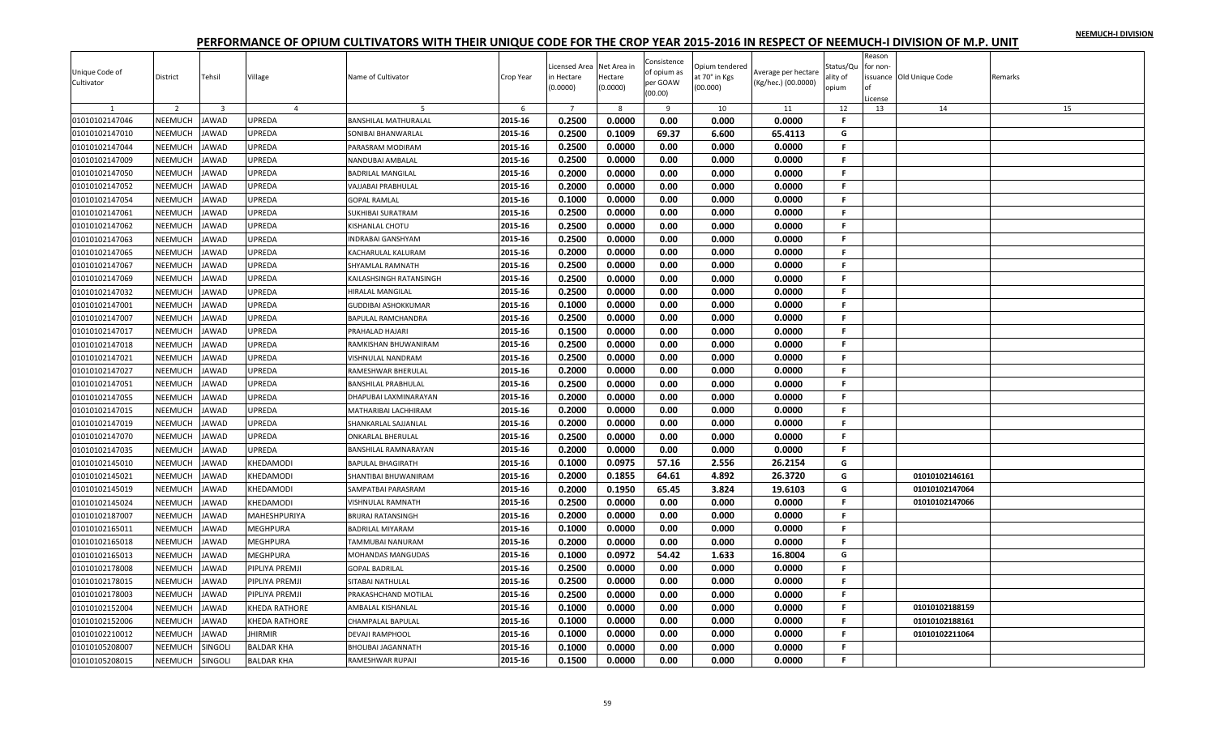NEEMUCH-I DIVISION

# PERFORMANCE OF OPIUM CULTIVATORS WITH THEIR UNIQUE CODE FOR THE CROP YEAR 2015-2016 IN RESPECT OF NEEMUCH-I DIVISION OF M.P. UNIT

| Unique Code of Cultivator | District | Tehsil | Village | Name of Cultivator | Crop Year | Licensed Area in Hectare (0.0000) | Net Area in Hectare (0.0000) | Consistence of opium as per GOAW (00.00) | Opium tendered at 70° in Kgs (00.000) | Average per hectare (Kg/hec.) (00.0000) | Status/Quality of opium | Reason for non-issuance of License | Old Unique Code | Remarks |
|---|---|---|---|---|---|---|---|---|---|---|---|---|---|---|
| 1 | 2 | 3 | 4 | 5 | 6 | 7 | 8 | 9 | 10 | 11 | 12 | 13 | 14 | 15 |
| 01010102147046 | NEEMUCH | JAWAD | UPREDA | BANSHILAL MATHURALAL | 2015-16 | 0.2500 | 0.0000 | 0.00 | 0.000 | 0.0000 | F | | | |
| 01010102147010 | NEEMUCH | JAWAD | UPREDA | SONIBAI BHANWARLAL | 2015-16 | 0.2500 | 0.1009 | 69.37 | 6.600 | 65.4113 | G | | | |
| 01010102147044 | NEEMUCH | JAWAD | UPREDA | PARASRAM MODIRAM | 2015-16 | 0.2500 | 0.0000 | 0.00 | 0.000 | 0.0000 | F | | | |
| 01010102147009 | NEEMUCH | JAWAD | UPREDA | NANDUBAI AMBALAL | 2015-16 | 0.2500 | 0.0000 | 0.00 | 0.000 | 0.0000 | F | | | |
| 01010102147050 | NEEMUCH | JAWAD | UPREDA | BADRILAL MANGILAL | 2015-16 | 0.2000 | 0.0000 | 0.00 | 0.000 | 0.0000 | F | | | |
| 01010102147052 | NEEMUCH | JAWAD | UPREDA | VAJJABAI PRABHULAL | 2015-16 | 0.2000 | 0.0000 | 0.00 | 0.000 | 0.0000 | F | | | |
| 01010102147054 | NEEMUCH | JAWAD | UPREDA | GOPAL RAMLAL | 2015-16 | 0.1000 | 0.0000 | 0.00 | 0.000 | 0.0000 | F | | | |
| 01010102147061 | NEEMUCH | JAWAD | UPREDA | SUKHIBAI SURATRAM | 2015-16 | 0.2500 | 0.0000 | 0.00 | 0.000 | 0.0000 | F | | | |
| 01010102147062 | NEEMUCH | JAWAD | UPREDA | KISHANLAL CHOTU | 2015-16 | 0.2500 | 0.0000 | 0.00 | 0.000 | 0.0000 | F | | | |
| 01010102147063 | NEEMUCH | JAWAD | UPREDA | INDRABAI GANSHYAM | 2015-16 | 0.2500 | 0.0000 | 0.00 | 0.000 | 0.0000 | F | | | |
| 01010102147065 | NEEMUCH | JAWAD | UPREDA | KACHARULAL KALURAM | 2015-16 | 0.2000 | 0.0000 | 0.00 | 0.000 | 0.0000 | F | | | |
| 01010102147067 | NEEMUCH | JAWAD | UPREDA | SHYAMLAL RAMNATH | 2015-16 | 0.2500 | 0.0000 | 0.00 | 0.000 | 0.0000 | F | | | |
| 01010102147069 | NEEMUCH | JAWAD | UPREDA | KAILASHSINGH RATANSINGH | 2015-16 | 0.2500 | 0.0000 | 0.00 | 0.000 | 0.0000 | F | | | |
| 01010102147032 | NEEMUCH | JAWAD | UPREDA | HIRALAL MANGILAL | 2015-16 | 0.2500 | 0.0000 | 0.00 | 0.000 | 0.0000 | F | | | |
| 01010102147001 | NEEMUCH | JAWAD | UPREDA | GUDDIBAI ASHOKKUMAR | 2015-16 | 0.1000 | 0.0000 | 0.00 | 0.000 | 0.0000 | F | | | |
| 01010102147007 | NEEMUCH | JAWAD | UPREDA | BAPULAL RAMCHANDRA | 2015-16 | 0.2500 | 0.0000 | 0.00 | 0.000 | 0.0000 | F | | | |
| 01010102147017 | NEEMUCH | JAWAD | UPREDA | PRAHALAD HAJARI | 2015-16 | 0.1500 | 0.0000 | 0.00 | 0.000 | 0.0000 | F | | | |
| 01010102147018 | NEEMUCH | JAWAD | UPREDA | RAMKISHAN BHUWANIRAM | 2015-16 | 0.2500 | 0.0000 | 0.00 | 0.000 | 0.0000 | F | | | |
| 01010102147021 | NEEMUCH | JAWAD | UPREDA | VISHNULAL NANDRAM | 2015-16 | 0.2500 | 0.0000 | 0.00 | 0.000 | 0.0000 | F | | | |
| 01010102147027 | NEEMUCH | JAWAD | UPREDA | RAMESHWAR BHERULAL | 2015-16 | 0.2000 | 0.0000 | 0.00 | 0.000 | 0.0000 | F | | | |
| 01010102147051 | NEEMUCH | JAWAD | UPREDA | BANSHILAL PRABHULAL | 2015-16 | 0.2500 | 0.0000 | 0.00 | 0.000 | 0.0000 | F | | | |
| 01010102147055 | NEEMUCH | JAWAD | UPREDA | DHAPUBAI LAXMINARAYAN | 2015-16 | 0.2000 | 0.0000 | 0.00 | 0.000 | 0.0000 | F | | | |
| 01010102147015 | NEEMUCH | JAWAD | UPREDA | MATHARIBAI LACHHIRAM | 2015-16 | 0.2000 | 0.0000 | 0.00 | 0.000 | 0.0000 | F | | | |
| 01010102147019 | NEEMUCH | JAWAD | UPREDA | SHANKARLAL SAJJANLAL | 2015-16 | 0.2000 | 0.0000 | 0.00 | 0.000 | 0.0000 | F | | | |
| 01010102147070 | NEEMUCH | JAWAD | UPREDA | ONKARLAL BHERULAL | 2015-16 | 0.2500 | 0.0000 | 0.00 | 0.000 | 0.0000 | F | | | |
| 01010102147035 | NEEMUCH | JAWAD | UPREDA | BANSHILAL RAMNARAYAN | 2015-16 | 0.2000 | 0.0000 | 0.00 | 0.000 | 0.0000 | F | | | |
| 01010102145010 | NEEMUCH | JAWAD | KHEDAMODI | BAPULAL BHAGIRATH | 2015-16 | 0.1000 | 0.0975 | 57.16 | 2.556 | 26.2154 | G | | | |
| 01010102145021 | NEEMUCH | JAWAD | KHEDAMODI | SHANTIBAI BHUWANIRAM | 2015-16 | 0.2000 | 0.1855 | 64.61 | 4.892 | 26.3720 | G | | 01010102146161 | |
| 01010102145019 | NEEMUCH | JAWAD | KHEDAMODI | SAMPATBAI PARASRAM | 2015-16 | 0.2000 | 0.1950 | 65.45 | 3.824 | 19.6103 | G | | 01010102147064 | |
| 01010102145024 | NEEMUCH | JAWAD | KHEDAMODI | VISHNULAL RAMNATH | 2015-16 | 0.2500 | 0.0000 | 0.00 | 0.000 | 0.0000 | F | | 01010102147066 | |
| 01010102187007 | NEEMUCH | JAWAD | MAHESHPURIYA | BRIJRAJ RATANSINGH | 2015-16 | 0.2000 | 0.0000 | 0.00 | 0.000 | 0.0000 | F | | | |
| 01010102165011 | NEEMUCH | JAWAD | MEGHPURA | BADRILAL MIYARAM | 2015-16 | 0.1000 | 0.0000 | 0.00 | 0.000 | 0.0000 | F | | | |
| 01010102165018 | NEEMUCH | JAWAD | MEGHPURA | TAMMUBAI NANURAM | 2015-16 | 0.2000 | 0.0000 | 0.00 | 0.000 | 0.0000 | F | | | |
| 01010102165013 | NEEMUCH | JAWAD | MEGHPURA | MOHANDAS MANGUDAS | 2015-16 | 0.1000 | 0.0972 | 54.42 | 1.633 | 16.8004 | G | | | |
| 01010102178008 | NEEMUCH | JAWAD | PIPLIYA PREMJI | GOPAL BADRILAL | 2015-16 | 0.2500 | 0.0000 | 0.00 | 0.000 | 0.0000 | F | | | |
| 01010102178015 | NEEMUCH | JAWAD | PIPLIYA PREMJI | SITABAI NATHULAL | 2015-16 | 0.2500 | 0.0000 | 0.00 | 0.000 | 0.0000 | F | | | |
| 01010102178003 | NEEMUCH | JAWAD | PIPLIYA PREMJI | PRAKASHCHAND MOTILAL | 2015-16 | 0.2500 | 0.0000 | 0.00 | 0.000 | 0.0000 | F | | | |
| 01010102152004 | NEEMUCH | JAWAD | KHEDA RATHORE | AMBALAL KISHANLAL | 2015-16 | 0.1000 | 0.0000 | 0.00 | 0.000 | 0.0000 | F | | 01010102188159 | |
| 01010102152006 | NEEMUCH | JAWAD | KHEDA RATHORE | CHAMPALAL BAPULAL | 2015-16 | 0.1000 | 0.0000 | 0.00 | 0.000 | 0.0000 | F | | 01010102188161 | |
| 01010102210012 | NEEMUCH | JAWAD | JHIRMIR | DEVAJI RAMPHOOL | 2015-16 | 0.1000 | 0.0000 | 0.00 | 0.000 | 0.0000 | F | | 01010102211064 | |
| 01010105208007 | NEEMUCH | SINGOLI | BALDAR KHA | BHOLIBAI JAGANNATH | 2015-16 | 0.1000 | 0.0000 | 0.00 | 0.000 | 0.0000 | F | | | |
| 01010105208015 | NEEMUCH | SINGOLI | BALDAR KHA | RAMESHWAR RUPAJI | 2015-16 | 0.1500 | 0.0000 | 0.00 | 0.000 | 0.0000 | F | | | |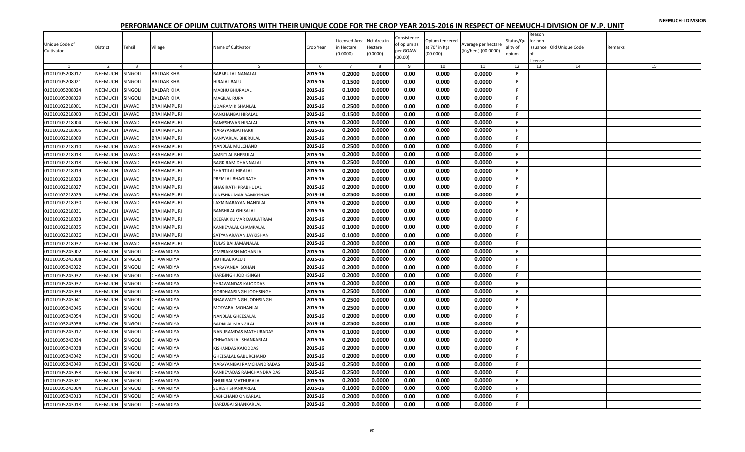# PERFORMANCE OF OPIUM CULTIVATORS WITH THEIR UNIQUE CODE FOR THE CROP YEAR 2015-2016 IN RESPECT OF NEEMUCH-I DIVISION OF M.P. UNIT

NEEMUCH-I DIVISION

| Unique Code of Cultivator | District | Tehsil | Village | Name of Cultivator | Crop Year | Licensed Area in Hectare (0.0000) | Net Area in Hectare (0.0000) | Consistence of opium as per GOAW (00.00) | Opium tendered at 70° in Kgs (00.000) | Average per hectare (Kg/hec.) (00.0000) | Status/Quality of opium | Reason for non-issuance of License | Old Unique Code | Remarks |
|---|---|---|---|---|---|---|---|---|---|---|---|---|---|---|
| 1 | 2 | 3 | 4 | 5 | 6 | 7 | 8 | 9 | 10 | 11 | 12 | 13 | 14 | 15 |
| 01010105208017 | NEEMUCH | SINGOLI | BALDAR KHA | BABARULAL NANALAL | 2015-16 | 0.2000 | 0.0000 | 0.00 | 0.000 | 0.0000 | F | | | |
| 01010105208021 | NEEMUCH | SINGOLI | BALDAR KHA | HIRALAL BALU | 2015-16 | 0.1500 | 0.0000 | 0.00 | 0.000 | 0.0000 | F | | | |
| 01010105208024 | NEEMUCH | SINGOLI | BALDAR KHA | MADHU BHURALAL | 2015-16 | 0.1000 | 0.0000 | 0.00 | 0.000 | 0.0000 | F | | | |
| 01010105208029 | NEEMUCH | SINGOLI | BALDAR KHA | MAGILAL RUPA | 2015-16 | 0.1000 | 0.0000 | 0.00 | 0.000 | 0.0000 | F | | | |
| 01010102218001 | NEEMUCH | JAWAD | BRAHAMPURI | UDAIRAM KISHANLAL | 2015-16 | 0.2500 | 0.0000 | 0.00 | 0.000 | 0.0000 | F | | | |
| 01010102218003 | NEEMUCH | JAWAD | BRAHAMPURI | KANCHANBAI HIRALAL | 2015-16 | 0.1500 | 0.0000 | 0.00 | 0.000 | 0.0000 | F | | | |
| 01010102218004 | NEEMUCH | JAWAD | BRAHAMPURI | RAMESHWAR HIRALAL | 2015-16 | 0.2000 | 0.0000 | 0.00 | 0.000 | 0.0000 | F | | | |
| 01010102218005 | NEEMUCH | JAWAD | BRAHAMPURI | NARAYANIBAI HARJI | 2015-16 | 0.2000 | 0.0000 | 0.00 | 0.000 | 0.0000 | F | | | |
| 01010102218009 | NEEMUCH | JAWAD | BRAHAMPURI | KANWARLAL BHERULAL | 2015-16 | 0.2000 | 0.0000 | 0.00 | 0.000 | 0.0000 | F | | | |
| 01010102218010 | NEEMUCH | JAWAD | BRAHAMPURI | NANDLAL MULCHAND | 2015-16 | 0.2500 | 0.0000 | 0.00 | 0.000 | 0.0000 | F | | | |
| 01010102218013 | NEEMUCH | JAWAD | BRAHAMPURI | AMRITLAL BHERULAL | 2015-16 | 0.2000 | 0.0000 | 0.00 | 0.000 | 0.0000 | F | | | |
| 01010102218018 | NEEMUCH | JAWAD | BRAHAMPURI | BAGDIRAM DHANNALAL | 2015-16 | 0.2500 | 0.0000 | 0.00 | 0.000 | 0.0000 | F | | | |
| 01010102218019 | NEEMUCH | JAWAD | BRAHAMPURI | SHANTILAL HIRALAL | 2015-16 | 0.2000 | 0.0000 | 0.00 | 0.000 | 0.0000 | F | | | |
| 01010102218023 | NEEMUCH | JAWAD | BRAHAMPURI | PREMLAL BHAGIRATH | 2015-16 | 0.2000 | 0.0000 | 0.00 | 0.000 | 0.0000 | F | | | |
| 01010102218027 | NEEMUCH | JAWAD | BRAHAMPURI | BHAGIRATH PRABHULAL | 2015-16 | 0.2000 | 0.0000 | 0.00 | 0.000 | 0.0000 | F | | | |
| 01010102218029 | NEEMUCH | JAWAD | BRAHAMPURI | DINESHKUMAR RAMKISHAN | 2015-16 | 0.2500 | 0.0000 | 0.00 | 0.000 | 0.0000 | F | | | |
| 01010102218030 | NEEMUCH | JAWAD | BRAHAMPURI | LAXMINARAYAN NANDLAL | 2015-16 | 0.2000 | 0.0000 | 0.00 | 0.000 | 0.0000 | F | | | |
| 01010102218031 | NEEMUCH | JAWAD | BRAHAMPURI | BANSHILAL GHISALAL | 2015-16 | 0.2000 | 0.0000 | 0.00 | 0.000 | 0.0000 | F | | | |
| 01010102218033 | NEEMUCH | JAWAD | BRAHAMPURI | DEEPAK KUMAR DAULATRAM | 2015-16 | 0.2000 | 0.0000 | 0.00 | 0.000 | 0.0000 | F | | | |
| 01010102218035 | NEEMUCH | JAWAD | BRAHAMPURI | KANHEYALAL CHAMPALAL | 2015-16 | 0.1000 | 0.0000 | 0.00 | 0.000 | 0.0000 | F | | | |
| 01010102218036 | NEEMUCH | JAWAD | BRAHAMPURI | SATYANARAYAN JAYKISHAN | 2015-16 | 0.1000 | 0.0000 | 0.00 | 0.000 | 0.0000 | F | | | |
| 01010102218037 | NEEMUCH | JAWAD | BRAHAMPURI | TULASIBAI JAMANALAL | 2015-16 | 0.2000 | 0.0000 | 0.00 | 0.000 | 0.0000 | F | | | |
| 01010105243002 | NEEMUCH | SINGOLI | CHAWNDIYA | OMPRAKASH MOHANLAL | 2015-16 | 0.2000 | 0.0000 | 0.00 | 0.000 | 0.0000 | F | | | |
| 01010105243008 | NEEMUCH | SINGOLI | CHAWNDIYA | BOTHLAL KALU JI | 2015-16 | 0.2000 | 0.0000 | 0.00 | 0.000 | 0.0000 | F | | | |
| 01010105243022 | NEEMUCH | SINGOLI | CHAWNDIYA | NARAYANBAI SOHAN | 2015-16 | 0.2000 | 0.0000 | 0.00 | 0.000 | 0.0000 | F | | | |
| 01010105243032 | NEEMUCH | SINGOLI | CHAWNDIYA | HARISINGH JODHSINGH | 2015-16 | 0.2000 | 0.0000 | 0.00 | 0.000 | 0.0000 | F | | | |
| 01010105243037 | NEEMUCH | SINGOLI | CHAWNDIYA | SHRAWANDAS KAJODDAS | 2015-16 | 0.2000 | 0.0000 | 0.00 | 0.000 | 0.0000 | F | | | |
| 01010105243039 | NEEMUCH | SINGOLI | CHAWNDIYA | GORDHANSINGH JODHSINGH | 2015-16 | 0.2500 | 0.0000 | 0.00 | 0.000 | 0.0000 | F | | | |
| 01010105243041 | NEEMUCH | SINGOLI | CHAWNDIYA | BHAGWATSINGH JODHSINGH | 2015-16 | 0.2500 | 0.0000 | 0.00 | 0.000 | 0.0000 | F | | | |
| 01010105243045 | NEEMUCH | SINGOLI | CHAWNDIYA | MOTYABAI MOHANLAL | 2015-16 | 0.2500 | 0.0000 | 0.00 | 0.000 | 0.0000 | F | | | |
| 01010105243054 | NEEMUCH | SINGOLI | CHAWNDIYA | NANDLAL GHEESALAL | 2015-16 | 0.2000 | 0.0000 | 0.00 | 0.000 | 0.0000 | F | | | |
| 01010105243056 | NEEMUCH | SINGOLI | CHAWNDIYA | BADRILAL MANGILAL | 2015-16 | 0.2500 | 0.0000 | 0.00 | 0.000 | 0.0000 | F | | | |
| 01010105243017 | NEEMUCH | SINGOLI | CHAWNDIYA | NANURAMDAS MATHURADAS | 2015-16 | 0.1000 | 0.0000 | 0.00 | 0.000 | 0.0000 | F | | | |
| 01010105243034 | NEEMUCH | SINGOLI | CHAWNDIYA | CHHAGANLAL SHANKARLAL | 2015-16 | 0.2000 | 0.0000 | 0.00 | 0.000 | 0.0000 | F | | | |
| 01010105243038 | NEEMUCH | SINGOLI | CHAWNDIYA | KISHANDAS KAJODDAS | 2015-16 | 0.2000 | 0.0000 | 0.00 | 0.000 | 0.0000 | F | | | |
| 01010105243042 | NEEMUCH | SINGOLI | CHAWNDIYA | GHEESALAL GABURCHAND | 2015-16 | 0.2000 | 0.0000 | 0.00 | 0.000 | 0.0000 | F | | | |
| 01010105243049 | NEEMUCH | SINGOLI | CHAWNDIYA | NARAYANIBAI RAMCHANDRADAS | 2015-16 | 0.2500 | 0.0000 | 0.00 | 0.000 | 0.0000 | F | | | |
| 01010105243058 | NEEMUCH | SINGOLI | CHAWNDIYA | KANHEYADAS RAMCHANDRA DAS | 2015-16 | 0.2500 | 0.0000 | 0.00 | 0.000 | 0.0000 | F | | | |
| 01010105243021 | NEEMUCH | SINGOLI | CHAWNDIYA | BHURIBAI MATHURALAL | 2015-16 | 0.2000 | 0.0000 | 0.00 | 0.000 | 0.0000 | F | | | |
| 01010105243004 | NEEMUCH | SINGOLI | CHAWNDIYA | SURESH SHANKARLAL | 2015-16 | 0.1000 | 0.0000 | 0.00 | 0.000 | 0.0000 | F | | | |
| 01010105243013 | NEEMUCH | SINGOLI | CHAWNDIYA | LABHCHAND ONKARLAL | 2015-16 | 0.2000 | 0.0000 | 0.00 | 0.000 | 0.0000 | F | | | |
| 01010105243018 | NEEMUCH | SINGOLI | CHAWNDIYA | HARKUBAI SHANKARLAL | 2015-16 | 0.2000 | 0.0000 | 0.00 | 0.000 | 0.0000 | F | | | |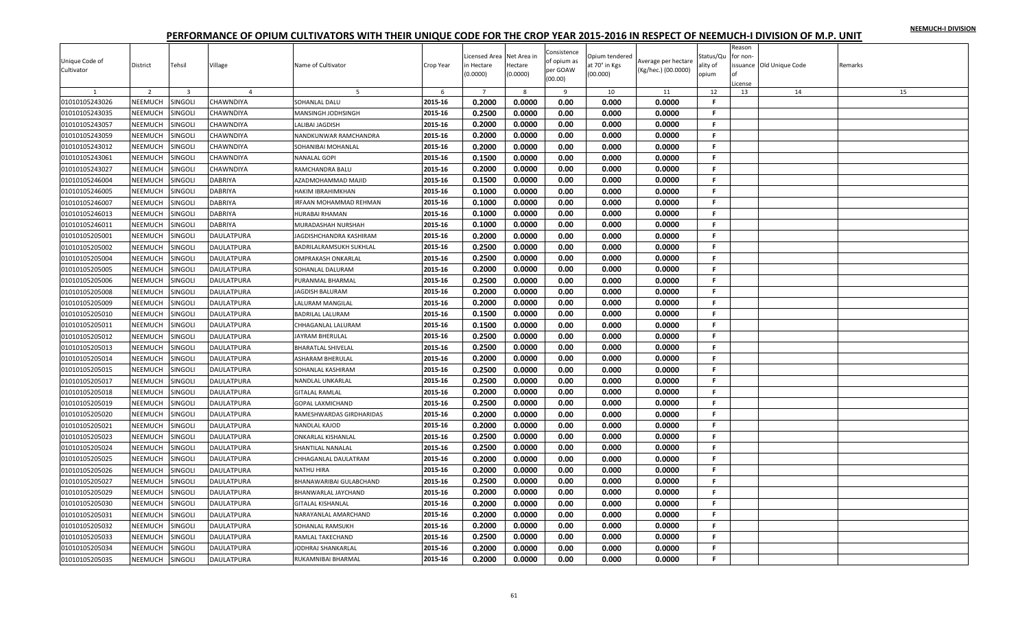# PERFORMANCE OF OPIUM CULTIVATORS WITH THEIR UNIQUE CODE FOR THE CROP YEAR 2015-2016 IN RESPECT OF NEEMUCH-I DIVISION OF M.P. UNIT

| Unique Code of Cultivator | District | Tehsil | Village | Name of Cultivator | Crop Year | Licensed Area in Hectare (0.0000) | Net Area in Hectare (0.0000) | Consistence of opium as per GOAW (00.00) | Opium tendered at 70° in Kgs (00.000) | Average per hectare (Kg/hec.) (00.0000) | Status/Quality of opium | Reason for non-issuance of License | Old Unique Code | Remarks |
|---|---|---|---|---|---|---|---|---|---|---|---|---|---|---|
| 1 | 2 | 3 | 4 | 5 | 6 | 7 | 8 | 9 | 10 | 11 | 12 | 13 | 14 | 15 |
| 01010105243026 | NEEMUCH | SINGOLI | CHAWNDIYA | SOHANLAL DALU | 2015-16 | 0.2000 | 0.0000 | 0.00 | 0.000 | 0.0000 | F | | | |
| 01010105243035 | NEEMUCH | SINGOLI | CHAWNDIYA | MANSINGH JODHSINGH | 2015-16 | 0.2500 | 0.0000 | 0.00 | 0.000 | 0.0000 | F | | | |
| 01010105243057 | NEEMUCH | SINGOLI | CHAWNDIYA | LALIBAI JAGDISH | 2015-16 | 0.2000 | 0.0000 | 0.00 | 0.000 | 0.0000 | F | | | |
| 01010105243059 | NEEMUCH | SINGOLI | CHAWNDIYA | NANDKUNWAR RAMCHANDRA | 2015-16 | 0.2000 | 0.0000 | 0.00 | 0.000 | 0.0000 | F | | | |
| 01010105243012 | NEEMUCH | SINGOLI | CHAWNDIYA | SOHANIBAI MOHANLAL | 2015-16 | 0.2000 | 0.0000 | 0.00 | 0.000 | 0.0000 | F | | | |
| 01010105243061 | NEEMUCH | SINGOLI | CHAWNDIYA | NANALAL GOPI | 2015-16 | 0.1500 | 0.0000 | 0.00 | 0.000 | 0.0000 | F | | | |
| 01010105243027 | NEEMUCH | SINGOLI | CHAWNDIYA | RAMCHANDRA BALU | 2015-16 | 0.2000 | 0.0000 | 0.00 | 0.000 | 0.0000 | F | | | |
| 01010105246004 | NEEMUCH | SINGOLI | DABRIYA | AZADMOHAMMAD MAJID | 2015-16 | 0.1500 | 0.0000 | 0.00 | 0.000 | 0.0000 | F | | | |
| 01010105246005 | NEEMUCH | SINGOLI | DABRIYA | HAKIM IBRAHIMKHAN | 2015-16 | 0.1000 | 0.0000 | 0.00 | 0.000 | 0.0000 | F | | | |
| 01010105246007 | NEEMUCH | SINGOLI | DABRIYA | IRFAAN MOHAMMAD REHMAN | 2015-16 | 0.1000 | 0.0000 | 0.00 | 0.000 | 0.0000 | F | | | |
| 01010105246013 | NEEMUCH | SINGOLI | DABRIYA | HURABAI RHAMAN | 2015-16 | 0.1000 | 0.0000 | 0.00 | 0.000 | 0.0000 | F | | | |
| 01010105246011 | NEEMUCH | SINGOLI | DABRIYA | MURADASHAH NURSHAH | 2015-16 | 0.1000 | 0.0000 | 0.00 | 0.000 | 0.0000 | F | | | |
| 01010105205001 | NEEMUCH | SINGOLI | DAULATPURA | JAGDISHCHANDRA KASHIRAM | 2015-16 | 0.2000 | 0.0000 | 0.00 | 0.000 | 0.0000 | F | | | |
| 01010105205002 | NEEMUCH | SINGOLI | DAULATPURA | BADRILALRAMSUKH SUKHLAL | 2015-16 | 0.2500 | 0.0000 | 0.00 | 0.000 | 0.0000 | F | | | |
| 01010105205004 | NEEMUCH | SINGOLI | DAULATPURA | OMPRAKASH ONKARLAL | 2015-16 | 0.2500 | 0.0000 | 0.00 | 0.000 | 0.0000 | F | | | |
| 01010105205005 | NEEMUCH | SINGOLI | DAULATPURA | SOHANLAL DALURAM | 2015-16 | 0.2000 | 0.0000 | 0.00 | 0.000 | 0.0000 | F | | | |
| 01010105205006 | NEEMUCH | SINGOLI | DAULATPURA | PURANMAL BHARMAL | 2015-16 | 0.2500 | 0.0000 | 0.00 | 0.000 | 0.0000 | F | | | |
| 01010105205008 | NEEMUCH | SINGOLI | DAULATPURA | JAGDISH BALURAM | 2015-16 | 0.2000 | 0.0000 | 0.00 | 0.000 | 0.0000 | F | | | |
| 01010105205009 | NEEMUCH | SINGOLI | DAULATPURA | LALURAM MANGILAL | 2015-16 | 0.2000 | 0.0000 | 0.00 | 0.000 | 0.0000 | F | | | |
| 01010105205010 | NEEMUCH | SINGOLI | DAULATPURA | BADRILAL LALURAM | 2015-16 | 0.1500 | 0.0000 | 0.00 | 0.000 | 0.0000 | F | | | |
| 01010105205011 | NEEMUCH | SINGOLI | DAULATPURA | CHHAGANLAL LALURAM | 2015-16 | 0.1500 | 0.0000 | 0.00 | 0.000 | 0.0000 | F | | | |
| 01010105205012 | NEEMUCH | SINGOLI | DAULATPURA | JAYRAM BHERULAL | 2015-16 | 0.2500 | 0.0000 | 0.00 | 0.000 | 0.0000 | F | | | |
| 01010105205013 | NEEMUCH | SINGOLI | DAULATPURA | BHARATLAL SHIVELAL | 2015-16 | 0.2500 | 0.0000 | 0.00 | 0.000 | 0.0000 | F | | | |
| 01010105205014 | NEEMUCH | SINGOLI | DAULATPURA | ASHARAM BHERULAL | 2015-16 | 0.2000 | 0.0000 | 0.00 | 0.000 | 0.0000 | F | | | |
| 01010105205015 | NEEMUCH | SINGOLI | DAULATPURA | SOHANLAL KASHIRAM | 2015-16 | 0.2500 | 0.0000 | 0.00 | 0.000 | 0.0000 | F | | | |
| 01010105205017 | NEEMUCH | SINGOLI | DAULATPURA | NANDLAL UNKARLAL | 2015-16 | 0.2500 | 0.0000 | 0.00 | 0.000 | 0.0000 | F | | | |
| 01010105205018 | NEEMUCH | SINGOLI | DAULATPURA | GITALAL RAMLAL | 2015-16 | 0.2000 | 0.0000 | 0.00 | 0.000 | 0.0000 | F | | | |
| 01010105205019 | NEEMUCH | SINGOLI | DAULATPURA | GOPAL LAXMICHAND | 2015-16 | 0.2500 | 0.0000 | 0.00 | 0.000 | 0.0000 | F | | | |
| 01010105205020 | NEEMUCH | SINGOLI | DAULATPURA | RAMESHWARDAS GIRDHARIDAS | 2015-16 | 0.2000 | 0.0000 | 0.00 | 0.000 | 0.0000 | F | | | |
| 01010105205021 | NEEMUCH | SINGOLI | DAULATPURA | NANDLAL KAJOD | 2015-16 | 0.2000 | 0.0000 | 0.00 | 0.000 | 0.0000 | F | | | |
| 01010105205023 | NEEMUCH | SINGOLI | DAULATPURA | ONKARLAL KISHANLAL | 2015-16 | 0.2500 | 0.0000 | 0.00 | 0.000 | 0.0000 | F | | | |
| 01010105205024 | NEEMUCH | SINGOLI | DAULATPURA | SHANTILAL NANALAL | 2015-16 | 0.2500 | 0.0000 | 0.00 | 0.000 | 0.0000 | F | | | |
| 01010105205025 | NEEMUCH | SINGOLI | DAULATPURA | CHHAGANLAL DAULATRAM | 2015-16 | 0.2000 | 0.0000 | 0.00 | 0.000 | 0.0000 | F | | | |
| 01010105205026 | NEEMUCH | SINGOLI | DAULATPURA | NATHU HIRA | 2015-16 | 0.2000 | 0.0000 | 0.00 | 0.000 | 0.0000 | F | | | |
| 01010105205027 | NEEMUCH | SINGOLI | DAULATPURA | BHANAWARIBAI GULABCHAND | 2015-16 | 0.2500 | 0.0000 | 0.00 | 0.000 | 0.0000 | F | | | |
| 01010105205029 | NEEMUCH | SINGOLI | DAULATPURA | BHANWARLAL JAYCHAND | 2015-16 | 0.2000 | 0.0000 | 0.00 | 0.000 | 0.0000 | F | | | |
| 01010105205030 | NEEMUCH | SINGOLI | DAULATPURA | GITALAL KISHANLAL | 2015-16 | 0.2000 | 0.0000 | 0.00 | 0.000 | 0.0000 | F | | | |
| 01010105205031 | NEEMUCH | SINGOLI | DAULATPURA | NARAYANLAL AMARCHAND | 2015-16 | 0.2000 | 0.0000 | 0.00 | 0.000 | 0.0000 | F | | | |
| 01010105205032 | NEEMUCH | SINGOLI | DAULATPURA | SOHANLAL RAMSUKH | 2015-16 | 0.2000 | 0.0000 | 0.00 | 0.000 | 0.0000 | F | | | |
| 01010105205033 | NEEMUCH | SINGOLI | DAULATPURA | RAMLAL TAKECHAND | 2015-16 | 0.2500 | 0.0000 | 0.00 | 0.000 | 0.0000 | F | | | |
| 01010105205034 | NEEMUCH | SINGOLI | DAULATPURA | JODHRAJ SHANKARLAL | 2015-16 | 0.2000 | 0.0000 | 0.00 | 0.000 | 0.0000 | F | | | |
| 01010105205035 | NEEMUCH | SINGOLI | DAULATPURA | RUKAMNIBAI BHARMAL | 2015-16 | 0.2000 | 0.0000 | 0.00 | 0.000 | 0.0000 | F | | | |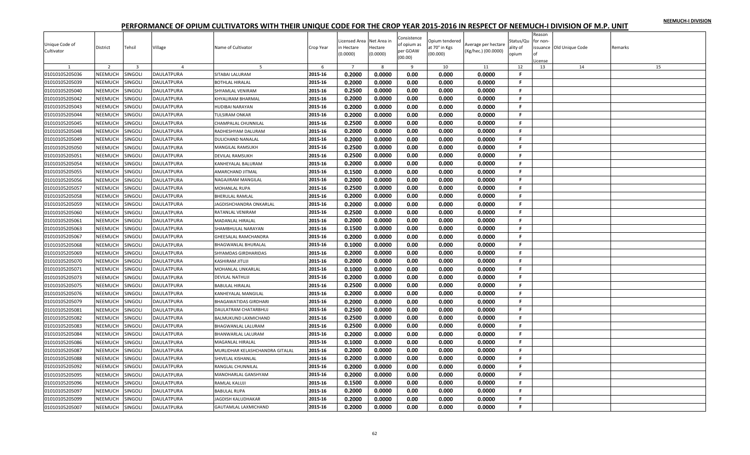NEEMUCH-I DIVISION

# PERFORMANCE OF OPIUM CULTIVATORS WITH THEIR UNIQUE CODE FOR THE CROP YEAR 2015-2016 IN RESPECT OF NEEMUCH-I DIVISION OF M.P. UNIT

| Unique Code of Cultivator | District | Tehsil | Village | Name of Cultivator | Crop Year | Licensed Area in Hectare (0.0000) | Net Area in Hectare (0.0000) | Consistence of opium as per GOAW (00.00) | Opium tendered at 70° in Kgs (00.000) | Average per hectare (Kg/hec.) (00.0000) | Status/Quality of opium | Reason for non-issuance of License | Old Unique Code | Remarks |
|---|---|---|---|---|---|---|---|---|---|---|---|---|---|---|
| 1 | 2 | 3 | 4 | 5 | 6 | 7 | 8 | 9 | 10 | 11 | 12 | 13 | 14 | 15 |
| 01010105205036 | NEEMUCH | SINGOLI | DAULATPURA | SITABAI LALURAM | 2015-16 | 0.2000 | 0.0000 | 0.00 | 0.000 | 0.0000 | F | | | |
| 01010105205039 | NEEMUCH | SINGOLI | DAULATPURA | BOTHLAL HIRALAL | 2015-16 | 0.2000 | 0.0000 | 0.00 | 0.000 | 0.0000 | F | | | |
| 01010105205040 | NEEMUCH | SINGOLI | DAULATPURA | SHYAMLAL VENIRAM | 2015-16 | 0.2500 | 0.0000 | 0.00 | 0.000 | 0.0000 | F | | | |
| 01010105205042 | NEEMUCH | SINGOLI | DAULATPURA | KHYALIRAM BHARMAL | 2015-16 | 0.2000 | 0.0000 | 0.00 | 0.000 | 0.0000 | F | | | |
| 01010105205043 | NEEMUCH | SINGOLI | DAULATPURA | HUDIBAI NARAYAN | 2015-16 | 0.2000 | 0.0000 | 0.00 | 0.000 | 0.0000 | F | | | |
| 01010105205044 | NEEMUCH | SINGOLI | DAULATPURA | TULSIRAM ONKAR | 2015-16 | 0.2000 | 0.0000 | 0.00 | 0.000 | 0.0000 | F | | | |
| 01010105205045 | NEEMUCH | SINGOLI | DAULATPURA | CHAMPALAL CHUNNILAL | 2015-16 | 0.2500 | 0.0000 | 0.00 | 0.000 | 0.0000 | F | | | |
| 01010105205048 | NEEMUCH | SINGOLI | DAULATPURA | RADHESHYAM DALURAM | 2015-16 | 0.2000 | 0.0000 | 0.00 | 0.000 | 0.0000 | F | | | |
| 01010105205049 | NEEMUCH | SINGOLI | DAULATPURA | DULICHAND NANALAL | 2015-16 | 0.2000 | 0.0000 | 0.00 | 0.000 | 0.0000 | F | | | |
| 01010105205050 | NEEMUCH | SINGOLI | DAULATPURA | MANGILAL RAMSUKH | 2015-16 | 0.2500 | 0.0000 | 0.00 | 0.000 | 0.0000 | F | | | |
| 01010105205051 | NEEMUCH | SINGOLI | DAULATPURA | DEVILAL RAMSUKH | 2015-16 | 0.2500 | 0.0000 | 0.00 | 0.000 | 0.0000 | F | | | |
| 01010105205054 | NEEMUCH | SINGOLI | DAULATPURA | KANHEYALAL BALURAM | 2015-16 | 0.2000 | 0.0000 | 0.00 | 0.000 | 0.0000 | F | | | |
| 01010105205055 | NEEMUCH | SINGOLI | DAULATPURA | AMARCHAND JITMAL | 2015-16 | 0.1500 | 0.0000 | 0.00 | 0.000 | 0.0000 | F | | | |
| 01010105205056 | NEEMUCH | SINGOLI | DAULATPURA | NAGAJIRAM MANGILAL | 2015-16 | 0.2000 | 0.0000 | 0.00 | 0.000 | 0.0000 | F | | | |
| 01010105205057 | NEEMUCH | SINGOLI | DAULATPURA | MOHANLAL RUPA | 2015-16 | 0.2500 | 0.0000 | 0.00 | 0.000 | 0.0000 | F | | | |
| 01010105205058 | NEEMUCH | SINGOLI | DAULATPURA | BHERULAL RAMLAL | 2015-16 | 0.2000 | 0.0000 | 0.00 | 0.000 | 0.0000 | F | | | |
| 01010105205059 | NEEMUCH | SINGOLI | DAULATPURA | JAGDISHCHANDRA ONKARLAL | 2015-16 | 0.2000 | 0.0000 | 0.00 | 0.000 | 0.0000 | F | | | |
| 01010105205060 | NEEMUCH | SINGOLI | DAULATPURA | RATANLAL VENIRAM | 2015-16 | 0.2500 | 0.0000 | 0.00 | 0.000 | 0.0000 | F | | | |
| 01010105205061 | NEEMUCH | SINGOLI | DAULATPURA | MADANLAL HIRALAL | 2015-16 | 0.2000 | 0.0000 | 0.00 | 0.000 | 0.0000 | F | | | |
| 01010105205063 | NEEMUCH | SINGOLI | DAULATPURA | SHAMBHULAL NARAYAN | 2015-16 | 0.1500 | 0.0000 | 0.00 | 0.000 | 0.0000 | F | | | |
| 01010105205067 | NEEMUCH | SINGOLI | DAULATPURA | GHEESALAL RAMCHANDRA | 2015-16 | 0.2000 | 0.0000 | 0.00 | 0.000 | 0.0000 | F | | | |
| 01010105205068 | NEEMUCH | SINGOLI | DAULATPURA | BHAGWANLAL BHURALAL | 2015-16 | 0.1000 | 0.0000 | 0.00 | 0.000 | 0.0000 | F | | | |
| 01010105205069 | NEEMUCH | SINGOLI | DAULATPURA | SHYAMDAS GIRDHARIDAS | 2015-16 | 0.2000 | 0.0000 | 0.00 | 0.000 | 0.0000 | F | | | |
| 01010105205070 | NEEMUCH | SINGOLI | DAULATPURA | KASHIRAM JITUJI | 2015-16 | 0.2000 | 0.0000 | 0.00 | 0.000 | 0.0000 | F | | | |
| 01010105205071 | NEEMUCH | SINGOLI | DAULATPURA | MOHANLAL UNKARLAL | 2015-16 | 0.1000 | 0.0000 | 0.00 | 0.000 | 0.0000 | F | | | |
| 01010105205073 | NEEMUCH | SINGOLI | DAULATPURA | DEVILAL NATHUJI | 2015-16 | 0.2000 | 0.0000 | 0.00 | 0.000 | 0.0000 | F | | | |
| 01010105205075 | NEEMUCH | SINGOLI | DAULATPURA | BABULAL HIRALAL | 2015-16 | 0.2500 | 0.0000 | 0.00 | 0.000 | 0.0000 | F | | | |
| 01010105205076 | NEEMUCH | SINGOLI | DAULATPURA | KANHEYALAL MANGILAL | 2015-16 | 0.2000 | 0.0000 | 0.00 | 0.000 | 0.0000 | F | | | |
| 01010105205079 | NEEMUCH | SINGOLI | DAULATPURA | BHAGAWATIDAS GIRDHARI | 2015-16 | 0.2000 | 0.0000 | 0.00 | 0.000 | 0.0000 | F | | | |
| 01010105205081 | NEEMUCH | SINGOLI | DAULATPURA | DAULATRAM CHATARBHUJ | 2015-16 | 0.2500 | 0.0000 | 0.00 | 0.000 | 0.0000 | F | | | |
| 01010105205082 | NEEMUCH | SINGOLI | DAULATPURA | BALMUKUND LAXMICHAND | 2015-16 | 0.2500 | 0.0000 | 0.00 | 0.000 | 0.0000 | F | | | |
| 01010105205083 | NEEMUCH | SINGOLI | DAULATPURA | BHAGWANLAL LALURAM | 2015-16 | 0.2500 | 0.0000 | 0.00 | 0.000 | 0.0000 | F | | | |
| 01010105205084 | NEEMUCH | SINGOLI | DAULATPURA | BHANWARLAL LALURAM | 2015-16 | 0.2000 | 0.0000 | 0.00 | 0.000 | 0.0000 | F | | | |
| 01010105205086 | NEEMUCH | SINGOLI | DAULATPURA | MAGANLAL HIRALAL | 2015-16 | 0.1000 | 0.0000 | 0.00 | 0.000 | 0.0000 | F | | | |
| 01010105205087 | NEEMUCH | SINGOLI | DAULATPURA | MURLIDHAR KELASHCHANDRA GITALAL | 2015-16 | 0.2000 | 0.0000 | 0.00 | 0.000 | 0.0000 | F | | | |
| 01010105205088 | NEEMUCH | SINGOLI | DAULATPURA | SHIVELAL KISHANLAL | 2015-16 | 0.2000 | 0.0000 | 0.00 | 0.000 | 0.0000 | F | | | |
| 01010105205092 | NEEMUCH | SINGOLI | DAULATPURA | RANGLAL CHUNNILAL | 2015-16 | 0.2000 | 0.0000 | 0.00 | 0.000 | 0.0000 | F | | | |
| 01010105205095 | NEEMUCH | SINGOLI | DAULATPURA | MANOHARLAL GANSHYAM | 2015-16 | 0.2000 | 0.0000 | 0.00 | 0.000 | 0.0000 | F | | | |
| 01010105205096 | NEEMUCH | SINGOLI | DAULATPURA | RAMLAL KALUJI | 2015-16 | 0.1500 | 0.0000 | 0.00 | 0.000 | 0.0000 | F | | | |
| 01010105205097 | NEEMUCH | SINGOLI | DAULATPURA | BABULAL RUPA | 2015-16 | 0.2000 | 0.0000 | 0.00 | 0.000 | 0.0000 | F | | | |
| 01010105205099 | NEEMUCH | SINGOLI | DAULATPURA | JAGDISH KALUDHAKAR | 2015-16 | 0.2000 | 0.0000 | 0.00 | 0.000 | 0.0000 | F | | | |
| 01010105205007 | NEEMUCH | SINGOLI | DAULATPURA | GAUTAMLAL LAXMICHAND | 2015-16 | 0.2000 | 0.0000 | 0.00 | 0.000 | 0.0000 | F | | | |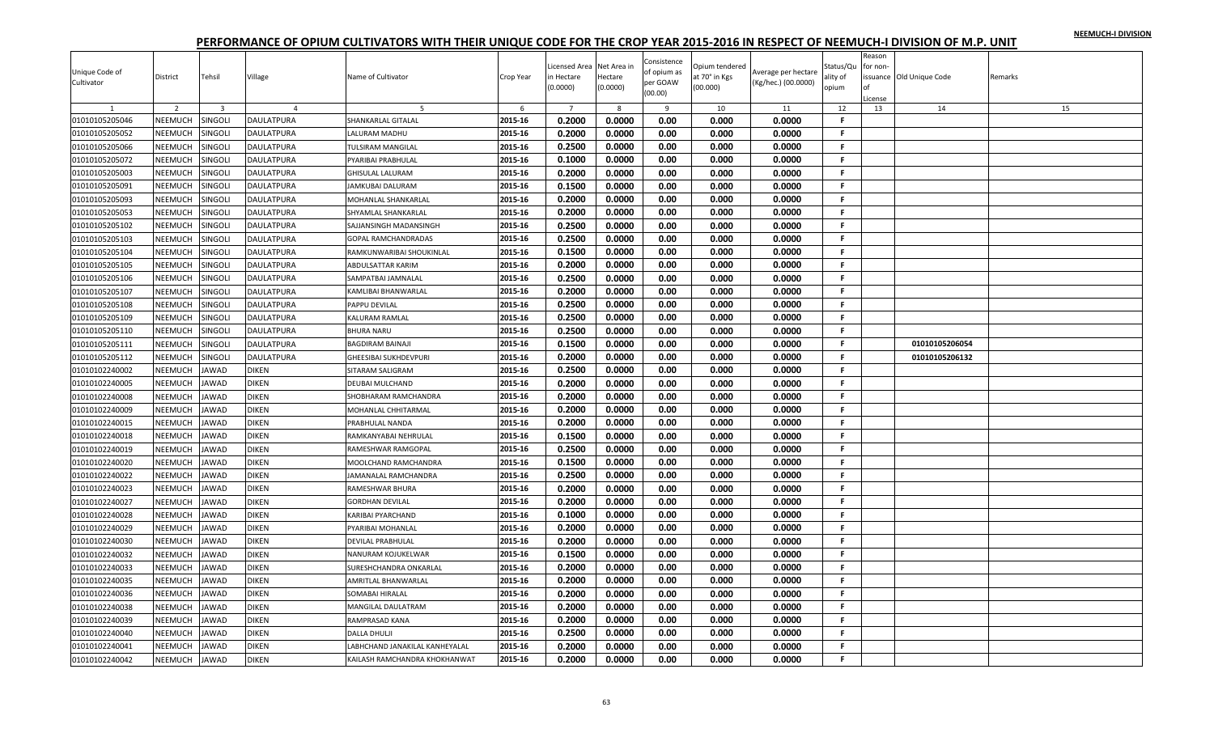# PERFORMANCE OF OPIUM CULTIVATORS WITH THEIR UNIQUE CODE FOR THE CROP YEAR 2015-2016 IN RESPECT OF NEEMUCH-I DIVISION OF M.P. UNIT

| Unique Code of Cultivator | District | Tehsil | Village | Name of Cultivator | Crop Year | Licensed Area in Hectare (0.0000) | Net Area in Hectare (0.0000) | Consistence of opium as per GOAW (00.00) | Opium tendered at 70° in Kgs (00.000) | Average per hectare (Kg/hec.) (00.0000) | Status/Quality of opium | Reason for non-issuance of License | Old Unique Code | Remarks |
|---|---|---|---|---|---|---|---|---|---|---|---|---|---|---|
| 1 | 2 | 3 | 4 | 5 | 6 | 7 | 8 | 9 | 10 | 11 | 12 | 13 | 14 | 15 |
| 01010105205046 | NEEMUCH | SINGOLI | DAULATPURA | SHANKARLAL GITALAL | 2015-16 | 0.2000 | 0.0000 | 0.00 | 0.000 | 0.0000 | F | | | |
| 01010105205052 | NEEMUCH | SINGOLI | DAULATPURA | LALURAM MADHU | 2015-16 | 0.2000 | 0.0000 | 0.00 | 0.000 | 0.0000 | F | | | |
| 01010105205066 | NEEMUCH | SINGOLI | DAULATPURA | TULSIRAM MANGILAL | 2015-16 | 0.2500 | 0.0000 | 0.00 | 0.000 | 0.0000 | F | | | |
| 01010105205072 | NEEMUCH | SINGOLI | DAULATPURA | PYARIBAI PRABHULAL | 2015-16 | 0.1000 | 0.0000 | 0.00 | 0.000 | 0.0000 | F | | | |
| 01010105205003 | NEEMUCH | SINGOLI | DAULATPURA | GHISULAL LALURAM | 2015-16 | 0.2000 | 0.0000 | 0.00 | 0.000 | 0.0000 | F | | | |
| 01010105205091 | NEEMUCH | SINGOLI | DAULATPURA | JAMKUBAI DALURAM | 2015-16 | 0.1500 | 0.0000 | 0.00 | 0.000 | 0.0000 | F | | | |
| 01010105205093 | NEEMUCH | SINGOLI | DAULATPURA | MOHANLAL SHANKARLAL | 2015-16 | 0.2000 | 0.0000 | 0.00 | 0.000 | 0.0000 | F | | | |
| 01010105205053 | NEEMUCH | SINGOLI | DAULATPURA | SHYAMLAL SHANKARLAL | 2015-16 | 0.2000 | 0.0000 | 0.00 | 0.000 | 0.0000 | F | | | |
| 01010105205102 | NEEMUCH | SINGOLI | DAULATPURA | SAJJANSINGH MADANSINGH | 2015-16 | 0.2500 | 0.0000 | 0.00 | 0.000 | 0.0000 | F | | | |
| 01010105205103 | NEEMUCH | SINGOLI | DAULATPURA | GOPAL RAMCHANDRADAS | 2015-16 | 0.2500 | 0.0000 | 0.00 | 0.000 | 0.0000 | F | | | |
| 01010105205104 | NEEMUCH | SINGOLI | DAULATPURA | RAMKUNWARIBAI SHOUKINLAL | 2015-16 | 0.1500 | 0.0000 | 0.00 | 0.000 | 0.0000 | F | | | |
| 01010105205105 | NEEMUCH | SINGOLI | DAULATPURA | ABDULSATTAR KARIM | 2015-16 | 0.2000 | 0.0000 | 0.00 | 0.000 | 0.0000 | F | | | |
| 01010105205106 | NEEMUCH | SINGOLI | DAULATPURA | SAMPATBAI JAMNALAL | 2015-16 | 0.2500 | 0.0000 | 0.00 | 0.000 | 0.0000 | F | | | |
| 01010105205107 | NEEMUCH | SINGOLI | DAULATPURA | KAMLIBAI BHANWARLAL | 2015-16 | 0.2000 | 0.0000 | 0.00 | 0.000 | 0.0000 | F | | | |
| 01010105205108 | NEEMUCH | SINGOLI | DAULATPURA | PAPPU DEVILAL | 2015-16 | 0.2500 | 0.0000 | 0.00 | 0.000 | 0.0000 | F | | | |
| 01010105205109 | NEEMUCH | SINGOLI | DAULATPURA | KALURAM RAMLAL | 2015-16 | 0.2500 | 0.0000 | 0.00 | 0.000 | 0.0000 | F | | | |
| 01010105205110 | NEEMUCH | SINGOLI | DAULATPURA | BHURA NARU | 2015-16 | 0.2500 | 0.0000 | 0.00 | 0.000 | 0.0000 | F | | | |
| 01010105205111 | NEEMUCH | SINGOLI | DAULATPURA | BAGDIRAM BAINAJI | 2015-16 | 0.1500 | 0.0000 | 0.00 | 0.000 | 0.0000 | F | | 01010105206054 | |
| 01010105205112 | NEEMUCH | SINGOLI | DAULATPURA | GHEESIBAI SUKHDEVPURI | 2015-16 | 0.2000 | 0.0000 | 0.00 | 0.000 | 0.0000 | F | | 01010105206132 | |
| 01010102240002 | NEEMUCH | JAWAD | DIKEN | SITARAM SALIGRAM | 2015-16 | 0.2500 | 0.0000 | 0.00 | 0.000 | 0.0000 | F | | | |
| 01010102240005 | NEEMUCH | JAWAD | DIKEN | DEUBAI MULCHAND | 2015-16 | 0.2000 | 0.0000 | 0.00 | 0.000 | 0.0000 | F | | | |
| 01010102240008 | NEEMUCH | JAWAD | DIKEN | SHOBHARAM RAMCHANDRA | 2015-16 | 0.2000 | 0.0000 | 0.00 | 0.000 | 0.0000 | F | | | |
| 01010102240009 | NEEMUCH | JAWAD | DIKEN | MOHANLAL CHHITARMAL | 2015-16 | 0.2000 | 0.0000 | 0.00 | 0.000 | 0.0000 | F | | | |
| 01010102240015 | NEEMUCH | JAWAD | DIKEN | PRABHULAL NANDA | 2015-16 | 0.2000 | 0.0000 | 0.00 | 0.000 | 0.0000 | F | | | |
| 01010102240018 | NEEMUCH | JAWAD | DIKEN | RAMKANYABAI NEHRULAL | 2015-16 | 0.1500 | 0.0000 | 0.00 | 0.000 | 0.0000 | F | | | |
| 01010102240019 | NEEMUCH | JAWAD | DIKEN | RAMESHWAR RAMGOPAL | 2015-16 | 0.2500 | 0.0000 | 0.00 | 0.000 | 0.0000 | F | | | |
| 01010102240020 | NEEMUCH | JAWAD | DIKEN | MOOLCHAND RAMCHANDRA | 2015-16 | 0.1500 | 0.0000 | 0.00 | 0.000 | 0.0000 | F | | | |
| 01010102240022 | NEEMUCH | JAWAD | DIKEN | JAMANALAL RAMCHANDRA | 2015-16 | 0.2500 | 0.0000 | 0.00 | 0.000 | 0.0000 | F | | | |
| 01010102240023 | NEEMUCH | JAWAD | DIKEN | RAMESHWAR BHURA | 2015-16 | 0.2000 | 0.0000 | 0.00 | 0.000 | 0.0000 | F | | | |
| 01010102240027 | NEEMUCH | JAWAD | DIKEN | GORDHAN DEVILAL | 2015-16 | 0.2000 | 0.0000 | 0.00 | 0.000 | 0.0000 | F | | | |
| 01010102240028 | NEEMUCH | JAWAD | DIKEN | KARIBAI PYARCHAND | 2015-16 | 0.1000 | 0.0000 | 0.00 | 0.000 | 0.0000 | F | | | |
| 01010102240029 | NEEMUCH | JAWAD | DIKEN | PYARIBAI MOHANLAL | 2015-16 | 0.2000 | 0.0000 | 0.00 | 0.000 | 0.0000 | F | | | |
| 01010102240030 | NEEMUCH | JAWAD | DIKEN | DEVILAL PRABHULAL | 2015-16 | 0.2000 | 0.0000 | 0.00 | 0.000 | 0.0000 | F | | | |
| 01010102240032 | NEEMUCH | JAWAD | DIKEN | NANURAM KOJUKELWAR | 2015-16 | 0.1500 | 0.0000 | 0.00 | 0.000 | 0.0000 | F | | | |
| 01010102240033 | NEEMUCH | JAWAD | DIKEN | SURESHCHANDRA ONKARLAL | 2015-16 | 0.2000 | 0.0000 | 0.00 | 0.000 | 0.0000 | F | | | |
| 01010102240035 | NEEMUCH | JAWAD | DIKEN | AMRITLAL BHANWARLAL | 2015-16 | 0.2000 | 0.0000 | 0.00 | 0.000 | 0.0000 | F | | | |
| 01010102240036 | NEEMUCH | JAWAD | DIKEN | SOMABAI HIRALAL | 2015-16 | 0.2000 | 0.0000 | 0.00 | 0.000 | 0.0000 | F | | | |
| 01010102240038 | NEEMUCH | JAWAD | DIKEN | MANGILAL DAULATRAM | 2015-16 | 0.2000 | 0.0000 | 0.00 | 0.000 | 0.0000 | F | | | |
| 01010102240039 | NEEMUCH | JAWAD | DIKEN | RAMPRASAD KANA | 2015-16 | 0.2000 | 0.0000 | 0.00 | 0.000 | 0.0000 | F | | | |
| 01010102240040 | NEEMUCH | JAWAD | DIKEN | DALLA DHULJI | 2015-16 | 0.2500 | 0.0000 | 0.00 | 0.000 | 0.0000 | F | | | |
| 01010102240041 | NEEMUCH | JAWAD | DIKEN | LABHCHAND JANAKILAL KANHEYALAL | 2015-16 | 0.2000 | 0.0000 | 0.00 | 0.000 | 0.0000 | F | | | |
| 01010102240042 | NEEMUCH | JAWAD | DIKEN | KAILASH RAMCHANDRA KHOKHANWAT | 2015-16 | 0.2000 | 0.0000 | 0.00 | 0.000 | 0.0000 | F | | | |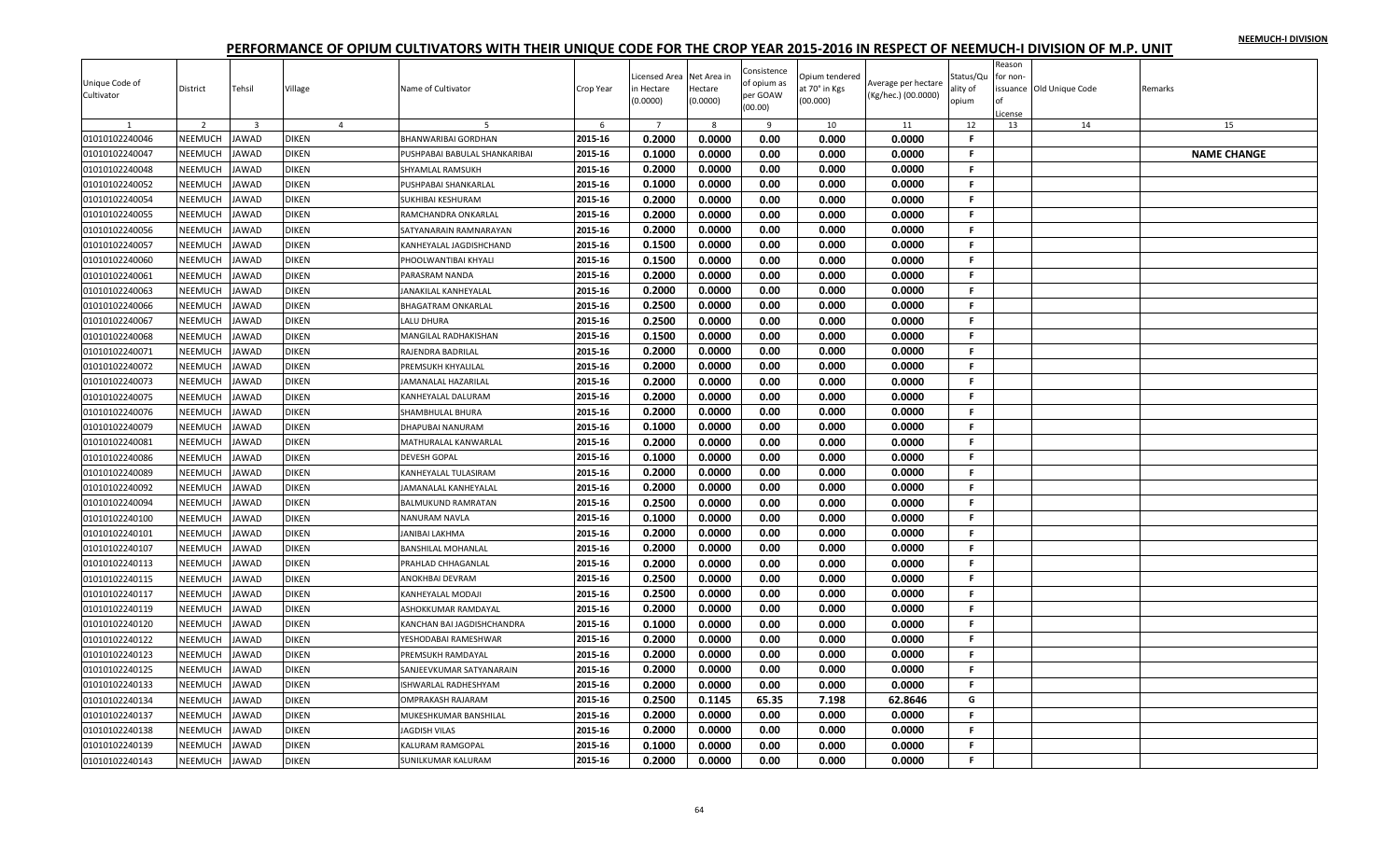# PERFORMANCE OF OPIUM CULTIVATORS WITH THEIR UNIQUE CODE FOR THE CROP YEAR 2015-2016 IN RESPECT OF NEEMUCH-I DIVISION OF M.P. UNIT

NEEMUCH-I DIVISION

| Unique Code of Cultivator | District | Tehsil | Village | Name of Cultivator | Crop Year | Licensed Area in Hectare (0.0000) | Net Area in Hectare (0.0000) | Consistence of opium as per GOAW (00.00) | Opium tendered at 70° in Kgs (00.000) | Average per hectare (Kg/hec.) (00.0000) | Status/Quality of opium | Reason for non-issuance of License | Old Unique Code | Remarks |
|---|---|---|---|---|---|---|---|---|---|---|---|---|---|---|
| 1 | 2 | 3 | 4 | 5 | 6 | 7 | 8 | 9 | 10 | 11 | 12 | 13 | 14 | 15 |
| 01010102240046 | NEEMUCH | JAWAD | DIKEN | BHANWARIBAI GORDHAN | 2015-16 | 0.2000 | 0.0000 | 0.00 | 0.000 | 0.0000 | F | | | |
| 01010102240047 | NEEMUCH | JAWAD | DIKEN | PUSHPABAI BABULAL SHANKARIBAI | 2015-16 | 0.1000 | 0.0000 | 0.00 | 0.000 | 0.0000 | F | | | **NAME CHANGE** |
| 01010102240048 | NEEMUCH | JAWAD | DIKEN | SHYAMLAL RAMSUKH | 2015-16 | 0.2000 | 0.0000 | 0.00 | 0.000 | 0.0000 | F | | | |
| 01010102240052 | NEEMUCH | JAWAD | DIKEN | PUSHPABAI SHANKARLAL | 2015-16 | 0.1000 | 0.0000 | 0.00 | 0.000 | 0.0000 | F | | | |
| 01010102240054 | NEEMUCH | JAWAD | DIKEN | SUKHIBAI KESHURAM | 2015-16 | 0.2000 | 0.0000 | 0.00 | 0.000 | 0.0000 | F | | | |
| 01010102240055 | NEEMUCH | JAWAD | DIKEN | RAMCHANDRA ONKARLAL | 2015-16 | 0.2000 | 0.0000 | 0.00 | 0.000 | 0.0000 | F | | | |
| 01010102240056 | NEEMUCH | JAWAD | DIKEN | SATYANARAIN RAMNARAYAN | 2015-16 | 0.2000 | 0.0000 | 0.00 | 0.000 | 0.0000 | F | | | |
| 01010102240057 | NEEMUCH | JAWAD | DIKEN | KANHEYALAL JAGDISHCHAND | 2015-16 | 0.1500 | 0.0000 | 0.00 | 0.000 | 0.0000 | F | | | |
| 01010102240060 | NEEMUCH | JAWAD | DIKEN | PHOOLWANTIBAI KHYALI | 2015-16 | 0.1500 | 0.0000 | 0.00 | 0.000 | 0.0000 | F | | | |
| 01010102240061 | NEEMUCH | JAWAD | DIKEN | PARASRAM NANDA | 2015-16 | 0.2000 | 0.0000 | 0.00 | 0.000 | 0.0000 | F | | | |
| 01010102240063 | NEEMUCH | JAWAD | DIKEN | JANAKILAL KANHEYALAL | 2015-16 | 0.2000 | 0.0000 | 0.00 | 0.000 | 0.0000 | F | | | |
| 01010102240066 | NEEMUCH | JAWAD | DIKEN | BHAGATRAM ONKARLAL | 2015-16 | 0.2500 | 0.0000 | 0.00 | 0.000 | 0.0000 | F | | | |
| 01010102240067 | NEEMUCH | JAWAD | DIKEN | LALU DHURA | 2015-16 | 0.2500 | 0.0000 | 0.00 | 0.000 | 0.0000 | F | | | |
| 01010102240068 | NEEMUCH | JAWAD | DIKEN | MANGILAL RADHAKISHAN | 2015-16 | 0.1500 | 0.0000 | 0.00 | 0.000 | 0.0000 | F | | | |
| 01010102240071 | NEEMUCH | JAWAD | DIKEN | RAJENDRA BADRILAL | 2015-16 | 0.2000 | 0.0000 | 0.00 | 0.000 | 0.0000 | F | | | |
| 01010102240072 | NEEMUCH | JAWAD | DIKEN | PREMSUKH KHYALILAL | 2015-16 | 0.2000 | 0.0000 | 0.00 | 0.000 | 0.0000 | F | | | |
| 01010102240073 | NEEMUCH | JAWAD | DIKEN | JAMANALAL HAZARILAL | 2015-16 | 0.2000 | 0.0000 | 0.00 | 0.000 | 0.0000 | F | | | |
| 01010102240075 | NEEMUCH | JAWAD | DIKEN | KANHEYALAL DALURAM | 2015-16 | 0.2000 | 0.0000 | 0.00 | 0.000 | 0.0000 | F | | | |
| 01010102240076 | NEEMUCH | JAWAD | DIKEN | SHAMBHULAL BHURA | 2015-16 | 0.2000 | 0.0000 | 0.00 | 0.000 | 0.0000 | F | | | |
| 01010102240079 | NEEMUCH | JAWAD | DIKEN | DHAPUBAI NANURAM | 2015-16 | 0.1000 | 0.0000 | 0.00 | 0.000 | 0.0000 | F | | | |
| 01010102240081 | NEEMUCH | JAWAD | DIKEN | MATHURALAL KANWARLAL | 2015-16 | 0.2000 | 0.0000 | 0.00 | 0.000 | 0.0000 | F | | | |
| 01010102240086 | NEEMUCH | JAWAD | DIKEN | DEVESH GOPAL | 2015-16 | 0.1000 | 0.0000 | 0.00 | 0.000 | 0.0000 | F | | | |
| 01010102240089 | NEEMUCH | JAWAD | DIKEN | KANHEYALAL TULASIRAM | 2015-16 | 0.2000 | 0.0000 | 0.00 | 0.000 | 0.0000 | F | | | |
| 01010102240092 | NEEMUCH | JAWAD | DIKEN | JAMANALAL KANHEYALAL | 2015-16 | 0.2000 | 0.0000 | 0.00 | 0.000 | 0.0000 | F | | | |
| 01010102240094 | NEEMUCH | JAWAD | DIKEN | BALMUKUND RAMRATAN | 2015-16 | 0.2500 | 0.0000 | 0.00 | 0.000 | 0.0000 | F | | | |
| 01010102240100 | NEEMUCH | JAWAD | DIKEN | NANURAM NAVLA | 2015-16 | 0.1000 | 0.0000 | 0.00 | 0.000 | 0.0000 | F | | | |
| 01010102240101 | NEEMUCH | JAWAD | DIKEN | JANIBAI LAKHMA | 2015-16 | 0.2000 | 0.0000 | 0.00 | 0.000 | 0.0000 | F | | | |
| 01010102240107 | NEEMUCH | JAWAD | DIKEN | BANSHILAL MOHANLAL | 2015-16 | 0.2000 | 0.0000 | 0.00 | 0.000 | 0.0000 | F | | | |
| 01010102240113 | NEEMUCH | JAWAD | DIKEN | PRAHLAD CHHAGANLAL | 2015-16 | 0.2000 | 0.0000 | 0.00 | 0.000 | 0.0000 | F | | | |
| 01010102240115 | NEEMUCH | JAWAD | DIKEN | ANOKHBAI DEVRAM | 2015-16 | 0.2500 | 0.0000 | 0.00 | 0.000 | 0.0000 | F | | | |
| 01010102240117 | NEEMUCH | JAWAD | DIKEN | KANHEYALAL MODAJI | 2015-16 | 0.2500 | 0.0000 | 0.00 | 0.000 | 0.0000 | F | | | |
| 01010102240119 | NEEMUCH | JAWAD | DIKEN | ASHOKKUMAR RAMDAYAL | 2015-16 | 0.2000 | 0.0000 | 0.00 | 0.000 | 0.0000 | F | | | |
| 01010102240120 | NEEMUCH | JAWAD | DIKEN | KANCHAN BAI JAGDISHCHANDRA | 2015-16 | 0.1000 | 0.0000 | 0.00 | 0.000 | 0.0000 | F | | | |
| 01010102240122 | NEEMUCH | JAWAD | DIKEN | YESHODABAI RAMESHWAR | 2015-16 | 0.2000 | 0.0000 | 0.00 | 0.000 | 0.0000 | F | | | |
| 01010102240123 | NEEMUCH | JAWAD | DIKEN | PREMSUKH RAMDAYAL | 2015-16 | 0.2000 | 0.0000 | 0.00 | 0.000 | 0.0000 | F | | | |
| 01010102240125 | NEEMUCH | JAWAD | DIKEN | SANJEEVKUMAR SATYANARAIN | 2015-16 | 0.2000 | 0.0000 | 0.00 | 0.000 | 0.0000 | F | | | |
| 01010102240133 | NEEMUCH | JAWAD | DIKEN | ISHWARLAL RADHESHYAM | 2015-16 | 0.2000 | 0.0000 | 0.00 | 0.000 | 0.0000 | F | | | |
| 01010102240134 | NEEMUCH | JAWAD | DIKEN | OMPRAKASH RAJARAM | 2015-16 | 0.2500 | 0.1145 | 65.35 | 7.198 | 62.8646 | G | | | |
| 01010102240137 | NEEMUCH | JAWAD | DIKEN | MUKESHKUMAR BANSHILAL | 2015-16 | 0.2000 | 0.0000 | 0.00 | 0.000 | 0.0000 | F | | | |
| 01010102240138 | NEEMUCH | JAWAD | DIKEN | JAGDISH VILAS | 2015-16 | 0.2000 | 0.0000 | 0.00 | 0.000 | 0.0000 | F | | | |
| 01010102240139 | NEEMUCH | JAWAD | DIKEN | KALURAM RAMGOPAL | 2015-16 | 0.1000 | 0.0000 | 0.00 | 0.000 | 0.0000 | F | | | |
| 01010102240143 | NEEMUCH | JAWAD | DIKEN | SUNILKUMAR KALURAM | 2015-16 | 0.2000 | 0.0000 | 0.00 | 0.000 | 0.0000 | F | | | |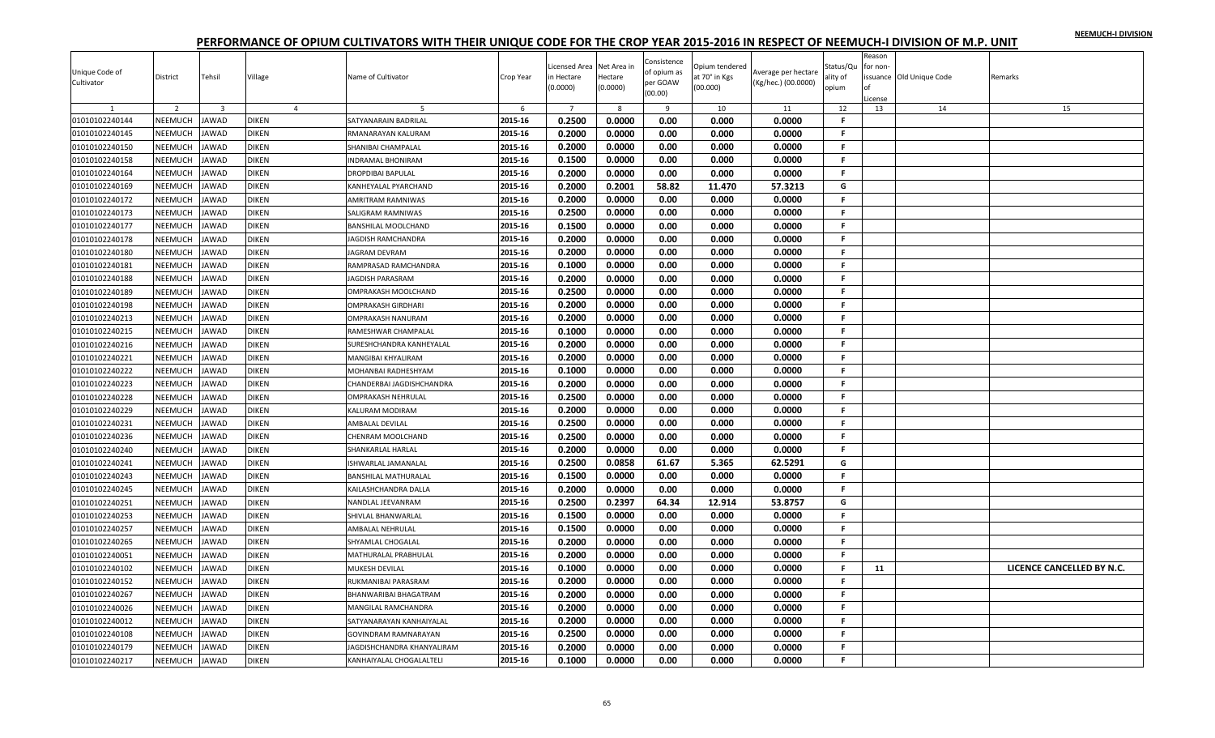NEEMUCH-I DIVISION

## PERFORMANCE OF OPIUM CULTIVATORS WITH THEIR UNIQUE CODE FOR THE CROP YEAR 2015-2016 IN RESPECT OF NEEMUCH-I DIVISION OF M.P. UNIT

| Unique Code of Cultivator | District | Tehsil | Village | Name of Cultivator | Crop Year | Licensed Area in Hectare (0.0000) | Net Area in Hectare (0.0000) | Consistence of opium as per GOAW (00.00) | Opium tendered at 70° in Kgs (00.000) | Average per hectare (Kg/hec.) (00.0000) | Status/Quality of opium | Reason for non-issuance of License | Old Unique Code | Remarks |
|---|---|---|---|---|---|---|---|---|---|---|---|---|---|---|
| 1 | 2 | 3 | 4 | 5 | 6 | 7 | 8 | 9 | 10 | 11 | 12 | 13 | 14 | 15 |
| 01010102240144 | NEEMUCH | JAWAD | DIKEN | SATYANARAIN BADRILAL | 2015-16 | 0.2500 | 0.0000 | 0.00 | 0.000 | 0.0000 | F | | | |
| 01010102240145 | NEEMUCH | JAWAD | DIKEN | RMANARAYAN KALURAM | 2015-16 | 0.2000 | 0.0000 | 0.00 | 0.000 | 0.0000 | F | | | |
| 01010102240150 | NEEMUCH | JAWAD | DIKEN | SHANIBAI CHAMPALAL | 2015-16 | 0.2000 | 0.0000 | 0.00 | 0.000 | 0.0000 | F | | | |
| 01010102240158 | NEEMUCH | JAWAD | DIKEN | INDRAMAL BHONIRAM | 2015-16 | 0.1500 | 0.0000 | 0.00 | 0.000 | 0.0000 | F | | | |
| 01010102240164 | NEEMUCH | JAWAD | DIKEN | DROPDIBAI BAPULAL | 2015-16 | 0.2000 | 0.0000 | 0.00 | 0.000 | 0.0000 | F | | | |
| 01010102240169 | NEEMUCH | JAWAD | DIKEN | KANHEYALAL PYARCHAND | 2015-16 | 0.2000 | 0.2001 | 58.82 | 11.470 | 57.3213 | G | | | |
| 01010102240172 | NEEMUCH | JAWAD | DIKEN | AMRITRAM RAMNIWAS | 2015-16 | 0.2000 | 0.0000 | 0.00 | 0.000 | 0.0000 | F | | | |
| 01010102240173 | NEEMUCH | JAWAD | DIKEN | SALIGRAM RAMNIWAS | 2015-16 | 0.2500 | 0.0000 | 0.00 | 0.000 | 0.0000 | F | | | |
| 01010102240177 | NEEMUCH | JAWAD | DIKEN | BANSHILAL MOOLCHAND | 2015-16 | 0.1500 | 0.0000 | 0.00 | 0.000 | 0.0000 | F | | | |
| 01010102240178 | NEEMUCH | JAWAD | DIKEN | JAGDISH RAMCHANDRA | 2015-16 | 0.2000 | 0.0000 | 0.00 | 0.000 | 0.0000 | F | | | |
| 01010102240180 | NEEMUCH | JAWAD | DIKEN | JAGRAM DEVRAM | 2015-16 | 0.2000 | 0.0000 | 0.00 | 0.000 | 0.0000 | F | | | |
| 01010102240181 | NEEMUCH | JAWAD | DIKEN | RAMPRASAD RAMCHANDRA | 2015-16 | 0.1000 | 0.0000 | 0.00 | 0.000 | 0.0000 | F | | | |
| 01010102240188 | NEEMUCH | JAWAD | DIKEN | JAGDISH PARASRAM | 2015-16 | 0.2000 | 0.0000 | 0.00 | 0.000 | 0.0000 | F | | | |
| 01010102240189 | NEEMUCH | JAWAD | DIKEN | OMPRAKASH MOOLCHAND | 2015-16 | 0.2500 | 0.0000 | 0.00 | 0.000 | 0.0000 | F | | | |
| 01010102240198 | NEEMUCH | JAWAD | DIKEN | OMPRAKASH GIRDHARI | 2015-16 | 0.2000 | 0.0000 | 0.00 | 0.000 | 0.0000 | F | | | |
| 01010102240213 | NEEMUCH | JAWAD | DIKEN | OMPRAKASH NANURAM | 2015-16 | 0.2000 | 0.0000 | 0.00 | 0.000 | 0.0000 | F | | | |
| 01010102240215 | NEEMUCH | JAWAD | DIKEN | RAMESHWAR CHAMPALAL | 2015-16 | 0.1000 | 0.0000 | 0.00 | 0.000 | 0.0000 | F | | | |
| 01010102240216 | NEEMUCH | JAWAD | DIKEN | SURESHCHANDRA KANHEYALAL | 2015-16 | 0.2000 | 0.0000 | 0.00 | 0.000 | 0.0000 | F | | | |
| 01010102240221 | NEEMUCH | JAWAD | DIKEN | MANGIBAI KHYALIRAM | 2015-16 | 0.2000 | 0.0000 | 0.00 | 0.000 | 0.0000 | F | | | |
| 01010102240222 | NEEMUCH | JAWAD | DIKEN | MOHANBAI RADHESHYAM | 2015-16 | 0.1000 | 0.0000 | 0.00 | 0.000 | 0.0000 | F | | | |
| 01010102240223 | NEEMUCH | JAWAD | DIKEN | CHANDERBAI JAGDISHCHANDRA | 2015-16 | 0.2000 | 0.0000 | 0.00 | 0.000 | 0.0000 | F | | | |
| 01010102240228 | NEEMUCH | JAWAD | DIKEN | OMPRAKASH NEHRULAL | 2015-16 | 0.2500 | 0.0000 | 0.00 | 0.000 | 0.0000 | F | | | |
| 01010102240229 | NEEMUCH | JAWAD | DIKEN | KALURAM MODIRAM | 2015-16 | 0.2000 | 0.0000 | 0.00 | 0.000 | 0.0000 | F | | | |
| 01010102240231 | NEEMUCH | JAWAD | DIKEN | AMBALAL DEVILAL | 2015-16 | 0.2500 | 0.0000 | 0.00 | 0.000 | 0.0000 | F | | | |
| 01010102240236 | NEEMUCH | JAWAD | DIKEN | CHENRAM MOOLCHAND | 2015-16 | 0.2500 | 0.0000 | 0.00 | 0.000 | 0.0000 | F | | | |
| 01010102240240 | NEEMUCH | JAWAD | DIKEN | SHANKARLAL HARLAL | 2015-16 | 0.2000 | 0.0000 | 0.00 | 0.000 | 0.0000 | F | | | |
| 01010102240241 | NEEMUCH | JAWAD | DIKEN | ISHWARLAL JAMANALAL | 2015-16 | 0.2500 | 0.0858 | 61.67 | 5.365 | 62.5291 | G | | | |
| 01010102240243 | NEEMUCH | JAWAD | DIKEN | BANSHILAL MATHURALAL | 2015-16 | 0.1500 | 0.0000 | 0.00 | 0.000 | 0.0000 | F | | | |
| 01010102240245 | NEEMUCH | JAWAD | DIKEN | KAILASHCHANDRA DALLA | 2015-16 | 0.2000 | 0.0000 | 0.00 | 0.000 | 0.0000 | F | | | |
| 01010102240251 | NEEMUCH | JAWAD | DIKEN | NANDLAL JEEVANRAM | 2015-16 | 0.2500 | 0.2397 | 64.34 | 12.914 | 53.8757 | G | | | |
| 01010102240253 | NEEMUCH | JAWAD | DIKEN | SHIVLAL BHANWARLAL | 2015-16 | 0.1500 | 0.0000 | 0.00 | 0.000 | 0.0000 | F | | | |
| 01010102240257 | NEEMUCH | JAWAD | DIKEN | AMBALAL NEHRULAL | 2015-16 | 0.1500 | 0.0000 | 0.00 | 0.000 | 0.0000 | F | | | |
| 01010102240265 | NEEMUCH | JAWAD | DIKEN | SHYAMLAL CHOGALAL | 2015-16 | 0.2000 | 0.0000 | 0.00 | 0.000 | 0.0000 | F | | | |
| 01010102240051 | NEEMUCH | JAWAD | DIKEN | MATHURALAL PRABHULAL | 2015-16 | 0.2000 | 0.0000 | 0.00 | 0.000 | 0.0000 | F | | | |
| 01010102240102 | NEEMUCH | JAWAD | DIKEN | MUKESH DEVILAL | 2015-16 | 0.1000 | 0.0000 | 0.00 | 0.000 | 0.0000 | F | 11 | | LICENCE CANCELLED BY N.C. |
| 01010102240152 | NEEMUCH | JAWAD | DIKEN | RUKMANIBAI PARASRAM | 2015-16 | 0.2000 | 0.0000 | 0.00 | 0.000 | 0.0000 | F | | | |
| 01010102240267 | NEEMUCH | JAWAD | DIKEN | BHANWARIBAI BHAGATRAM | 2015-16 | 0.2000 | 0.0000 | 0.00 | 0.000 | 0.0000 | F | | | |
| 01010102240026 | NEEMUCH | JAWAD | DIKEN | MANGILAL RAMCHANDRA | 2015-16 | 0.2000 | 0.0000 | 0.00 | 0.000 | 0.0000 | F | | | |
| 01010102240012 | NEEMUCH | JAWAD | DIKEN | SATYANARAYAN KANHAIYALAL | 2015-16 | 0.2000 | 0.0000 | 0.00 | 0.000 | 0.0000 | F | | | |
| 01010102240108 | NEEMUCH | JAWAD | DIKEN | GOVINDRAM RAMNARAYAN | 2015-16 | 0.2500 | 0.0000 | 0.00 | 0.000 | 0.0000 | F | | | |
| 01010102240179 | NEEMUCH | JAWAD | DIKEN | JAGDISHCHANDRA KHANYALIRAM | 2015-16 | 0.2000 | 0.0000 | 0.00 | 0.000 | 0.0000 | F | | | |
| 01010102240217 | NEEMUCH | JAWAD | DIKEN | KANHAIYALAL CHOGALALTELI | 2015-16 | 0.1000 | 0.0000 | 0.00 | 0.000 | 0.0000 | F | | | |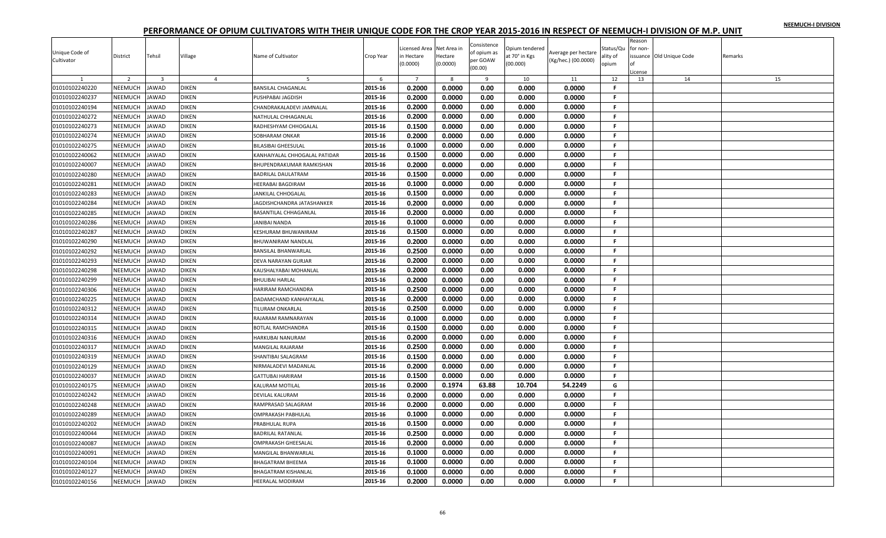# PERFORMANCE OF OPIUM CULTIVATORS WITH THEIR UNIQUE CODE FOR THE CROP YEAR 2015-2016 IN RESPECT OF NEEMUCH-I DIVISION OF M.P. UNIT

| Unique Code of Cultivator | District | Tehsil | Village | Name of Cultivator | Crop Year | Licensed Area in Hectare (0.0000) | Net Area in Hectare (0.0000) | Consistence of opium as per GOAW (00.00) | Opium tendered at 70° in Kgs (00.000) | Average per hectare (Kg/hec.) (00.0000) | Status/Quality of opium | Reason for non-issuance of License | Old Unique Code | Remarks |
|---|---|---|---|---|---|---|---|---|---|---|---|---|---|---|
| 1 | 2 | 3 | 4 | 5 | 6 | 7 | 8 | 9 | 10 | 11 | 12 | 13 | 14 | 15 |
| 01010102240220 | NEEMUCH | JAWAD | DIKEN | BANSILAL CHAGANLAL | 2015-16 | 0.2000 | 0.0000 | 0.00 | 0.000 | 0.0000 | F | | | |
| 01010102240237 | NEEMUCH | JAWAD | DIKEN | PUSHPABAI JAGDISH | 2015-16 | 0.2000 | 0.0000 | 0.00 | 0.000 | 0.0000 | F | | | |
| 01010102240194 | NEEMUCH | JAWAD | DIKEN | CHANDRAKALADEVI JAMNALAL | 2015-16 | 0.2000 | 0.0000 | 0.00 | 0.000 | 0.0000 | F | | | |
| 01010102240272 | NEEMUCH | JAWAD | DIKEN | NATHULAL CHHAGANLAL | 2015-16 | 0.2000 | 0.0000 | 0.00 | 0.000 | 0.0000 | F | | | |
| 01010102240273 | NEEMUCH | JAWAD | DIKEN | RADHESHYAM CHHOGALAL | 2015-16 | 0.1500 | 0.0000 | 0.00 | 0.000 | 0.0000 | F | | | |
| 01010102240274 | NEEMUCH | JAWAD | DIKEN | SOBHARAM ONKAR | 2015-16 | 0.2000 | 0.0000 | 0.00 | 0.000 | 0.0000 | F | | | |
| 01010102240275 | NEEMUCH | JAWAD | DIKEN | BILASIBAI GHEESULAL | 2015-16 | 0.1000 | 0.0000 | 0.00 | 0.000 | 0.0000 | F | | | |
| 01010102240062 | NEEMUCH | JAWAD | DIKEN | KANHAIYALAL CHHOGALAL PATIDAR | 2015-16 | 0.1500 | 0.0000 | 0.00 | 0.000 | 0.0000 | F | | | |
| 01010102240007 | NEEMUCH | JAWAD | DIKEN | BHUPENDRAKUMAR RAMKISHAN | 2015-16 | 0.2000 | 0.0000 | 0.00 | 0.000 | 0.0000 | F | | | |
| 01010102240280 | NEEMUCH | JAWAD | DIKEN | BADRILAL DAULATRAM | 2015-16 | 0.1500 | 0.0000 | 0.00 | 0.000 | 0.0000 | F | | | |
| 01010102240281 | NEEMUCH | JAWAD | DIKEN | HEERABAI BAGDIRAM | 2015-16 | 0.1000 | 0.0000 | 0.00 | 0.000 | 0.0000 | F | | | |
| 01010102240283 | NEEMUCH | JAWAD | DIKEN | JANKILAL CHHOGALAL | 2015-16 | 0.1500 | 0.0000 | 0.00 | 0.000 | 0.0000 | F | | | |
| 01010102240284 | NEEMUCH | JAWAD | DIKEN | JAGDISHCHANDRA JATASHANKER | 2015-16 | 0.2000 | 0.0000 | 0.00 | 0.000 | 0.0000 | F | | | |
| 01010102240285 | NEEMUCH | JAWAD | DIKEN | BASANTILAL CHHAGANLAL | 2015-16 | 0.2000 | 0.0000 | 0.00 | 0.000 | 0.0000 | F | | | |
| 01010102240286 | NEEMUCH | JAWAD | DIKEN | JANIBAI NANDA | 2015-16 | 0.1000 | 0.0000 | 0.00 | 0.000 | 0.0000 | F | | | |
| 01010102240287 | NEEMUCH | JAWAD | DIKEN | KESHURAM BHUWANIRAM | 2015-16 | 0.1500 | 0.0000 | 0.00 | 0.000 | 0.0000 | F | | | |
| 01010102240290 | NEEMUCH | JAWAD | DIKEN | BHUWANIRAM NANDLAL | 2015-16 | 0.2000 | 0.0000 | 0.00 | 0.000 | 0.0000 | F | | | |
| 01010102240292 | NEEMUCH | JAWAD | DIKEN | BANSILAL BHANWARLAL | 2015-16 | 0.2500 | 0.0000 | 0.00 | 0.000 | 0.0000 | F | | | |
| 01010102240293 | NEEMUCH | JAWAD | DIKEN | DEVA NARAYAN GURJAR | 2015-16 | 0.2000 | 0.0000 | 0.00 | 0.000 | 0.0000 | F | | | |
| 01010102240298 | NEEMUCH | JAWAD | DIKEN | KAUSHALYABAI MOHANLAL | 2015-16 | 0.2000 | 0.0000 | 0.00 | 0.000 | 0.0000 | F | | | |
| 01010102240299 | NEEMUCH | JAWAD | DIKEN | BHULIBAI HARLAL | 2015-16 | 0.2000 | 0.0000 | 0.00 | 0.000 | 0.0000 | F | | | |
| 01010102240306 | NEEMUCH | JAWAD | DIKEN | HARIRAM RAMCHANDRA | 2015-16 | 0.2500 | 0.0000 | 0.00 | 0.000 | 0.0000 | F | | | |
| 01010102240225 | NEEMUCH | JAWAD | DIKEN | DADAMCHAND KANHAIYALAL | 2015-16 | 0.2000 | 0.0000 | 0.00 | 0.000 | 0.0000 | F | | | |
| 01010102240312 | NEEMUCH | JAWAD | DIKEN | TILURAM ONKARLAL | 2015-16 | 0.2500 | 0.0000 | 0.00 | 0.000 | 0.0000 | F | | | |
| 01010102240314 | NEEMUCH | JAWAD | DIKEN | RAJARAM RAMNARAYAN | 2015-16 | 0.1000 | 0.0000 | 0.00 | 0.000 | 0.0000 | F | | | |
| 01010102240315 | NEEMUCH | JAWAD | DIKEN | BOTLAL RAMCHANDRA | 2015-16 | 0.1500 | 0.0000 | 0.00 | 0.000 | 0.0000 | F | | | |
| 01010102240316 | NEEMUCH | JAWAD | DIKEN | HARKUBAI NANURAM | 2015-16 | 0.2000 | 0.0000 | 0.00 | 0.000 | 0.0000 | F | | | |
| 01010102240317 | NEEMUCH | JAWAD | DIKEN | MANGILAL RAJARAM | 2015-16 | 0.2500 | 0.0000 | 0.00 | 0.000 | 0.0000 | F | | | |
| 01010102240319 | NEEMUCH | JAWAD | DIKEN | SHANTIBAI SALAGRAM | 2015-16 | 0.1500 | 0.0000 | 0.00 | 0.000 | 0.0000 | F | | | |
| 01010102240129 | NEEMUCH | JAWAD | DIKEN | NIRMALADEVI MADANLAL | 2015-16 | 0.2000 | 0.0000 | 0.00 | 0.000 | 0.0000 | F | | | |
| 01010102240037 | NEEMUCH | JAWAD | DIKEN | GATTUBAI HARIRAM | 2015-16 | 0.1500 | 0.0000 | 0.00 | 0.000 | 0.0000 | F | | | |
| 01010102240175 | NEEMUCH | JAWAD | DIKEN | KALURAM MOTILAL | 2015-16 | 0.2000 | 0.1974 | 63.88 | 10.704 | 54.2249 | G | | | |
| 01010102240242 | NEEMUCH | JAWAD | DIKEN | DEVILAL KALURAM | 2015-16 | 0.2000 | 0.0000 | 0.00 | 0.000 | 0.0000 | F | | | |
| 01010102240248 | NEEMUCH | JAWAD | DIKEN | RAMPRASAD SALAGRAM | 2015-16 | 0.2000 | 0.0000 | 0.00 | 0.000 | 0.0000 | F | | | |
| 01010102240289 | NEEMUCH | JAWAD | DIKEN | OMPRAKASH PABHULAL | 2015-16 | 0.1000 | 0.0000 | 0.00 | 0.000 | 0.0000 | F | | | |
| 01010102240202 | NEEMUCH | JAWAD | DIKEN | PRABHULAL RUPA | 2015-16 | 0.1500 | 0.0000 | 0.00 | 0.000 | 0.0000 | F | | | |
| 01010102240044 | NEEMUCH | JAWAD | DIKEN | BADRILAL RATANLAL | 2015-16 | 0.2500 | 0.0000 | 0.00 | 0.000 | 0.0000 | F | | | |
| 01010102240087 | NEEMUCH | JAWAD | DIKEN | OMPRAKASH GHEESALAL | 2015-16 | 0.2000 | 0.0000 | 0.00 | 0.000 | 0.0000 | F | | | |
| 01010102240091 | NEEMUCH | JAWAD | DIKEN | MANGILAL BHANWARLAL | 2015-16 | 0.1000 | 0.0000 | 0.00 | 0.000 | 0.0000 | F | | | |
| 01010102240104 | NEEMUCH | JAWAD | DIKEN | BHAGATRAM BHEEMA | 2015-16 | 0.1000 | 0.0000 | 0.00 | 0.000 | 0.0000 | F | | | |
| 01010102240127 | NEEMUCH | JAWAD | DIKEN | BHAGATRAM KISHANLAL | 2015-16 | 0.1000 | 0.0000 | 0.00 | 0.000 | 0.0000 | F | | | |
| 01010102240156 | NEEMUCH | JAWAD | DIKEN | HEERALAL MODIRAM | 2015-16 | 0.2000 | 0.0000 | 0.00 | 0.000 | 0.0000 | F | | | |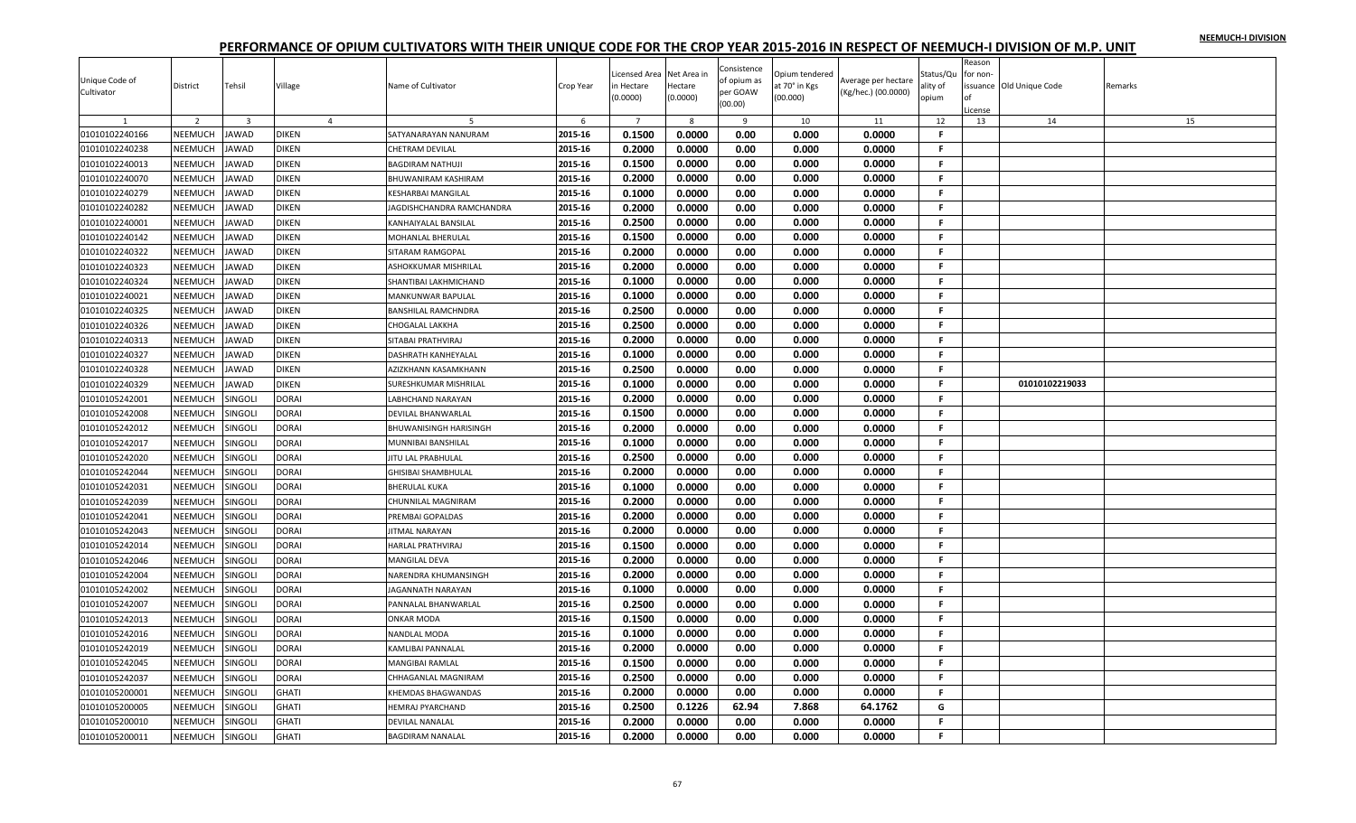# PERFORMANCE OF OPIUM CULTIVATORS WITH THEIR UNIQUE CODE FOR THE CROP YEAR 2015-2016 IN RESPECT OF NEEMUCH-I DIVISION OF M.P. UNIT

| Unique Code of Cultivator | District | Tehsil | Village | Name of Cultivator | Crop Year | Licensed Area in Hectare (0.0000) | Net Area in Hectare (0.0000) | Consistence of opium as per GOAW (00.00) | Opium tendered at 70° in Kgs (00.000) | Average per hectare (Kg/hec.) (00.0000) | Status/Quality of opium | Reason for non-issuance of License | Old Unique Code | Remarks |
|---|---|---|---|---|---|---|---|---|---|---|---|---|---|---|
| 1 | 2 | 3 | 4 | 5 | 6 | 7 | 8 | 9 | 10 | 11 | 12 | 13 | 14 | 15 |
| 01010102240166 | NEEMUCH | JAWAD | DIKEN | SATYANARAYAN NANURAM | 2015-16 | 0.1500 | 0.0000 | 0.00 | 0.000 | 0.0000 | F | | | |
| 01010102240238 | NEEMUCH | JAWAD | DIKEN | CHETRAM DEVILAL | 2015-16 | 0.2000 | 0.0000 | 0.00 | 0.000 | 0.0000 | F | | | |
| 01010102240013 | NEEMUCH | JAWAD | DIKEN | BAGDIRAM NATHUJI | 2015-16 | 0.1500 | 0.0000 | 0.00 | 0.000 | 0.0000 | F | | | |
| 01010102240070 | NEEMUCH | JAWAD | DIKEN | BHUWANIRAM KASHIRAM | 2015-16 | 0.2000 | 0.0000 | 0.00 | 0.000 | 0.0000 | F | | | |
| 01010102240279 | NEEMUCH | JAWAD | DIKEN | KESHARBAI MANGILAL | 2015-16 | 0.1000 | 0.0000 | 0.00 | 0.000 | 0.0000 | F | | | |
| 01010102240282 | NEEMUCH | JAWAD | DIKEN | JAGDISHCHANDRA RAMCHANDRA | 2015-16 | 0.2000 | 0.0000 | 0.00 | 0.000 | 0.0000 | F | | | |
| 01010102240001 | NEEMUCH | JAWAD | DIKEN | KANHAIYALAL BANSILAL | 2015-16 | 0.2500 | 0.0000 | 0.00 | 0.000 | 0.0000 | F | | | |
| 01010102240142 | NEEMUCH | JAWAD | DIKEN | MOHANLAL BHERULAL | 2015-16 | 0.1500 | 0.0000 | 0.00 | 0.000 | 0.0000 | F | | | |
| 01010102240322 | NEEMUCH | JAWAD | DIKEN | SITARAM RAMGOPAL | 2015-16 | 0.2000 | 0.0000 | 0.00 | 0.000 | 0.0000 | F | | | |
| 01010102240323 | NEEMUCH | JAWAD | DIKEN | ASHOKKUMAR MISHRILAL | 2015-16 | 0.2000 | 0.0000 | 0.00 | 0.000 | 0.0000 | F | | | |
| 01010102240324 | NEEMUCH | JAWAD | DIKEN | SHANTIBAI LAKHMICHAND | 2015-16 | 0.1000 | 0.0000 | 0.00 | 0.000 | 0.0000 | F | | | |
| 01010102240021 | NEEMUCH | JAWAD | DIKEN | MANKUNWAR BAPULAL | 2015-16 | 0.1000 | 0.0000 | 0.00 | 0.000 | 0.0000 | F | | | |
| 01010102240325 | NEEMUCH | JAWAD | DIKEN | BANSHILAL RAMCHNDRA | 2015-16 | 0.2500 | 0.0000 | 0.00 | 0.000 | 0.0000 | F | | | |
| 01010102240326 | NEEMUCH | JAWAD | DIKEN | CHOGALAL LAKKHA | 2015-16 | 0.2500 | 0.0000 | 0.00 | 0.000 | 0.0000 | F | | | |
| 01010102240313 | NEEMUCH | JAWAD | DIKEN | SITABAI PRATHVIRAJ | 2015-16 | 0.2000 | 0.0000 | 0.00 | 0.000 | 0.0000 | F | | | |
| 01010102240327 | NEEMUCH | JAWAD | DIKEN | DASHRATH KANHEYALAL | 2015-16 | 0.1000 | 0.0000 | 0.00 | 0.000 | 0.0000 | F | | | |
| 01010102240328 | NEEMUCH | JAWAD | DIKEN | AZIZKHANN KASAMKHANN | 2015-16 | 0.2500 | 0.0000 | 0.00 | 0.000 | 0.0000 | F | | | |
| 01010102240329 | NEEMUCH | JAWAD | DIKEN | SURESHKUMAR MISHRILAL | 2015-16 | 0.1000 | 0.0000 | 0.00 | 0.000 | 0.0000 | F | | 01010102219033 | |
| 01010105242001 | NEEMUCH | SINGOLI | DORAI | LABHCHAND NARAYAN | 2015-16 | 0.2000 | 0.0000 | 0.00 | 0.000 | 0.0000 | F | | | |
| 01010105242008 | NEEMUCH | SINGOLI | DORAI | DEVILAL BHANWARLAL | 2015-16 | 0.1500 | 0.0000 | 0.00 | 0.000 | 0.0000 | F | | | |
| 01010105242012 | NEEMUCH | SINGOLI | DORAI | BHUWANISINGH HARISINGH | 2015-16 | 0.2000 | 0.0000 | 0.00 | 0.000 | 0.0000 | F | | | |
| 01010105242017 | NEEMUCH | SINGOLI | DORAI | MUNNIBAI BANSHILAL | 2015-16 | 0.1000 | 0.0000 | 0.00 | 0.000 | 0.0000 | F | | | |
| 01010105242020 | NEEMUCH | SINGOLI | DORAI | JITU LAL PRABHULAL | 2015-16 | 0.2500 | 0.0000 | 0.00 | 0.000 | 0.0000 | F | | | |
| 01010105242044 | NEEMUCH | SINGOLI | DORAI | GHISIBAI SHAMBHULAL | 2015-16 | 0.2000 | 0.0000 | 0.00 | 0.000 | 0.0000 | F | | | |
| 01010105242031 | NEEMUCH | SINGOLI | DORAI | BHERULAL KUKA | 2015-16 | 0.1000 | 0.0000 | 0.00 | 0.000 | 0.0000 | F | | | |
| 01010105242039 | NEEMUCH | SINGOLI | DORAI | CHUNNILAL MAGNIRAM | 2015-16 | 0.2000 | 0.0000 | 0.00 | 0.000 | 0.0000 | F | | | |
| 01010105242041 | NEEMUCH | SINGOLI | DORAI | PREMBAI GOPALDAS | 2015-16 | 0.2000 | 0.0000 | 0.00 | 0.000 | 0.0000 | F | | | |
| 01010105242043 | NEEMUCH | SINGOLI | DORAI | JITMAL NARAYAN | 2015-16 | 0.2000 | 0.0000 | 0.00 | 0.000 | 0.0000 | F | | | |
| 01010105242014 | NEEMUCH | SINGOLI | DORAI | HARLAL PRATHVIRAJ | 2015-16 | 0.1500 | 0.0000 | 0.00 | 0.000 | 0.0000 | F | | | |
| 01010105242046 | NEEMUCH | SINGOLI | DORAI | MANGILAL DEVA | 2015-16 | 0.2000 | 0.0000 | 0.00 | 0.000 | 0.0000 | F | | | |
| 01010105242004 | NEEMUCH | SINGOLI | DORAI | NARENDRA KHUMANSINGH | 2015-16 | 0.2000 | 0.0000 | 0.00 | 0.000 | 0.0000 | F | | | |
| 01010105242002 | NEEMUCH | SINGOLI | DORAI | JAGANNATH NARAYAN | 2015-16 | 0.1000 | 0.0000 | 0.00 | 0.000 | 0.0000 | F | | | |
| 01010105242007 | NEEMUCH | SINGOLI | DORAI | PANNALAL BHANWARLAL | 2015-16 | 0.2500 | 0.0000 | 0.00 | 0.000 | 0.0000 | F | | | |
| 01010105242013 | NEEMUCH | SINGOLI | DORAI | ONKAR MODA | 2015-16 | 0.1500 | 0.0000 | 0.00 | 0.000 | 0.0000 | F | | | |
| 01010105242016 | NEEMUCH | SINGOLI | DORAI | NANDLAL MODA | 2015-16 | 0.1000 | 0.0000 | 0.00 | 0.000 | 0.0000 | F | | | |
| 01010105242019 | NEEMUCH | SINGOLI | DORAI | KAMLIBAI PANNALAL | 2015-16 | 0.2000 | 0.0000 | 0.00 | 0.000 | 0.0000 | F | | | |
| 01010105242045 | NEEMUCH | SINGOLI | DORAI | MANGIBAI RAMLAL | 2015-16 | 0.1500 | 0.0000 | 0.00 | 0.000 | 0.0000 | F | | | |
| 01010105242037 | NEEMUCH | SINGOLI | DORAI | CHHAGANLAL MAGNIRAM | 2015-16 | 0.2500 | 0.0000 | 0.00 | 0.000 | 0.0000 | F | | | |
| 01010105200001 | NEEMUCH | SINGOLI | GHATI | KHEMDAS BHAGWANDAS | 2015-16 | 0.2000 | 0.0000 | 0.00 | 0.000 | 0.0000 | F | | | |
| 01010105200005 | NEEMUCH | SINGOLI | GHATI | HEMRAJ PYARCHAND | 2015-16 | 0.2500 | 0.1226 | 62.94 | 7.868 | 64.1762 | G | | | |
| 01010105200010 | NEEMUCH | SINGOLI | GHATI | DEVILAL NANALAL | 2015-16 | 0.2000 | 0.0000 | 0.00 | 0.000 | 0.0000 | F | | | |
| 01010105200011 | NEEMUCH | SINGOLI | GHATI | BAGDIRAM NANALAL | 2015-16 | 0.2000 | 0.0000 | 0.00 | 0.000 | 0.0000 | F | | | |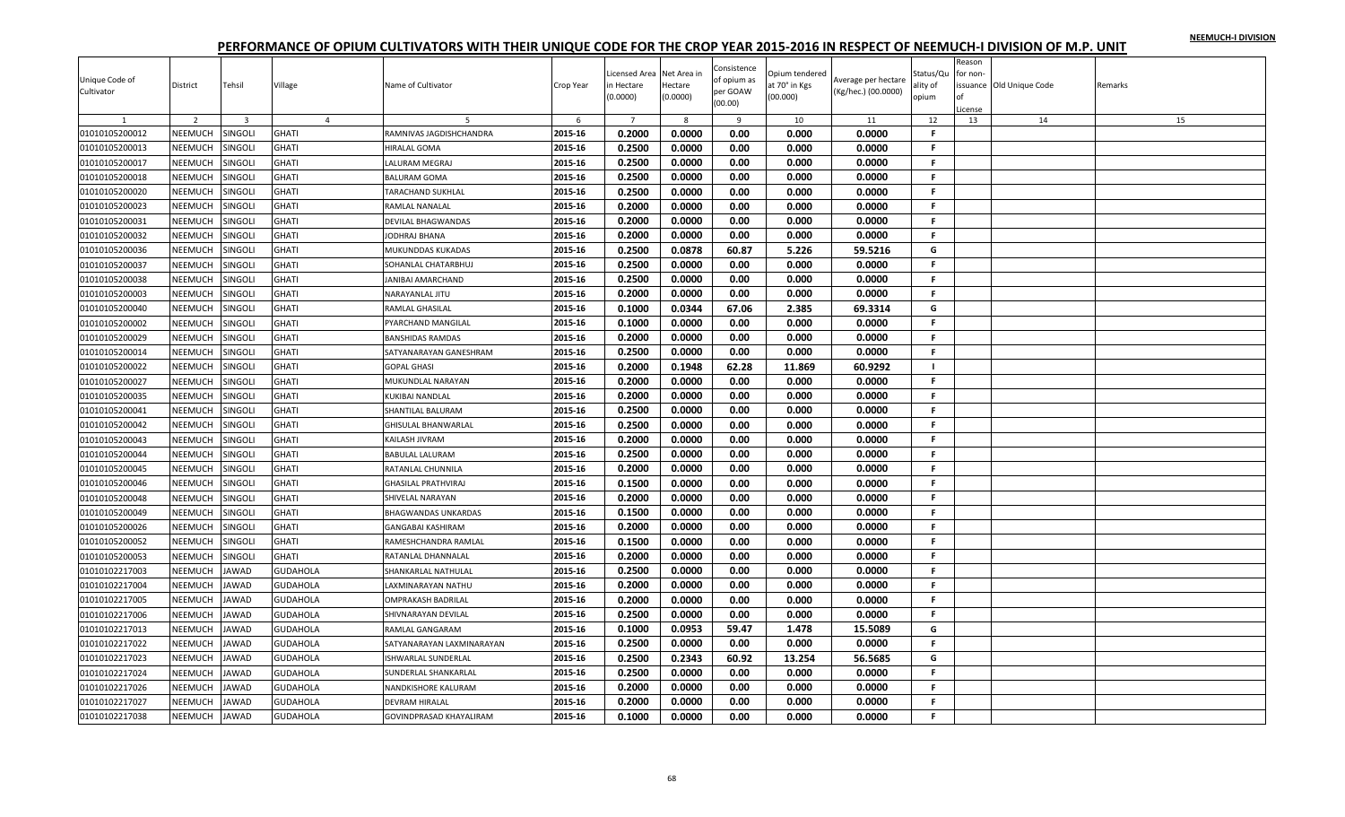# PERFORMANCE OF OPIUM CULTIVATORS WITH THEIR UNIQUE CODE FOR THE CROP YEAR 2015-2016 IN RESPECT OF NEEMUCH-I DIVISION OF M.P. UNIT

NEEMUCH-I DIVISION

| Unique Code of Cultivator | District | Tehsil | Village | Name of Cultivator | Crop Year | Licensed Area in Hectare (0.0000) | Net Area in Hectare (0.0000) | Consistence of opium as per GOAW (00.00) | Opium tendered at 70° in Kgs (00.000) | Average per hectare (Kg/hec.) (00.0000) | Status/Quality of opium | Reason for non-issuance of License | Old Unique Code | Remarks |
|---|---|---|---|---|---|---|---|---|---|---|---|---|---|---|
| 1 | 2 | 3 | 4 | 5 | 6 | 7 | 8 | 9 | 10 | 11 | 12 | 13 | 14 | 15 |
| 01010105200012 | NEEMUCH | SINGOLI | GHATI | RAMNIVAS JAGDISHCHANDRA | 2015-16 | 0.2000 | 0.0000 | 0.00 | 0.000 | 0.0000 | F | | | |
| 01010105200013 | NEEMUCH | SINGOLI | GHATI | HIRALAL GOMA | 2015-16 | 0.2500 | 0.0000 | 0.00 | 0.000 | 0.0000 | F | | | |
| 01010105200017 | NEEMUCH | SINGOLI | GHATI | LALURAM MEGRAJ | 2015-16 | 0.2500 | 0.0000 | 0.00 | 0.000 | 0.0000 | F | | | |
| 01010105200018 | NEEMUCH | SINGOLI | GHATI | BALURAM GOMA | 2015-16 | 0.2500 | 0.0000 | 0.00 | 0.000 | 0.0000 | F | | | |
| 01010105200020 | NEEMUCH | SINGOLI | GHATI | TARACHAND SUKHLAL | 2015-16 | 0.2500 | 0.0000 | 0.00 | 0.000 | 0.0000 | F | | | |
| 01010105200023 | NEEMUCH | SINGOLI | GHATI | RAMLAL NANALAL | 2015-16 | 0.2000 | 0.0000 | 0.00 | 0.000 | 0.0000 | F | | | |
| 01010105200031 | NEEMUCH | SINGOLI | GHATI | DEVILAL BHAGWANDAS | 2015-16 | 0.2000 | 0.0000 | 0.00 | 0.000 | 0.0000 | F | | | |
| 01010105200032 | NEEMUCH | SINGOLI | GHATI | JODHRAJ BHANA | 2015-16 | 0.2000 | 0.0000 | 0.00 | 0.000 | 0.0000 | F | | | |
| 01010105200036 | NEEMUCH | SINGOLI | GHATI | MUKUNDDAS KUKADAS | 2015-16 | 0.2500 | 0.0878 | 60.87 | 5.226 | 59.5216 | G | | | |
| 01010105200037 | NEEMUCH | SINGOLI | GHATI | SOHANLAL CHATARBHUJ | 2015-16 | 0.2500 | 0.0000 | 0.00 | 0.000 | 0.0000 | F | | | |
| 01010105200038 | NEEMUCH | SINGOLI | GHATI | JANIBAI AMARCHAND | 2015-16 | 0.2500 | 0.0000 | 0.00 | 0.000 | 0.0000 | F | | | |
| 01010105200003 | NEEMUCH | SINGOLI | GHATI | NARAYANLAL JITU | 2015-16 | 0.2000 | 0.0000 | 0.00 | 0.000 | 0.0000 | F | | | |
| 01010105200040 | NEEMUCH | SINGOLI | GHATI | RAMLAL GHASILAL | 2015-16 | 0.1000 | 0.0344 | 67.06 | 2.385 | 69.3314 | G | | | |
| 01010105200002 | NEEMUCH | SINGOLI | GHATI | PYARCHAND MANGILAL | 2015-16 | 0.1000 | 0.0000 | 0.00 | 0.000 | 0.0000 | F | | | |
| 01010105200029 | NEEMUCH | SINGOLI | GHATI | BANSHIDAS RAMDAS | 2015-16 | 0.2000 | 0.0000 | 0.00 | 0.000 | 0.0000 | F | | | |
| 01010105200014 | NEEMUCH | SINGOLI | GHATI | SATYANARAYAN GANESHRAM | 2015-16 | 0.2500 | 0.0000 | 0.00 | 0.000 | 0.0000 | F | | | |
| 01010105200022 | NEEMUCH | SINGOLI | GHATI | GOPAL GHASI | 2015-16 | 0.2000 | 0.1948 | 62.28 | 11.869 | 60.9292 | I | | | |
| 01010105200027 | NEEMUCH | SINGOLI | GHATI | MUKUNDLAL NARAYAN | 2015-16 | 0.2000 | 0.0000 | 0.00 | 0.000 | 0.0000 | F | | | |
| 01010105200035 | NEEMUCH | SINGOLI | GHATI | KUKIBAI NANDLAL | 2015-16 | 0.2000 | 0.0000 | 0.00 | 0.000 | 0.0000 | F | | | |
| 01010105200041 | NEEMUCH | SINGOLI | GHATI | SHANTILAL BALURAM | 2015-16 | 0.2500 | 0.0000 | 0.00 | 0.000 | 0.0000 | F | | | |
| 01010105200042 | NEEMUCH | SINGOLI | GHATI | GHISULAL BHANWARLAL | 2015-16 | 0.2500 | 0.0000 | 0.00 | 0.000 | 0.0000 | F | | | |
| 01010105200043 | NEEMUCH | SINGOLI | GHATI | KAILASH JIVRAM | 2015-16 | 0.2000 | 0.0000 | 0.00 | 0.000 | 0.0000 | F | | | |
| 01010105200044 | NEEMUCH | SINGOLI | GHATI | BABULAL LALURAM | 2015-16 | 0.2500 | 0.0000 | 0.00 | 0.000 | 0.0000 | F | | | |
| 01010105200045 | NEEMUCH | SINGOLI | GHATI | RATANLAL CHUNNILA | 2015-16 | 0.2000 | 0.0000 | 0.00 | 0.000 | 0.0000 | F | | | |
| 01010105200046 | NEEMUCH | SINGOLI | GHATI | GHASILAL PRATHVIRAJ | 2015-16 | 0.1500 | 0.0000 | 0.00 | 0.000 | 0.0000 | F | | | |
| 01010105200048 | NEEMUCH | SINGOLI | GHATI | SHIVELAL NARAYAN | 2015-16 | 0.2000 | 0.0000 | 0.00 | 0.000 | 0.0000 | F | | | |
| 01010105200049 | NEEMUCH | SINGOLI | GHATI | BHAGWANDAS UNKARDAS | 2015-16 | 0.1500 | 0.0000 | 0.00 | 0.000 | 0.0000 | F | | | |
| 01010105200026 | NEEMUCH | SINGOLI | GHATI | GANGABAI KASHIRAM | 2015-16 | 0.2000 | 0.0000 | 0.00 | 0.000 | 0.0000 | F | | | |
| 01010105200052 | NEEMUCH | SINGOLI | GHATI | RAMESHCHANDRA RAMLAL | 2015-16 | 0.1500 | 0.0000 | 0.00 | 0.000 | 0.0000 | F | | | |
| 01010105200053 | NEEMUCH | SINGOLI | GHATI | RATANLAL DHANNALAL | 2015-16 | 0.2000 | 0.0000 | 0.00 | 0.000 | 0.0000 | F | | | |
| 01010102217003 | NEEMUCH | JAWAD | GUDAHOLA | SHANKARLAL NATHULAL | 2015-16 | 0.2500 | 0.0000 | 0.00 | 0.000 | 0.0000 | F | | | |
| 01010102217004 | NEEMUCH | JAWAD | GUDAHOLA | LAXMINARAYAN NATHU | 2015-16 | 0.2000 | 0.0000 | 0.00 | 0.000 | 0.0000 | F | | | |
| 01010102217005 | NEEMUCH | JAWAD | GUDAHOLA | OMPRAKASH BADRILAL | 2015-16 | 0.2000 | 0.0000 | 0.00 | 0.000 | 0.0000 | F | | | |
| 01010102217006 | NEEMUCH | JAWAD | GUDAHOLA | SHIVNARAYAN DEVILAL | 2015-16 | 0.2500 | 0.0000 | 0.00 | 0.000 | 0.0000 | F | | | |
| 01010102217013 | NEEMUCH | JAWAD | GUDAHOLA | RAMLAL GANGARAM | 2015-16 | 0.1000 | 0.0953 | 59.47 | 1.478 | 15.5089 | G | | | |
| 01010102217022 | NEEMUCH | JAWAD | GUDAHOLA | SATYANARAYAN LAXMINARAYAN | 2015-16 | 0.2500 | 0.0000 | 0.00 | 0.000 | 0.0000 | F | | | |
| 01010102217023 | NEEMUCH | JAWAD | GUDAHOLA | ISHWARLAL SUNDERLAL | 2015-16 | 0.2500 | 0.2343 | 60.92 | 13.254 | 56.5685 | G | | | |
| 01010102217024 | NEEMUCH | JAWAD | GUDAHOLA | SUNDERLAL SHANKARLAL | 2015-16 | 0.2500 | 0.0000 | 0.00 | 0.000 | 0.0000 | F | | | |
| 01010102217026 | NEEMUCH | JAWAD | GUDAHOLA | NANDKISHORE KALURAM | 2015-16 | 0.2000 | 0.0000 | 0.00 | 0.000 | 0.0000 | F | | | |
| 01010102217027 | NEEMUCH | JAWAD | GUDAHOLA | DEVRAM HIRALAL | 2015-16 | 0.2000 | 0.0000 | 0.00 | 0.000 | 0.0000 | F | | | |
| 01010102217038 | NEEMUCH | JAWAD | GUDAHOLA | GOVINDPRASAD KHAYALIRAM | 2015-16 | 0.1000 | 0.0000 | 0.00 | 0.000 | 0.0000 | F | | | |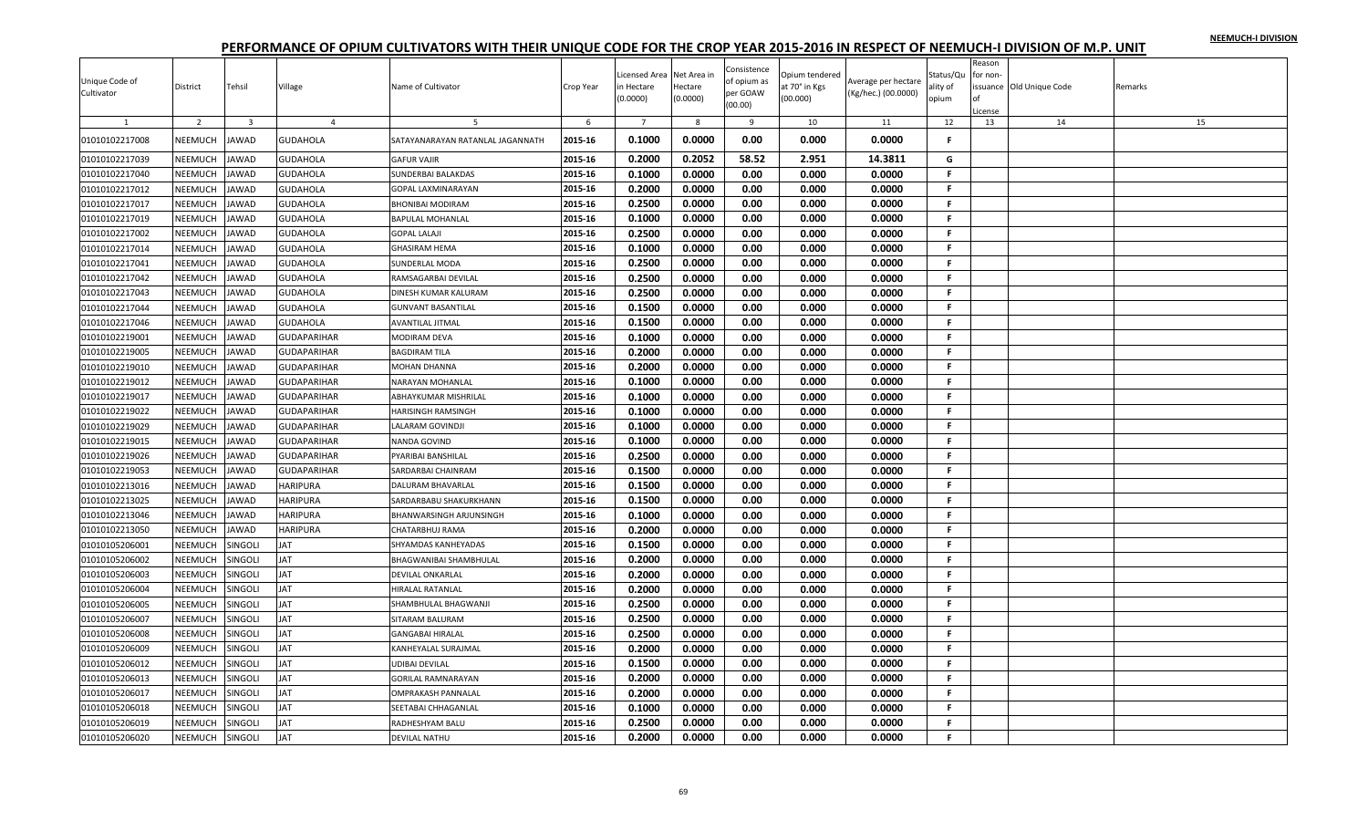NEEMUCH-I DIVISION

# PERFORMANCE OF OPIUM CULTIVATORS WITH THEIR UNIQUE CODE FOR THE CROP YEAR 2015-2016 IN RESPECT OF NEEMUCH-I DIVISION OF M.P. UNIT

| Unique Code of Cultivator | District | Tehsil | Village | Name of Cultivator | Crop Year | Licensed Area in Hectare (0.0000) | Net Area in Hectare (0.0000) | Consistence of opium as per GOAW (00.00) | Opium tendered at 70° in Kgs (00.000) | Average per hectare (Kg/hec.) (00.0000) | Status/Quality of opium | Reason for non-issuance of License | Old Unique Code | Remarks |
|---|---|---|---|---|---|---|---|---|---|---|---|---|---|---|
| 1 | 2 | 3 | 4 | 5 | 6 | 7 | 8 | 9 | 10 | 11 | 12 | 13 | 14 | 15 |
| 01010102217008 | NEEMUCH | JAWAD | GUDAHOLA | SATAYANARAYAN RATANLAL JAGANNATH | 2015-16 | 0.1000 | 0.0000 | 0.00 | 0.000 | 0.0000 | F | | | |
| 01010102217039 | NEEMUCH | JAWAD | GUDAHOLA | GAFUR VAJIR | 2015-16 | 0.2000 | 0.2052 | 58.52 | 2.951 | 14.3811 | G | | | |
| 01010102217040 | NEEMUCH | JAWAD | GUDAHOLA | SUNDERBAI BALAKDAS | 2015-16 | 0.1000 | 0.0000 | 0.00 | 0.000 | 0.0000 | F | | | |
| 01010102217012 | NEEMUCH | JAWAD | GUDAHOLA | GOPAL LAXMINARAYAN | 2015-16 | 0.2000 | 0.0000 | 0.00 | 0.000 | 0.0000 | F | | | |
| 01010102217017 | NEEMUCH | JAWAD | GUDAHOLA | BHONIBAI MODIRAM | 2015-16 | 0.2500 | 0.0000 | 0.00 | 0.000 | 0.0000 | F | | | |
| 01010102217019 | NEEMUCH | JAWAD | GUDAHOLA | BAPULAL MOHANLAL | 2015-16 | 0.1000 | 0.0000 | 0.00 | 0.000 | 0.0000 | F | | | |
| 01010102217002 | NEEMUCH | JAWAD | GUDAHOLA | GOPAL LALAJI | 2015-16 | 0.2500 | 0.0000 | 0.00 | 0.000 | 0.0000 | F | | | |
| 01010102217014 | NEEMUCH | JAWAD | GUDAHOLA | GHASIRAM HEMA | 2015-16 | 0.1000 | 0.0000 | 0.00 | 0.000 | 0.0000 | F | | | |
| 01010102217041 | NEEMUCH | JAWAD | GUDAHOLA | SUNDERLAL MODA | 2015-16 | 0.2500 | 0.0000 | 0.00 | 0.000 | 0.0000 | F | | | |
| 01010102217042 | NEEMUCH | JAWAD | GUDAHOLA | RAMSAGARBAI DEVILAL | 2015-16 | 0.2500 | 0.0000 | 0.00 | 0.000 | 0.0000 | F | | | |
| 01010102217043 | NEEMUCH | JAWAD | GUDAHOLA | DINESH KUMAR KALURAM | 2015-16 | 0.2500 | 0.0000 | 0.00 | 0.000 | 0.0000 | F | | | |
| 01010102217044 | NEEMUCH | JAWAD | GUDAHOLA | GUNVANT BASANTILAL | 2015-16 | 0.1500 | 0.0000 | 0.00 | 0.000 | 0.0000 | F | | | |
| 01010102217046 | NEEMUCH | JAWAD | GUDAHOLA | AVANTILAL JITMAL | 2015-16 | 0.1500 | 0.0000 | 0.00 | 0.000 | 0.0000 | F | | | |
| 01010102219001 | NEEMUCH | JAWAD | GUDAPARIHAR | MODIRAM DEVA | 2015-16 | 0.1000 | 0.0000 | 0.00 | 0.000 | 0.0000 | F | | | |
| 01010102219005 | NEEMUCH | JAWAD | GUDAPARIHAR | BAGDIRAM TILA | 2015-16 | 0.2000 | 0.0000 | 0.00 | 0.000 | 0.0000 | F | | | |
| 01010102219010 | NEEMUCH | JAWAD | GUDAPARIHAR | MOHAN DHANNA | 2015-16 | 0.2000 | 0.0000 | 0.00 | 0.000 | 0.0000 | F | | | |
| 01010102219012 | NEEMUCH | JAWAD | GUDAPARIHAR | NARAYAN MOHANLAL | 2015-16 | 0.1000 | 0.0000 | 0.00 | 0.000 | 0.0000 | F | | | |
| 01010102219017 | NEEMUCH | JAWAD | GUDAPARIHAR | ABHAYKUMAR MISHRILAL | 2015-16 | 0.1000 | 0.0000 | 0.00 | 0.000 | 0.0000 | F | | | |
| 01010102219022 | NEEMUCH | JAWAD | GUDAPARIHAR | HARISINGH RAMSINGH | 2015-16 | 0.1000 | 0.0000 | 0.00 | 0.000 | 0.0000 | F | | | |
| 01010102219029 | NEEMUCH | JAWAD | GUDAPARIHAR | LALARAM GOVINDJI | 2015-16 | 0.1000 | 0.0000 | 0.00 | 0.000 | 0.0000 | F | | | |
| 01010102219015 | NEEMUCH | JAWAD | GUDAPARIHAR | NANDA GOVIND | 2015-16 | 0.1000 | 0.0000 | 0.00 | 0.000 | 0.0000 | F | | | |
| 01010102219026 | NEEMUCH | JAWAD | GUDAPARIHAR | PYARIBAI BANSHILAL | 2015-16 | 0.2500 | 0.0000 | 0.00 | 0.000 | 0.0000 | F | | | |
| 01010102219053 | NEEMUCH | JAWAD | GUDAPARIHAR | SARDARBAI CHAINRAM | 2015-16 | 0.1500 | 0.0000 | 0.00 | 0.000 | 0.0000 | F | | | |
| 01010102213016 | NEEMUCH | JAWAD | HARIPURA | DALURAM BHAVARLAL | 2015-16 | 0.1500 | 0.0000 | 0.00 | 0.000 | 0.0000 | F | | | |
| 01010102213025 | NEEMUCH | JAWAD | HARIPURA | SARDARBABU SHAKURKHANN | 2015-16 | 0.1500 | 0.0000 | 0.00 | 0.000 | 0.0000 | F | | | |
| 01010102213046 | NEEMUCH | JAWAD | HARIPURA | BHANWARSINGH ARJUNSINGH | 2015-16 | 0.1000 | 0.0000 | 0.00 | 0.000 | 0.0000 | F | | | |
| 01010102213050 | NEEMUCH | JAWAD | HARIPURA | CHATARBHUJ RAMA | 2015-16 | 0.2000 | 0.0000 | 0.00 | 0.000 | 0.0000 | F | | | |
| 01010105206001 | NEEMUCH | SINGOLI | JAT | SHYAMDAS KANHEYADAS | 2015-16 | 0.1500 | 0.0000 | 0.00 | 0.000 | 0.0000 | F | | | |
| 01010105206002 | NEEMUCH | SINGOLI | JAT | BHAGWANIBAI SHAMBHULAL | 2015-16 | 0.2000 | 0.0000 | 0.00 | 0.000 | 0.0000 | F | | | |
| 01010105206003 | NEEMUCH | SINGOLI | JAT | DEVILAL ONKARLAL | 2015-16 | 0.2000 | 0.0000 | 0.00 | 0.000 | 0.0000 | F | | | |
| 01010105206004 | NEEMUCH | SINGOLI | JAT | HIRALAL RATANLAL | 2015-16 | 0.2000 | 0.0000 | 0.00 | 0.000 | 0.0000 | F | | | |
| 01010105206005 | NEEMUCH | SINGOLI | JAT | SHAMBHULAL BHAGWANJI | 2015-16 | 0.2500 | 0.0000 | 0.00 | 0.000 | 0.0000 | F | | | |
| 01010105206007 | NEEMUCH | SINGOLI | JAT | SITARAM BALURAM | 2015-16 | 0.2500 | 0.0000 | 0.00 | 0.000 | 0.0000 | F | | | |
| 01010105206008 | NEEMUCH | SINGOLI | JAT | GANGABAI HIRALAL | 2015-16 | 0.2500 | 0.0000 | 0.00 | 0.000 | 0.0000 | F | | | |
| 01010105206009 | NEEMUCH | SINGOLI | JAT | KANHEYALAL SURAJMAL | 2015-16 | 0.2000 | 0.0000 | 0.00 | 0.000 | 0.0000 | F | | | |
| 01010105206012 | NEEMUCH | SINGOLI | JAT | UDIBAI DEVILAL | 2015-16 | 0.1500 | 0.0000 | 0.00 | 0.000 | 0.0000 | F | | | |
| 01010105206013 | NEEMUCH | SINGOLI | JAT | GORILAL RAMNARAYAN | 2015-16 | 0.2000 | 0.0000 | 0.00 | 0.000 | 0.0000 | F | | | |
| 01010105206017 | NEEMUCH | SINGOLI | JAT | OMPRAKASH PANNALAL | 2015-16 | 0.2000 | 0.0000 | 0.00 | 0.000 | 0.0000 | F | | | |
| 01010105206018 | NEEMUCH | SINGOLI | JAT | SEETABAI CHHAGANLAL | 2015-16 | 0.1000 | 0.0000 | 0.00 | 0.000 | 0.0000 | F | | | |
| 01010105206019 | NEEMUCH | SINGOLI | JAT | RADHESHYAM BALU | 2015-16 | 0.2500 | 0.0000 | 0.00 | 0.000 | 0.0000 | F | | | |
| 01010105206020 | NEEMUCH | SINGOLI | JAT | DEVILAL NATHU | 2015-16 | 0.2000 | 0.0000 | 0.00 | 0.000 | 0.0000 | F | | | |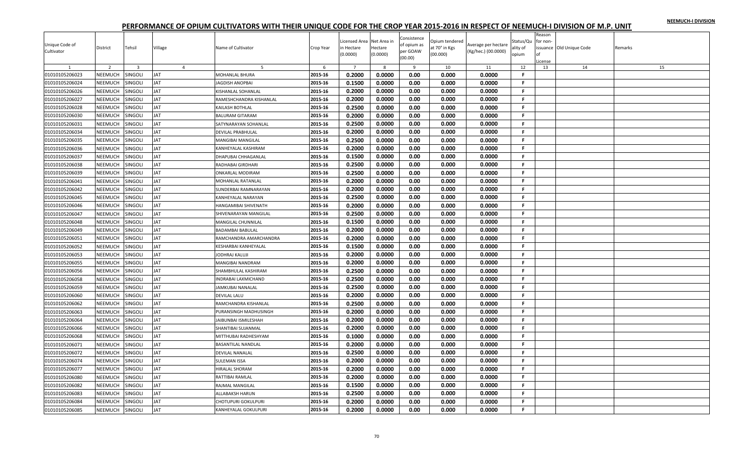# PERFORMANCE OF OPIUM CULTIVATORS WITH THEIR UNIQUE CODE FOR THE CROP YEAR 2015-2016 IN RESPECT OF NEEMUCH-I DIVISION OF M.P. UNIT

NEEMUCH-I DIVISION

| Unique Code of Cultivator | District | Tehsil | Village | Name of Cultivator | Crop Year | Licensed Area in Hectare (0.0000) | Net Area in Hectare (0.0000) | Consistence of opium as per GOAW (00.00) | Opium tendered at 70° in Kgs (00.000) | Average per hectare (Kg/hec.) (00.0000) | Status/Quality of opium | Reason for non-issuance of License | Old Unique Code | Remarks |
|---|---|---|---|---|---|---|---|---|---|---|---|---|---|---|
| 1 | 2 | 3 | 4 | 5 | 6 | 7 | 8 | 9 | 10 | 11 | 12 | 13 | 14 | 15 |
| 01010105206023 | NEEMUCH | SINGOLI | JAT | MOHANLAL BHURA | 2015-16 | 0.2000 | 0.0000 | 0.00 | 0.000 | 0.0000 | F | | | |
| 01010105206024 | NEEMUCH | SINGOLI | JAT | JAGDISH ANOPBAI | 2015-16 | 0.1500 | 0.0000 | 0.00 | 0.000 | 0.0000 | F | | | |
| 01010105206026 | NEEMUCH | SINGOLI | JAT | KISHANLAL SOHANLAL | 2015-16 | 0.2000 | 0.0000 | 0.00 | 0.000 | 0.0000 | F | | | |
| 01010105206027 | NEEMUCH | SINGOLI | JAT | RAMESHCHANDRA KISHANLAL | 2015-16 | 0.2000 | 0.0000 | 0.00 | 0.000 | 0.0000 | F | | | |
| 01010105206028 | NEEMUCH | SINGOLI | JAT | KAILASH BOTHLAL | 2015-16 | 0.2500 | 0.0000 | 0.00 | 0.000 | 0.0000 | F | | | |
| 01010105206030 | NEEMUCH | SINGOLI | JAT | BALURAM GITARAM | 2015-16 | 0.2000 | 0.0000 | 0.00 | 0.000 | 0.0000 | F | | | |
| 01010105206031 | NEEMUCH | SINGOLI | JAT | SATYNARAYAN SOHANLAL | 2015-16 | 0.2500 | 0.0000 | 0.00 | 0.000 | 0.0000 | F | | | |
| 01010105206034 | NEEMUCH | SINGOLI | JAT | DEVILAL PRABHULAL | 2015-16 | 0.2000 | 0.0000 | 0.00 | 0.000 | 0.0000 | F | | | |
| 01010105206035 | NEEMUCH | SINGOLI | JAT | MANGIBAI MANGILAL | 2015-16 | 0.2500 | 0.0000 | 0.00 | 0.000 | 0.0000 | F | | | |
| 01010105206036 | NEEMUCH | SINGOLI | JAT | KANHEYALAL KASHIRAM | 2015-16 | 0.2000 | 0.0000 | 0.00 | 0.000 | 0.0000 | F | | | |
| 01010105206037 | NEEMUCH | SINGOLI | JAT | DHAPUBAI CHHAGANLAL | 2015-16 | 0.1500 | 0.0000 | 0.00 | 0.000 | 0.0000 | F | | | |
| 01010105206038 | NEEMUCH | SINGOLI | JAT | RADHABAI GIRDHARI | 2015-16 | 0.2500 | 0.0000 | 0.00 | 0.000 | 0.0000 | F | | | |
| 01010105206039 | NEEMUCH | SINGOLI | JAT | ONKARLAL MODIRAM | 2015-16 | 0.2500 | 0.0000 | 0.00 | 0.000 | 0.0000 | F | | | |
| 01010105206041 | NEEMUCH | SINGOLI | JAT | MOHANLAL RATANLAL | 2015-16 | 0.2000 | 0.0000 | 0.00 | 0.000 | 0.0000 | F | | | |
| 01010105206042 | NEEMUCH | SINGOLI | JAT | SUNDERBAI RAMNARAYAN | 2015-16 | 0.2000 | 0.0000 | 0.00 | 0.000 | 0.0000 | F | | | |
| 01010105206045 | NEEMUCH | SINGOLI | JAT | KANHEYALAL NARAYAN | 2015-16 | 0.2500 | 0.0000 | 0.00 | 0.000 | 0.0000 | F | | | |
| 01010105206046 | NEEMUCH | SINGOLI | JAT | HANGAMIBAI SHIVENATH | 2015-16 | 0.2000 | 0.0000 | 0.00 | 0.000 | 0.0000 | F | | | |
| 01010105206047 | NEEMUCH | SINGOLI | JAT | SHIVENARAYAN MANGILAL | 2015-16 | 0.2500 | 0.0000 | 0.00 | 0.000 | 0.0000 | F | | | |
| 01010105206048 | NEEMUCH | SINGOLI | JAT | MANGILAL CHUNNILAL | 2015-16 | 0.1500 | 0.0000 | 0.00 | 0.000 | 0.0000 | F | | | |
| 01010105206049 | NEEMUCH | SINGOLI | JAT | BADAMBAI BABULAL | 2015-16 | 0.2000 | 0.0000 | 0.00 | 0.000 | 0.0000 | F | | | |
| 01010105206051 | NEEMUCH | SINGOLI | JAT | RAMCHANDRA AMARCHANDRA | 2015-16 | 0.2000 | 0.0000 | 0.00 | 0.000 | 0.0000 | F | | | |
| 01010105206052 | NEEMUCH | SINGOLI | JAT | KESHARBAI KANHEYALAL | 2015-16 | 0.1500 | 0.0000 | 0.00 | 0.000 | 0.0000 | F | | | |
| 01010105206053 | NEEMUCH | SINGOLI | JAT | JODHRAJ KALUJI | 2015-16 | 0.2000 | 0.0000 | 0.00 | 0.000 | 0.0000 | F | | | |
| 01010105206055 | NEEMUCH | SINGOLI | JAT | MANGIBAI NANDRAM | 2015-16 | 0.2000 | 0.0000 | 0.00 | 0.000 | 0.0000 | F | | | |
| 01010105206056 | NEEMUCH | SINGOLI | JAT | SHAMBHULAL KASHIRAM | 2015-16 | 0.2500 | 0.0000 | 0.00 | 0.000 | 0.0000 | F | | | |
| 01010105206058 | NEEMUCH | SINGOLI | JAT | INDRABAI LAXMICHAND | 2015-16 | 0.2500 | 0.0000 | 0.00 | 0.000 | 0.0000 | F | | | |
| 01010105206059 | NEEMUCH | SINGOLI | JAT | JAMKUBAI NANALAL | 2015-16 | 0.2500 | 0.0000 | 0.00 | 0.000 | 0.0000 | F | | | |
| 01010105206060 | NEEMUCH | SINGOLI | JAT | DEVILAL LALU | 2015-16 | 0.2000 | 0.0000 | 0.00 | 0.000 | 0.0000 | F | | | |
| 01010105206062 | NEEMUCH | SINGOLI | JAT | RAMCHANDRA KISHANLAL | 2015-16 | 0.2500 | 0.0000 | 0.00 | 0.000 | 0.0000 | F | | | |
| 01010105206063 | NEEMUCH | SINGOLI | JAT | PURANSINGH MADHUSINGH | 2015-16 | 0.2000 | 0.0000 | 0.00 | 0.000 | 0.0000 | F | | | |
| 01010105206064 | NEEMUCH | SINGOLI | JAT | JAIBUNBAI ISMILESHAH | 2015-16 | 0.2000 | 0.0000 | 0.00 | 0.000 | 0.0000 | F | | | |
| 01010105206066 | NEEMUCH | SINGOLI | JAT | SHANTIBAI SUJANMAL | 2015-16 | 0.2000 | 0.0000 | 0.00 | 0.000 | 0.0000 | F | | | |
| 01010105206068 | NEEMUCH | SINGOLI | JAT | MITTHUBAI RADHESHYAM | 2015-16 | 0.1000 | 0.0000 | 0.00 | 0.000 | 0.0000 | F | | | |
| 01010105206071 | NEEMUCH | SINGOLI | JAT | BASANTILAL NANDLAL | 2015-16 | 0.2000 | 0.0000 | 0.00 | 0.000 | 0.0000 | F | | | |
| 01010105206072 | NEEMUCH | SINGOLI | JAT | DEVILAL NANALAL | 2015-16 | 0.2500 | 0.0000 | 0.00 | 0.000 | 0.0000 | F | | | |
| 01010105206074 | NEEMUCH | SINGOLI | JAT | SULEMAN ISSA | 2015-16 | 0.2000 | 0.0000 | 0.00 | 0.000 | 0.0000 | F | | | |
| 01010105206077 | NEEMUCH | SINGOLI | JAT | HIRALAL SHORAM | 2015-16 | 0.2000 | 0.0000 | 0.00 | 0.000 | 0.0000 | F | | | |
| 01010105206080 | NEEMUCH | SINGOLI | JAT | RATTIBAI RAMLAL | 2015-16 | 0.2000 | 0.0000 | 0.00 | 0.000 | 0.0000 | F | | | |
| 01010105206082 | NEEMUCH | SINGOLI | JAT | RAJMAL MANGILAL | 2015-16 | 0.1500 | 0.0000 | 0.00 | 0.000 | 0.0000 | F | | | |
| 01010105206083 | NEEMUCH | SINGOLI | JAT | ALLABAKSH HARUN | 2015-16 | 0.2500 | 0.0000 | 0.00 | 0.000 | 0.0000 | F | | | |
| 01010105206084 | NEEMUCH | SINGOLI | JAT | CHOTUPURI GOKULPURI | 2015-16 | 0.2000 | 0.0000 | 0.00 | 0.000 | 0.0000 | F | | | |
| 01010105206085 | NEEMUCH | SINGOLI | JAT | KANHEYALAL GOKULPURI | 2015-16 | 0.2000 | 0.0000 | 0.00 | 0.000 | 0.0000 | F | | | |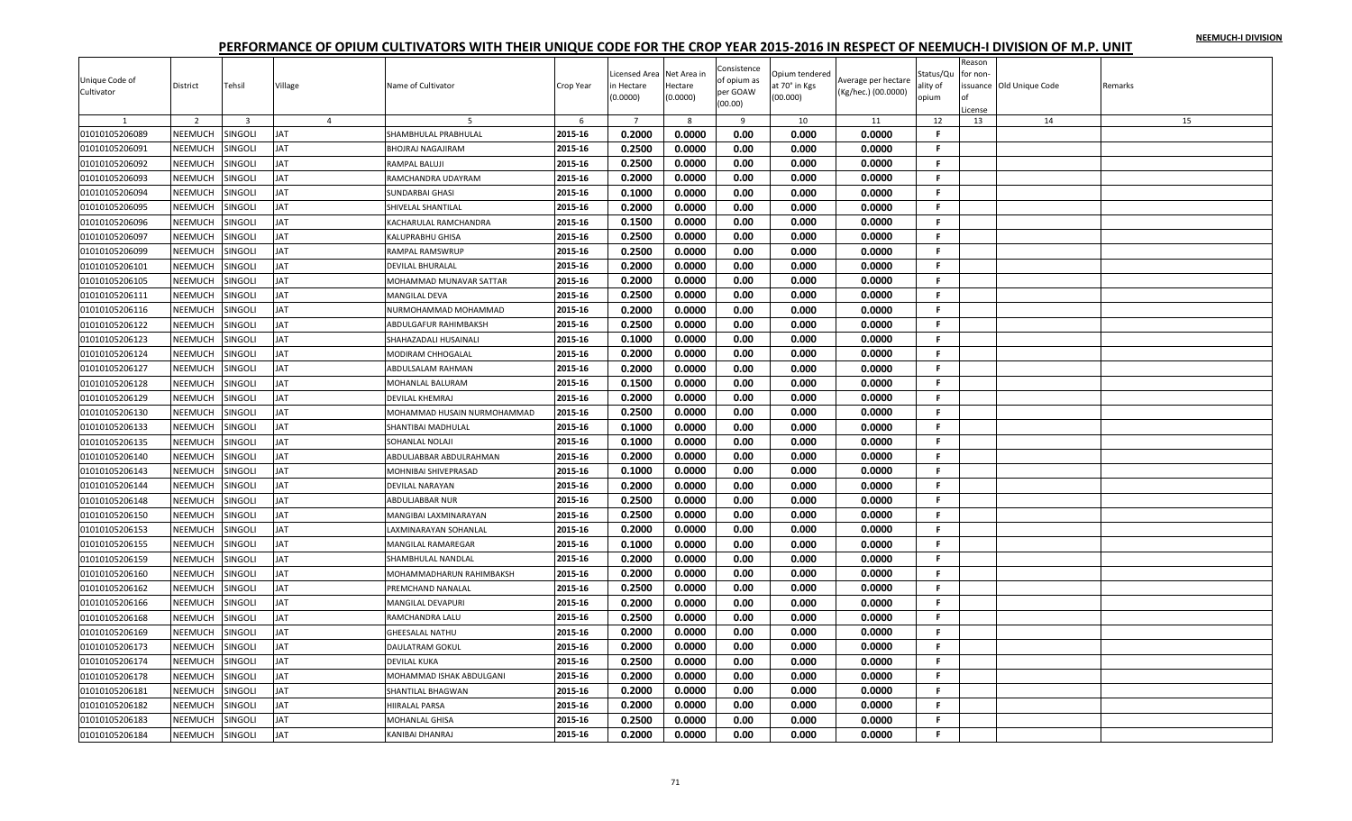# PERFORMANCE OF OPIUM CULTIVATORS WITH THEIR UNIQUE CODE FOR THE CROP YEAR 2015-2016 IN RESPECT OF NEEMUCH-I DIVISION OF M.P. UNIT

NEEMUCH-I DIVISION

| Unique Code of Cultivator | District | Tehsil | Village | Name of Cultivator | Crop Year | Licensed Area in Hectare (0.0000) | Net Area in Hectare (0.0000) | Consistence of opium as per GOAW (00.00) | Opium tendered at 70° in Kgs (00.000) | Average per hectare (Kg/hec.) (00.0000) | Status/Quality of opium | Reason for non-issuance of License | Old Unique Code | Remarks |
|---|---|---|---|---|---|---|---|---|---|---|---|---|---|---|
| 1 | 2 | 3 | 4 | 5 | 6 | 7 | 8 | 9 | 10 | 11 | 12 | 13 | 14 | 15 |
| 01010105206089 | NEEMUCH | SINGOLI | JAT | SHAMBHULAL PRABHULAL | 2015-16 | 0.2000 | 0.0000 | 0.00 | 0.000 | 0.0000 | F | | | |
| 01010105206091 | NEEMUCH | SINGOLI | JAT | BHOJRAJ NAGAJIRAM | 2015-16 | 0.2500 | 0.0000 | 0.00 | 0.000 | 0.0000 | F | | | |
| 01010105206092 | NEEMUCH | SINGOLI | JAT | RAMPAL BALUJI | 2015-16 | 0.2500 | 0.0000 | 0.00 | 0.000 | 0.0000 | F | | | |
| 01010105206093 | NEEMUCH | SINGOLI | JAT | RAMCHANDRA UDAYRAM | 2015-16 | 0.2000 | 0.0000 | 0.00 | 0.000 | 0.0000 | F | | | |
| 01010105206094 | NEEMUCH | SINGOLI | JAT | SUNDARBAI GHASI | 2015-16 | 0.1000 | 0.0000 | 0.00 | 0.000 | 0.0000 | F | | | |
| 01010105206095 | NEEMUCH | SINGOLI | JAT | SHIVELAL SHANTILAL | 2015-16 | 0.2000 | 0.0000 | 0.00 | 0.000 | 0.0000 | F | | | |
| 01010105206096 | NEEMUCH | SINGOLI | JAT | KACHARULAL RAMCHANDRA | 2015-16 | 0.1500 | 0.0000 | 0.00 | 0.000 | 0.0000 | F | | | |
| 01010105206097 | NEEMUCH | SINGOLI | JAT | KALUPRABHU GHISA | 2015-16 | 0.2500 | 0.0000 | 0.00 | 0.000 | 0.0000 | F | | | |
| 01010105206099 | NEEMUCH | SINGOLI | JAT | RAMPAL RAMSWRUP | 2015-16 | 0.2500 | 0.0000 | 0.00 | 0.000 | 0.0000 | F | | | |
| 01010105206101 | NEEMUCH | SINGOLI | JAT | DEVILAL BHURALAL | 2015-16 | 0.2000 | 0.0000 | 0.00 | 0.000 | 0.0000 | F | | | |
| 01010105206105 | NEEMUCH | SINGOLI | JAT | MOHAMMAD MUNAVAR SATTAR | 2015-16 | 0.2000 | 0.0000 | 0.00 | 0.000 | 0.0000 | F | | | |
| 01010105206111 | NEEMUCH | SINGOLI | JAT | MANGILAL DEVA | 2015-16 | 0.2500 | 0.0000 | 0.00 | 0.000 | 0.0000 | F | | | |
| 01010105206116 | NEEMUCH | SINGOLI | JAT | NURMOHAMMAD MOHAMMAD | 2015-16 | 0.2000 | 0.0000 | 0.00 | 0.000 | 0.0000 | F | | | |
| 01010105206122 | NEEMUCH | SINGOLI | JAT | ABDULGAFUR RAHIMBAKSH | 2015-16 | 0.2500 | 0.0000 | 0.00 | 0.000 | 0.0000 | F | | | |
| 01010105206123 | NEEMUCH | SINGOLI | JAT | SHAHAZADALI HUSAINALI | 2015-16 | 0.1000 | 0.0000 | 0.00 | 0.000 | 0.0000 | F | | | |
| 01010105206124 | NEEMUCH | SINGOLI | JAT | MODIRAM CHHOGALAL | 2015-16 | 0.2000 | 0.0000 | 0.00 | 0.000 | 0.0000 | F | | | |
| 01010105206127 | NEEMUCH | SINGOLI | JAT | ABDULSALAM RAHMAN | 2015-16 | 0.2000 | 0.0000 | 0.00 | 0.000 | 0.0000 | F | | | |
| 01010105206128 | NEEMUCH | SINGOLI | JAT | MOHANLAL BALURAM | 2015-16 | 0.1500 | 0.0000 | 0.00 | 0.000 | 0.0000 | F | | | |
| 01010105206129 | NEEMUCH | SINGOLI | JAT | DEVILAL KHEMRAJ | 2015-16 | 0.2000 | 0.0000 | 0.00 | 0.000 | 0.0000 | F | | | |
| 01010105206130 | NEEMUCH | SINGOLI | JAT | MOHAMMAD HUSAIN NURMOHAMMAD | 2015-16 | 0.2500 | 0.0000 | 0.00 | 0.000 | 0.0000 | F | | | |
| 01010105206133 | NEEMUCH | SINGOLI | JAT | SHANTIBAI MADHULAL | 2015-16 | 0.1000 | 0.0000 | 0.00 | 0.000 | 0.0000 | F | | | |
| 01010105206135 | NEEMUCH | SINGOLI | JAT | SOHANLAL NOLAJI | 2015-16 | 0.1000 | 0.0000 | 0.00 | 0.000 | 0.0000 | F | | | |
| 01010105206140 | NEEMUCH | SINGOLI | JAT | ABDULJABBAR ABDULRAHMAN | 2015-16 | 0.2000 | 0.0000 | 0.00 | 0.000 | 0.0000 | F | | | |
| 01010105206143 | NEEMUCH | SINGOLI | JAT | MOHNIBAI SHIVEPRASAD | 2015-16 | 0.1000 | 0.0000 | 0.00 | 0.000 | 0.0000 | F | | | |
| 01010105206144 | NEEMUCH | SINGOLI | JAT | DEVILAL NARAYAN | 2015-16 | 0.2000 | 0.0000 | 0.00 | 0.000 | 0.0000 | F | | | |
| 01010105206148 | NEEMUCH | SINGOLI | JAT | ABDULJABBAR NUR | 2015-16 | 0.2500 | 0.0000 | 0.00 | 0.000 | 0.0000 | F | | | |
| 01010105206150 | NEEMUCH | SINGOLI | JAT | MANGIBAI LAXMINARAYAN | 2015-16 | 0.2500 | 0.0000 | 0.00 | 0.000 | 0.0000 | F | | | |
| 01010105206153 | NEEMUCH | SINGOLI | JAT | LAXMINARAYAN SOHANLAL | 2015-16 | 0.2000 | 0.0000 | 0.00 | 0.000 | 0.0000 | F | | | |
| 01010105206155 | NEEMUCH | SINGOLI | JAT | MANGILAL RAMAREGAR | 2015-16 | 0.1000 | 0.0000 | 0.00 | 0.000 | 0.0000 | F | | | |
| 01010105206159 | NEEMUCH | SINGOLI | JAT | SHAMBHULAL NANDLAL | 2015-16 | 0.2000 | 0.0000 | 0.00 | 0.000 | 0.0000 | F | | | |
| 01010105206160 | NEEMUCH | SINGOLI | JAT | MOHAMMADHARUN RAHIMBAKSH | 2015-16 | 0.2000 | 0.0000 | 0.00 | 0.000 | 0.0000 | F | | | |
| 01010105206162 | NEEMUCH | SINGOLI | JAT | PREMCHAND NANALAL | 2015-16 | 0.2500 | 0.0000 | 0.00 | 0.000 | 0.0000 | F | | | |
| 01010105206166 | NEEMUCH | SINGOLI | JAT | MANGILAL DEVAPURI | 2015-16 | 0.2000 | 0.0000 | 0.00 | 0.000 | 0.0000 | F | | | |
| 01010105206168 | NEEMUCH | SINGOLI | JAT | RAMCHANDRA LALU | 2015-16 | 0.2500 | 0.0000 | 0.00 | 0.000 | 0.0000 | F | | | |
| 01010105206169 | NEEMUCH | SINGOLI | JAT | GHEESALAL NATHU | 2015-16 | 0.2000 | 0.0000 | 0.00 | 0.000 | 0.0000 | F | | | |
| 01010105206173 | NEEMUCH | SINGOLI | JAT | DAULATRAM GOKUL | 2015-16 | 0.2000 | 0.0000 | 0.00 | 0.000 | 0.0000 | F | | | |
| 01010105206174 | NEEMUCH | SINGOLI | JAT | DEVILAL KUKA | 2015-16 | 0.2500 | 0.0000 | 0.00 | 0.000 | 0.0000 | F | | | |
| 01010105206178 | NEEMUCH | SINGOLI | JAT | MOHAMMAD ISHAK ABDULGANI | 2015-16 | 0.2000 | 0.0000 | 0.00 | 0.000 | 0.0000 | F | | | |
| 01010105206181 | NEEMUCH | SINGOLI | JAT | SHANTILAL BHAGWAN | 2015-16 | 0.2000 | 0.0000 | 0.00 | 0.000 | 0.0000 | F | | | |
| 01010105206182 | NEEMUCH | SINGOLI | JAT | HIIRALAL PARSA | 2015-16 | 0.2000 | 0.0000 | 0.00 | 0.000 | 0.0000 | F | | | |
| 01010105206183 | NEEMUCH | SINGOLI | JAT | MOHANLAL GHISA | 2015-16 | 0.2500 | 0.0000 | 0.00 | 0.000 | 0.0000 | F | | | |
| 01010105206184 | NEEMUCH | SINGOLI | JAT | KANIBAI DHANRAJ | 2015-16 | 0.2000 | 0.0000 | 0.00 | 0.000 | 0.0000 | F | | | |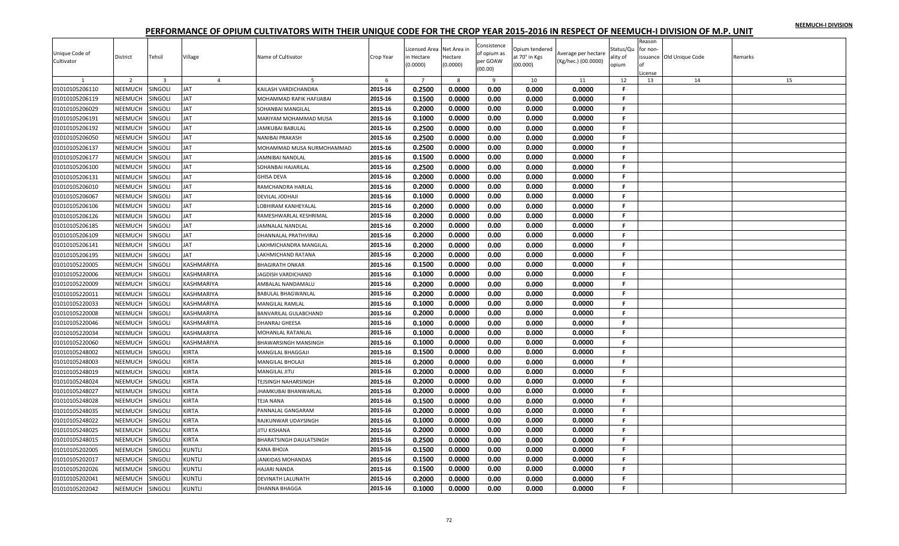NEEMUCH-I DIVISION

# PERFORMANCE OF OPIUM CULTIVATORS WITH THEIR UNIQUE CODE FOR THE CROP YEAR 2015-2016 IN RESPECT OF NEEMUCH-I DIVISION OF M.P. UNIT

| Unique Code of Cultivator | District | Tehsil | Village | Name of Cultivator | Crop Year | Licensed Area in Hectare (0.0000) | Net Area in Hectare (0.0000) | Consistence of opium as per GOAW (00.00) | Opium tendered at 70° in Kgs (00.000) | Average per hectare (Kg/hec.) (00.0000) | Status/Quality of opium | Reason for non-issuance of License | Old Unique Code | Remarks |
|---|---|---|---|---|---|---|---|---|---|---|---|---|---|---|
| 1 | 2 | 3 | 4 | 5 | 6 | 7 | 8 | 9 | 10 | 11 | 12 | 13 | 14 | 15 |
| 01010105206110 | NEEMUCH | SINGOLI | JAT | KAILASH VARDICHANDRA | 2015-16 | 0.2500 | 0.0000 | 0.00 | 0.000 | 0.0000 | F | | | |
| 01010105206119 | NEEMUCH | SINGOLI | JAT | MOHAMMAD RAFIK HAFIJABAI | 2015-16 | 0.1500 | 0.0000 | 0.00 | 0.000 | 0.0000 | F | | | |
| 01010105206029 | NEEMUCH | SINGOLI | JAT | SOHANBAI MANGILAL | 2015-16 | 0.2000 | 0.0000 | 0.00 | 0.000 | 0.0000 | F | | | |
| 01010105206191 | NEEMUCH | SINGOLI | JAT | MARIYAM MOHAMMAD MUSA | 2015-16 | 0.1000 | 0.0000 | 0.00 | 0.000 | 0.0000 | F | | | |
| 01010105206192 | NEEMUCH | SINGOLI | JAT | JAMKUBAI BABULAL | 2015-16 | 0.2500 | 0.0000 | 0.00 | 0.000 | 0.0000 | F | | | |
| 01010105206050 | NEEMUCH | SINGOLI | JAT | NANIBAI PRAKASH | 2015-16 | 0.2500 | 0.0000 | 0.00 | 0.000 | 0.0000 | F | | | |
| 01010105206137 | NEEMUCH | SINGOLI | JAT | MOHAMMAD MUSA NURMOHAMMAD | 2015-16 | 0.2500 | 0.0000 | 0.00 | 0.000 | 0.0000 | F | | | |
| 01010105206177 | NEEMUCH | SINGOLI | JAT | JAMNIBAI NANDLAL | 2015-16 | 0.1500 | 0.0000 | 0.00 | 0.000 | 0.0000 | F | | | |
| 01010105206100 | NEEMUCH | SINGOLI | JAT | SOHANBAI HAJARILAL | 2015-16 | 0.2500 | 0.0000 | 0.00 | 0.000 | 0.0000 | F | | | |
| 01010105206131 | NEEMUCH | SINGOLI | JAT | GHISA DEVA | 2015-16 | 0.2000 | 0.0000 | 0.00 | 0.000 | 0.0000 | F | | | |
| 01010105206010 | NEEMUCH | SINGOLI | JAT | RAMCHANDRA HARLAL | 2015-16 | 0.2000 | 0.0000 | 0.00 | 0.000 | 0.0000 | F | | | |
| 01010105206067 | NEEMUCH | SINGOLI | JAT | DEVILAL JODHAJI | 2015-16 | 0.1000 | 0.0000 | 0.00 | 0.000 | 0.0000 | F | | | |
| 01010105206106 | NEEMUCH | SINGOLI | JAT | LOBHIRAM KANHEYALAL | 2015-16 | 0.2000 | 0.0000 | 0.00 | 0.000 | 0.0000 | F | | | |
| 01010105206126 | NEEMUCH | SINGOLI | JAT | RAMESHWARLAL KESHRIMAL | 2015-16 | 0.2000 | 0.0000 | 0.00 | 0.000 | 0.0000 | F | | | |
| 01010105206185 | NEEMUCH | SINGOLI | JAT | JAMNALAL NANDLAL | 2015-16 | 0.2000 | 0.0000 | 0.00 | 0.000 | 0.0000 | F | | | |
| 01010105206109 | NEEMUCH | SINGOLI | JAT | DHANNALAL PRATHVIRAJ | 2015-16 | 0.2000 | 0.0000 | 0.00 | 0.000 | 0.0000 | F | | | |
| 01010105206141 | NEEMUCH | SINGOLI | JAT | LAKHMICHANDRA MANGILAL | 2015-16 | 0.2000 | 0.0000 | 0.00 | 0.000 | 0.0000 | F | | | |
| 01010105206195 | NEEMUCH | SINGOLI | JAT | LAKHMICHAND RATANA | 2015-16 | 0.2000 | 0.0000 | 0.00 | 0.000 | 0.0000 | F | | | |
| 01010105220005 | NEEMUCH | SINGOLI | KASHMARIYA | BHAGIRATH ONKAR | 2015-16 | 0.1500 | 0.0000 | 0.00 | 0.000 | 0.0000 | F | | | |
| 01010105220006 | NEEMUCH | SINGOLI | KASHMARIYA | JAGDISH VARDICHAND | 2015-16 | 0.1000 | 0.0000 | 0.00 | 0.000 | 0.0000 | F | | | |
| 01010105220009 | NEEMUCH | SINGOLI | KASHMARIYA | AMBALAL NANDAMALU | 2015-16 | 0.2000 | 0.0000 | 0.00 | 0.000 | 0.0000 | F | | | |
| 01010105220011 | NEEMUCH | SINGOLI | KASHMARIYA | BABULAL BHAGWANLAL | 2015-16 | 0.2000 | 0.0000 | 0.00 | 0.000 | 0.0000 | F | | | |
| 01010105220033 | NEEMUCH | SINGOLI | KASHMARIYA | MANGILAL RAMLAL | 2015-16 | 0.1000 | 0.0000 | 0.00 | 0.000 | 0.0000 | F | | | |
| 01010105220008 | NEEMUCH | SINGOLI | KASHMARIYA | BANVARILAL GULABCHAND | 2015-16 | 0.2000 | 0.0000 | 0.00 | 0.000 | 0.0000 | F | | | |
| 01010105220046 | NEEMUCH | SINGOLI | KASHMARIYA | DHANRAJ GHEESA | 2015-16 | 0.1000 | 0.0000 | 0.00 | 0.000 | 0.0000 | F | | | |
| 01010105220034 | NEEMUCH | SINGOLI | KASHMARIYA | MOHANLAL RATANLAL | 2015-16 | 0.1000 | 0.0000 | 0.00 | 0.000 | 0.0000 | F | | | |
| 01010105220060 | NEEMUCH | SINGOLI | KASHMARIYA | BHAWARSINGH MANSINGH | 2015-16 | 0.1000 | 0.0000 | 0.00 | 0.000 | 0.0000 | F | | | |
| 01010105248002 | NEEMUCH | SINGOLI | KIRTA | MANGILAL BHAGGAJI | 2015-16 | 0.1500 | 0.0000 | 0.00 | 0.000 | 0.0000 | F | | | |
| 01010105248003 | NEEMUCH | SINGOLI | KIRTA | MANGILAL BHOLAJI | 2015-16 | 0.2000 | 0.0000 | 0.00 | 0.000 | 0.0000 | F | | | |
| 01010105248019 | NEEMUCH | SINGOLI | KIRTA | MANGILAL JITU | 2015-16 | 0.2000 | 0.0000 | 0.00 | 0.000 | 0.0000 | F | | | |
| 01010105248024 | NEEMUCH | SINGOLI | KIRTA | TEJSINGH NAHARSINGH | 2015-16 | 0.2000 | 0.0000 | 0.00 | 0.000 | 0.0000 | F | | | |
| 01010105248027 | NEEMUCH | SINGOLI | KIRTA | JHAMKUBAI BHANWARLAL | 2015-16 | 0.2000 | 0.0000 | 0.00 | 0.000 | 0.0000 | F | | | |
| 01010105248028 | NEEMUCH | SINGOLI | KIRTA | TEJA NANA | 2015-16 | 0.1500 | 0.0000 | 0.00 | 0.000 | 0.0000 | F | | | |
| 01010105248035 | NEEMUCH | SINGOLI | KIRTA | PANNALAL GANGARAM | 2015-16 | 0.2000 | 0.0000 | 0.00 | 0.000 | 0.0000 | F | | | |
| 01010105248022 | NEEMUCH | SINGOLI | KIRTA | RAJKUNWAR UDAYSINGH | 2015-16 | 0.1000 | 0.0000 | 0.00 | 0.000 | 0.0000 | F | | | |
| 01010105248025 | NEEMUCH | SINGOLI | KIRTA | JITU KISHANA | 2015-16 | 0.2000 | 0.0000 | 0.00 | 0.000 | 0.0000 | F | | | |
| 01010105248015 | NEEMUCH | SINGOLI | KIRTA | BHARATSINGH DAULATSINGH | 2015-16 | 0.2500 | 0.0000 | 0.00 | 0.000 | 0.0000 | F | | | |
| 01010105202005 | NEEMUCH | SINGOLI | KUNTLI | KANA BHOJA | 2015-16 | 0.1500 | 0.0000 | 0.00 | 0.000 | 0.0000 | F | | | |
| 01010105202017 | NEEMUCH | SINGOLI | KUNTLI | JANKIDAS MOHANDAS | 2015-16 | 0.1500 | 0.0000 | 0.00 | 0.000 | 0.0000 | F | | | |
| 01010105202026 | NEEMUCH | SINGOLI | KUNTLI | HAJARI NANDA | 2015-16 | 0.1500 | 0.0000 | 0.00 | 0.000 | 0.0000 | F | | | |
| 01010105202041 | NEEMUCH | SINGOLI | KUNTLI | DEVINATH LALUNATH | 2015-16 | 0.2000 | 0.0000 | 0.00 | 0.000 | 0.0000 | F | | | |
| 01010105202042 | NEEMUCH | SINGOLI | KUNTLI | DHANNA BHAGGA | 2015-16 | 0.1000 | 0.0000 | 0.00 | 0.000 | 0.0000 | F | | | |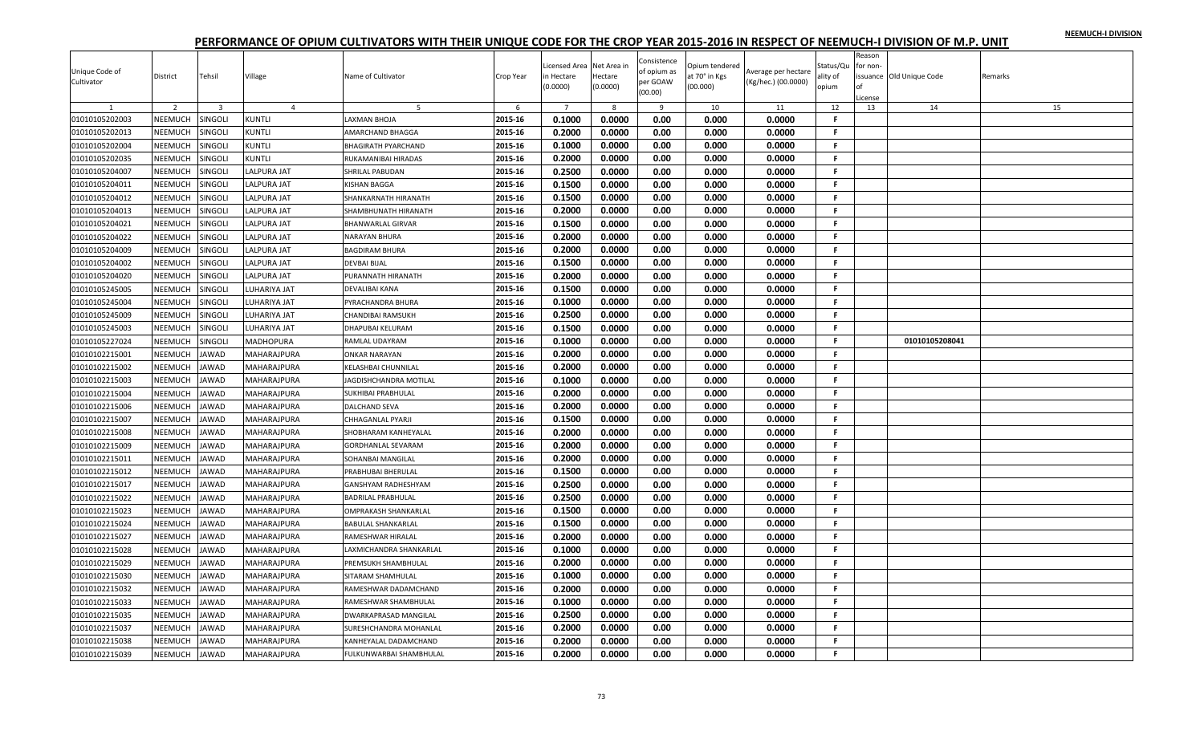## PERFORMANCE OF OPIUM CULTIVATORS WITH THEIR UNIQUE CODE FOR THE CROP YEAR 2015-2016 IN RESPECT OF NEEMUCH-I DIVISION OF M.P. UNIT

NEEMUCH-I DIVISION

| Unique Code of Cultivator | District | Tehsil | Village | Name of Cultivator | Crop Year | Licensed Area in Hectare (0.0000) | Net Area in Hectare (0.0000) | Consistence of opium as per GOAW (00.00) | Opium tendered at 70° in Kgs (00.000) | Average per hectare (Kg/hec.) (00.0000) | Status/Quality of opium | Reason for non-issuance of License | Old Unique Code | Remarks |
|---|---|---|---|---|---|---|---|---|---|---|---|---|---|---|
| 1 | 2 | 3 | 4 | 5 | 6 | 7 | 8 | 9 | 10 | 11 | 12 | 13 | 14 | 15 |
| 01010105202003 | NEEMUCH | SINGOLI | KUNTLI | LAXMAN BHOJA | 2015-16 | 0.1000 | 0.0000 | 0.00 | 0.000 | 0.0000 | F | | | |
| 01010105202013 | NEEMUCH | SINGOLI | KUNTLI | AMARCHAND BHAGGA | 2015-16 | 0.2000 | 0.0000 | 0.00 | 0.000 | 0.0000 | F | | | |
| 01010105202004 | NEEMUCH | SINGOLI | KUNTLI | BHAGIRATH PYARCHAND | 2015-16 | 0.1000 | 0.0000 | 0.00 | 0.000 | 0.0000 | F | | | |
| 01010105202035 | NEEMUCH | SINGOLI | KUNTLI | RUKAMANIBAI HIRADAS | 2015-16 | 0.2000 | 0.0000 | 0.00 | 0.000 | 0.0000 | F | | | |
| 01010105204007 | NEEMUCH | SINGOLI | LALPURA JAT | SHRILAL PABUDAN | 2015-16 | 0.2500 | 0.0000 | 0.00 | 0.000 | 0.0000 | F | | | |
| 01010105204011 | NEEMUCH | SINGOLI | LALPURA JAT | KISHAN BAGGA | 2015-16 | 0.1500 | 0.0000 | 0.00 | 0.000 | 0.0000 | F | | | |
| 01010105204012 | NEEMUCH | SINGOLI | LALPURA JAT | SHANKARNATH HIRANATH | 2015-16 | 0.1500 | 0.0000 | 0.00 | 0.000 | 0.0000 | F | | | |
| 01010105204013 | NEEMUCH | SINGOLI | LALPURA JAT | SHAMBHUNATH HIRANATH | 2015-16 | 0.2000 | 0.0000 | 0.00 | 0.000 | 0.0000 | F | | | |
| 01010105204021 | NEEMUCH | SINGOLI | LALPURA JAT | BHANWARLAL GIRVAR | 2015-16 | 0.1500 | 0.0000 | 0.00 | 0.000 | 0.0000 | F | | | |
| 01010105204022 | NEEMUCH | SINGOLI | LALPURA JAT | NARAYAN BHURA | 2015-16 | 0.2000 | 0.0000 | 0.00 | 0.000 | 0.0000 | F | | | |
| 01010105204009 | NEEMUCH | SINGOLI | LALPURA JAT | BAGDIRAM BHURA | 2015-16 | 0.2000 | 0.0000 | 0.00 | 0.000 | 0.0000 | F | | | |
| 01010105204002 | NEEMUCH | SINGOLI | LALPURA JAT | DEVBAI BIJAL | 2015-16 | 0.1500 | 0.0000 | 0.00 | 0.000 | 0.0000 | F | | | |
| 01010105204020 | NEEMUCH | SINGOLI | LALPURA JAT | PURANNATH HIRANATH | 2015-16 | 0.2000 | 0.0000 | 0.00 | 0.000 | 0.0000 | F | | | |
| 01010105245005 | NEEMUCH | SINGOLI | LUHARIYA JAT | DEVALIBAI KANA | 2015-16 | 0.1500 | 0.0000 | 0.00 | 0.000 | 0.0000 | F | | | |
| 01010105245004 | NEEMUCH | SINGOLI | LUHARIYA JAT | PYRACHANDRA BHURA | 2015-16 | 0.1000 | 0.0000 | 0.00 | 0.000 | 0.0000 | F | | | |
| 01010105245009 | NEEMUCH | SINGOLI | LUHARIYA JAT | CHANDIBAI RAMSUKH | 2015-16 | 0.2500 | 0.0000 | 0.00 | 0.000 | 0.0000 | F | | | |
| 01010105245003 | NEEMUCH | SINGOLI | LUHARIYA JAT | DHAPUBAI KELURAM | 2015-16 | 0.1500 | 0.0000 | 0.00 | 0.000 | 0.0000 | F | | | |
| 01010105227024 | NEEMUCH | SINGOLI | MADHOPURA | RAMLAL UDAYRAM | 2015-16 | 0.1000 | 0.0000 | 0.00 | 0.000 | 0.0000 | F | | 01010105208041 | |
| 01010102215001 | NEEMUCH | JAWAD | MAHARAJPURA | ONKAR NARAYAN | 2015-16 | 0.2000 | 0.0000 | 0.00 | 0.000 | 0.0000 | F | | | |
| 01010102215002 | NEEMUCH | JAWAD | MAHARAJPURA | KELASHBAI CHUNNILAL | 2015-16 | 0.2000 | 0.0000 | 0.00 | 0.000 | 0.0000 | F | | | |
| 01010102215003 | NEEMUCH | JAWAD | MAHARAJPURA | JAGDISHCHANDRA MOTILAL | 2015-16 | 0.1000 | 0.0000 | 0.00 | 0.000 | 0.0000 | F | | | |
| 01010102215004 | NEEMUCH | JAWAD | MAHARAJPURA | SUKHIBAI PRABHULAL | 2015-16 | 0.2000 | 0.0000 | 0.00 | 0.000 | 0.0000 | F | | | |
| 01010102215006 | NEEMUCH | JAWAD | MAHARAJPURA | DALCHAND SEVA | 2015-16 | 0.2000 | 0.0000 | 0.00 | 0.000 | 0.0000 | F | | | |
| 01010102215007 | NEEMUCH | JAWAD | MAHARAJPURA | CHHAGANLAL PYARJI | 2015-16 | 0.1500 | 0.0000 | 0.00 | 0.000 | 0.0000 | F | | | |
| 01010102215008 | NEEMUCH | JAWAD | MAHARAJPURA | SHOBHARAM KANHEYALAL | 2015-16 | 0.2000 | 0.0000 | 0.00 | 0.000 | 0.0000 | F | | | |
| 01010102215009 | NEEMUCH | JAWAD | MAHARAJPURA | GORDHANLAL SEVARAM | 2015-16 | 0.2000 | 0.0000 | 0.00 | 0.000 | 0.0000 | F | | | |
| 01010102215011 | NEEMUCH | JAWAD | MAHARAJPURA | SOHANBAI MANGILAL | 2015-16 | 0.2000 | 0.0000 | 0.00 | 0.000 | 0.0000 | F | | | |
| 01010102215012 | NEEMUCH | JAWAD | MAHARAJPURA | PRABHUBAI BHERULAL | 2015-16 | 0.1500 | 0.0000 | 0.00 | 0.000 | 0.0000 | F | | | |
| 01010102215017 | NEEMUCH | JAWAD | MAHARAJPURA | GANSHYAM RADHESHYAM | 2015-16 | 0.2500 | 0.0000 | 0.00 | 0.000 | 0.0000 | F | | | |
| 01010102215022 | NEEMUCH | JAWAD | MAHARAJPURA | BADRILAL PRABHULAL | 2015-16 | 0.2500 | 0.0000 | 0.00 | 0.000 | 0.0000 | F | | | |
| 01010102215023 | NEEMUCH | JAWAD | MAHARAJPURA | OMPRAKASH SHANKARLAL | 2015-16 | 0.1500 | 0.0000 | 0.00 | 0.000 | 0.0000 | F | | | |
| 01010102215024 | NEEMUCH | JAWAD | MAHARAJPURA | BABULAL SHANKARLAL | 2015-16 | 0.1500 | 0.0000 | 0.00 | 0.000 | 0.0000 | F | | | |
| 01010102215027 | NEEMUCH | JAWAD | MAHARAJPURA | RAMESHWAR HIRALAL | 2015-16 | 0.2000 | 0.0000 | 0.00 | 0.000 | 0.0000 | F | | | |
| 01010102215028 | NEEMUCH | JAWAD | MAHARAJPURA | LAXMICHANDRA SHANKARLAL | 2015-16 | 0.1000 | 0.0000 | 0.00 | 0.000 | 0.0000 | F | | | |
| 01010102215029 | NEEMUCH | JAWAD | MAHARAJPURA | PREMSUKH SHAMBHULAL | 2015-16 | 0.2000 | 0.0000 | 0.00 | 0.000 | 0.0000 | F | | | |
| 01010102215030 | NEEMUCH | JAWAD | MAHARAJPURA | SITARAM SHAMHULAL | 2015-16 | 0.1000 | 0.0000 | 0.00 | 0.000 | 0.0000 | F | | | |
| 01010102215032 | NEEMUCH | JAWAD | MAHARAJPURA | RAMESHWAR DADAMCHAND | 2015-16 | 0.2000 | 0.0000 | 0.00 | 0.000 | 0.0000 | F | | | |
| 01010102215033 | NEEMUCH | JAWAD | MAHARAJPURA | RAMESHWAR SHAMBHULAL | 2015-16 | 0.1000 | 0.0000 | 0.00 | 0.000 | 0.0000 | F | | | |
| 01010102215035 | NEEMUCH | JAWAD | MAHARAJPURA | DWARKAPRASAD MANGILAL | 2015-16 | 0.2500 | 0.0000 | 0.00 | 0.000 | 0.0000 | F | | | |
| 01010102215037 | NEEMUCH | JAWAD | MAHARAJPURA | SURESHCHANDRA MOHANLAL | 2015-16 | 0.2000 | 0.0000 | 0.00 | 0.000 | 0.0000 | F | | | |
| 01010102215038 | NEEMUCH | JAWAD | MAHARAJPURA | KANHEYALAL DADAMCHAND | 2015-16 | 0.2000 | 0.0000 | 0.00 | 0.000 | 0.0000 | F | | | |
| 01010102215039 | NEEMUCH | JAWAD | MAHARAJPURA | FULKUNWARBAI SHAMBHULAL | 2015-16 | 0.2000 | 0.0000 | 0.00 | 0.000 | 0.0000 | F | | | |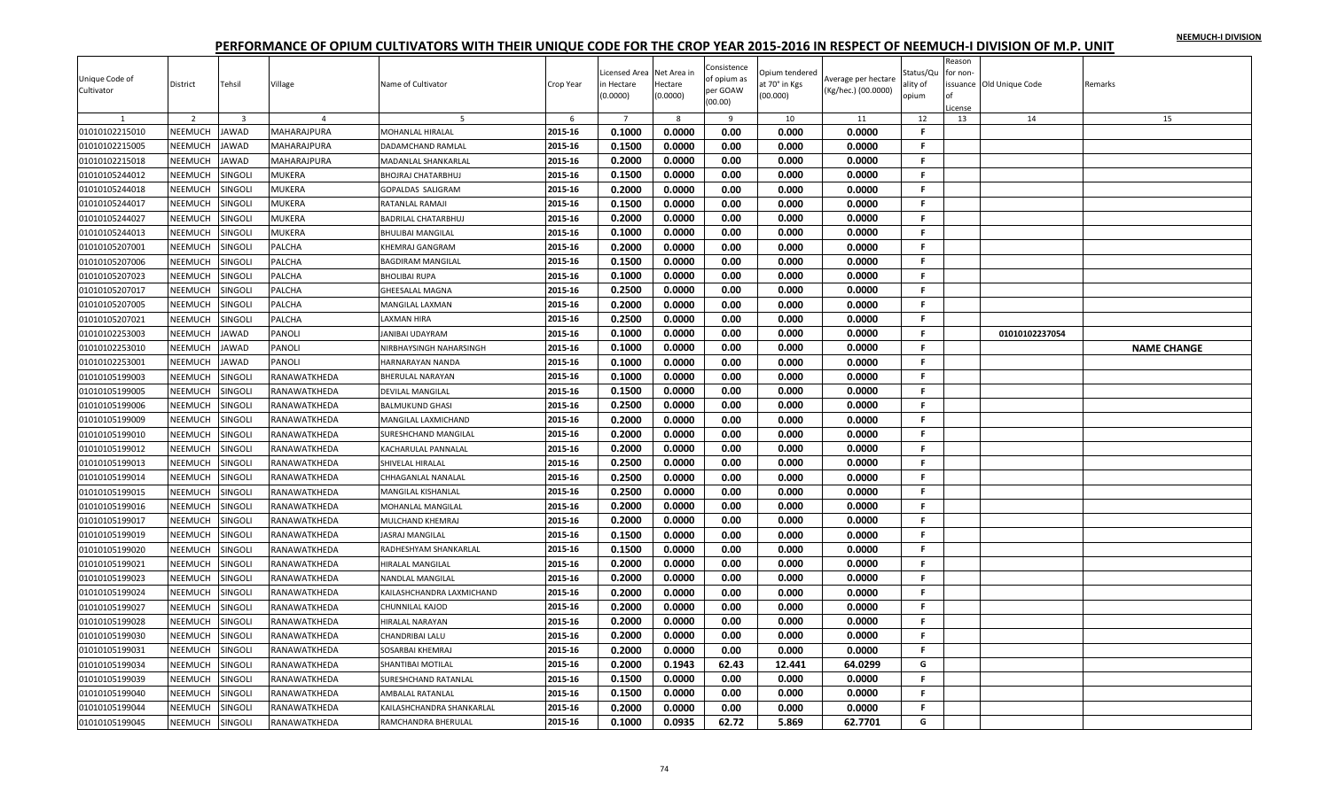# PERFORMANCE OF OPIUM CULTIVATORS WITH THEIR UNIQUE CODE FOR THE CROP YEAR 2015-2016 IN RESPECT OF NEEMUCH-I DIVISION OF M.P. UNIT

| Unique Code of Cultivator | District | Tehsil | Village | Name of Cultivator | Crop Year | Licensed Area in Hectare (0.0000) | Net Area in Hectare (0.0000) | Consistence of opium as per GOAW (00.00) | Opium tendered at 70° in Kgs (00.000) | Average per hectare (Kg/hec.) (00.0000) | Status/Quality of opium | Reason for non-issuance of License | Old Unique Code | Remarks |
|---|---|---|---|---|---|---|---|---|---|---|---|---|---|---|
| 1 | 2 | 3 | 4 | 5 | 6 | 7 | 8 | 9 | 10 | 11 | 12 | 13 | 14 | 15 |
| 01010102215010 | NEEMUCH | JAWAD | MAHARAJPURA | MOHANLAL HIRALAL | 2015-16 | 0.1000 | 0.0000 | 0.00 | 0.000 | 0.0000 | F | | | |
| 01010102215005 | NEEMUCH | JAWAD | MAHARAJPURA | DADAMCHAND RAMLAL | 2015-16 | 0.1500 | 0.0000 | 0.00 | 0.000 | 0.0000 | F | | | |
| 01010102215018 | NEEMUCH | JAWAD | MAHARAJPURA | MADANLAL SHANKARLAL | 2015-16 | 0.2000 | 0.0000 | 0.00 | 0.000 | 0.0000 | F | | | |
| 01010105244012 | NEEMUCH | SINGOLI | MUKERA | BHOJRAJ CHATARBHUJ | 2015-16 | 0.1500 | 0.0000 | 0.00 | 0.000 | 0.0000 | F | | | |
| 01010105244018 | NEEMUCH | SINGOLI | MUKERA | GOPALDAS SALIGRAM | 2015-16 | 0.2000 | 0.0000 | 0.00 | 0.000 | 0.0000 | F | | | |
| 01010105244017 | NEEMUCH | SINGOLI | MUKERA | RATANLAL RAMAJI | 2015-16 | 0.1500 | 0.0000 | 0.00 | 0.000 | 0.0000 | F | | | |
| 01010105244027 | NEEMUCH | SINGOLI | MUKERA | BADRILAL CHATARBHUJ | 2015-16 | 0.2000 | 0.0000 | 0.00 | 0.000 | 0.0000 | F | | | |
| 01010105244013 | NEEMUCH | SINGOLI | MUKERA | BHULIBAI MANGILAL | 2015-16 | 0.1000 | 0.0000 | 0.00 | 0.000 | 0.0000 | F | | | |
| 01010105207001 | NEEMUCH | SINGOLI | PALCHA | KHEMRAJ GANGRAM | 2015-16 | 0.2000 | 0.0000 | 0.00 | 0.000 | 0.0000 | F | | | |
| 01010105207006 | NEEMUCH | SINGOLI | PALCHA | BAGDIRAM MANGILAL | 2015-16 | 0.1500 | 0.0000 | 0.00 | 0.000 | 0.0000 | F | | | |
| 01010105207023 | NEEMUCH | SINGOLI | PALCHA | BHOLIBAI RUPA | 2015-16 | 0.1000 | 0.0000 | 0.00 | 0.000 | 0.0000 | F | | | |
| 01010105207017 | NEEMUCH | SINGOLI | PALCHA | GHEESALAL MAGNA | 2015-16 | 0.2500 | 0.0000 | 0.00 | 0.000 | 0.0000 | F | | | |
| 01010105207005 | NEEMUCH | SINGOLI | PALCHA | MANGILAL LAXMAN | 2015-16 | 0.2000 | 0.0000 | 0.00 | 0.000 | 0.0000 | F | | | |
| 01010105207021 | NEEMUCH | SINGOLI | PALCHA | LAXMAN HIRA | 2015-16 | 0.2500 | 0.0000 | 0.00 | 0.000 | 0.0000 | F | | | |
| 01010102253003 | NEEMUCH | JAWAD | PANOLI | JANIBAI UDAYRAM | 2015-16 | 0.1000 | 0.0000 | 0.00 | 0.000 | 0.0000 | F | | 01010102237054 | |
| 01010102253010 | NEEMUCH | JAWAD | PANOLI | NIRBHAYSINGH NAHARSINGH | 2015-16 | 0.1000 | 0.0000 | 0.00 | 0.000 | 0.0000 | F | | | NAME CHANGE |
| 01010102253001 | NEEMUCH | JAWAD | PANOLI | HARNARAYAN NANDA | 2015-16 | 0.1000 | 0.0000 | 0.00 | 0.000 | 0.0000 | F | | | |
| 01010105199003 | NEEMUCH | SINGOLI | RANAWATKHEDA | BHERULAL NARAYAN | 2015-16 | 0.1000 | 0.0000 | 0.00 | 0.000 | 0.0000 | F | | | |
| 01010105199005 | NEEMUCH | SINGOLI | RANAWATKHEDA | DEVILAL MANGILAL | 2015-16 | 0.1500 | 0.0000 | 0.00 | 0.000 | 0.0000 | F | | | |
| 01010105199006 | NEEMUCH | SINGOLI | RANAWATKHEDA | BALMUKUND GHASI | 2015-16 | 0.2500 | 0.0000 | 0.00 | 0.000 | 0.0000 | F | | | |
| 01010105199009 | NEEMUCH | SINGOLI | RANAWATKHEDA | MANGILAL LAXMICHAND | 2015-16 | 0.2000 | 0.0000 | 0.00 | 0.000 | 0.0000 | F | | | |
| 01010105199010 | NEEMUCH | SINGOLI | RANAWATKHEDA | SURESHCHAND MANGILAL | 2015-16 | 0.2000 | 0.0000 | 0.00 | 0.000 | 0.0000 | F | | | |
| 01010105199012 | NEEMUCH | SINGOLI | RANAWATKHEDA | KACHARULAL PANNALAL | 2015-16 | 0.2000 | 0.0000 | 0.00 | 0.000 | 0.0000 | F | | | |
| 01010105199013 | NEEMUCH | SINGOLI | RANAWATKHEDA | SHIVELAL HIRALAL | 2015-16 | 0.2500 | 0.0000 | 0.00 | 0.000 | 0.0000 | F | | | |
| 01010105199014 | NEEMUCH | SINGOLI | RANAWATKHEDA | CHHAGANLAL NANALAL | 2015-16 | 0.2500 | 0.0000 | 0.00 | 0.000 | 0.0000 | F | | | |
| 01010105199015 | NEEMUCH | SINGOLI | RANAWATKHEDA | MANGILAL KISHANLAL | 2015-16 | 0.2500 | 0.0000 | 0.00 | 0.000 | 0.0000 | F | | | |
| 01010105199016 | NEEMUCH | SINGOLI | RANAWATKHEDA | MOHANLAL MANGILAL | 2015-16 | 0.2000 | 0.0000 | 0.00 | 0.000 | 0.0000 | F | | | |
| 01010105199017 | NEEMUCH | SINGOLI | RANAWATKHEDA | MULCHAND KHEMRAJ | 2015-16 | 0.2000 | 0.0000 | 0.00 | 0.000 | 0.0000 | F | | | |
| 01010105199019 | NEEMUCH | SINGOLI | RANAWATKHEDA | JASRAJ MANGILAL | 2015-16 | 0.1500 | 0.0000 | 0.00 | 0.000 | 0.0000 | F | | | |
| 01010105199020 | NEEMUCH | SINGOLI | RANAWATKHEDA | RADHESHYAM SHANKARLAL | 2015-16 | 0.1500 | 0.0000 | 0.00 | 0.000 | 0.0000 | F | | | |
| 01010105199021 | NEEMUCH | SINGOLI | RANAWATKHEDA | HIRALAL MANGILAL | 2015-16 | 0.2000 | 0.0000 | 0.00 | 0.000 | 0.0000 | F | | | |
| 01010105199023 | NEEMUCH | SINGOLI | RANAWATKHEDA | NANDLAL MANGILAL | 2015-16 | 0.2000 | 0.0000 | 0.00 | 0.000 | 0.0000 | F | | | |
| 01010105199024 | NEEMUCH | SINGOLI | RANAWATKHEDA | KAILASHCHANDRA LAXMICHAND | 2015-16 | 0.2000 | 0.0000 | 0.00 | 0.000 | 0.0000 | F | | | |
| 01010105199027 | NEEMUCH | SINGOLI | RANAWATKHEDA | CHUNNILAL KAJOD | 2015-16 | 0.2000 | 0.0000 | 0.00 | 0.000 | 0.0000 | F | | | |
| 01010105199028 | NEEMUCH | SINGOLI | RANAWATKHEDA | HIRALAL NARAYAN | 2015-16 | 0.2000 | 0.0000 | 0.00 | 0.000 | 0.0000 | F | | | |
| 01010105199030 | NEEMUCH | SINGOLI | RANAWATKHEDA | CHANDRIBAI LALU | 2015-16 | 0.2000 | 0.0000 | 0.00 | 0.000 | 0.0000 | F | | | |
| 01010105199031 | NEEMUCH | SINGOLI | RANAWATKHEDA | SOSARBAI KHEMRAJ | 2015-16 | 0.2000 | 0.0000 | 0.00 | 0.000 | 0.0000 | F | | | |
| 01010105199034 | NEEMUCH | SINGOLI | RANAWATKHEDA | SHANTIBAI MOTILAL | 2015-16 | 0.2000 | 0.1943 | 62.43 | 12.441 | 64.0299 | G | | | |
| 01010105199039 | NEEMUCH | SINGOLI | RANAWATKHEDA | SURESHCHAND RATANLAL | 2015-16 | 0.1500 | 0.0000 | 0.00 | 0.000 | 0.0000 | F | | | |
| 01010105199040 | NEEMUCH | SINGOLI | RANAWATKHEDA | AMBALAL RATANLAL | 2015-16 | 0.1500 | 0.0000 | 0.00 | 0.000 | 0.0000 | F | | | |
| 01010105199044 | NEEMUCH | SINGOLI | RANAWATKHEDA | KAILASHCHANDRA SHANKARLAL | 2015-16 | 0.2000 | 0.0000 | 0.00 | 0.000 | 0.0000 | F | | | |
| 01010105199045 | NEEMUCH | SINGOLI | RANAWATKHEDA | RAMCHANDRA BHERULAL | 2015-16 | 0.1000 | 0.0935 | 62.72 | 5.869 | 62.7701 | G | | | |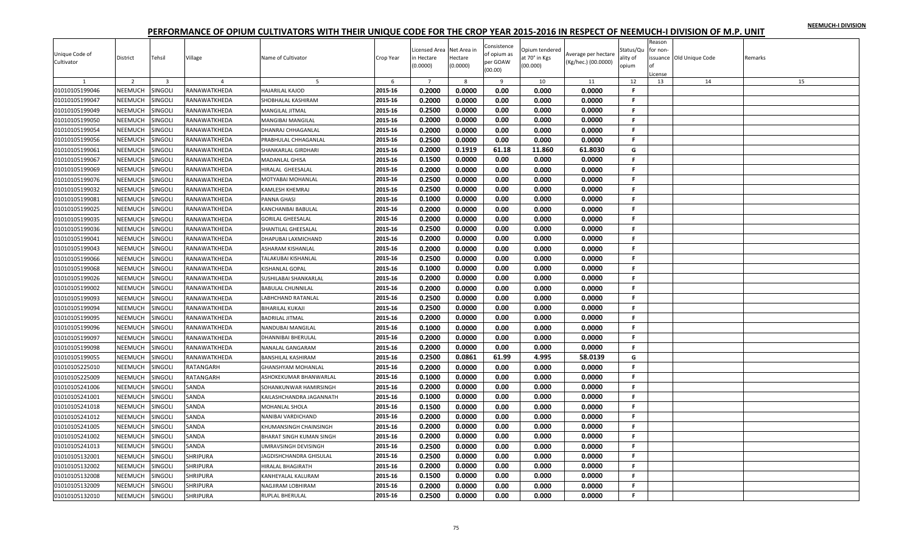# PERFORMANCE OF OPIUM CULTIVATORS WITH THEIR UNIQUE CODE FOR THE CROP YEAR 2015-2016 IN RESPECT OF NEEMUCH-I DIVISION OF M.P. UNIT

| Unique Code of Cultivator | District | Tehsil | Village | Name of Cultivator | Crop Year | Licensed Area in Hectare (0.0000) | Net Area in Hectare (0.0000) | Consistence of opium as per GOAW (00.00) | Opium tendered at 70° in Kgs (00.000) | Average per hectare (Kg/hec.) (00.0000) | Status/Quality of opium | Reason for non-issuance of License | Old Unique Code | Remarks |
|---|---|---|---|---|---|---|---|---|---|---|---|---|---|---|
| 1 | 2 | 3 | 4 | 5 | 6 | 7 | 8 | 9 | 10 | 11 | 12 | 13 | 14 | 15 |
| 01010105199046 | NEEMUCH | SINGOLI | RANAWATKHEDA | HAJARILAL KAJOD | 2015-16 | 0.2000 | 0.0000 | 0.00 | 0.000 | 0.0000 | F | | | |
| 01010105199047 | NEEMUCH | SINGOLI | RANAWATKHEDA | SHOBHALAL KASHIRAM | 2015-16 | 0.2000 | 0.0000 | 0.00 | 0.000 | 0.0000 | F | | | |
| 01010105199049 | NEEMUCH | SINGOLI | RANAWATKHEDA | MANGILAL JITMAL | 2015-16 | 0.2500 | 0.0000 | 0.00 | 0.000 | 0.0000 | F | | | |
| 01010105199050 | NEEMUCH | SINGOLI | RANAWATKHEDA | MANGIBAI MANGILAL | 2015-16 | 0.2000 | 0.0000 | 0.00 | 0.000 | 0.0000 | F | | | |
| 01010105199054 | NEEMUCH | SINGOLI | RANAWATKHEDA | DHANRAJ CHHAGANLAL | 2015-16 | 0.2000 | 0.0000 | 0.00 | 0.000 | 0.0000 | F | | | |
| 01010105199056 | NEEMUCH | SINGOLI | RANAWATKHEDA | PRABHULAL CHHAGANLAL | 2015-16 | 0.2500 | 0.0000 | 0.00 | 0.000 | 0.0000 | F | | | |
| 01010105199061 | NEEMUCH | SINGOLI | RANAWATKHEDA | SHANKARLAL GIRDHARI | 2015-16 | 0.2000 | 0.1919 | 61.18 | 11.860 | 61.8030 | G | | | |
| 01010105199067 | NEEMUCH | SINGOLI | RANAWATKHEDA | MADANLAL GHISA | 2015-16 | 0.1500 | 0.0000 | 0.00 | 0.000 | 0.0000 | F | | | |
| 01010105199069 | NEEMUCH | SINGOLI | RANAWATKHEDA | HIRALAL GHEESALAL | 2015-16 | 0.2000 | 0.0000 | 0.00 | 0.000 | 0.0000 | F | | | |
| 01010105199076 | NEEMUCH | SINGOLI | RANAWATKHEDA | MOTYABAI MOHANLAL | 2015-16 | 0.2500 | 0.0000 | 0.00 | 0.000 | 0.0000 | F | | | |
| 01010105199032 | NEEMUCH | SINGOLI | RANAWATKHEDA | KAMLESH KHEMRAJ | 2015-16 | 0.2500 | 0.0000 | 0.00 | 0.000 | 0.0000 | F | | | |
| 01010105199081 | NEEMUCH | SINGOLI | RANAWATKHEDA | PANNA GHASI | 2015-16 | 0.1000 | 0.0000 | 0.00 | 0.000 | 0.0000 | F | | | |
| 01010105199025 | NEEMUCH | SINGOLI | RANAWATKHEDA | KANCHANBAI BABULAL | 2015-16 | 0.2000 | 0.0000 | 0.00 | 0.000 | 0.0000 | F | | | |
| 01010105199035 | NEEMUCH | SINGOLI | RANAWATKHEDA | GORILAL GHEESALAL | 2015-16 | 0.2000 | 0.0000 | 0.00 | 0.000 | 0.0000 | F | | | |
| 01010105199036 | NEEMUCH | SINGOLI | RANAWATKHEDA | SHANTILAL GHEESALAL | 2015-16 | 0.2500 | 0.0000 | 0.00 | 0.000 | 0.0000 | F | | | |
| 01010105199041 | NEEMUCH | SINGOLI | RANAWATKHEDA | DHAPUBAI LAXMICHAND | 2015-16 | 0.2000 | 0.0000 | 0.00 | 0.000 | 0.0000 | F | | | |
| 01010105199043 | NEEMUCH | SINGOLI | RANAWATKHEDA | ASHARAM KISHANLAL | 2015-16 | 0.2000 | 0.0000 | 0.00 | 0.000 | 0.0000 | F | | | |
| 01010105199066 | NEEMUCH | SINGOLI | RANAWATKHEDA | TALAKUBAI KISHANLAL | 2015-16 | 0.2500 | 0.0000 | 0.00 | 0.000 | 0.0000 | F | | | |
| 01010105199068 | NEEMUCH | SINGOLI | RANAWATKHEDA | KISHANLAL GOPAL | 2015-16 | 0.1000 | 0.0000 | 0.00 | 0.000 | 0.0000 | F | | | |
| 01010105199026 | NEEMUCH | SINGOLI | RANAWATKHEDA | SUSHILABAI SHANKARLAL | 2015-16 | 0.2000 | 0.0000 | 0.00 | 0.000 | 0.0000 | F | | | |
| 01010105199002 | NEEMUCH | SINGOLI | RANAWATKHEDA | BABULAL CHUNNILAL | 2015-16 | 0.2000 | 0.0000 | 0.00 | 0.000 | 0.0000 | F | | | |
| 01010105199093 | NEEMUCH | SINGOLI | RANAWATKHEDA | LABHCHAND RATANLAL | 2015-16 | 0.2500 | 0.0000 | 0.00 | 0.000 | 0.0000 | F | | | |
| 01010105199094 | NEEMUCH | SINGOLI | RANAWATKHEDA | BIHARILAL KUKAJI | 2015-16 | 0.2500 | 0.0000 | 0.00 | 0.000 | 0.0000 | F | | | |
| 01010105199095 | NEEMUCH | SINGOLI | RANAWATKHEDA | BADRILAL JITMAL | 2015-16 | 0.2000 | 0.0000 | 0.00 | 0.000 | 0.0000 | F | | | |
| 01010105199096 | NEEMUCH | SINGOLI | RANAWATKHEDA | NANDUBAI MANGILAL | 2015-16 | 0.1000 | 0.0000 | 0.00 | 0.000 | 0.0000 | F | | | |
| 01010105199097 | NEEMUCH | SINGOLI | RANAWATKHEDA | DHANNIBAI BHERULAL | 2015-16 | 0.2000 | 0.0000 | 0.00 | 0.000 | 0.0000 | F | | | |
| 01010105199098 | NEEMUCH | SINGOLI | RANAWATKHEDA | NANALAL GANGARAM | 2015-16 | 0.2000 | 0.0000 | 0.00 | 0.000 | 0.0000 | F | | | |
| 01010105199055 | NEEMUCH | SINGOLI | RANAWATKHEDA | BANSHILAL KASHIRAM | 2015-16 | 0.2500 | 0.0861 | 61.99 | 4.995 | 58.0139 | G | | | |
| 01010105225010 | NEEMUCH | SINGOLI | RATANGARH | GHANSHYAM MOHANLAL | 2015-16 | 0.2000 | 0.0000 | 0.00 | 0.000 | 0.0000 | F | | | |
| 01010105225009 | NEEMUCH | SINGOLI | RATANGARH | ASHOKEKUMAR BHANWARLAL | 2015-16 | 0.1000 | 0.0000 | 0.00 | 0.000 | 0.0000 | F | | | |
| 01010105241006 | NEEMUCH | SINGOLI | SANDA | SOHANKUNWAR HAMIRSINGH | 2015-16 | 0.2000 | 0.0000 | 0.00 | 0.000 | 0.0000 | F | | | |
| 01010105241001 | NEEMUCH | SINGOLI | SANDA | KAILASHCHANDRA JAGANNATH | 2015-16 | 0.1000 | 0.0000 | 0.00 | 0.000 | 0.0000 | F | | | |
| 01010105241018 | NEEMUCH | SINGOLI | SANDA | MOHANLAL SHOLA | 2015-16 | 0.1500 | 0.0000 | 0.00 | 0.000 | 0.0000 | F | | | |
| 01010105241012 | NEEMUCH | SINGOLI | SANDA | NANIBAI VARDICHAND | 2015-16 | 0.2000 | 0.0000 | 0.00 | 0.000 | 0.0000 | F | | | |
| 01010105241005 | NEEMUCH | SINGOLI | SANDA | KHUMANSINGH CHAINSINGH | 2015-16 | 0.2000 | 0.0000 | 0.00 | 0.000 | 0.0000 | F | | | |
| 01010105241002 | NEEMUCH | SINGOLI | SANDA | BHARAT SINGH KUMAN SINGH | 2015-16 | 0.2000 | 0.0000 | 0.00 | 0.000 | 0.0000 | F | | | |
| 01010105241013 | NEEMUCH | SINGOLI | SANDA | UMRAVSINGH DEVISINGH | 2015-16 | 0.2500 | 0.0000 | 0.00 | 0.000 | 0.0000 | F | | | |
| 01010105132001 | NEEMUCH | SINGOLI | SHRIPURA | JAGDISHCHANDRA GHISULAL | 2015-16 | 0.2500 | 0.0000 | 0.00 | 0.000 | 0.0000 | F | | | |
| 01010105132002 | NEEMUCH | SINGOLI | SHRIPURA | HIRALAL BHAGIRATH | 2015-16 | 0.2000 | 0.0000 | 0.00 | 0.000 | 0.0000 | F | | | |
| 01010105132008 | NEEMUCH | SINGOLI | SHRIPURA | KANHEYALAL KALURAM | 2015-16 | 0.1500 | 0.0000 | 0.00 | 0.000 | 0.0000 | F | | | |
| 01010105132009 | NEEMUCH | SINGOLI | SHRIPURA | NAGJIRAM LOBHIRAM | 2015-16 | 0.2000 | 0.0000 | 0.00 | 0.000 | 0.0000 | F | | | |
| 01010105132010 | NEEMUCH | SINGOLI | SHRIPURA | RUPLAL BHERULAL | 2015-16 | 0.2500 | 0.0000 | 0.00 | 0.000 | 0.0000 | F | | | |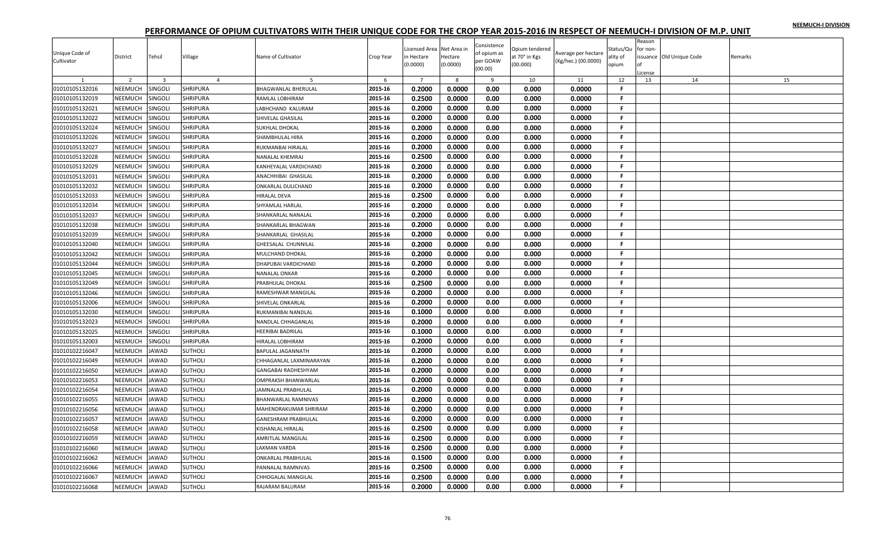# PERFORMANCE OF OPIUM CULTIVATORS WITH THEIR UNIQUE CODE FOR THE CROP YEAR 2015-2016 IN RESPECT OF NEEMUCH-I DIVISION OF M.P. UNIT

NEEMUCH-I DIVISION

| Unique Code of Cultivator | District | Tehsil | Village | Name of Cultivator | Crop Year | Licensed Area in Hectare (0.0000) | Net Area in Hectare (0.0000) | Consistence of opium as per GOAW (00.00) | Opium tendered at 70° in Kgs (00.000) | Average per hectare (Kg/hec.) (00.0000) | Status/Quality of opium | Reason for non-issuance of License | Old Unique Code | Remarks |
|---|---|---|---|---|---|---|---|---|---|---|---|---|---|---|
| 1 | 2 | 3 | 4 | 5 | 6 | 7 | 8 | 9 | 10 | 11 | 12 | 13 | 14 | 15 |
| 01010105132016 | NEEMUCH | SINGOLI | SHRIPURA | BHAGWANLAL BHERULAL | 2015-16 | 0.2000 | 0.0000 | 0.00 | 0.000 | 0.0000 | F | | | |
| 01010105132019 | NEEMUCH | SINGOLI | SHRIPURA | RAMLAL LOBHIRAM | 2015-16 | 0.2500 | 0.0000 | 0.00 | 0.000 | 0.0000 | F | | | |
| 01010105132021 | NEEMUCH | SINGOLI | SHRIPURA | LABHCHAND KALURAM | 2015-16 | 0.2000 | 0.0000 | 0.00 | 0.000 | 0.0000 | F | | | |
| 01010105132022 | NEEMUCH | SINGOLI | SHRIPURA | SHIVELAL GHASILAL | 2015-16 | 0.2000 | 0.0000 | 0.00 | 0.000 | 0.0000 | F | | | |
| 01010105132024 | NEEMUCH | SINGOLI | SHRIPURA | SUKHLAL DHOKAL | 2015-16 | 0.2000 | 0.0000 | 0.00 | 0.000 | 0.0000 | F | | | |
| 01010105132026 | NEEMUCH | SINGOLI | SHRIPURA | SHAMBHULAL HIRA | 2015-16 | 0.2000 | 0.0000 | 0.00 | 0.000 | 0.0000 | F | | | |
| 01010105132027 | NEEMUCH | SINGOLI | SHRIPURA | RUKMANBAI HIRALAL | 2015-16 | 0.2000 | 0.0000 | 0.00 | 0.000 | 0.0000 | F | | | |
| 01010105132028 | NEEMUCH | SINGOLI | SHRIPURA | NANALAL KHEMRAJ | 2015-16 | 0.2500 | 0.0000 | 0.00 | 0.000 | 0.0000 | F | | | |
| 01010105132029 | NEEMUCH | SINGOLI | SHRIPURA | KANHEYALAL VARDICHAND | 2015-16 | 0.2000 | 0.0000 | 0.00 | 0.000 | 0.0000 | F | | | |
| 01010105132031 | NEEMUCH | SINGOLI | SHRIPURA | ANACHHIBAI GHASILAL | 2015-16 | 0.2000 | 0.0000 | 0.00 | 0.000 | 0.0000 | F | | | |
| 01010105132032 | NEEMUCH | SINGOLI | SHRIPURA | ONKARLAL DULICHAND | 2015-16 | 0.2000 | 0.0000 | 0.00 | 0.000 | 0.0000 | F | | | |
| 01010105132033 | NEEMUCH | SINGOLI | SHRIPURA | HIRALAL DEVA | 2015-16 | 0.2500 | 0.0000 | 0.00 | 0.000 | 0.0000 | F | | | |
| 01010105132034 | NEEMUCH | SINGOLI | SHRIPURA | SHYAMLAL HARLAL | 2015-16 | 0.2000 | 0.0000 | 0.00 | 0.000 | 0.0000 | F | | | |
| 01010105132037 | NEEMUCH | SINGOLI | SHRIPURA | SHANKARLAL NANALAL | 2015-16 | 0.2000 | 0.0000 | 0.00 | 0.000 | 0.0000 | F | | | |
| 01010105132038 | NEEMUCH | SINGOLI | SHRIPURA | SHANKARLAL BHAGWAN | 2015-16 | 0.2000 | 0.0000 | 0.00 | 0.000 | 0.0000 | F | | | |
| 01010105132039 | NEEMUCH | SINGOLI | SHRIPURA | SHANKARLAL GHASILAL | 2015-16 | 0.2000 | 0.0000 | 0.00 | 0.000 | 0.0000 | F | | | |
| 01010105132040 | NEEMUCH | SINGOLI | SHRIPURA | GHEESALAL CHUNNILAL | 2015-16 | 0.2000 | 0.0000 | 0.00 | 0.000 | 0.0000 | F | | | |
| 01010105132042 | NEEMUCH | SINGOLI | SHRIPURA | MULCHAND DHOKAL | 2015-16 | 0.2000 | 0.0000 | 0.00 | 0.000 | 0.0000 | F | | | |
| 01010105132044 | NEEMUCH | SINGOLI | SHRIPURA | DHAPUBAI VARDICHAND | 2015-16 | 0.2000 | 0.0000 | 0.00 | 0.000 | 0.0000 | F | | | |
| 01010105132045 | NEEMUCH | SINGOLI | SHRIPURA | NANALAL ONKAR | 2015-16 | 0.2000 | 0.0000 | 0.00 | 0.000 | 0.0000 | F | | | |
| 01010105132049 | NEEMUCH | SINGOLI | SHRIPURA | PRABHULAL DHOKAL | 2015-16 | 0.2500 | 0.0000 | 0.00 | 0.000 | 0.0000 | F | | | |
| 01010105132046 | NEEMUCH | SINGOLI | SHRIPURA | RAMESHWAR MANGILAL | 2015-16 | 0.2000 | 0.0000 | 0.00 | 0.000 | 0.0000 | F | | | |
| 01010105132006 | NEEMUCH | SINGOLI | SHRIPURA | SHIVELAL ONKARLAL | 2015-16 | 0.2000 | 0.0000 | 0.00 | 0.000 | 0.0000 | F | | | |
| 01010105132030 | NEEMUCH | SINGOLI | SHRIPURA | RUKMANIBAI NANDLAL | 2015-16 | 0.1000 | 0.0000 | 0.00 | 0.000 | 0.0000 | F | | | |
| 01010105132023 | NEEMUCH | SINGOLI | SHRIPURA | NANDLAL CHHAGANLAL | 2015-16 | 0.2000 | 0.0000 | 0.00 | 0.000 | 0.0000 | F | | | |
| 01010105132025 | NEEMUCH | SINGOLI | SHRIPURA | HEERIBAI BADRILAL | 2015-16 | 0.1000 | 0.0000 | 0.00 | 0.000 | 0.0000 | F | | | |
| 01010105132003 | NEEMUCH | SINGOLI | SHRIPURA | HIRALAL LOBHIRAM | 2015-16 | 0.2000 | 0.0000 | 0.00 | 0.000 | 0.0000 | F | | | |
| 01010102216047 | NEEMUCH | JAWAD | SUTHOLI | BAPULAL JAGANNATH | 2015-16 | 0.2000 | 0.0000 | 0.00 | 0.000 | 0.0000 | F | | | |
| 01010102216049 | NEEMUCH | JAWAD | SUTHOLI | CHHAGANLAL LAXMINARAYAN | 2015-16 | 0.2000 | 0.0000 | 0.00 | 0.000 | 0.0000 | F | | | |
| 01010102216050 | NEEMUCH | JAWAD | SUTHOLI | GANGABAI RADHESHYAM | 2015-16 | 0.2000 | 0.0000 | 0.00 | 0.000 | 0.0000 | F | | | |
| 01010102216053 | NEEMUCH | JAWAD | SUTHOLI | OMPRAKSH BHANWARLAL | 2015-16 | 0.2000 | 0.0000 | 0.00 | 0.000 | 0.0000 | F | | | |
| 01010102216054 | NEEMUCH | JAWAD | SUTHOLI | JAMNALAL PRABHULAL | 2015-16 | 0.2000 | 0.0000 | 0.00 | 0.000 | 0.0000 | F | | | |
| 01010102216055 | NEEMUCH | JAWAD | SUTHOLI | BHANWARLAL RAMNIVAS | 2015-16 | 0.2000 | 0.0000 | 0.00 | 0.000 | 0.0000 | F | | | |
| 01010102216056 | NEEMUCH | JAWAD | SUTHOLI | MAHENDRAKUMAR SHRIRAM | 2015-16 | 0.2000 | 0.0000 | 0.00 | 0.000 | 0.0000 | F | | | |
| 01010102216057 | NEEMUCH | JAWAD | SUTHOLI | GANESHRAM PRABHULAL | 2015-16 | 0.2000 | 0.0000 | 0.00 | 0.000 | 0.0000 | F | | | |
| 01010102216058 | NEEMUCH | JAWAD | SUTHOLI | KISHANLAL HIRALAL | 2015-16 | 0.2500 | 0.0000 | 0.00 | 0.000 | 0.0000 | F | | | |
| 01010102216059 | NEEMUCH | JAWAD | SUTHOLI | AMRITLAL MANGILAL | 2015-16 | 0.2500 | 0.0000 | 0.00 | 0.000 | 0.0000 | F | | | |
| 01010102216060 | NEEMUCH | JAWAD | SUTHOLI | LAXMAN VARDA | 2015-16 | 0.2500 | 0.0000 | 0.00 | 0.000 | 0.0000 | F | | | |
| 01010102216062 | NEEMUCH | JAWAD | SUTHOLI | ONKARLAL PRABHULAL | 2015-16 | 0.1500 | 0.0000 | 0.00 | 0.000 | 0.0000 | F | | | |
| 01010102216066 | NEEMUCH | JAWAD | SUTHOLI | PANNALAL RAMNIVAS | 2015-16 | 0.2500 | 0.0000 | 0.00 | 0.000 | 0.0000 | F | | | |
| 01010102216067 | NEEMUCH | JAWAD | SUTHOLI | CHHOGALAL MANGILAL | 2015-16 | 0.2500 | 0.0000 | 0.00 | 0.000 | 0.0000 | F | | | |
| 01010102216068 | NEEMUCH | JAWAD | SUTHOLI | RAJARAM BALURAM | 2015-16 | 0.2000 | 0.0000 | 0.00 | 0.000 | 0.0000 | F | | | |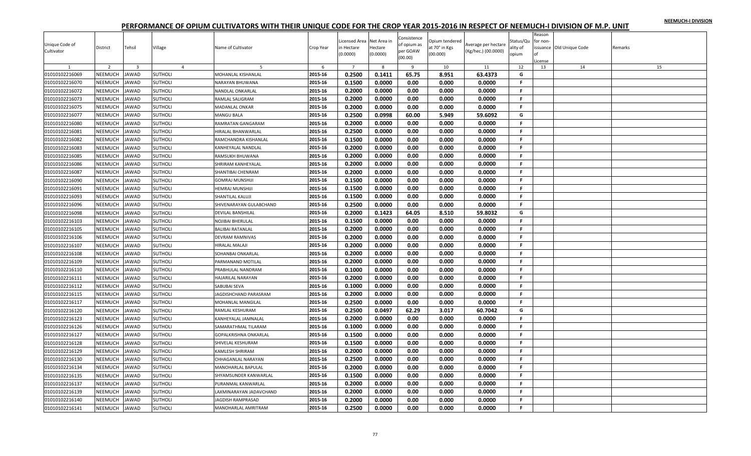# PERFORMANCE OF OPIUM CULTIVATORS WITH THEIR UNIQUE CODE FOR THE CROP YEAR 2015-2016 IN RESPECT OF NEEMUCH-I DIVISION OF M.P. UNIT

NEEMUCH-I DIVISION

| Unique Code of Cultivator | District | Tehsil | Village | Name of Cultivator | Crop Year | Licensed Area in Hectare (0.0000) | Net Area in Hectare (0.0000) | Consistence of opium as per GOAW (00.00) | Opium tendered at 70° in Kgs (00.000) | Average per hectare (Kg/hec.) (00.0000) | Status/Quality of opium | Reason for non-issuance of License | Old Unique Code | Remarks |
|---|---|---|---|---|---|---|---|---|---|---|---|---|---|---|
| 1 | 2 | 3 | 4 | 5 | 6 | 7 | 8 | 9 | 10 | 11 | 12 | 13 | 14 | 15 |
| 01010102216069 | NEEMUCH | JAWAD | SUTHOLI | MOHANLAL KISHANLAL | 2015-16 | 0.2500 | 0.1411 | 65.75 | 8.951 | 63.4373 | G | | | |
| 01010102216070 | NEEMUCH | JAWAD | SUTHOLI | NARAYAN BHUWANA | 2015-16 | 0.1500 | 0.0000 | 0.00 | 0.000 | 0.0000 | F | | | |
| 01010102216072 | NEEMUCH | JAWAD | SUTHOLI | NANDLAL ONKARLAL | 2015-16 | 0.2000 | 0.0000 | 0.00 | 0.000 | 0.0000 | F | | | |
| 01010102216073 | NEEMUCH | JAWAD | SUTHOLI | RAMLAL SALIGRAM | 2015-16 | 0.2000 | 0.0000 | 0.00 | 0.000 | 0.0000 | F | | | |
| 01010102216075 | NEEMUCH | JAWAD | SUTHOLI | MADANLAL ONKAR | 2015-16 | 0.2000 | 0.0000 | 0.00 | 0.000 | 0.0000 | F | | | |
| 01010102216077 | NEEMUCH | JAWAD | SUTHOLI | MANGU BALA | 2015-16 | 0.2500 | 0.0998 | 60.00 | 5.949 | 59.6092 | G | | | |
| 01010102216080 | NEEMUCH | JAWAD | SUTHOLI | RAMRATAN GANGARAM | 2015-16 | 0.2000 | 0.0000 | 0.00 | 0.000 | 0.0000 | F | | | |
| 01010102216081 | NEEMUCH | JAWAD | SUTHOLI | HIRALAL BHANWARLAL | 2015-16 | 0.2500 | 0.0000 | 0.00 | 0.000 | 0.0000 | F | | | |
| 01010102216082 | NEEMUCH | JAWAD | SUTHOLI | RAMCHANDRA KISHANLAL | 2015-16 | 0.1500 | 0.0000 | 0.00 | 0.000 | 0.0000 | F | | | |
| 01010102216083 | NEEMUCH | JAWAD | SUTHOLI | KANHEYALAL NANDLAL | 2015-16 | 0.2000 | 0.0000 | 0.00 | 0.000 | 0.0000 | F | | | |
| 01010102216085 | NEEMUCH | JAWAD | SUTHOLI | RAMSUKH BHUWANA | 2015-16 | 0.2000 | 0.0000 | 0.00 | 0.000 | 0.0000 | F | | | |
| 01010102216086 | NEEMUCH | JAWAD | SUTHOLI | SHRIRAM KANHEYALAL | 2015-16 | 0.2000 | 0.0000 | 0.00 | 0.000 | 0.0000 | F | | | |
| 01010102216087 | NEEMUCH | JAWAD | SUTHOLI | SHANTIBAI CHENRAM | 2015-16 | 0.2000 | 0.0000 | 0.00 | 0.000 | 0.0000 | F | | | |
| 01010102216090 | NEEMUCH | JAWAD | SUTHOLI | GOMRAJ MUNSHIJI | 2015-16 | 0.1500 | 0.0000 | 0.00 | 0.000 | 0.0000 | F | | | |
| 01010102216091 | NEEMUCH | JAWAD | SUTHOLI | HEMRAJ MUNSHIJI | 2015-16 | 0.1500 | 0.0000 | 0.00 | 0.000 | 0.0000 | F | | | |
| 01010102216093 | NEEMUCH | JAWAD | SUTHOLI | SHANTILAL KALUJI | 2015-16 | 0.1500 | 0.0000 | 0.00 | 0.000 | 0.0000 | F | | | |
| 01010102216096 | NEEMUCH | JAWAD | SUTHOLI | SHIVENARAYAN GULABCHAND | 2015-16 | 0.2500 | 0.0000 | 0.00 | 0.000 | 0.0000 | F | | | |
| 01010102216098 | NEEMUCH | JAWAD | SUTHOLI | DEVILAL BANSHILAL | 2015-16 | 0.2000 | 0.1423 | 64.05 | 8.510 | 59.8032 | G | | | |
| 01010102216103 | NEEMUCH | JAWAD | SUTHOLI | NOJIBAI BHERULAL | 2015-16 | 0.1500 | 0.0000 | 0.00 | 0.000 | 0.0000 | F | | | |
| 01010102216105 | NEEMUCH | JAWAD | SUTHOLI | BALIBAI RATANLAL | 2015-16 | 0.2000 | 0.0000 | 0.00 | 0.000 | 0.0000 | F | | | |
| 01010102216106 | NEEMUCH | JAWAD | SUTHOLI | DEVRAM RAMNIVAS | 2015-16 | 0.2000 | 0.0000 | 0.00 | 0.000 | 0.0000 | F | | | |
| 01010102216107 | NEEMUCH | JAWAD | SUTHOLI | HIRALAL MALAJI | 2015-16 | 0.2000 | 0.0000 | 0.00 | 0.000 | 0.0000 | F | | | |
| 01010102216108 | NEEMUCH | JAWAD | SUTHOLI | SOHANBAI ONKARLAL | 2015-16 | 0.2000 | 0.0000 | 0.00 | 0.000 | 0.0000 | F | | | |
| 01010102216109 | NEEMUCH | JAWAD | SUTHOLI | PARMANAND MOTILAL | 2015-16 | 0.2000 | 0.0000 | 0.00 | 0.000 | 0.0000 | F | | | |
| 01010102216110 | NEEMUCH | JAWAD | SUTHOLI | PRABHULAL NANDRAM | 2015-16 | 0.1000 | 0.0000 | 0.00 | 0.000 | 0.0000 | F | | | |
| 01010102216111 | NEEMUCH | JAWAD | SUTHOLI | HAJARILAL NARAYAN | 2015-16 | 0.2000 | 0.0000 | 0.00 | 0.000 | 0.0000 | F | | | |
| 01010102216112 | NEEMUCH | JAWAD | SUTHOLI | SABUBAI SEVA | 2015-16 | 0.1000 | 0.0000 | 0.00 | 0.000 | 0.0000 | F | | | |
| 01010102216115 | NEEMUCH | JAWAD | SUTHOLI | JAGDISHCHAND PARASRAM | 2015-16 | 0.2000 | 0.0000 | 0.00 | 0.000 | 0.0000 | F | | | |
| 01010102216117 | NEEMUCH | JAWAD | SUTHOLI | MOHANLAL MANGILAL | 2015-16 | 0.2500 | 0.0000 | 0.00 | 0.000 | 0.0000 | F | | | |
| 01010102216120 | NEEMUCH | JAWAD | SUTHOLI | RAMLAL KESHURAM | 2015-16 | 0.2500 | 0.0497 | 62.29 | 3.017 | 60.7042 | G | | | |
| 01010102216123 | NEEMUCH | JAWAD | SUTHOLI | KANHEYALAL JAMNALAL | 2015-16 | 0.2000 | 0.0000 | 0.00 | 0.000 | 0.0000 | F | | | |
| 01010102216126 | NEEMUCH | JAWAD | SUTHOLI | SAMARATHMAL TILARAM | 2015-16 | 0.1000 | 0.0000 | 0.00 | 0.000 | 0.0000 | F | | | |
| 01010102216127 | NEEMUCH | JAWAD | SUTHOLI | GOPALKRISHNA ONKARLAL | 2015-16 | 0.1500 | 0.0000 | 0.00 | 0.000 | 0.0000 | F | | | |
| 01010102216128 | NEEMUCH | JAWAD | SUTHOLI | SHIVELAL KESHURAM | 2015-16 | 0.1500 | 0.0000 | 0.00 | 0.000 | 0.0000 | F | | | |
| 01010102216129 | NEEMUCH | JAWAD | SUTHOLI | KAMLESH SHRIRAM | 2015-16 | 0.2000 | 0.0000 | 0.00 | 0.000 | 0.0000 | F | | | |
| 01010102216130 | NEEMUCH | JAWAD | SUTHOLI | CHHAGANLAL NARAYAN | 2015-16 | 0.2500 | 0.0000 | 0.00 | 0.000 | 0.0000 | F | | | |
| 01010102216134 | NEEMUCH | JAWAD | SUTHOLI | MANOHARLAL BAPULAL | 2015-16 | 0.2000 | 0.0000 | 0.00 | 0.000 | 0.0000 | F | | | |
| 01010102216135 | NEEMUCH | JAWAD | SUTHOLI | SHYAMSUNDER KANWARLAL | 2015-16 | 0.1500 | 0.0000 | 0.00 | 0.000 | 0.0000 | F | | | |
| 01010102216137 | NEEMUCH | JAWAD | SUTHOLI | PURANMAL KANWARLAL | 2015-16 | 0.2000 | 0.0000 | 0.00 | 0.000 | 0.0000 | F | | | |
| 01010102216139 | NEEMUCH | JAWAD | SUTHOLI | LAXMINARAYAN JADAVCHAND | 2015-16 | 0.2000 | 0.0000 | 0.00 | 0.000 | 0.0000 | F | | | |
| 01010102216140 | NEEMUCH | JAWAD | SUTHOLI | JAGDISH RAMPRASAD | 2015-16 | 0.2000 | 0.0000 | 0.00 | 0.000 | 0.0000 | F | | | |
| 01010102216141 | NEEMUCH | JAWAD | SUTHOLI | MANOHARLAL AMRITRAM | 2015-16 | 0.2500 | 0.0000 | 0.00 | 0.000 | 0.0000 | F | | | |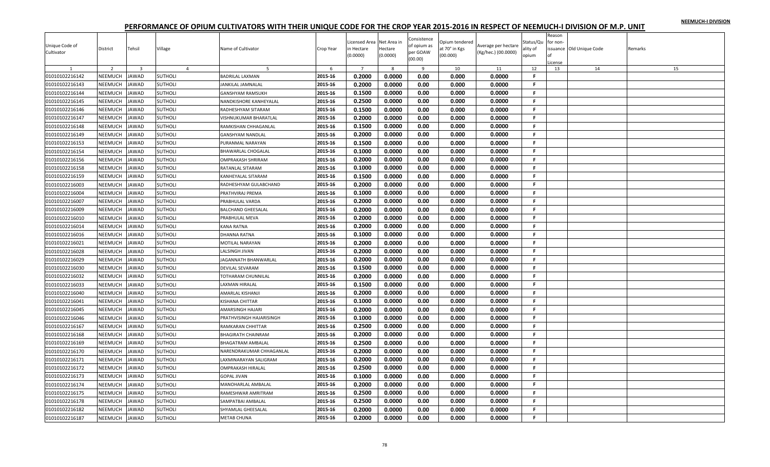# PERFORMANCE OF OPIUM CULTIVATORS WITH THEIR UNIQUE CODE FOR THE CROP YEAR 2015-2016 IN RESPECT OF NEEMUCH-I DIVISION OF M.P. UNIT

| Unique Code of Cultivator | District | Tehsil | Village | Name of Cultivator | Crop Year | Licensed Area in Hectare (0.0000) | Net Area in Hectare (0.0000) | Consistence of opium as per GOAW (00.00) | Opium tendered at 70° in Kgs (00.000) | Average per hectare (Kg/hec.) (00.0000) | Status/Quality of opium | Reason for non-issuance of License | Old Unique Code | Remarks |
|---|---|---|---|---|---|---|---|---|---|---|---|---|---|---|
| 1 | 2 | 3 | 4 | 5 | 6 | 7 | 8 | 9 | 10 | 11 | 12 | 13 | 14 | 15 |
| 01010102216142 | NEEMUCH | JAWAD | SUTHOLI | BADRILAL LAXMAN | 2015-16 | 0.2000 | 0.0000 | 0.00 | 0.000 | 0.0000 | F | | | |
| 01010102216143 | NEEMUCH | JAWAD | SUTHOLI | JANKILAL JAMNALAL | 2015-16 | 0.2000 | 0.0000 | 0.00 | 0.000 | 0.0000 | F | | | |
| 01010102216144 | NEEMUCH | JAWAD | SUTHOLI | GANSHYAM RAMSUKH | 2015-16 | 0.1500 | 0.0000 | 0.00 | 0.000 | 0.0000 | F | | | |
| 01010102216145 | NEEMUCH | JAWAD | SUTHOLI | NANDKISHORE KANHEYALAL | 2015-16 | 0.2500 | 0.0000 | 0.00 | 0.000 | 0.0000 | F | | | |
| 01010102216146 | NEEMUCH | JAWAD | SUTHOLI | RADHESHYAM SITARAM | 2015-16 | 0.1500 | 0.0000 | 0.00 | 0.000 | 0.0000 | F | | | |
| 01010102216147 | NEEMUCH | JAWAD | SUTHOLI | VISHNUKUMAR BHARATLAL | 2015-16 | 0.2000 | 0.0000 | 0.00 | 0.000 | 0.0000 | F | | | |
| 01010102216148 | NEEMUCH | JAWAD | SUTHOLI | RAMKISHAN CHHAGANLAL | 2015-16 | 0.1500 | 0.0000 | 0.00 | 0.000 | 0.0000 | F | | | |
| 01010102216149 | NEEMUCH | JAWAD | SUTHOLI | GANSHYAM NANDLAL | 2015-16 | 0.2000 | 0.0000 | 0.00 | 0.000 | 0.0000 | F | | | |
| 01010102216153 | NEEMUCH | JAWAD | SUTHOLI | PURANMAL NARAYAN | 2015-16 | 0.1500 | 0.0000 | 0.00 | 0.000 | 0.0000 | F | | | |
| 01010102216154 | NEEMUCH | JAWAD | SUTHOLI | BHAWARLAL CHOGALAL | 2015-16 | 0.1000 | 0.0000 | 0.00 | 0.000 | 0.0000 | F | | | |
| 01010102216156 | NEEMUCH | JAWAD | SUTHOLI | OMPRAKASH SHRIRAM | 2015-16 | 0.2000 | 0.0000 | 0.00 | 0.000 | 0.0000 | F | | | |
| 01010102216158 | NEEMUCH | JAWAD | SUTHOLI | RATANLAL SITARAM | 2015-16 | 0.1000 | 0.0000 | 0.00 | 0.000 | 0.0000 | F | | | |
| 01010102216159 | NEEMUCH | JAWAD | SUTHOLI | KANHEYALAL SITARAM | 2015-16 | 0.1500 | 0.0000 | 0.00 | 0.000 | 0.0000 | F | | | |
| 01010102216003 | NEEMUCH | JAWAD | SUTHOLI | RADHESHYAM GULABCHAND | 2015-16 | 0.2000 | 0.0000 | 0.00 | 0.000 | 0.0000 | F | | | |
| 01010102216004 | NEEMUCH | JAWAD | SUTHOLI | PRATHVIRAJ PREMA | 2015-16 | 0.1000 | 0.0000 | 0.00 | 0.000 | 0.0000 | F | | | |
| 01010102216007 | NEEMUCH | JAWAD | SUTHOLI | PRABHULAL VARDA | 2015-16 | 0.2000 | 0.0000 | 0.00 | 0.000 | 0.0000 | F | | | |
| 01010102216009 | NEEMUCH | JAWAD | SUTHOLI | BALCHAND GHEESALAL | 2015-16 | 0.2000 | 0.0000 | 0.00 | 0.000 | 0.0000 | F | | | |
| 01010102216010 | NEEMUCH | JAWAD | SUTHOLI | PRABHULAL MEVA | 2015-16 | 0.2000 | 0.0000 | 0.00 | 0.000 | 0.0000 | F | | | |
| 01010102216014 | NEEMUCH | JAWAD | SUTHOLI | KANA RATNA | 2015-16 | 0.2000 | 0.0000 | 0.00 | 0.000 | 0.0000 | F | | | |
| 01010102216016 | NEEMUCH | JAWAD | SUTHOLI | DHANNA RATNA | 2015-16 | 0.1000 | 0.0000 | 0.00 | 0.000 | 0.0000 | F | | | |
| 01010102216021 | NEEMUCH | JAWAD | SUTHOLI | MOTILAL NARAYAN | 2015-16 | 0.2000 | 0.0000 | 0.00 | 0.000 | 0.0000 | F | | | |
| 01010102216028 | NEEMUCH | JAWAD | SUTHOLI | LALSINGH JIVAN | 2015-16 | 0.2000 | 0.0000 | 0.00 | 0.000 | 0.0000 | F | | | |
| 01010102216029 | NEEMUCH | JAWAD | SUTHOLI | JAGANNATH BHANWARLAL | 2015-16 | 0.2000 | 0.0000 | 0.00 | 0.000 | 0.0000 | F | | | |
| 01010102216030 | NEEMUCH | JAWAD | SUTHOLI | DEVILAL SEVARAM | 2015-16 | 0.1500 | 0.0000 | 0.00 | 0.000 | 0.0000 | F | | | |
| 01010102216032 | NEEMUCH | JAWAD | SUTHOLI | TOTHARAM CHUNNILAL | 2015-16 | 0.2000 | 0.0000 | 0.00 | 0.000 | 0.0000 | F | | | |
| 01010102216033 | NEEMUCH | JAWAD | SUTHOLI | LAXMAN HIRALAL | 2015-16 | 0.1500 | 0.0000 | 0.00 | 0.000 | 0.0000 | F | | | |
| 01010102216040 | NEEMUCH | JAWAD | SUTHOLI | AMARLAL KISHANJI | 2015-16 | 0.2000 | 0.0000 | 0.00 | 0.000 | 0.0000 | F | | | |
| 01010102216041 | NEEMUCH | JAWAD | SUTHOLI | KISHANA CHITTAR | 2015-16 | 0.1000 | 0.0000 | 0.00 | 0.000 | 0.0000 | F | | | |
| 01010102216045 | NEEMUCH | JAWAD | SUTHOLI | AMARSINGH HAJARI | 2015-16 | 0.2000 | 0.0000 | 0.00 | 0.000 | 0.0000 | F | | | |
| 01010102216046 | NEEMUCH | JAWAD | SUTHOLI | PRATHVISINGH HAJARISINGH | 2015-16 | 0.1000 | 0.0000 | 0.00 | 0.000 | 0.0000 | F | | | |
| 01010102216167 | NEEMUCH | JAWAD | SUTHOLI | RAMKARAN CHHITTAR | 2015-16 | 0.2500 | 0.0000 | 0.00 | 0.000 | 0.0000 | F | | | |
| 01010102216168 | NEEMUCH | JAWAD | SUTHOLI | BHAGIRATH CHAINRAM | 2015-16 | 0.2000 | 0.0000 | 0.00 | 0.000 | 0.0000 | F | | | |
| 01010102216169 | NEEMUCH | JAWAD | SUTHOLI | BHAGATRAM AMBALAL | 2015-16 | 0.2500 | 0.0000 | 0.00 | 0.000 | 0.0000 | F | | | |
| 01010102216170 | NEEMUCH | JAWAD | SUTHOLI | NARENDRAKUMAR CHHAGANLAL | 2015-16 | 0.2000 | 0.0000 | 0.00 | 0.000 | 0.0000 | F | | | |
| 01010102216171 | NEEMUCH | JAWAD | SUTHOLI | LAXMINARAYAN SALIGRAM | 2015-16 | 0.2000 | 0.0000 | 0.00 | 0.000 | 0.0000 | F | | | |
| 01010102216172 | NEEMUCH | JAWAD | SUTHOLI | OMPRAKASH HIRALAL | 2015-16 | 0.2500 | 0.0000 | 0.00 | 0.000 | 0.0000 | F | | | |
| 01010102216173 | NEEMUCH | JAWAD | SUTHOLI | GOPAL JIVAN | 2015-16 | 0.1000 | 0.0000 | 0.00 | 0.000 | 0.0000 | F | | | |
| 01010102216174 | NEEMUCH | JAWAD | SUTHOLI | MANOHARLAL AMBALAL | 2015-16 | 0.2000 | 0.0000 | 0.00 | 0.000 | 0.0000 | F | | | |
| 01010102216175 | NEEMUCH | JAWAD | SUTHOLI | RAMESHWAR AMRITRAM | 2015-16 | 0.2500 | 0.0000 | 0.00 | 0.000 | 0.0000 | F | | | |
| 01010102216178 | NEEMUCH | JAWAD | SUTHOLI | SAMPATBAI AMBALAL | 2015-16 | 0.2500 | 0.0000 | 0.00 | 0.000 | 0.0000 | F | | | |
| 01010102216182 | NEEMUCH | JAWAD | SUTHOLI | SHYAMLAL GHEESALAL | 2015-16 | 0.2000 | 0.0000 | 0.00 | 0.000 | 0.0000 | F | | | |
| 01010102216187 | NEEMUCH | JAWAD | SUTHOLI | METAB CHUNA | 2015-16 | 0.2000 | 0.0000 | 0.00 | 0.000 | 0.0000 | F | | | |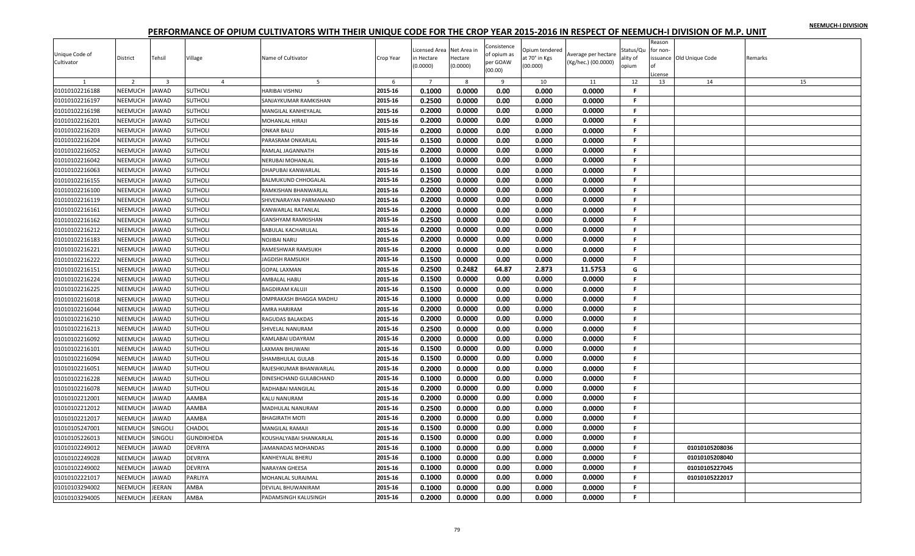# PERFORMANCE OF OPIUM CULTIVATORS WITH THEIR UNIQUE CODE FOR THE CROP YEAR 2015-2016 IN RESPECT OF NEEMUCH-I DIVISION OF M.P. UNIT

| Unique Code of Cultivator | District | Tehsil | Village | Name of Cultivator | Crop Year | Licensed Area in Hectare (0.0000) | Net Area in Hectare (0.0000) | Consistence of opium as per GOAW (00.00) | Opium tendered at 70° in Kgs (00.000) | Average per hectare (Kg/hec.) (00.0000) | Status/Quality of opium | Reason for non-issuance of License | Old Unique Code | Remarks |
|---|---|---|---|---|---|---|---|---|---|---|---|---|---|---|
| 1 | 2 | 3 | 4 | 5 | 6 | 7 | 8 | 9 | 10 | 11 | 12 | 13 | 14 | 15 |
| 01010102216188 | NEEMUCH | JAWAD | SUTHOLI | HARIBAI VISHNU | 2015-16 | 0.1000 | 0.0000 | 0.00 | 0.000 | 0.0000 | F | | | |
| 01010102216197 | NEEMUCH | JAWAD | SUTHOLI | SANJAYKUMAR RAMKISHAN | 2015-16 | 0.2500 | 0.0000 | 0.00 | 0.000 | 0.0000 | F | | | |
| 01010102216198 | NEEMUCH | JAWAD | SUTHOLI | MANGILAL KANHEYALAL | 2015-16 | 0.2000 | 0.0000 | 0.00 | 0.000 | 0.0000 | F | | | |
| 01010102216201 | NEEMUCH | JAWAD | SUTHOLI | MOHANLAL HIRAJI | 2015-16 | 0.2000 | 0.0000 | 0.00 | 0.000 | 0.0000 | F | | | |
| 01010102216203 | NEEMUCH | JAWAD | SUTHOLI | ONKAR BALU | 2015-16 | 0.2000 | 0.0000 | 0.00 | 0.000 | 0.0000 | F | | | |
| 01010102216204 | NEEMUCH | JAWAD | SUTHOLI | PARASRAM ONKARLAL | 2015-16 | 0.1500 | 0.0000 | 0.00 | 0.000 | 0.0000 | F | | | |
| 01010102216052 | NEEMUCH | JAWAD | SUTHOLI | RAMLAL JAGANNATH | 2015-16 | 0.2000 | 0.0000 | 0.00 | 0.000 | 0.0000 | F | | | |
| 01010102216042 | NEEMUCH | JAWAD | SUTHOLI | NERUBAI MOHANLAL | 2015-16 | 0.1000 | 0.0000 | 0.00 | 0.000 | 0.0000 | F | | | |
| 01010102216063 | NEEMUCH | JAWAD | SUTHOLI | DHAPUBAI KANWARLAL | 2015-16 | 0.1500 | 0.0000 | 0.00 | 0.000 | 0.0000 | F | | | |
| 01010102216155 | NEEMUCH | JAWAD | SUTHOLI | BALMUKUND CHHOGALAL | 2015-16 | 0.2500 | 0.0000 | 0.00 | 0.000 | 0.0000 | F | | | |
| 01010102216100 | NEEMUCH | JAWAD | SUTHOLI | RAMKISHAN BHANWARLAL | 2015-16 | 0.2000 | 0.0000 | 0.00 | 0.000 | 0.0000 | F | | | |
| 01010102216119 | NEEMUCH | JAWAD | SUTHOLI | SHIVENARAYAN PARMANAND | 2015-16 | 0.2000 | 0.0000 | 0.00 | 0.000 | 0.0000 | F | | | |
| 01010102216161 | NEEMUCH | JAWAD | SUTHOLI | KANWARLAL RATANLAL | 2015-16 | 0.2000 | 0.0000 | 0.00 | 0.000 | 0.0000 | F | | | |
| 01010102216162 | NEEMUCH | JAWAD | SUTHOLI | GANSHYAM RAMKISHAN | 2015-16 | 0.2500 | 0.0000 | 0.00 | 0.000 | 0.0000 | F | | | |
| 01010102216212 | NEEMUCH | JAWAD | SUTHOLI | BABULAL KACHARULAL | 2015-16 | 0.2000 | 0.0000 | 0.00 | 0.000 | 0.0000 | F | | | |
| 01010102216183 | NEEMUCH | JAWAD | SUTHOLI | NOJIBAI NARU | 2015-16 | 0.2000 | 0.0000 | 0.00 | 0.000 | 0.0000 | F | | | |
| 01010102216221 | NEEMUCH | JAWAD | SUTHOLI | RAMESHWAR RAMSUKH | 2015-16 | 0.2000 | 0.0000 | 0.00 | 0.000 | 0.0000 | F | | | |
| 01010102216222 | NEEMUCH | JAWAD | SUTHOLI | JAGDISH RAMSUKH | 2015-16 | 0.1500 | 0.0000 | 0.00 | 0.000 | 0.0000 | F | | | |
| 01010102216151 | NEEMUCH | JAWAD | SUTHOLI | GOPAL LAXMAN | 2015-16 | 0.2500 | 0.2482 | 64.87 | 2.873 | 11.5753 | G | | | |
| 01010102216224 | NEEMUCH | JAWAD | SUTHOLI | AMBALAL HABU | 2015-16 | 0.1500 | 0.0000 | 0.00 | 0.000 | 0.0000 | F | | | |
| 01010102216225 | NEEMUCH | JAWAD | SUTHOLI | BAGDIRAM KALUJI | 2015-16 | 0.1500 | 0.0000 | 0.00 | 0.000 | 0.0000 | F | | | |
| 01010102216018 | NEEMUCH | JAWAD | SUTHOLI | OMPRAKASH BHAGGA MADHU | 2015-16 | 0.1000 | 0.0000 | 0.00 | 0.000 | 0.0000 | F | | | |
| 01010102216044 | NEEMUCH | JAWAD | SUTHOLI | AMRA HARIRAM | 2015-16 | 0.2000 | 0.0000 | 0.00 | 0.000 | 0.0000 | F | | | |
| 01010102216210 | NEEMUCH | JAWAD | SUTHOLI | RAGUDAS BALAKDAS | 2015-16 | 0.2000 | 0.0000 | 0.00 | 0.000 | 0.0000 | F | | | |
| 01010102216213 | NEEMUCH | JAWAD | SUTHOLI | SHIVELAL NANURAM | 2015-16 | 0.2500 | 0.0000 | 0.00 | 0.000 | 0.0000 | F | | | |
| 01010102216092 | NEEMUCH | JAWAD | SUTHOLI | KAMLABAI UDAYRAM | 2015-16 | 0.2000 | 0.0000 | 0.00 | 0.000 | 0.0000 | F | | | |
| 01010102216101 | NEEMUCH | JAWAD | SUTHOLI | LAXMAN BHUWANI | 2015-16 | 0.1500 | 0.0000 | 0.00 | 0.000 | 0.0000 | F | | | |
| 01010102216094 | NEEMUCH | JAWAD | SUTHOLI | SHAMBHULAL GULAB | 2015-16 | 0.1500 | 0.0000 | 0.00 | 0.000 | 0.0000 | F | | | |
| 01010102216051 | NEEMUCH | JAWAD | SUTHOLI | RAJESHKUMAR BHANWARLAL | 2015-16 | 0.2000 | 0.0000 | 0.00 | 0.000 | 0.0000 | F | | | |
| 01010102216228 | NEEMUCH | JAWAD | SUTHOLI | DINESHCHAND GULABCHAND | 2015-16 | 0.1000 | 0.0000 | 0.00 | 0.000 | 0.0000 | F | | | |
| 01010102216078 | NEEMUCH | JAWAD | SUTHOLI | RADHABAI MANGILAL | 2015-16 | 0.2000 | 0.0000 | 0.00 | 0.000 | 0.0000 | F | | | |
| 01010102212001 | NEEMUCH | JAWAD | AAMBA | KALU NANURAM | 2015-16 | 0.2000 | 0.0000 | 0.00 | 0.000 | 0.0000 | F | | | |
| 01010102212012 | NEEMUCH | JAWAD | AAMBA | MADHULAL NANURAM | 2015-16 | 0.2500 | 0.0000 | 0.00 | 0.000 | 0.0000 | F | | | |
| 01010102212017 | NEEMUCH | JAWAD | AAMBA | BHAGIRATH MOTI | 2015-16 | 0.2000 | 0.0000 | 0.00 | 0.000 | 0.0000 | F | | | |
| 01010105247001 | NEEMUCH | SINGOLI | CHADOL | MANGILAL RAMAJI | 2015-16 | 0.1500 | 0.0000 | 0.00 | 0.000 | 0.0000 | F | | | |
| 01010105226013 | NEEMUCH | SINGOLI | GUNDIKHEDA | KOUSHALYABAI SHANKARLAL | 2015-16 | 0.1500 | 0.0000 | 0.00 | 0.000 | 0.0000 | F | | | |
| 01010102249012 | NEEMUCH | JAWAD | DEVRIYA | JAMANADAS MOHANDAS | 2015-16 | 0.1000 | 0.0000 | 0.00 | 0.000 | 0.0000 | F | | 01010105208036 | |
| 01010102249028 | NEEMUCH | JAWAD | DEVRIYA | KANHEYALAL BHERU | 2015-16 | 0.1000 | 0.0000 | 0.00 | 0.000 | 0.0000 | F | | 01010105208040 | |
| 01010102249002 | NEEMUCH | JAWAD | DEVRIYA | NARAYAN GHEESA | 2015-16 | 0.1000 | 0.0000 | 0.00 | 0.000 | 0.0000 | F | | 01010105227045 | |
| 01010102221017 | NEEMUCH | JAWAD | PARLIYA | MOHANLAL SURAJMAL | 2015-16 | 0.1000 | 0.0000 | 0.00 | 0.000 | 0.0000 | F | | 01010105222017 | |
| 01010103294002 | NEEMUCH | JEERAN | AMBA | DEVILAL BHUWANIRAM | 2015-16 | 0.1000 | 0.0000 | 0.00 | 0.000 | 0.0000 | F | | | |
| 01010103294005 | NEEMUCH | JEERAN | AMBA | PADAMSINGH KALUSINGH | 2015-16 | 0.2000 | 0.0000 | 0.00 | 0.000 | 0.0000 | F | | | |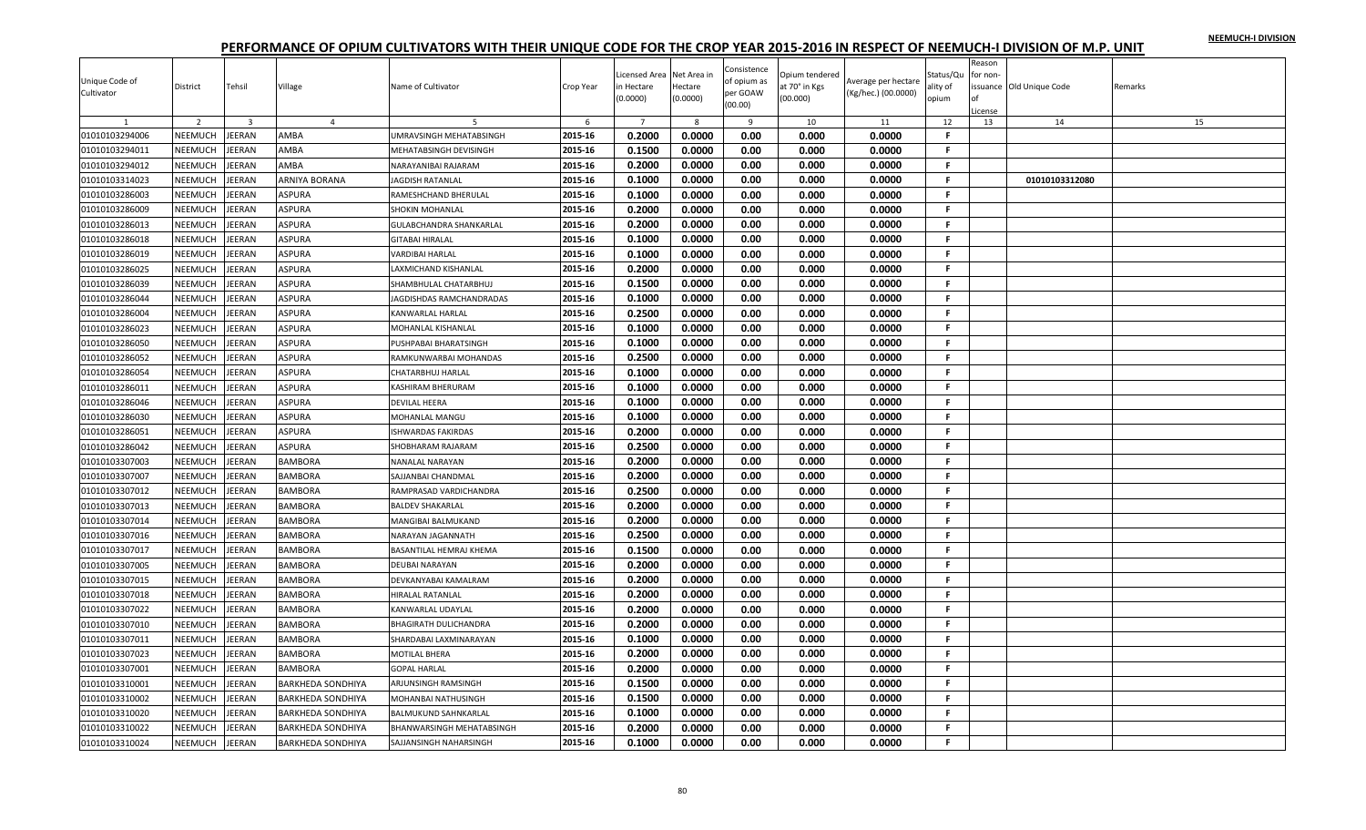# PERFORMANCE OF OPIUM CULTIVATORS WITH THEIR UNIQUE CODE FOR THE CROP YEAR 2015-2016 IN RESPECT OF NEEMUCH-I DIVISION OF M.P. UNIT

NEEMUCH-I DIVISION

| Unique Code of Cultivator | District | Tehsil | Village | Name of Cultivator | Crop Year | Licensed Area in Hectare (0.0000) | Net Area in Hectare (0.0000) | Consistence of opium as per GOAW (00.00) | Opium tendered at 70° in Kgs (00.000) | Average per hectare (Kg/hec.) (00.0000) | Status/Quality of opium | Reason for non-issuance of License | Old Unique Code | Remarks |
|---|---|---|---|---|---|---|---|---|---|---|---|---|---|---|
| 1 | 2 | 3 | 4 | 5 | 6 | 7 | 8 | 9 | 10 | 11 | 12 | 13 | 14 | 15 |
| 01010103294006 | NEEMUCH | JEERAN | AMBA | UMRAVSINGH MEHATABSINGH | 2015-16 | 0.2000 | 0.0000 | 0.00 | 0.000 | 0.0000 | F | | | |
| 01010103294011 | NEEMUCH | JEERAN | AMBA | MEHATABSINGH DEVISINGH | 2015-16 | 0.1500 | 0.0000 | 0.00 | 0.000 | 0.0000 | F | | | |
| 01010103294012 | NEEMUCH | JEERAN | AMBA | NARAYANIBAI RAJARAM | 2015-16 | 0.2000 | 0.0000 | 0.00 | 0.000 | 0.0000 | F | | | |
| 01010103314023 | NEEMUCH | JEERAN | ARNIYA BORANA | JAGDISH RATANLAL | 2015-16 | 0.1000 | 0.0000 | 0.00 | 0.000 | 0.0000 | F | | 01010103312080 | |
| 01010103286003 | NEEMUCH | JEERAN | ASPURA | RAMESHCHAND BHERULAL | 2015-16 | 0.1000 | 0.0000 | 0.00 | 0.000 | 0.0000 | F | | | |
| 01010103286009 | NEEMUCH | JEERAN | ASPURA | SHOKIN MOHANLAL | 2015-16 | 0.2000 | 0.0000 | 0.00 | 0.000 | 0.0000 | F | | | |
| 01010103286013 | NEEMUCH | JEERAN | ASPURA | GULABCHANDRA SHANKARLAL | 2015-16 | 0.2000 | 0.0000 | 0.00 | 0.000 | 0.0000 | F | | | |
| 01010103286018 | NEEMUCH | JEERAN | ASPURA | GITABAI HIRALAL | 2015-16 | 0.1000 | 0.0000 | 0.00 | 0.000 | 0.0000 | F | | | |
| 01010103286019 | NEEMUCH | JEERAN | ASPURA | VARDIBAI HARLAL | 2015-16 | 0.1000 | 0.0000 | 0.00 | 0.000 | 0.0000 | F | | | |
| 01010103286025 | NEEMUCH | JEERAN | ASPURA | LAXMICHAND KISHANLAL | 2015-16 | 0.2000 | 0.0000 | 0.00 | 0.000 | 0.0000 | F | | | |
| 01010103286039 | NEEMUCH | JEERAN | ASPURA | SHAMBHULAL CHATARBHUJ | 2015-16 | 0.1500 | 0.0000 | 0.00 | 0.000 | 0.0000 | F | | | |
| 01010103286044 | NEEMUCH | JEERAN | ASPURA | JAGDISHDAS RAMCHANDRADAS | 2015-16 | 0.1000 | 0.0000 | 0.00 | 0.000 | 0.0000 | F | | | |
| 01010103286004 | NEEMUCH | JEERAN | ASPURA | KANWARLAL HARLAL | 2015-16 | 0.2500 | 0.0000 | 0.00 | 0.000 | 0.0000 | F | | | |
| 01010103286023 | NEEMUCH | JEERAN | ASPURA | MOHANLAL KISHANLAL | 2015-16 | 0.1000 | 0.0000 | 0.00 | 0.000 | 0.0000 | F | | | |
| 01010103286050 | NEEMUCH | JEERAN | ASPURA | PUSHPABAI BHARATSINGH | 2015-16 | 0.1000 | 0.0000 | 0.00 | 0.000 | 0.0000 | F | | | |
| 01010103286052 | NEEMUCH | JEERAN | ASPURA | RAMKUNWARBAI MOHANDAS | 2015-16 | 0.2500 | 0.0000 | 0.00 | 0.000 | 0.0000 | F | | | |
| 01010103286054 | NEEMUCH | JEERAN | ASPURA | CHATARBHUJ HARLAL | 2015-16 | 0.1000 | 0.0000 | 0.00 | 0.000 | 0.0000 | F | | | |
| 01010103286011 | NEEMUCH | JEERAN | ASPURA | KASHIRAM BHERURAM | 2015-16 | 0.1000 | 0.0000 | 0.00 | 0.000 | 0.0000 | F | | | |
| 01010103286046 | NEEMUCH | JEERAN | ASPURA | DEVILAL HEERA | 2015-16 | 0.1000 | 0.0000 | 0.00 | 0.000 | 0.0000 | F | | | |
| 01010103286030 | NEEMUCH | JEERAN | ASPURA | MOHANLAL MANGU | 2015-16 | 0.1000 | 0.0000 | 0.00 | 0.000 | 0.0000 | F | | | |
| 01010103286051 | NEEMUCH | JEERAN | ASPURA | ISHWARDAS FAKIRDAS | 2015-16 | 0.2000 | 0.0000 | 0.00 | 0.000 | 0.0000 | F | | | |
| 01010103286042 | NEEMUCH | JEERAN | ASPURA | SHOBHARAM RAJARAM | 2015-16 | 0.2500 | 0.0000 | 0.00 | 0.000 | 0.0000 | F | | | |
| 01010103307003 | NEEMUCH | JEERAN | BAMBORA | NANALAL NARAYAN | 2015-16 | 0.2000 | 0.0000 | 0.00 | 0.000 | 0.0000 | F | | | |
| 01010103307007 | NEEMUCH | JEERAN | BAMBORA | SAJJANBAI CHANDMAL | 2015-16 | 0.2000 | 0.0000 | 0.00 | 0.000 | 0.0000 | F | | | |
| 01010103307012 | NEEMUCH | JEERAN | BAMBORA | RAMPRASAD VARDICHANDRA | 2015-16 | 0.2500 | 0.0000 | 0.00 | 0.000 | 0.0000 | F | | | |
| 01010103307013 | NEEMUCH | JEERAN | BAMBORA | BALDEV SHAKARLAL | 2015-16 | 0.2000 | 0.0000 | 0.00 | 0.000 | 0.0000 | F | | | |
| 01010103307014 | NEEMUCH | JEERAN | BAMBORA | MANGIBAI BALMUKAND | 2015-16 | 0.2000 | 0.0000 | 0.00 | 0.000 | 0.0000 | F | | | |
| 01010103307016 | NEEMUCH | JEERAN | BAMBORA | NARAYAN JAGANNATH | 2015-16 | 0.2500 | 0.0000 | 0.00 | 0.000 | 0.0000 | F | | | |
| 01010103307017 | NEEMUCH | JEERAN | BAMBORA | BASANTILAL HEMRAJ KHEMA | 2015-16 | 0.1500 | 0.0000 | 0.00 | 0.000 | 0.0000 | F | | | |
| 01010103307005 | NEEMUCH | JEERAN | BAMBORA | DEUBAI NARAYAN | 2015-16 | 0.2000 | 0.0000 | 0.00 | 0.000 | 0.0000 | F | | | |
| 01010103307015 | NEEMUCH | JEERAN | BAMBORA | DEVKANYABAI KAMALRAM | 2015-16 | 0.2000 | 0.0000 | 0.00 | 0.000 | 0.0000 | F | | | |
| 01010103307018 | NEEMUCH | JEERAN | BAMBORA | HIRALAL RATANLAL | 2015-16 | 0.2000 | 0.0000 | 0.00 | 0.000 | 0.0000 | F | | | |
| 01010103307022 | NEEMUCH | JEERAN | BAMBORA | KANWARLAL UDAYLAL | 2015-16 | 0.2000 | 0.0000 | 0.00 | 0.000 | 0.0000 | F | | | |
| 01010103307010 | NEEMUCH | JEERAN | BAMBORA | BHAGIRATH DULICHANDRA | 2015-16 | 0.2000 | 0.0000 | 0.00 | 0.000 | 0.0000 | F | | | |
| 01010103307011 | NEEMUCH | JEERAN | BAMBORA | SHARDABAI LAXMINARAYAN | 2015-16 | 0.1000 | 0.0000 | 0.00 | 0.000 | 0.0000 | F | | | |
| 01010103307023 | NEEMUCH | JEERAN | BAMBORA | MOTILAL BHERA | 2015-16 | 0.2000 | 0.0000 | 0.00 | 0.000 | 0.0000 | F | | | |
| 01010103307001 | NEEMUCH | JEERAN | BAMBORA | GOPAL HARLAL | 2015-16 | 0.2000 | 0.0000 | 0.00 | 0.000 | 0.0000 | F | | | |
| 01010103310001 | NEEMUCH | JEERAN | BARKHEDA SONDHIYA | ARJUNSINGH RAMSINGH | 2015-16 | 0.1500 | 0.0000 | 0.00 | 0.000 | 0.0000 | F | | | |
| 01010103310002 | NEEMUCH | JEERAN | BARKHEDA SONDHIYA | MOHANBAI NATHUSINGH | 2015-16 | 0.1500 | 0.0000 | 0.00 | 0.000 | 0.0000 | F | | | |
| 01010103310020 | NEEMUCH | JEERAN | BARKHEDA SONDHIYA | BALMUKUND SAHNKARLAL | 2015-16 | 0.1000 | 0.0000 | 0.00 | 0.000 | 0.0000 | F | | | |
| 01010103310022 | NEEMUCH | JEERAN | BARKHEDA SONDHIYA | BHANWARSINGH MEHATABSINGH | 2015-16 | 0.2000 | 0.0000 | 0.00 | 0.000 | 0.0000 | F | | | |
| 01010103310024 | NEEMUCH | JEERAN | BARKHEDA SONDHIYA | SAJJANSINGH NAHARSINGH | 2015-16 | 0.1000 | 0.0000 | 0.00 | 0.000 | 0.0000 | F | | | |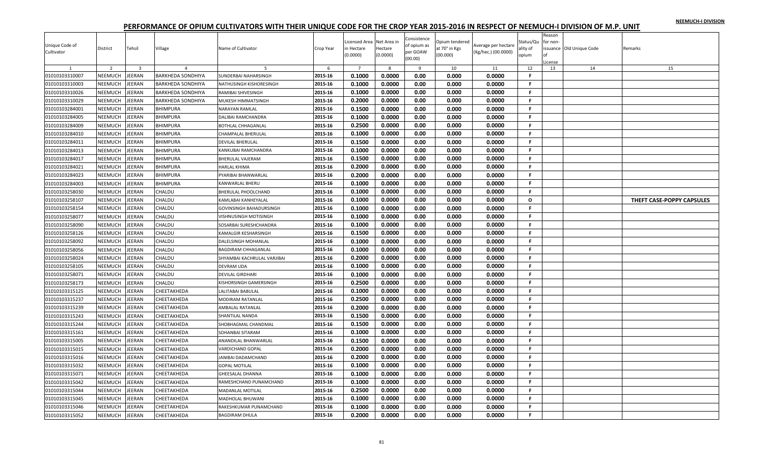# PERFORMANCE OF OPIUM CULTIVATORS WITH THEIR UNIQUE CODE FOR THE CROP YEAR 2015-2016 IN RESPECT OF NEEMUCH-I DIVISION OF M.P. UNIT

| Unique Code of Cultivator | District | Tehsil | Village | Name of Cultivator | Crop Year | Licensed Area in Hectare (0.0000) | Net Area in Hectare (0.0000) | Consistence of opium as per GOAW (00.00) | Opium tendered at 70° in Kgs (00.000) | Average per hectare (Kg/hec.) (00.0000) | Status/Quality of opium | Reason for non-issuance of License | Old Unique Code | Remarks |
|---|---|---|---|---|---|---|---|---|---|---|---|---|---|---|
| 1 | 2 | 3 | 4 | 5 | 6 | 7 | 8 | 9 | 10 | 11 | 12 | 13 | 14 | 15 |
| 01010103310007 | NEEMUCH | JEERAN | BARKHEDA SONDHIYA | SUNDERBAI NAHARSINGH | 2015-16 | 0.1000 | 0.0000 | 0.00 | 0.000 | 0.0000 | F | | | |
| 01010103310003 | NEEMUCH | JEERAN | BARKHEDA SONDHIYA | NATHUSINGH KISHORESINGH | 2015-16 | 0.1000 | 0.0000 | 0.00 | 0.000 | 0.0000 | F | | | |
| 01010103310026 | NEEMUCH | JEERAN | BARKHEDA SONDHIYA | RAMIBAI SHIVESINGH | 2015-16 | 0.1000 | 0.0000 | 0.00 | 0.000 | 0.0000 | F | | | |
| 01010103310029 | NEEMUCH | JEERAN | BARKHEDA SONDHIYA | MUKESH HIMMATSINGH | 2015-16 | 0.2000 | 0.0000 | 0.00 | 0.000 | 0.0000 | F | | | |
| 01010103284001 | NEEMUCH | JEERAN | BHIMPURA | NARAYAN RAMLAL | 2015-16 | 0.1500 | 0.0000 | 0.00 | 0.000 | 0.0000 | F | | | |
| 01010103284005 | NEEMUCH | JEERAN | BHIMPURA | DALIBAI RAMCHANDRA | 2015-16 | 0.1000 | 0.0000 | 0.00 | 0.000 | 0.0000 | F | | | |
| 01010103284009 | NEEMUCH | JEERAN | BHIMPURA | BOTHLAL CHHAGANLAL | 2015-16 | 0.2500 | 0.0000 | 0.00 | 0.000 | 0.0000 | F | | | |
| 01010103284010 | NEEMUCH | JEERAN | BHIMPURA | CHAMPALAL BHERULAL | 2015-16 | 0.1000 | 0.0000 | 0.00 | 0.000 | 0.0000 | F | | | |
| 01010103284011 | NEEMUCH | JEERAN | BHIMPURA | DEVILAL BHERULAL | 2015-16 | 0.1500 | 0.0000 | 0.00 | 0.000 | 0.0000 | F | | | |
| 01010103284013 | NEEMUCH | JEERAN | BHIMPURA | KANKUBAI RAMCHANDRA | 2015-16 | 0.1000 | 0.0000 | 0.00 | 0.000 | 0.0000 | F | | | |
| 01010103284017 | NEEMUCH | JEERAN | BHIMPURA | BHERULAL VAJERAM | 2015-16 | 0.1500 | 0.0000 | 0.00 | 0.000 | 0.0000 | F | | | |
| 01010103284021 | NEEMUCH | JEERAN | BHIMPURA | HARLAL KHIMA | 2015-16 | 0.2000 | 0.0000 | 0.00 | 0.000 | 0.0000 | F | | | |
| 01010103284023 | NEEMUCH | JEERAN | BHIMPURA | PYARIBAI BHANWARLAL | 2015-16 | 0.2000 | 0.0000 | 0.00 | 0.000 | 0.0000 | F | | | |
| 01010103284003 | NEEMUCH | JEERAN | BHIMPURA | KANWARLAL BHERU | 2015-16 | 0.1000 | 0.0000 | 0.00 | 0.000 | 0.0000 | F | | | |
| 01010103258030 | NEEMUCH | JEERAN | CHALDU | BHERULAL PHOOLCHAND | 2015-16 | 0.1000 | 0.0000 | 0.00 | 0.000 | 0.0000 | F | | | |
| 01010103258107 | NEEMUCH | JEERAN | CHALDU | KAMLABAI KANHEYALAL | 2015-16 | 0.1000 | 0.0000 | 0.00 | 0.000 | 0.0000 | O | | | THEFT CASE-POPPY CAPSULES |
| 01010103258154 | NEEMUCH | JEERAN | CHALDU | GOVINSINGH BAHADURSINGH | 2015-16 | 0.1000 | 0.0000 | 0.00 | 0.000 | 0.0000 | F | | | |
| 01010103258077 | NEEMUCH | JEERAN | CHALDU | VISHNUSINGH MOTISINGH | 2015-16 | 0.1000 | 0.0000 | 0.00 | 0.000 | 0.0000 | F | | | |
| 01010103258090 | NEEMUCH | JEERAN | CHALDU | SOSARBAI SURESHCHANDRA | 2015-16 | 0.1000 | 0.0000 | 0.00 | 0.000 | 0.0000 | F | | | |
| 01010103258126 | NEEMUCH | JEERAN | CHALDU | KAMALGIR KESHARSINGH | 2015-16 | 0.1500 | 0.0000 | 0.00 | 0.000 | 0.0000 | F | | | |
| 01010103258092 | NEEMUCH | JEERAN | CHALDU | DALELSINGH MOHANLAL | 2015-16 | 0.1000 | 0.0000 | 0.00 | 0.000 | 0.0000 | F | | | |
| 01010103258056 | NEEMUCH | JEERAN | CHALDU | BAGDIRAM CHHAGANLAL | 2015-16 | 0.1000 | 0.0000 | 0.00 | 0.000 | 0.0000 | F | | | |
| 01010103258024 | NEEMUCH | JEERAN | CHALDU | SHYAMBAI KACHRULAL VARJIBAI | 2015-16 | 0.2000 | 0.0000 | 0.00 | 0.000 | 0.0000 | F | | | |
| 01010103258105 | NEEMUCH | JEERAN | CHALDU | DEVRAM UDA | 2015-16 | 0.1000 | 0.0000 | 0.00 | 0.000 | 0.0000 | F | | | |
| 01010103258071 | NEEMUCH | JEERAN | CHALDU | DEVILAL GIRDHARI | 2015-16 | 0.1000 | 0.0000 | 0.00 | 0.000 | 0.0000 | F | | | |
| 01010103258173 | NEEMUCH | JEERAN | CHALDU | KISHORSINGH GAMERSINGH | 2015-16 | 0.2500 | 0.0000 | 0.00 | 0.000 | 0.0000 | F | | | |
| 01010103315125 | NEEMUCH | JEERAN | CHEETAKHEDA | LALITABAI BABULAL | 2015-16 | 0.1000 | 0.0000 | 0.00 | 0.000 | 0.0000 | F | | | |
| 01010103315237 | NEEMUCH | JEERAN | CHEETAKHEDA | MODIRAM RATANLAL | 2015-16 | 0.2500 | 0.0000 | 0.00 | 0.000 | 0.0000 | F | | | |
| 01010103315239 | NEEMUCH | JEERAN | CHEETAKHEDA | AMBALAL RATANLAL | 2015-16 | 0.2000 | 0.0000 | 0.00 | 0.000 | 0.0000 | F | | | |
| 01010103315243 | NEEMUCH | JEERAN | CHEETAKHEDA | SHANTILAL NANDA | 2015-16 | 0.1500 | 0.0000 | 0.00 | 0.000 | 0.0000 | F | | | |
| 01010103315244 | NEEMUCH | JEERAN | CHEETAKHEDA | SHOBHAGMAL CHANDMAL | 2015-16 | 0.1500 | 0.0000 | 0.00 | 0.000 | 0.0000 | F | | | |
| 01010103315161 | NEEMUCH | JEERAN | CHEETAKHEDA | SOHANBAI SITARAM | 2015-16 | 0.1000 | 0.0000 | 0.00 | 0.000 | 0.0000 | F | | | |
| 01010103315005 | NEEMUCH | JEERAN | CHEETAKHEDA | ANANDILAL BHANWARLAL | 2015-16 | 0.1500 | 0.0000 | 0.00 | 0.000 | 0.0000 | F | | | |
| 01010103315015 | NEEMUCH | JEERAN | CHEETAKHEDA | VARDICHAND GOPAL | 2015-16 | 0.2000 | 0.0000 | 0.00 | 0.000 | 0.0000 | F | | | |
| 01010103315016 | NEEMUCH | JEERAN | CHEETAKHEDA | JANIBAI DADAMCHAND | 2015-16 | 0.2000 | 0.0000 | 0.00 | 0.000 | 0.0000 | F | | | |
| 01010103315032 | NEEMUCH | JEERAN | CHEETAKHEDA | GOPAL MOTILAL | 2015-16 | 0.1000 | 0.0000 | 0.00 | 0.000 | 0.0000 | F | | | |
| 01010103315071 | NEEMUCH | JEERAN | CHEETAKHEDA | GHEESALAL DHANNA | 2015-16 | 0.1000 | 0.0000 | 0.00 | 0.000 | 0.0000 | F | | | |
| 01010103315042 | NEEMUCH | JEERAN | CHEETAKHEDA | RAMESHCHAND PUNAMCHAND | 2015-16 | 0.1000 | 0.0000 | 0.00 | 0.000 | 0.0000 | F | | | |
| 01010103315044 | NEEMUCH | JEERAN | CHEETAKHEDA | MADANLAL MOTILAL | 2015-16 | 0.2500 | 0.0000 | 0.00 | 0.000 | 0.0000 | F | | | |
| 01010103315045 | NEEMUCH | JEERAN | CHEETAKHEDA | MADHOLAL BHUWANI | 2015-16 | 0.1000 | 0.0000 | 0.00 | 0.000 | 0.0000 | F | | | |
| 01010103315046 | NEEMUCH | JEERAN | CHEETAKHEDA | RAKESHKUMAR PUNAMCHAND | 2015-16 | 0.1000 | 0.0000 | 0.00 | 0.000 | 0.0000 | F | | | |
| 01010103315052 | NEEMUCH | JEERAN | CHEETAKHEDA | BAGDIRAM DHULA | 2015-16 | 0.2000 | 0.0000 | 0.00 | 0.000 | 0.0000 | F | | | |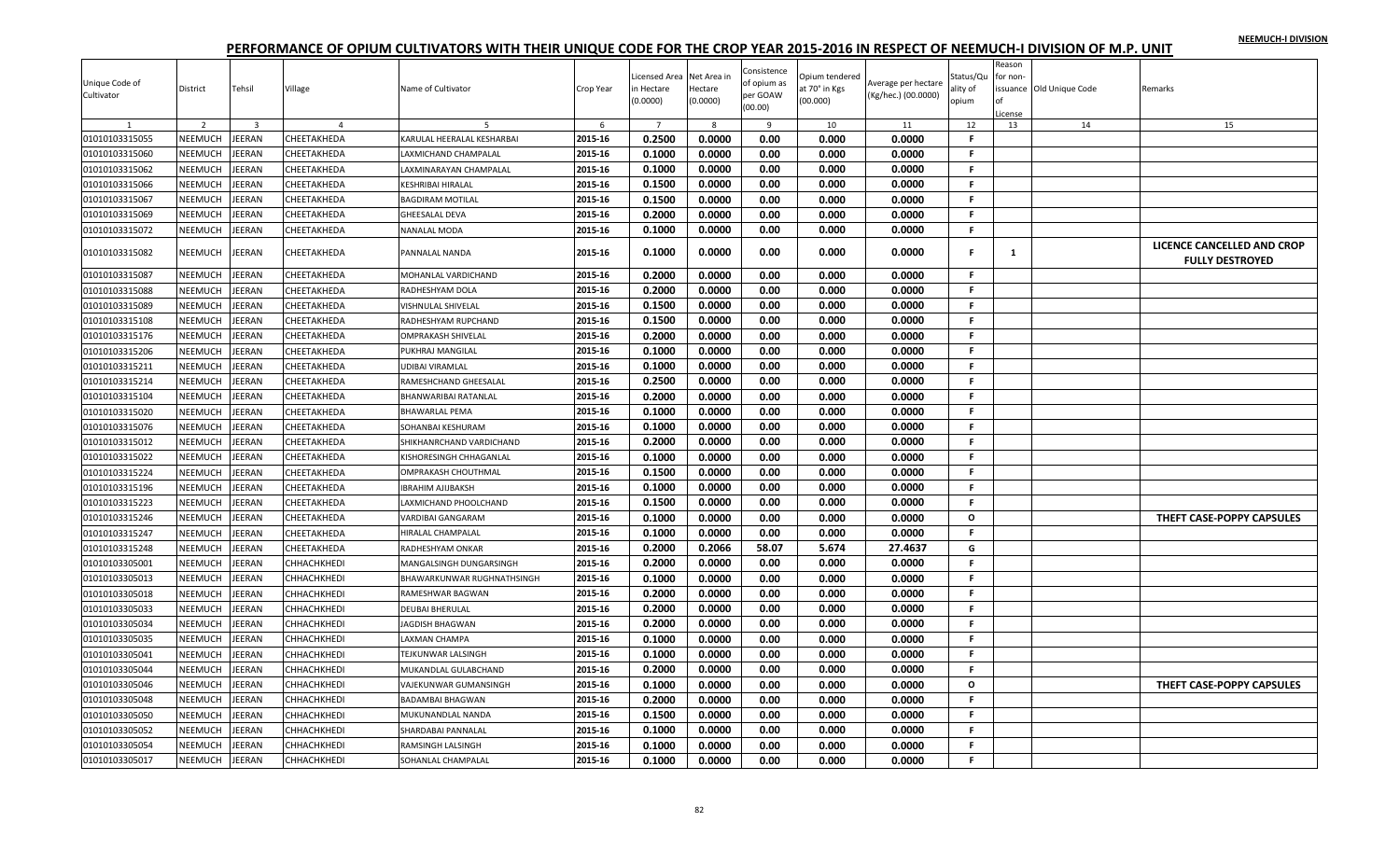# PERFORMANCE OF OPIUM CULTIVATORS WITH THEIR UNIQUE CODE FOR THE CROP YEAR 2015-2016 IN RESPECT OF NEEMUCH-I DIVISION OF M.P. UNIT

| Unique Code of Cultivator | District | Tehsil | Village | Name of Cultivator | Crop Year | Licensed Area in Hectare (0.0000) | Net Area in Hectare (0.0000) | Consistence of opium as per GOAW (00.00) | Opium tendered at 70° in Kgs (00.000) | Average per hectare (Kg/hec.) (00.0000) | Status/Quality of opium | Reason for non-issuance of License | Old Unique Code | Remarks |
|---|---|---|---|---|---|---|---|---|---|---|---|---|---|---|
| 1 | 2 | 3 | 4 | 5 | 6 | 7 | 8 | 9 | 10 | 11 | 12 | 13 | 14 | 15 |
| 01010103315055 | NEEMUCH | JEERAN | CHEETAKHEDA | KARULAL HEERALAL KESHARBAI | 2015-16 | 0.2500 | 0.0000 | 0.00 | 0.000 | 0.0000 | F | | | |
| 01010103315060 | NEEMUCH | JEERAN | CHEETAKHEDA | LAXMICHAND CHAMPALAL | 2015-16 | 0.1000 | 0.0000 | 0.00 | 0.000 | 0.0000 | F | | | |
| 01010103315062 | NEEMUCH | JEERAN | CHEETAKHEDA | LAXMINARAYAN CHAMPALAL | 2015-16 | 0.1000 | 0.0000 | 0.00 | 0.000 | 0.0000 | F | | | |
| 01010103315066 | NEEMUCH | JEERAN | CHEETAKHEDA | KESHRIBAI HIRALAL | 2015-16 | 0.1500 | 0.0000 | 0.00 | 0.000 | 0.0000 | F | | | |
| 01010103315067 | NEEMUCH | JEERAN | CHEETAKHEDA | BAGDIRAM MOTILAL | 2015-16 | 0.1500 | 0.0000 | 0.00 | 0.000 | 0.0000 | F | | | |
| 01010103315069 | NEEMUCH | JEERAN | CHEETAKHEDA | GHEESALAL DEVA | 2015-16 | 0.2000 | 0.0000 | 0.00 | 0.000 | 0.0000 | F | | | |
| 01010103315072 | NEEMUCH | JEERAN | CHEETAKHEDA | NANALAL MODA | 2015-16 | 0.1000 | 0.0000 | 0.00 | 0.000 | 0.0000 | F | | | |
| 01010103315082 | NEEMUCH | JEERAN | CHEETAKHEDA | PANNALAL NANDA | 2015-16 | 0.1000 | 0.0000 | 0.00 | 0.000 | 0.0000 | F | 1 | | LICENCE CANCELLED AND CROP FULLY DESTROYED |
| 01010103315087 | NEEMUCH | JEERAN | CHEETAKHEDA | MOHANLAL VARDICHAND | 2015-16 | 0.2000 | 0.0000 | 0.00 | 0.000 | 0.0000 | F | | | |
| 01010103315088 | NEEMUCH | JEERAN | CHEETAKHEDA | RADHESHYAM DOLA | 2015-16 | 0.2000 | 0.0000 | 0.00 | 0.000 | 0.0000 | F | | | |
| 01010103315089 | NEEMUCH | JEERAN | CHEETAKHEDA | VISHNULAL SHIVELAL | 2015-16 | 0.1500 | 0.0000 | 0.00 | 0.000 | 0.0000 | F | | | |
| 01010103315108 | NEEMUCH | JEERAN | CHEETAKHEDA | RADHESHYAM RUPCHAND | 2015-16 | 0.1500 | 0.0000 | 0.00 | 0.000 | 0.0000 | F | | | |
| 01010103315176 | NEEMUCH | JEERAN | CHEETAKHEDA | OMPRAKASH SHIVELAL | 2015-16 | 0.2000 | 0.0000 | 0.00 | 0.000 | 0.0000 | F | | | |
| 01010103315206 | NEEMUCH | JEERAN | CHEETAKHEDA | PUKHRAJ MANGILAL | 2015-16 | 0.1000 | 0.0000 | 0.00 | 0.000 | 0.0000 | F | | | |
| 01010103315211 | NEEMUCH | JEERAN | CHEETAKHEDA | UDIBAI VIRAMLAL | 2015-16 | 0.1000 | 0.0000 | 0.00 | 0.000 | 0.0000 | F | | | |
| 01010103315214 | NEEMUCH | JEERAN | CHEETAKHEDA | RAMESHCHAND GHEESALAL | 2015-16 | 0.2500 | 0.0000 | 0.00 | 0.000 | 0.0000 | F | | | |
| 01010103315104 | NEEMUCH | JEERAN | CHEETAKHEDA | BHANWARIBAI RATANLAL | 2015-16 | 0.2000 | 0.0000 | 0.00 | 0.000 | 0.0000 | F | | | |
| 01010103315020 | NEEMUCH | JEERAN | CHEETAKHEDA | BHAWARLAL PEMA | 2015-16 | 0.1000 | 0.0000 | 0.00 | 0.000 | 0.0000 | F | | | |
| 01010103315076 | NEEMUCH | JEERAN | CHEETAKHEDA | SOHANBAI KESHURAM | 2015-16 | 0.1000 | 0.0000 | 0.00 | 0.000 | 0.0000 | F | | | |
| 01010103315012 | NEEMUCH | JEERAN | CHEETAKHEDA | SHIKHANRCHAND VARDICHAND | 2015-16 | 0.2000 | 0.0000 | 0.00 | 0.000 | 0.0000 | F | | | |
| 01010103315022 | NEEMUCH | JEERAN | CHEETAKHEDA | KISHORESINGH CHHAGANLAL | 2015-16 | 0.1000 | 0.0000 | 0.00 | 0.000 | 0.0000 | F | | | |
| 01010103315224 | NEEMUCH | JEERAN | CHEETAKHEDA | OMPRAKASH CHOUTHMAL | 2015-16 | 0.1500 | 0.0000 | 0.00 | 0.000 | 0.0000 | F | | | |
| 01010103315196 | NEEMUCH | JEERAN | CHEETAKHEDA | IBRAHIM AJIJBAKSH | 2015-16 | 0.1000 | 0.0000 | 0.00 | 0.000 | 0.0000 | F | | | |
| 01010103315223 | NEEMUCH | JEERAN | CHEETAKHEDA | LAXMICHAND PHOOLCHAND | 2015-16 | 0.1500 | 0.0000 | 0.00 | 0.000 | 0.0000 | F | | | |
| 01010103315246 | NEEMUCH | JEERAN | CHEETAKHEDA | VARDIBAI GANGARAM | 2015-16 | 0.1000 | 0.0000 | 0.00 | 0.000 | 0.0000 | O | | | THEFT CASE-POPPY CAPSULES |
| 01010103315247 | NEEMUCH | JEERAN | CHEETAKHEDA | HIRALAL CHAMPALAL | 2015-16 | 0.1000 | 0.0000 | 0.00 | 0.000 | 0.0000 | F | | | |
| 01010103315248 | NEEMUCH | JEERAN | CHEETAKHEDA | RADHESHYAM ONKAR | 2015-16 | 0.2000 | 0.2066 | 58.07 | 5.674 | 27.4637 | G | | | |
| 01010103305001 | NEEMUCH | JEERAN | CHHACHKHEDI | MANGALSINGH DUNGARSINGH | 2015-16 | 0.2000 | 0.0000 | 0.00 | 0.000 | 0.0000 | F | | | |
| 01010103305013 | NEEMUCH | JEERAN | CHHACHKHEDI | BHAWARKUNWAR RUGHNATHSINGH | 2015-16 | 0.1000 | 0.0000 | 0.00 | 0.000 | 0.0000 | F | | | |
| 01010103305018 | NEEMUCH | JEERAN | CHHACHKHEDI | RAMESHWAR BAGWAN | 2015-16 | 0.2000 | 0.0000 | 0.00 | 0.000 | 0.0000 | F | | | |
| 01010103305033 | NEEMUCH | JEERAN | CHHACHKHEDI | DEUBAI BHERULAL | 2015-16 | 0.2000 | 0.0000 | 0.00 | 0.000 | 0.0000 | F | | | |
| 01010103305034 | NEEMUCH | JEERAN | CHHACHKHEDI | JAGDISH BHAGWAN | 2015-16 | 0.2000 | 0.0000 | 0.00 | 0.000 | 0.0000 | F | | | |
| 01010103305035 | NEEMUCH | JEERAN | CHHACHKHEDI | LAXMAN CHAMPA | 2015-16 | 0.1000 | 0.0000 | 0.00 | 0.000 | 0.0000 | F | | | |
| 01010103305041 | NEEMUCH | JEERAN | CHHACHKHEDI | TEJKUNWAR LALSINGH | 2015-16 | 0.1000 | 0.0000 | 0.00 | 0.000 | 0.0000 | F | | | |
| 01010103305044 | NEEMUCH | JEERAN | CHHACHKHEDI | MUKANDLAL GULABCHAND | 2015-16 | 0.2000 | 0.0000 | 0.00 | 0.000 | 0.0000 | F | | | |
| 01010103305046 | NEEMUCH | JEERAN | CHHACHKHEDI | VAJEKUNWAR GUMANSINGH | 2015-16 | 0.1000 | 0.0000 | 0.00 | 0.000 | 0.0000 | O | | | THEFT CASE-POPPY CAPSULES |
| 01010103305048 | NEEMUCH | JEERAN | CHHACHKHEDI | BADAMBAI BHAGWAN | 2015-16 | 0.2000 | 0.0000 | 0.00 | 0.000 | 0.0000 | F | | | |
| 01010103305050 | NEEMUCH | JEERAN | CHHACHKHEDI | MUKUNANDLAL NANDA | 2015-16 | 0.1500 | 0.0000 | 0.00 | 0.000 | 0.0000 | F | | | |
| 01010103305052 | NEEMUCH | JEERAN | CHHACHKHEDI | SHARDABAI PANNALAL | 2015-16 | 0.1000 | 0.0000 | 0.00 | 0.000 | 0.0000 | F | | | |
| 01010103305054 | NEEMUCH | JEERAN | CHHACHKHEDI | RAMSINGH LALSINGH | 2015-16 | 0.1000 | 0.0000 | 0.00 | 0.000 | 0.0000 | F | | | |
| 01010103305017 | NEEMUCH | JEERAN | CHHACHKHEDI | SOHANLAL CHAMPALAL | 2015-16 | 0.1000 | 0.0000 | 0.00 | 0.000 | 0.0000 | F | | | |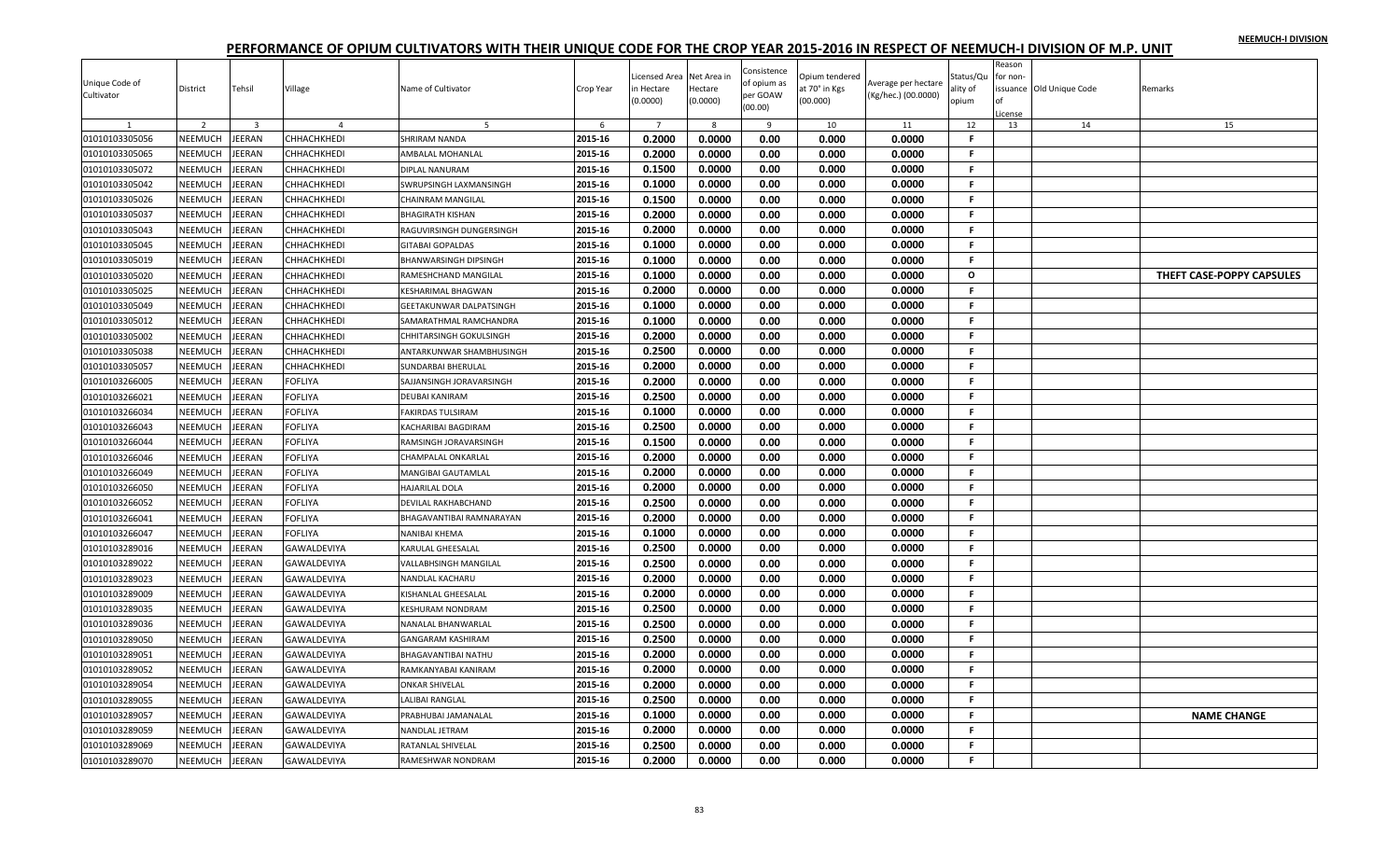# PERFORMANCE OF OPIUM CULTIVATORS WITH THEIR UNIQUE CODE FOR THE CROP YEAR 2015-2016 IN RESPECT OF NEEMUCH-I DIVISION OF M.P. UNIT

| Unique Code of Cultivator | District | Tehsil | Village | Name of Cultivator | Crop Year | Licensed Area in Hectare (0.0000) | Net Area in Hectare (0.0000) | Consistence of opium as per GOAW (00.00) | Opium tendered at 70° in Kgs (00.000) | Average per hectare (Kg/hec.) (00.0000) | Status/Quality of opium | Reason for non-issuance of License | Old Unique Code | Remarks |
|---|---|---|---|---|---|---|---|---|---|---|---|---|---|---|
| 1 | 2 | 3 | 4 | 5 | 6 | 7 | 8 | 9 | 10 | 11 | 12 | 13 | 14 | 15 |
| 01010103305056 | NEEMUCH | JEERAN | CHHACHKHEDI | SHRIRAM NANDA | 2015-16 | 0.2000 | 0.0000 | 0.00 | 0.000 | 0.0000 | F | | | |
| 01010103305065 | NEEMUCH | JEERAN | CHHACHKHEDI | AMBALAL MOHANLAL | 2015-16 | 0.2000 | 0.0000 | 0.00 | 0.000 | 0.0000 | F | | | |
| 01010103305072 | NEEMUCH | JEERAN | CHHACHKHEDI | DIPLAL NANURAM | 2015-16 | 0.1500 | 0.0000 | 0.00 | 0.000 | 0.0000 | F | | | |
| 01010103305042 | NEEMUCH | JEERAN | CHHACHKHEDI | SWRUPSINGH LAXMANSINGH | 2015-16 | 0.1000 | 0.0000 | 0.00 | 0.000 | 0.0000 | F | | | |
| 01010103305026 | NEEMUCH | JEERAN | CHHACHKHEDI | CHAINRAM MANGILAL | 2015-16 | 0.1500 | 0.0000 | 0.00 | 0.000 | 0.0000 | F | | | |
| 01010103305037 | NEEMUCH | JEERAN | CHHACHKHEDI | BHAGIRATH KISHAN | 2015-16 | 0.2000 | 0.0000 | 0.00 | 0.000 | 0.0000 | F | | | |
| 01010103305043 | NEEMUCH | JEERAN | CHHACHKHEDI | RAGUVIRSINGH DUNGERSINGH | 2015-16 | 0.2000 | 0.0000 | 0.00 | 0.000 | 0.0000 | F | | | |
| 01010103305045 | NEEMUCH | JEERAN | CHHACHKHEDI | GITABAI GOPALDAS | 2015-16 | 0.1000 | 0.0000 | 0.00 | 0.000 | 0.0000 | F | | | |
| 01010103305019 | NEEMUCH | JEERAN | CHHACHKHEDI | BHANWARSINGH DIPSINGH | 2015-16 | 0.1000 | 0.0000 | 0.00 | 0.000 | 0.0000 | F | | | |
| 01010103305020 | NEEMUCH | JEERAN | CHHACHKHEDI | RAMESHCHAND MANGILAL | 2015-16 | 0.1000 | 0.0000 | 0.00 | 0.000 | 0.0000 | O | | | THEFT CASE-POPPY CAPSULES |
| 01010103305025 | NEEMUCH | JEERAN | CHHACHKHEDI | KESHARIMAL BHAGWAN | 2015-16 | 0.2000 | 0.0000 | 0.00 | 0.000 | 0.0000 | F | | | |
| 01010103305049 | NEEMUCH | JEERAN | CHHACHKHEDI | GEETAKUNWAR DALPATSINGH | 2015-16 | 0.1000 | 0.0000 | 0.00 | 0.000 | 0.0000 | F | | | |
| 01010103305012 | NEEMUCH | JEERAN | CHHACHKHEDI | SAMARATHMAL RAMCHANDRA | 2015-16 | 0.1000 | 0.0000 | 0.00 | 0.000 | 0.0000 | F | | | |
| 01010103305002 | NEEMUCH | JEERAN | CHHACHKHEDI | CHHITARSINGH GOKULSINGH | 2015-16 | 0.2000 | 0.0000 | 0.00 | 0.000 | 0.0000 | F | | | |
| 01010103305038 | NEEMUCH | JEERAN | CHHACHKHEDI | ANTARKUNWAR SHAMBHUSINGH | 2015-16 | 0.2500 | 0.0000 | 0.00 | 0.000 | 0.0000 | F | | | |
| 01010103305057 | NEEMUCH | JEERAN | CHHACHKHEDI | SUNDARBAI BHERULAL | 2015-16 | 0.2000 | 0.0000 | 0.00 | 0.000 | 0.0000 | F | | | |
| 01010103266005 | NEEMUCH | JEERAN | FOFLIYA | SAJJANSINGH JORAVARSINGH | 2015-16 | 0.2000 | 0.0000 | 0.00 | 0.000 | 0.0000 | F | | | |
| 01010103266021 | NEEMUCH | JEERAN | FOFLIYA | DEUBAI KANIRAM | 2015-16 | 0.2500 | 0.0000 | 0.00 | 0.000 | 0.0000 | F | | | |
| 01010103266034 | NEEMUCH | JEERAN | FOFLIYA | FAKIRDAS TULSIRAM | 2015-16 | 0.1000 | 0.0000 | 0.00 | 0.000 | 0.0000 | F | | | |
| 01010103266043 | NEEMUCH | JEERAN | FOFLIYA | KACHARIBAI BAGDIRAM | 2015-16 | 0.2500 | 0.0000 | 0.00 | 0.000 | 0.0000 | F | | | |
| 01010103266044 | NEEMUCH | JEERAN | FOFLIYA | RAMSINGH JORAVARSINGH | 2015-16 | 0.1500 | 0.0000 | 0.00 | 0.000 | 0.0000 | F | | | |
| 01010103266046 | NEEMUCH | JEERAN | FOFLIYA | CHAMPALAL ONKARLAL | 2015-16 | 0.2000 | 0.0000 | 0.00 | 0.000 | 0.0000 | F | | | |
| 01010103266049 | NEEMUCH | JEERAN | FOFLIYA | MANGIBAI GAUTAMLAL | 2015-16 | 0.2000 | 0.0000 | 0.00 | 0.000 | 0.0000 | F | | | |
| 01010103266050 | NEEMUCH | JEERAN | FOFLIYA | HAJARILAL DOLA | 2015-16 | 0.2000 | 0.0000 | 0.00 | 0.000 | 0.0000 | F | | | |
| 01010103266052 | NEEMUCH | JEERAN | FOFLIYA | DEVILAL RAKHABCHAND | 2015-16 | 0.2500 | 0.0000 | 0.00 | 0.000 | 0.0000 | F | | | |
| 01010103266041 | NEEMUCH | JEERAN | FOFLIYA | BHAGAVANTIBAI RAMNARAYAN | 2015-16 | 0.2000 | 0.0000 | 0.00 | 0.000 | 0.0000 | F | | | |
| 01010103266047 | NEEMUCH | JEERAN | FOFLIYA | NANIBAI KHEMA | 2015-16 | 0.1000 | 0.0000 | 0.00 | 0.000 | 0.0000 | F | | | |
| 01010103289016 | NEEMUCH | JEERAN | GAWALDEVIYA | KARULAL GHEESALAL | 2015-16 | 0.2500 | 0.0000 | 0.00 | 0.000 | 0.0000 | F | | | |
| 01010103289022 | NEEMUCH | JEERAN | GAWALDEVIYA | VALLABHSINGH MANGILAL | 2015-16 | 0.2500 | 0.0000 | 0.00 | 0.000 | 0.0000 | F | | | |
| 01010103289023 | NEEMUCH | JEERAN | GAWALDEVIYA | NANDLAL KACHARU | 2015-16 | 0.2000 | 0.0000 | 0.00 | 0.000 | 0.0000 | F | | | |
| 01010103289009 | NEEMUCH | JEERAN | GAWALDEVIYA | KISHANLAL GHEESALAL | 2015-16 | 0.2000 | 0.0000 | 0.00 | 0.000 | 0.0000 | F | | | |
| 01010103289035 | NEEMUCH | JEERAN | GAWALDEVIYA | KESHURAM NONDRAM | 2015-16 | 0.2500 | 0.0000 | 0.00 | 0.000 | 0.0000 | F | | | |
| 01010103289036 | NEEMUCH | JEERAN | GAWALDEVIYA | NANALAL BHANWARLAL | 2015-16 | 0.2500 | 0.0000 | 0.00 | 0.000 | 0.0000 | F | | | |
| 01010103289050 | NEEMUCH | JEERAN | GAWALDEVIYA | GANGARAM KASHIRAM | 2015-16 | 0.2500 | 0.0000 | 0.00 | 0.000 | 0.0000 | F | | | |
| 01010103289051 | NEEMUCH | JEERAN | GAWALDEVIYA | BHAGAVANTIBAI NATHU | 2015-16 | 0.2000 | 0.0000 | 0.00 | 0.000 | 0.0000 | F | | | |
| 01010103289052 | NEEMUCH | JEERAN | GAWALDEVIYA | RAMKANYABAI KANIRAM | 2015-16 | 0.2000 | 0.0000 | 0.00 | 0.000 | 0.0000 | F | | | |
| 01010103289054 | NEEMUCH | JEERAN | GAWALDEVIYA | ONKAR SHIVELAL | 2015-16 | 0.2000 | 0.0000 | 0.00 | 0.000 | 0.0000 | F | | | |
| 01010103289055 | NEEMUCH | JEERAN | GAWALDEVIYA | LALIBAI RANGLAL | 2015-16 | 0.2500 | 0.0000 | 0.00 | 0.000 | 0.0000 | F | | | |
| 01010103289057 | NEEMUCH | JEERAN | GAWALDEVIYA | PRABHUBAI JAMANALAL | 2015-16 | 0.1000 | 0.0000 | 0.00 | 0.000 | 0.0000 | F | | | NAME CHANGE |
| 01010103289059 | NEEMUCH | JEERAN | GAWALDEVIYA | NANDLAL JETRAM | 2015-16 | 0.2000 | 0.0000 | 0.00 | 0.000 | 0.0000 | F | | | |
| 01010103289069 | NEEMUCH | JEERAN | GAWALDEVIYA | RATANLAL SHIVELAL | 2015-16 | 0.2500 | 0.0000 | 0.00 | 0.000 | 0.0000 | F | | | |
| 01010103289070 | NEEMUCH | JEERAN | GAWALDEVIYA | RAMESHWAR NONDRAM | 2015-16 | 0.2000 | 0.0000 | 0.00 | 0.000 | 0.0000 | F | | | |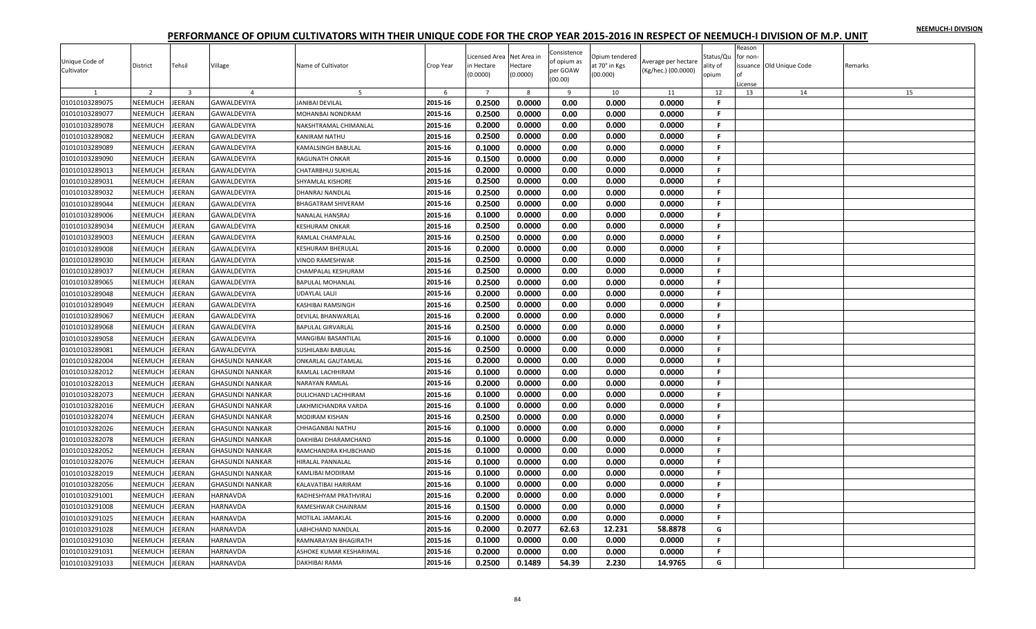# PERFORMANCE OF OPIUM CULTIVATORS WITH THEIR UNIQUE CODE FOR THE CROP YEAR 2015-2016 IN RESPECT OF NEEMUCH-I DIVISION OF M.P. UNIT

NEEMUCH-I DIVISION

| Unique Code of Cultivator | District | Tehsil | Village | Name of Cultivator | Crop Year | Licensed Area in Hectare (0.0000) | Net Area in Hectare (0.0000) | Consistence of opium as per GOAW (00.00) | Opium tendered at 70° in Kgs (00.000) | Average per hectare (Kg/hec.) (00.0000) | Status/Quality of opium | Reason for non-issuance of License | Old Unique Code | Remarks |
|---|---|---|---|---|---|---|---|---|---|---|---|---|---|---|
| 1 | 2 | 3 | 4 | 5 | 6 | 7 | 8 | 9 | 10 | 11 | 12 | 13 | 14 | 15 |
| 01010103289075 | NEEMUCH | JEERAN | GAWALDEVIYA | JANIBAI DEVILAL | 2015-16 | 0.2500 | 0.0000 | 0.00 | 0.000 | 0.0000 | F | | | |
| 01010103289077 | NEEMUCH | JEERAN | GAWALDEVIYA | MOHANBAI NONDRAM | 2015-16 | 0.2500 | 0.0000 | 0.00 | 0.000 | 0.0000 | F | | | |
| 01010103289078 | NEEMUCH | JEERAN | GAWALDEVIYA | NAKSHTRAMAL CHIMANLAL | 2015-16 | 0.2000 | 0.0000 | 0.00 | 0.000 | 0.0000 | F | | | |
| 01010103289082 | NEEMUCH | JEERAN | GAWALDEVIYA | KANIRAM NATHU | 2015-16 | 0.2500 | 0.0000 | 0.00 | 0.000 | 0.0000 | F | | | |
| 01010103289089 | NEEMUCH | JEERAN | GAWALDEVIYA | KAMALSINGH BABULAL | 2015-16 | 0.1000 | 0.0000 | 0.00 | 0.000 | 0.0000 | F | | | |
| 01010103289090 | NEEMUCH | JEERAN | GAWALDEVIYA | RAGUNATH ONKAR | 2015-16 | 0.1500 | 0.0000 | 0.00 | 0.000 | 0.0000 | F | | | |
| 01010103289013 | NEEMUCH | JEERAN | GAWALDEVIYA | CHATARBHUJ SUKHLAL | 2015-16 | 0.2000 | 0.0000 | 0.00 | 0.000 | 0.0000 | F | | | |
| 01010103289031 | NEEMUCH | JEERAN | GAWALDEVIYA | SHYAMLAL KISHORE | 2015-16 | 0.2500 | 0.0000 | 0.00 | 0.000 | 0.0000 | F | | | |
| 01010103289032 | NEEMUCH | JEERAN | GAWALDEVIYA | DHANRAJ NANDLAL | 2015-16 | 0.2500 | 0.0000 | 0.00 | 0.000 | 0.0000 | F | | | |
| 01010103289044 | NEEMUCH | JEERAN | GAWALDEVIYA | BHAGATRAM SHIVERAM | 2015-16 | 0.2500 | 0.0000 | 0.00 | 0.000 | 0.0000 | F | | | |
| 01010103289006 | NEEMUCH | JEERAN | GAWALDEVIYA | NANALAL HANSRAJ | 2015-16 | 0.1000 | 0.0000 | 0.00 | 0.000 | 0.0000 | F | | | |
| 01010103289034 | NEEMUCH | JEERAN | GAWALDEVIYA | KESHURAM ONKAR | 2015-16 | 0.2500 | 0.0000 | 0.00 | 0.000 | 0.0000 | F | | | |
| 01010103289003 | NEEMUCH | JEERAN | GAWALDEVIYA | RAMLAL CHAMPALAL | 2015-16 | 0.2500 | 0.0000 | 0.00 | 0.000 | 0.0000 | F | | | |
| 01010103289008 | NEEMUCH | JEERAN | GAWALDEVIYA | KESHURAM BHERULAL | 2015-16 | 0.2000 | 0.0000 | 0.00 | 0.000 | 0.0000 | F | | | |
| 01010103289030 | NEEMUCH | JEERAN | GAWALDEVIYA | VINOD RAMESHWAR | 2015-16 | 0.2500 | 0.0000 | 0.00 | 0.000 | 0.0000 | F | | | |
| 01010103289037 | NEEMUCH | JEERAN | GAWALDEVIYA | CHAMPALAL KESHURAM | 2015-16 | 0.2500 | 0.0000 | 0.00 | 0.000 | 0.0000 | F | | | |
| 01010103289065 | NEEMUCH | JEERAN | GAWALDEVIYA | BAPULAL MOHANLAL | 2015-16 | 0.2500 | 0.0000 | 0.00 | 0.000 | 0.0000 | F | | | |
| 01010103289048 | NEEMUCH | JEERAN | GAWALDEVIYA | UDAYLAL LALJI | 2015-16 | 0.2000 | 0.0000 | 0.00 | 0.000 | 0.0000 | F | | | |
| 01010103289049 | NEEMUCH | JEERAN | GAWALDEVIYA | KASHIBAI RAMSINGH | 2015-16 | 0.2500 | 0.0000 | 0.00 | 0.000 | 0.0000 | F | | | |
| 01010103289067 | NEEMUCH | JEERAN | GAWALDEVIYA | DEVILAL BHANWARLAL | 2015-16 | 0.2000 | 0.0000 | 0.00 | 0.000 | 0.0000 | F | | | |
| 01010103289068 | NEEMUCH | JEERAN | GAWALDEVIYA | BAPULAL GIRVARLAL | 2015-16 | 0.2500 | 0.0000 | 0.00 | 0.000 | 0.0000 | F | | | |
| 01010103289058 | NEEMUCH | JEERAN | GAWALDEVIYA | MANGIBAI BASANTILAL | 2015-16 | 0.1000 | 0.0000 | 0.00 | 0.000 | 0.0000 | F | | | |
| 01010103289081 | NEEMUCH | JEERAN | GAWALDEVIYA | SUSHILABAI BABULAL | 2015-16 | 0.2500 | 0.0000 | 0.00 | 0.000 | 0.0000 | F | | | |
| 01010103282004 | NEEMUCH | JEERAN | GHASUNDI NANKAR | ONKARLAL GAUTAMLAL | 2015-16 | 0.2000 | 0.0000 | 0.00 | 0.000 | 0.0000 | F | | | |
| 01010103282012 | NEEMUCH | JEERAN | GHASUNDI NANKAR | RAMLAL LACHHIRAM | 2015-16 | 0.1000 | 0.0000 | 0.00 | 0.000 | 0.0000 | F | | | |
| 01010103282013 | NEEMUCH | JEERAN | GHASUNDI NANKAR | NARAYAN RAMLAL | 2015-16 | 0.2000 | 0.0000 | 0.00 | 0.000 | 0.0000 | F | | | |
| 01010103282073 | NEEMUCH | JEERAN | GHASUNDI NANKAR | DULICHAND LACHHIRAM | 2015-16 | 0.1000 | 0.0000 | 0.00 | 0.000 | 0.0000 | F | | | |
| 01010103282016 | NEEMUCH | JEERAN | GHASUNDI NANKAR | LAKHMICHANDRA VARDA | 2015-16 | 0.1000 | 0.0000 | 0.00 | 0.000 | 0.0000 | F | | | |
| 01010103282074 | NEEMUCH | JEERAN | GHASUNDI NANKAR | MODIRAM KISHAN | 2015-16 | 0.2500 | 0.0000 | 0.00 | 0.000 | 0.0000 | F | | | |
| 01010103282026 | NEEMUCH | JEERAN | GHASUNDI NANKAR | CHHAGANBAI NATHU | 2015-16 | 0.1000 | 0.0000 | 0.00 | 0.000 | 0.0000 | F | | | |
| 01010103282078 | NEEMUCH | JEERAN | GHASUNDI NANKAR | DAKHIBAI DHARAMCHAND | 2015-16 | 0.1000 | 0.0000 | 0.00 | 0.000 | 0.0000 | F | | | |
| 01010103282052 | NEEMUCH | JEERAN | GHASUNDI NANKAR | RAMCHANDRA KHUBCHAND | 2015-16 | 0.1000 | 0.0000 | 0.00 | 0.000 | 0.0000 | F | | | |
| 01010103282076 | NEEMUCH | JEERAN | GHASUNDI NANKAR | HIRALAL PANNALAL | 2015-16 | 0.1000 | 0.0000 | 0.00 | 0.000 | 0.0000 | F | | | |
| 01010103282019 | NEEMUCH | JEERAN | GHASUNDI NANKAR | KAMLIBAI MODIRAM | 2015-16 | 0.1000 | 0.0000 | 0.00 | 0.000 | 0.0000 | F | | | |
| 01010103282056 | NEEMUCH | JEERAN | GHASUNDI NANKAR | KALAVATIBAI HARIRAM | 2015-16 | 0.1000 | 0.0000 | 0.00 | 0.000 | 0.0000 | F | | | |
| 01010103291001 | NEEMUCH | JEERAN | HARNAVDA | RADHESHYAM PRATHVIRAJ | 2015-16 | 0.2000 | 0.0000 | 0.00 | 0.000 | 0.0000 | F | | | |
| 01010103291008 | NEEMUCH | JEERAN | HARNAVDA | RAMESHWAR CHAINRAM | 2015-16 | 0.1500 | 0.0000 | 0.00 | 0.000 | 0.0000 | F | | | |
| 01010103291025 | NEEMUCH | JEERAN | HARNAVDA | MOTILAL JAMAKLAL | 2015-16 | 0.2000 | 0.0000 | 0.00 | 0.000 | 0.0000 | F | | | |
| 01010103291028 | NEEMUCH | JEERAN | HARNAVDA | LABHCHAND NANDLAL | 2015-16 | 0.2000 | 0.2077 | 62.63 | 12.231 | 58.8878 | G | | | |
| 01010103291030 | NEEMUCH | JEERAN | HARNAVDA | RAMNARAYAN BHAGIRATH | 2015-16 | 0.1000 | 0.0000 | 0.00 | 0.000 | 0.0000 | F | | | |
| 01010103291031 | NEEMUCH | JEERAN | HARNAVDA | ASHOKE KUMAR KESHARIMAL | 2015-16 | 0.2000 | 0.0000 | 0.00 | 0.000 | 0.0000 | F | | | |
| 01010103291033 | NEEMUCH | JEERAN | HARNAVDA | DAKHIBAI RAMA | 2015-16 | 0.2500 | 0.1489 | 54.39 | 2.230 | 14.9765 | G | | | |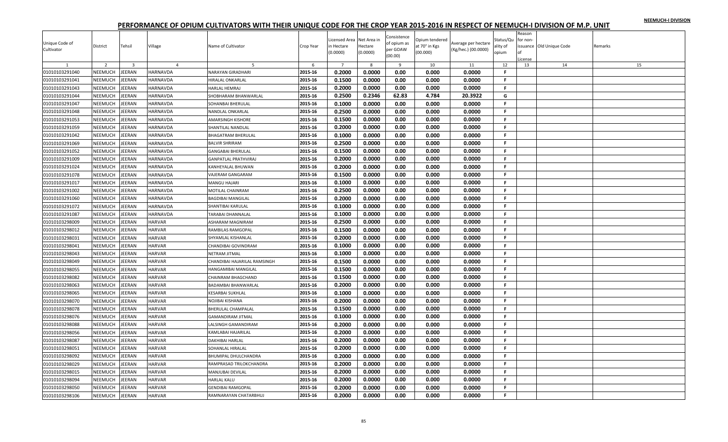# PERFORMANCE OF OPIUM CULTIVATORS WITH THEIR UNIQUE CODE FOR THE CROP YEAR 2015-2016 IN RESPECT OF NEEMUCH-I DIVISION OF M.P. UNIT

NEEMUCH-I DIVISION

| Unique Code of Cultivator | District | Tehsil | Village | Name of Cultivator | Crop Year | Licensed Area in Hectare (0.0000) | Net Area in Hectare (0.0000) | Consistence of opium as per GOAW (00.00) | Opium tendered at 70° in Kgs (00.000) | Average per hectare (Kg/hec.) (00.0000) | Status/Quality of opium | Reason for non-issuance of License | Old Unique Code | Remarks |
|---|---|---|---|---|---|---|---|---|---|---|---|---|---|---|
| 1 | 2 | 3 | 4 | 5 | 6 | 7 | 8 | 9 | 10 | 11 | 12 | 13 | 14 | 15 |
| 01010103291040 | NEEMUCH | JEERAN | HARNAVDA | NARAYAN GIRADHARI | 2015-16 | 0.2000 | 0.0000 | 0.00 | 0.000 | 0.0000 | F | | | |
| 01010103291041 | NEEMUCH | JEERAN | HARNAVDA | HIRALAL ONKARLAL | 2015-16 | 0.1500 | 0.0000 | 0.00 | 0.000 | 0.0000 | F | | | |
| 01010103291043 | NEEMUCH | JEERAN | HARNAVDA | HARLAL HEMRAJ | 2015-16 | 0.2000 | 0.0000 | 0.00 | 0.000 | 0.0000 | F | | | |
| 01010103291044 | NEEMUCH | JEERAN | HARNAVDA | SHOBHARAM BHANWARLAL | 2015-16 | 0.2500 | 0.2346 | 62.83 | 4.784 | 20.3922 | G | | | |
| 01010103291047 | NEEMUCH | JEERAN | HARNAVDA | SOHANBAI BHERULAL | 2015-16 | 0.1000 | 0.0000 | 0.00 | 0.000 | 0.0000 | F | | | |
| 01010103291048 | NEEMUCH | JEERAN | HARNAVDA | NANDLAL ONKARLAL | 2015-16 | 0.2500 | 0.0000 | 0.00 | 0.000 | 0.0000 | F | | | |
| 01010103291053 | NEEMUCH | JEERAN | HARNAVDA | AMARSINGH KISHORE | 2015-16 | 0.1500 | 0.0000 | 0.00 | 0.000 | 0.0000 | F | | | |
| 01010103291059 | NEEMUCH | JEERAN | HARNAVDA | SHANTILAL NANDLAL | 2015-16 | 0.2000 | 0.0000 | 0.00 | 0.000 | 0.0000 | F | | | |
| 01010103291042 | NEEMUCH | JEERAN | HARNAVDA | BHAGATRAM BHERULAL | 2015-16 | 0.1000 | 0.0000 | 0.00 | 0.000 | 0.0000 | F | | | |
| 01010103291069 | NEEMUCH | JEERAN | HARNAVDA | BALVIR SHRIRAM | 2015-16 | 0.2500 | 0.0000 | 0.00 | 0.000 | 0.0000 | F | | | |
| 01010103291052 | NEEMUCH | JEERAN | HARNAVDA | GANGABAI BHERULAL | 2015-16 | 0.1500 | 0.0000 | 0.00 | 0.000 | 0.0000 | F | | | |
| 01010103291009 | NEEMUCH | JEERAN | HARNAVDA | GANPATLAL PRATHVIRAJ | 2015-16 | 0.2000 | 0.0000 | 0.00 | 0.000 | 0.0000 | F | | | |
| 01010103291024 | NEEMUCH | JEERAN | HARNAVDA | KANHEYALAL BHUWAN | 2015-16 | 0.2000 | 0.0000 | 0.00 | 0.000 | 0.0000 | F | | | |
| 01010103291078 | NEEMUCH | JEERAN | HARNAVDA | VAJERAM GANGARAM | 2015-16 | 0.1500 | 0.0000 | 0.00 | 0.000 | 0.0000 | F | | | |
| 01010103291017 | NEEMUCH | JEERAN | HARNAVDA | MANGU HAJARI | 2015-16 | 0.1000 | 0.0000 | 0.00 | 0.000 | 0.0000 | F | | | |
| 01010103291002 | NEEMUCH | JEERAN | HARNAVDA | MOTILAL CHAINRAM | 2015-16 | 0.2500 | 0.0000 | 0.00 | 0.000 | 0.0000 | F | | | |
| 01010103291060 | NEEMUCH | JEERAN | HARNAVDA | BAGDIBAI MANGILAL | 2015-16 | 0.2000 | 0.0000 | 0.00 | 0.000 | 0.0000 | F | | | |
| 01010103291072 | NEEMUCH | JEERAN | HARNAVDA | SHANTIBAI KARULAL | 2015-16 | 0.1000 | 0.0000 | 0.00 | 0.000 | 0.0000 | F | | | |
| 01010103291087 | NEEMUCH | JEERAN | HARNAVDA | TARABAI DHANNALAL | 2015-16 | 0.1000 | 0.0000 | 0.00 | 0.000 | 0.0000 | F | | | |
| 01010103298009 | NEEMUCH | JEERAN | HARVAR | ASHARAM MAGNIRAM | 2015-16 | 0.2500 | 0.0000 | 0.00 | 0.000 | 0.0000 | F | | | |
| 01010103298012 | NEEMUCH | JEERAN | HARVAR | RAMBILAS RAMGOPAL | 2015-16 | 0.1500 | 0.0000 | 0.00 | 0.000 | 0.0000 | F | | | |
| 01010103298031 | NEEMUCH | JEERAN | HARVAR | SHYAMLAL KISHANLAL | 2015-16 | 0.2000 | 0.0000 | 0.00 | 0.000 | 0.0000 | F | | | |
| 01010103298041 | NEEMUCH | JEERAN | HARVAR | CHANDIBAI GOVINDRAM | 2015-16 | 0.1000 | 0.0000 | 0.00 | 0.000 | 0.0000 | F | | | |
| 01010103298043 | NEEMUCH | JEERAN | HARVAR | NETRAM JITMAL | 2015-16 | 0.1000 | 0.0000 | 0.00 | 0.000 | 0.0000 | F | | | |
| 01010103298049 | NEEMUCH | JEERAN | HARVAR | CHANDIBAI HAJARILAL RAMSINGH | 2015-16 | 0.1500 | 0.0000 | 0.00 | 0.000 | 0.0000 | F | | | |
| 01010103298055 | NEEMUCH | JEERAN | HARVAR | HANGAMIBAI MANGILAL | 2015-16 | 0.1500 | 0.0000 | 0.00 | 0.000 | 0.0000 | F | | | |
| 01010103298082 | NEEMUCH | JEERAN | HARVAR | CHAINRAM BHAGCHAND | 2015-16 | 0.1500 | 0.0000 | 0.00 | 0.000 | 0.0000 | F | | | |
| 01010103298063 | NEEMUCH | JEERAN | HARVAR | BADAMBAI BHANWARLAL | 2015-16 | 0.2000 | 0.0000 | 0.00 | 0.000 | 0.0000 | F | | | |
| 01010103298065 | NEEMUCH | JEERAN | HARVAR | KESARBAI SUKHLAL | 2015-16 | 0.1000 | 0.0000 | 0.00 | 0.000 | 0.0000 | F | | | |
| 01010103298070 | NEEMUCH | JEERAN | HARVAR | NOJIBAI KISHANA | 2015-16 | 0.2000 | 0.0000 | 0.00 | 0.000 | 0.0000 | F | | | |
| 01010103298078 | NEEMUCH | JEERAN | HARVAR | BHERULAL CHAMPALAL | 2015-16 | 0.1500 | 0.0000 | 0.00 | 0.000 | 0.0000 | F | | | |
| 01010103298076 | NEEMUCH | JEERAN | HARVAR | GAMANDIRAM JITMAL | 2015-16 | 0.1000 | 0.0000 | 0.00 | 0.000 | 0.0000 | F | | | |
| 01010103298088 | NEEMUCH | JEERAN | HARVAR | LALSINGH GAMANDIRAM | 2015-16 | 0.2000 | 0.0000 | 0.00 | 0.000 | 0.0000 | F | | | |
| 01010103298056 | NEEMUCH | JEERAN | HARVAR | KAMLABAI HAJARILAL | 2015-16 | 0.2000 | 0.0000 | 0.00 | 0.000 | 0.0000 | F | | | |
| 01010103298087 | NEEMUCH | JEERAN | HARVAR | DAKHIBAI HARLAL | 2015-16 | 0.2000 | 0.0000 | 0.00 | 0.000 | 0.0000 | F | | | |
| 01010103298051 | NEEMUCH | JEERAN | HARVAR | SOHANLAL HIRALAL | 2015-16 | 0.2000 | 0.0000 | 0.00 | 0.000 | 0.0000 | F | | | |
| 01010103298092 | NEEMUCH | JEERAN | HARVAR | BHUMIPAL DHULCHANDRA | 2015-16 | 0.2000 | 0.0000 | 0.00 | 0.000 | 0.0000 | F | | | |
| 01010103298029 | NEEMUCH | JEERAN | HARVAR | RAMPRASAD TRILOKCHANDRA | 2015-16 | 0.2000 | 0.0000 | 0.00 | 0.000 | 0.0000 | F | | | |
| 01010103298015 | NEEMUCH | JEERAN | HARVAR | MANJUBAI DEVILAL | 2015-16 | 0.2000 | 0.0000 | 0.00 | 0.000 | 0.0000 | F | | | |
| 01010103298094 | NEEMUCH | JEERAN | HARVAR | HARLAL KALU | 2015-16 | 0.2000 | 0.0000 | 0.00 | 0.000 | 0.0000 | F | | | |
| 01010103298050 | NEEMUCH | JEERAN | HARVAR | GENDIBAI RAMGOPAL | 2015-16 | 0.2000 | 0.0000 | 0.00 | 0.000 | 0.0000 | F | | | |
| 01010103298106 | NEEMUCH | JEERAN | HARVAR | RAMNARAYAN CHATARBHUJ | 2015-16 | 0.2000 | 0.0000 | 0.00 | 0.000 | 0.0000 | F | | | |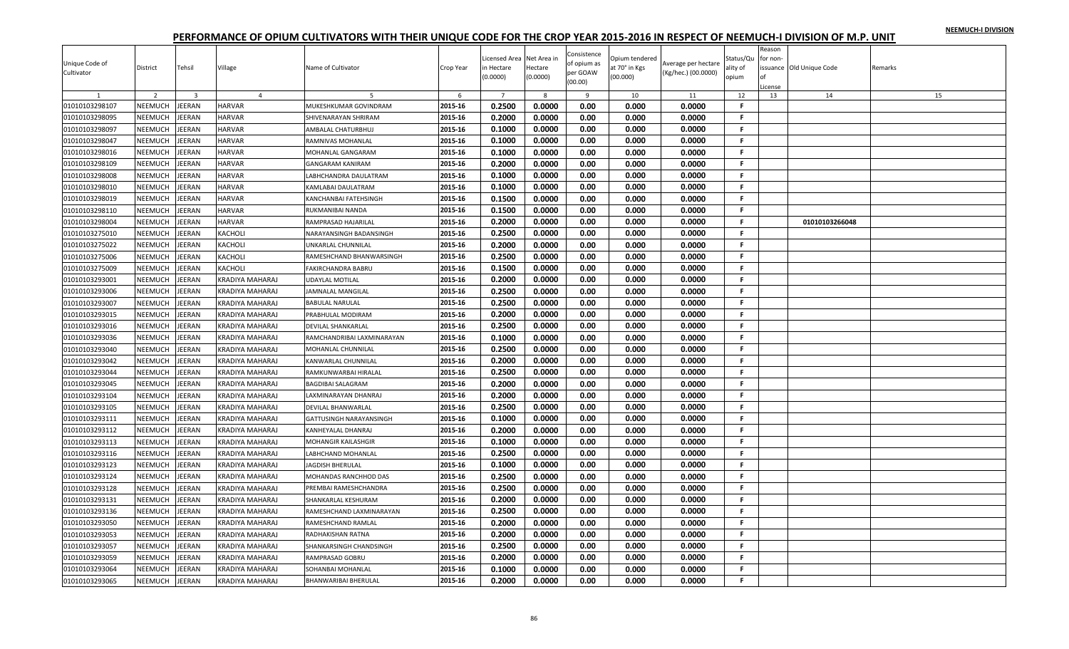NEEMUCH-I DIVISION

# PERFORMANCE OF OPIUM CULTIVATORS WITH THEIR UNIQUE CODE FOR THE CROP YEAR 2015-2016 IN RESPECT OF NEEMUCH-I DIVISION OF M.P. UNIT

| Unique Code of Cultivator | District | Tehsil | Village | Name of Cultivator | Crop Year | Licensed Area in Hectare (0.0000) | Net Area in Hectare (0.0000) | Consistence of opium as per GOAW (00.00) | Opium tendered at 70° in Kgs (00.000) | Average per hectare (Kg/hec.) (00.0000) | Status/Quality of opium | Reason for non-issuance of License | Old Unique Code | Remarks |
|---|---|---|---|---|---|---|---|---|---|---|---|---|---|---|
| 1 | 2 | 3 | 4 | 5 | 6 | 7 | 8 | 9 | 10 | 11 | 12 | 13 | 14 | 15 |
| 01010103298107 | NEEMUCH | JEERAN | HARVAR | MUKESHKUMAR GOVINDRAM | 2015-16 | 0.2500 | 0.0000 | 0.00 | 0.000 | 0.0000 | F | | | |
| 01010103298095 | NEEMUCH | JEERAN | HARVAR | SHIVENARAYAN SHRIRAM | 2015-16 | 0.2000 | 0.0000 | 0.00 | 0.000 | 0.0000 | F | | | |
| 01010103298097 | NEEMUCH | JEERAN | HARVAR | AMBALAL CHATURBHUJ | 2015-16 | 0.1000 | 0.0000 | 0.00 | 0.000 | 0.0000 | F | | | |
| 01010103298047 | NEEMUCH | JEERAN | HARVAR | RAMNIVAS MOHANLAL | 2015-16 | 0.1000 | 0.0000 | 0.00 | 0.000 | 0.0000 | F | | | |
| 01010103298016 | NEEMUCH | JEERAN | HARVAR | MOHANLAL GANGARAM | 2015-16 | 0.1000 | 0.0000 | 0.00 | 0.000 | 0.0000 | F | | | |
| 01010103298109 | NEEMUCH | JEERAN | HARVAR | GANGARAM KANIRAM | 2015-16 | 0.2000 | 0.0000 | 0.00 | 0.000 | 0.0000 | F | | | |
| 01010103298008 | NEEMUCH | JEERAN | HARVAR | LABHCHANDRA DAULATRAM | 2015-16 | 0.1000 | 0.0000 | 0.00 | 0.000 | 0.0000 | F | | | |
| 01010103298010 | NEEMUCH | JEERAN | HARVAR | KAMLABAI DAULATRAM | 2015-16 | 0.1000 | 0.0000 | 0.00 | 0.000 | 0.0000 | F | | | |
| 01010103298019 | NEEMUCH | JEERAN | HARVAR | KANCHANBAI FATEHSINGH | 2015-16 | 0.1500 | 0.0000 | 0.00 | 0.000 | 0.0000 | F | | | |
| 01010103298110 | NEEMUCH | JEERAN | HARVAR | RUKMANIBAI NANDA | 2015-16 | 0.1500 | 0.0000 | 0.00 | 0.000 | 0.0000 | F | | | |
| 01010103298004 | NEEMUCH | JEERAN | HARVAR | RAMPRASAD HAJARILAL | 2015-16 | 0.2000 | 0.0000 | 0.00 | 0.000 | 0.0000 | F | | 01010103266048 | |
| 01010103275010 | NEEMUCH | JEERAN | KACHOLI | NARAYANSINGH BADANSINGH | 2015-16 | 0.2500 | 0.0000 | 0.00 | 0.000 | 0.0000 | F | | | |
| 01010103275022 | NEEMUCH | JEERAN | KACHOLI | UNKARLAL CHUNNILAL | 2015-16 | 0.2000 | 0.0000 | 0.00 | 0.000 | 0.0000 | F | | | |
| 01010103275006 | NEEMUCH | JEERAN | KACHOLI | RAMESHCHAND BHANWARSINGH | 2015-16 | 0.2500 | 0.0000 | 0.00 | 0.000 | 0.0000 | F | | | |
| 01010103275009 | NEEMUCH | JEERAN | KACHOLI | FAKIRCHANDRA BABRU | 2015-16 | 0.1500 | 0.0000 | 0.00 | 0.000 | 0.0000 | F | | | |
| 01010103293001 | NEEMUCH | JEERAN | KRADIYA MAHARAJ | UDAYLAL MOTILAL | 2015-16 | 0.2000 | 0.0000 | 0.00 | 0.000 | 0.0000 | F | | | |
| 01010103293006 | NEEMUCH | JEERAN | KRADIYA MAHARAJ | JAMNALAL MANGILAL | 2015-16 | 0.2500 | 0.0000 | 0.00 | 0.000 | 0.0000 | F | | | |
| 01010103293007 | NEEMUCH | JEERAN | KRADIYA MAHARAJ | BABULAL NARULAL | 2015-16 | 0.2500 | 0.0000 | 0.00 | 0.000 | 0.0000 | F | | | |
| 01010103293015 | NEEMUCH | JEERAN | KRADIYA MAHARAJ | PRABHULAL MODIRAM | 2015-16 | 0.2000 | 0.0000 | 0.00 | 0.000 | 0.0000 | F | | | |
| 01010103293016 | NEEMUCH | JEERAN | KRADIYA MAHARAJ | DEVILAL SHANKARLAL | 2015-16 | 0.2500 | 0.0000 | 0.00 | 0.000 | 0.0000 | F | | | |
| 01010103293036 | NEEMUCH | JEERAN | KRADIYA MAHARAJ | RAMCHANDRIBAI LAXMINARAYAN | 2015-16 | 0.1000 | 0.0000 | 0.00 | 0.000 | 0.0000 | F | | | |
| 01010103293040 | NEEMUCH | JEERAN | KRADIYA MAHARAJ | MOHANLAL CHUNNILAL | 2015-16 | 0.2500 | 0.0000 | 0.00 | 0.000 | 0.0000 | F | | | |
| 01010103293042 | NEEMUCH | JEERAN | KRADIYA MAHARAJ | KANWARLAL CHUNNILAL | 2015-16 | 0.2000 | 0.0000 | 0.00 | 0.000 | 0.0000 | F | | | |
| 01010103293044 | NEEMUCH | JEERAN | KRADIYA MAHARAJ | RAMKUNWARBAI HIRALAL | 2015-16 | 0.2500 | 0.0000 | 0.00 | 0.000 | 0.0000 | F | | | |
| 01010103293045 | NEEMUCH | JEERAN | KRADIYA MAHARAJ | BAGDIBAI SALAGRAM | 2015-16 | 0.2000 | 0.0000 | 0.00 | 0.000 | 0.0000 | F | | | |
| 01010103293104 | NEEMUCH | JEERAN | KRADIYA MAHARAJ | LAXMINARAYAN DHANRAJ | 2015-16 | 0.2000 | 0.0000 | 0.00 | 0.000 | 0.0000 | F | | | |
| 01010103293105 | NEEMUCH | JEERAN | KRADIYA MAHARAJ | DEVILAL BHANWARLAL | 2015-16 | 0.2500 | 0.0000 | 0.00 | 0.000 | 0.0000 | F | | | |
| 01010103293111 | NEEMUCH | JEERAN | KRADIYA MAHARAJ | GATTUSINGH NARAYANSINGH | 2015-16 | 0.1000 | 0.0000 | 0.00 | 0.000 | 0.0000 | F | | | |
| 01010103293112 | NEEMUCH | JEERAN | KRADIYA MAHARAJ | KANHEYALAL DHANRAJ | 2015-16 | 0.2000 | 0.0000 | 0.00 | 0.000 | 0.0000 | F | | | |
| 01010103293113 | NEEMUCH | JEERAN | KRADIYA MAHARAJ | MOHANGIR KAILASHGIR | 2015-16 | 0.1000 | 0.0000 | 0.00 | 0.000 | 0.0000 | F | | | |
| 01010103293116 | NEEMUCH | JEERAN | KRADIYA MAHARAJ | LABHCHAND MOHANLAL | 2015-16 | 0.2500 | 0.0000 | 0.00 | 0.000 | 0.0000 | F | | | |
| 01010103293123 | NEEMUCH | JEERAN | KRADIYA MAHARAJ | JAGDISH BHERULAL | 2015-16 | 0.1000 | 0.0000 | 0.00 | 0.000 | 0.0000 | F | | | |
| 01010103293124 | NEEMUCH | JEERAN | KRADIYA MAHARAJ | MOHANDAS RANCHHOD DAS | 2015-16 | 0.2500 | 0.0000 | 0.00 | 0.000 | 0.0000 | F | | | |
| 01010103293128 | NEEMUCH | JEERAN | KRADIYA MAHARAJ | PREMBAI RAMESHCHANDRA | 2015-16 | 0.2500 | 0.0000 | 0.00 | 0.000 | 0.0000 | F | | | |
| 01010103293131 | NEEMUCH | JEERAN | KRADIYA MAHARAJ | SHANKARLAL KESHURAM | 2015-16 | 0.2000 | 0.0000 | 0.00 | 0.000 | 0.0000 | F | | | |
| 01010103293136 | NEEMUCH | JEERAN | KRADIYA MAHARAJ | RAMESHCHAND LAXMINARAYAN | 2015-16 | 0.2500 | 0.0000 | 0.00 | 0.000 | 0.0000 | F | | | |
| 01010103293050 | NEEMUCH | JEERAN | KRADIYA MAHARAJ | RAMESHCHAND RAMLAL | 2015-16 | 0.2000 | 0.0000 | 0.00 | 0.000 | 0.0000 | F | | | |
| 01010103293053 | NEEMUCH | JEERAN | KRADIYA MAHARAJ | RADHAKISHAN RATNA | 2015-16 | 0.2000 | 0.0000 | 0.00 | 0.000 | 0.0000 | F | | | |
| 01010103293057 | NEEMUCH | JEERAN | KRADIYA MAHARAJ | SHANKARSINGH CHANDSINGH | 2015-16 | 0.2500 | 0.0000 | 0.00 | 0.000 | 0.0000 | F | | | |
| 01010103293059 | NEEMUCH | JEERAN | KRADIYA MAHARAJ | RAMPRASAD GOBRU | 2015-16 | 0.2000 | 0.0000 | 0.00 | 0.000 | 0.0000 | F | | | |
| 01010103293064 | NEEMUCH | JEERAN | KRADIYA MAHARAJ | SOHANBAI MOHANLAL | 2015-16 | 0.1000 | 0.0000 | 0.00 | 0.000 | 0.0000 | F | | | |
| 01010103293065 | NEEMUCH | JEERAN | KRADIYA MAHARAJ | BHANWARIBAI BHERULAL | 2015-16 | 0.2000 | 0.0000 | 0.00 | 0.000 | 0.0000 | F | | | |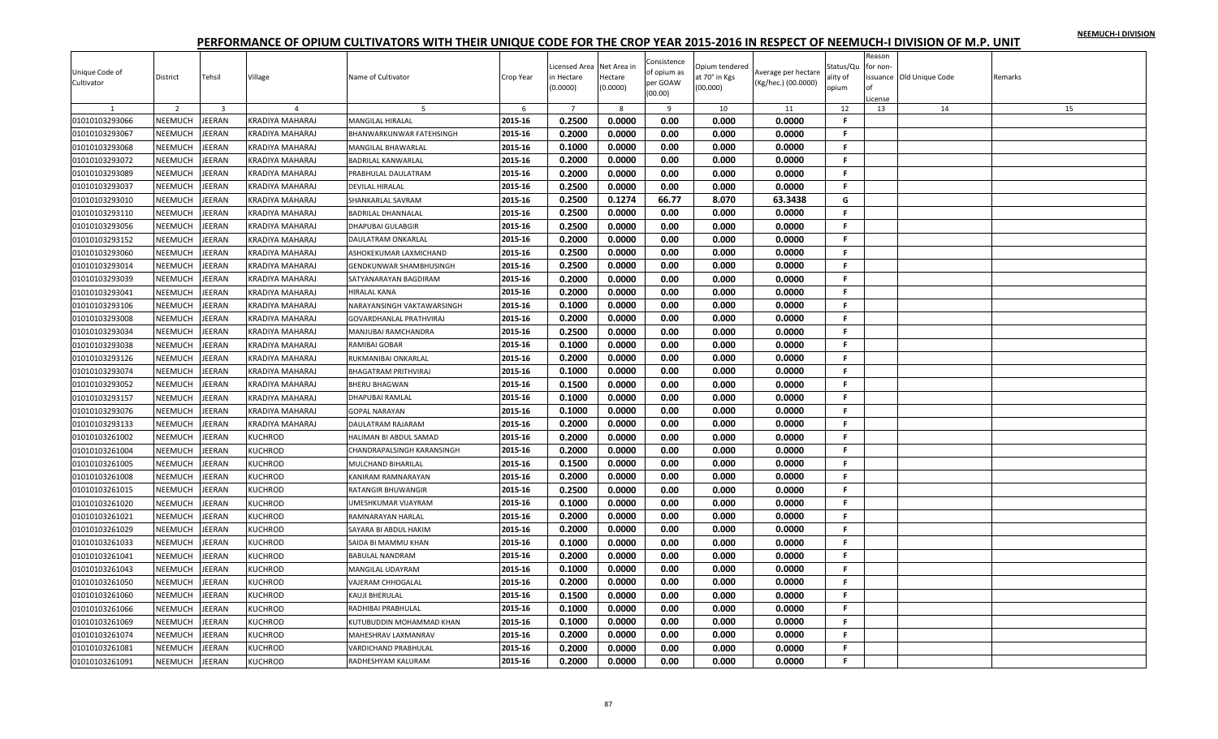# PERFORMANCE OF OPIUM CULTIVATORS WITH THEIR UNIQUE CODE FOR THE CROP YEAR 2015-2016 IN RESPECT OF NEEMUCH-I DIVISION OF M.P. UNIT

NEEMUCH-I DIVISION

| Unique Code of Cultivator | District | Tehsil | Village | Name of Cultivator | Crop Year | Licensed Area in Hectare (0.0000) | Net Area in Hectare (0.0000) | Consistence of opium as per GOAW (00.00) | Opium tendered at 70° in Kgs (00.000) | Average per hectare (Kg/hec.) (00.0000) | Status/Quality of opium | Reason for non-issuance of License | Old Unique Code | Remarks |
|---|---|---|---|---|---|---|---|---|---|---|---|---|---|---|
| 1 | 2 | 3 | 4 | 5 | 6 | 7 | 8 | 9 | 10 | 11 | 12 | 13 | 14 | 15 |
| 01010103293066 | NEEMUCH | JEERAN | KRADIYA MAHARAJ | MANGILAL HIRALAL | 2015-16 | 0.2500 | 0.0000 | 0.00 | 0.000 | 0.0000 | F | | | |
| 01010103293067 | NEEMUCH | JEERAN | KRADIYA MAHARAJ | BHANWARKUNWAR FATEHSINGH | 2015-16 | 0.2000 | 0.0000 | 0.00 | 0.000 | 0.0000 | F | | | |
| 01010103293068 | NEEMUCH | JEERAN | KRADIYA MAHARAJ | MANGILAL BHAWARLAL | 2015-16 | 0.1000 | 0.0000 | 0.00 | 0.000 | 0.0000 | F | | | |
| 01010103293072 | NEEMUCH | JEERAN | KRADIYA MAHARAJ | BADRILAL KANWARLAL | 2015-16 | 0.2000 | 0.0000 | 0.00 | 0.000 | 0.0000 | F | | | |
| 01010103293089 | NEEMUCH | JEERAN | KRADIYA MAHARAJ | PRABHULAL DAULATRAM | 2015-16 | 0.2000 | 0.0000 | 0.00 | 0.000 | 0.0000 | F | | | |
| 01010103293037 | NEEMUCH | JEERAN | KRADIYA MAHARAJ | DEVILAL HIRALAL | 2015-16 | 0.2500 | 0.0000 | 0.00 | 0.000 | 0.0000 | F | | | |
| 01010103293010 | NEEMUCH | JEERAN | KRADIYA MAHARAJ | SHANKARLAL SAVRAM | 2015-16 | 0.2500 | 0.1274 | 66.77 | 8.070 | 63.3438 | G | | | |
| 01010103293110 | NEEMUCH | JEERAN | KRADIYA MAHARAJ | BADRILAL DHANNALAL | 2015-16 | 0.2500 | 0.0000 | 0.00 | 0.000 | 0.0000 | F | | | |
| 01010103293056 | NEEMUCH | JEERAN | KRADIYA MAHARAJ | DHAPUBAI GULABGIR | 2015-16 | 0.2500 | 0.0000 | 0.00 | 0.000 | 0.0000 | F | | | |
| 01010103293152 | NEEMUCH | JEERAN | KRADIYA MAHARAJ | DAULATRAM ONKARLAL | 2015-16 | 0.2000 | 0.0000 | 0.00 | 0.000 | 0.0000 | F | | | |
| 01010103293060 | NEEMUCH | JEERAN | KRADIYA MAHARAJ | ASHOKEKUMAR LAXMICHAND | 2015-16 | 0.2500 | 0.0000 | 0.00 | 0.000 | 0.0000 | F | | | |
| 01010103293014 | NEEMUCH | JEERAN | KRADIYA MAHARAJ | GENDKUNWAR SHAMBHUSINGH | 2015-16 | 0.2500 | 0.0000 | 0.00 | 0.000 | 0.0000 | F | | | |
| 01010103293039 | NEEMUCH | JEERAN | KRADIYA MAHARAJ | SATYANARAYAN BAGDIRAM | 2015-16 | 0.2000 | 0.0000 | 0.00 | 0.000 | 0.0000 | F | | | |
| 01010103293041 | NEEMUCH | JEERAN | KRADIYA MAHARAJ | HIRALAL KANA | 2015-16 | 0.2000 | 0.0000 | 0.00 | 0.000 | 0.0000 | F | | | |
| 01010103293106 | NEEMUCH | JEERAN | KRADIYA MAHARAJ | NARAYANSINGH VAKTAWARSINGH | 2015-16 | 0.1000 | 0.0000 | 0.00 | 0.000 | 0.0000 | F | | | |
| 01010103293008 | NEEMUCH | JEERAN | KRADIYA MAHARAJ | GOVARDHANLAL PRATHVIRAJ | 2015-16 | 0.2000 | 0.0000 | 0.00 | 0.000 | 0.0000 | F | | | |
| 01010103293034 | NEEMUCH | JEERAN | KRADIYA MAHARAJ | MANJUBAI RAMCHANDRA | 2015-16 | 0.2500 | 0.0000 | 0.00 | 0.000 | 0.0000 | F | | | |
| 01010103293038 | NEEMUCH | JEERAN | KRADIYA MAHARAJ | RAMIBAI GOBAR | 2015-16 | 0.1000 | 0.0000 | 0.00 | 0.000 | 0.0000 | F | | | |
| 01010103293126 | NEEMUCH | JEERAN | KRADIYA MAHARAJ | RUKMANIBAI ONKARLAL | 2015-16 | 0.2000 | 0.0000 | 0.00 | 0.000 | 0.0000 | F | | | |
| 01010103293074 | NEEMUCH | JEERAN | KRADIYA MAHARAJ | BHAGATRAM PRITHVIRAJ | 2015-16 | 0.1000 | 0.0000 | 0.00 | 0.000 | 0.0000 | F | | | |
| 01010103293052 | NEEMUCH | JEERAN | KRADIYA MAHARAJ | BHERU BHAGWAN | 2015-16 | 0.1500 | 0.0000 | 0.00 | 0.000 | 0.0000 | F | | | |
| 01010103293157 | NEEMUCH | JEERAN | KRADIYA MAHARAJ | DHAPUBAI RAMLAL | 2015-16 | 0.1000 | 0.0000 | 0.00 | 0.000 | 0.0000 | F | | | |
| 01010103293076 | NEEMUCH | JEERAN | KRADIYA MAHARAJ | GOPAL NARAYAN | 2015-16 | 0.1000 | 0.0000 | 0.00 | 0.000 | 0.0000 | F | | | |
| 01010103293133 | NEEMUCH | JEERAN | KRADIYA MAHARAJ | DAULATRAM RAJARAM | 2015-16 | 0.2000 | 0.0000 | 0.00 | 0.000 | 0.0000 | F | | | |
| 01010103261002 | NEEMUCH | JEERAN | KUCHROD | HALIMAN BI ABDUL SAMAD | 2015-16 | 0.2000 | 0.0000 | 0.00 | 0.000 | 0.0000 | F | | | |
| 01010103261004 | NEEMUCH | JEERAN | KUCHROD | CHANDRAPALSINGH KARANSINGH | 2015-16 | 0.2000 | 0.0000 | 0.00 | 0.000 | 0.0000 | F | | | |
| 01010103261005 | NEEMUCH | JEERAN | KUCHROD | MULCHAND BIHARILAL | 2015-16 | 0.1500 | 0.0000 | 0.00 | 0.000 | 0.0000 | F | | | |
| 01010103261008 | NEEMUCH | JEERAN | KUCHROD | KANIRAM RAMNARAYAN | 2015-16 | 0.2000 | 0.0000 | 0.00 | 0.000 | 0.0000 | F | | | |
| 01010103261015 | NEEMUCH | JEERAN | KUCHROD | RATANGIR BHUWANGIR | 2015-16 | 0.2500 | 0.0000 | 0.00 | 0.000 | 0.0000 | F | | | |
| 01010103261020 | NEEMUCH | JEERAN | KUCHROD | UMESHKUMAR VIJAYRAM | 2015-16 | 0.1000 | 0.0000 | 0.00 | 0.000 | 0.0000 | F | | | |
| 01010103261021 | NEEMUCH | JEERAN | KUCHROD | RAMNARAYAN HARLAL | 2015-16 | 0.2000 | 0.0000 | 0.00 | 0.000 | 0.0000 | F | | | |
| 01010103261029 | NEEMUCH | JEERAN | KUCHROD | SAYARA BI ABDUL HAKIM | 2015-16 | 0.2000 | 0.0000 | 0.00 | 0.000 | 0.0000 | F | | | |
| 01010103261033 | NEEMUCH | JEERAN | KUCHROD | SAIDA BI MAMMU KHAN | 2015-16 | 0.1000 | 0.0000 | 0.00 | 0.000 | 0.0000 | F | | | |
| 01010103261041 | NEEMUCH | JEERAN | KUCHROD | BABULAL NANDRAM | 2015-16 | 0.2000 | 0.0000 | 0.00 | 0.000 | 0.0000 | F | | | |
| 01010103261043 | NEEMUCH | JEERAN | KUCHROD | MANGILAL UDAYRAM | 2015-16 | 0.1000 | 0.0000 | 0.00 | 0.000 | 0.0000 | F | | | |
| 01010103261050 | NEEMUCH | JEERAN | KUCHROD | VAJERAM CHHOGALAL | 2015-16 | 0.2000 | 0.0000 | 0.00 | 0.000 | 0.0000 | F | | | |
| 01010103261060 | NEEMUCH | JEERAN | KUCHROD | KAUJI BHERULAL | 2015-16 | 0.1500 | 0.0000 | 0.00 | 0.000 | 0.0000 | F | | | |
| 01010103261066 | NEEMUCH | JEERAN | KUCHROD | RADHIBAI PRABHULAL | 2015-16 | 0.1000 | 0.0000 | 0.00 | 0.000 | 0.0000 | F | | | |
| 01010103261069 | NEEMUCH | JEERAN | KUCHROD | KUTUBUDDIN MOHAMMAD KHAN | 2015-16 | 0.1000 | 0.0000 | 0.00 | 0.000 | 0.0000 | F | | | |
| 01010103261074 | NEEMUCH | JEERAN | KUCHROD | MAHESHRAV LAXMANRAV | 2015-16 | 0.2000 | 0.0000 | 0.00 | 0.000 | 0.0000 | F | | | |
| 01010103261081 | NEEMUCH | JEERAN | KUCHROD | VARDICHAND PRABHULAL | 2015-16 | 0.2000 | 0.0000 | 0.00 | 0.000 | 0.0000 | F | | | |
| 01010103261091 | NEEMUCH | JEERAN | KUCHROD | RADHESHYAM KALURAM | 2015-16 | 0.2000 | 0.0000 | 0.00 | 0.000 | 0.0000 | F | | | |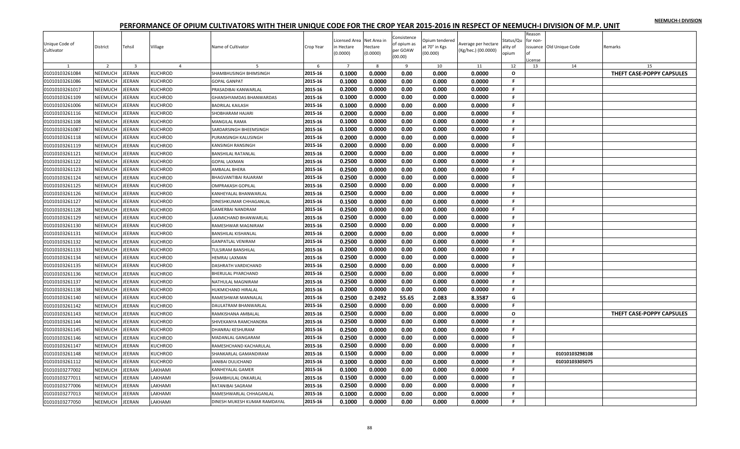# PERFORMANCE OF OPIUM CULTIVATORS WITH THEIR UNIQUE CODE FOR THE CROP YEAR 2015-2016 IN RESPECT OF NEEMUCH-I DIVISION OF M.P. UNIT

NEEMUCH-I DIVISION

| Unique Code of Cultivator | District | Tehsil | Village | Name of Cultivator | Crop Year | Licensed Area in Hectare (0.0000) | Net Area in Hectare (0.0000) | Consistence of opium as per GOAW (00.00) | Opium tendered at 70° in Kgs (00.000) | Average per hectare (Kg/hec.) (00.0000) | Status/Quality of opium | Reason for non-issuance of License | Old Unique Code | Remarks |
|---|---|---|---|---|---|---|---|---|---|---|---|---|---|---|
| 1 | 2 | 3 | 4 | 5 | 6 | 7 | 8 | 9 | 10 | 11 | 12 | 13 | 14 | 15 |
| 01010103261084 | NEEMUCH | JEERAN | KUCHROD | SHAMBHUSINGH BHIMSINGH | 2015-16 | 0.1000 | 0.0000 | 0.00 | 0.000 | 0.0000 | O | | | THEFT CASE-POPPY CAPSULES |
| 01010103261086 | NEEMUCH | JEERAN | KUCHROD | GOPAL GANPAT | 2015-16 | 0.1000 | 0.0000 | 0.00 | 0.000 | 0.0000 | F | | | |
| 01010103261017 | NEEMUCH | JEERAN | KUCHROD | PRASADIBAI KANWARLAL | 2015-16 | 0.2000 | 0.0000 | 0.00 | 0.000 | 0.0000 | F | | | |
| 01010103261109 | NEEMUCH | JEERAN | KUCHROD | GHANSHYAMDAS BHANWARDAS | 2015-16 | 0.1000 | 0.0000 | 0.00 | 0.000 | 0.0000 | F | | | |
| 01010103261006 | NEEMUCH | JEERAN | KUCHROD | BADRILAL KAILASH | 2015-16 | 0.1000 | 0.0000 | 0.00 | 0.000 | 0.0000 | F | | | |
| 01010103261116 | NEEMUCH | JEERAN | KUCHROD | SHOBHARAM HAJARI | 2015-16 | 0.2000 | 0.0000 | 0.00 | 0.000 | 0.0000 | F | | | |
| 01010103261108 | NEEMUCH | JEERAN | KUCHROD | MANGILAL RAMA | 2015-16 | 0.1000 | 0.0000 | 0.00 | 0.000 | 0.0000 | F | | | |
| 01010103261087 | NEEMUCH | JEERAN | KUCHROD | SARDARSINGH BHEEMSINGH | 2015-16 | 0.1000 | 0.0000 | 0.00 | 0.000 | 0.0000 | F | | | |
| 01010103261118 | NEEMUCH | JEERAN | KUCHROD | PURANSINGH KALUSINGH | 2015-16 | 0.2000 | 0.0000 | 0.00 | 0.000 | 0.0000 | F | | | |
| 01010103261119 | NEEMUCH | JEERAN | KUCHROD | KANSINGH RANSINGH | 2015-16 | 0.2000 | 0.0000 | 0.00 | 0.000 | 0.0000 | F | | | |
| 01010103261121 | NEEMUCH | JEERAN | KUCHROD | BANSHILAL RATANLAL | 2015-16 | 0.2000 | 0.0000 | 0.00 | 0.000 | 0.0000 | F | | | |
| 01010103261122 | NEEMUCH | JEERAN | KUCHROD | GOPAL LAXMAN | 2015-16 | 0.2500 | 0.0000 | 0.00 | 0.000 | 0.0000 | F | | | |
| 01010103261123 | NEEMUCH | JEERAN | KUCHROD | AMBALAL BHERA | 2015-16 | 0.2500 | 0.0000 | 0.00 | 0.000 | 0.0000 | F | | | |
| 01010103261124 | NEEMUCH | JEERAN | KUCHROD | BHAGVANTIBAI RAJARAM | 2015-16 | 0.2500 | 0.0000 | 0.00 | 0.000 | 0.0000 | F | | | |
| 01010103261125 | NEEMUCH | JEERAN | KUCHROD | OMPRAKASH GOPILAL | 2015-16 | 0.2500 | 0.0000 | 0.00 | 0.000 | 0.0000 | F | | | |
| 01010103261126 | NEEMUCH | JEERAN | KUCHROD | KANHEYALAL BHANWARLAL | 2015-16 | 0.2500 | 0.0000 | 0.00 | 0.000 | 0.0000 | F | | | |
| 01010103261127 | NEEMUCH | JEERAN | KUCHROD | DINESHKUMAR CHHAGANLAL | 2015-16 | 0.1500 | 0.0000 | 0.00 | 0.000 | 0.0000 | F | | | |
| 01010103261128 | NEEMUCH | JEERAN | KUCHROD | GAMERBAI NANDRAM | 2015-16 | 0.2500 | 0.0000 | 0.00 | 0.000 | 0.0000 | F | | | |
| 01010103261129 | NEEMUCH | JEERAN | KUCHROD | LAXMICHAND BHANWARLAL | 2015-16 | 0.2500 | 0.0000 | 0.00 | 0.000 | 0.0000 | F | | | |
| 01010103261130 | NEEMUCH | JEERAN | KUCHROD | RAMESHWAR MAGNIRAM | 2015-16 | 0.2500 | 0.0000 | 0.00 | 0.000 | 0.0000 | F | | | |
| 01010103261131 | NEEMUCH | JEERAN | KUCHROD | BANSHILAL KISHANLAL | 2015-16 | 0.2000 | 0.0000 | 0.00 | 0.000 | 0.0000 | F | | | |
| 01010103261132 | NEEMUCH | JEERAN | KUCHROD | GANPATLAL VENIRAM | 2015-16 | 0.2500 | 0.0000 | 0.00 | 0.000 | 0.0000 | F | | | |
| 01010103261133 | NEEMUCH | JEERAN | KUCHROD | TULSIRAM BANSHILAL | 2015-16 | 0.2000 | 0.0000 | 0.00 | 0.000 | 0.0000 | F | | | |
| 01010103261134 | NEEMUCH | JEERAN | KUCHROD | HEMRAJ LAXMAN | 2015-16 | 0.2500 | 0.0000 | 0.00 | 0.000 | 0.0000 | F | | | |
| 01010103261135 | NEEMUCH | JEERAN | KUCHROD | DASHRATH VARDICHAND | 2015-16 | 0.2500 | 0.0000 | 0.00 | 0.000 | 0.0000 | F | | | |
| 01010103261136 | NEEMUCH | JEERAN | KUCHROD | BHERULAL PYARCHAND | 2015-16 | 0.2500 | 0.0000 | 0.00 | 0.000 | 0.0000 | F | | | |
| 01010103261137 | NEEMUCH | JEERAN | KUCHROD | NATHULAL MAGNIRAM | 2015-16 | 0.2500 | 0.0000 | 0.00 | 0.000 | 0.0000 | F | | | |
| 01010103261138 | NEEMUCH | JEERAN | KUCHROD | HUKMICHAND HIRALAL | 2015-16 | 0.2000 | 0.0000 | 0.00 | 0.000 | 0.0000 | F | | | |
| 01010103261140 | NEEMUCH | JEERAN | KUCHROD | RAMESHWAR MANNALAL | 2015-16 | 0.2500 | 0.2492 | 55.65 | 2.083 | 8.3587 | G | | | |
| 01010103261142 | NEEMUCH | JEERAN | KUCHROD | DAULATRAM BHANWARLAL | 2015-16 | 0.2500 | 0.0000 | 0.00 | 0.000 | 0.0000 | F | | | |
| 01010103261143 | NEEMUCH | JEERAN | KUCHROD | RAMKISHANA AMBALAL | 2015-16 | 0.2500 | 0.0000 | 0.00 | 0.000 | 0.0000 | O | | | THEFT CASE-POPPY CAPSULES |
| 01010103261144 | NEEMUCH | JEERAN | KUCHROD | SHIVEKANYA RAMCHANDRA | 2015-16 | 0.2500 | 0.0000 | 0.00 | 0.000 | 0.0000 | F | | | |
| 01010103261145 | NEEMUCH | JEERAN | KUCHROD | DHANRAJ KESHURAM | 2015-16 | 0.2500 | 0.0000 | 0.00 | 0.000 | 0.0000 | F | | | |
| 01010103261146 | NEEMUCH | JEERAN | KUCHROD | MADANLAL GANGARAM | 2015-16 | 0.2500 | 0.0000 | 0.00 | 0.000 | 0.0000 | F | | | |
| 01010103261147 | NEEMUCH | JEERAN | KUCHROD | RAMESHCHAND KACHARULAL | 2015-16 | 0.2500 | 0.0000 | 0.00 | 0.000 | 0.0000 | F | | | |
| 01010103261148 | NEEMUCH | JEERAN | KUCHROD | SHANKARLAL GAMANDIRAM | 2015-16 | 0.1500 | 0.0000 | 0.00 | 0.000 | 0.0000 | F | | 01010103298108 | |
| 01010103261112 | NEEMUCH | JEERAN | KUCHROD | JANIBAI DULICHAND | 2015-16 | 0.1000 | 0.0000 | 0.00 | 0.000 | 0.0000 | F | | 01010103305075 | |
| 01010103277002 | NEEMUCH | JEERAN | LAKHAMI | KANHEYALAL GAMER | 2015-16 | 0.1000 | 0.0000 | 0.00 | 0.000 | 0.0000 | F | | | |
| 01010103277011 | NEEMUCH | JEERAN | LAKHAMI | SHAMBHULAL ONKARLAL | 2015-16 | 0.1500 | 0.0000 | 0.00 | 0.000 | 0.0000 | F | | | |
| 01010103277006 | NEEMUCH | JEERAN | LAKHAMI | RATANIBAI SAGRAM | 2015-16 | 0.2500 | 0.0000 | 0.00 | 0.000 | 0.0000 | F | | | |
| 01010103277013 | NEEMUCH | JEERAN | LAKHAMI | RAMESHWARLAL CHHAGANLAL | 2015-16 | 0.1000 | 0.0000 | 0.00 | 0.000 | 0.0000 | F | | | |
| 01010103277050 | NEEMUCH | JEERAN | LAKHAMI | DINESH MUKESH KUMAR RAMDAYAL | 2015-16 | 0.1000 | 0.0000 | 0.00 | 0.000 | 0.0000 | F | | | |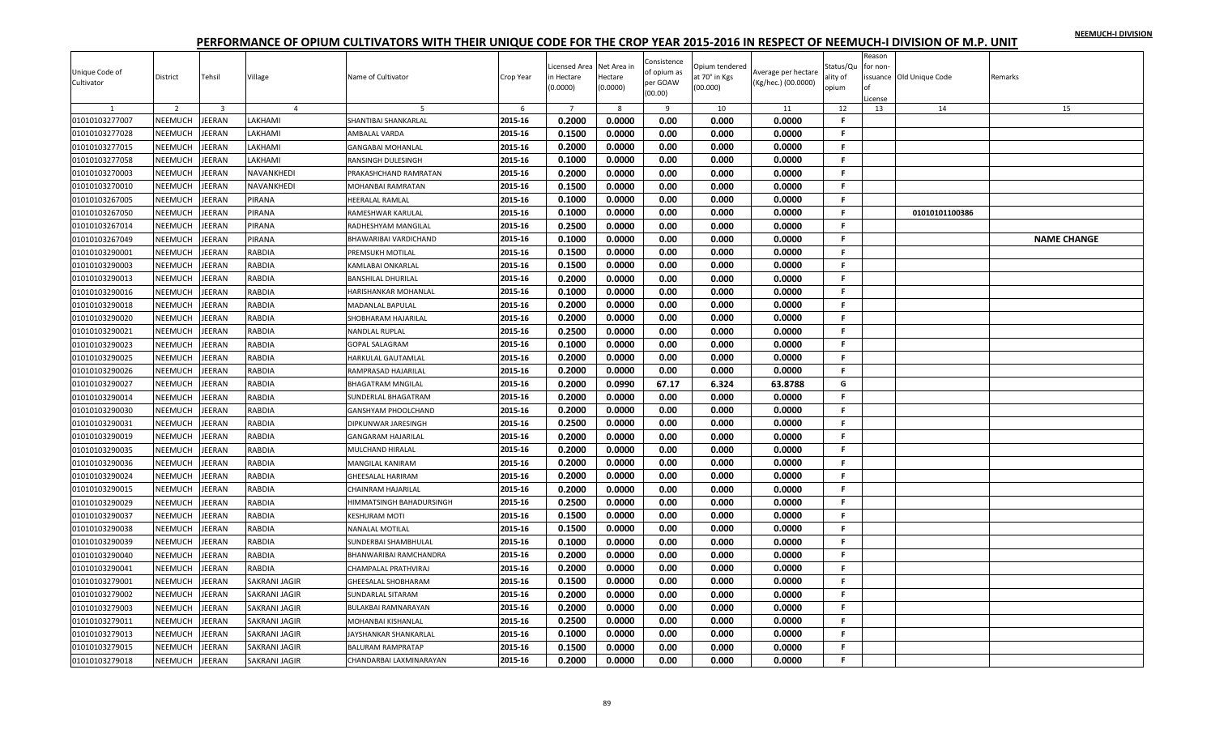# PERFORMANCE OF OPIUM CULTIVATORS WITH THEIR UNIQUE CODE FOR THE CROP YEAR 2015-2016 IN RESPECT OF NEEMUCH-I DIVISION OF M.P. UNIT

NEEMUCH-I DIVISION

| Unique Code of Cultivator | District | Tehsil | Village | Name of Cultivator | Crop Year | Licensed Area in Hectare (0.0000) | Net Area in Hectare (0.0000) | Consistence of opium as per GOAW (00.00) | Opium tendered at 70° in Kgs (00.000) | Average per hectare (Kg/hec.) (00.0000) | Status/Quality of opium | Reason for non-issuance of License | Old Unique Code | Remarks |
|---|---|---|---|---|---|---|---|---|---|---|---|---|---|---|
| 1 | 2 | 3 | 4 | 5 | 6 | 7 | 8 | 9 | 10 | 11 | 12 | 13 | 14 | 15 |
| 01010103277007 | NEEMUCH | JEERAN | LAKHAMI | SHANTIBAI SHANKARLAL | 2015-16 | 0.2000 | 0.0000 | 0.00 | 0.000 | 0.0000 | F | | | |
| 01010103277028 | NEEMUCH | JEERAN | LAKHAMI | AMBALAL VARDA | 2015-16 | 0.1500 | 0.0000 | 0.00 | 0.000 | 0.0000 | F | | | |
| 01010103277015 | NEEMUCH | JEERAN | LAKHAMI | GANGABAI MOHANLAL | 2015-16 | 0.2000 | 0.0000 | 0.00 | 0.000 | 0.0000 | F | | | |
| 01010103277058 | NEEMUCH | JEERAN | LAKHAMI | RANSINGH DULESINGH | 2015-16 | 0.1000 | 0.0000 | 0.00 | 0.000 | 0.0000 | F | | | |
| 01010103270003 | NEEMUCH | JEERAN | NAVANKHEDI | PRAKASHCHAND RAMRATAN | 2015-16 | 0.2000 | 0.0000 | 0.00 | 0.000 | 0.0000 | F | | | |
| 01010103270010 | NEEMUCH | JEERAN | NAVANKHEDI | MOHANBAI RAMRATAN | 2015-16 | 0.1500 | 0.0000 | 0.00 | 0.000 | 0.0000 | F | | | |
| 01010103267005 | NEEMUCH | JEERAN | PIRANA | HEERALAL RAMLAL | 2015-16 | 0.1000 | 0.0000 | 0.00 | 0.000 | 0.0000 | F | | | |
| 01010103267050 | NEEMUCH | JEERAN | PIRANA | RAMESHWAR KARULAL | 2015-16 | 0.1000 | 0.0000 | 0.00 | 0.000 | 0.0000 | F | | 01010101100386 | |
| 01010103267014 | NEEMUCH | JEERAN | PIRANA | RADHESHYAM MANGILAL | 2015-16 | 0.2500 | 0.0000 | 0.00 | 0.000 | 0.0000 | F | | | |
| 01010103267049 | NEEMUCH | JEERAN | PIRANA | BHAWARIBAI VARDICHAND | 2015-16 | 0.1000 | 0.0000 | 0.00 | 0.000 | 0.0000 | F | | | NAME CHANGE |
| 01010103290001 | NEEMUCH | JEERAN | RABDIA | PREMSUKH MOTILAL | 2015-16 | 0.1500 | 0.0000 | 0.00 | 0.000 | 0.0000 | F | | | |
| 01010103290003 | NEEMUCH | JEERAN | RABDIA | KAMLABAI ONKARLAL | 2015-16 | 0.1500 | 0.0000 | 0.00 | 0.000 | 0.0000 | F | | | |
| 01010103290013 | NEEMUCH | JEERAN | RABDIA | BANSHILAL DHURILAL | 2015-16 | 0.2000 | 0.0000 | 0.00 | 0.000 | 0.0000 | F | | | |
| 01010103290016 | NEEMUCH | JEERAN | RABDIA | HARISHANKAR MOHANLAL | 2015-16 | 0.1000 | 0.0000 | 0.00 | 0.000 | 0.0000 | F | | | |
| 01010103290018 | NEEMUCH | JEERAN | RABDIA | MADANLAL BAPULAL | 2015-16 | 0.2000 | 0.0000 | 0.00 | 0.000 | 0.0000 | F | | | |
| 01010103290020 | NEEMUCH | JEERAN | RABDIA | SHOBHARAM HAJARILAL | 2015-16 | 0.2000 | 0.0000 | 0.00 | 0.000 | 0.0000 | F | | | |
| 01010103290021 | NEEMUCH | JEERAN | RABDIA | NANDLAL RUPLAL | 2015-16 | 0.2500 | 0.0000 | 0.00 | 0.000 | 0.0000 | F | | | |
| 01010103290023 | NEEMUCH | JEERAN | RABDIA | GOPAL SALAGRAM | 2015-16 | 0.1000 | 0.0000 | 0.00 | 0.000 | 0.0000 | F | | | |
| 01010103290025 | NEEMUCH | JEERAN | RABDIA | HARKULAL GAUTAMLAL | 2015-16 | 0.2000 | 0.0000 | 0.00 | 0.000 | 0.0000 | F | | | |
| 01010103290026 | NEEMUCH | JEERAN | RABDIA | RAMPRASAD HAJARILAL | 2015-16 | 0.2000 | 0.0000 | 0.00 | 0.000 | 0.0000 | F | | | |
| 01010103290027 | NEEMUCH | JEERAN | RABDIA | BHAGATRAM MNGILAL | 2015-16 | 0.2000 | 0.0990 | 67.17 | 6.324 | 63.8788 | G | | | |
| 01010103290014 | NEEMUCH | JEERAN | RABDIA | SUNDERLAL BHAGATRAM | 2015-16 | 0.2000 | 0.0000 | 0.00 | 0.000 | 0.0000 | F | | | |
| 01010103290030 | NEEMUCH | JEERAN | RABDIA | GANSHYAM PHOOLCHAND | 2015-16 | 0.2000 | 0.0000 | 0.00 | 0.000 | 0.0000 | F | | | |
| 01010103290031 | NEEMUCH | JEERAN | RABDIA | DIPKUNWAR JARESINGH | 2015-16 | 0.2500 | 0.0000 | 0.00 | 0.000 | 0.0000 | F | | | |
| 01010103290019 | NEEMUCH | JEERAN | RABDIA | GANGARAM HAJARILAL | 2015-16 | 0.2000 | 0.0000 | 0.00 | 0.000 | 0.0000 | F | | | |
| 01010103290035 | NEEMUCH | JEERAN | RABDIA | MULCHAND HIRALAL | 2015-16 | 0.2000 | 0.0000 | 0.00 | 0.000 | 0.0000 | F | | | |
| 01010103290036 | NEEMUCH | JEERAN | RABDIA | MANGILAL KANIRAM | 2015-16 | 0.2000 | 0.0000 | 0.00 | 0.000 | 0.0000 | F | | | |
| 01010103290024 | NEEMUCH | JEERAN | RABDIA | GHEESALAL HARIRAM | 2015-16 | 0.2000 | 0.0000 | 0.00 | 0.000 | 0.0000 | F | | | |
| 01010103290015 | NEEMUCH | JEERAN | RABDIA | CHAINRAM HAJARILAL | 2015-16 | 0.2000 | 0.0000 | 0.00 | 0.000 | 0.0000 | F | | | |
| 01010103290029 | NEEMUCH | JEERAN | RABDIA | HIMMATSINGH BAHADURSINGH | 2015-16 | 0.2500 | 0.0000 | 0.00 | 0.000 | 0.0000 | F | | | |
| 01010103290037 | NEEMUCH | JEERAN | RABDIA | KESHURAM MOTI | 2015-16 | 0.1500 | 0.0000 | 0.00 | 0.000 | 0.0000 | F | | | |
| 01010103290038 | NEEMUCH | JEERAN | RABDIA | NANALAL MOTILAL | 2015-16 | 0.1500 | 0.0000 | 0.00 | 0.000 | 0.0000 | F | | | |
| 01010103290039 | NEEMUCH | JEERAN | RABDIA | SUNDERBAI SHAMBHULAL | 2015-16 | 0.1000 | 0.0000 | 0.00 | 0.000 | 0.0000 | F | | | |
| 01010103290040 | NEEMUCH | JEERAN | RABDIA | BHANWARIBAI RAMCHANDRA | 2015-16 | 0.2000 | 0.0000 | 0.00 | 0.000 | 0.0000 | F | | | |
| 01010103290041 | NEEMUCH | JEERAN | RABDIA | CHAMPALAL PRATHVIRAJ | 2015-16 | 0.2000 | 0.0000 | 0.00 | 0.000 | 0.0000 | F | | | |
| 01010103279001 | NEEMUCH | JEERAN | SAKRANI JAGIR | GHEESALAL SHOBHARAM | 2015-16 | 0.1500 | 0.0000 | 0.00 | 0.000 | 0.0000 | F | | | |
| 01010103279002 | NEEMUCH | JEERAN | SAKRANI JAGIR | SUNDARLAL SITARAM | 2015-16 | 0.2000 | 0.0000 | 0.00 | 0.000 | 0.0000 | F | | | |
| 01010103279003 | NEEMUCH | JEERAN | SAKRANI JAGIR | BULAKBAI RAMNARAYAN | 2015-16 | 0.2000 | 0.0000 | 0.00 | 0.000 | 0.0000 | F | | | |
| 01010103279011 | NEEMUCH | JEERAN | SAKRANI JAGIR | MOHANBAI KISHANLAL | 2015-16 | 0.2500 | 0.0000 | 0.00 | 0.000 | 0.0000 | F | | | |
| 01010103279013 | NEEMUCH | JEERAN | SAKRANI JAGIR | JAYSHANKAR SHANKARLAL | 2015-16 | 0.1000 | 0.0000 | 0.00 | 0.000 | 0.0000 | F | | | |
| 01010103279015 | NEEMUCH | JEERAN | SAKRANI JAGIR | BALURAM RAMPRATAP | 2015-16 | 0.1500 | 0.0000 | 0.00 | 0.000 | 0.0000 | F | | | |
| 01010103279018 | NEEMUCH | JEERAN | SAKRANI JAGIR | CHANDARBAI LAXMINARAYAN | 2015-16 | 0.2000 | 0.0000 | 0.00 | 0.000 | 0.0000 | F | | | |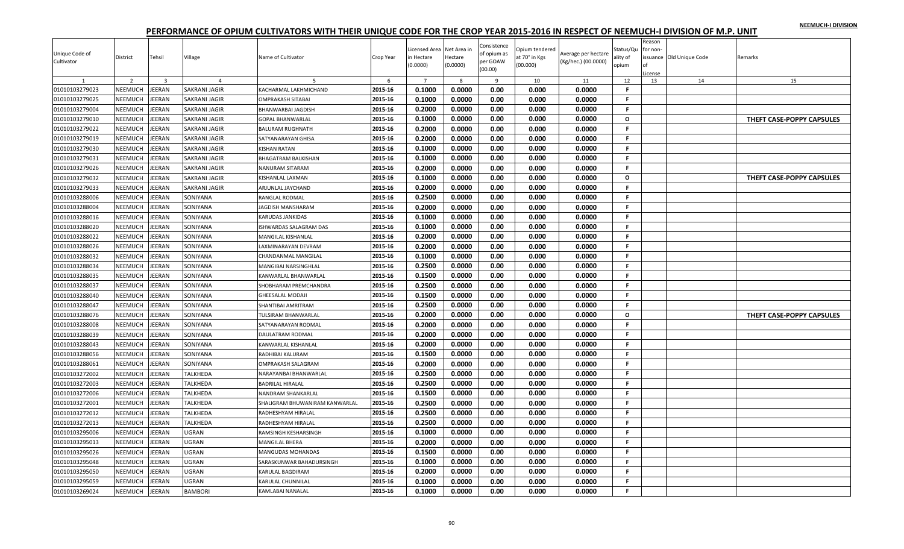## PERFORMANCE OF OPIUM CULTIVATORS WITH THEIR UNIQUE CODE FOR THE CROP YEAR 2015-2016 IN RESPECT OF NEEMUCH-I DIVISION OF M.P. UNIT

| Unique Code of Cultivator | District | Tehsil | Village | Name of Cultivator | Crop Year | Licensed Area in Hectare (0.0000) | Net Area in Hectare (0.0000) | Consistence of opium as per GOAW (00.00) | Opium tendered at 70° in Kgs (00.000) | Average per hectare (Kg/hec.) (00.0000) | Status/Quality of opium | Reason for non-issuance of License | Old Unique Code | Remarks |
|---|---|---|---|---|---|---|---|---|---|---|---|---|---|---|
| 1 | 2 | 3 | 4 | 5 | 6 | 7 | 8 | 9 | 10 | 11 | 12 | 13 | 14 | 15 |
| 01010103279023 | NEEMUCH | JEERAN | SAKRANI JAGIR | KACHARMAL LAKHMICHAND | 2015-16 | 0.1000 | 0.0000 | 0.00 | 0.000 | 0.0000 | F | | | |
| 01010103279025 | NEEMUCH | JEERAN | SAKRANI JAGIR | OMPRAKASH SITABAI | 2015-16 | 0.1000 | 0.0000 | 0.00 | 0.000 | 0.0000 | F | | | |
| 01010103279004 | NEEMUCH | JEERAN | SAKRANI JAGIR | BHANWARBAI JAGDISH | 2015-16 | 0.2000 | 0.0000 | 0.00 | 0.000 | 0.0000 | F | | | |
| 01010103279010 | NEEMUCH | JEERAN | SAKRANI JAGIR | GOPAL BHANWARLAL | 2015-16 | 0.1000 | 0.0000 | 0.00 | 0.000 | 0.0000 | O | | | THEFT CASE-POPPY CAPSULES |
| 01010103279022 | NEEMUCH | JEERAN | SAKRANI JAGIR | BALURAM RUGHNATH | 2015-16 | 0.2000 | 0.0000 | 0.00 | 0.000 | 0.0000 | F | | | |
| 01010103279019 | NEEMUCH | JEERAN | SAKRANI JAGIR | SATYANARAYAN GHISA | 2015-16 | 0.2000 | 0.0000 | 0.00 | 0.000 | 0.0000 | F | | | |
| 01010103279030 | NEEMUCH | JEERAN | SAKRANI JAGIR | KISHAN RATAN | 2015-16 | 0.1000 | 0.0000 | 0.00 | 0.000 | 0.0000 | F | | | |
| 01010103279031 | NEEMUCH | JEERAN | SAKRANI JAGIR | BHAGATRAM BALKISHAN | 2015-16 | 0.1000 | 0.0000 | 0.00 | 0.000 | 0.0000 | F | | | |
| 01010103279026 | NEEMUCH | JEERAN | SAKRANI JAGIR | NANURAM SITARAM | 2015-16 | 0.2000 | 0.0000 | 0.00 | 0.000 | 0.0000 | F | | | |
| 01010103279032 | NEEMUCH | JEERAN | SAKRANI JAGIR | KISHANLAL LAXMAN | 2015-16 | 0.1000 | 0.0000 | 0.00 | 0.000 | 0.0000 | O | | | THEFT CASE-POPPY CAPSULES |
| 01010103279033 | NEEMUCH | JEERAN | SAKRANI JAGIR | ARJUNLAL JAYCHAND | 2015-16 | 0.2000 | 0.0000 | 0.00 | 0.000 | 0.0000 | F | | | |
| 01010103288006 | NEEMUCH | JEERAN | SONIYANA | RANGLAL RODMAL | 2015-16 | 0.2500 | 0.0000 | 0.00 | 0.000 | 0.0000 | F | | | |
| 01010103288004 | NEEMUCH | JEERAN | SONIYANA | JAGDISH MANSHARAM | 2015-16 | 0.2000 | 0.0000 | 0.00 | 0.000 | 0.0000 | F | | | |
| 01010103288016 | NEEMUCH | JEERAN | SONIYANA | KARUDAS JANKIDAS | 2015-16 | 0.1000 | 0.0000 | 0.00 | 0.000 | 0.0000 | F | | | |
| 01010103288020 | NEEMUCH | JEERAN | SONIYANA | ISHWARDAS SALAGRAM DAS | 2015-16 | 0.1000 | 0.0000 | 0.00 | 0.000 | 0.0000 | F | | | |
| 01010103288022 | NEEMUCH | JEERAN | SONIYANA | MANGILAL KISHANLAL | 2015-16 | 0.2000 | 0.0000 | 0.00 | 0.000 | 0.0000 | F | | | |
| 01010103288026 | NEEMUCH | JEERAN | SONIYANA | LAXMINARAYAN DEVRAM | 2015-16 | 0.2000 | 0.0000 | 0.00 | 0.000 | 0.0000 | F | | | |
| 01010103288032 | NEEMUCH | JEERAN | SONIYANA | CHANDANMAL MANGILAL | 2015-16 | 0.1000 | 0.0000 | 0.00 | 0.000 | 0.0000 | F | | | |
| 01010103288034 | NEEMUCH | JEERAN | SONIYANA | MANGIBAI NARSINGHLAL | 2015-16 | 0.2500 | 0.0000 | 0.00 | 0.000 | 0.0000 | F | | | |
| 01010103288035 | NEEMUCH | JEERAN | SONIYANA | KANWARLAL BHANWARLAL | 2015-16 | 0.1500 | 0.0000 | 0.00 | 0.000 | 0.0000 | F | | | |
| 01010103288037 | NEEMUCH | JEERAN | SONIYANA | SHOBHARAM PREMCHANDRA | 2015-16 | 0.2500 | 0.0000 | 0.00 | 0.000 | 0.0000 | F | | | |
| 01010103288040 | NEEMUCH | JEERAN | SONIYANA | GHEESALAL MODAJI | 2015-16 | 0.1500 | 0.0000 | 0.00 | 0.000 | 0.0000 | F | | | |
| 01010103288047 | NEEMUCH | JEERAN | SONIYANA | SHANTIBAI AMRITRAM | 2015-16 | 0.2500 | 0.0000 | 0.00 | 0.000 | 0.0000 | F | | | |
| 01010103288076 | NEEMUCH | JEERAN | SONIYANA | TULSIRAM BHANWARLAL | 2015-16 | 0.2000 | 0.0000 | 0.00 | 0.000 | 0.0000 | O | | | THEFT CASE-POPPY CAPSULES |
| 01010103288008 | NEEMUCH | JEERAN | SONIYANA | SATYANARAYAN RODMAL | 2015-16 | 0.2000 | 0.0000 | 0.00 | 0.000 | 0.0000 | F | | | |
| 01010103288039 | NEEMUCH | JEERAN | SONIYANA | DAULATRAM RODMAL | 2015-16 | 0.2000 | 0.0000 | 0.00 | 0.000 | 0.0000 | F | | | |
| 01010103288043 | NEEMUCH | JEERAN | SONIYANA | KANWARLAL KISHANLAL | 2015-16 | 0.2000 | 0.0000 | 0.00 | 0.000 | 0.0000 | F | | | |
| 01010103288056 | NEEMUCH | JEERAN | SONIYANA | RADHIBAI KALURAM | 2015-16 | 0.1500 | 0.0000 | 0.00 | 0.000 | 0.0000 | F | | | |
| 01010103288061 | NEEMUCH | JEERAN | SONIYANA | OMPRAKASH SALAGRAM | 2015-16 | 0.2000 | 0.0000 | 0.00 | 0.000 | 0.0000 | F | | | |
| 01010103272002 | NEEMUCH | JEERAN | TALKHEDA | NARAYANBAI BHANWARLAL | 2015-16 | 0.2500 | 0.0000 | 0.00 | 0.000 | 0.0000 | F | | | |
| 01010103272003 | NEEMUCH | JEERAN | TALKHEDA | BADRILAL HIRALAL | 2015-16 | 0.2500 | 0.0000 | 0.00 | 0.000 | 0.0000 | F | | | |
| 01010103272006 | NEEMUCH | JEERAN | TALKHEDA | NANDRAM SHANKARLAL | 2015-16 | 0.1500 | 0.0000 | 0.00 | 0.000 | 0.0000 | F | | | |
| 01010103272001 | NEEMUCH | JEERAN | TALKHEDA | SHALIGRAM BHUWANIRAM KANWARLAL | 2015-16 | 0.2500 | 0.0000 | 0.00 | 0.000 | 0.0000 | F | | | |
| 01010103272012 | NEEMUCH | JEERAN | TALKHEDA | RADHESHYAM HIRALAL | 2015-16 | 0.2500 | 0.0000 | 0.00 | 0.000 | 0.0000 | F | | | |
| 01010103272013 | NEEMUCH | JEERAN | TALKHEDA | RADHESHYAM HIRALAL | 2015-16 | 0.2500 | 0.0000 | 0.00 | 0.000 | 0.0000 | F | | | |
| 01010103295006 | NEEMUCH | JEERAN | UGRAN | RAMSINGH KESHARSINGH | 2015-16 | 0.1000 | 0.0000 | 0.00 | 0.000 | 0.0000 | F | | | |
| 01010103295013 | NEEMUCH | JEERAN | UGRAN | MANGILAL BHERA | 2015-16 | 0.2000 | 0.0000 | 0.00 | 0.000 | 0.0000 | F | | | |
| 01010103295026 | NEEMUCH | JEERAN | UGRAN | MANGUDAS MOHANDAS | 2015-16 | 0.1500 | 0.0000 | 0.00 | 0.000 | 0.0000 | F | | | |
| 01010103295048 | NEEMUCH | JEERAN | UGRAN | SARASKUNWAR BAHADURSINGH | 2015-16 | 0.1000 | 0.0000 | 0.00 | 0.000 | 0.0000 | F | | | |
| 01010103295050 | NEEMUCH | JEERAN | UGRAN | KARULAL BAGDIRAM | 2015-16 | 0.2000 | 0.0000 | 0.00 | 0.000 | 0.0000 | F | | | |
| 01010103295059 | NEEMUCH | JEERAN | UGRAN | KARULAL CHUNNILAL | 2015-16 | 0.1000 | 0.0000 | 0.00 | 0.000 | 0.0000 | F | | | |
| 01010103269024 | NEEMUCH | JEERAN | BAMBORI | KAMLABAI NANALAL | 2015-16 | 0.1000 | 0.0000 | 0.00 | 0.000 | 0.0000 | F | | | |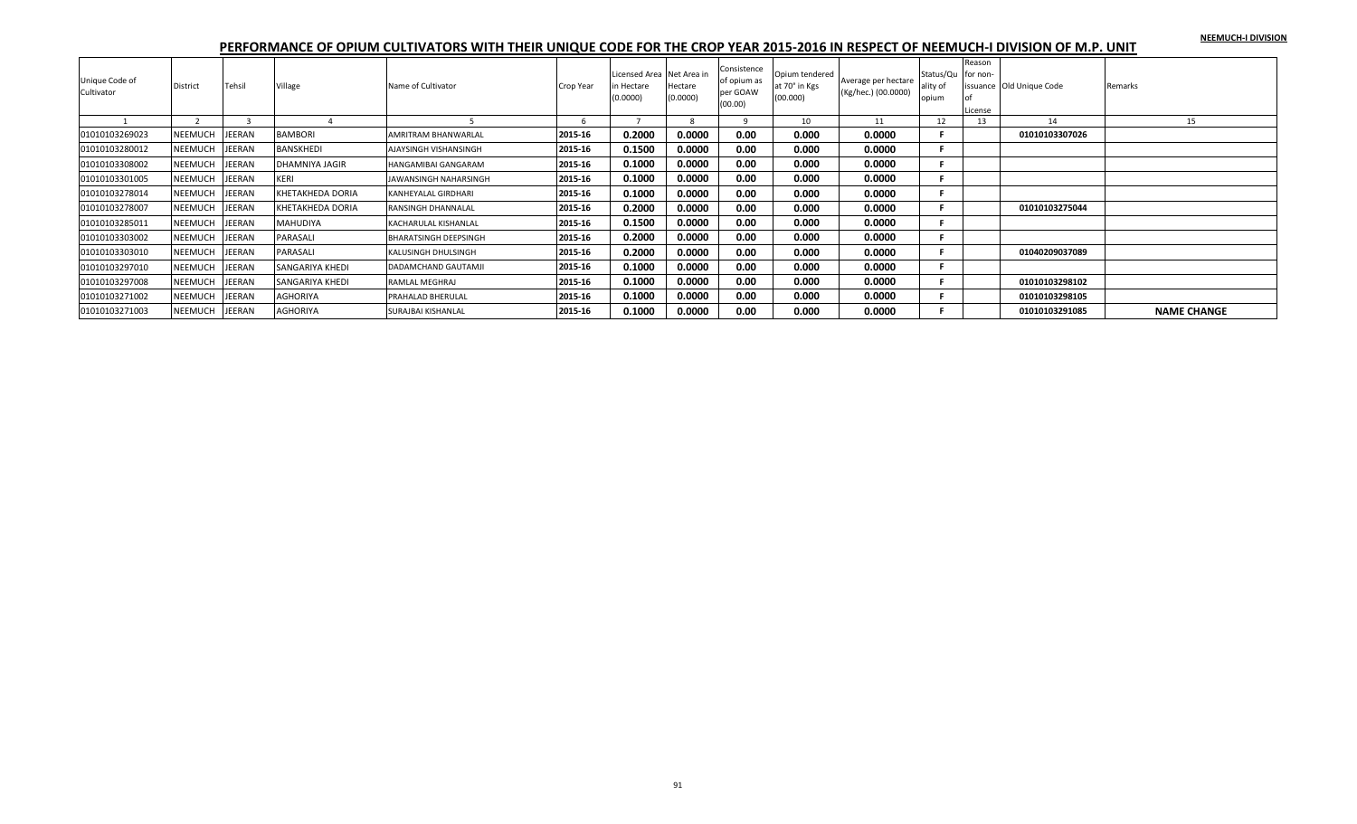NEEMUCH-I DIVISION

# PERFORMANCE OF OPIUM CULTIVATORS WITH THEIR UNIQUE CODE FOR THE CROP YEAR 2015-2016 IN RESPECT OF NEEMUCH-I DIVISION OF M.P. UNIT

| Unique Code of Cultivator | District | Tehsil | Village | Name of Cultivator | Crop Year | Licensed Area in Hectare (0.0000) | Net Area in Hectare (0.0000) | Consistence of opium as per GOAW (00.00) | Opium tendered at 70° in Kgs (00.000) | Average per hectare (Kg/hec.) (00.0000) | Status/Quality of opium | Reason for non-issuance of License | Old Unique Code | Remarks |
|---|---|---|---|---|---|---|---|---|---|---|---|---|---|---|
| 1 | 2 | 3 | 4 | 5 | 6 | 7 | 8 | 9 | 10 | 11 | 12 | 13 | 14 | 15 |
| 01010103269023 | NEEMUCH | JEERAN | BAMBORI | AMRITRAM BHANWARLAL | 2015-16 | 0.2000 | 0.0000 | 0.00 | 0.000 | 0.0000 | F | | 01010103307026 | |
| 01010103280012 | NEEMUCH | JEERAN | BANSKHEDI | AJAYSINGH VISHANSINGH | 2015-16 | 0.1500 | 0.0000 | 0.00 | 0.000 | 0.0000 | F | | | |
| 01010103308002 | NEEMUCH | JEERAN | DHAMNIYA JAGIR | HANGAMIBAI GANGARAM | 2015-16 | 0.1000 | 0.0000 | 0.00 | 0.000 | 0.0000 | F | | | |
| 01010103301005 | NEEMUCH | JEERAN | KERI | JAWANSINGH NAHARSINGH | 2015-16 | 0.1000 | 0.0000 | 0.00 | 0.000 | 0.0000 | F | | | |
| 01010103278014 | NEEMUCH | JEERAN | KHETAKHEDA DORIA | KANHEYALAL GIRDHARI | 2015-16 | 0.1000 | 0.0000 | 0.00 | 0.000 | 0.0000 | F | | | |
| 01010103278007 | NEEMUCH | JEERAN | KHETAKHEDA DORIA | RANSINGH DHANNALAL | 2015-16 | 0.2000 | 0.0000 | 0.00 | 0.000 | 0.0000 | F | | 01010103275044 | |
| 01010103285011 | NEEMUCH | JEERAN | MAHUDIYA | KACHARULAL KISHANLAL | 2015-16 | 0.1500 | 0.0000 | 0.00 | 0.000 | 0.0000 | F | | | |
| 01010103303002 | NEEMUCH | JEERAN | PARASALI | BHARATSINGH DEEPSINGH | 2015-16 | 0.2000 | 0.0000 | 0.00 | 0.000 | 0.0000 | F | | | |
| 01010103303010 | NEEMUCH | JEERAN | PARASALI | KALUSINGH DHULSINGH | 2015-16 | 0.2000 | 0.0000 | 0.00 | 0.000 | 0.0000 | F | | 01040209037089 | |
| 01010103297010 | NEEMUCH | JEERAN | SANGARIYA KHEDI | DADAMCHAND GAUTAMJI | 2015-16 | 0.1000 | 0.0000 | 0.00 | 0.000 | 0.0000 | F | | | |
| 01010103297008 | NEEMUCH | JEERAN | SANGARIYA KHEDI | RAMLAL MEGHRAJ | 2015-16 | 0.1000 | 0.0000 | 0.00 | 0.000 | 0.0000 | F | | 01010103298102 | |
| 01010103271002 | NEEMUCH | JEERAN | AGHORIYA | PRAHALAD BHERULAL | 2015-16 | 0.1000 | 0.0000 | 0.00 | 0.000 | 0.0000 | F | | 01010103298105 | |
| 01010103271003 | NEEMUCH | JEERAN | AGHORIYA | SURAJBAI KISHANLAL | 2015-16 | 0.1000 | 0.0000 | 0.00 | 0.000 | 0.0000 | F | | 01010103291085 | NAME CHANGE |